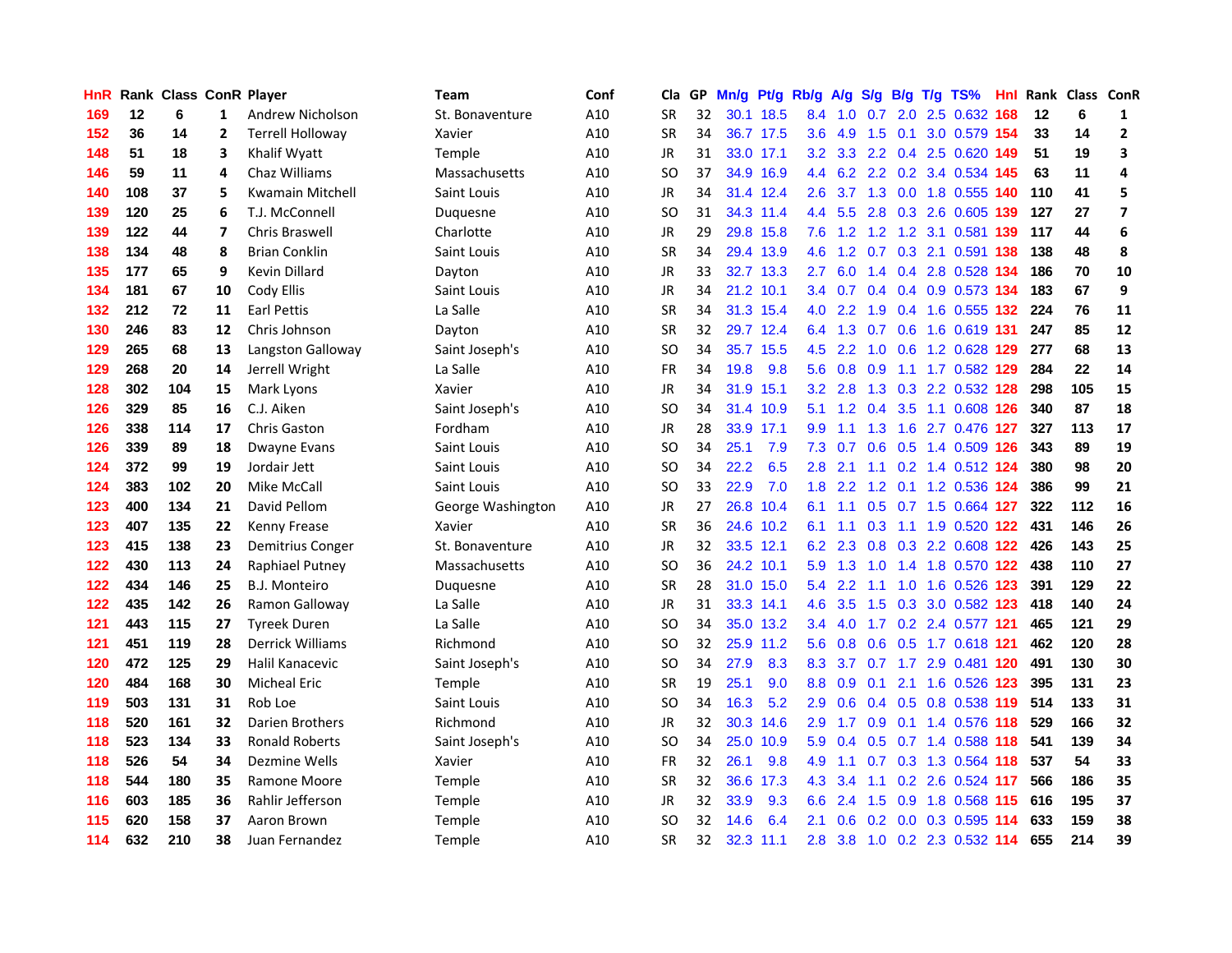| HnR | Rank | Class | ConR | Player | Team | Conf | Cla | GP | Mn/g | Pt/g | Rb/g | A/g | S/g | B/g | T/g | TS% | HnI | Rank | Class | ConR |
|---|---|---|---|---|---|---|---|---|---|---|---|---|---|---|---|---|---|---|---|---|
| 169 | 12 | 6 | 1 | Andrew Nicholson | St. Bonaventure | A10 | SR | 32 | 30.1 | 18.5 | 8.4 | 1.0 | 0.7 | 2.0 | 2.5 | 0.632 | 168 | 12 | 6 | 1 |
| 152 | 36 | 14 | 2 | Terrell Holloway | Xavier | A10 | SR | 34 | 36.7 | 17.5 | 3.6 | 4.9 | 1.5 | 0.1 | 3.0 | 0.579 | 154 | 33 | 14 | 2 |
| 148 | 51 | 18 | 3 | Khalif Wyatt | Temple | A10 | JR | 31 | 33.0 | 17.1 | 3.2 | 3.3 | 2.2 | 0.4 | 2.5 | 0.620 | 149 | 51 | 19 | 3 |
| 146 | 59 | 11 | 4 | Chaz Williams | Massachusetts | A10 | SO | 37 | 34.9 | 16.9 | 4.4 | 6.2 | 2.2 | 0.2 | 3.4 | 0.534 | 145 | 63 | 11 | 4 |
| 140 | 108 | 37 | 5 | Kwamain Mitchell | Saint Louis | A10 | JR | 34 | 31.4 | 12.4 | 2.6 | 3.7 | 1.3 | 0.0 | 1.8 | 0.555 | 140 | 110 | 41 | 5 |
| 139 | 120 | 25 | 6 | T.J. McConnell | Duquesne | A10 | SO | 31 | 34.3 | 11.4 | 4.4 | 5.5 | 2.8 | 0.3 | 2.6 | 0.605 | 139 | 127 | 27 | 7 |
| 139 | 122 | 44 | 7 | Chris Braswell | Charlotte | A10 | JR | 29 | 29.8 | 15.8 | 7.6 | 1.2 | 1.2 | 1.2 | 3.1 | 0.581 | 139 | 117 | 44 | 6 |
| 138 | 134 | 48 | 8 | Brian Conklin | Saint Louis | A10 | SR | 34 | 29.4 | 13.9 | 4.6 | 1.2 | 0.7 | 0.3 | 2.1 | 0.591 | 138 | 138 | 48 | 8 |
| 135 | 177 | 65 | 9 | Kevin Dillard | Dayton | A10 | JR | 33 | 32.7 | 13.3 | 2.7 | 6.0 | 1.4 | 0.4 | 2.8 | 0.528 | 134 | 186 | 70 | 10 |
| 134 | 181 | 67 | 10 | Cody Ellis | Saint Louis | A10 | JR | 34 | 21.2 | 10.1 | 3.4 | 0.7 | 0.4 | 0.4 | 0.9 | 0.573 | 134 | 183 | 67 | 9 |
| 132 | 212 | 72 | 11 | Earl Pettis | La Salle | A10 | SR | 34 | 31.3 | 15.4 | 4.0 | 2.2 | 1.9 | 0.4 | 1.6 | 0.555 | 132 | 224 | 76 | 11 |
| 130 | 246 | 83 | 12 | Chris Johnson | Dayton | A10 | SR | 32 | 29.7 | 12.4 | 6.4 | 1.3 | 0.7 | 0.6 | 1.6 | 0.619 | 131 | 247 | 85 | 12 |
| 129 | 265 | 68 | 13 | Langston Galloway | Saint Joseph's | A10 | SO | 34 | 35.7 | 15.5 | 4.5 | 2.2 | 1.0 | 0.6 | 1.2 | 0.628 | 129 | 277 | 68 | 13 |
| 129 | 268 | 20 | 14 | Jerrell Wright | La Salle | A10 | FR | 34 | 19.8 | 9.8 | 5.6 | 0.8 | 0.9 | 1.1 | 1.7 | 0.582 | 129 | 284 | 22 | 14 |
| 128 | 302 | 104 | 15 | Mark Lyons | Xavier | A10 | JR | 34 | 31.9 | 15.1 | 3.2 | 2.8 | 1.3 | 0.3 | 2.2 | 0.532 | 128 | 298 | 105 | 15 |
| 126 | 329 | 85 | 16 | C.J. Aiken | Saint Joseph's | A10 | SO | 34 | 31.4 | 10.9 | 5.1 | 1.2 | 0.4 | 3.5 | 1.1 | 0.608 | 126 | 340 | 87 | 18 |
| 126 | 338 | 114 | 17 | Chris Gaston | Fordham | A10 | JR | 28 | 33.9 | 17.1 | 9.9 | 1.1 | 1.3 | 1.6 | 2.7 | 0.476 | 127 | 327 | 113 | 17 |
| 126 | 339 | 89 | 18 | Dwayne Evans | Saint Louis | A10 | SO | 34 | 25.1 | 7.9 | 7.3 | 0.7 | 0.6 | 0.5 | 1.4 | 0.509 | 126 | 343 | 89 | 19 |
| 124 | 372 | 99 | 19 | Jordair Jett | Saint Louis | A10 | SO | 34 | 22.2 | 6.5 | 2.8 | 2.1 | 1.1 | 0.2 | 1.4 | 0.512 | 124 | 380 | 98 | 20 |
| 124 | 383 | 102 | 20 | Mike McCall | Saint Louis | A10 | SO | 33 | 22.9 | 7.0 | 1.8 | 2.2 | 1.2 | 0.1 | 1.2 | 0.536 | 124 | 386 | 99 | 21 |
| 123 | 400 | 134 | 21 | David Pellom | George Washington | A10 | JR | 27 | 26.8 | 10.4 | 6.1 | 1.1 | 0.5 | 0.7 | 1.5 | 0.664 | 127 | 322 | 112 | 16 |
| 123 | 407 | 135 | 22 | Kenny Frease | Xavier | A10 | SR | 36 | 24.6 | 10.2 | 6.1 | 1.1 | 0.3 | 1.1 | 1.9 | 0.520 | 122 | 431 | 146 | 26 |
| 123 | 415 | 138 | 23 | Demitrius Conger | St. Bonaventure | A10 | JR | 32 | 33.5 | 12.1 | 6.2 | 2.3 | 0.8 | 0.3 | 2.2 | 0.608 | 122 | 426 | 143 | 25 |
| 122 | 430 | 113 | 24 | Raphiael Putney | Massachusetts | A10 | SO | 36 | 24.2 | 10.1 | 5.9 | 1.3 | 1.0 | 1.4 | 1.8 | 0.570 | 122 | 438 | 110 | 27 |
| 122 | 434 | 146 | 25 | B.J. Monteiro | Duquesne | A10 | SR | 28 | 31.0 | 15.0 | 5.4 | 2.2 | 1.1 | 1.0 | 1.6 | 0.526 | 123 | 391 | 129 | 22 |
| 122 | 435 | 142 | 26 | Ramon Galloway | La Salle | A10 | JR | 31 | 33.3 | 14.1 | 4.6 | 3.5 | 1.5 | 0.3 | 3.0 | 0.582 | 123 | 418 | 140 | 24 |
| 121 | 443 | 115 | 27 | Tyreek Duren | La Salle | A10 | SO | 34 | 35.0 | 13.2 | 3.4 | 4.0 | 1.7 | 0.2 | 2.4 | 0.577 | 121 | 465 | 121 | 29 |
| 121 | 451 | 119 | 28 | Derrick Williams | Richmond | A10 | SO | 32 | 25.9 | 11.2 | 5.6 | 0.8 | 0.6 | 0.5 | 1.7 | 0.618 | 121 | 462 | 120 | 28 |
| 120 | 472 | 125 | 29 | Halil Kanacevic | Saint Joseph's | A10 | SO | 34 | 27.9 | 8.3 | 8.3 | 3.7 | 0.7 | 1.7 | 2.9 | 0.481 | 120 | 491 | 130 | 30 |
| 120 | 484 | 168 | 30 | Micheal Eric | Temple | A10 | SR | 19 | 25.1 | 9.0 | 8.8 | 0.9 | 0.1 | 2.1 | 1.6 | 0.526 | 123 | 395 | 131 | 23 |
| 119 | 503 | 131 | 31 | Rob Loe | Saint Louis | A10 | SO | 34 | 16.3 | 5.2 | 2.9 | 0.6 | 0.4 | 0.5 | 0.8 | 0.538 | 119 | 514 | 133 | 31 |
| 118 | 520 | 161 | 32 | Darien Brothers | Richmond | A10 | JR | 32 | 30.3 | 14.6 | 2.9 | 1.7 | 0.9 | 0.1 | 1.4 | 0.576 | 118 | 529 | 166 | 32 |
| 118 | 523 | 134 | 33 | Ronald Roberts | Saint Joseph's | A10 | SO | 34 | 25.0 | 10.9 | 5.9 | 0.4 | 0.5 | 0.7 | 1.4 | 0.588 | 118 | 541 | 139 | 34 |
| 118 | 526 | 54 | 34 | Dezmine Wells | Xavier | A10 | FR | 32 | 26.1 | 9.8 | 4.9 | 1.1 | 0.7 | 0.3 | 1.3 | 0.564 | 118 | 537 | 54 | 33 |
| 118 | 544 | 180 | 35 | Ramone Moore | Temple | A10 | SR | 32 | 36.6 | 17.3 | 4.3 | 3.4 | 1.1 | 0.2 | 2.6 | 0.524 | 117 | 566 | 186 | 35 |
| 116 | 603 | 185 | 36 | Rahlir Jefferson | Temple | A10 | JR | 32 | 33.9 | 9.3 | 6.6 | 2.4 | 1.5 | 0.9 | 1.8 | 0.568 | 115 | 616 | 195 | 37 |
| 115 | 620 | 158 | 37 | Aaron Brown | Temple | A10 | SO | 32 | 14.6 | 6.4 | 2.1 | 0.6 | 0.2 | 0.0 | 0.3 | 0.595 | 114 | 633 | 159 | 38 |
| 114 | 632 | 210 | 38 | Juan Fernandez | Temple | A10 | SR | 32 | 32.3 | 11.1 | 2.8 | 3.8 | 1.0 | 0.2 | 2.3 | 0.532 | 114 | 655 | 214 | 39 |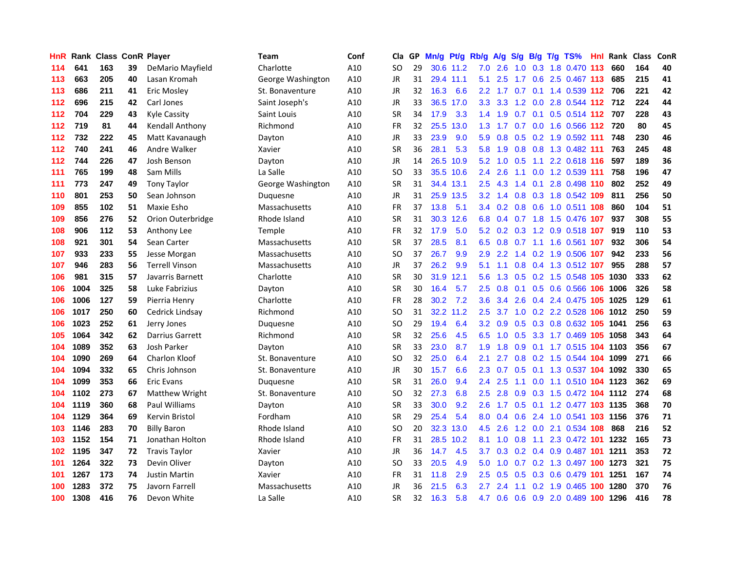| HnR | Rank | Class | ConR | Player | Team | Conf | Cla | GP | Mn/g | Pt/g | Rb/g | A/g | S/g | B/g | T/g | TS% | HnI | Rank | Class | ConR |
|---|---|---|---|---|---|---|---|---|---|---|---|---|---|---|---|---|---|---|---|---|
| 114 | 641 | 163 | 39 | DeMario Mayfield | Charlotte | A10 | SO | 29 | 30.6 | 11.2 | 7.0 | 2.6 | 1.0 | 0.3 | 1.8 | 0.470 | 113 | 660 | 164 | 40 |
| 113 | 663 | 205 | 40 | Lasan Kromah | George Washington | A10 | JR | 31 | 29.4 | 11.1 | 5.1 | 2.5 | 1.7 | 0.6 | 2.5 | 0.467 | 113 | 685 | 215 | 41 |
| 113 | 686 | 211 | 41 | Eric Mosley | St. Bonaventure | A10 | JR | 32 | 16.3 | 6.6 | 2.2 | 1.7 | 0.7 | 0.1 | 1.4 | 0.539 | 112 | 706 | 221 | 42 |
| 112 | 696 | 215 | 42 | Carl Jones | Saint Joseph's | A10 | JR | 33 | 36.5 | 17.0 | 3.3 | 3.3 | 1.2 | 0.0 | 2.8 | 0.544 | 112 | 712 | 224 | 44 |
| 112 | 704 | 229 | 43 | Kyle Cassity | Saint Louis | A10 | SR | 34 | 17.9 | 3.3 | 1.4 | 1.9 | 0.7 | 0.1 | 0.5 | 0.514 | 112 | 707 | 228 | 43 |
| 112 | 719 | 81 | 44 | Kendall Anthony | Richmond | A10 | FR | 32 | 25.5 | 13.0 | 1.3 | 1.7 | 0.7 | 0.0 | 1.6 | 0.566 | 112 | 720 | 80 | 45 |
| 112 | 732 | 222 | 45 | Matt Kavanaugh | Dayton | A10 | JR | 33 | 23.9 | 9.0 | 5.9 | 0.8 | 0.5 | 0.2 | 1.9 | 0.592 | 111 | 748 | 230 | 46 |
| 112 | 740 | 241 | 46 | Andre Walker | Xavier | A10 | SR | 36 | 28.1 | 5.3 | 5.8 | 1.9 | 0.8 | 0.8 | 1.3 | 0.482 | 111 | 763 | 245 | 48 |
| 112 | 744 | 226 | 47 | Josh Benson | Dayton | A10 | JR | 14 | 26.5 | 10.9 | 5.2 | 1.0 | 0.5 | 1.1 | 2.2 | 0.618 | 116 | 597 | 189 | 36 |
| 111 | 765 | 199 | 48 | Sam Mills | La Salle | A10 | SO | 33 | 35.5 | 10.6 | 2.4 | 2.6 | 1.1 | 0.0 | 1.2 | 0.539 | 111 | 758 | 196 | 47 |
| 111 | 773 | 247 | 49 | Tony Taylor | George Washington | A10 | SR | 31 | 34.4 | 13.1 | 2.5 | 4.3 | 1.4 | 0.1 | 2.8 | 0.498 | 110 | 802 | 252 | 49 |
| 110 | 801 | 253 | 50 | Sean Johnson | Duquesne | A10 | JR | 31 | 25.9 | 13.5 | 3.2 | 1.4 | 0.8 | 0.3 | 1.8 | 0.542 | 109 | 811 | 256 | 50 |
| 109 | 855 | 102 | 51 | Maxie Esho | Massachusetts | A10 | FR | 37 | 13.8 | 5.1 | 3.4 | 0.2 | 0.8 | 0.6 | 1.0 | 0.511 | 108 | 860 | 104 | 51 |
| 109 | 856 | 276 | 52 | Orion Outerbridge | Rhode Island | A10 | SR | 31 | 30.3 | 12.6 | 6.8 | 0.4 | 0.7 | 1.8 | 1.5 | 0.476 | 107 | 937 | 308 | 55 |
| 108 | 906 | 112 | 53 | Anthony Lee | Temple | A10 | FR | 32 | 17.9 | 5.0 | 5.2 | 0.2 | 0.3 | 1.2 | 0.9 | 0.518 | 107 | 919 | 110 | 53 |
| 108 | 921 | 301 | 54 | Sean Carter | Massachusetts | A10 | SR | 37 | 28.5 | 8.1 | 6.5 | 0.8 | 0.7 | 1.1 | 1.6 | 0.561 | 107 | 932 | 306 | 54 |
| 107 | 933 | 233 | 55 | Jesse Morgan | Massachusetts | A10 | SO | 37 | 26.7 | 9.9 | 2.9 | 2.2 | 1.4 | 0.2 | 1.9 | 0.506 | 107 | 942 | 233 | 56 |
| 107 | 946 | 283 | 56 | Terrell Vinson | Massachusetts | A10 | JR | 37 | 26.2 | 9.9 | 5.1 | 1.1 | 0.8 | 0.4 | 1.3 | 0.512 | 107 | 955 | 288 | 57 |
| 106 | 981 | 315 | 57 | Javarris Barnett | Charlotte | A10 | SR | 30 | 31.9 | 12.1 | 5.6 | 1.3 | 0.5 | 0.2 | 1.5 | 0.548 | 105 | 1030 | 333 | 62 |
| 106 | 1004 | 325 | 58 | Luke Fabrizius | Dayton | A10 | SR | 30 | 16.4 | 5.7 | 2.5 | 0.8 | 0.1 | 0.5 | 0.6 | 0.566 | 106 | 1006 | 326 | 58 |
| 106 | 1006 | 127 | 59 | Pierria Henry | Charlotte | A10 | FR | 28 | 30.2 | 7.2 | 3.6 | 3.4 | 2.6 | 0.4 | 2.4 | 0.475 | 105 | 1025 | 129 | 61 |
| 106 | 1017 | 250 | 60 | Cedrick Lindsay | Richmond | A10 | SO | 31 | 32.2 | 11.2 | 2.5 | 3.7 | 1.0 | 0.2 | 2.2 | 0.528 | 106 | 1012 | 250 | 59 |
| 106 | 1023 | 252 | 61 | Jerry Jones | Duquesne | A10 | SO | 29 | 19.4 | 6.4 | 3.2 | 0.9 | 0.5 | 0.3 | 0.8 | 0.632 | 105 | 1041 | 256 | 63 |
| 105 | 1064 | 342 | 62 | Darrius Garrett | Richmond | A10 | SR | 32 | 25.6 | 4.5 | 6.5 | 1.0 | 0.5 | 3.3 | 1.7 | 0.469 | 105 | 1058 | 343 | 64 |
| 104 | 1089 | 352 | 63 | Josh Parker | Dayton | A10 | SR | 33 | 23.0 | 8.7 | 1.9 | 1.8 | 0.9 | 0.1 | 1.7 | 0.515 | 104 | 1103 | 356 | 67 |
| 104 | 1090 | 269 | 64 | Charlon Kloof | St. Bonaventure | A10 | SO | 32 | 25.0 | 6.4 | 2.1 | 2.7 | 0.8 | 0.2 | 1.5 | 0.544 | 104 | 1099 | 271 | 66 |
| 104 | 1094 | 332 | 65 | Chris Johnson | St. Bonaventure | A10 | JR | 30 | 15.7 | 6.6 | 2.3 | 0.7 | 0.5 | 0.1 | 1.3 | 0.537 | 104 | 1092 | 330 | 65 |
| 104 | 1099 | 353 | 66 | Eric Evans | Duquesne | A10 | SR | 31 | 26.0 | 9.4 | 2.4 | 2.5 | 1.1 | 0.0 | 1.1 | 0.510 | 104 | 1123 | 362 | 69 |
| 104 | 1102 | 273 | 67 | Matthew Wright | St. Bonaventure | A10 | SO | 32 | 27.3 | 6.8 | 2.5 | 2.8 | 0.9 | 0.3 | 1.5 | 0.472 | 104 | 1112 | 274 | 68 |
| 104 | 1119 | 360 | 68 | Paul Williams | Dayton | A10 | SR | 33 | 30.0 | 9.2 | 2.6 | 1.7 | 0.5 | 0.1 | 1.2 | 0.477 | 103 | 1135 | 368 | 70 |
| 104 | 1129 | 364 | 69 | Kervin Bristol | Fordham | A10 | SR | 29 | 25.4 | 5.4 | 8.0 | 0.4 | 0.6 | 2.4 | 1.0 | 0.541 | 103 | 1156 | 376 | 71 |
| 103 | 1146 | 283 | 70 | Billy Baron | Rhode Island | A10 | SO | 20 | 32.3 | 13.0 | 4.5 | 2.6 | 1.2 | 0.0 | 2.1 | 0.534 | 108 | 868 | 216 | 52 |
| 103 | 1152 | 154 | 71 | Jonathan Holton | Rhode Island | A10 | FR | 31 | 28.5 | 10.2 | 8.1 | 1.0 | 0.8 | 1.1 | 2.3 | 0.472 | 101 | 1232 | 165 | 73 |
| 102 | 1195 | 347 | 72 | Travis Taylor | Xavier | A10 | JR | 36 | 14.7 | 4.5 | 3.7 | 0.3 | 0.2 | 0.4 | 0.9 | 0.487 | 101 | 1211 | 353 | 72 |
| 101 | 1264 | 322 | 73 | Devin Oliver | Dayton | A10 | SO | 33 | 20.5 | 4.9 | 5.0 | 1.0 | 0.7 | 0.2 | 1.3 | 0.497 | 100 | 1273 | 321 | 75 |
| 101 | 1267 | 173 | 74 | Justin Martin | Xavier | A10 | FR | 31 | 11.8 | 2.9 | 2.5 | 0.5 | 0.5 | 0.3 | 0.6 | 0.479 | 101 | 1251 | 167 | 74 |
| 100 | 1283 | 372 | 75 | Javorn Farrell | Massachusetts | A10 | JR | 36 | 21.5 | 6.3 | 2.7 | 2.4 | 1.1 | 0.2 | 1.9 | 0.465 | 100 | 1280 | 370 | 76 |
| 100 | 1308 | 416 | 76 | Devon White | La Salle | A10 | SR | 32 | 16.3 | 5.8 | 4.7 | 0.6 | 0.6 | 0.9 | 2.0 | 0.489 | 100 | 1296 | 416 | 78 |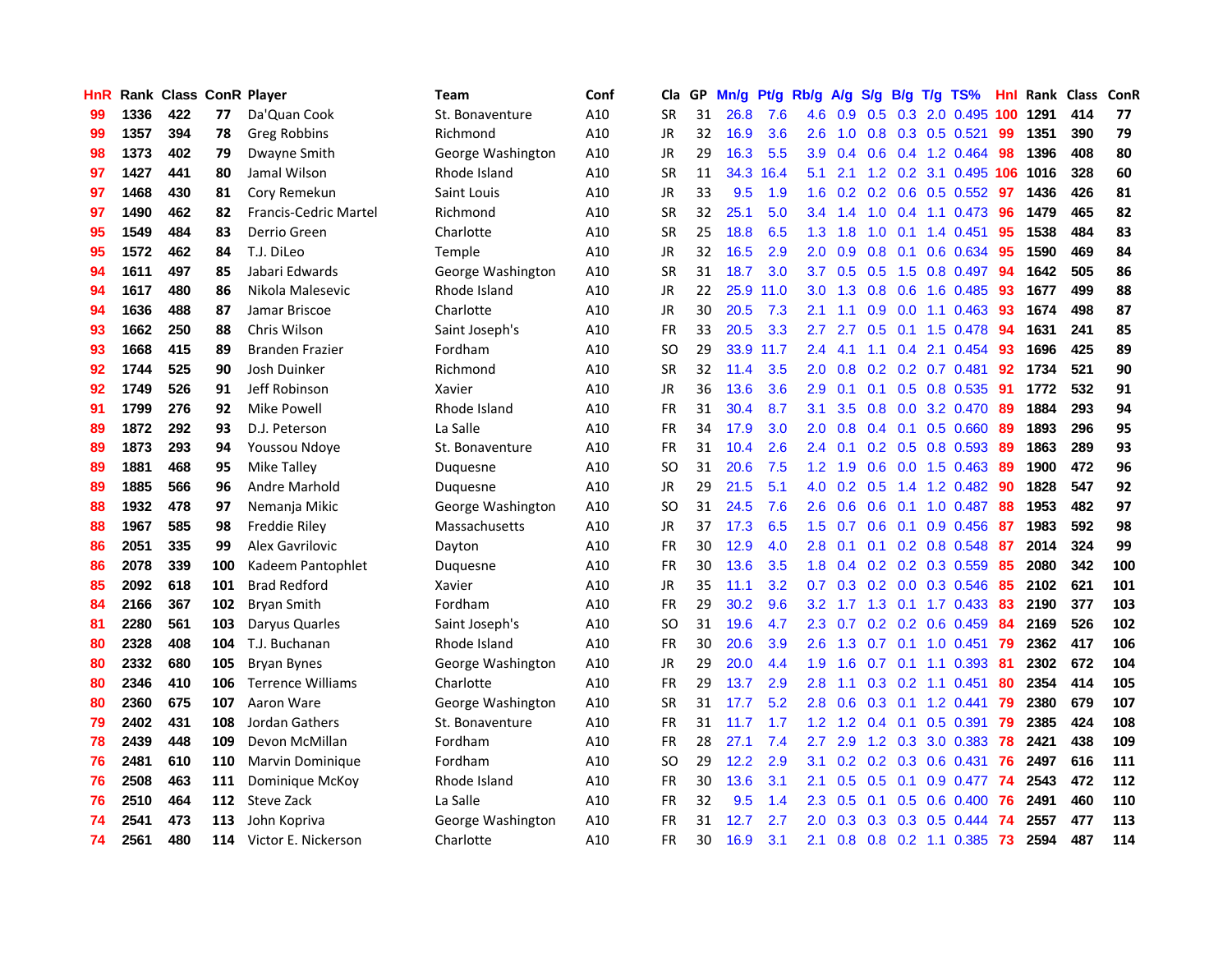| HnR | Rank | Class | ConR | Player | Team | Conf | Cla | GP | Mn/g | Pt/g | Rb/g | A/g | S/g | B/g | T/g | TS% | HnI | Rank | Class | ConR |
|---|---|---|---|---|---|---|---|---|---|---|---|---|---|---|---|---|---|---|---|---|
| 99 | 1336 | 422 | 77 | Da'Quan Cook | St. Bonaventure | A10 | SR | 31 | 26.8 | 7.6 | 4.6 | 0.9 | 0.5 | 0.3 | 2.0 | 0.495 | 100 | 1291 | 414 | 77 |
| 99 | 1357 | 394 | 78 | Greg Robbins | Richmond | A10 | JR | 32 | 16.9 | 3.6 | 2.6 | 1.0 | 0.8 | 0.3 | 0.5 | 0.521 | 99 | 1351 | 390 | 79 |
| 98 | 1373 | 402 | 79 | Dwayne Smith | George Washington | A10 | JR | 29 | 16.3 | 5.5 | 3.9 | 0.4 | 0.6 | 0.4 | 1.2 | 0.464 | 98 | 1396 | 408 | 80 |
| 97 | 1427 | 441 | 80 | Jamal Wilson | Rhode Island | A10 | SR | 11 | 34.3 | 16.4 | 5.1 | 2.1 | 1.2 | 0.2 | 3.1 | 0.495 | 106 | 1016 | 328 | 60 |
| 97 | 1468 | 430 | 81 | Cory Remekun | Saint Louis | A10 | JR | 33 | 9.5 | 1.9 | 1.6 | 0.2 | 0.2 | 0.6 | 0.5 | 0.552 | 97 | 1436 | 426 | 81 |
| 97 | 1490 | 462 | 82 | Francis-Cedric Martel | Richmond | A10 | SR | 32 | 25.1 | 5.0 | 3.4 | 1.4 | 1.0 | 0.4 | 1.1 | 0.473 | 96 | 1479 | 465 | 82 |
| 95 | 1549 | 484 | 83 | Derrio Green | Charlotte | A10 | SR | 25 | 18.8 | 6.5 | 1.3 | 1.8 | 1.0 | 0.1 | 1.4 | 0.451 | 95 | 1538 | 484 | 83 |
| 95 | 1572 | 462 | 84 | T.J. DiLeo | Temple | A10 | JR | 32 | 16.5 | 2.9 | 2.0 | 0.9 | 0.8 | 0.1 | 0.6 | 0.634 | 95 | 1590 | 469 | 84 |
| 94 | 1611 | 497 | 85 | Jabari Edwards | George Washington | A10 | SR | 31 | 18.7 | 3.0 | 3.7 | 0.5 | 0.5 | 1.5 | 0.8 | 0.497 | 94 | 1642 | 505 | 86 |
| 94 | 1617 | 480 | 86 | Nikola Malesevic | Rhode Island | A10 | JR | 22 | 25.9 | 11.0 | 3.0 | 1.3 | 0.8 | 0.6 | 1.6 | 0.485 | 93 | 1677 | 499 | 88 |
| 94 | 1636 | 488 | 87 | Jamar Briscoe | Charlotte | A10 | JR | 30 | 20.5 | 7.3 | 2.1 | 1.1 | 0.9 | 0.0 | 1.1 | 0.463 | 93 | 1674 | 498 | 87 |
| 93 | 1662 | 250 | 88 | Chris Wilson | Saint Joseph's | A10 | FR | 33 | 20.5 | 3.3 | 2.7 | 2.7 | 0.5 | 0.1 | 1.5 | 0.478 | 94 | 1631 | 241 | 85 |
| 93 | 1668 | 415 | 89 | Branden Frazier | Fordham | A10 | SO | 29 | 33.9 | 11.7 | 2.4 | 4.1 | 1.1 | 0.4 | 2.1 | 0.454 | 93 | 1696 | 425 | 89 |
| 92 | 1744 | 525 | 90 | Josh Duinker | Richmond | A10 | SR | 32 | 11.4 | 3.5 | 2.0 | 0.8 | 0.2 | 0.2 | 0.7 | 0.481 | 92 | 1734 | 521 | 90 |
| 92 | 1749 | 526 | 91 | Jeff Robinson | Xavier | A10 | JR | 36 | 13.6 | 3.6 | 2.9 | 0.1 | 0.1 | 0.5 | 0.8 | 0.535 | 91 | 1772 | 532 | 91 |
| 91 | 1799 | 276 | 92 | Mike Powell | Rhode Island | A10 | FR | 31 | 30.4 | 8.7 | 3.1 | 3.5 | 0.8 | 0.0 | 3.2 | 0.470 | 89 | 1884 | 293 | 94 |
| 89 | 1872 | 292 | 93 | D.J. Peterson | La Salle | A10 | FR | 34 | 17.9 | 3.0 | 2.0 | 0.8 | 0.4 | 0.1 | 0.5 | 0.660 | 89 | 1893 | 296 | 95 |
| 89 | 1873 | 293 | 94 | Youssou Ndoye | St. Bonaventure | A10 | FR | 31 | 10.4 | 2.6 | 2.4 | 0.1 | 0.2 | 0.5 | 0.8 | 0.593 | 89 | 1863 | 289 | 93 |
| 89 | 1881 | 468 | 95 | Mike Talley | Duquesne | A10 | SO | 31 | 20.6 | 7.5 | 1.2 | 1.9 | 0.6 | 0.0 | 1.5 | 0.463 | 89 | 1900 | 472 | 96 |
| 89 | 1885 | 566 | 96 | Andre Marhold | Duquesne | A10 | JR | 29 | 21.5 | 5.1 | 4.0 | 0.2 | 0.5 | 1.4 | 1.2 | 0.482 | 90 | 1828 | 547 | 92 |
| 88 | 1932 | 478 | 97 | Nemanja Mikic | George Washington | A10 | SO | 31 | 24.5 | 7.6 | 2.6 | 0.6 | 0.6 | 0.1 | 1.0 | 0.487 | 88 | 1953 | 482 | 97 |
| 88 | 1967 | 585 | 98 | Freddie Riley | Massachusetts | A10 | JR | 37 | 17.3 | 6.5 | 1.5 | 0.7 | 0.6 | 0.1 | 0.9 | 0.456 | 87 | 1983 | 592 | 98 |
| 86 | 2051 | 335 | 99 | Alex Gavrilovic | Dayton | A10 | FR | 30 | 12.9 | 4.0 | 2.8 | 0.1 | 0.1 | 0.2 | 0.8 | 0.548 | 87 | 2014 | 324 | 99 |
| 86 | 2078 | 339 | 100 | Kadeem Pantophlet | Duquesne | A10 | FR | 30 | 13.6 | 3.5 | 1.8 | 0.4 | 0.2 | 0.2 | 0.3 | 0.559 | 85 | 2080 | 342 | 100 |
| 85 | 2092 | 618 | 101 | Brad Redford | Xavier | A10 | JR | 35 | 11.1 | 3.2 | 0.7 | 0.3 | 0.2 | 0.0 | 0.3 | 0.546 | 85 | 2102 | 621 | 101 |
| 84 | 2166 | 367 | 102 | Bryan Smith | Fordham | A10 | FR | 29 | 30.2 | 9.6 | 3.2 | 1.7 | 1.3 | 0.1 | 1.7 | 0.433 | 83 | 2190 | 377 | 103 |
| 81 | 2280 | 561 | 103 | Daryus Quarles | Saint Joseph's | A10 | SO | 31 | 19.6 | 4.7 | 2.3 | 0.7 | 0.2 | 0.2 | 0.6 | 0.459 | 84 | 2169 | 526 | 102 |
| 80 | 2328 | 408 | 104 | T.J. Buchanan | Rhode Island | A10 | FR | 30 | 20.6 | 3.9 | 2.6 | 1.3 | 0.7 | 0.1 | 1.0 | 0.451 | 79 | 2362 | 417 | 106 |
| 80 | 2332 | 680 | 105 | Bryan Bynes | George Washington | A10 | JR | 29 | 20.0 | 4.4 | 1.9 | 1.6 | 0.7 | 0.1 | 1.1 | 0.393 | 81 | 2302 | 672 | 104 |
| 80 | 2346 | 410 | 106 | Terrence Williams | Charlotte | A10 | FR | 29 | 13.7 | 2.9 | 2.8 | 1.1 | 0.3 | 0.2 | 1.1 | 0.451 | 80 | 2354 | 414 | 105 |
| 80 | 2360 | 675 | 107 | Aaron Ware | George Washington | A10 | SR | 31 | 17.7 | 5.2 | 2.8 | 0.6 | 0.3 | 0.1 | 1.2 | 0.441 | 79 | 2380 | 679 | 107 |
| 79 | 2402 | 431 | 108 | Jordan Gathers | St. Bonaventure | A10 | FR | 31 | 11.7 | 1.7 | 1.2 | 1.2 | 0.4 | 0.1 | 0.5 | 0.391 | 79 | 2385 | 424 | 108 |
| 78 | 2439 | 448 | 109 | Devon McMillan | Fordham | A10 | FR | 28 | 27.1 | 7.4 | 2.7 | 2.9 | 1.2 | 0.3 | 3.0 | 0.383 | 78 | 2421 | 438 | 109 |
| 76 | 2481 | 610 | 110 | Marvin Dominique | Fordham | A10 | SO | 29 | 12.2 | 2.9 | 3.1 | 0.2 | 0.2 | 0.3 | 0.6 | 0.431 | 76 | 2497 | 616 | 111 |
| 76 | 2508 | 463 | 111 | Dominique McKoy | Rhode Island | A10 | FR | 30 | 13.6 | 3.1 | 2.1 | 0.5 | 0.5 | 0.1 | 0.9 | 0.477 | 74 | 2543 | 472 | 112 |
| 76 | 2510 | 464 | 112 | Steve Zack | La Salle | A10 | FR | 32 | 9.5 | 1.4 | 2.3 | 0.5 | 0.1 | 0.5 | 0.6 | 0.400 | 76 | 2491 | 460 | 110 |
| 74 | 2541 | 473 | 113 | John Kopriva | George Washington | A10 | FR | 31 | 12.7 | 2.7 | 2.0 | 0.3 | 0.3 | 0.3 | 0.5 | 0.444 | 74 | 2557 | 477 | 113 |
| 74 | 2561 | 480 | 114 | Victor E. Nickerson | Charlotte | A10 | FR | 30 | 16.9 | 3.1 | 2.1 | 0.8 | 0.8 | 0.2 | 1.1 | 0.385 | 73 | 2594 | 487 | 114 |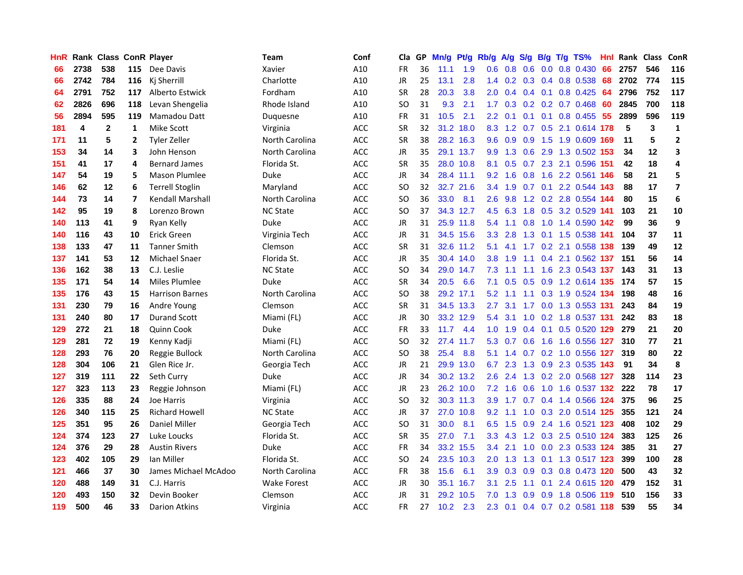| HnR | Rank | Class | ConR | Player | Team | Conf | Cla | GP | Mn/g | Pt/g | Rb/g | A/g | S/g | B/g | T/g | TS% | HnI | Rank | Class | ConR |
|---|---|---|---|---|---|---|---|---|---|---|---|---|---|---|---|---|---|---|---|---|
| 66 | 2738 | 538 | 115 | Dee Davis | Xavier | A10 | FR | 36 | 11.1 | 1.9 | 0.6 | 0.8 | 0.6 | 0.0 | 0.8 | 0.430 | 66 | 2757 | 546 | 116 |
| 66 | 2742 | 784 | 116 | Kj Sherrill | Charlotte | A10 | JR | 25 | 13.1 | 2.8 | 1.4 | 0.2 | 0.3 | 0.4 | 0.8 | 0.538 | 68 | 2702 | 774 | 115 |
| 64 | 2791 | 752 | 117 | Alberto Estwick | Fordham | A10 | SR | 28 | 20.3 | 3.8 | 2.0 | 0.4 | 0.4 | 0.1 | 0.8 | 0.425 | 64 | 2796 | 752 | 117 |
| 62 | 2826 | 696 | 118 | Levan Shengelia | Rhode Island | A10 | SO | 31 | 9.3 | 2.1 | 1.7 | 0.3 | 0.2 | 0.2 | 0.7 | 0.468 | 60 | 2845 | 700 | 118 |
| 56 | 2894 | 595 | 119 | Mamadou Datt | Duquesne | A10 | FR | 31 | 10.5 | 2.1 | 2.2 | 0.1 | 0.1 | 0.1 | 0.8 | 0.455 | 55 | 2899 | 596 | 119 |
| 181 | 4 | 2 | 1 | Mike Scott | Virginia | ACC | SR | 32 | 31.2 | 18.0 | 8.3 | 1.2 | 0.7 | 0.5 | 2.1 | 0.614 | 178 | 5 | 3 | 1 |
| 171 | 11 | 5 | 2 | Tyler Zeller | North Carolina | ACC | SR | 38 | 28.2 | 16.3 | 9.6 | 0.9 | 0.9 | 1.5 | 1.9 | 0.609 | 169 | 11 | 5 | 2 |
| 153 | 34 | 14 | 3 | John Henson | North Carolina | ACC | JR | 35 | 29.1 | 13.7 | 9.9 | 1.3 | 0.6 | 2.9 | 1.3 | 0.502 | 153 | 34 | 12 | 3 |
| 151 | 41 | 17 | 4 | Bernard James | Florida St. | ACC | SR | 35 | 28.0 | 10.8 | 8.1 | 0.5 | 0.7 | 2.3 | 2.1 | 0.596 | 151 | 42 | 18 | 4 |
| 147 | 54 | 19 | 5 | Mason Plumlee | Duke | ACC | JR | 34 | 28.4 | 11.1 | 9.2 | 1.6 | 0.8 | 1.6 | 2.2 | 0.561 | 146 | 58 | 21 | 5 |
| 146 | 62 | 12 | 6 | Terrell Stoglin | Maryland | ACC | SO | 32 | 32.7 | 21.6 | 3.4 | 1.9 | 0.7 | 0.1 | 2.2 | 0.544 | 143 | 88 | 17 | 7 |
| 144 | 73 | 14 | 7 | Kendall Marshall | North Carolina | ACC | SO | 36 | 33.0 | 8.1 | 2.6 | 9.8 | 1.2 | 0.2 | 2.8 | 0.554 | 144 | 80 | 15 | 6 |
| 142 | 95 | 19 | 8 | Lorenzo Brown | NC State | ACC | SO | 37 | 34.3 | 12.7 | 4.5 | 6.3 | 1.8 | 0.5 | 3.2 | 0.529 | 141 | 103 | 21 | 10 |
| 140 | 113 | 41 | 9 | Ryan Kelly | Duke | ACC | JR | 31 | 25.9 | 11.8 | 5.4 | 1.1 | 0.8 | 1.0 | 1.4 | 0.590 | 142 | 99 | 36 | 9 |
| 140 | 116 | 43 | 10 | Erick Green | Virginia Tech | ACC | JR | 31 | 34.5 | 15.6 | 3.3 | 2.8 | 1.3 | 0.1 | 1.5 | 0.538 | 141 | 104 | 37 | 11 |
| 138 | 133 | 47 | 11 | Tanner Smith | Clemson | ACC | SR | 31 | 32.6 | 11.2 | 5.1 | 4.1 | 1.7 | 0.2 | 2.1 | 0.558 | 138 | 139 | 49 | 12 |
| 137 | 141 | 53 | 12 | Michael Snaer | Florida St. | ACC | JR | 35 | 30.4 | 14.0 | 3.8 | 1.9 | 1.1 | 0.4 | 2.1 | 0.562 | 137 | 151 | 56 | 14 |
| 136 | 162 | 38 | 13 | C.J. Leslie | NC State | ACC | SO | 34 | 29.0 | 14.7 | 7.3 | 1.1 | 1.1 | 1.6 | 2.3 | 0.543 | 137 | 143 | 31 | 13 |
| 135 | 171 | 54 | 14 | Miles Plumlee | Duke | ACC | SR | 34 | 20.5 | 6.6 | 7.1 | 0.5 | 0.5 | 0.9 | 1.2 | 0.614 | 135 | 174 | 57 | 15 |
| 135 | 176 | 43 | 15 | Harrison Barnes | North Carolina | ACC | SO | 38 | 29.2 | 17.1 | 5.2 | 1.1 | 1.1 | 0.3 | 1.9 | 0.524 | 134 | 198 | 48 | 16 |
| 131 | 230 | 79 | 16 | Andre Young | Clemson | ACC | SR | 31 | 34.5 | 13.3 | 2.7 | 3.1 | 1.7 | 0.0 | 1.3 | 0.553 | 131 | 243 | 84 | 19 |
| 131 | 240 | 80 | 17 | Durand Scott | Miami (FL) | ACC | JR | 30 | 33.2 | 12.9 | 5.4 | 3.1 | 1.0 | 0.2 | 1.8 | 0.537 | 131 | 242 | 83 | 18 |
| 129 | 272 | 21 | 18 | Quinn Cook | Duke | ACC | FR | 33 | 11.7 | 4.4 | 1.0 | 1.9 | 0.4 | 0.1 | 0.5 | 0.520 | 129 | 279 | 21 | 20 |
| 129 | 281 | 72 | 19 | Kenny Kadji | Miami (FL) | ACC | SO | 32 | 27.4 | 11.7 | 5.3 | 0.7 | 0.6 | 1.6 | 1.6 | 0.556 | 127 | 310 | 77 | 21 |
| 128 | 293 | 76 | 20 | Reggie Bullock | North Carolina | ACC | SO | 38 | 25.4 | 8.8 | 5.1 | 1.4 | 0.7 | 0.2 | 1.0 | 0.556 | 127 | 319 | 80 | 22 |
| 128 | 304 | 106 | 21 | Glen Rice Jr. | Georgia Tech | ACC | JR | 21 | 29.9 | 13.0 | 6.7 | 2.3 | 1.3 | 0.9 | 2.3 | 0.535 | 143 | 91 | 34 | 8 |
| 127 | 319 | 111 | 22 | Seth Curry | Duke | ACC | JR | 34 | 30.2 | 13.2 | 2.6 | 2.4 | 1.3 | 0.2 | 2.0 | 0.568 | 127 | 328 | 114 | 23 |
| 127 | 323 | 113 | 23 | Reggie Johnson | Miami (FL) | ACC | JR | 23 | 26.2 | 10.0 | 7.2 | 1.6 | 0.6 | 1.0 | 1.6 | 0.537 | 132 | 222 | 78 | 17 |
| 126 | 335 | 88 | 24 | Joe Harris | Virginia | ACC | SO | 32 | 30.3 | 11.3 | 3.9 | 1.7 | 0.7 | 0.4 | 1.4 | 0.566 | 124 | 375 | 96 | 25 |
| 126 | 340 | 115 | 25 | Richard Howell | NC State | ACC | JR | 37 | 27.0 | 10.8 | 9.2 | 1.1 | 1.0 | 0.3 | 2.0 | 0.514 | 125 | 355 | 121 | 24 |
| 125 | 351 | 95 | 26 | Daniel Miller | Georgia Tech | ACC | SO | 31 | 30.0 | 8.1 | 6.5 | 1.5 | 0.9 | 2.4 | 1.6 | 0.521 | 123 | 408 | 102 | 29 |
| 124 | 374 | 123 | 27 | Luke Loucks | Florida St. | ACC | SR | 35 | 27.0 | 7.1 | 3.3 | 4.3 | 1.2 | 0.3 | 2.5 | 0.510 | 124 | 383 | 125 | 26 |
| 124 | 376 | 29 | 28 | Austin Rivers | Duke | ACC | FR | 34 | 33.2 | 15.5 | 3.4 | 2.1 | 1.0 | 0.0 | 2.3 | 0.533 | 124 | 385 | 31 | 27 |
| 123 | 402 | 105 | 29 | Ian Miller | Florida St. | ACC | SO | 24 | 23.5 | 10.3 | 2.0 | 1.3 | 1.3 | 0.1 | 1.3 | 0.517 | 123 | 399 | 100 | 28 |
| 121 | 466 | 37 | 30 | James Michael McAdoo | North Carolina | ACC | FR | 38 | 15.6 | 6.1 | 3.9 | 0.3 | 0.9 | 0.3 | 0.8 | 0.473 | 120 | 500 | 43 | 32 |
| 120 | 488 | 149 | 31 | C.J. Harris | Wake Forest | ACC | JR | 30 | 35.1 | 16.7 | 3.1 | 2.5 | 1.1 | 0.1 | 2.4 | 0.615 | 120 | 479 | 152 | 31 |
| 120 | 493 | 150 | 32 | Devin Booker | Clemson | ACC | JR | 31 | 29.2 | 10.5 | 7.0 | 1.3 | 0.9 | 0.9 | 1.8 | 0.506 | 119 | 510 | 156 | 33 |
| 119 | 500 | 46 | 33 | Darion Atkins | Virginia | ACC | FR | 27 | 10.2 | 2.3 | 2.3 | 0.1 | 0.4 | 0.7 | 0.2 | 0.581 | 118 | 539 | 55 | 34 |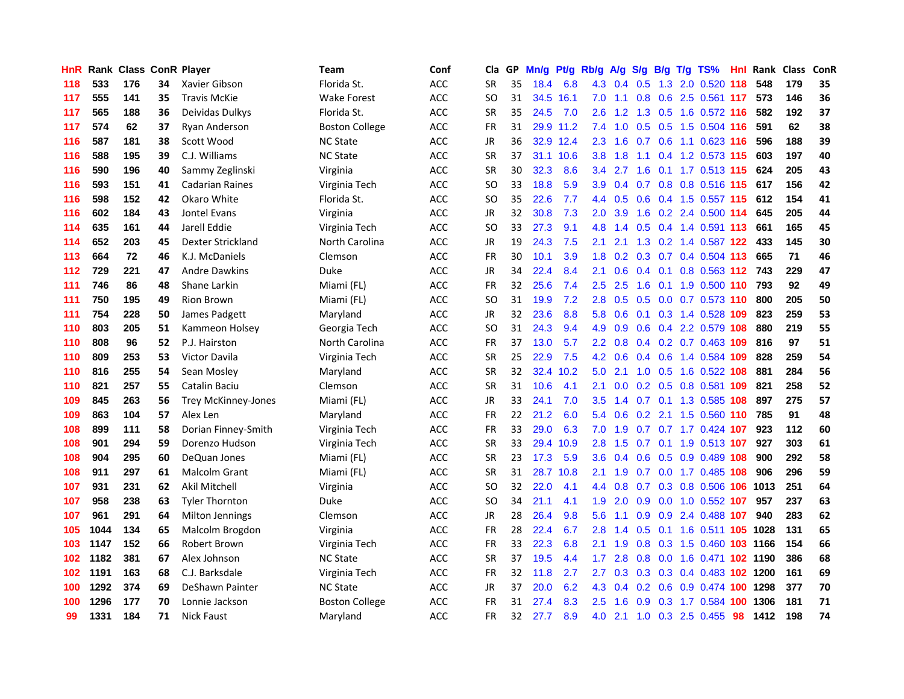| HnR | Rank | Class | ConR | Player | Team | Conf | Cla | GP | Mn/g | Pt/g | Rb/g | A/g | S/g | B/g | T/g | TS% | HnI | Rank | Class | ConR |
|---|---|---|---|---|---|---|---|---|---|---|---|---|---|---|---|---|---|---|---|---|
| 118 | 533 | 176 | 34 | Xavier Gibson | Florida St. | ACC | SR | 35 | 18.4 | 6.8 | 4.3 | 0.4 | 0.5 | 1.3 | 2.0 | 0.520 | 118 | 548 | 179 | 35 |
| 117 | 555 | 141 | 35 | Travis McKie | Wake Forest | ACC | SO | 31 | 34.5 | 16.1 | 7.0 | 1.1 | 0.8 | 0.6 | 2.5 | 0.561 | 117 | 573 | 146 | 36 |
| 117 | 565 | 188 | 36 | Deividas Dulkys | Florida St. | ACC | SR | 35 | 24.5 | 7.0 | 2.6 | 1.2 | 1.3 | 0.5 | 1.6 | 0.572 | 116 | 582 | 192 | 37 |
| 117 | 574 | 62 | 37 | Ryan Anderson | Boston College | ACC | FR | 31 | 29.9 | 11.2 | 7.4 | 1.0 | 0.5 | 0.5 | 1.5 | 0.504 | 116 | 591 | 62 | 38 |
| 116 | 587 | 181 | 38 | Scott Wood | NC State | ACC | JR | 36 | 32.9 | 12.4 | 2.3 | 1.6 | 0.7 | 0.6 | 1.1 | 0.623 | 116 | 596 | 188 | 39 |
| 116 | 588 | 195 | 39 | C.J. Williams | NC State | ACC | SR | 37 | 31.1 | 10.6 | 3.8 | 1.8 | 1.1 | 0.4 | 1.2 | 0.573 | 115 | 603 | 197 | 40 |
| 116 | 590 | 196 | 40 | Sammy Zeglinski | Virginia | ACC | SR | 30 | 32.3 | 8.6 | 3.4 | 2.7 | 1.6 | 0.1 | 1.7 | 0.513 | 115 | 624 | 205 | 43 |
| 116 | 593 | 151 | 41 | Cadarian Raines | Virginia Tech | ACC | SO | 33 | 18.8 | 5.9 | 3.9 | 0.4 | 0.7 | 0.8 | 0.8 | 0.516 | 115 | 617 | 156 | 42 |
| 116 | 598 | 152 | 42 | Okaro White | Florida St. | ACC | SO | 35 | 22.6 | 7.7 | 4.4 | 0.5 | 0.6 | 0.4 | 1.5 | 0.557 | 115 | 612 | 154 | 41 |
| 116 | 602 | 184 | 43 | Jontel Evans | Virginia | ACC | JR | 32 | 30.8 | 7.3 | 2.0 | 3.9 | 1.6 | 0.2 | 2.4 | 0.500 | 114 | 645 | 205 | 44 |
| 114 | 635 | 161 | 44 | Jarell Eddie | Virginia Tech | ACC | SO | 33 | 27.3 | 9.1 | 4.8 | 1.4 | 0.5 | 0.4 | 1.4 | 0.591 | 113 | 661 | 165 | 45 |
| 114 | 652 | 203 | 45 | Dexter Strickland | North Carolina | ACC | JR | 19 | 24.3 | 7.5 | 2.1 | 2.1 | 1.3 | 0.2 | 1.4 | 0.587 | 122 | 433 | 145 | 30 |
| 113 | 664 | 72 | 46 | K.J. McDaniels | Clemson | ACC | FR | 30 | 10.1 | 3.9 | 1.8 | 0.2 | 0.3 | 0.7 | 0.4 | 0.504 | 113 | 665 | 71 | 46 |
| 112 | 729 | 221 | 47 | Andre Dawkins | Duke | ACC | JR | 34 | 22.4 | 8.4 | 2.1 | 0.6 | 0.4 | 0.1 | 0.8 | 0.563 | 112 | 743 | 229 | 47 |
| 111 | 746 | 86 | 48 | Shane Larkin | Miami (FL) | ACC | FR | 32 | 25.6 | 7.4 | 2.5 | 2.5 | 1.6 | 0.1 | 1.9 | 0.500 | 110 | 793 | 92 | 49 |
| 111 | 750 | 195 | 49 | Rion Brown | Miami (FL) | ACC | SO | 31 | 19.9 | 7.2 | 2.8 | 0.5 | 0.5 | 0.0 | 0.7 | 0.573 | 110 | 800 | 205 | 50 |
| 111 | 754 | 228 | 50 | James Padgett | Maryland | ACC | JR | 32 | 23.6 | 8.8 | 5.8 | 0.6 | 0.1 | 0.3 | 1.4 | 0.528 | 109 | 823 | 259 | 53 |
| 110 | 803 | 205 | 51 | Kammeon Holsey | Georgia Tech | ACC | SO | 31 | 24.3 | 9.4 | 4.9 | 0.9 | 0.6 | 0.4 | 2.2 | 0.579 | 108 | 880 | 219 | 55 |
| 110 | 808 | 96 | 52 | P.J. Hairston | North Carolina | ACC | FR | 37 | 13.0 | 5.7 | 2.2 | 0.8 | 0.4 | 0.2 | 0.7 | 0.463 | 109 | 816 | 97 | 51 |
| 110 | 809 | 253 | 53 | Victor Davila | Virginia Tech | ACC | SR | 25 | 22.9 | 7.5 | 4.2 | 0.6 | 0.4 | 0.6 | 1.4 | 0.584 | 109 | 828 | 259 | 54 |
| 110 | 816 | 255 | 54 | Sean Mosley | Maryland | ACC | SR | 32 | 32.4 | 10.2 | 5.0 | 2.1 | 1.0 | 0.5 | 1.6 | 0.522 | 108 | 881 | 284 | 56 |
| 110 | 821 | 257 | 55 | Catalin Baciu | Clemson | ACC | SR | 31 | 10.6 | 4.1 | 2.1 | 0.0 | 0.2 | 0.5 | 0.8 | 0.581 | 109 | 821 | 258 | 52 |
| 109 | 845 | 263 | 56 | Trey McKinney-Jones | Miami (FL) | ACC | JR | 33 | 24.1 | 7.0 | 3.5 | 1.4 | 0.7 | 0.1 | 1.3 | 0.585 | 108 | 897 | 275 | 57 |
| 109 | 863 | 104 | 57 | Alex Len | Maryland | ACC | FR | 22 | 21.2 | 6.0 | 5.4 | 0.6 | 0.2 | 2.1 | 1.5 | 0.560 | 110 | 785 | 91 | 48 |
| 108 | 899 | 111 | 58 | Dorian Finney-Smith | Virginia Tech | ACC | FR | 33 | 29.0 | 6.3 | 7.0 | 1.9 | 0.7 | 0.7 | 1.7 | 0.424 | 107 | 923 | 112 | 60 |
| 108 | 901 | 294 | 59 | Dorenzo Hudson | Virginia Tech | ACC | SR | 33 | 29.4 | 10.9 | 2.8 | 1.5 | 0.7 | 0.1 | 1.9 | 0.513 | 107 | 927 | 303 | 61 |
| 108 | 904 | 295 | 60 | DeQuan Jones | Miami (FL) | ACC | SR | 23 | 17.3 | 5.9 | 3.6 | 0.4 | 0.6 | 0.5 | 0.9 | 0.489 | 108 | 900 | 292 | 58 |
| 108 | 911 | 297 | 61 | Malcolm Grant | Miami (FL) | ACC | SR | 31 | 28.7 | 10.8 | 2.1 | 1.9 | 0.7 | 0.0 | 1.7 | 0.485 | 108 | 906 | 296 | 59 |
| 107 | 931 | 231 | 62 | Akil Mitchell | Virginia | ACC | SO | 32 | 22.0 | 4.1 | 4.4 | 0.8 | 0.7 | 0.3 | 0.8 | 0.506 | 106 | 1013 | 251 | 64 |
| 107 | 958 | 238 | 63 | Tyler Thornton | Duke | ACC | SO | 34 | 21.1 | 4.1 | 1.9 | 2.0 | 0.9 | 0.0 | 1.0 | 0.552 | 107 | 957 | 237 | 63 |
| 107 | 961 | 291 | 64 | Milton Jennings | Clemson | ACC | JR | 28 | 26.4 | 9.8 | 5.6 | 1.1 | 0.9 | 0.9 | 2.4 | 0.488 | 107 | 940 | 283 | 62 |
| 105 | 1044 | 134 | 65 | Malcolm Brogdon | Virginia | ACC | FR | 28 | 22.4 | 6.7 | 2.8 | 1.4 | 0.5 | 0.1 | 1.6 | 0.511 | 105 | 1028 | 131 | 65 |
| 103 | 1147 | 152 | 66 | Robert Brown | Virginia Tech | ACC | FR | 33 | 22.3 | 6.8 | 2.1 | 1.9 | 0.8 | 0.3 | 1.5 | 0.460 | 103 | 1166 | 154 | 66 |
| 102 | 1182 | 381 | 67 | Alex Johnson | NC State | ACC | SR | 37 | 19.5 | 4.4 | 1.7 | 2.8 | 0.8 | 0.0 | 1.6 | 0.471 | 102 | 1190 | 386 | 68 |
| 102 | 1191 | 163 | 68 | C.J. Barksdale | Virginia Tech | ACC | FR | 32 | 11.8 | 2.7 | 2.7 | 0.3 | 0.3 | 0.3 | 0.4 | 0.483 | 102 | 1200 | 161 | 69 |
| 100 | 1292 | 374 | 69 | DeShawn Painter | NC State | ACC | JR | 37 | 20.0 | 6.2 | 4.3 | 0.4 | 0.2 | 0.6 | 0.9 | 0.474 | 100 | 1298 | 377 | 70 |
| 100 | 1296 | 177 | 70 | Lonnie Jackson | Boston College | ACC | FR | 31 | 27.4 | 8.3 | 2.5 | 1.6 | 0.9 | 0.3 | 1.7 | 0.584 | 100 | 1306 | 181 | 71 |
| 99 | 1331 | 184 | 71 | Nick Faust | Maryland | ACC | FR | 32 | 27.7 | 8.9 | 4.0 | 2.1 | 1.0 | 0.3 | 2.5 | 0.455 | 98 | 1412 | 198 | 74 |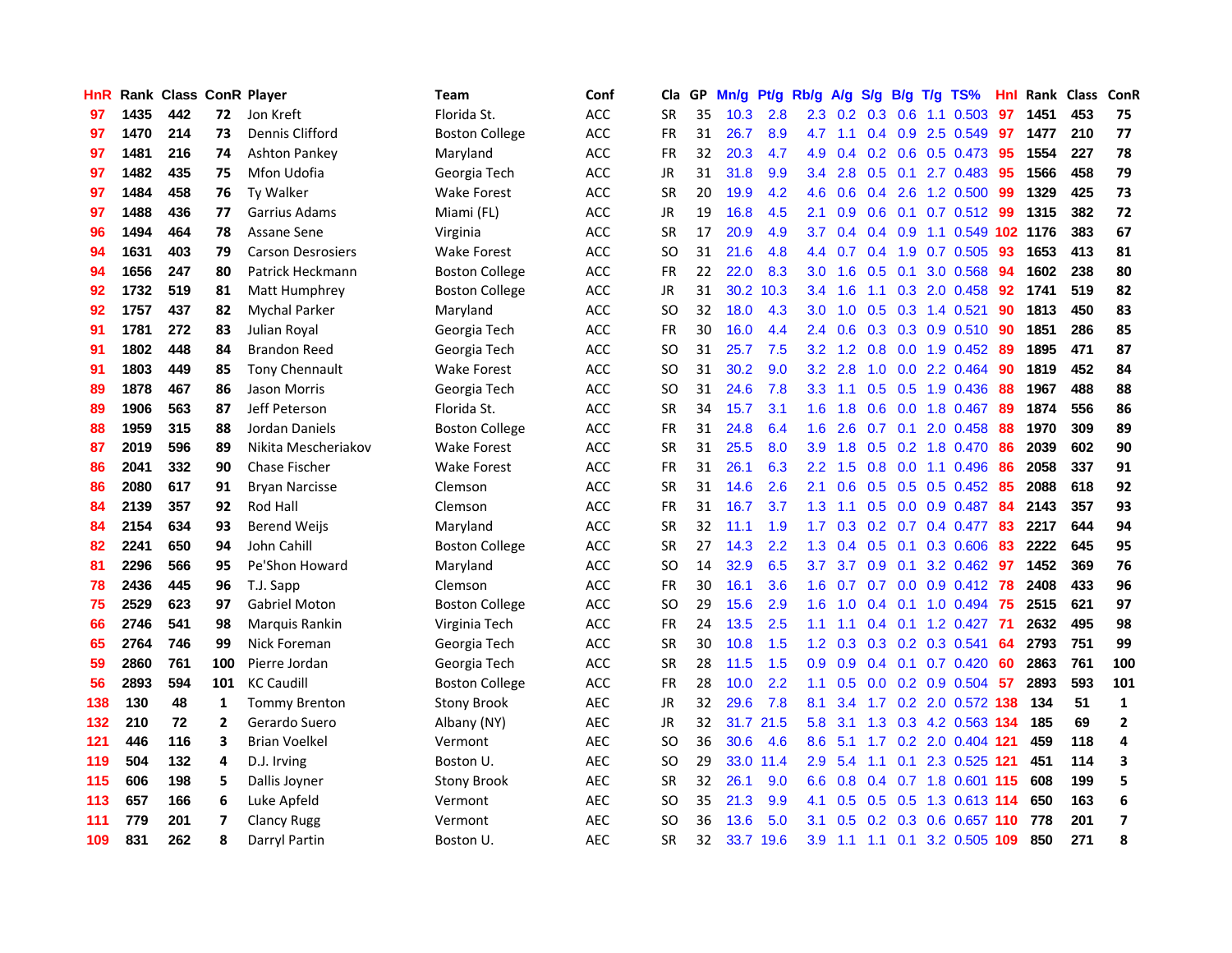| HnR | Rank | Class | ConR | Player | Team | Conf | Cla | GP | Mn/g | Pt/g | Rb/g | A/g | S/g | B/g | T/g | TS% | HnI | Rank | Class | ConR |
|---|---|---|---|---|---|---|---|---|---|---|---|---|---|---|---|---|---|---|---|---|
| 97 | 1435 | 442 | 72 | Jon Kreft | Florida St. | ACC | SR | 35 | 10.3 | 2.8 | 2.3 | 0.2 | 0.3 | 0.6 | 1.1 | 0.503 | 97 | 1451 | 453 | 75 |
| 97 | 1470 | 214 | 73 | Dennis Clifford | Boston College | ACC | FR | 31 | 26.7 | 8.9 | 4.7 | 1.1 | 0.4 | 0.9 | 2.5 | 0.549 | 97 | 1477 | 210 | 77 |
| 97 | 1481 | 216 | 74 | Ashton Pankey | Maryland | ACC | FR | 32 | 20.3 | 4.7 | 4.9 | 0.4 | 0.2 | 0.6 | 0.5 | 0.473 | 95 | 1554 | 227 | 78 |
| 97 | 1482 | 435 | 75 | Mfon Udofia | Georgia Tech | ACC | JR | 31 | 31.8 | 9.9 | 3.4 | 2.8 | 0.5 | 0.1 | 2.7 | 0.483 | 95 | 1566 | 458 | 79 |
| 97 | 1484 | 458 | 76 | Ty Walker | Wake Forest | ACC | SR | 20 | 19.9 | 4.2 | 4.6 | 0.6 | 0.4 | 2.6 | 1.2 | 0.500 | 99 | 1329 | 425 | 73 |
| 97 | 1488 | 436 | 77 | Garrius Adams | Miami (FL) | ACC | JR | 19 | 16.8 | 4.5 | 2.1 | 0.9 | 0.6 | 0.1 | 0.7 | 0.512 | 99 | 1315 | 382 | 72 |
| 96 | 1494 | 464 | 78 | Assane Sene | Virginia | ACC | SR | 17 | 20.9 | 4.9 | 3.7 | 0.4 | 0.4 | 0.9 | 1.1 | 0.549 | 102 | 1176 | 383 | 67 |
| 94 | 1631 | 403 | 79 | Carson Desrosiers | Wake Forest | ACC | SO | 31 | 21.6 | 4.8 | 4.4 | 0.7 | 0.4 | 1.9 | 0.7 | 0.505 | 93 | 1653 | 413 | 81 |
| 94 | 1656 | 247 | 80 | Patrick Heckmann | Boston College | ACC | FR | 22 | 22.0 | 8.3 | 3.0 | 1.6 | 0.5 | 0.1 | 3.0 | 0.568 | 94 | 1602 | 238 | 80 |
| 92 | 1732 | 519 | 81 | Matt Humphrey | Boston College | ACC | JR | 31 | 30.2 | 10.3 | 3.4 | 1.6 | 1.1 | 0.3 | 2.0 | 0.458 | 92 | 1741 | 519 | 82 |
| 92 | 1757 | 437 | 82 | Mychal Parker | Maryland | ACC | SO | 32 | 18.0 | 4.3 | 3.0 | 1.0 | 0.5 | 0.3 | 1.4 | 0.521 | 90 | 1813 | 450 | 83 |
| 91 | 1781 | 272 | 83 | Julian Royal | Georgia Tech | ACC | FR | 30 | 16.0 | 4.4 | 2.4 | 0.6 | 0.3 | 0.3 | 0.9 | 0.510 | 90 | 1851 | 286 | 85 |
| 91 | 1802 | 448 | 84 | Brandon Reed | Georgia Tech | ACC | SO | 31 | 25.7 | 7.5 | 3.2 | 1.2 | 0.8 | 0.0 | 1.9 | 0.452 | 89 | 1895 | 471 | 87 |
| 91 | 1803 | 449 | 85 | Tony Chennault | Wake Forest | ACC | SO | 31 | 30.2 | 9.0 | 3.2 | 2.8 | 1.0 | 0.0 | 2.2 | 0.464 | 90 | 1819 | 452 | 84 |
| 89 | 1878 | 467 | 86 | Jason Morris | Georgia Tech | ACC | SO | 31 | 24.6 | 7.8 | 3.3 | 1.1 | 0.5 | 0.5 | 1.9 | 0.436 | 88 | 1967 | 488 | 88 |
| 89 | 1906 | 563 | 87 | Jeff Peterson | Florida St. | ACC | SR | 34 | 15.7 | 3.1 | 1.6 | 1.8 | 0.6 | 0.0 | 1.8 | 0.467 | 89 | 1874 | 556 | 86 |
| 88 | 1959 | 315 | 88 | Jordan Daniels | Boston College | ACC | FR | 31 | 24.8 | 6.4 | 1.6 | 2.6 | 0.7 | 0.1 | 2.0 | 0.458 | 88 | 1970 | 309 | 89 |
| 87 | 2019 | 596 | 89 | Nikita Mescheriakov | Wake Forest | ACC | SR | 31 | 25.5 | 8.0 | 3.9 | 1.8 | 0.5 | 0.2 | 1.8 | 0.470 | 86 | 2039 | 602 | 90 |
| 86 | 2041 | 332 | 90 | Chase Fischer | Wake Forest | ACC | FR | 31 | 26.1 | 6.3 | 2.2 | 1.5 | 0.8 | 0.0 | 1.1 | 0.496 | 86 | 2058 | 337 | 91 |
| 86 | 2080 | 617 | 91 | Bryan Narcisse | Clemson | ACC | SR | 31 | 14.6 | 2.6 | 2.1 | 0.6 | 0.5 | 0.5 | 0.5 | 0.452 | 85 | 2088 | 618 | 92 |
| 84 | 2139 | 357 | 92 | Rod Hall | Clemson | ACC | FR | 31 | 16.7 | 3.7 | 1.3 | 1.1 | 0.5 | 0.0 | 0.9 | 0.487 | 84 | 2143 | 357 | 93 |
| 84 | 2154 | 634 | 93 | Berend Weijs | Maryland | ACC | SR | 32 | 11.1 | 1.9 | 1.7 | 0.3 | 0.2 | 0.7 | 0.4 | 0.477 | 83 | 2217 | 644 | 94 |
| 82 | 2241 | 650 | 94 | John Cahill | Boston College | ACC | SR | 27 | 14.3 | 2.2 | 1.3 | 0.4 | 0.5 | 0.1 | 0.3 | 0.606 | 83 | 2222 | 645 | 95 |
| 81 | 2296 | 566 | 95 | Pe'Shon Howard | Maryland | ACC | SO | 14 | 32.9 | 6.5 | 3.7 | 3.7 | 0.9 | 0.1 | 3.2 | 0.462 | 97 | 1452 | 369 | 76 |
| 78 | 2436 | 445 | 96 | T.J. Sapp | Clemson | ACC | FR | 30 | 16.1 | 3.6 | 1.6 | 0.7 | 0.7 | 0.0 | 0.9 | 0.412 | 78 | 2408 | 433 | 96 |
| 75 | 2529 | 623 | 97 | Gabriel Moton | Boston College | ACC | SO | 29 | 15.6 | 2.9 | 1.6 | 1.0 | 0.4 | 0.1 | 1.0 | 0.494 | 75 | 2515 | 621 | 97 |
| 66 | 2746 | 541 | 98 | Marquis Rankin | Virginia Tech | ACC | FR | 24 | 13.5 | 2.5 | 1.1 | 1.1 | 0.4 | 0.1 | 1.2 | 0.427 | 71 | 2632 | 495 | 98 |
| 65 | 2764 | 746 | 99 | Nick Foreman | Georgia Tech | ACC | SR | 30 | 10.8 | 1.5 | 1.2 | 0.3 | 0.3 | 0.2 | 0.3 | 0.541 | 64 | 2793 | 751 | 99 |
| 59 | 2860 | 761 | 100 | Pierre Jordan | Georgia Tech | ACC | SR | 28 | 11.5 | 1.5 | 0.9 | 0.9 | 0.4 | 0.1 | 0.7 | 0.420 | 60 | 2863 | 761 | 100 |
| 56 | 2893 | 594 | 101 | KC Caudill | Boston College | ACC | FR | 28 | 10.0 | 2.2 | 1.1 | 0.5 | 0.0 | 0.2 | 0.9 | 0.504 | 57 | 2893 | 593 | 101 |
| 138 | 130 | 48 | 1 | Tommy Brenton | Stony Brook | AEC | JR | 32 | 29.6 | 7.8 | 8.1 | 3.4 | 1.7 | 0.2 | 2.0 | 0.572 | 138 | 134 | 51 | 1 |
| 132 | 210 | 72 | 2 | Gerardo Suero | Albany (NY) | AEC | JR | 32 | 31.7 | 21.5 | 5.8 | 3.1 | 1.3 | 0.3 | 4.2 | 0.563 | 134 | 185 | 69 | 2 |
| 121 | 446 | 116 | 3 | Brian Voelkel | Vermont | AEC | SO | 36 | 30.6 | 4.6 | 8.6 | 5.1 | 1.7 | 0.2 | 2.0 | 0.404 | 121 | 459 | 118 | 4 |
| 119 | 504 | 132 | 4 | D.J. Irving | Boston U. | AEC | SO | 29 | 33.0 | 11.4 | 2.9 | 5.4 | 1.1 | 0.1 | 2.3 | 0.525 | 121 | 451 | 114 | 3 |
| 115 | 606 | 198 | 5 | Dallis Joyner | Stony Brook | AEC | SR | 32 | 26.1 | 9.0 | 6.6 | 0.8 | 0.4 | 0.7 | 1.8 | 0.601 | 115 | 608 | 199 | 5 |
| 113 | 657 | 166 | 6 | Luke Apfeld | Vermont | AEC | SO | 35 | 21.3 | 9.9 | 4.1 | 0.5 | 0.5 | 0.5 | 1.3 | 0.613 | 114 | 650 | 163 | 6 |
| 111 | 779 | 201 | 7 | Clancy Rugg | Vermont | AEC | SO | 36 | 13.6 | 5.0 | 3.1 | 0.5 | 0.2 | 0.3 | 0.6 | 0.657 | 110 | 778 | 201 | 7 |
| 109 | 831 | 262 | 8 | Darryl Partin | Boston U. | AEC | SR | 32 | 33.7 | 19.6 | 3.9 | 1.1 | 1.1 | 0.1 | 3.2 | 0.505 | 109 | 850 | 271 | 8 |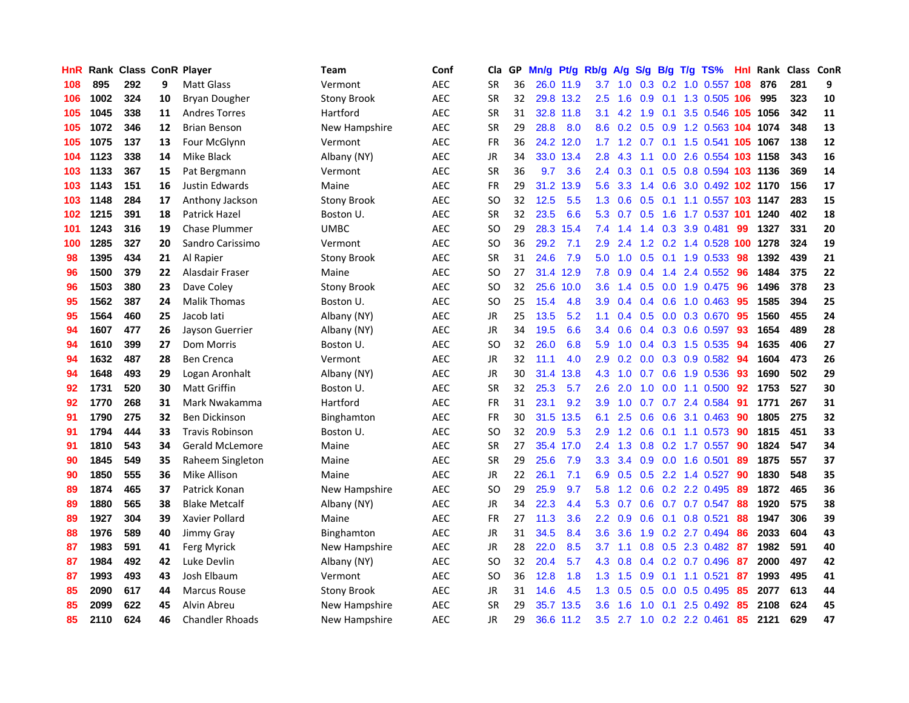| HnR | Rank | Class | ConR | Player | Team | Conf | Cla | GP | Mn/g | Pt/g | Rb/g | A/g | S/g | B/g | T/g | TS% | HnI | Rank | Class | ConR |
|---|---|---|---|---|---|---|---|---|---|---|---|---|---|---|---|---|---|---|---|---|
| 108 | 895 | 292 | 9 | Matt Glass | Vermont | AEC | SR | 36 | 26.0 | 11.9 | 3.7 | 1.0 | 0.3 | 0.2 | 1.0 | 0.557 | 108 | 876 | 281 | 9 |
| 106 | 1002 | 324 | 10 | Bryan Dougher | Stony Brook | AEC | SR | 32 | 29.8 | 13.2 | 2.5 | 1.6 | 0.9 | 0.1 | 1.3 | 0.505 | 106 | 995 | 323 | 10 |
| 105 | 1045 | 338 | 11 | Andres Torres | Hartford | AEC | SR | 31 | 32.8 | 11.8 | 3.1 | 4.2 | 1.9 | 0.1 | 3.5 | 0.546 | 105 | 1056 | 342 | 11 |
| 105 | 1072 | 346 | 12 | Brian Benson | New Hampshire | AEC | SR | 29 | 28.8 | 8.0 | 8.6 | 0.2 | 0.5 | 0.9 | 1.2 | 0.563 | 104 | 1074 | 348 | 13 |
| 105 | 1075 | 137 | 13 | Four McGlynn | Vermont | AEC | FR | 36 | 24.2 | 12.0 | 1.7 | 1.2 | 0.7 | 0.1 | 1.5 | 0.541 | 105 | 1067 | 138 | 12 |
| 104 | 1123 | 338 | 14 | Mike Black | Albany (NY) | AEC | JR | 34 | 33.0 | 13.4 | 2.8 | 4.3 | 1.1 | 0.0 | 2.6 | 0.554 | 103 | 1158 | 343 | 16 |
| 103 | 1133 | 367 | 15 | Pat Bergmann | Vermont | AEC | SR | 36 | 9.7 | 3.6 | 2.4 | 0.3 | 0.1 | 0.5 | 0.8 | 0.594 | 103 | 1136 | 369 | 14 |
| 103 | 1143 | 151 | 16 | Justin Edwards | Maine | AEC | FR | 29 | 31.2 | 13.9 | 5.6 | 3.3 | 1.4 | 0.6 | 3.0 | 0.492 | 102 | 1170 | 156 | 17 |
| 103 | 1148 | 284 | 17 | Anthony Jackson | Stony Brook | AEC | SO | 32 | 12.5 | 5.5 | 1.3 | 0.6 | 0.5 | 0.1 | 1.1 | 0.557 | 103 | 1147 | 283 | 15 |
| 102 | 1215 | 391 | 18 | Patrick Hazel | Boston U. | AEC | SR | 32 | 23.5 | 6.6 | 5.3 | 0.7 | 0.5 | 1.6 | 1.7 | 0.537 | 101 | 1240 | 402 | 18 |
| 101 | 1243 | 316 | 19 | Chase Plummer | UMBC | AEC | SO | 29 | 28.3 | 15.4 | 7.4 | 1.4 | 1.4 | 0.3 | 3.9 | 0.481 | 99 | 1327 | 331 | 20 |
| 100 | 1285 | 327 | 20 | Sandro Carissimo | Vermont | AEC | SO | 36 | 29.2 | 7.1 | 2.9 | 2.4 | 1.2 | 0.2 | 1.4 | 0.528 | 100 | 1278 | 324 | 19 |
| 98 | 1395 | 434 | 21 | Al Rapier | Stony Brook | AEC | SR | 31 | 24.6 | 7.9 | 5.0 | 1.0 | 0.5 | 0.1 | 1.9 | 0.533 | 98 | 1392 | 439 | 21 |
| 96 | 1500 | 379 | 22 | Alasdair Fraser | Maine | AEC | SO | 27 | 31.4 | 12.9 | 7.8 | 0.9 | 0.4 | 1.4 | 2.4 | 0.552 | 96 | 1484 | 375 | 22 |
| 96 | 1503 | 380 | 23 | Dave Coley | Stony Brook | AEC | SO | 32 | 25.6 | 10.0 | 3.6 | 1.4 | 0.5 | 0.0 | 1.9 | 0.475 | 96 | 1496 | 378 | 23 |
| 95 | 1562 | 387 | 24 | Malik Thomas | Boston U. | AEC | SO | 25 | 15.4 | 4.8 | 3.9 | 0.4 | 0.4 | 0.6 | 1.0 | 0.463 | 95 | 1585 | 394 | 25 |
| 95 | 1564 | 460 | 25 | Jacob Iati | Albany (NY) | AEC | JR | 25 | 13.5 | 5.2 | 1.1 | 0.4 | 0.5 | 0.0 | 0.3 | 0.670 | 95 | 1560 | 455 | 24 |
| 94 | 1607 | 477 | 26 | Jayson Guerrier | Albany (NY) | AEC | JR | 34 | 19.5 | 6.6 | 3.4 | 0.6 | 0.4 | 0.3 | 0.6 | 0.597 | 93 | 1654 | 489 | 28 |
| 94 | 1610 | 399 | 27 | Dom Morris | Boston U. | AEC | SO | 32 | 26.0 | 6.8 | 5.9 | 1.0 | 0.4 | 0.3 | 1.5 | 0.535 | 94 | 1635 | 406 | 27 |
| 94 | 1632 | 487 | 28 | Ben Crenca | Vermont | AEC | JR | 32 | 11.1 | 4.0 | 2.9 | 0.2 | 0.0 | 0.3 | 0.9 | 0.582 | 94 | 1604 | 473 | 26 |
| 94 | 1648 | 493 | 29 | Logan Aronhalt | Albany (NY) | AEC | JR | 30 | 31.4 | 13.8 | 4.3 | 1.0 | 0.7 | 0.6 | 1.9 | 0.536 | 93 | 1690 | 502 | 29 |
| 92 | 1731 | 520 | 30 | Matt Griffin | Boston U. | AEC | SR | 32 | 25.3 | 5.7 | 2.6 | 2.0 | 1.0 | 0.0 | 1.1 | 0.500 | 92 | 1753 | 527 | 30 |
| 92 | 1770 | 268 | 31 | Mark Nwakamma | Hartford | AEC | FR | 31 | 23.1 | 9.2 | 3.9 | 1.0 | 0.7 | 0.7 | 2.4 | 0.584 | 91 | 1771 | 267 | 31 |
| 91 | 1790 | 275 | 32 | Ben Dickinson | Binghamton | AEC | FR | 30 | 31.5 | 13.5 | 6.1 | 2.5 | 0.6 | 0.6 | 3.1 | 0.463 | 90 | 1805 | 275 | 32 |
| 91 | 1794 | 444 | 33 | Travis Robinson | Boston U. | AEC | SO | 32 | 20.9 | 5.3 | 2.9 | 1.2 | 0.6 | 0.1 | 1.1 | 0.573 | 90 | 1815 | 451 | 33 |
| 91 | 1810 | 543 | 34 | Gerald McLemore | Maine | AEC | SR | 27 | 35.4 | 17.0 | 2.4 | 1.3 | 0.8 | 0.2 | 1.7 | 0.557 | 90 | 1824 | 547 | 34 |
| 90 | 1845 | 549 | 35 | Raheem Singleton | Maine | AEC | SR | 29 | 25.6 | 7.9 | 3.3 | 3.4 | 0.9 | 0.0 | 1.6 | 0.501 | 89 | 1875 | 557 | 37 |
| 90 | 1850 | 555 | 36 | Mike Allison | Maine | AEC | JR | 22 | 26.1 | 7.1 | 6.9 | 0.5 | 0.5 | 2.2 | 1.4 | 0.527 | 90 | 1830 | 548 | 35 |
| 89 | 1874 | 465 | 37 | Patrick Konan | New Hampshire | AEC | SO | 29 | 25.9 | 9.7 | 5.8 | 1.2 | 0.6 | 0.2 | 2.2 | 0.495 | 89 | 1872 | 465 | 36 |
| 89 | 1880 | 565 | 38 | Blake Metcalf | Albany (NY) | AEC | JR | 34 | 22.3 | 4.4 | 5.3 | 0.7 | 0.6 | 0.7 | 0.7 | 0.547 | 88 | 1920 | 575 | 38 |
| 89 | 1927 | 304 | 39 | Xavier Pollard | Maine | AEC | FR | 27 | 11.3 | 3.6 | 2.2 | 0.9 | 0.6 | 0.1 | 0.8 | 0.521 | 88 | 1947 | 306 | 39 |
| 88 | 1976 | 589 | 40 | Jimmy Gray | Binghamton | AEC | JR | 31 | 34.5 | 8.4 | 3.6 | 3.6 | 1.9 | 0.2 | 2.7 | 0.494 | 86 | 2033 | 604 | 43 |
| 87 | 1983 | 591 | 41 | Ferg Myrick | New Hampshire | AEC | JR | 28 | 22.0 | 8.5 | 3.7 | 1.1 | 0.8 | 0.5 | 2.3 | 0.482 | 87 | 1982 | 591 | 40 |
| 87 | 1984 | 492 | 42 | Luke Devlin | Albany (NY) | AEC | SO | 32 | 20.4 | 5.7 | 4.3 | 0.8 | 0.4 | 0.2 | 0.7 | 0.496 | 87 | 2000 | 497 | 42 |
| 87 | 1993 | 493 | 43 | Josh Elbaum | Vermont | AEC | SO | 36 | 12.8 | 1.8 | 1.3 | 1.5 | 0.9 | 0.1 | 1.1 | 0.521 | 87 | 1993 | 495 | 41 |
| 85 | 2090 | 617 | 44 | Marcus Rouse | Stony Brook | AEC | JR | 31 | 14.6 | 4.5 | 1.3 | 0.5 | 0.5 | 0.0 | 0.5 | 0.495 | 85 | 2077 | 613 | 44 |
| 85 | 2099 | 622 | 45 | Alvin Abreu | New Hampshire | AEC | SR | 29 | 35.7 | 13.5 | 3.6 | 1.6 | 1.0 | 0.1 | 2.5 | 0.492 | 85 | 2108 | 624 | 45 |
| 85 | 2110 | 624 | 46 | Chandler Rhoads | New Hampshire | AEC | JR | 29 | 36.6 | 11.2 | 3.5 | 2.7 | 1.0 | 0.2 | 2.2 | 0.461 | 85 | 2121 | 629 | 47 |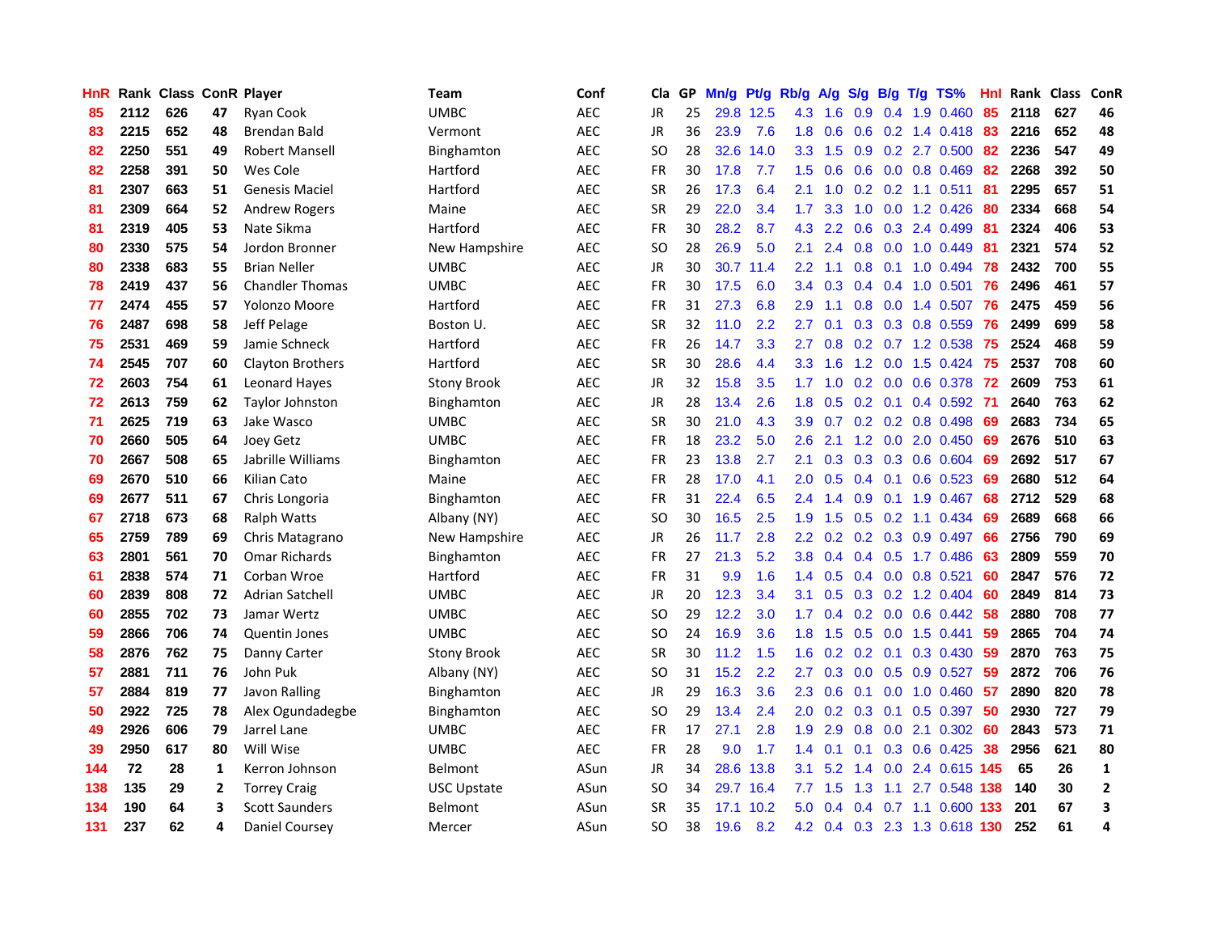| HnR | Rank | Class | ConR | Player | Team | Conf | Cla | GP | Mn/g | Pt/g | Rb/g | A/g | S/g | B/g | T/g | TS% | HnI | Rank | Class | ConR |
|---|---|---|---|---|---|---|---|---|---|---|---|---|---|---|---|---|---|---|---|---|
| 85 | 2112 | 626 | 47 | Ryan Cook | UMBC | AEC | JR | 25 | 29.8 | 12.5 | 4.3 | 1.6 | 0.9 | 0.4 | 1.9 | 0.460 | 85 | 2118 | 627 | 46 |
| 83 | 2215 | 652 | 48 | Brendan Bald | Vermont | AEC | JR | 36 | 23.9 | 7.6 | 1.8 | 0.6 | 0.6 | 0.2 | 1.4 | 0.418 | 83 | 2216 | 652 | 48 |
| 82 | 2250 | 551 | 49 | Robert Mansell | Binghamton | AEC | SO | 28 | 32.6 | 14.0 | 3.3 | 1.5 | 0.9 | 0.2 | 2.7 | 0.500 | 82 | 2236 | 547 | 49 |
| 82 | 2258 | 391 | 50 | Wes Cole | Hartford | AEC | FR | 30 | 17.8 | 7.7 | 1.5 | 0.6 | 0.6 | 0.0 | 0.8 | 0.469 | 82 | 2268 | 392 | 50 |
| 81 | 2307 | 663 | 51 | Genesis Maciel | Hartford | AEC | SR | 26 | 17.3 | 6.4 | 2.1 | 1.0 | 0.2 | 0.2 | 1.1 | 0.511 | 81 | 2295 | 657 | 51 |
| 81 | 2309 | 664 | 52 | Andrew Rogers | Maine | AEC | SR | 29 | 22.0 | 3.4 | 1.7 | 3.3 | 1.0 | 0.0 | 1.2 | 0.426 | 80 | 2334 | 668 | 54 |
| 81 | 2319 | 405 | 53 | Nate Sikma | Hartford | AEC | FR | 30 | 28.2 | 8.7 | 4.3 | 2.2 | 0.6 | 0.3 | 2.4 | 0.499 | 81 | 2324 | 406 | 53 |
| 80 | 2330 | 575 | 54 | Jordon Bronner | New Hampshire | AEC | SO | 28 | 26.9 | 5.0 | 2.1 | 2.4 | 0.8 | 0.0 | 1.0 | 0.449 | 81 | 2321 | 574 | 52 |
| 80 | 2338 | 683 | 55 | Brian Neller | UMBC | AEC | JR | 30 | 30.7 | 11.4 | 2.2 | 1.1 | 0.8 | 0.1 | 1.0 | 0.494 | 78 | 2432 | 700 | 55 |
| 78 | 2419 | 437 | 56 | Chandler Thomas | UMBC | AEC | FR | 30 | 17.5 | 6.0 | 3.4 | 0.3 | 0.4 | 0.4 | 1.0 | 0.501 | 76 | 2496 | 461 | 57 |
| 77 | 2474 | 455 | 57 | Yolonzo Moore | Hartford | AEC | FR | 31 | 27.3 | 6.8 | 2.9 | 1.1 | 0.8 | 0.0 | 1.4 | 0.507 | 76 | 2475 | 459 | 56 |
| 76 | 2487 | 698 | 58 | Jeff Pelage | Boston U. | AEC | SR | 32 | 11.0 | 2.2 | 2.7 | 0.1 | 0.3 | 0.3 | 0.8 | 0.559 | 76 | 2499 | 699 | 58 |
| 75 | 2531 | 469 | 59 | Jamie Schneck | Hartford | AEC | FR | 26 | 14.7 | 3.3 | 2.7 | 0.8 | 0.2 | 0.7 | 1.2 | 0.538 | 75 | 2524 | 468 | 59 |
| 74 | 2545 | 707 | 60 | Clayton Brothers | Hartford | AEC | SR | 30 | 28.6 | 4.4 | 3.3 | 1.6 | 1.2 | 0.0 | 1.5 | 0.424 | 75 | 2537 | 708 | 60 |
| 72 | 2603 | 754 | 61 | Leonard Hayes | Stony Brook | AEC | JR | 32 | 15.8 | 3.5 | 1.7 | 1.0 | 0.2 | 0.0 | 0.6 | 0.378 | 72 | 2609 | 753 | 61 |
| 72 | 2613 | 759 | 62 | Taylor Johnston | Binghamton | AEC | JR | 28 | 13.4 | 2.6 | 1.8 | 0.5 | 0.2 | 0.1 | 0.4 | 0.592 | 71 | 2640 | 763 | 62 |
| 71 | 2625 | 719 | 63 | Jake Wasco | UMBC | AEC | SR | 30 | 21.0 | 4.3 | 3.9 | 0.7 | 0.2 | 0.2 | 0.8 | 0.498 | 69 | 2683 | 734 | 65 |
| 70 | 2660 | 505 | 64 | Joey Getz | UMBC | AEC | FR | 18 | 23.2 | 5.0 | 2.6 | 2.1 | 1.2 | 0.0 | 2.0 | 0.450 | 69 | 2676 | 510 | 63 |
| 70 | 2667 | 508 | 65 | Jabrille Williams | Binghamton | AEC | FR | 23 | 13.8 | 2.7 | 2.1 | 0.3 | 0.3 | 0.3 | 0.6 | 0.604 | 69 | 2692 | 517 | 67 |
| 69 | 2670 | 510 | 66 | Kilian Cato | Maine | AEC | FR | 28 | 17.0 | 4.1 | 2.0 | 0.5 | 0.4 | 0.1 | 0.6 | 0.523 | 69 | 2680 | 512 | 64 |
| 69 | 2677 | 511 | 67 | Chris Longoria | Binghamton | AEC | FR | 31 | 22.4 | 6.5 | 2.4 | 1.4 | 0.9 | 0.1 | 1.9 | 0.467 | 68 | 2712 | 529 | 68 |
| 67 | 2718 | 673 | 68 | Ralph Watts | Albany (NY) | AEC | SO | 30 | 16.5 | 2.5 | 1.9 | 1.5 | 0.5 | 0.2 | 1.1 | 0.434 | 69 | 2689 | 668 | 66 |
| 65 | 2759 | 789 | 69 | Chris Matagrano | New Hampshire | AEC | JR | 26 | 11.7 | 2.8 | 2.2 | 0.2 | 0.2 | 0.3 | 0.9 | 0.497 | 66 | 2756 | 790 | 69 |
| 63 | 2801 | 561 | 70 | Omar Richards | Binghamton | AEC | FR | 27 | 21.3 | 5.2 | 3.8 | 0.4 | 0.4 | 0.5 | 1.7 | 0.486 | 63 | 2809 | 559 | 70 |
| 61 | 2838 | 574 | 71 | Corban Wroe | Hartford | AEC | FR | 31 | 9.9 | 1.6 | 1.4 | 0.5 | 0.4 | 0.0 | 0.8 | 0.521 | 60 | 2847 | 576 | 72 |
| 60 | 2839 | 808 | 72 | Adrian Satchell | UMBC | AEC | JR | 20 | 12.3 | 3.4 | 3.1 | 0.5 | 0.3 | 0.2 | 1.2 | 0.404 | 60 | 2849 | 814 | 73 |
| 60 | 2855 | 702 | 73 | Jamar Wertz | UMBC | AEC | SO | 29 | 12.2 | 3.0 | 1.7 | 0.4 | 0.2 | 0.0 | 0.6 | 0.442 | 58 | 2880 | 708 | 77 |
| 59 | 2866 | 706 | 74 | Quentin Jones | UMBC | AEC | SO | 24 | 16.9 | 3.6 | 1.8 | 1.5 | 0.5 | 0.0 | 1.5 | 0.441 | 59 | 2865 | 704 | 74 |
| 58 | 2876 | 762 | 75 | Danny Carter | Stony Brook | AEC | SR | 30 | 11.2 | 1.5 | 1.6 | 0.2 | 0.2 | 0.1 | 0.3 | 0.430 | 59 | 2870 | 763 | 75 |
| 57 | 2881 | 711 | 76 | John Puk | Albany (NY) | AEC | SO | 31 | 15.2 | 2.2 | 2.7 | 0.3 | 0.0 | 0.5 | 0.9 | 0.527 | 59 | 2872 | 706 | 76 |
| 57 | 2884 | 819 | 77 | Javon Ralling | Binghamton | AEC | JR | 29 | 16.3 | 3.6 | 2.3 | 0.6 | 0.1 | 0.0 | 1.0 | 0.460 | 57 | 2890 | 820 | 78 |
| 50 | 2922 | 725 | 78 | Alex Ogundadegbe | Binghamton | AEC | SO | 29 | 13.4 | 2.4 | 2.0 | 0.2 | 0.3 | 0.1 | 0.5 | 0.397 | 50 | 2930 | 727 | 79 |
| 49 | 2926 | 606 | 79 | Jarrel Lane | UMBC | AEC | FR | 17 | 27.1 | 2.8 | 1.9 | 2.9 | 0.8 | 0.0 | 2.1 | 0.302 | 60 | 2843 | 573 | 71 |
| 39 | 2950 | 617 | 80 | Will Wise | UMBC | AEC | FR | 28 | 9.0 | 1.7 | 1.4 | 0.1 | 0.1 | 0.3 | 0.6 | 0.425 | 38 | 2956 | 621 | 80 |
| 144 | 72 | 28 | 1 | Kerron Johnson | Belmont | ASun | JR | 34 | 28.6 | 13.8 | 3.1 | 5.2 | 1.4 | 0.0 | 2.4 | 0.615 | 145 | 65 | 26 | 1 |
| 138 | 135 | 29 | 2 | Torrey Craig | USC Upstate | ASun | SO | 34 | 29.7 | 16.4 | 7.7 | 1.5 | 1.3 | 1.1 | 2.7 | 0.548 | 138 | 140 | 30 | 2 |
| 134 | 190 | 64 | 3 | Scott Saunders | Belmont | ASun | SR | 35 | 17.1 | 10.2 | 5.0 | 0.4 | 0.4 | 0.7 | 1.1 | 0.600 | 133 | 201 | 67 | 3 |
| 131 | 237 | 62 | 4 | Daniel Coursey | Mercer | ASun | SO | 38 | 19.6 | 8.2 | 4.2 | 0.4 | 0.3 | 2.3 | 1.3 | 0.618 | 130 | 252 | 61 | 4 |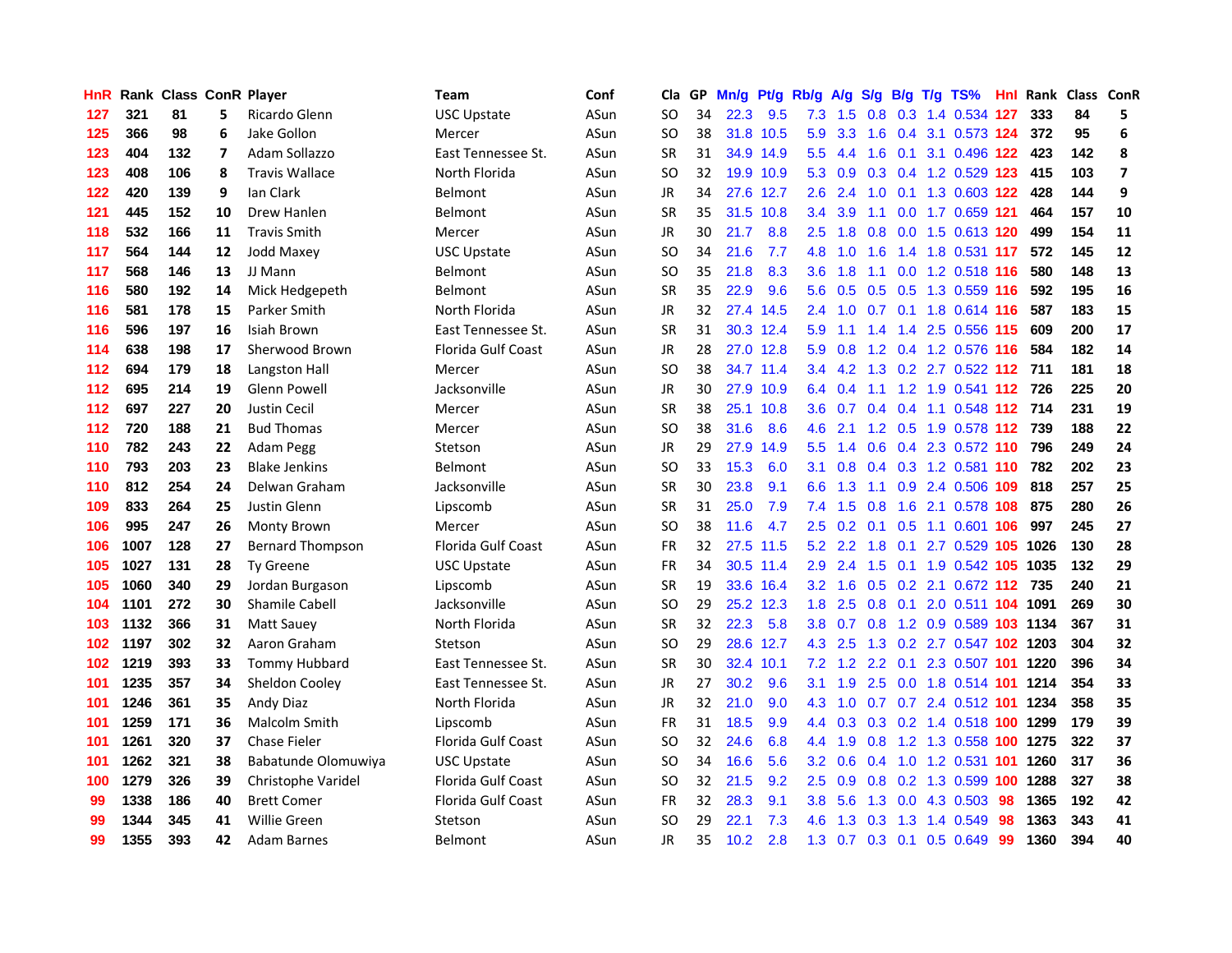| HnR | Rank | Class | ConR | Player | Team | Conf | Cla | GP | Mn/g | Pt/g | Rb/g | A/g | S/g | B/g | T/g | TS% | HnI | Rank | Class | ConR |
|---|---|---|---|---|---|---|---|---|---|---|---|---|---|---|---|---|---|---|---|---|
| 127 | 321 | 81 | 5 | Ricardo Glenn | USC Upstate | ASun | SO | 34 | 22.3 | 9.5 | 7.3 | 1.5 | 0.8 | 0.3 | 1.4 | 0.534 | 127 | 333 | 84 | 5 |
| 125 | 366 | 98 | 6 | Jake Gollon | Mercer | ASun | SO | 38 | 31.8 | 10.5 | 5.9 | 3.3 | 1.6 | 0.4 | 3.1 | 0.573 | 124 | 372 | 95 | 6 |
| 123 | 404 | 132 | 7 | Adam Sollazzo | East Tennessee St. | ASun | SR | 31 | 34.9 | 14.9 | 5.5 | 4.4 | 1.6 | 0.1 | 3.1 | 0.496 | 122 | 423 | 142 | 8 |
| 123 | 408 | 106 | 8 | Travis Wallace | North Florida | ASun | SO | 32 | 19.9 | 10.9 | 5.3 | 0.9 | 0.3 | 0.4 | 1.2 | 0.529 | 123 | 415 | 103 | 7 |
| 122 | 420 | 139 | 9 | Ian Clark | Belmont | ASun | JR | 34 | 27.6 | 12.7 | 2.6 | 2.4 | 1.0 | 0.1 | 1.3 | 0.603 | 122 | 428 | 144 | 9 |
| 121 | 445 | 152 | 10 | Drew Hanlen | Belmont | ASun | SR | 35 | 31.5 | 10.8 | 3.4 | 3.9 | 1.1 | 0.0 | 1.7 | 0.659 | 121 | 464 | 157 | 10 |
| 118 | 532 | 166 | 11 | Travis Smith | Mercer | ASun | JR | 30 | 21.7 | 8.8 | 2.5 | 1.8 | 0.8 | 0.0 | 1.5 | 0.613 | 120 | 499 | 154 | 11 |
| 117 | 564 | 144 | 12 | Jodd Maxey | USC Upstate | ASun | SO | 34 | 21.6 | 7.7 | 4.8 | 1.0 | 1.6 | 1.4 | 1.8 | 0.531 | 117 | 572 | 145 | 12 |
| 117 | 568 | 146 | 13 | JJ Mann | Belmont | ASun | SO | 35 | 21.8 | 8.3 | 3.6 | 1.8 | 1.1 | 0.0 | 1.2 | 0.518 | 116 | 580 | 148 | 13 |
| 116 | 580 | 192 | 14 | Mick Hedgepeth | Belmont | ASun | SR | 35 | 22.9 | 9.6 | 5.6 | 0.5 | 0.5 | 0.5 | 1.3 | 0.559 | 116 | 592 | 195 | 16 |
| 116 | 581 | 178 | 15 | Parker Smith | North Florida | ASun | JR | 32 | 27.4 | 14.5 | 2.4 | 1.0 | 0.7 | 0.1 | 1.8 | 0.614 | 116 | 587 | 183 | 15 |
| 116 | 596 | 197 | 16 | Isiah Brown | East Tennessee St. | ASun | SR | 31 | 30.3 | 12.4 | 5.9 | 1.1 | 1.4 | 1.4 | 2.5 | 0.556 | 115 | 609 | 200 | 17 |
| 114 | 638 | 198 | 17 | Sherwood Brown | Florida Gulf Coast | ASun | JR | 28 | 27.0 | 12.8 | 5.9 | 0.8 | 1.2 | 0.4 | 1.2 | 0.576 | 116 | 584 | 182 | 14 |
| 112 | 694 | 179 | 18 | Langston Hall | Mercer | ASun | SO | 38 | 34.7 | 11.4 | 3.4 | 4.2 | 1.3 | 0.2 | 2.7 | 0.522 | 112 | 711 | 181 | 18 |
| 112 | 695 | 214 | 19 | Glenn Powell | Jacksonville | ASun | JR | 30 | 27.9 | 10.9 | 6.4 | 0.4 | 1.1 | 1.2 | 1.9 | 0.541 | 112 | 726 | 225 | 20 |
| 112 | 697 | 227 | 20 | Justin Cecil | Mercer | ASun | SR | 38 | 25.1 | 10.8 | 3.6 | 0.7 | 0.4 | 0.4 | 1.1 | 0.548 | 112 | 714 | 231 | 19 |
| 112 | 720 | 188 | 21 | Bud Thomas | Mercer | ASun | SO | 38 | 31.6 | 8.6 | 4.6 | 2.1 | 1.2 | 0.5 | 1.9 | 0.578 | 112 | 739 | 188 | 22 |
| 110 | 782 | 243 | 22 | Adam Pegg | Stetson | ASun | JR | 29 | 27.9 | 14.9 | 5.5 | 1.4 | 0.6 | 0.4 | 2.3 | 0.572 | 110 | 796 | 249 | 24 |
| 110 | 793 | 203 | 23 | Blake Jenkins | Belmont | ASun | SO | 33 | 15.3 | 6.0 | 3.1 | 0.8 | 0.4 | 0.3 | 1.2 | 0.581 | 110 | 782 | 202 | 23 |
| 110 | 812 | 254 | 24 | Delwan Graham | Jacksonville | ASun | SR | 30 | 23.8 | 9.1 | 6.6 | 1.3 | 1.1 | 0.9 | 2.4 | 0.506 | 109 | 818 | 257 | 25 |
| 109 | 833 | 264 | 25 | Justin Glenn | Lipscomb | ASun | SR | 31 | 25.0 | 7.9 | 7.4 | 1.5 | 0.8 | 1.6 | 2.1 | 0.578 | 108 | 875 | 280 | 26 |
| 106 | 995 | 247 | 26 | Monty Brown | Mercer | ASun | SO | 38 | 11.6 | 4.7 | 2.5 | 0.2 | 0.1 | 0.5 | 1.1 | 0.601 | 106 | 997 | 245 | 27 |
| 106 | 1007 | 128 | 27 | Bernard Thompson | Florida Gulf Coast | ASun | FR | 32 | 27.5 | 11.5 | 5.2 | 2.2 | 1.8 | 0.1 | 2.7 | 0.529 | 105 | 1026 | 130 | 28 |
| 105 | 1027 | 131 | 28 | Ty Greene | USC Upstate | ASun | FR | 34 | 30.5 | 11.4 | 2.9 | 2.4 | 1.5 | 0.1 | 1.9 | 0.542 | 105 | 1035 | 132 | 29 |
| 105 | 1060 | 340 | 29 | Jordan Burgason | Lipscomb | ASun | SR | 19 | 33.6 | 16.4 | 3.2 | 1.6 | 0.5 | 0.2 | 2.1 | 0.672 | 112 | 735 | 240 | 21 |
| 104 | 1101 | 272 | 30 | Shamile Cabell | Jacksonville | ASun | SO | 29 | 25.2 | 12.3 | 1.8 | 2.5 | 0.8 | 0.1 | 2.0 | 0.511 | 104 | 1091 | 269 | 30 |
| 103 | 1132 | 366 | 31 | Matt Sauey | North Florida | ASun | SR | 32 | 22.3 | 5.8 | 3.8 | 0.7 | 0.8 | 1.2 | 0.9 | 0.589 | 103 | 1134 | 367 | 31 |
| 102 | 1197 | 302 | 32 | Aaron Graham | Stetson | ASun | SO | 29 | 28.6 | 12.7 | 4.3 | 2.5 | 1.3 | 0.2 | 2.7 | 0.547 | 102 | 1203 | 304 | 32 |
| 102 | 1219 | 393 | 33 | Tommy Hubbard | East Tennessee St. | ASun | SR | 30 | 32.4 | 10.1 | 7.2 | 1.2 | 2.2 | 0.1 | 2.3 | 0.507 | 101 | 1220 | 396 | 34 |
| 101 | 1235 | 357 | 34 | Sheldon Cooley | East Tennessee St. | ASun | JR | 27 | 30.2 | 9.6 | 3.1 | 1.9 | 2.5 | 0.0 | 1.8 | 0.514 | 101 | 1214 | 354 | 33 |
| 101 | 1246 | 361 | 35 | Andy Diaz | North Florida | ASun | JR | 32 | 21.0 | 9.0 | 4.3 | 1.0 | 0.7 | 0.7 | 2.4 | 0.512 | 101 | 1234 | 358 | 35 |
| 101 | 1259 | 171 | 36 | Malcolm Smith | Lipscomb | ASun | FR | 31 | 18.5 | 9.9 | 4.4 | 0.3 | 0.3 | 0.2 | 1.4 | 0.518 | 100 | 1299 | 179 | 39 |
| 101 | 1261 | 320 | 37 | Chase Fieler | Florida Gulf Coast | ASun | SO | 32 | 24.6 | 6.8 | 4.4 | 1.9 | 0.8 | 1.2 | 1.3 | 0.558 | 100 | 1275 | 322 | 37 |
| 101 | 1262 | 321 | 38 | Babatunde Olomuwiya | USC Upstate | ASun | SO | 34 | 16.6 | 5.6 | 3.2 | 0.6 | 0.4 | 1.0 | 1.2 | 0.531 | 101 | 1260 | 317 | 36 |
| 100 | 1279 | 326 | 39 | Christophe Varidel | Florida Gulf Coast | ASun | SO | 32 | 21.5 | 9.2 | 2.5 | 0.9 | 0.8 | 0.2 | 1.3 | 0.599 | 100 | 1288 | 327 | 38 |
| 99 | 1338 | 186 | 40 | Brett Comer | Florida Gulf Coast | ASun | FR | 32 | 28.3 | 9.1 | 3.8 | 5.6 | 1.3 | 0.0 | 4.3 | 0.503 | 98 | 1365 | 192 | 42 |
| 99 | 1344 | 345 | 41 | Willie Green | Stetson | ASun | SO | 29 | 22.1 | 7.3 | 4.6 | 1.3 | 0.3 | 1.3 | 1.4 | 0.549 | 98 | 1363 | 343 | 41 |
| 99 | 1355 | 393 | 42 | Adam Barnes | Belmont | ASun | JR | 35 | 10.2 | 2.8 | 1.3 | 0.7 | 0.3 | 0.1 | 0.5 | 0.649 | 99 | 1360 | 394 | 40 |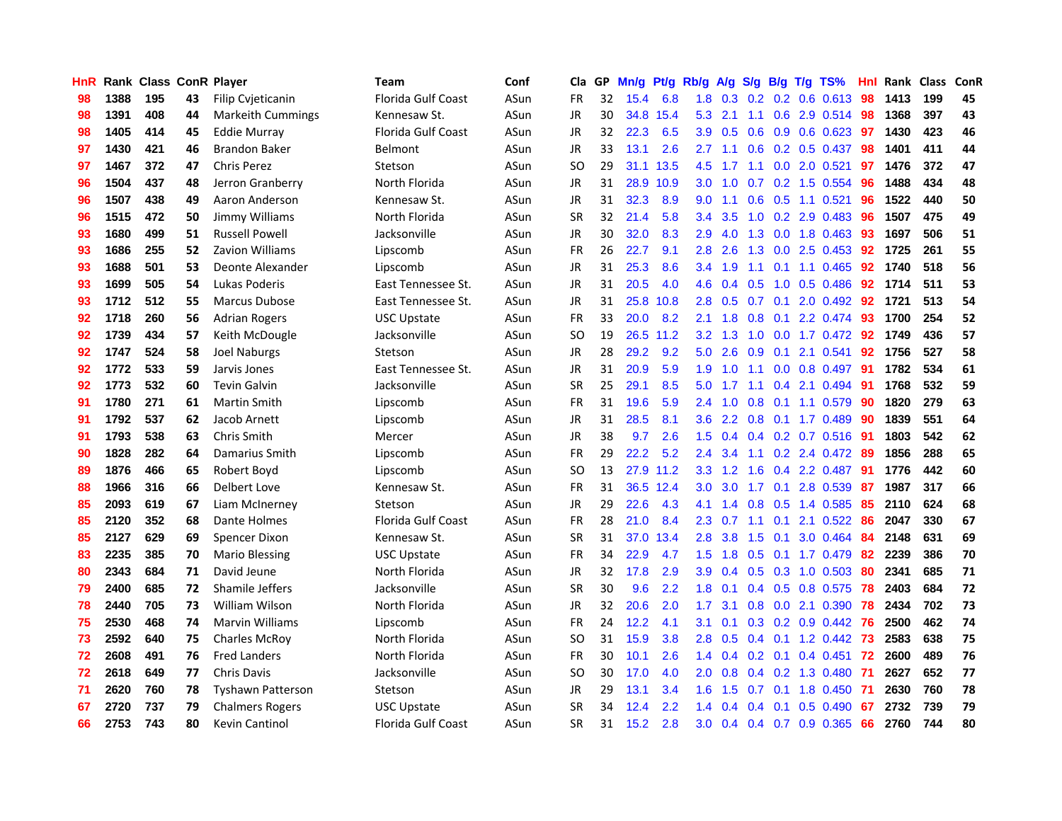| HnR | Rank | Class | ConR | Player | Team | Conf | Cla | GP | Mn/g | Pt/g | Rb/g | A/g | S/g | B/g | T/g | TS% | Hnl | Rank | Class | ConR |
|---|---|---|---|---|---|---|---|---|---|---|---|---|---|---|---|---|---|---|---|---|
| 98 | 1388 | 195 | 43 | Filip Cvjeticanin | Florida Gulf Coast | ASun | FR | 32 | 15.4 | 6.8 | 1.8 | 0.3 | 0.2 | 0.2 | 0.6 | 0.613 | 98 | 1413 | 199 | 45 |
| 98 | 1391 | 408 | 44 | Markeith Cummings | Kennesaw St. | ASun | JR | 30 | 34.8 | 15.4 | 5.3 | 2.1 | 1.1 | 0.6 | 2.9 | 0.514 | 98 | 1368 | 397 | 43 |
| 98 | 1405 | 414 | 45 | Eddie Murray | Florida Gulf Coast | ASun | JR | 32 | 22.3 | 6.5 | 3.9 | 0.5 | 0.6 | 0.9 | 0.6 | 0.623 | 97 | 1430 | 423 | 46 |
| 97 | 1430 | 421 | 46 | Brandon Baker | Belmont | ASun | JR | 33 | 13.1 | 2.6 | 2.7 | 1.1 | 0.6 | 0.2 | 0.5 | 0.437 | 98 | 1401 | 411 | 44 |
| 97 | 1467 | 372 | 47 | Chris Perez | Stetson | ASun | SO | 29 | 31.1 | 13.5 | 4.5 | 1.7 | 1.1 | 0.0 | 2.0 | 0.521 | 97 | 1476 | 372 | 47 |
| 96 | 1504 | 437 | 48 | Jerron Granberry | North Florida | ASun | JR | 31 | 28.9 | 10.9 | 3.0 | 1.0 | 0.7 | 0.2 | 1.5 | 0.554 | 96 | 1488 | 434 | 48 |
| 96 | 1507 | 438 | 49 | Aaron Anderson | Kennesaw St. | ASun | JR | 31 | 32.3 | 8.9 | 9.0 | 1.1 | 0.6 | 0.5 | 1.1 | 0.521 | 96 | 1522 | 440 | 50 |
| 96 | 1515 | 472 | 50 | Jimmy Williams | North Florida | ASun | SR | 32 | 21.4 | 5.8 | 3.4 | 3.5 | 1.0 | 0.2 | 2.9 | 0.483 | 96 | 1507 | 475 | 49 |
| 93 | 1680 | 499 | 51 | Russell Powell | Jacksonville | ASun | JR | 30 | 32.0 | 8.3 | 2.9 | 4.0 | 1.3 | 0.0 | 1.8 | 0.463 | 93 | 1697 | 506 | 51 |
| 93 | 1686 | 255 | 52 | Zavion Williams | Lipscomb | ASun | FR | 26 | 22.7 | 9.1 | 2.8 | 2.6 | 1.3 | 0.0 | 2.5 | 0.453 | 92 | 1725 | 261 | 55 |
| 93 | 1688 | 501 | 53 | Deonte Alexander | Lipscomb | ASun | JR | 31 | 25.3 | 8.6 | 3.4 | 1.9 | 1.1 | 0.1 | 1.1 | 0.465 | 92 | 1740 | 518 | 56 |
| 93 | 1699 | 505 | 54 | Lukas Poderis | East Tennessee St. | ASun | JR | 31 | 20.5 | 4.0 | 4.6 | 0.4 | 0.5 | 1.0 | 0.5 | 0.486 | 92 | 1714 | 511 | 53 |
| 93 | 1712 | 512 | 55 | Marcus Dubose | East Tennessee St. | ASun | JR | 31 | 25.8 | 10.8 | 2.8 | 0.5 | 0.7 | 0.1 | 2.0 | 0.492 | 92 | 1721 | 513 | 54 |
| 92 | 1718 | 260 | 56 | Adrian Rogers | USC Upstate | ASun | FR | 33 | 20.0 | 8.2 | 2.1 | 1.8 | 0.8 | 0.1 | 2.2 | 0.474 | 93 | 1700 | 254 | 52 |
| 92 | 1739 | 434 | 57 | Keith McDougle | Jacksonville | ASun | SO | 19 | 26.5 | 11.2 | 3.2 | 1.3 | 1.0 | 0.0 | 1.7 | 0.472 | 92 | 1749 | 436 | 57 |
| 92 | 1747 | 524 | 58 | Joel Naburgs | Stetson | ASun | JR | 28 | 29.2 | 9.2 | 5.0 | 2.6 | 0.9 | 0.1 | 2.1 | 0.541 | 92 | 1756 | 527 | 58 |
| 92 | 1772 | 533 | 59 | Jarvis Jones | East Tennessee St. | ASun | JR | 31 | 20.9 | 5.9 | 1.9 | 1.0 | 1.1 | 0.0 | 0.8 | 0.497 | 91 | 1782 | 534 | 61 |
| 92 | 1773 | 532 | 60 | Tevin Galvin | Jacksonville | ASun | SR | 25 | 29.1 | 8.5 | 5.0 | 1.7 | 1.1 | 0.4 | 2.1 | 0.494 | 91 | 1768 | 532 | 59 |
| 91 | 1780 | 271 | 61 | Martin Smith | Lipscomb | ASun | FR | 31 | 19.6 | 5.9 | 2.4 | 1.0 | 0.8 | 0.1 | 1.1 | 0.579 | 90 | 1820 | 279 | 63 |
| 91 | 1792 | 537 | 62 | Jacob Arnett | Lipscomb | ASun | JR | 31 | 28.5 | 8.1 | 3.6 | 2.2 | 0.8 | 0.1 | 1.7 | 0.489 | 90 | 1839 | 551 | 64 |
| 91 | 1793 | 538 | 63 | Chris Smith | Mercer | ASun | JR | 38 | 9.7 | 2.6 | 1.5 | 0.4 | 0.4 | 0.2 | 0.7 | 0.516 | 91 | 1803 | 542 | 62 |
| 90 | 1828 | 282 | 64 | Damarius Smith | Lipscomb | ASun | FR | 29 | 22.2 | 5.2 | 2.4 | 3.4 | 1.1 | 0.2 | 2.4 | 0.472 | 89 | 1856 | 288 | 65 |
| 89 | 1876 | 466 | 65 | Robert Boyd | Lipscomb | ASun | SO | 13 | 27.9 | 11.2 | 3.3 | 1.2 | 1.6 | 0.4 | 2.2 | 0.487 | 91 | 1776 | 442 | 60 |
| 88 | 1966 | 316 | 66 | Delbert Love | Kennesaw St. | ASun | FR | 31 | 36.5 | 12.4 | 3.0 | 3.0 | 1.7 | 0.1 | 2.8 | 0.539 | 87 | 1987 | 317 | 66 |
| 85 | 2093 | 619 | 67 | Liam McInerney | Stetson | ASun | JR | 29 | 22.6 | 4.3 | 4.1 | 1.4 | 0.8 | 0.5 | 1.4 | 0.585 | 85 | 2110 | 624 | 68 |
| 85 | 2120 | 352 | 68 | Dante Holmes | Florida Gulf Coast | ASun | FR | 28 | 21.0 | 8.4 | 2.3 | 0.7 | 1.1 | 0.1 | 2.1 | 0.522 | 86 | 2047 | 330 | 67 |
| 85 | 2127 | 629 | 69 | Spencer Dixon | Kennesaw St. | ASun | SR | 31 | 37.0 | 13.4 | 2.8 | 3.8 | 1.5 | 0.1 | 3.0 | 0.464 | 84 | 2148 | 631 | 69 |
| 83 | 2235 | 385 | 70 | Mario Blessing | USC Upstate | ASun | FR | 34 | 22.9 | 4.7 | 1.5 | 1.8 | 0.5 | 0.1 | 1.7 | 0.479 | 82 | 2239 | 386 | 70 |
| 80 | 2343 | 684 | 71 | David Jeune | North Florida | ASun | JR | 32 | 17.8 | 2.9 | 3.9 | 0.4 | 0.5 | 0.3 | 1.0 | 0.503 | 80 | 2341 | 685 | 71 |
| 79 | 2400 | 685 | 72 | Shamile Jeffers | Jacksonville | ASun | SR | 30 | 9.6 | 2.2 | 1.8 | 0.1 | 0.4 | 0.5 | 0.8 | 0.575 | 78 | 2403 | 684 | 72 |
| 78 | 2440 | 705 | 73 | William Wilson | North Florida | ASun | JR | 32 | 20.6 | 2.0 | 1.7 | 3.1 | 0.8 | 0.0 | 2.1 | 0.390 | 78 | 2434 | 702 | 73 |
| 75 | 2530 | 468 | 74 | Marvin Williams | Lipscomb | ASun | FR | 24 | 12.2 | 4.1 | 3.1 | 0.1 | 0.3 | 0.2 | 0.9 | 0.442 | 76 | 2500 | 462 | 74 |
| 73 | 2592 | 640 | 75 | Charles McRoy | North Florida | ASun | SO | 31 | 15.9 | 3.8 | 2.8 | 0.5 | 0.4 | 0.1 | 1.2 | 0.442 | 73 | 2583 | 638 | 75 |
| 72 | 2608 | 491 | 76 | Fred Landers | North Florida | ASun | FR | 30 | 10.1 | 2.6 | 1.4 | 0.4 | 0.2 | 0.1 | 0.4 | 0.451 | 72 | 2600 | 489 | 76 |
| 72 | 2618 | 649 | 77 | Chris Davis | Jacksonville | ASun | SO | 30 | 17.0 | 4.0 | 2.0 | 0.8 | 0.4 | 0.2 | 1.3 | 0.480 | 71 | 2627 | 652 | 77 |
| 71 | 2620 | 760 | 78 | Tyshawn Patterson | Stetson | ASun | JR | 29 | 13.1 | 3.4 | 1.6 | 1.5 | 0.7 | 0.1 | 1.8 | 0.450 | 71 | 2630 | 760 | 78 |
| 67 | 2720 | 737 | 79 | Chalmers Rogers | USC Upstate | ASun | SR | 34 | 12.4 | 2.2 | 1.4 | 0.4 | 0.4 | 0.1 | 0.5 | 0.490 | 67 | 2732 | 739 | 79 |
| 66 | 2753 | 743 | 80 | Kevin Cantinol | Florida Gulf Coast | ASun | SR | 31 | 15.2 | 2.8 | 3.0 | 0.4 | 0.4 | 0.7 | 0.9 | 0.365 | 66 | 2760 | 744 | 80 |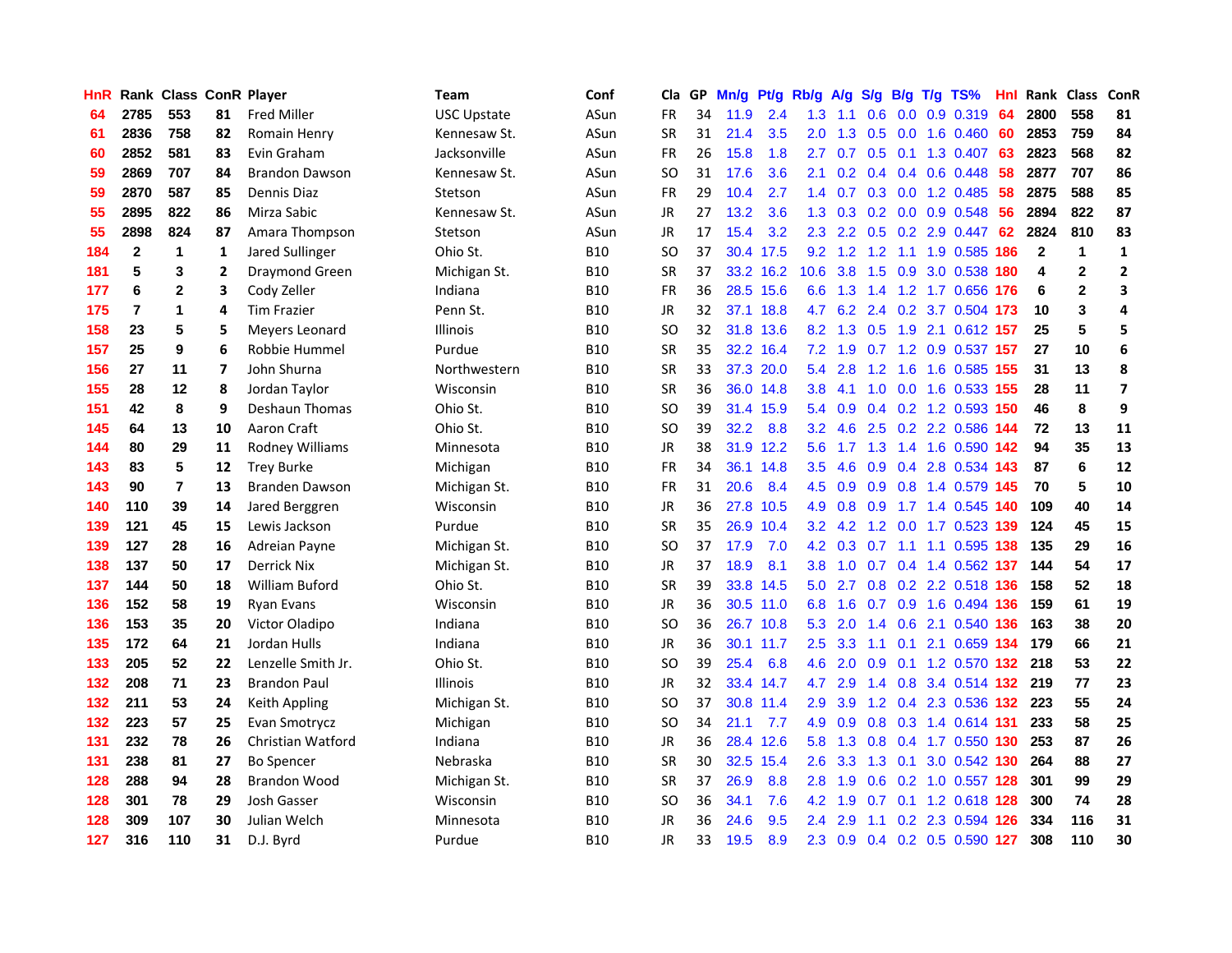| HnR | Rank | Class | ConR | Player | Team | Conf | Cla | GP | Mn/g | Pt/g | Rb/g | A/g | S/g | B/g | T/g | TS% | Hnl | Rank | Class | ConR |
|---|---|---|---|---|---|---|---|---|---|---|---|---|---|---|---|---|---|---|---|---|
| 64 | 2785 | 553 | 81 | Fred Miller | USC Upstate | ASun | FR | 34 | 11.9 | 2.4 | 1.3 | 1.1 | 0.6 | 0.0 | 0.9 | 0.319 | 64 | 2800 | 558 | 81 |
| 61 | 2836 | 758 | 82 | Romain Henry | Kennesaw St. | ASun | SR | 31 | 21.4 | 3.5 | 2.0 | 1.3 | 0.5 | 0.0 | 1.6 | 0.460 | 60 | 2853 | 759 | 84 |
| 60 | 2852 | 581 | 83 | Evin Graham | Jacksonville | ASun | FR | 26 | 15.8 | 1.8 | 2.7 | 0.7 | 0.5 | 0.1 | 1.3 | 0.407 | 63 | 2823 | 568 | 82 |
| 59 | 2869 | 707 | 84 | Brandon Dawson | Kennesaw St. | ASun | SO | 31 | 17.6 | 3.6 | 2.1 | 0.2 | 0.4 | 0.4 | 0.6 | 0.448 | 58 | 2877 | 707 | 86 |
| 59 | 2870 | 587 | 85 | Dennis Diaz | Stetson | ASun | FR | 29 | 10.4 | 2.7 | 1.4 | 0.7 | 0.3 | 0.0 | 1.2 | 0.485 | 58 | 2875 | 588 | 85 |
| 55 | 2895 | 822 | 86 | Mirza Sabic | Kennesaw St. | ASun | JR | 27 | 13.2 | 3.6 | 1.3 | 0.3 | 0.2 | 0.0 | 0.9 | 0.548 | 56 | 2894 | 822 | 87 |
| 55 | 2898 | 824 | 87 | Amara Thompson | Stetson | ASun | JR | 17 | 15.4 | 3.2 | 2.3 | 2.2 | 0.5 | 0.2 | 2.9 | 0.447 | 62 | 2824 | 810 | 83 |
| 184 | 2 | 1 | 1 | Jared Sullinger | Ohio St. | B10 | SO | 37 | 30.4 | 17.5 | 9.2 | 1.2 | 1.2 | 1.1 | 1.9 | 0.585 | 186 | 2 | 1 | 1 |
| 181 | 5 | 3 | 2 | Draymond Green | Michigan St. | B10 | SR | 37 | 33.2 | 16.2 | 10.6 | 3.8 | 1.5 | 0.9 | 3.0 | 0.538 | 180 | 4 | 2 | 2 |
| 177 | 6 | 2 | 3 | Cody Zeller | Indiana | B10 | FR | 36 | 28.5 | 15.6 | 6.6 | 1.3 | 1.4 | 1.2 | 1.7 | 0.656 | 176 | 6 | 2 | 3 |
| 175 | 7 | 1 | 4 | Tim Frazier | Penn St. | B10 | JR | 32 | 37.1 | 18.8 | 4.7 | 6.2 | 2.4 | 0.2 | 3.7 | 0.504 | 173 | 10 | 3 | 4 |
| 158 | 23 | 5 | 5 | Meyers Leonard | Illinois | B10 | SO | 32 | 31.8 | 13.6 | 8.2 | 1.3 | 0.5 | 1.9 | 2.1 | 0.612 | 157 | 25 | 5 | 5 |
| 157 | 25 | 9 | 6 | Robbie Hummel | Purdue | B10 | SR | 35 | 32.2 | 16.4 | 7.2 | 1.9 | 0.7 | 1.2 | 0.9 | 0.537 | 157 | 27 | 10 | 6 |
| 156 | 27 | 11 | 7 | John Shurna | Northwestern | B10 | SR | 33 | 37.3 | 20.0 | 5.4 | 2.8 | 1.2 | 1.6 | 1.6 | 0.585 | 155 | 31 | 13 | 8 |
| 155 | 28 | 12 | 8 | Jordan Taylor | Wisconsin | B10 | SR | 36 | 36.0 | 14.8 | 3.8 | 4.1 | 1.0 | 0.0 | 1.6 | 0.533 | 155 | 28 | 11 | 7 |
| 151 | 42 | 8 | 9 | Deshaun Thomas | Ohio St. | B10 | SO | 39 | 31.4 | 15.9 | 5.4 | 0.9 | 0.4 | 0.2 | 1.2 | 0.593 | 150 | 46 | 8 | 9 |
| 145 | 64 | 13 | 10 | Aaron Craft | Ohio St. | B10 | SO | 39 | 32.2 | 8.8 | 3.2 | 4.6 | 2.5 | 0.2 | 2.2 | 0.586 | 144 | 72 | 13 | 11 |
| 144 | 80 | 29 | 11 | Rodney Williams | Minnesota | B10 | JR | 38 | 31.9 | 12.2 | 5.6 | 1.7 | 1.3 | 1.4 | 1.6 | 0.590 | 142 | 94 | 35 | 13 |
| 143 | 83 | 5 | 12 | Trey Burke | Michigan | B10 | FR | 34 | 36.1 | 14.8 | 3.5 | 4.6 | 0.9 | 0.4 | 2.8 | 0.534 | 143 | 87 | 6 | 12 |
| 143 | 90 | 7 | 13 | Branden Dawson | Michigan St. | B10 | FR | 31 | 20.6 | 8.4 | 4.5 | 0.9 | 0.9 | 0.8 | 1.4 | 0.579 | 145 | 70 | 5 | 10 |
| 140 | 110 | 39 | 14 | Jared Berggren | Wisconsin | B10 | JR | 36 | 27.8 | 10.5 | 4.9 | 0.8 | 0.9 | 1.7 | 1.4 | 0.545 | 140 | 109 | 40 | 14 |
| 139 | 121 | 45 | 15 | Lewis Jackson | Purdue | B10 | SR | 35 | 26.9 | 10.4 | 3.2 | 4.2 | 1.2 | 0.0 | 1.7 | 0.523 | 139 | 124 | 45 | 15 |
| 139 | 127 | 28 | 16 | Adreian Payne | Michigan St. | B10 | SO | 37 | 17.9 | 7.0 | 4.2 | 0.3 | 0.7 | 1.1 | 1.1 | 0.595 | 138 | 135 | 29 | 16 |
| 138 | 137 | 50 | 17 | Derrick Nix | Michigan St. | B10 | JR | 37 | 18.9 | 8.1 | 3.8 | 1.0 | 0.7 | 0.4 | 1.4 | 0.562 | 137 | 144 | 54 | 17 |
| 137 | 144 | 50 | 18 | William Buford | Ohio St. | B10 | SR | 39 | 33.8 | 14.5 | 5.0 | 2.7 | 0.8 | 0.2 | 2.2 | 0.518 | 136 | 158 | 52 | 18 |
| 136 | 152 | 58 | 19 | Ryan Evans | Wisconsin | B10 | JR | 36 | 30.5 | 11.0 | 6.8 | 1.6 | 0.7 | 0.9 | 1.6 | 0.494 | 136 | 159 | 61 | 19 |
| 136 | 153 | 35 | 20 | Victor Oladipo | Indiana | B10 | SO | 36 | 26.7 | 10.8 | 5.3 | 2.0 | 1.4 | 0.6 | 2.1 | 0.540 | 136 | 163 | 38 | 20 |
| 135 | 172 | 64 | 21 | Jordan Hulls | Indiana | B10 | JR | 36 | 30.1 | 11.7 | 2.5 | 3.3 | 1.1 | 0.1 | 2.1 | 0.659 | 134 | 179 | 66 | 21 |
| 133 | 205 | 52 | 22 | Lenzelle Smith Jr. | Ohio St. | B10 | SO | 39 | 25.4 | 6.8 | 4.6 | 2.0 | 0.9 | 0.1 | 1.2 | 0.570 | 132 | 218 | 53 | 22 |
| 132 | 208 | 71 | 23 | Brandon Paul | Illinois | B10 | JR | 32 | 33.4 | 14.7 | 4.7 | 2.9 | 1.4 | 0.8 | 3.4 | 0.514 | 132 | 219 | 77 | 23 |
| 132 | 211 | 53 | 24 | Keith Appling | Michigan St. | B10 | SO | 37 | 30.8 | 11.4 | 2.9 | 3.9 | 1.2 | 0.4 | 2.3 | 0.536 | 132 | 223 | 55 | 24 |
| 132 | 223 | 57 | 25 | Evan Smotrycz | Michigan | B10 | SO | 34 | 21.1 | 7.7 | 4.9 | 0.9 | 0.8 | 0.3 | 1.4 | 0.614 | 131 | 233 | 58 | 25 |
| 131 | 232 | 78 | 26 | Christian Watford | Indiana | B10 | JR | 36 | 28.4 | 12.6 | 5.8 | 1.3 | 0.8 | 0.4 | 1.7 | 0.550 | 130 | 253 | 87 | 26 |
| 131 | 238 | 81 | 27 | Bo Spencer | Nebraska | B10 | SR | 30 | 32.5 | 15.4 | 2.6 | 3.3 | 1.3 | 0.1 | 3.0 | 0.542 | 130 | 264 | 88 | 27 |
| 128 | 288 | 94 | 28 | Brandon Wood | Michigan St. | B10 | SR | 37 | 26.9 | 8.8 | 2.8 | 1.9 | 0.6 | 0.2 | 1.0 | 0.557 | 128 | 301 | 99 | 29 |
| 128 | 301 | 78 | 29 | Josh Gasser | Wisconsin | B10 | SO | 36 | 34.1 | 7.6 | 4.2 | 1.9 | 0.7 | 0.1 | 1.2 | 0.618 | 128 | 300 | 74 | 28 |
| 128 | 309 | 107 | 30 | Julian Welch | Minnesota | B10 | JR | 36 | 24.6 | 9.5 | 2.4 | 2.9 | 1.1 | 0.2 | 2.3 | 0.594 | 126 | 334 | 116 | 31 |
| 127 | 316 | 110 | 31 | D.J. Byrd | Purdue | B10 | JR | 33 | 19.5 | 8.9 | 2.3 | 0.9 | 0.4 | 0.2 | 0.5 | 0.590 | 127 | 308 | 110 | 30 |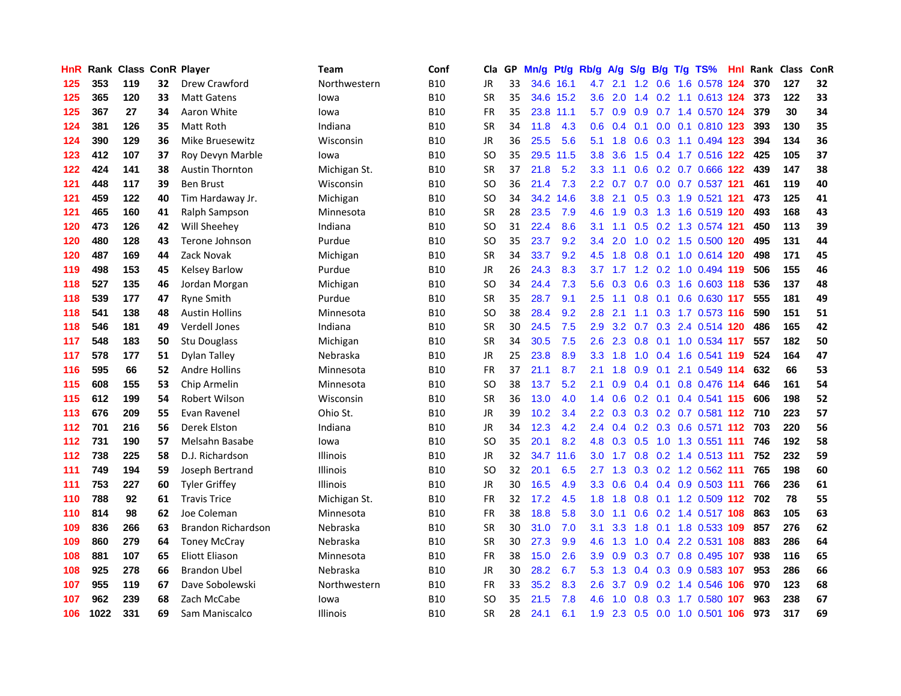| HnR | Rank | Class | ConR | Player | Team | Conf | Cla | GP | Mn/g | Pt/g | Rb/g | A/g | S/g | B/g | T/g | TS% | HnI | Rank | Class | ConR |
|---|---|---|---|---|---|---|---|---|---|---|---|---|---|---|---|---|---|---|---|---|
| 125 | 353 | 119 | 32 | Drew Crawford | Northwestern | B10 | JR | 33 | 34.6 | 16.1 | 4.7 | 2.1 | 1.2 | 0.6 | 1.6 | 0.578 | 124 | 370 | 127 | 32 |
| 125 | 365 | 120 | 33 | Matt Gatens | Iowa | B10 | SR | 35 | 34.6 | 15.2 | 3.6 | 2.0 | 1.4 | 0.2 | 1.1 | 0.613 | 124 | 373 | 122 | 33 |
| 125 | 367 | 27 | 34 | Aaron White | Iowa | B10 | FR | 35 | 23.8 | 11.1 | 5.7 | 0.9 | 0.9 | 0.7 | 1.4 | 0.570 | 124 | 379 | 30 | 34 |
| 124 | 381 | 126 | 35 | Matt Roth | Indiana | B10 | SR | 34 | 11.8 | 4.3 | 0.6 | 0.4 | 0.1 | 0.0 | 0.1 | 0.810 | 123 | 393 | 130 | 35 |
| 124 | 390 | 129 | 36 | Mike Bruesewitz | Wisconsin | B10 | JR | 36 | 25.5 | 5.6 | 5.1 | 1.8 | 0.6 | 0.3 | 1.1 | 0.494 | 123 | 394 | 134 | 36 |
| 123 | 412 | 107 | 37 | Roy Devyn Marble | Iowa | B10 | SO | 35 | 29.5 | 11.5 | 3.8 | 3.6 | 1.5 | 0.4 | 1.7 | 0.516 | 122 | 425 | 105 | 37 |
| 122 | 424 | 141 | 38 | Austin Thornton | Michigan St. | B10 | SR | 37 | 21.8 | 5.2 | 3.3 | 1.1 | 0.6 | 0.2 | 0.7 | 0.666 | 122 | 439 | 147 | 38 |
| 121 | 448 | 117 | 39 | Ben Brust | Wisconsin | B10 | SO | 36 | 21.4 | 7.3 | 2.2 | 0.7 | 0.7 | 0.0 | 0.7 | 0.537 | 121 | 461 | 119 | 40 |
| 121 | 459 | 122 | 40 | Tim Hardaway Jr. | Michigan | B10 | SO | 34 | 34.2 | 14.6 | 3.8 | 2.1 | 0.5 | 0.3 | 1.9 | 0.521 | 121 | 473 | 125 | 41 |
| 121 | 465 | 160 | 41 | Ralph Sampson | Minnesota | B10 | SR | 28 | 23.5 | 7.9 | 4.6 | 1.9 | 0.3 | 1.3 | 1.6 | 0.519 | 120 | 493 | 168 | 43 |
| 120 | 473 | 126 | 42 | Will Sheehey | Indiana | B10 | SO | 31 | 22.4 | 8.6 | 3.1 | 1.1 | 0.5 | 0.2 | 1.3 | 0.574 | 121 | 450 | 113 | 39 |
| 120 | 480 | 128 | 43 | Terone Johnson | Purdue | B10 | SO | 35 | 23.7 | 9.2 | 3.4 | 2.0 | 1.0 | 0.2 | 1.5 | 0.500 | 120 | 495 | 131 | 44 |
| 120 | 487 | 169 | 44 | Zack Novak | Michigan | B10 | SR | 34 | 33.7 | 9.2 | 4.5 | 1.8 | 0.8 | 0.1 | 1.0 | 0.614 | 120 | 498 | 171 | 45 |
| 119 | 498 | 153 | 45 | Kelsey Barlow | Purdue | B10 | JR | 26 | 24.3 | 8.3 | 3.7 | 1.7 | 1.2 | 0.2 | 1.0 | 0.494 | 119 | 506 | 155 | 46 |
| 118 | 527 | 135 | 46 | Jordan Morgan | Michigan | B10 | SO | 34 | 24.4 | 7.3 | 5.6 | 0.3 | 0.6 | 0.3 | 1.6 | 0.603 | 118 | 536 | 137 | 48 |
| 118 | 539 | 177 | 47 | Ryne Smith | Purdue | B10 | SR | 35 | 28.7 | 9.1 | 2.5 | 1.1 | 0.8 | 0.1 | 0.6 | 0.630 | 117 | 555 | 181 | 49 |
| 118 | 541 | 138 | 48 | Austin Hollins | Minnesota | B10 | SO | 38 | 28.4 | 9.2 | 2.8 | 2.1 | 1.1 | 0.3 | 1.7 | 0.573 | 116 | 590 | 151 | 51 |
| 118 | 546 | 181 | 49 | Verdell Jones | Indiana | B10 | SR | 30 | 24.5 | 7.5 | 2.9 | 3.2 | 0.7 | 0.3 | 2.4 | 0.514 | 120 | 486 | 165 | 42 |
| 117 | 548 | 183 | 50 | Stu Douglass | Michigan | B10 | SR | 34 | 30.5 | 7.5 | 2.6 | 2.3 | 0.8 | 0.1 | 1.0 | 0.534 | 117 | 557 | 182 | 50 |
| 117 | 578 | 177 | 51 | Dylan Talley | Nebraska | B10 | JR | 25 | 23.8 | 8.9 | 3.3 | 1.8 | 1.0 | 0.4 | 1.6 | 0.541 | 119 | 524 | 164 | 47 |
| 116 | 595 | 66 | 52 | Andre Hollins | Minnesota | B10 | FR | 37 | 21.1 | 8.7 | 2.1 | 1.8 | 0.9 | 0.1 | 2.1 | 0.549 | 114 | 632 | 66 | 53 |
| 115 | 608 | 155 | 53 | Chip Armelin | Minnesota | B10 | SO | 38 | 13.7 | 5.2 | 2.1 | 0.9 | 0.4 | 0.1 | 0.8 | 0.476 | 114 | 646 | 161 | 54 |
| 115 | 612 | 199 | 54 | Robert Wilson | Wisconsin | B10 | SR | 36 | 13.0 | 4.0 | 1.4 | 0.6 | 0.2 | 0.1 | 0.4 | 0.541 | 115 | 606 | 198 | 52 |
| 113 | 676 | 209 | 55 | Evan Ravenel | Ohio St. | B10 | JR | 39 | 10.2 | 3.4 | 2.2 | 0.3 | 0.3 | 0.2 | 0.7 | 0.581 | 112 | 710 | 223 | 57 |
| 112 | 701 | 216 | 56 | Derek Elston | Indiana | B10 | JR | 34 | 12.3 | 4.2 | 2.4 | 0.4 | 0.2 | 0.3 | 0.6 | 0.571 | 112 | 703 | 220 | 56 |
| 112 | 731 | 190 | 57 | Melsahn Basabe | Iowa | B10 | SO | 35 | 20.1 | 8.2 | 4.8 | 0.3 | 0.5 | 1.0 | 1.3 | 0.551 | 111 | 746 | 192 | 58 |
| 112 | 738 | 225 | 58 | D.J. Richardson | Illinois | B10 | JR | 32 | 34.7 | 11.6 | 3.0 | 1.7 | 0.8 | 0.2 | 1.4 | 0.513 | 111 | 752 | 232 | 59 |
| 111 | 749 | 194 | 59 | Joseph Bertrand | Illinois | B10 | SO | 32 | 20.1 | 6.5 | 2.7 | 1.3 | 0.3 | 0.2 | 1.2 | 0.562 | 111 | 765 | 198 | 60 |
| 111 | 753 | 227 | 60 | Tyler Griffey | Illinois | B10 | JR | 30 | 16.5 | 4.9 | 3.3 | 0.6 | 0.4 | 0.4 | 0.9 | 0.503 | 111 | 766 | 236 | 61 |
| 110 | 788 | 92 | 61 | Travis Trice | Michigan St. | B10 | FR | 32 | 17.2 | 4.5 | 1.8 | 1.8 | 0.8 | 0.1 | 1.2 | 0.509 | 112 | 702 | 78 | 55 |
| 110 | 814 | 98 | 62 | Joe Coleman | Minnesota | B10 | FR | 38 | 18.8 | 5.8 | 3.0 | 1.1 | 0.6 | 0.2 | 1.4 | 0.517 | 108 | 863 | 105 | 63 |
| 109 | 836 | 266 | 63 | Brandon Richardson | Nebraska | B10 | SR | 30 | 31.0 | 7.0 | 3.1 | 3.3 | 1.8 | 0.1 | 1.8 | 0.533 | 109 | 857 | 276 | 62 |
| 109 | 860 | 279 | 64 | Toney McCray | Nebraska | B10 | SR | 30 | 27.3 | 9.9 | 4.6 | 1.3 | 1.0 | 0.4 | 2.2 | 0.531 | 108 | 883 | 286 | 64 |
| 108 | 881 | 107 | 65 | Eliott Eliason | Minnesota | B10 | FR | 38 | 15.0 | 2.6 | 3.9 | 0.9 | 0.3 | 0.7 | 0.8 | 0.495 | 107 | 938 | 116 | 65 |
| 108 | 925 | 278 | 66 | Brandon Ubel | Nebraska | B10 | JR | 30 | 28.2 | 6.7 | 5.3 | 1.3 | 0.4 | 0.3 | 0.9 | 0.583 | 107 | 953 | 286 | 66 |
| 107 | 955 | 119 | 67 | Dave Sobolewski | Northwestern | B10 | FR | 33 | 35.2 | 8.3 | 2.6 | 3.7 | 0.9 | 0.2 | 1.4 | 0.546 | 106 | 970 | 123 | 68 |
| 107 | 962 | 239 | 68 | Zach McCabe | Iowa | B10 | SO | 35 | 21.5 | 7.8 | 4.6 | 1.0 | 0.8 | 0.3 | 1.7 | 0.580 | 107 | 963 | 238 | 67 |
| 106 | 1022 | 331 | 69 | Sam Maniscalco | Illinois | B10 | SR | 28 | 24.1 | 6.1 | 1.9 | 2.3 | 0.5 | 0.0 | 1.0 | 0.501 | 106 | 973 | 317 | 69 |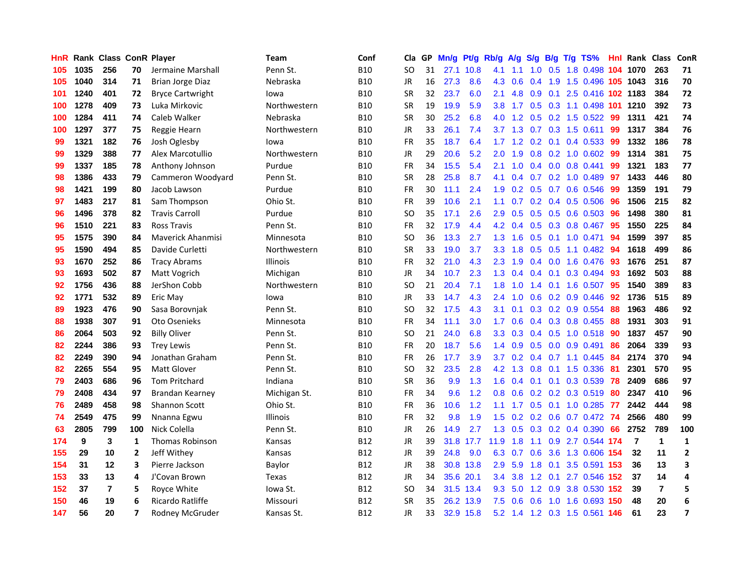| HnR | Rank | Class | ConR | Player | Team | Conf | Cla | GP | Mn/g | Pt/g | Rb/g | A/g | S/g | B/g | T/g | TS% | Hnl | Rank | Class | ConR |
|---|---|---|---|---|---|---|---|---|---|---|---|---|---|---|---|---|---|---|---|---|
| 105 | 1035 | 256 | 70 | Jermaine Marshall | Penn St. | B10 | SO | 31 | 27.1 | 10.8 | 4.1 | 1.1 | 1.0 | 0.5 | 1.8 | 0.498 | 104 | 1070 | 263 | 71 |
| 105 | 1040 | 314 | 71 | Brian Jorge Diaz | Nebraska | B10 | JR | 16 | 27.3 | 8.6 | 4.3 | 0.6 | 0.4 | 1.9 | 1.5 | 0.496 | 105 | 1043 | 316 | 70 |
| 101 | 1240 | 401 | 72 | Bryce Cartwright | Iowa | B10 | SR | 32 | 23.7 | 6.0 | 2.1 | 4.8 | 0.9 | 0.1 | 2.5 | 0.416 | 102 | 1183 | 384 | 72 |
| 100 | 1278 | 409 | 73 | Luka Mirkovic | Northwestern | B10 | SR | 19 | 19.9 | 5.9 | 3.8 | 1.7 | 0.5 | 0.3 | 1.1 | 0.498 | 101 | 1210 | 392 | 73 |
| 100 | 1284 | 411 | 74 | Caleb Walker | Nebraska | B10 | SR | 30 | 25.2 | 6.8 | 4.0 | 1.2 | 0.5 | 0.2 | 1.5 | 0.522 | 99 | 1311 | 421 | 74 |
| 100 | 1297 | 377 | 75 | Reggie Hearn | Northwestern | B10 | JR | 33 | 26.1 | 7.4 | 3.7 | 1.3 | 0.7 | 0.3 | 1.5 | 0.611 | 99 | 1317 | 384 | 76 |
| 99 | 1321 | 182 | 76 | Josh Oglesby | Iowa | B10 | FR | 35 | 18.7 | 6.4 | 1.7 | 1.2 | 0.2 | 0.1 | 0.4 | 0.533 | 99 | 1332 | 186 | 78 |
| 99 | 1329 | 388 | 77 | Alex Marcotullio | Northwestern | B10 | JR | 29 | 20.6 | 5.2 | 2.0 | 1.9 | 0.8 | 0.2 | 1.0 | 0.602 | 99 | 1314 | 381 | 75 |
| 99 | 1337 | 185 | 78 | Anthony Johnson | Purdue | B10 | FR | 34 | 15.5 | 5.4 | 2.1 | 1.0 | 0.4 | 0.0 | 0.8 | 0.441 | 99 | 1321 | 183 | 77 |
| 98 | 1386 | 433 | 79 | Cammeron Woodyard | Penn St. | B10 | SR | 28 | 25.8 | 8.7 | 4.1 | 0.4 | 0.7 | 0.2 | 1.0 | 0.489 | 97 | 1433 | 446 | 80 |
| 98 | 1421 | 199 | 80 | Jacob Lawson | Purdue | B10 | FR | 30 | 11.1 | 2.4 | 1.9 | 0.2 | 0.5 | 0.7 | 0.6 | 0.546 | 99 | 1359 | 191 | 79 |
| 97 | 1483 | 217 | 81 | Sam Thompson | Ohio St. | B10 | FR | 39 | 10.6 | 2.1 | 1.1 | 0.7 | 0.2 | 0.4 | 0.5 | 0.506 | 96 | 1506 | 215 | 82 |
| 96 | 1496 | 378 | 82 | Travis Carroll | Purdue | B10 | SO | 35 | 17.1 | 2.6 | 2.9 | 0.5 | 0.5 | 0.5 | 0.6 | 0.503 | 96 | 1498 | 380 | 81 |
| 96 | 1510 | 221 | 83 | Ross Travis | Penn St. | B10 | FR | 32 | 17.9 | 4.4 | 4.2 | 0.4 | 0.5 | 0.3 | 0.8 | 0.467 | 95 | 1550 | 225 | 84 |
| 95 | 1575 | 390 | 84 | Maverick Ahanmisi | Minnesota | B10 | SO | 36 | 13.3 | 2.7 | 1.3 | 1.6 | 0.5 | 0.1 | 1.0 | 0.471 | 94 | 1599 | 397 | 85 |
| 95 | 1590 | 494 | 85 | Davide Curletti | Northwestern | B10 | SR | 33 | 19.0 | 3.7 | 3.3 | 1.8 | 0.5 | 0.5 | 1.1 | 0.482 | 94 | 1618 | 499 | 86 |
| 93 | 1670 | 252 | 86 | Tracy Abrams | Illinois | B10 | FR | 32 | 21.0 | 4.3 | 2.3 | 1.9 | 0.4 | 0.0 | 1.6 | 0.476 | 93 | 1676 | 251 | 87 |
| 93 | 1693 | 502 | 87 | Matt Vogrich | Michigan | B10 | JR | 34 | 10.7 | 2.3 | 1.3 | 0.4 | 0.4 | 0.1 | 0.3 | 0.494 | 93 | 1692 | 503 | 88 |
| 92 | 1756 | 436 | 88 | JerShon Cobb | Northwestern | B10 | SO | 21 | 20.4 | 7.1 | 1.8 | 1.0 | 1.4 | 0.1 | 1.6 | 0.507 | 95 | 1540 | 389 | 83 |
| 92 | 1771 | 532 | 89 | Eric May | Iowa | B10 | JR | 33 | 14.7 | 4.3 | 2.4 | 1.0 | 0.6 | 0.2 | 0.9 | 0.446 | 92 | 1736 | 515 | 89 |
| 89 | 1923 | 476 | 90 | Sasa Borovnjak | Penn St. | B10 | SO | 32 | 17.5 | 4.3 | 3.1 | 0.1 | 0.3 | 0.2 | 0.9 | 0.554 | 88 | 1963 | 486 | 92 |
| 88 | 1938 | 307 | 91 | Oto Osenieks | Minnesota | B10 | FR | 34 | 11.1 | 3.0 | 1.7 | 0.6 | 0.4 | 0.3 | 0.8 | 0.455 | 88 | 1931 | 303 | 91 |
| 86 | 2064 | 503 | 92 | Billy Oliver | Penn St. | B10 | SO | 21 | 24.0 | 6.8 | 3.3 | 0.3 | 0.4 | 0.5 | 1.0 | 0.518 | 90 | 1837 | 457 | 90 |
| 82 | 2244 | 386 | 93 | Trey Lewis | Penn St. | B10 | FR | 20 | 18.7 | 5.6 | 1.4 | 0.9 | 0.5 | 0.0 | 0.9 | 0.491 | 86 | 2064 | 339 | 93 |
| 82 | 2249 | 390 | 94 | Jonathan Graham | Penn St. | B10 | FR | 26 | 17.7 | 3.9 | 3.7 | 0.2 | 0.4 | 0.7 | 1.1 | 0.445 | 84 | 2174 | 370 | 94 |
| 82 | 2265 | 554 | 95 | Matt Glover | Penn St. | B10 | SO | 32 | 23.5 | 2.8 | 4.2 | 1.3 | 0.8 | 0.1 | 1.5 | 0.336 | 81 | 2301 | 570 | 95 |
| 79 | 2403 | 686 | 96 | Tom Pritchard | Indiana | B10 | SR | 36 | 9.9 | 1.3 | 1.6 | 0.4 | 0.1 | 0.1 | 0.3 | 0.539 | 78 | 2409 | 686 | 97 |
| 79 | 2408 | 434 | 97 | Brandan Kearney | Michigan St. | B10 | FR | 34 | 9.6 | 1.2 | 0.8 | 0.6 | 0.2 | 0.2 | 0.3 | 0.519 | 80 | 2347 | 410 | 96 |
| 76 | 2489 | 458 | 98 | Shannon Scott | Ohio St. | B10 | FR | 36 | 10.6 | 1.2 | 1.1 | 1.7 | 0.5 | 0.1 | 1.0 | 0.285 | 77 | 2442 | 444 | 98 |
| 74 | 2549 | 475 | 99 | Nnanna Egwu | Illinois | B10 | FR | 32 | 9.8 | 1.9 | 1.5 | 0.2 | 0.2 | 0.6 | 0.7 | 0.472 | 74 | 2566 | 480 | 99 |
| 63 | 2805 | 799 | 100 | Nick Colella | Penn St. | B10 | JR | 26 | 14.9 | 2.7 | 1.3 | 0.5 | 0.3 | 0.2 | 0.4 | 0.390 | 66 | 2752 | 789 | 100 |
| 174 | 9 | 3 | 1 | Thomas Robinson | Kansas | B12 | JR | 39 | 31.8 | 17.7 | 11.9 | 1.8 | 1.1 | 0.9 | 2.7 | 0.544 | 174 | 7 | 1 | 1 |
| 155 | 29 | 10 | 2 | Jeff Withey | Kansas | B12 | JR | 39 | 24.8 | 9.0 | 6.3 | 0.7 | 0.6 | 3.6 | 1.3 | 0.606 | 154 | 32 | 11 | 2 |
| 154 | 31 | 12 | 3 | Pierre Jackson | Baylor | B12 | JR | 38 | 30.8 | 13.8 | 2.9 | 5.9 | 1.8 | 0.1 | 3.5 | 0.591 | 153 | 36 | 13 | 3 |
| 153 | 33 | 13 | 4 | J'Covan Brown | Texas | B12 | JR | 34 | 35.6 | 20.1 | 3.4 | 3.8 | 1.2 | 0.1 | 2.7 | 0.546 | 152 | 37 | 14 | 4 |
| 152 | 37 | 7 | 5 | Royce White | Iowa St. | B12 | SO | 34 | 31.5 | 13.4 | 9.3 | 5.0 | 1.2 | 0.9 | 3.8 | 0.530 | 152 | 39 | 7 | 5 |
| 150 | 46 | 19 | 6 | Ricardo Ratliffe | Missouri | B12 | SR | 35 | 26.2 | 13.9 | 7.5 | 0.6 | 0.6 | 1.0 | 1.6 | 0.693 | 150 | 48 | 20 | 6 |
| 147 | 56 | 20 | 7 | Rodney McGruder | Kansas St. | B12 | JR | 33 | 32.9 | 15.8 | 5.2 | 1.4 | 1.2 | 0.3 | 1.5 | 0.561 | 146 | 61 | 23 | 7 |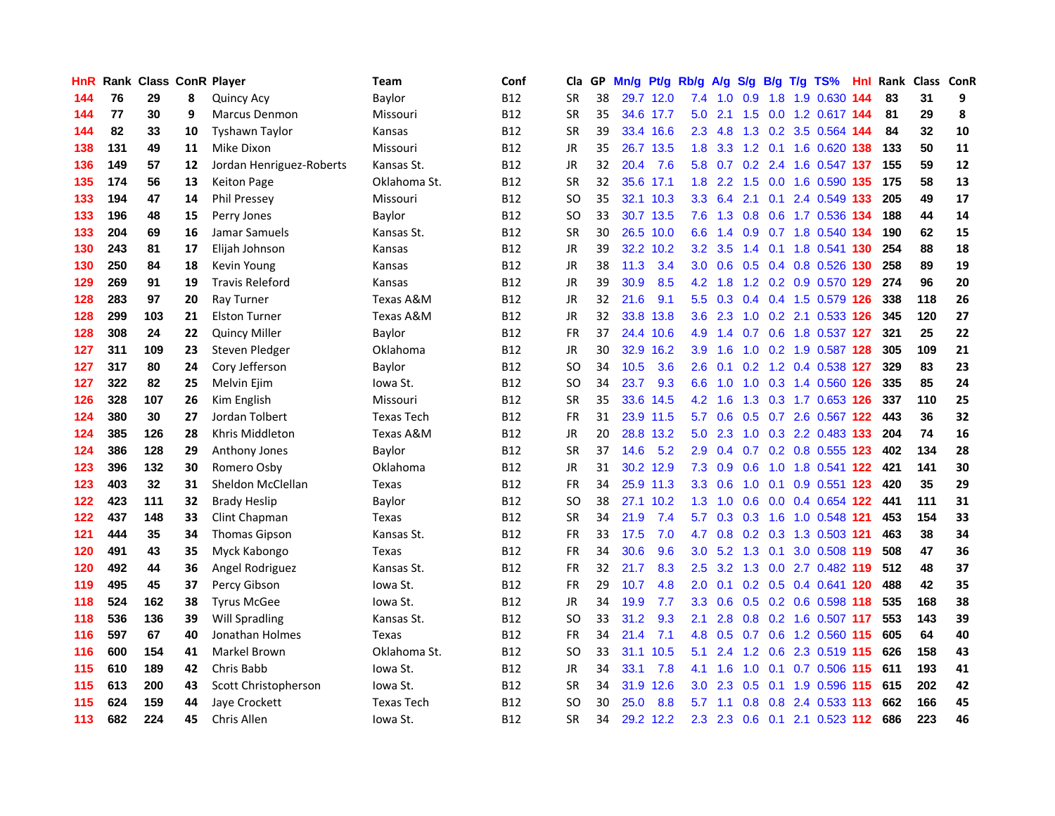| HnR | Rank | Class | ConR | Player | Team | Conf | Cla | GP | Mn/g | Pt/g | Rb/g | A/g | S/g | B/g | T/g | TS% | HnI | Rank | Class | ConR |
|---|---|---|---|---|---|---|---|---|---|---|---|---|---|---|---|---|---|---|---|---|
| 144 | 76 | 29 | 8 | Quincy Acy | Baylor | B12 | SR | 38 | 29.7 | 12.0 | 7.4 | 1.0 | 0.9 | 1.8 | 1.9 | 0.630 | 144 | 83 | 31 | 9 |
| 144 | 77 | 30 | 9 | Marcus Denmon | Missouri | B12 | SR | 35 | 34.6 | 17.7 | 5.0 | 2.1 | 1.5 | 0.0 | 1.2 | 0.617 | 144 | 81 | 29 | 8 |
| 144 | 82 | 33 | 10 | Tyshawn Taylor | Kansas | B12 | SR | 39 | 33.4 | 16.6 | 2.3 | 4.8 | 1.3 | 0.2 | 3.5 | 0.564 | 144 | 84 | 32 | 10 |
| 138 | 131 | 49 | 11 | Mike Dixon | Missouri | B12 | JR | 35 | 26.7 | 13.5 | 1.8 | 3.3 | 1.2 | 0.1 | 1.6 | 0.620 | 138 | 133 | 50 | 11 |
| 136 | 149 | 57 | 12 | Jordan Henriquez-Roberts | Kansas St. | B12 | JR | 32 | 20.4 | 7.6 | 5.8 | 0.7 | 0.2 | 2.4 | 1.6 | 0.547 | 137 | 155 | 59 | 12 |
| 135 | 174 | 56 | 13 | Keiton Page | Oklahoma St. | B12 | SR | 32 | 35.6 | 17.1 | 1.8 | 2.2 | 1.5 | 0.0 | 1.6 | 0.590 | 135 | 175 | 58 | 13 |
| 133 | 194 | 47 | 14 | Phil Pressey | Missouri | B12 | SO | 35 | 32.1 | 10.3 | 3.3 | 6.4 | 2.1 | 0.1 | 2.4 | 0.549 | 133 | 205 | 49 | 17 |
| 133 | 196 | 48 | 15 | Perry Jones | Baylor | B12 | SO | 33 | 30.7 | 13.5 | 7.6 | 1.3 | 0.8 | 0.6 | 1.7 | 0.536 | 134 | 188 | 44 | 14 |
| 133 | 204 | 69 | 16 | Jamar Samuels | Kansas St. | B12 | SR | 30 | 26.5 | 10.0 | 6.6 | 1.4 | 0.9 | 0.7 | 1.8 | 0.540 | 134 | 190 | 62 | 15 |
| 130 | 243 | 81 | 17 | Elijah Johnson | Kansas | B12 | JR | 39 | 32.2 | 10.2 | 3.2 | 3.5 | 1.4 | 0.1 | 1.8 | 0.541 | 130 | 254 | 88 | 18 |
| 130 | 250 | 84 | 18 | Kevin Young | Kansas | B12 | JR | 38 | 11.3 | 3.4 | 3.0 | 0.6 | 0.5 | 0.4 | 0.8 | 0.526 | 130 | 258 | 89 | 19 |
| 129 | 269 | 91 | 19 | Travis Releford | Kansas | B12 | JR | 39 | 30.9 | 8.5 | 4.2 | 1.8 | 1.2 | 0.2 | 0.9 | 0.570 | 129 | 274 | 96 | 20 |
| 128 | 283 | 97 | 20 | Ray Turner | Texas A&M | B12 | JR | 32 | 21.6 | 9.1 | 5.5 | 0.3 | 0.4 | 0.4 | 1.5 | 0.579 | 126 | 338 | 118 | 26 |
| 128 | 299 | 103 | 21 | Elston Turner | Texas A&M | B12 | JR | 32 | 33.8 | 13.8 | 3.6 | 2.3 | 1.0 | 0.2 | 2.1 | 0.533 | 126 | 345 | 120 | 27 |
| 128 | 308 | 24 | 22 | Quincy Miller | Baylor | B12 | FR | 37 | 24.4 | 10.6 | 4.9 | 1.4 | 0.7 | 0.6 | 1.8 | 0.537 | 127 | 321 | 25 | 22 |
| 127 | 311 | 109 | 23 | Steven Pledger | Oklahoma | B12 | JR | 30 | 32.9 | 16.2 | 3.9 | 1.6 | 1.0 | 0.2 | 1.9 | 0.587 | 128 | 305 | 109 | 21 |
| 127 | 317 | 80 | 24 | Cory Jefferson | Baylor | B12 | SO | 34 | 10.5 | 3.6 | 2.6 | 0.1 | 0.2 | 1.2 | 0.4 | 0.538 | 127 | 329 | 83 | 23 |
| 127 | 322 | 82 | 25 | Melvin Ejim | Iowa St. | B12 | SO | 34 | 23.7 | 9.3 | 6.6 | 1.0 | 1.0 | 0.3 | 1.4 | 0.560 | 126 | 335 | 85 | 24 |
| 126 | 328 | 107 | 26 | Kim English | Missouri | B12 | SR | 35 | 33.6 | 14.5 | 4.2 | 1.6 | 1.3 | 0.3 | 1.7 | 0.653 | 126 | 337 | 110 | 25 |
| 124 | 380 | 30 | 27 | Jordan Tolbert | Texas Tech | B12 | FR | 31 | 23.9 | 11.5 | 5.7 | 0.6 | 0.5 | 0.7 | 2.6 | 0.567 | 122 | 443 | 36 | 32 |
| 124 | 385 | 126 | 28 | Khris Middleton | Texas A&M | B12 | JR | 20 | 28.8 | 13.2 | 5.0 | 2.3 | 1.0 | 0.3 | 2.2 | 0.483 | 133 | 204 | 74 | 16 |
| 124 | 386 | 128 | 29 | Anthony Jones | Baylor | B12 | SR | 37 | 14.6 | 5.2 | 2.9 | 0.4 | 0.7 | 0.2 | 0.8 | 0.555 | 123 | 402 | 134 | 28 |
| 123 | 396 | 132 | 30 | Romero Osby | Oklahoma | B12 | JR | 31 | 30.2 | 12.9 | 7.3 | 0.9 | 0.6 | 1.0 | 1.8 | 0.541 | 122 | 421 | 141 | 30 |
| 123 | 403 | 32 | 31 | Sheldon McClellan | Texas | B12 | FR | 34 | 25.9 | 11.3 | 3.3 | 0.6 | 1.0 | 0.1 | 0.9 | 0.551 | 123 | 420 | 35 | 29 |
| 122 | 423 | 111 | 32 | Brady Heslip | Baylor | B12 | SO | 38 | 27.1 | 10.2 | 1.3 | 1.0 | 0.6 | 0.0 | 0.4 | 0.654 | 122 | 441 | 111 | 31 |
| 122 | 437 | 148 | 33 | Clint Chapman | Texas | B12 | SR | 34 | 21.9 | 7.4 | 5.7 | 0.3 | 0.3 | 1.6 | 1.0 | 0.548 | 121 | 453 | 154 | 33 |
| 121 | 444 | 35 | 34 | Thomas Gipson | Kansas St. | B12 | FR | 33 | 17.5 | 7.0 | 4.7 | 0.8 | 0.2 | 0.3 | 1.3 | 0.503 | 121 | 463 | 38 | 34 |
| 120 | 491 | 43 | 35 | Myck Kabongo | Texas | B12 | FR | 34 | 30.6 | 9.6 | 3.0 | 5.2 | 1.3 | 0.1 | 3.0 | 0.508 | 119 | 508 | 47 | 36 |
| 120 | 492 | 44 | 36 | Angel Rodriguez | Kansas St. | B12 | FR | 32 | 21.7 | 8.3 | 2.5 | 3.2 | 1.3 | 0.0 | 2.7 | 0.482 | 119 | 512 | 48 | 37 |
| 119 | 495 | 45 | 37 | Percy Gibson | Iowa St. | B12 | FR | 29 | 10.7 | 4.8 | 2.0 | 0.1 | 0.2 | 0.5 | 0.4 | 0.641 | 120 | 488 | 42 | 35 |
| 118 | 524 | 162 | 38 | Tyrus McGee | Iowa St. | B12 | JR | 34 | 19.9 | 7.7 | 3.3 | 0.6 | 0.5 | 0.2 | 0.6 | 0.598 | 118 | 535 | 168 | 38 |
| 118 | 536 | 136 | 39 | Will Spradling | Kansas St. | B12 | SO | 33 | 31.2 | 9.3 | 2.1 | 2.8 | 0.8 | 0.2 | 1.6 | 0.507 | 117 | 553 | 143 | 39 |
| 116 | 597 | 67 | 40 | Jonathan Holmes | Texas | B12 | FR | 34 | 21.4 | 7.1 | 4.8 | 0.5 | 0.7 | 0.6 | 1.2 | 0.560 | 115 | 605 | 64 | 40 |
| 116 | 600 | 154 | 41 | Markel Brown | Oklahoma St. | B12 | SO | 33 | 31.1 | 10.5 | 5.1 | 2.4 | 1.2 | 0.6 | 2.3 | 0.519 | 115 | 626 | 158 | 43 |
| 115 | 610 | 189 | 42 | Chris Babb | Iowa St. | B12 | JR | 34 | 33.1 | 7.8 | 4.1 | 1.6 | 1.0 | 0.1 | 0.7 | 0.506 | 115 | 611 | 193 | 41 |
| 115 | 613 | 200 | 43 | Scott Christopherson | Iowa St. | B12 | SR | 34 | 31.9 | 12.6 | 3.0 | 2.3 | 0.5 | 0.1 | 1.9 | 0.596 | 115 | 615 | 202 | 42 |
| 115 | 624 | 159 | 44 | Jaye Crockett | Texas Tech | B12 | SO | 30 | 25.0 | 8.8 | 5.7 | 1.1 | 0.8 | 0.8 | 2.4 | 0.533 | 113 | 662 | 166 | 45 |
| 113 | 682 | 224 | 45 | Chris Allen | Iowa St. | B12 | SR | 34 | 29.2 | 12.2 | 2.3 | 2.3 | 0.6 | 0.1 | 2.1 | 0.523 | 112 | 686 | 223 | 46 |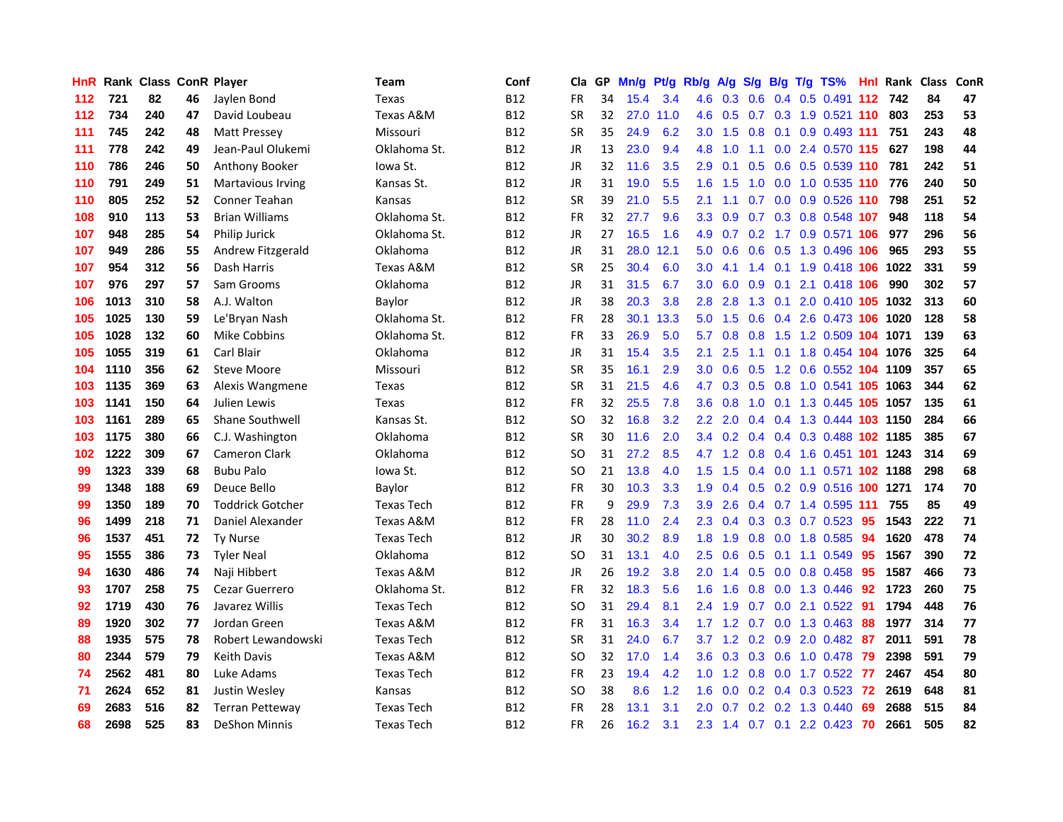| HnR | Rank | Class | ConR | Player | Team | Conf | Cla | GP | Mn/g | Pt/g | Rb/g | A/g | S/g | B/g | T/g | TS% | Hnl | Rank | Class | ConR |
|---|---|---|---|---|---|---|---|---|---|---|---|---|---|---|---|---|---|---|---|---|
| 112 | 721 | 82 | 46 | Jaylen Bond | Texas | B12 | FR | 34 | 15.4 | 3.4 | 4.6 | 0.3 | 0.6 | 0.4 | 0.5 | 0.491 | 112 | 742 | 84 | 47 |
| 112 | 734 | 240 | 47 | David Loubeau | Texas A&M | B12 | SR | 32 | 27.0 | 11.0 | 4.6 | 0.5 | 0.7 | 0.3 | 1.9 | 0.521 | 110 | 803 | 253 | 53 |
| 111 | 745 | 242 | 48 | Matt Pressey | Missouri | B12 | SR | 35 | 24.9 | 6.2 | 3.0 | 1.5 | 0.8 | 0.1 | 0.9 | 0.493 | 111 | 751 | 243 | 48 |
| 111 | 778 | 242 | 49 | Jean-Paul Olukemi | Oklahoma St. | B12 | JR | 13 | 23.0 | 9.4 | 4.8 | 1.0 | 1.1 | 0.0 | 2.4 | 0.570 | 115 | 627 | 198 | 44 |
| 110 | 786 | 246 | 50 | Anthony Booker | Iowa St. | B12 | JR | 32 | 11.6 | 3.5 | 2.9 | 0.1 | 0.5 | 0.6 | 0.5 | 0.539 | 110 | 781 | 242 | 51 |
| 110 | 791 | 249 | 51 | Martavious Irving | Kansas St. | B12 | JR | 31 | 19.0 | 5.5 | 1.6 | 1.5 | 1.0 | 0.0 | 1.0 | 0.535 | 110 | 776 | 240 | 50 |
| 110 | 805 | 252 | 52 | Conner Teahan | Kansas | B12 | SR | 39 | 21.0 | 5.5 | 2.1 | 1.1 | 0.7 | 0.0 | 0.9 | 0.526 | 110 | 798 | 251 | 52 |
| 108 | 910 | 113 | 53 | Brian Williams | Oklahoma St. | B12 | FR | 32 | 27.7 | 9.6 | 3.3 | 0.9 | 0.7 | 0.3 | 0.8 | 0.548 | 107 | 948 | 118 | 54 |
| 107 | 948 | 285 | 54 | Philip Jurick | Oklahoma St. | B12 | JR | 27 | 16.5 | 1.6 | 4.9 | 0.7 | 0.2 | 1.7 | 0.9 | 0.571 | 106 | 977 | 296 | 56 |
| 107 | 949 | 286 | 55 | Andrew Fitzgerald | Oklahoma | B12 | JR | 31 | 28.0 | 12.1 | 5.0 | 0.6 | 0.6 | 0.5 | 1.3 | 0.496 | 106 | 965 | 293 | 55 |
| 107 | 954 | 312 | 56 | Dash Harris | Texas A&M | B12 | SR | 25 | 30.4 | 6.0 | 3.0 | 4.1 | 1.4 | 0.1 | 1.9 | 0.418 | 106 | 1022 | 331 | 59 |
| 107 | 976 | 297 | 57 | Sam Grooms | Oklahoma | B12 | JR | 31 | 31.5 | 6.7 | 3.0 | 6.0 | 0.9 | 0.1 | 2.1 | 0.418 | 106 | 990 | 302 | 57 |
| 106 | 1013 | 310 | 58 | A.J. Walton | Baylor | B12 | JR | 38 | 20.3 | 3.8 | 2.8 | 2.8 | 1.3 | 0.1 | 2.0 | 0.410 | 105 | 1032 | 313 | 60 |
| 105 | 1025 | 130 | 59 | Le'Bryan Nash | Oklahoma St. | B12 | FR | 28 | 30.1 | 13.3 | 5.0 | 1.5 | 0.6 | 0.4 | 2.6 | 0.473 | 106 | 1020 | 128 | 58 |
| 105 | 1028 | 132 | 60 | Mike Cobbins | Oklahoma St. | B12 | FR | 33 | 26.9 | 5.0 | 5.7 | 0.8 | 0.8 | 1.5 | 1.2 | 0.509 | 104 | 1071 | 139 | 63 |
| 105 | 1055 | 319 | 61 | Carl Blair | Oklahoma | B12 | JR | 31 | 15.4 | 3.5 | 2.1 | 2.5 | 1.1 | 0.1 | 1.8 | 0.454 | 104 | 1076 | 325 | 64 |
| 104 | 1110 | 356 | 62 | Steve Moore | Missouri | B12 | SR | 35 | 16.1 | 2.9 | 3.0 | 0.6 | 0.5 | 1.2 | 0.6 | 0.552 | 104 | 1109 | 357 | 65 |
| 103 | 1135 | 369 | 63 | Alexis Wangmene | Texas | B12 | SR | 31 | 21.5 | 4.6 | 4.7 | 0.3 | 0.5 | 0.8 | 1.0 | 0.541 | 105 | 1063 | 344 | 62 |
| 103 | 1141 | 150 | 64 | Julien Lewis | Texas | B12 | FR | 32 | 25.5 | 7.8 | 3.6 | 0.8 | 1.0 | 0.1 | 1.3 | 0.445 | 105 | 1057 | 135 | 61 |
| 103 | 1161 | 289 | 65 | Shane Southwell | Kansas St. | B12 | SO | 32 | 16.8 | 3.2 | 2.2 | 2.0 | 0.4 | 0.4 | 1.3 | 0.444 | 103 | 1150 | 284 | 66 |
| 103 | 1175 | 380 | 66 | C.J. Washington | Oklahoma | B12 | SR | 30 | 11.6 | 2.0 | 3.4 | 0.2 | 0.4 | 0.4 | 0.3 | 0.488 | 102 | 1185 | 385 | 67 |
| 102 | 1222 | 309 | 67 | Cameron Clark | Oklahoma | B12 | SO | 31 | 27.2 | 8.5 | 4.7 | 1.2 | 0.8 | 0.4 | 1.6 | 0.451 | 101 | 1243 | 314 | 69 |
| 99 | 1323 | 339 | 68 | Bubu Palo | Iowa St. | B12 | SO | 21 | 13.8 | 4.0 | 1.5 | 1.5 | 0.4 | 0.0 | 1.1 | 0.571 | 102 | 1188 | 298 | 68 |
| 99 | 1348 | 188 | 69 | Deuce Bello | Baylor | B12 | FR | 30 | 10.3 | 3.3 | 1.9 | 0.4 | 0.5 | 0.2 | 0.9 | 0.516 | 100 | 1271 | 174 | 70 |
| 99 | 1350 | 189 | 70 | Toddrick Gotcher | Texas Tech | B12 | FR | 9 | 29.9 | 7.3 | 3.9 | 2.6 | 0.4 | 0.7 | 1.4 | 0.595 | 111 | 755 | 85 | 49 |
| 96 | 1499 | 218 | 71 | Daniel Alexander | Texas A&M | B12 | FR | 28 | 11.0 | 2.4 | 2.3 | 0.4 | 0.3 | 0.3 | 0.7 | 0.523 | 95 | 1543 | 222 | 71 |
| 96 | 1537 | 451 | 72 | Ty Nurse | Texas Tech | B12 | JR | 30 | 30.2 | 8.9 | 1.8 | 1.9 | 0.8 | 0.0 | 1.8 | 0.585 | 94 | 1620 | 478 | 74 |
| 95 | 1555 | 386 | 73 | Tyler Neal | Oklahoma | B12 | SO | 31 | 13.1 | 4.0 | 2.5 | 0.6 | 0.5 | 0.1 | 1.1 | 0.549 | 95 | 1567 | 390 | 72 |
| 94 | 1630 | 486 | 74 | Naji Hibbert | Texas A&M | B12 | JR | 26 | 19.2 | 3.8 | 2.0 | 1.4 | 0.5 | 0.0 | 0.8 | 0.458 | 95 | 1587 | 466 | 73 |
| 93 | 1707 | 258 | 75 | Cezar Guerrero | Oklahoma St. | B12 | FR | 32 | 18.3 | 5.6 | 1.6 | 1.6 | 0.8 | 0.0 | 1.3 | 0.446 | 92 | 1723 | 260 | 75 |
| 92 | 1719 | 430 | 76 | Javarez Willis | Texas Tech | B12 | SO | 31 | 29.4 | 8.1 | 2.4 | 1.9 | 0.7 | 0.0 | 2.1 | 0.522 | 91 | 1794 | 448 | 76 |
| 89 | 1920 | 302 | 77 | Jordan Green | Texas A&M | B12 | FR | 31 | 16.3 | 3.4 | 1.7 | 1.2 | 0.7 | 0.0 | 1.3 | 0.463 | 88 | 1977 | 314 | 77 |
| 88 | 1935 | 575 | 78 | Robert Lewandowski | Texas Tech | B12 | SR | 31 | 24.0 | 6.7 | 3.7 | 1.2 | 0.2 | 0.9 | 2.0 | 0.482 | 87 | 2011 | 591 | 78 |
| 80 | 2344 | 579 | 79 | Keith Davis | Texas A&M | B12 | SO | 32 | 17.0 | 1.4 | 3.6 | 0.3 | 0.3 | 0.6 | 1.0 | 0.478 | 79 | 2398 | 591 | 79 |
| 74 | 2562 | 481 | 80 | Luke Adams | Texas Tech | B12 | FR | 23 | 19.4 | 4.2 | 1.0 | 1.2 | 0.8 | 0.0 | 1.7 | 0.522 | 77 | 2467 | 454 | 80 |
| 71 | 2624 | 652 | 81 | Justin Wesley | Kansas | B12 | SO | 38 | 8.6 | 1.2 | 1.6 | 0.0 | 0.2 | 0.4 | 0.3 | 0.523 | 72 | 2619 | 648 | 81 |
| 69 | 2683 | 516 | 82 | Terran Petteway | Texas Tech | B12 | FR | 28 | 13.1 | 3.1 | 2.0 | 0.7 | 0.2 | 0.2 | 1.3 | 0.440 | 69 | 2688 | 515 | 84 |
| 68 | 2698 | 525 | 83 | DeShon Minnis | Texas Tech | B12 | FR | 26 | 16.2 | 3.1 | 2.3 | 1.4 | 0.7 | 0.1 | 2.2 | 0.423 | 70 | 2661 | 505 | 82 |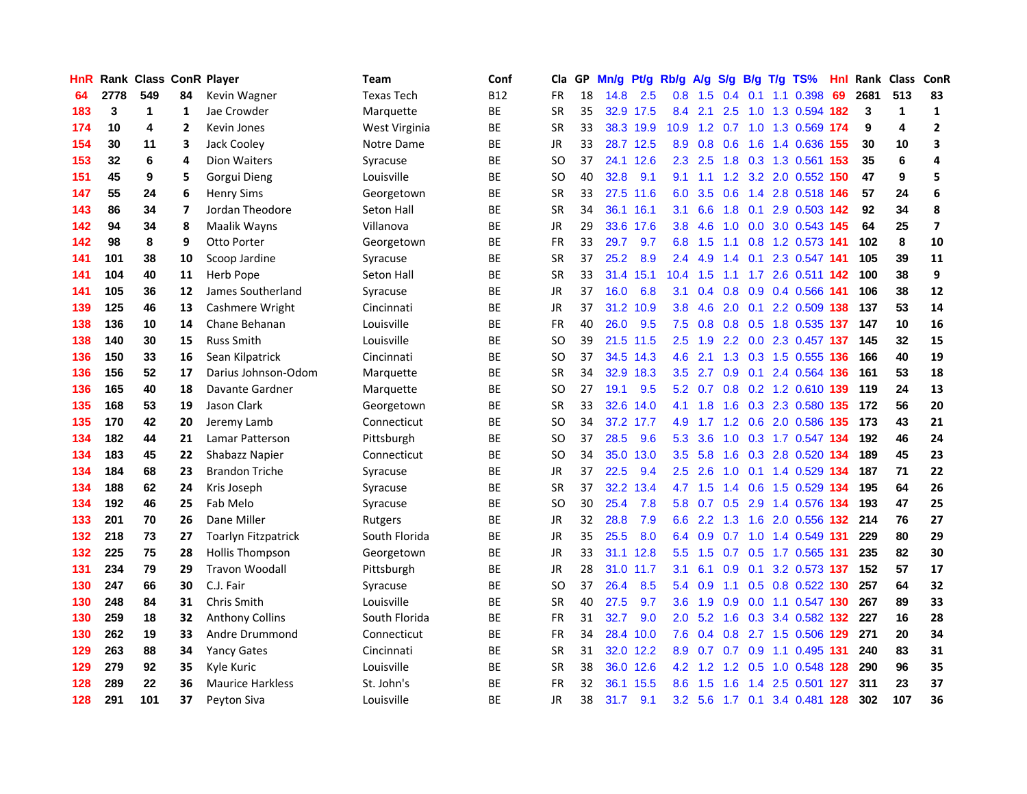| HnR | Rank | Class | ConR | Player | Team | Conf | Cla | GP | Mn/g | Pt/g | Rb/g | A/g | S/g | B/g | T/g | TS% | HnI | Rank | Class | ConR |
|---|---|---|---|---|---|---|---|---|---|---|---|---|---|---|---|---|---|---|---|---|
| 64 | 2778 | 549 | 84 | Kevin Wagner | Texas Tech | B12 | FR | 18 | 14.8 | 2.5 | 0.8 | 1.5 | 0.4 | 0.1 | 1.1 | 0.398 | 69 | 2681 | 513 | 83 |
| 183 | 3 | 1 | 1 | Jae Crowder | Marquette | BE | SR | 35 | 32.9 | 17.5 | 8.4 | 2.1 | 2.5 | 1.0 | 1.3 | 0.594 | 182 | 3 | 1 | 1 |
| 174 | 10 | 4 | 2 | Kevin Jones | West Virginia | BE | SR | 33 | 38.3 | 19.9 | 10.9 | 1.2 | 0.7 | 1.0 | 1.3 | 0.569 | 174 | 9 | 4 | 2 |
| 154 | 30 | 11 | 3 | Jack Cooley | Notre Dame | BE | JR | 33 | 28.7 | 12.5 | 8.9 | 0.8 | 0.6 | 1.6 | 1.4 | 0.636 | 155 | 30 | 10 | 3 |
| 153 | 32 | 6 | 4 | Dion Waiters | Syracuse | BE | SO | 37 | 24.1 | 12.6 | 2.3 | 2.5 | 1.8 | 0.3 | 1.3 | 0.561 | 153 | 35 | 6 | 4 |
| 151 | 45 | 9 | 5 | Gorgui Dieng | Louisville | BE | SO | 40 | 32.8 | 9.1 | 9.1 | 1.1 | 1.2 | 3.2 | 2.0 | 0.552 | 150 | 47 | 9 | 5 |
| 147 | 55 | 24 | 6 | Henry Sims | Georgetown | BE | SR | 33 | 27.5 | 11.6 | 6.0 | 3.5 | 0.6 | 1.4 | 2.8 | 0.518 | 146 | 57 | 24 | 6 |
| 143 | 86 | 34 | 7 | Jordan Theodore | Seton Hall | BE | SR | 34 | 36.1 | 16.1 | 3.1 | 6.6 | 1.8 | 0.1 | 2.9 | 0.503 | 142 | 92 | 34 | 8 |
| 142 | 94 | 34 | 8 | Maalik Wayns | Villanova | BE | JR | 29 | 33.6 | 17.6 | 3.8 | 4.6 | 1.0 | 0.0 | 3.0 | 0.543 | 145 | 64 | 25 | 7 |
| 142 | 98 | 8 | 9 | Otto Porter | Georgetown | BE | FR | 33 | 29.7 | 9.7 | 6.8 | 1.5 | 1.1 | 0.8 | 1.2 | 0.573 | 141 | 102 | 8 | 10 |
| 141 | 101 | 38 | 10 | Scoop Jardine | Syracuse | BE | SR | 37 | 25.2 | 8.9 | 2.4 | 4.9 | 1.4 | 0.1 | 2.3 | 0.547 | 141 | 105 | 39 | 11 |
| 141 | 104 | 40 | 11 | Herb Pope | Seton Hall | BE | SR | 33 | 31.4 | 15.1 | 10.4 | 1.5 | 1.1 | 1.7 | 2.6 | 0.511 | 142 | 100 | 38 | 9 |
| 141 | 105 | 36 | 12 | James Southerland | Syracuse | BE | JR | 37 | 16.0 | 6.8 | 3.1 | 0.4 | 0.8 | 0.9 | 0.4 | 0.566 | 141 | 106 | 38 | 12 |
| 139 | 125 | 46 | 13 | Cashmere Wright | Cincinnati | BE | JR | 37 | 31.2 | 10.9 | 3.8 | 4.6 | 2.0 | 0.1 | 2.2 | 0.509 | 138 | 137 | 53 | 14 |
| 138 | 136 | 10 | 14 | Chane Behanan | Louisville | BE | FR | 40 | 26.0 | 9.5 | 7.5 | 0.8 | 0.8 | 0.5 | 1.8 | 0.535 | 137 | 147 | 10 | 16 |
| 138 | 140 | 30 | 15 | Russ Smith | Louisville | BE | SO | 39 | 21.5 | 11.5 | 2.5 | 1.9 | 2.2 | 0.0 | 2.3 | 0.457 | 137 | 145 | 32 | 15 |
| 136 | 150 | 33 | 16 | Sean Kilpatrick | Cincinnati | BE | SO | 37 | 34.5 | 14.3 | 4.6 | 2.1 | 1.3 | 0.3 | 1.5 | 0.555 | 136 | 166 | 40 | 19 |
| 136 | 156 | 52 | 17 | Darius Johnson-Odom | Marquette | BE | SR | 34 | 32.9 | 18.3 | 3.5 | 2.7 | 0.9 | 0.1 | 2.4 | 0.564 | 136 | 161 | 53 | 18 |
| 136 | 165 | 40 | 18 | Davante Gardner | Marquette | BE | SO | 27 | 19.1 | 9.5 | 5.2 | 0.7 | 0.8 | 0.2 | 1.2 | 0.610 | 139 | 119 | 24 | 13 |
| 135 | 168 | 53 | 19 | Jason Clark | Georgetown | BE | SR | 33 | 32.6 | 14.0 | 4.1 | 1.8 | 1.6 | 0.3 | 2.3 | 0.580 | 135 | 172 | 56 | 20 |
| 135 | 170 | 42 | 20 | Jeremy Lamb | Connecticut | BE | SO | 34 | 37.2 | 17.7 | 4.9 | 1.7 | 1.2 | 0.6 | 2.0 | 0.586 | 135 | 173 | 43 | 21 |
| 134 | 182 | 44 | 21 | Lamar Patterson | Pittsburgh | BE | SO | 37 | 28.5 | 9.6 | 5.3 | 3.6 | 1.0 | 0.3 | 1.7 | 0.547 | 134 | 192 | 46 | 24 |
| 134 | 183 | 45 | 22 | Shabazz Napier | Connecticut | BE | SO | 34 | 35.0 | 13.0 | 3.5 | 5.8 | 1.6 | 0.3 | 2.8 | 0.520 | 134 | 189 | 45 | 23 |
| 134 | 184 | 68 | 23 | Brandon Triche | Syracuse | BE | JR | 37 | 22.5 | 9.4 | 2.5 | 2.6 | 1.0 | 0.1 | 1.4 | 0.529 | 134 | 187 | 71 | 22 |
| 134 | 188 | 62 | 24 | Kris Joseph | Syracuse | BE | SR | 37 | 32.2 | 13.4 | 4.7 | 1.5 | 1.4 | 0.6 | 1.5 | 0.529 | 134 | 195 | 64 | 26 |
| 134 | 192 | 46 | 25 | Fab Melo | Syracuse | BE | SO | 30 | 25.4 | 7.8 | 5.8 | 0.7 | 0.5 | 2.9 | 1.4 | 0.576 | 134 | 193 | 47 | 25 |
| 133 | 201 | 70 | 26 | Dane Miller | Rutgers | BE | JR | 32 | 28.8 | 7.9 | 6.6 | 2.2 | 1.3 | 1.6 | 2.0 | 0.556 | 132 | 214 | 76 | 27 |
| 132 | 218 | 73 | 27 | Toarlyn Fitzpatrick | South Florida | BE | JR | 35 | 25.5 | 8.0 | 6.4 | 0.9 | 0.7 | 1.0 | 1.4 | 0.549 | 131 | 229 | 80 | 29 |
| 132 | 225 | 75 | 28 | Hollis Thompson | Georgetown | BE | JR | 33 | 31.1 | 12.8 | 5.5 | 1.5 | 0.7 | 0.5 | 1.7 | 0.565 | 131 | 235 | 82 | 30 |
| 131 | 234 | 79 | 29 | Travon Woodall | Pittsburgh | BE | JR | 28 | 31.0 | 11.7 | 3.1 | 6.1 | 0.9 | 0.1 | 3.2 | 0.573 | 137 | 152 | 57 | 17 |
| 130 | 247 | 66 | 30 | C.J. Fair | Syracuse | BE | SO | 37 | 26.4 | 8.5 | 5.4 | 0.9 | 1.1 | 0.5 | 0.8 | 0.522 | 130 | 257 | 64 | 32 |
| 130 | 248 | 84 | 31 | Chris Smith | Louisville | BE | SR | 40 | 27.5 | 9.7 | 3.6 | 1.9 | 0.9 | 0.0 | 1.1 | 0.547 | 130 | 267 | 89 | 33 |
| 130 | 259 | 18 | 32 | Anthony Collins | South Florida | BE | FR | 31 | 32.7 | 9.0 | 2.0 | 5.2 | 1.6 | 0.3 | 3.4 | 0.582 | 132 | 227 | 16 | 28 |
| 130 | 262 | 19 | 33 | Andre Drummond | Connecticut | BE | FR | 34 | 28.4 | 10.0 | 7.6 | 0.4 | 0.8 | 2.7 | 1.5 | 0.506 | 129 | 271 | 20 | 34 |
| 129 | 263 | 88 | 34 | Yancy Gates | Cincinnati | BE | SR | 31 | 32.0 | 12.2 | 8.9 | 0.7 | 0.7 | 0.9 | 1.1 | 0.495 | 131 | 240 | 83 | 31 |
| 129 | 279 | 92 | 35 | Kyle Kuric | Louisville | BE | SR | 38 | 36.0 | 12.6 | 4.2 | 1.2 | 1.2 | 0.5 | 1.0 | 0.548 | 128 | 290 | 96 | 35 |
| 128 | 289 | 22 | 36 | Maurice Harkless | St. John's | BE | FR | 32 | 36.1 | 15.5 | 8.6 | 1.5 | 1.6 | 1.4 | 2.5 | 0.501 | 127 | 311 | 23 | 37 |
| 128 | 291 | 101 | 37 | Peyton Siva | Louisville | BE | JR | 38 | 31.7 | 9.1 | 3.2 | 5.6 | 1.7 | 0.1 | 3.4 | 0.481 | 128 | 302 | 107 | 36 |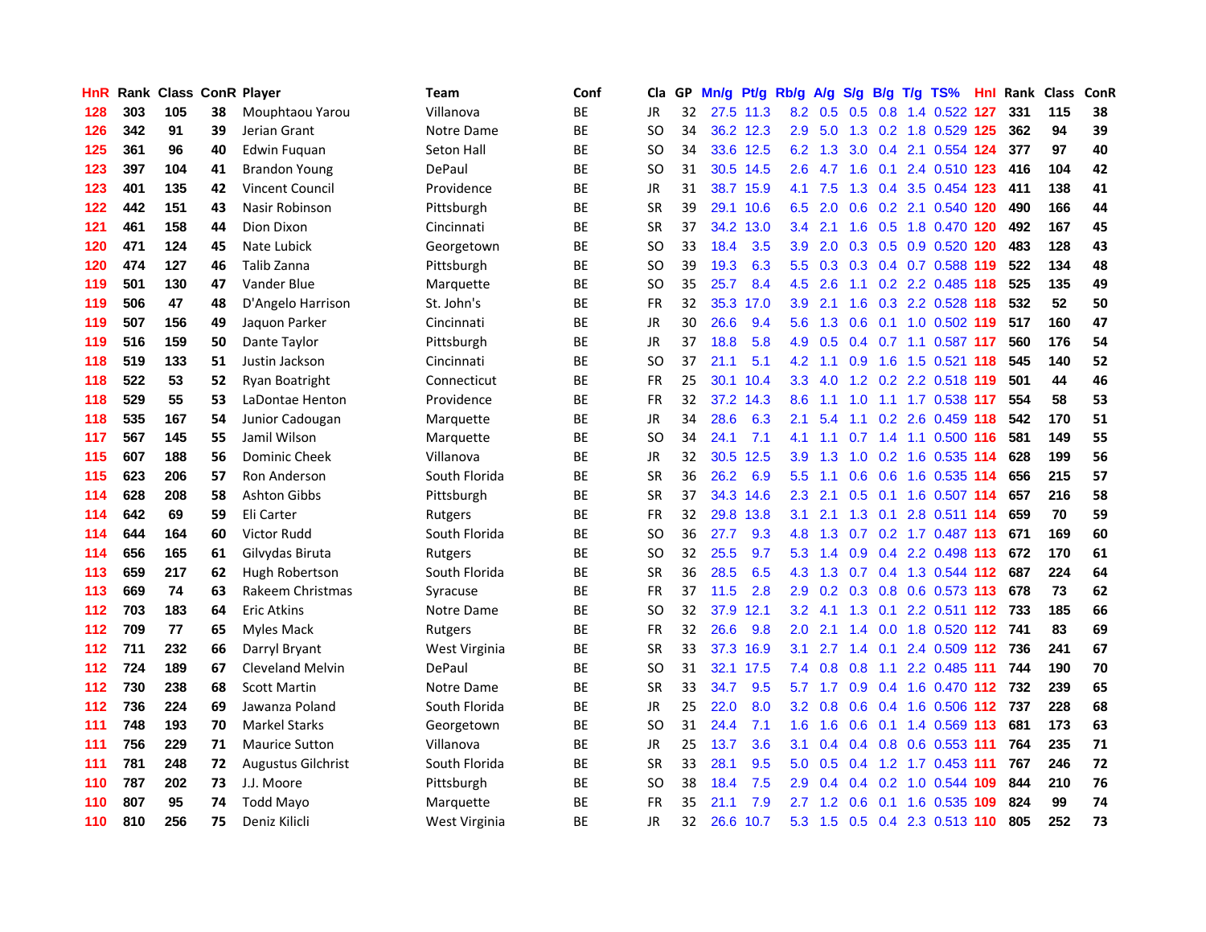| HnR | Rank | Class | ConR | Player | Team | Conf | Cla | GP | Mn/g | Pt/g | Rb/g | A/g | S/g | B/g | T/g | TS% | Hnl | Rank | Class | ConR |
|---|---|---|---|---|---|---|---|---|---|---|---|---|---|---|---|---|---|---|---|---|
| 128 | 303 | 105 | 38 | Mouphtaou Yarou | Villanova | BE | JR | 32 | 27.5 | 11.3 | 8.2 | 0.5 | 0.5 | 0.8 | 1.4 | 0.522 | 127 | 331 | 115 | 38 |
| 126 | 342 | 91 | 39 | Jerian Grant | Notre Dame | BE | SO | 34 | 36.2 | 12.3 | 2.9 | 5.0 | 1.3 | 0.2 | 1.8 | 0.529 | 125 | 362 | 94 | 39 |
| 125 | 361 | 96 | 40 | Edwin Fuquan | Seton Hall | BE | SO | 34 | 33.6 | 12.5 | 6.2 | 1.3 | 3.0 | 0.4 | 2.1 | 0.554 | 124 | 377 | 97 | 40 |
| 123 | 397 | 104 | 41 | Brandon Young | DePaul | BE | SO | 31 | 30.5 | 14.5 | 2.6 | 4.7 | 1.6 | 0.1 | 2.4 | 0.510 | 123 | 416 | 104 | 42 |
| 123 | 401 | 135 | 42 | Vincent Council | Providence | BE | JR | 31 | 38.7 | 15.9 | 4.1 | 7.5 | 1.3 | 0.4 | 3.5 | 0.454 | 123 | 411 | 138 | 41 |
| 122 | 442 | 151 | 43 | Nasir Robinson | Pittsburgh | BE | SR | 39 | 29.1 | 10.6 | 6.5 | 2.0 | 0.6 | 0.2 | 2.1 | 0.540 | 120 | 490 | 166 | 44 |
| 121 | 461 | 158 | 44 | Dion Dixon | Cincinnati | BE | SR | 37 | 34.2 | 13.0 | 3.4 | 2.1 | 1.6 | 0.5 | 1.8 | 0.470 | 120 | 492 | 167 | 45 |
| 120 | 471 | 124 | 45 | Nate Lubick | Georgetown | BE | SO | 33 | 18.4 | 3.5 | 3.9 | 2.0 | 0.3 | 0.5 | 0.9 | 0.520 | 120 | 483 | 128 | 43 |
| 120 | 474 | 127 | 46 | Talib Zanna | Pittsburgh | BE | SO | 39 | 19.3 | 6.3 | 5.5 | 0.3 | 0.3 | 0.4 | 0.7 | 0.588 | 119 | 522 | 134 | 48 |
| 119 | 501 | 130 | 47 | Vander Blue | Marquette | BE | SO | 35 | 25.7 | 8.4 | 4.5 | 2.6 | 1.1 | 0.2 | 2.2 | 0.485 | 118 | 525 | 135 | 49 |
| 119 | 506 | 47 | 48 | D'Angelo Harrison | St. John's | BE | FR | 32 | 35.3 | 17.0 | 3.9 | 2.1 | 1.6 | 0.3 | 2.2 | 0.528 | 118 | 532 | 52 | 50 |
| 119 | 507 | 156 | 49 | Jaquon Parker | Cincinnati | BE | JR | 30 | 26.6 | 9.4 | 5.6 | 1.3 | 0.6 | 0.1 | 1.0 | 0.502 | 119 | 517 | 160 | 47 |
| 119 | 516 | 159 | 50 | Dante Taylor | Pittsburgh | BE | JR | 37 | 18.8 | 5.8 | 4.9 | 0.5 | 0.4 | 0.7 | 1.1 | 0.587 | 117 | 560 | 176 | 54 |
| 118 | 519 | 133 | 51 | Justin Jackson | Cincinnati | BE | SO | 37 | 21.1 | 5.1 | 4.2 | 1.1 | 0.9 | 1.6 | 1.5 | 0.521 | 118 | 545 | 140 | 52 |
| 118 | 522 | 53 | 52 | Ryan Boatright | Connecticut | BE | FR | 25 | 30.1 | 10.4 | 3.3 | 4.0 | 1.2 | 0.2 | 2.2 | 0.518 | 119 | 501 | 44 | 46 |
| 118 | 529 | 55 | 53 | LaDontae Henton | Providence | BE | FR | 32 | 37.2 | 14.3 | 8.6 | 1.1 | 1.0 | 1.1 | 1.7 | 0.538 | 117 | 554 | 58 | 53 |
| 118 | 535 | 167 | 54 | Junior Cadougan | Marquette | BE | JR | 34 | 28.6 | 6.3 | 2.1 | 5.4 | 1.1 | 0.2 | 2.6 | 0.459 | 118 | 542 | 170 | 51 |
| 117 | 567 | 145 | 55 | Jamil Wilson | Marquette | BE | SO | 34 | 24.1 | 7.1 | 4.1 | 1.1 | 0.7 | 1.4 | 1.1 | 0.500 | 116 | 581 | 149 | 55 |
| 115 | 607 | 188 | 56 | Dominic Cheek | Villanova | BE | JR | 32 | 30.5 | 12.5 | 3.9 | 1.3 | 1.0 | 0.2 | 1.6 | 0.535 | 114 | 628 | 199 | 56 |
| 115 | 623 | 206 | 57 | Ron Anderson | South Florida | BE | SR | 36 | 26.2 | 6.9 | 5.5 | 1.1 | 0.6 | 0.6 | 1.6 | 0.535 | 114 | 656 | 215 | 57 |
| 114 | 628 | 208 | 58 | Ashton Gibbs | Pittsburgh | BE | SR | 37 | 34.3 | 14.6 | 2.3 | 2.1 | 0.5 | 0.1 | 1.6 | 0.507 | 114 | 657 | 216 | 58 |
| 114 | 642 | 69 | 59 | Eli Carter | Rutgers | BE | FR | 32 | 29.8 | 13.8 | 3.1 | 2.1 | 1.3 | 0.1 | 2.8 | 0.511 | 114 | 659 | 70 | 59 |
| 114 | 644 | 164 | 60 | Victor Rudd | South Florida | BE | SO | 36 | 27.7 | 9.3 | 4.8 | 1.3 | 0.7 | 0.2 | 1.7 | 0.487 | 113 | 671 | 169 | 60 |
| 114 | 656 | 165 | 61 | Gilvydas Biruta | Rutgers | BE | SO | 32 | 25.5 | 9.7 | 5.3 | 1.4 | 0.9 | 0.4 | 2.2 | 0.498 | 113 | 672 | 170 | 61 |
| 113 | 659 | 217 | 62 | Hugh Robertson | South Florida | BE | SR | 36 | 28.5 | 6.5 | 4.3 | 1.3 | 0.7 | 0.4 | 1.3 | 0.544 | 112 | 687 | 224 | 64 |
| 113 | 669 | 74 | 63 | Rakeem Christmas | Syracuse | BE | FR | 37 | 11.5 | 2.8 | 2.9 | 0.2 | 0.3 | 0.8 | 0.6 | 0.573 | 113 | 678 | 73 | 62 |
| 112 | 703 | 183 | 64 | Eric Atkins | Notre Dame | BE | SO | 32 | 37.9 | 12.1 | 3.2 | 4.1 | 1.3 | 0.1 | 2.2 | 0.511 | 112 | 733 | 185 | 66 |
| 112 | 709 | 77 | 65 | Myles Mack | Rutgers | BE | FR | 32 | 26.6 | 9.8 | 2.0 | 2.1 | 1.4 | 0.0 | 1.8 | 0.520 | 112 | 741 | 83 | 69 |
| 112 | 711 | 232 | 66 | Darryl Bryant | West Virginia | BE | SR | 33 | 37.3 | 16.9 | 3.1 | 2.7 | 1.4 | 0.1 | 2.4 | 0.509 | 112 | 736 | 241 | 67 |
| 112 | 724 | 189 | 67 | Cleveland Melvin | DePaul | BE | SO | 31 | 32.1 | 17.5 | 7.4 | 0.8 | 0.8 | 1.1 | 2.2 | 0.485 | 111 | 744 | 190 | 70 |
| 112 | 730 | 238 | 68 | Scott Martin | Notre Dame | BE | SR | 33 | 34.7 | 9.5 | 5.7 | 1.7 | 0.9 | 0.4 | 1.6 | 0.470 | 112 | 732 | 239 | 65 |
| 112 | 736 | 224 | 69 | Jawanza Poland | South Florida | BE | JR | 25 | 22.0 | 8.0 | 3.2 | 0.8 | 0.6 | 0.4 | 1.6 | 0.506 | 112 | 737 | 228 | 68 |
| 111 | 748 | 193 | 70 | Markel Starks | Georgetown | BE | SO | 31 | 24.4 | 7.1 | 1.6 | 1.6 | 0.6 | 0.1 | 1.4 | 0.569 | 113 | 681 | 173 | 63 |
| 111 | 756 | 229 | 71 | Maurice Sutton | Villanova | BE | JR | 25 | 13.7 | 3.6 | 3.1 | 0.4 | 0.4 | 0.8 | 0.6 | 0.553 | 111 | 764 | 235 | 71 |
| 111 | 781 | 248 | 72 | Augustus Gilchrist | South Florida | BE | SR | 33 | 28.1 | 9.5 | 5.0 | 0.5 | 0.4 | 1.2 | 1.7 | 0.453 | 111 | 767 | 246 | 72 |
| 110 | 787 | 202 | 73 | J.J. Moore | Pittsburgh | BE | SO | 38 | 18.4 | 7.5 | 2.9 | 0.4 | 0.4 | 0.2 | 1.0 | 0.544 | 109 | 844 | 210 | 76 |
| 110 | 807 | 95 | 74 | Todd Mayo | Marquette | BE | FR | 35 | 21.1 | 7.9 | 2.7 | 1.2 | 0.6 | 0.1 | 1.6 | 0.535 | 109 | 824 | 99 | 74 |
| 110 | 810 | 256 | 75 | Deniz Kilicli | West Virginia | BE | JR | 32 | 26.6 | 10.7 | 5.3 | 1.5 | 0.5 | 0.4 | 2.3 | 0.513 | 110 | 805 | 252 | 73 |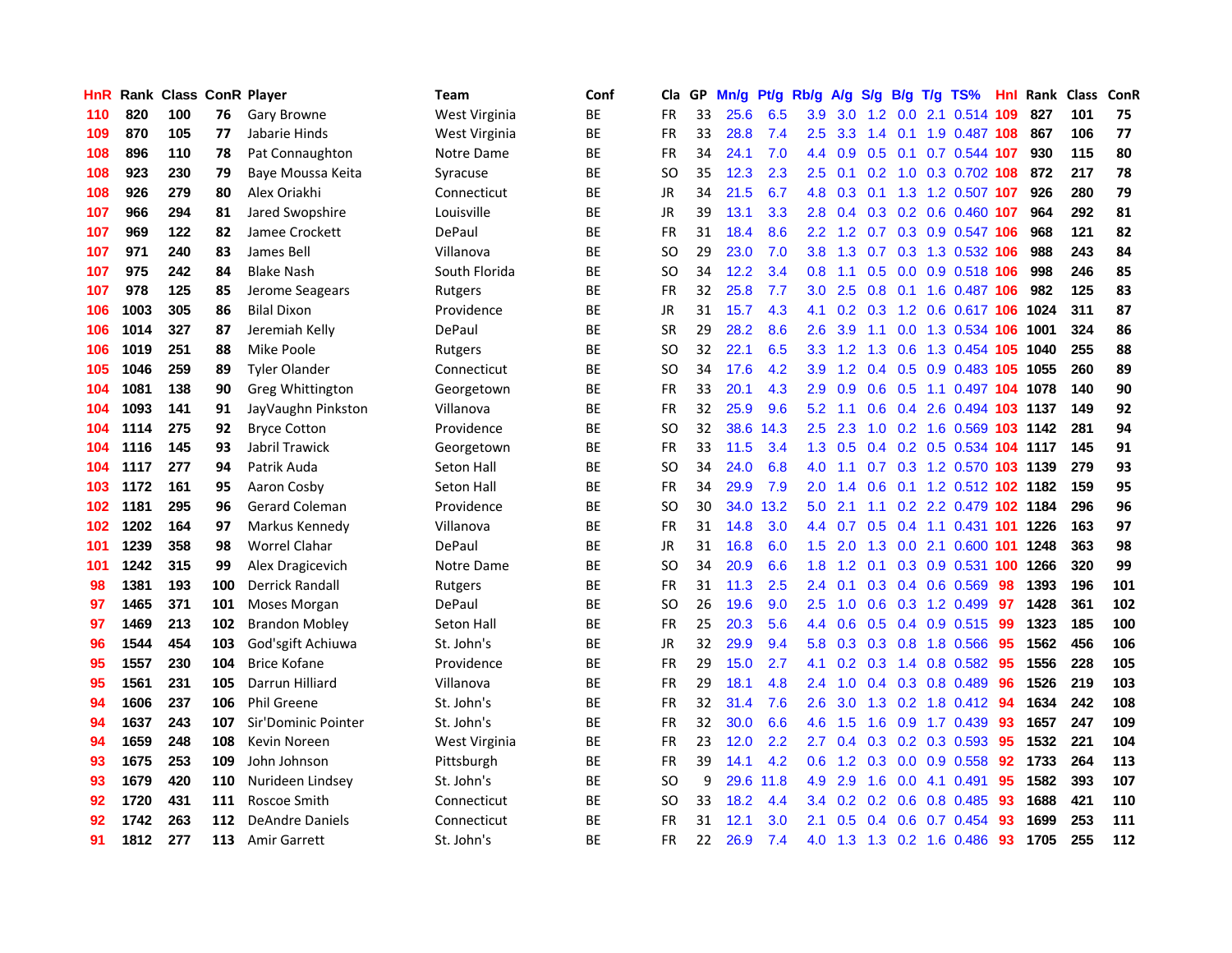| HnR | Rank | Class | ConR | Player | Team | Conf | Cla | GP | Mn/g | Pt/g | Rb/g | A/g | S/g | B/g | T/g | TS% | HnI | Rank | Class | ConR |
|---|---|---|---|---|---|---|---|---|---|---|---|---|---|---|---|---|---|---|---|---|
| 110 | 820 | 100 | 76 | Gary Browne | West Virginia | BE | FR | 33 | 25.6 | 6.5 | 3.9 | 3.0 | 1.2 | 0.0 | 2.1 | 0.514 | 109 | 827 | 101 | 75 |
| 109 | 870 | 105 | 77 | Jabarie Hinds | West Virginia | BE | FR | 33 | 28.8 | 7.4 | 2.5 | 3.3 | 1.4 | 0.1 | 1.9 | 0.487 | 108 | 867 | 106 | 77 |
| 108 | 896 | 110 | 78 | Pat Connaughton | Notre Dame | BE | FR | 34 | 24.1 | 7.0 | 4.4 | 0.9 | 0.5 | 0.1 | 0.7 | 0.544 | 107 | 930 | 115 | 80 |
| 108 | 923 | 230 | 79 | Baye Moussa Keita | Syracuse | BE | SO | 35 | 12.3 | 2.3 | 2.5 | 0.1 | 0.2 | 1.0 | 0.3 | 0.702 | 108 | 872 | 217 | 78 |
| 108 | 926 | 279 | 80 | Alex Oriakhi | Connecticut | BE | JR | 34 | 21.5 | 6.7 | 4.8 | 0.3 | 0.1 | 1.3 | 1.2 | 0.507 | 107 | 926 | 280 | 79 |
| 107 | 966 | 294 | 81 | Jared Swopshire | Louisville | BE | JR | 39 | 13.1 | 3.3 | 2.8 | 0.4 | 0.3 | 0.2 | 0.6 | 0.460 | 107 | 964 | 292 | 81 |
| 107 | 969 | 122 | 82 | Jamee Crockett | DePaul | BE | FR | 31 | 18.4 | 8.6 | 2.2 | 1.2 | 0.7 | 0.3 | 0.9 | 0.547 | 106 | 968 | 121 | 82 |
| 107 | 971 | 240 | 83 | James Bell | Villanova | BE | SO | 29 | 23.0 | 7.0 | 3.8 | 1.3 | 0.7 | 0.3 | 1.3 | 0.532 | 106 | 988 | 243 | 84 |
| 107 | 975 | 242 | 84 | Blake Nash | South Florida | BE | SO | 34 | 12.2 | 3.4 | 0.8 | 1.1 | 0.5 | 0.0 | 0.9 | 0.518 | 106 | 998 | 246 | 85 |
| 107 | 978 | 125 | 85 | Jerome Seagears | Rutgers | BE | FR | 32 | 25.8 | 7.7 | 3.0 | 2.5 | 0.8 | 0.1 | 1.6 | 0.487 | 106 | 982 | 125 | 83 |
| 106 | 1003 | 305 | 86 | Bilal Dixon | Providence | BE | JR | 31 | 15.7 | 4.3 | 4.1 | 0.2 | 0.3 | 1.2 | 0.6 | 0.617 | 106 | 1024 | 311 | 87 |
| 106 | 1014 | 327 | 87 | Jeremiah Kelly | DePaul | BE | SR | 29 | 28.2 | 8.6 | 2.6 | 3.9 | 1.1 | 0.0 | 1.3 | 0.534 | 106 | 1001 | 324 | 86 |
| 106 | 1019 | 251 | 88 | Mike Poole | Rutgers | BE | SO | 32 | 22.1 | 6.5 | 3.3 | 1.2 | 1.3 | 0.6 | 1.3 | 0.454 | 105 | 1040 | 255 | 88 |
| 105 | 1046 | 259 | 89 | Tyler Olander | Connecticut | BE | SO | 34 | 17.6 | 4.2 | 3.9 | 1.2 | 0.4 | 0.5 | 0.9 | 0.483 | 105 | 1055 | 260 | 89 |
| 104 | 1081 | 138 | 90 | Greg Whittington | Georgetown | BE | FR | 33 | 20.1 | 4.3 | 2.9 | 0.9 | 0.6 | 0.5 | 1.1 | 0.497 | 104 | 1078 | 140 | 90 |
| 104 | 1093 | 141 | 91 | JayVaughn Pinkston | Villanova | BE | FR | 32 | 25.9 | 9.6 | 5.2 | 1.1 | 0.6 | 0.4 | 2.6 | 0.494 | 103 | 1137 | 149 | 92 |
| 104 | 1114 | 275 | 92 | Bryce Cotton | Providence | BE | SO | 32 | 38.6 | 14.3 | 2.5 | 2.3 | 1.0 | 0.2 | 1.6 | 0.569 | 103 | 1142 | 281 | 94 |
| 104 | 1116 | 145 | 93 | Jabril Trawick | Georgetown | BE | FR | 33 | 11.5 | 3.4 | 1.3 | 0.5 | 0.4 | 0.2 | 0.5 | 0.534 | 104 | 1117 | 145 | 91 |
| 104 | 1117 | 277 | 94 | Patrik Auda | Seton Hall | BE | SO | 34 | 24.0 | 6.8 | 4.0 | 1.1 | 0.7 | 0.3 | 1.2 | 0.570 | 103 | 1139 | 279 | 93 |
| 103 | 1172 | 161 | 95 | Aaron Cosby | Seton Hall | BE | FR | 34 | 29.9 | 7.9 | 2.0 | 1.4 | 0.6 | 0.1 | 1.2 | 0.512 | 102 | 1182 | 159 | 95 |
| 102 | 1181 | 295 | 96 | Gerard Coleman | Providence | BE | SO | 30 | 34.0 | 13.2 | 5.0 | 2.1 | 1.1 | 0.2 | 2.2 | 0.479 | 102 | 1184 | 296 | 96 |
| 102 | 1202 | 164 | 97 | Markus Kennedy | Villanova | BE | FR | 31 | 14.8 | 3.0 | 4.4 | 0.7 | 0.5 | 0.4 | 1.1 | 0.431 | 101 | 1226 | 163 | 97 |
| 101 | 1239 | 358 | 98 | Worrel Clahar | DePaul | BE | JR | 31 | 16.8 | 6.0 | 1.5 | 2.0 | 1.3 | 0.0 | 2.1 | 0.600 | 101 | 1248 | 363 | 98 |
| 101 | 1242 | 315 | 99 | Alex Dragicevich | Notre Dame | BE | SO | 34 | 20.9 | 6.6 | 1.8 | 1.2 | 0.1 | 0.3 | 0.9 | 0.531 | 100 | 1266 | 320 | 99 |
| 98 | 1381 | 193 | 100 | Derrick Randall | Rutgers | BE | FR | 31 | 11.3 | 2.5 | 2.4 | 0.1 | 0.3 | 0.4 | 0.6 | 0.569 | 98 | 1393 | 196 | 101 |
| 97 | 1465 | 371 | 101 | Moses Morgan | DePaul | BE | SO | 26 | 19.6 | 9.0 | 2.5 | 1.0 | 0.6 | 0.3 | 1.2 | 0.499 | 97 | 1428 | 361 | 102 |
| 97 | 1469 | 213 | 102 | Brandon Mobley | Seton Hall | BE | FR | 25 | 20.3 | 5.6 | 4.4 | 0.6 | 0.5 | 0.4 | 0.9 | 0.515 | 99 | 1323 | 185 | 100 |
| 96 | 1544 | 454 | 103 | God'sgift Achiuwa | St. John's | BE | JR | 32 | 29.9 | 9.4 | 5.8 | 0.3 | 0.3 | 0.8 | 1.8 | 0.566 | 95 | 1562 | 456 | 106 |
| 95 | 1557 | 230 | 104 | Brice Kofane | Providence | BE | FR | 29 | 15.0 | 2.7 | 4.1 | 0.2 | 0.3 | 1.4 | 0.8 | 0.582 | 95 | 1556 | 228 | 105 |
| 95 | 1561 | 231 | 105 | Darrun Hilliard | Villanova | BE | FR | 29 | 18.1 | 4.8 | 2.4 | 1.0 | 0.4 | 0.3 | 0.8 | 0.489 | 96 | 1526 | 219 | 103 |
| 94 | 1606 | 237 | 106 | Phil Greene | St. John's | BE | FR | 32 | 31.4 | 7.6 | 2.6 | 3.0 | 1.3 | 0.2 | 1.8 | 0.412 | 94 | 1634 | 242 | 108 |
| 94 | 1637 | 243 | 107 | Sir'Dominic Pointer | St. John's | BE | FR | 32 | 30.0 | 6.6 | 4.6 | 1.5 | 1.6 | 0.9 | 1.7 | 0.439 | 93 | 1657 | 247 | 109 |
| 94 | 1659 | 248 | 108 | Kevin Noreen | West Virginia | BE | FR | 23 | 12.0 | 2.2 | 2.7 | 0.4 | 0.3 | 0.2 | 0.3 | 0.593 | 95 | 1532 | 221 | 104 |
| 93 | 1675 | 253 | 109 | John Johnson | Pittsburgh | BE | FR | 39 | 14.1 | 4.2 | 0.6 | 1.2 | 0.3 | 0.0 | 0.9 | 0.558 | 92 | 1733 | 264 | 113 |
| 93 | 1679 | 420 | 110 | Nurideen Lindsey | St. John's | BE | SO | 9 | 29.6 | 11.8 | 4.9 | 2.9 | 1.6 | 0.0 | 4.1 | 0.491 | 95 | 1582 | 393 | 107 |
| 92 | 1720 | 431 | 111 | Roscoe Smith | Connecticut | BE | SO | 33 | 18.2 | 4.4 | 3.4 | 0.2 | 0.2 | 0.6 | 0.8 | 0.485 | 93 | 1688 | 421 | 110 |
| 92 | 1742 | 263 | 112 | DeAndre Daniels | Connecticut | BE | FR | 31 | 12.1 | 3.0 | 2.1 | 0.5 | 0.4 | 0.6 | 0.7 | 0.454 | 93 | 1699 | 253 | 111 |
| 91 | 1812 | 277 | 113 | Amir Garrett | St. John's | BE | FR | 22 | 26.9 | 7.4 | 4.0 | 1.3 | 1.3 | 0.2 | 1.6 | 0.486 | 93 | 1705 | 255 | 112 |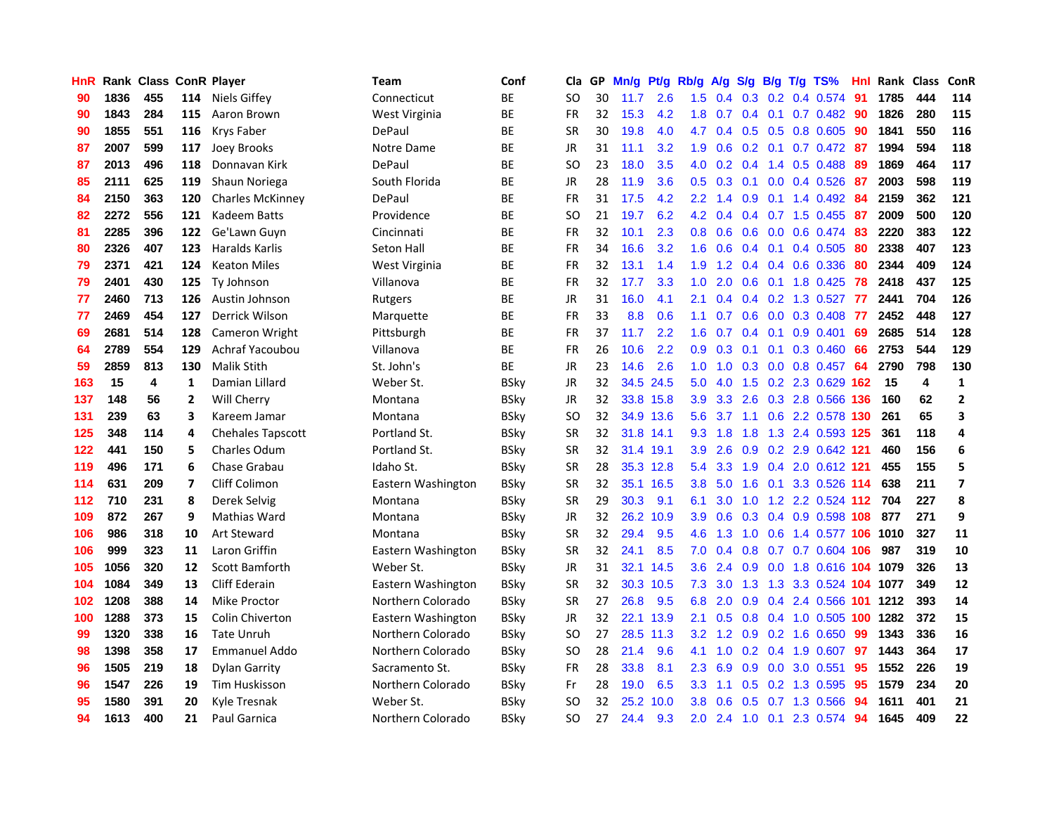| HnR | Rank | Class | ConR | Player | Team | Conf | Cla | GP | Mn/g | Pt/g | Rb/g | A/g | S/g | B/g | T/g | TS% | HnI | Rank | Class | ConR |
|---|---|---|---|---|---|---|---|---|---|---|---|---|---|---|---|---|---|---|---|---|
| 90 | 1836 | 455 | 114 | Niels Giffey | Connecticut | BE | SO | 30 | 11.7 | 2.6 | 1.5 | 0.4 | 0.3 | 0.2 | 0.4 | 0.574 | 91 | 1785 | 444 | 114 |
| 90 | 1843 | 284 | 115 | Aaron Brown | West Virginia | BE | FR | 32 | 15.3 | 4.2 | 1.8 | 0.7 | 0.4 | 0.1 | 0.7 | 0.482 | 90 | 1826 | 280 | 115 |
| 90 | 1855 | 551 | 116 | Krys Faber | DePaul | BE | SR | 30 | 19.8 | 4.0 | 4.7 | 0.4 | 0.5 | 0.5 | 0.8 | 0.605 | 90 | 1841 | 550 | 116 |
| 87 | 2007 | 599 | 117 | Joey Brooks | Notre Dame | BE | JR | 31 | 11.1 | 3.2 | 1.9 | 0.6 | 0.2 | 0.1 | 0.7 | 0.472 | 87 | 1994 | 594 | 118 |
| 87 | 2013 | 496 | 118 | Donnavan Kirk | DePaul | BE | SO | 23 | 18.0 | 3.5 | 4.0 | 0.2 | 0.4 | 1.4 | 0.5 | 0.488 | 89 | 1869 | 464 | 117 |
| 85 | 2111 | 625 | 119 | Shaun Noriega | South Florida | BE | JR | 28 | 11.9 | 3.6 | 0.5 | 0.3 | 0.1 | 0.0 | 0.4 | 0.526 | 87 | 2003 | 598 | 119 |
| 84 | 2150 | 363 | 120 | Charles McKinney | DePaul | BE | FR | 31 | 17.5 | 4.2 | 2.2 | 1.4 | 0.9 | 0.1 | 1.4 | 0.492 | 84 | 2159 | 362 | 121 |
| 82 | 2272 | 556 | 121 | Kadeem Batts | Providence | BE | SO | 21 | 19.7 | 6.2 | 4.2 | 0.4 | 0.4 | 0.7 | 1.5 | 0.455 | 87 | 2009 | 500 | 120 |
| 81 | 2285 | 396 | 122 | Ge'Lawn Guyn | Cincinnati | BE | FR | 32 | 10.1 | 2.3 | 0.8 | 0.6 | 0.6 | 0.0 | 0.6 | 0.474 | 83 | 2220 | 383 | 122 |
| 80 | 2326 | 407 | 123 | Haralds Karlis | Seton Hall | BE | FR | 34 | 16.6 | 3.2 | 1.6 | 0.6 | 0.4 | 0.1 | 0.4 | 0.505 | 80 | 2338 | 407 | 123 |
| 79 | 2371 | 421 | 124 | Keaton Miles | West Virginia | BE | FR | 32 | 13.1 | 1.4 | 1.9 | 1.2 | 0.4 | 0.4 | 0.6 | 0.336 | 80 | 2344 | 409 | 124 |
| 79 | 2401 | 430 | 125 | Ty Johnson | Villanova | BE | FR | 32 | 17.7 | 3.3 | 1.0 | 2.0 | 0.6 | 0.1 | 1.8 | 0.425 | 78 | 2418 | 437 | 125 |
| 77 | 2460 | 713 | 126 | Austin Johnson | Rutgers | BE | JR | 31 | 16.0 | 4.1 | 2.1 | 0.4 | 0.4 | 0.2 | 1.3 | 0.527 | 77 | 2441 | 704 | 126 |
| 77 | 2469 | 454 | 127 | Derrick Wilson | Marquette | BE | FR | 33 | 8.8 | 0.6 | 1.1 | 0.7 | 0.6 | 0.0 | 0.3 | 0.408 | 77 | 2452 | 448 | 127 |
| 69 | 2681 | 514 | 128 | Cameron Wright | Pittsburgh | BE | FR | 37 | 11.7 | 2.2 | 1.6 | 0.7 | 0.4 | 0.1 | 0.9 | 0.401 | 69 | 2685 | 514 | 128 |
| 64 | 2789 | 554 | 129 | Achraf Yacoubou | Villanova | BE | FR | 26 | 10.6 | 2.2 | 0.9 | 0.3 | 0.1 | 0.1 | 0.3 | 0.460 | 66 | 2753 | 544 | 129 |
| 59 | 2859 | 813 | 130 | Malik Stith | St. John's | BE | JR | 23 | 14.6 | 2.6 | 1.0 | 1.0 | 0.3 | 0.0 | 0.8 | 0.457 | 64 | 2790 | 798 | 130 |
| 163 | 15 | 4 | 1 | Damian Lillard | Weber St. | BSky | JR | 32 | 34.5 | 24.5 | 5.0 | 4.0 | 1.5 | 0.2 | 2.3 | 0.629 | 162 | 15 | 4 | 1 |
| 137 | 148 | 56 | 2 | Will Cherry | Montana | BSky | JR | 32 | 33.8 | 15.8 | 3.9 | 3.3 | 2.6 | 0.3 | 2.8 | 0.566 | 136 | 160 | 62 | 2 |
| 131 | 239 | 63 | 3 | Kareem Jamar | Montana | BSky | SO | 32 | 34.9 | 13.6 | 5.6 | 3.7 | 1.1 | 0.6 | 2.2 | 0.578 | 130 | 261 | 65 | 3 |
| 125 | 348 | 114 | 4 | Chehales Tapscott | Portland St. | BSky | SR | 32 | 31.8 | 14.1 | 9.3 | 1.8 | 1.8 | 1.3 | 2.4 | 0.593 | 125 | 361 | 118 | 4 |
| 122 | 441 | 150 | 5 | Charles Odum | Portland St. | BSky | SR | 32 | 31.4 | 19.1 | 3.9 | 2.6 | 0.9 | 0.2 | 2.9 | 0.642 | 121 | 460 | 156 | 6 |
| 119 | 496 | 171 | 6 | Chase Grabau | Idaho St. | BSky | SR | 28 | 35.3 | 12.8 | 5.4 | 3.3 | 1.9 | 0.4 | 2.0 | 0.612 | 121 | 455 | 155 | 5 |
| 114 | 631 | 209 | 7 | Cliff Colimon | Eastern Washington | BSky | SR | 32 | 35.1 | 16.5 | 3.8 | 5.0 | 1.6 | 0.1 | 3.3 | 0.526 | 114 | 638 | 211 | 7 |
| 112 | 710 | 231 | 8 | Derek Selvig | Montana | BSky | SR | 29 | 30.3 | 9.1 | 6.1 | 3.0 | 1.0 | 1.2 | 2.2 | 0.524 | 112 | 704 | 227 | 8 |
| 109 | 872 | 267 | 9 | Mathias Ward | Montana | BSky | JR | 32 | 26.2 | 10.9 | 3.9 | 0.6 | 0.3 | 0.4 | 0.9 | 0.598 | 108 | 877 | 271 | 9 |
| 106 | 986 | 318 | 10 | Art Steward | Montana | BSky | SR | 32 | 29.4 | 9.5 | 4.6 | 1.3 | 1.0 | 0.6 | 1.4 | 0.577 | 106 | 1010 | 327 | 11 |
| 106 | 999 | 323 | 11 | Laron Griffin | Eastern Washington | BSky | SR | 32 | 24.1 | 8.5 | 7.0 | 0.4 | 0.8 | 0.7 | 0.7 | 0.604 | 106 | 987 | 319 | 10 |
| 105 | 1056 | 320 | 12 | Scott Bamforth | Weber St. | BSky | JR | 31 | 32.1 | 14.5 | 3.6 | 2.4 | 0.9 | 0.0 | 1.8 | 0.616 | 104 | 1079 | 326 | 13 |
| 104 | 1084 | 349 | 13 | Cliff Ederain | Eastern Washington | BSky | SR | 32 | 30.3 | 10.5 | 7.3 | 3.0 | 1.3 | 1.3 | 3.3 | 0.524 | 104 | 1077 | 349 | 12 |
| 102 | 1208 | 388 | 14 | Mike Proctor | Northern Colorado | BSky | SR | 27 | 26.8 | 9.5 | 6.8 | 2.0 | 0.9 | 0.4 | 2.4 | 0.566 | 101 | 1212 | 393 | 14 |
| 100 | 1288 | 373 | 15 | Colin Chiverton | Eastern Washington | BSky | JR | 32 | 22.1 | 13.9 | 2.1 | 0.5 | 0.8 | 0.4 | 1.0 | 0.505 | 100 | 1282 | 372 | 15 |
| 99 | 1320 | 338 | 16 | Tate Unruh | Northern Colorado | BSky | SO | 27 | 28.5 | 11.3 | 3.2 | 1.2 | 0.9 | 0.2 | 1.6 | 0.650 | 99 | 1343 | 336 | 16 |
| 98 | 1398 | 358 | 17 | Emmanuel Addo | Northern Colorado | BSky | SO | 28 | 21.4 | 9.6 | 4.1 | 1.0 | 0.2 | 0.4 | 1.9 | 0.607 | 97 | 1443 | 364 | 17 |
| 96 | 1505 | 219 | 18 | Dylan Garrity | Sacramento St. | BSky | FR | 28 | 33.8 | 8.1 | 2.3 | 6.9 | 0.9 | 0.0 | 3.0 | 0.551 | 95 | 1552 | 226 | 19 |
| 96 | 1547 | 226 | 19 | Tim Huskisson | Northern Colorado | BSky | Fr | 28 | 19.0 | 6.5 | 3.3 | 1.1 | 0.5 | 0.2 | 1.3 | 0.595 | 95 | 1579 | 234 | 20 |
| 95 | 1580 | 391 | 20 | Kyle Tresnak | Weber St. | BSky | SO | 32 | 25.2 | 10.0 | 3.8 | 0.6 | 0.5 | 0.7 | 1.3 | 0.566 | 94 | 1611 | 401 | 21 |
| 94 | 1613 | 400 | 21 | Paul Garnica | Northern Colorado | BSky | SO | 27 | 24.4 | 9.3 | 2.0 | 2.4 | 1.0 | 0.1 | 2.3 | 0.574 | 94 | 1645 | 409 | 22 |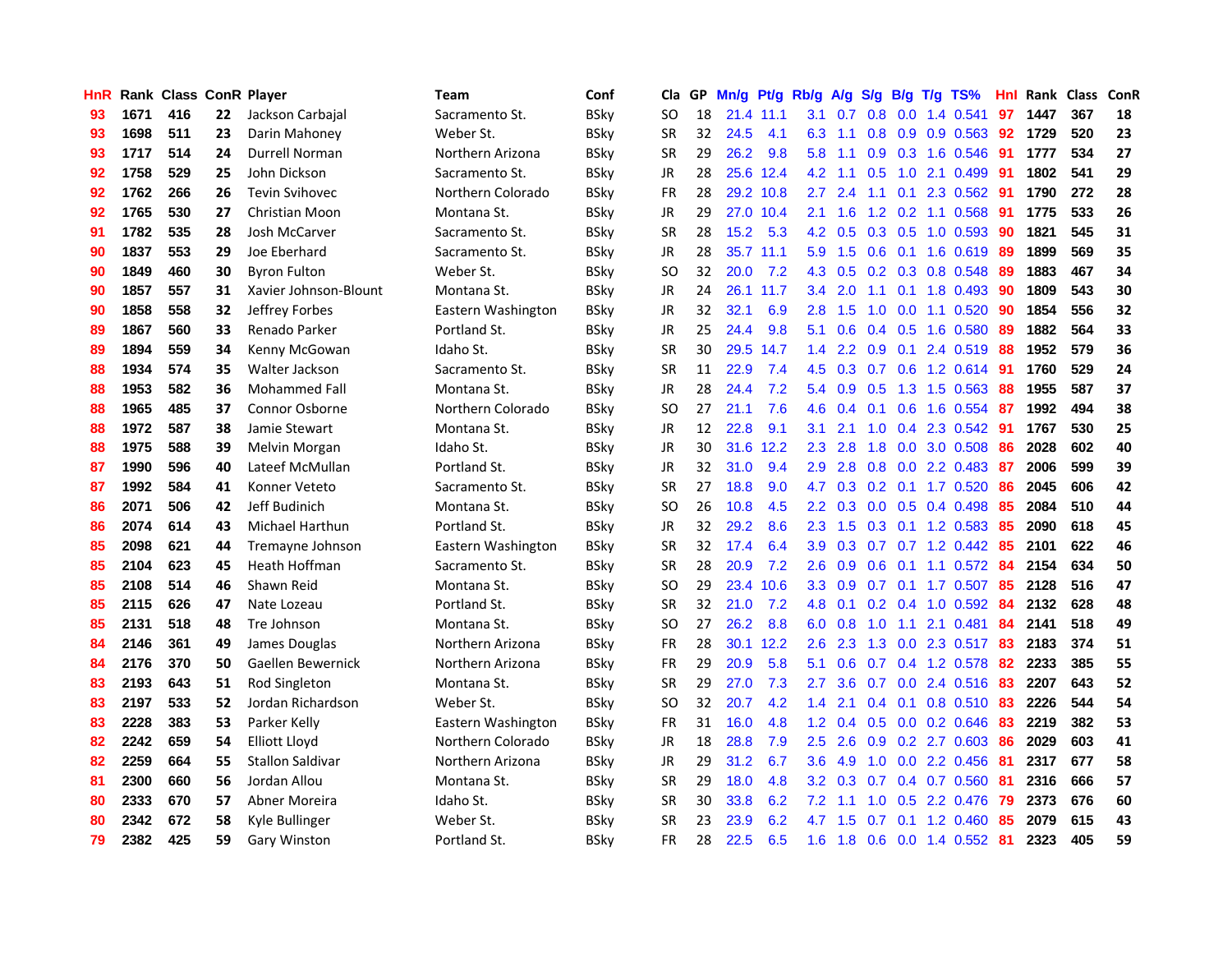| HnR | Rank | Class | ConR | Player | Team | Conf | Cla | GP | Mn/g | Pt/g | Rb/g | A/g | S/g | B/g | T/g | TS% | HnI | Rank | Class | ConR |
|---|---|---|---|---|---|---|---|---|---|---|---|---|---|---|---|---|---|---|---|---|
| 93 | 1671 | 416 | 22 | Jackson Carbajal | Sacramento St. | BSky | SO | 18 | 21.4 | 11.1 | 3.1 | 0.7 | 0.8 | 0.0 | 1.4 | 0.541 | 97 | 1447 | 367 | 18 |
| 93 | 1698 | 511 | 23 | Darin Mahoney | Weber St. | BSky | SR | 32 | 24.5 | 4.1 | 6.3 | 1.1 | 0.8 | 0.9 | 0.9 | 0.563 | 92 | 1729 | 520 | 23 |
| 93 | 1717 | 514 | 24 | Durrell Norman | Northern Arizona | BSky | SR | 29 | 26.2 | 9.8 | 5.8 | 1.1 | 0.9 | 0.3 | 1.6 | 0.546 | 91 | 1777 | 534 | 27 |
| 92 | 1758 | 529 | 25 | John Dickson | Sacramento St. | BSky | JR | 28 | 25.6 | 12.4 | 4.2 | 1.1 | 0.5 | 1.0 | 2.1 | 0.499 | 91 | 1802 | 541 | 29 |
| 92 | 1762 | 266 | 26 | Tevin Svihovec | Northern Colorado | BSky | FR | 28 | 29.2 | 10.8 | 2.7 | 2.4 | 1.1 | 0.1 | 2.3 | 0.562 | 91 | 1790 | 272 | 28 |
| 92 | 1765 | 530 | 27 | Christian Moon | Montana St. | BSky | JR | 29 | 27.0 | 10.4 | 2.1 | 1.6 | 1.2 | 0.2 | 1.1 | 0.568 | 91 | 1775 | 533 | 26 |
| 91 | 1782 | 535 | 28 | Josh McCarver | Sacramento St. | BSky | SR | 28 | 15.2 | 5.3 | 4.2 | 0.5 | 0.3 | 0.5 | 1.0 | 0.593 | 90 | 1821 | 545 | 31 |
| 90 | 1837 | 553 | 29 | Joe Eberhard | Sacramento St. | BSky | JR | 28 | 35.7 | 11.1 | 5.9 | 1.5 | 0.6 | 0.1 | 1.6 | 0.619 | 89 | 1899 | 569 | 35 |
| 90 | 1849 | 460 | 30 | Byron Fulton | Weber St. | BSky | SO | 32 | 20.0 | 7.2 | 4.3 | 0.5 | 0.2 | 0.3 | 0.8 | 0.548 | 89 | 1883 | 467 | 34 |
| 90 | 1857 | 557 | 31 | Xavier Johnson-Blount | Montana St. | BSky | JR | 24 | 26.1 | 11.7 | 3.4 | 2.0 | 1.1 | 0.1 | 1.8 | 0.493 | 90 | 1809 | 543 | 30 |
| 90 | 1858 | 558 | 32 | Jeffrey Forbes | Eastern Washington | BSky | JR | 32 | 32.1 | 6.9 | 2.8 | 1.5 | 1.0 | 0.0 | 1.1 | 0.520 | 90 | 1854 | 556 | 32 |
| 89 | 1867 | 560 | 33 | Renado Parker | Portland St. | BSky | JR | 25 | 24.4 | 9.8 | 5.1 | 0.6 | 0.4 | 0.5 | 1.6 | 0.580 | 89 | 1882 | 564 | 33 |
| 89 | 1894 | 559 | 34 | Kenny McGowan | Idaho St. | BSky | SR | 30 | 29.5 | 14.7 | 1.4 | 2.2 | 0.9 | 0.1 | 2.4 | 0.519 | 88 | 1952 | 579 | 36 |
| 88 | 1934 | 574 | 35 | Walter Jackson | Sacramento St. | BSky | SR | 11 | 22.9 | 7.4 | 4.5 | 0.3 | 0.7 | 0.6 | 1.2 | 0.614 | 91 | 1760 | 529 | 24 |
| 88 | 1953 | 582 | 36 | Mohammed Fall | Montana St. | BSky | JR | 28 | 24.4 | 7.2 | 5.4 | 0.9 | 0.5 | 1.3 | 1.5 | 0.563 | 88 | 1955 | 587 | 37 |
| 88 | 1965 | 485 | 37 | Connor Osborne | Northern Colorado | BSky | SO | 27 | 21.1 | 7.6 | 4.6 | 0.4 | 0.1 | 0.6 | 1.6 | 0.554 | 87 | 1992 | 494 | 38 |
| 88 | 1972 | 587 | 38 | Jamie Stewart | Montana St. | BSky | JR | 12 | 22.8 | 9.1 | 3.1 | 2.1 | 1.0 | 0.4 | 2.3 | 0.542 | 91 | 1767 | 530 | 25 |
| 88 | 1975 | 588 | 39 | Melvin Morgan | Idaho St. | BSky | JR | 30 | 31.6 | 12.2 | 2.3 | 2.8 | 1.8 | 0.0 | 3.0 | 0.508 | 86 | 2028 | 602 | 40 |
| 87 | 1990 | 596 | 40 | Lateef McMullan | Portland St. | BSky | JR | 32 | 31.0 | 9.4 | 2.9 | 2.8 | 0.8 | 0.0 | 2.2 | 0.483 | 87 | 2006 | 599 | 39 |
| 87 | 1992 | 584 | 41 | Konner Veteto | Sacramento St. | BSky | SR | 27 | 18.8 | 9.0 | 4.7 | 0.3 | 0.2 | 0.1 | 1.7 | 0.520 | 86 | 2045 | 606 | 42 |
| 86 | 2071 | 506 | 42 | Jeff Budinich | Montana St. | BSky | SO | 26 | 10.8 | 4.5 | 2.2 | 0.3 | 0.0 | 0.5 | 0.4 | 0.498 | 85 | 2084 | 510 | 44 |
| 86 | 2074 | 614 | 43 | Michael Harthun | Portland St. | BSky | JR | 32 | 29.2 | 8.6 | 2.3 | 1.5 | 0.3 | 0.1 | 1.2 | 0.583 | 85 | 2090 | 618 | 45 |
| 85 | 2098 | 621 | 44 | Tremayne Johnson | Eastern Washington | BSky | SR | 32 | 17.4 | 6.4 | 3.9 | 0.3 | 0.7 | 0.7 | 1.2 | 0.442 | 85 | 2101 | 622 | 46 |
| 85 | 2104 | 623 | 45 | Heath Hoffman | Sacramento St. | BSky | SR | 28 | 20.9 | 7.2 | 2.6 | 0.9 | 0.6 | 0.1 | 1.1 | 0.572 | 84 | 2154 | 634 | 50 |
| 85 | 2108 | 514 | 46 | Shawn Reid | Montana St. | BSky | SO | 29 | 23.4 | 10.6 | 3.3 | 0.9 | 0.7 | 0.1 | 1.7 | 0.507 | 85 | 2128 | 516 | 47 |
| 85 | 2115 | 626 | 47 | Nate Lozeau | Portland St. | BSky | SR | 32 | 21.0 | 7.2 | 4.8 | 0.1 | 0.2 | 0.4 | 1.0 | 0.592 | 84 | 2132 | 628 | 48 |
| 85 | 2131 | 518 | 48 | Tre Johnson | Montana St. | BSky | SO | 27 | 26.2 | 8.8 | 6.0 | 0.8 | 1.0 | 1.1 | 2.1 | 0.481 | 84 | 2141 | 518 | 49 |
| 84 | 2146 | 361 | 49 | James Douglas | Northern Arizona | BSky | FR | 28 | 30.1 | 12.2 | 2.6 | 2.3 | 1.3 | 0.0 | 2.3 | 0.517 | 83 | 2183 | 374 | 51 |
| 84 | 2176 | 370 | 50 | Gaellen Bewernick | Northern Arizona | BSky | FR | 29 | 20.9 | 5.8 | 5.1 | 0.6 | 0.7 | 0.4 | 1.2 | 0.578 | 82 | 2233 | 385 | 55 |
| 83 | 2193 | 643 | 51 | Rod Singleton | Montana St. | BSky | SR | 29 | 27.0 | 7.3 | 2.7 | 3.6 | 0.7 | 0.0 | 2.4 | 0.516 | 83 | 2207 | 643 | 52 |
| 83 | 2197 | 533 | 52 | Jordan Richardson | Weber St. | BSky | SO | 32 | 20.7 | 4.2 | 1.4 | 2.1 | 0.4 | 0.1 | 0.8 | 0.510 | 83 | 2226 | 544 | 54 |
| 83 | 2228 | 383 | 53 | Parker Kelly | Eastern Washington | BSky | FR | 31 | 16.0 | 4.8 | 1.2 | 0.4 | 0.5 | 0.0 | 0.2 | 0.646 | 83 | 2219 | 382 | 53 |
| 82 | 2242 | 659 | 54 | Elliott Lloyd | Northern Colorado | BSky | JR | 18 | 28.8 | 7.9 | 2.5 | 2.6 | 0.9 | 0.2 | 2.7 | 0.603 | 86 | 2029 | 603 | 41 |
| 82 | 2259 | 664 | 55 | Stallon Saldivar | Northern Arizona | BSky | JR | 29 | 31.2 | 6.7 | 3.6 | 4.9 | 1.0 | 0.0 | 2.2 | 0.456 | 81 | 2317 | 677 | 58 |
| 81 | 2300 | 660 | 56 | Jordan Allou | Montana St. | BSky | SR | 29 | 18.0 | 4.8 | 3.2 | 0.3 | 0.7 | 0.4 | 0.7 | 0.560 | 81 | 2316 | 666 | 57 |
| 80 | 2333 | 670 | 57 | Abner Moreira | Idaho St. | BSky | SR | 30 | 33.8 | 6.2 | 7.2 | 1.1 | 1.0 | 0.5 | 2.2 | 0.476 | 79 | 2373 | 676 | 60 |
| 80 | 2342 | 672 | 58 | Kyle Bullinger | Weber St. | BSky | SR | 23 | 23.9 | 6.2 | 4.7 | 1.5 | 0.7 | 0.1 | 1.2 | 0.460 | 85 | 2079 | 615 | 43 |
| 79 | 2382 | 425 | 59 | Gary Winston | Portland St. | BSky | FR | 28 | 22.5 | 6.5 | 1.6 | 1.8 | 0.6 | 0.0 | 1.4 | 0.552 | 81 | 2323 | 405 | 59 |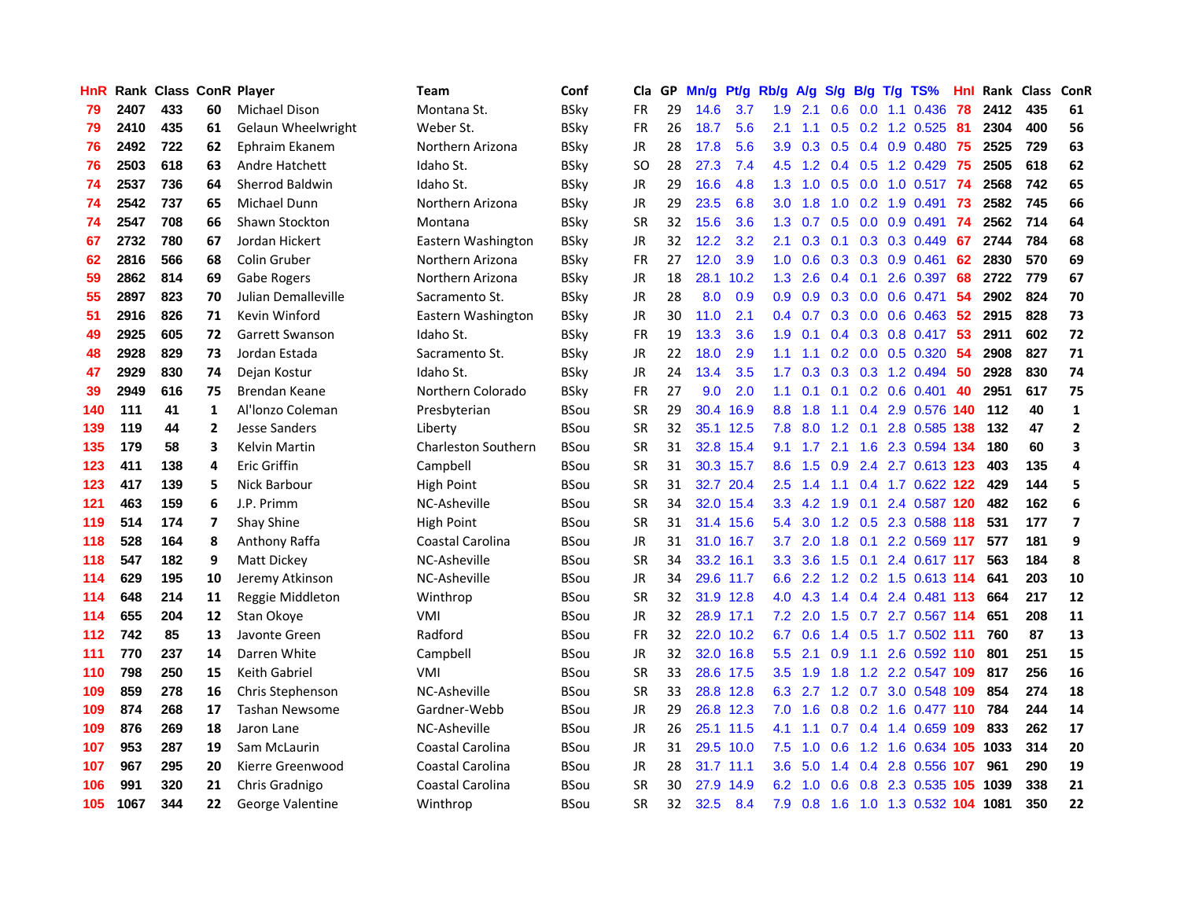| HnR | Rank | Class | ConR | Player | Team | Conf | Cla | GP | Mn/g | Pt/g | Rb/g | A/g | S/g | B/g | T/g | TS% | HnI | Rank | Class | ConR |
|---|---|---|---|---|---|---|---|---|---|---|---|---|---|---|---|---|---|---|---|---|
| 79 | 2407 | 433 | 60 | Michael Dison | Montana St. | BSky | FR | 29 | 14.6 | 3.7 | 1.9 | 2.1 | 0.6 | 0.0 | 1.1 | 0.436 | 78 | 2412 | 435 | 61 |
| 79 | 2410 | 435 | 61 | Gelaun Wheelwright | Weber St. | BSky | FR | 26 | 18.7 | 5.6 | 2.1 | 1.1 | 0.5 | 0.2 | 1.2 | 0.525 | 81 | 2304 | 400 | 56 |
| 76 | 2492 | 722 | 62 | Ephraim Ekanem | Northern Arizona | BSky | JR | 28 | 17.8 | 5.6 | 3.9 | 0.3 | 0.5 | 0.4 | 0.9 | 0.480 | 75 | 2525 | 729 | 63 |
| 76 | 2503 | 618 | 63 | Andre Hatchett | Idaho St. | BSky | SO | 28 | 27.3 | 7.4 | 4.5 | 1.2 | 0.4 | 0.5 | 1.2 | 0.429 | 75 | 2505 | 618 | 62 |
| 74 | 2537 | 736 | 64 | Sherrod Baldwin | Idaho St. | BSky | JR | 29 | 16.6 | 4.8 | 1.3 | 1.0 | 0.5 | 0.0 | 1.0 | 0.517 | 74 | 2568 | 742 | 65 |
| 74 | 2542 | 737 | 65 | Michael Dunn | Northern Arizona | BSky | JR | 29 | 23.5 | 6.8 | 3.0 | 1.8 | 1.0 | 0.2 | 1.9 | 0.491 | 73 | 2582 | 745 | 66 |
| 74 | 2547 | 708 | 66 | Shawn Stockton | Montana | BSky | SR | 32 | 15.6 | 3.6 | 1.3 | 0.7 | 0.5 | 0.0 | 0.9 | 0.491 | 74 | 2562 | 714 | 64 |
| 67 | 2732 | 780 | 67 | Jordan Hickert | Eastern Washington | BSky | JR | 32 | 12.2 | 3.2 | 2.1 | 0.3 | 0.1 | 0.3 | 0.3 | 0.449 | 67 | 2744 | 784 | 68 |
| 62 | 2816 | 566 | 68 | Colin Gruber | Northern Arizona | BSky | FR | 27 | 12.0 | 3.9 | 1.0 | 0.6 | 0.3 | 0.3 | 0.9 | 0.461 | 62 | 2830 | 570 | 69 |
| 59 | 2862 | 814 | 69 | Gabe Rogers | Northern Arizona | BSky | JR | 18 | 28.1 | 10.2 | 1.3 | 2.6 | 0.4 | 0.1 | 2.6 | 0.397 | 68 | 2722 | 779 | 67 |
| 55 | 2897 | 823 | 70 | Julian Demalleville | Sacramento St. | BSky | JR | 28 | 8.0 | 0.9 | 0.9 | 0.9 | 0.3 | 0.0 | 0.6 | 0.471 | 54 | 2902 | 824 | 70 |
| 51 | 2916 | 826 | 71 | Kevin Winford | Eastern Washington | BSky | JR | 30 | 11.0 | 2.1 | 0.4 | 0.7 | 0.3 | 0.0 | 0.6 | 0.463 | 52 | 2915 | 828 | 73 |
| 49 | 2925 | 605 | 72 | Garrett Swanson | Idaho St. | BSky | FR | 19 | 13.3 | 3.6 | 1.9 | 0.1 | 0.4 | 0.3 | 0.8 | 0.417 | 53 | 2911 | 602 | 72 |
| 48 | 2928 | 829 | 73 | Jordan Estada | Sacramento St. | BSky | JR | 22 | 18.0 | 2.9 | 1.1 | 1.1 | 0.2 | 0.0 | 0.5 | 0.320 | 54 | 2908 | 827 | 71 |
| 47 | 2929 | 830 | 74 | Dejan Kostur | Idaho St. | BSky | JR | 24 | 13.4 | 3.5 | 1.7 | 0.3 | 0.3 | 0.3 | 1.2 | 0.494 | 50 | 2928 | 830 | 74 |
| 39 | 2949 | 616 | 75 | Brendan Keane | Northern Colorado | BSky | FR | 27 | 9.0 | 2.0 | 1.1 | 0.1 | 0.1 | 0.2 | 0.6 | 0.401 | 40 | 2951 | 617 | 75 |
| 140 | 111 | 41 | 1 | Al'lonzo Coleman | Presbyterian | BSou | SR | 29 | 30.4 | 16.9 | 8.8 | 1.8 | 1.1 | 0.4 | 2.9 | 0.576 | 140 | 112 | 40 | 1 |
| 139 | 119 | 44 | 2 | Jesse Sanders | Liberty | BSou | SR | 32 | 35.1 | 12.5 | 7.8 | 8.0 | 1.2 | 0.1 | 2.8 | 0.585 | 138 | 132 | 47 | 2 |
| 135 | 179 | 58 | 3 | Kelvin Martin | Charleston Southern | BSou | SR | 31 | 32.8 | 15.4 | 9.1 | 1.7 | 2.1 | 1.6 | 2.3 | 0.594 | 134 | 180 | 60 | 3 |
| 123 | 411 | 138 | 4 | Eric Griffin | Campbell | BSou | SR | 31 | 30.3 | 15.7 | 8.6 | 1.5 | 0.9 | 2.4 | 2.7 | 0.613 | 123 | 403 | 135 | 4 |
| 123 | 417 | 139 | 5 | Nick Barbour | High Point | BSou | SR | 31 | 32.7 | 20.4 | 2.5 | 1.4 | 1.1 | 0.4 | 1.7 | 0.622 | 122 | 429 | 144 | 5 |
| 121 | 463 | 159 | 6 | J.P. Primm | NC-Asheville | BSou | SR | 34 | 32.0 | 15.4 | 3.3 | 4.2 | 1.9 | 0.1 | 2.4 | 0.587 | 120 | 482 | 162 | 6 |
| 119 | 514 | 174 | 7 | Shay Shine | High Point | BSou | SR | 31 | 31.4 | 15.6 | 5.4 | 3.0 | 1.2 | 0.5 | 2.3 | 0.588 | 118 | 531 | 177 | 7 |
| 118 | 528 | 164 | 8 | Anthony Raffa | Coastal Carolina | BSou | JR | 31 | 31.0 | 16.7 | 3.7 | 2.0 | 1.8 | 0.1 | 2.2 | 0.569 | 117 | 577 | 181 | 9 |
| 118 | 547 | 182 | 9 | Matt Dickey | NC-Asheville | BSou | SR | 34 | 33.2 | 16.1 | 3.3 | 3.6 | 1.5 | 0.1 | 2.4 | 0.617 | 117 | 563 | 184 | 8 |
| 114 | 629 | 195 | 10 | Jeremy Atkinson | NC-Asheville | BSou | JR | 34 | 29.6 | 11.7 | 6.6 | 2.2 | 1.2 | 0.2 | 1.5 | 0.613 | 114 | 641 | 203 | 10 |
| 114 | 648 | 214 | 11 | Reggie Middleton | Winthrop | BSou | SR | 32 | 31.9 | 12.8 | 4.0 | 4.3 | 1.4 | 0.4 | 2.4 | 0.481 | 113 | 664 | 217 | 12 |
| 114 | 655 | 204 | 12 | Stan Okoye | VMI | BSou | JR | 32 | 28.9 | 17.1 | 7.2 | 2.0 | 1.5 | 0.7 | 2.7 | 0.567 | 114 | 651 | 208 | 11 |
| 112 | 742 | 85 | 13 | Javonte Green | Radford | BSou | FR | 32 | 22.0 | 10.2 | 6.7 | 0.6 | 1.4 | 0.5 | 1.7 | 0.502 | 111 | 760 | 87 | 13 |
| 111 | 770 | 237 | 14 | Darren White | Campbell | BSou | JR | 32 | 32.0 | 16.8 | 5.5 | 2.1 | 0.9 | 1.1 | 2.6 | 0.592 | 110 | 801 | 251 | 15 |
| 110 | 798 | 250 | 15 | Keith Gabriel | VMI | BSou | SR | 33 | 28.6 | 17.5 | 3.5 | 1.9 | 1.8 | 1.2 | 2.2 | 0.547 | 109 | 817 | 256 | 16 |
| 109 | 859 | 278 | 16 | Chris Stephenson | NC-Asheville | BSou | SR | 33 | 28.8 | 12.8 | 6.3 | 2.7 | 1.2 | 0.7 | 3.0 | 0.548 | 109 | 854 | 274 | 18 |
| 109 | 874 | 268 | 17 | Tashan Newsome | Gardner-Webb | BSou | JR | 29 | 26.8 | 12.3 | 7.0 | 1.6 | 0.8 | 0.2 | 1.6 | 0.477 | 110 | 784 | 244 | 14 |
| 109 | 876 | 269 | 18 | Jaron Lane | NC-Asheville | BSou | JR | 26 | 25.1 | 11.5 | 4.1 | 1.1 | 0.7 | 0.4 | 1.4 | 0.659 | 109 | 833 | 262 | 17 |
| 107 | 953 | 287 | 19 | Sam McLaurin | Coastal Carolina | BSou | JR | 31 | 29.5 | 10.0 | 7.5 | 1.0 | 0.6 | 1.2 | 1.6 | 0.634 | 105 | 1033 | 314 | 20 |
| 107 | 967 | 295 | 20 | Kierre Greenwood | Coastal Carolina | BSou | JR | 28 | 31.7 | 11.1 | 3.6 | 5.0 | 1.4 | 0.4 | 2.8 | 0.556 | 107 | 961 | 290 | 19 |
| 106 | 991 | 320 | 21 | Chris Gradnigo | Coastal Carolina | BSou | SR | 30 | 27.9 | 14.9 | 6.2 | 1.0 | 0.6 | 0.8 | 2.3 | 0.535 | 105 | 1039 | 338 | 21 |
| 105 | 1067 | 344 | 22 | George Valentine | Winthrop | BSou | SR | 32 | 32.5 | 8.4 | 7.9 | 0.8 | 1.6 | 1.0 | 1.3 | 0.532 | 104 | 1081 | 350 | 22 |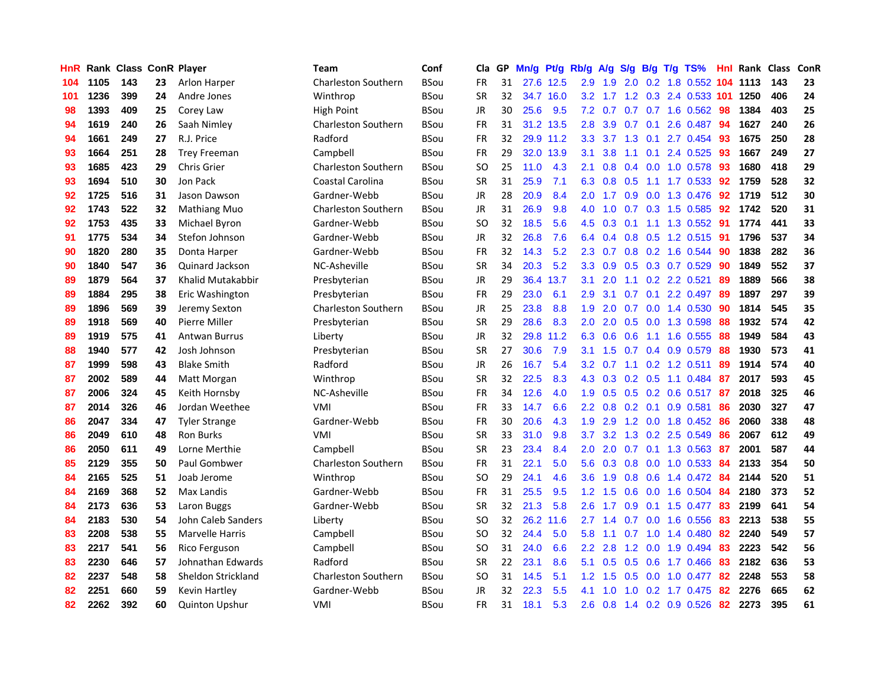| HnR | Rank | Class | ConR | Player | Team | Conf | Cla | GP | Mn/g | Pt/g | Rb/g | A/g | S/g | B/g | T/g | TS% | HnI | Rank | Class | ConR |
|---|---|---|---|---|---|---|---|---|---|---|---|---|---|---|---|---|---|---|---|---|
| 104 | 1105 | 143 | 23 | Arlon Harper | Charleston Southern | BSou | FR | 31 | 27.6 | 12.5 | 2.9 | 1.9 | 2.0 | 0.2 | 1.8 | 0.552 | 104 | 1113 | 143 | 23 |
| 101 | 1236 | 399 | 24 | Andre Jones | Winthrop | BSou | SR | 32 | 34.7 | 16.0 | 3.2 | 1.7 | 1.2 | 0.3 | 2.4 | 0.533 | 101 | 1250 | 406 | 24 |
| 98 | 1393 | 409 | 25 | Corey Law | High Point | BSou | JR | 30 | 25.6 | 9.5 | 7.2 | 0.7 | 0.7 | 0.7 | 1.6 | 0.562 | 98 | 1384 | 403 | 25 |
| 94 | 1619 | 240 | 26 | Saah Nimley | Charleston Southern | BSou | FR | 31 | 31.2 | 13.5 | 2.8 | 3.9 | 0.7 | 0.1 | 2.6 | 0.487 | 94 | 1627 | 240 | 26 |
| 94 | 1661 | 249 | 27 | R.J. Price | Radford | BSou | FR | 32 | 29.9 | 11.2 | 3.3 | 3.7 | 1.3 | 0.1 | 2.7 | 0.454 | 93 | 1675 | 250 | 28 |
| 93 | 1664 | 251 | 28 | Trey Freeman | Campbell | BSou | FR | 29 | 32.0 | 13.9 | 3.1 | 3.8 | 1.1 | 0.1 | 2.4 | 0.525 | 93 | 1667 | 249 | 27 |
| 93 | 1685 | 423 | 29 | Chris Grier | Charleston Southern | BSou | SO | 25 | 11.0 | 4.3 | 2.1 | 0.8 | 0.4 | 0.0 | 1.0 | 0.578 | 93 | 1680 | 418 | 29 |
| 93 | 1694 | 510 | 30 | Jon Pack | Coastal Carolina | BSou | SR | 31 | 25.9 | 7.1 | 6.3 | 0.8 | 0.5 | 1.1 | 1.7 | 0.533 | 92 | 1759 | 528 | 32 |
| 92 | 1725 | 516 | 31 | Jason Dawson | Gardner-Webb | BSou | JR | 28 | 20.9 | 8.4 | 2.0 | 1.7 | 0.9 | 0.0 | 1.3 | 0.476 | 92 | 1719 | 512 | 30 |
| 92 | 1743 | 522 | 32 | Mathiang Muo | Charleston Southern | BSou | JR | 31 | 26.9 | 9.8 | 4.0 | 1.0 | 0.7 | 0.3 | 1.5 | 0.585 | 92 | 1742 | 520 | 31 |
| 92 | 1753 | 435 | 33 | Michael Byron | Gardner-Webb | BSou | SO | 32 | 18.5 | 5.6 | 4.5 | 0.3 | 0.1 | 1.1 | 1.3 | 0.552 | 91 | 1774 | 441 | 33 |
| 91 | 1775 | 534 | 34 | Stefon Johnson | Gardner-Webb | BSou | JR | 32 | 26.8 | 7.6 | 6.4 | 0.4 | 0.8 | 0.5 | 1.2 | 0.515 | 91 | 1796 | 537 | 34 |
| 90 | 1820 | 280 | 35 | Donta Harper | Gardner-Webb | BSou | FR | 32 | 14.3 | 5.2 | 2.3 | 0.7 | 0.8 | 0.2 | 1.6 | 0.544 | 90 | 1838 | 282 | 36 |
| 90 | 1840 | 547 | 36 | Quinard Jackson | NC-Asheville | BSou | SR | 34 | 20.3 | 5.2 | 3.3 | 0.9 | 0.5 | 0.3 | 0.7 | 0.529 | 90 | 1849 | 552 | 37 |
| 89 | 1879 | 564 | 37 | Khalid Mutakabbir | Presbyterian | BSou | JR | 29 | 36.4 | 13.7 | 3.1 | 2.0 | 1.1 | 0.2 | 2.2 | 0.521 | 89 | 1889 | 566 | 38 |
| 89 | 1884 | 295 | 38 | Eric Washington | Presbyterian | BSou | FR | 29 | 23.0 | 6.1 | 2.9 | 3.1 | 0.7 | 0.1 | 2.2 | 0.497 | 89 | 1897 | 297 | 39 |
| 89 | 1896 | 569 | 39 | Jeremy Sexton | Charleston Southern | BSou | JR | 25 | 23.8 | 8.8 | 1.9 | 2.0 | 0.7 | 0.0 | 1.4 | 0.530 | 90 | 1814 | 545 | 35 |
| 89 | 1918 | 569 | 40 | Pierre Miller | Presbyterian | BSou | SR | 29 | 28.6 | 8.3 | 2.0 | 2.0 | 0.5 | 0.0 | 1.3 | 0.598 | 88 | 1932 | 574 | 42 |
| 89 | 1919 | 575 | 41 | Antwan Burrus | Liberty | BSou | JR | 32 | 29.8 | 11.2 | 6.3 | 0.6 | 0.6 | 1.1 | 1.6 | 0.555 | 88 | 1949 | 584 | 43 |
| 88 | 1940 | 577 | 42 | Josh Johnson | Presbyterian | BSou | SR | 27 | 30.6 | 7.9 | 3.1 | 1.5 | 0.7 | 0.4 | 0.9 | 0.579 | 88 | 1930 | 573 | 41 |
| 87 | 1999 | 598 | 43 | Blake Smith | Radford | BSou | JR | 26 | 16.7 | 5.4 | 3.2 | 0.7 | 1.1 | 0.2 | 1.2 | 0.511 | 89 | 1914 | 574 | 40 |
| 87 | 2002 | 589 | 44 | Matt Morgan | Winthrop | BSou | SR | 32 | 22.5 | 8.3 | 4.3 | 0.3 | 0.2 | 0.5 | 1.1 | 0.484 | 87 | 2017 | 593 | 45 |
| 87 | 2006 | 324 | 45 | Keith Hornsby | NC-Asheville | BSou | FR | 34 | 12.6 | 4.0 | 1.9 | 0.5 | 0.5 | 0.2 | 0.6 | 0.517 | 87 | 2018 | 325 | 46 |
| 87 | 2014 | 326 | 46 | Jordan Weethee | VMI | BSou | FR | 33 | 14.7 | 6.6 | 2.2 | 0.8 | 0.2 | 0.1 | 0.9 | 0.581 | 86 | 2030 | 327 | 47 |
| 86 | 2047 | 334 | 47 | Tyler Strange | Gardner-Webb | BSou | FR | 30 | 20.6 | 4.3 | 1.9 | 2.9 | 1.2 | 0.0 | 1.8 | 0.452 | 86 | 2060 | 338 | 48 |
| 86 | 2049 | 610 | 48 | Ron Burks | VMI | BSou | SR | 33 | 31.0 | 9.8 | 3.7 | 3.2 | 1.3 | 0.2 | 2.5 | 0.549 | 86 | 2067 | 612 | 49 |
| 86 | 2050 | 611 | 49 | Lorne Merthie | Campbell | BSou | SR | 23 | 23.4 | 8.4 | 2.0 | 2.0 | 0.7 | 0.1 | 1.3 | 0.563 | 87 | 2001 | 587 | 44 |
| 85 | 2129 | 355 | 50 | Paul Gombwer | Charleston Southern | BSou | FR | 31 | 22.1 | 5.0 | 5.6 | 0.3 | 0.8 | 0.0 | 1.0 | 0.533 | 84 | 2133 | 354 | 50 |
| 84 | 2165 | 525 | 51 | Joab Jerome | Winthrop | BSou | SO | 29 | 24.1 | 4.6 | 3.6 | 1.9 | 0.8 | 0.6 | 1.4 | 0.472 | 84 | 2144 | 520 | 51 |
| 84 | 2169 | 368 | 52 | Max Landis | Gardner-Webb | BSou | FR | 31 | 25.5 | 9.5 | 1.2 | 1.5 | 0.6 | 0.0 | 1.6 | 0.504 | 84 | 2180 | 373 | 52 |
| 84 | 2173 | 636 | 53 | Laron Buggs | Gardner-Webb | BSou | SR | 32 | 21.3 | 5.8 | 2.6 | 1.7 | 0.9 | 0.1 | 1.5 | 0.477 | 83 | 2199 | 641 | 54 |
| 84 | 2183 | 530 | 54 | John Caleb Sanders | Liberty | BSou | SO | 32 | 26.2 | 11.6 | 2.7 | 1.4 | 0.7 | 0.0 | 1.6 | 0.556 | 83 | 2213 | 538 | 55 |
| 83 | 2208 | 538 | 55 | Marvelle Harris | Campbell | BSou | SO | 32 | 24.4 | 5.0 | 5.8 | 1.1 | 0.7 | 1.0 | 1.4 | 0.480 | 82 | 2240 | 549 | 57 |
| 83 | 2217 | 541 | 56 | Rico Ferguson | Campbell | BSou | SO | 31 | 24.0 | 6.6 | 2.2 | 2.8 | 1.2 | 0.0 | 1.9 | 0.494 | 83 | 2223 | 542 | 56 |
| 83 | 2230 | 646 | 57 | Johnathan Edwards | Radford | BSou | SR | 22 | 23.1 | 8.6 | 5.1 | 0.5 | 0.5 | 0.6 | 1.7 | 0.466 | 83 | 2182 | 636 | 53 |
| 82 | 2237 | 548 | 58 | Sheldon Strickland | Charleston Southern | BSou | SO | 31 | 14.5 | 5.1 | 1.2 | 1.5 | 0.5 | 0.0 | 1.0 | 0.477 | 82 | 2248 | 553 | 58 |
| 82 | 2251 | 660 | 59 | Kevin Hartley | Gardner-Webb | BSou | JR | 32 | 22.3 | 5.5 | 4.1 | 1.0 | 1.0 | 0.2 | 1.7 | 0.475 | 82 | 2276 | 665 | 62 |
| 82 | 2262 | 392 | 60 | Quinton Upshur | VMI | BSou | FR | 31 | 18.1 | 5.3 | 2.6 | 0.8 | 1.4 | 0.2 | 0.9 | 0.526 | 82 | 2273 | 395 | 61 |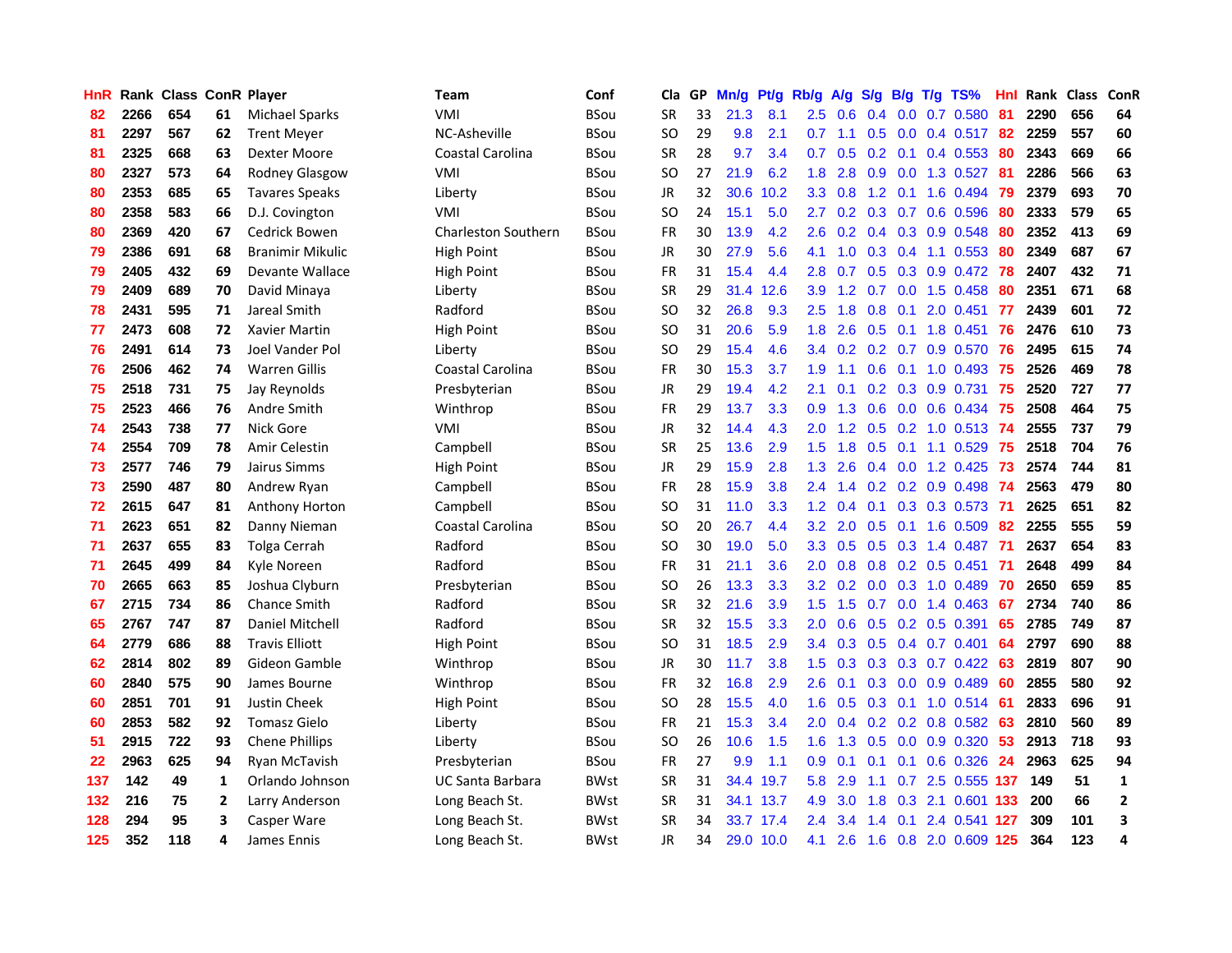| HnR | Rank | Class | ConR | Player | Team | Conf | Cla | GP | Mn/g | Pt/g | Rb/g | A/g | S/g | B/g | T/g | TS% | HnI | Rank | Class | ConR |
|---|---|---|---|---|---|---|---|---|---|---|---|---|---|---|---|---|---|---|---|---|
| 82 | 2266 | 654 | 61 | Michael Sparks | VMI | BSou | SR | 33 | 21.3 | 8.1 | 2.5 | 0.6 | 0.4 | 0.0 | 0.7 | 0.580 | 81 | 2290 | 656 | 64 |
| 81 | 2297 | 567 | 62 | Trent Meyer | NC-Asheville | BSou | SO | 29 | 9.8 | 2.1 | 0.7 | 1.1 | 0.5 | 0.0 | 0.4 | 0.517 | 82 | 2259 | 557 | 60 |
| 81 | 2325 | 668 | 63 | Dexter Moore | Coastal Carolina | BSou | SR | 28 | 9.7 | 3.4 | 0.7 | 0.5 | 0.2 | 0.1 | 0.4 | 0.553 | 80 | 2343 | 669 | 66 |
| 80 | 2327 | 573 | 64 | Rodney Glasgow | VMI | BSou | SO | 27 | 21.9 | 6.2 | 1.8 | 2.8 | 0.9 | 0.0 | 1.3 | 0.527 | 81 | 2286 | 566 | 63 |
| 80 | 2353 | 685 | 65 | Tavares Speaks | Liberty | BSou | JR | 32 | 30.6 | 10.2 | 3.3 | 0.8 | 1.2 | 0.1 | 1.6 | 0.494 | 79 | 2379 | 693 | 70 |
| 80 | 2358 | 583 | 66 | D.J. Covington | VMI | BSou | SO | 24 | 15.1 | 5.0 | 2.7 | 0.2 | 0.3 | 0.7 | 0.6 | 0.596 | 80 | 2333 | 579 | 65 |
| 80 | 2369 | 420 | 67 | Cedrick Bowen | Charleston Southern | BSou | FR | 30 | 13.9 | 4.2 | 2.6 | 0.2 | 0.4 | 0.3 | 0.9 | 0.548 | 80 | 2352 | 413 | 69 |
| 79 | 2386 | 691 | 68 | Branimir Mikulic | High Point | BSou | JR | 30 | 27.9 | 5.6 | 4.1 | 1.0 | 0.3 | 0.4 | 1.1 | 0.553 | 80 | 2349 | 687 | 67 |
| 79 | 2405 | 432 | 69 | Devante Wallace | High Point | BSou | FR | 31 | 15.4 | 4.4 | 2.8 | 0.7 | 0.5 | 0.3 | 0.9 | 0.472 | 78 | 2407 | 432 | 71 |
| 79 | 2409 | 689 | 70 | David Minaya | Liberty | BSou | SR | 29 | 31.4 | 12.6 | 3.9 | 1.2 | 0.7 | 0.0 | 1.5 | 0.458 | 80 | 2351 | 671 | 68 |
| 78 | 2431 | 595 | 71 | Jareal Smith | Radford | BSou | SO | 32 | 26.8 | 9.3 | 2.5 | 1.8 | 0.8 | 0.1 | 2.0 | 0.451 | 77 | 2439 | 601 | 72 |
| 77 | 2473 | 608 | 72 | Xavier Martin | High Point | BSou | SO | 31 | 20.6 | 5.9 | 1.8 | 2.6 | 0.5 | 0.1 | 1.8 | 0.451 | 76 | 2476 | 610 | 73 |
| 76 | 2491 | 614 | 73 | Joel Vander Pol | Liberty | BSou | SO | 29 | 15.4 | 4.6 | 3.4 | 0.2 | 0.2 | 0.7 | 0.9 | 0.570 | 76 | 2495 | 615 | 74 |
| 76 | 2506 | 462 | 74 | Warren Gillis | Coastal Carolina | BSou | FR | 30 | 15.3 | 3.7 | 1.9 | 1.1 | 0.6 | 0.1 | 1.0 | 0.493 | 75 | 2526 | 469 | 78 |
| 75 | 2518 | 731 | 75 | Jay Reynolds | Presbyterian | BSou | JR | 29 | 19.4 | 4.2 | 2.1 | 0.1 | 0.2 | 0.3 | 0.9 | 0.731 | 75 | 2520 | 727 | 77 |
| 75 | 2523 | 466 | 76 | Andre Smith | Winthrop | BSou | FR | 29 | 13.7 | 3.3 | 0.9 | 1.3 | 0.6 | 0.0 | 0.6 | 0.434 | 75 | 2508 | 464 | 75 |
| 74 | 2543 | 738 | 77 | Nick Gore | VMI | BSou | JR | 32 | 14.4 | 4.3 | 2.0 | 1.2 | 0.5 | 0.2 | 1.0 | 0.513 | 74 | 2555 | 737 | 79 |
| 74 | 2554 | 709 | 78 | Amir Celestin | Campbell | BSou | SR | 25 | 13.6 | 2.9 | 1.5 | 1.8 | 0.5 | 0.1 | 1.1 | 0.529 | 75 | 2518 | 704 | 76 |
| 73 | 2577 | 746 | 79 | Jairus Simms | High Point | BSou | JR | 29 | 15.9 | 2.8 | 1.3 | 2.6 | 0.4 | 0.0 | 1.2 | 0.425 | 73 | 2574 | 744 | 81 |
| 73 | 2590 | 487 | 80 | Andrew Ryan | Campbell | BSou | FR | 28 | 15.9 | 3.8 | 2.4 | 1.4 | 0.2 | 0.2 | 0.9 | 0.498 | 74 | 2563 | 479 | 80 |
| 72 | 2615 | 647 | 81 | Anthony Horton | Campbell | BSou | SO | 31 | 11.0 | 3.3 | 1.2 | 0.4 | 0.1 | 0.3 | 0.3 | 0.573 | 71 | 2625 | 651 | 82 |
| 71 | 2623 | 651 | 82 | Danny Nieman | Coastal Carolina | BSou | SO | 20 | 26.7 | 4.4 | 3.2 | 2.0 | 0.5 | 0.1 | 1.6 | 0.509 | 82 | 2255 | 555 | 59 |
| 71 | 2637 | 655 | 83 | Tolga Cerrah | Radford | BSou | SO | 30 | 19.0 | 5.0 | 3.3 | 0.5 | 0.5 | 0.3 | 1.4 | 0.487 | 71 | 2637 | 654 | 83 |
| 71 | 2645 | 499 | 84 | Kyle Noreen | Radford | BSou | FR | 31 | 21.1 | 3.6 | 2.0 | 0.8 | 0.8 | 0.2 | 0.5 | 0.451 | 71 | 2648 | 499 | 84 |
| 70 | 2665 | 663 | 85 | Joshua Clyburn | Presbyterian | BSou | SO | 26 | 13.3 | 3.3 | 3.2 | 0.2 | 0.0 | 0.3 | 1.0 | 0.489 | 70 | 2650 | 659 | 85 |
| 67 | 2715 | 734 | 86 | Chance Smith | Radford | BSou | SR | 32 | 21.6 | 3.9 | 1.5 | 1.5 | 0.7 | 0.0 | 1.4 | 0.463 | 67 | 2734 | 740 | 86 |
| 65 | 2767 | 747 | 87 | Daniel Mitchell | Radford | BSou | SR | 32 | 15.5 | 3.3 | 2.0 | 0.6 | 0.5 | 0.2 | 0.5 | 0.391 | 65 | 2785 | 749 | 87 |
| 64 | 2779 | 686 | 88 | Travis Elliott | High Point | BSou | SO | 31 | 18.5 | 2.9 | 3.4 | 0.3 | 0.5 | 0.4 | 0.7 | 0.401 | 64 | 2797 | 690 | 88 |
| 62 | 2814 | 802 | 89 | Gideon Gamble | Winthrop | BSou | JR | 30 | 11.7 | 3.8 | 1.5 | 0.3 | 0.3 | 0.3 | 0.7 | 0.422 | 63 | 2819 | 807 | 90 |
| 60 | 2840 | 575 | 90 | James Bourne | Winthrop | BSou | FR | 32 | 16.8 | 2.9 | 2.6 | 0.1 | 0.3 | 0.0 | 0.9 | 0.489 | 60 | 2855 | 580 | 92 |
| 60 | 2851 | 701 | 91 | Justin Cheek | High Point | BSou | SO | 28 | 15.5 | 4.0 | 1.6 | 0.5 | 0.3 | 0.1 | 1.0 | 0.514 | 61 | 2833 | 696 | 91 |
| 60 | 2853 | 582 | 92 | Tomasz Gielo | Liberty | BSou | FR | 21 | 15.3 | 3.4 | 2.0 | 0.4 | 0.2 | 0.2 | 0.8 | 0.582 | 63 | 2810 | 560 | 89 |
| 51 | 2915 | 722 | 93 | Chene Phillips | Liberty | BSou | SO | 26 | 10.6 | 1.5 | 1.6 | 1.3 | 0.5 | 0.0 | 0.9 | 0.320 | 53 | 2913 | 718 | 93 |
| 22 | 2963 | 625 | 94 | Ryan McTavish | Presbyterian | BSou | FR | 27 | 9.9 | 1.1 | 0.9 | 0.1 | 0.1 | 0.1 | 0.6 | 0.326 | 24 | 2963 | 625 | 94 |
| 137 | 142 | 49 | 1 | Orlando Johnson | UC Santa Barbara | BWst | SR | 31 | 34.4 | 19.7 | 5.8 | 2.9 | 1.1 | 0.7 | 2.5 | 0.555 | 137 | 149 | 51 | 1 |
| 132 | 216 | 75 | 2 | Larry Anderson | Long Beach St. | BWst | SR | 31 | 34.1 | 13.7 | 4.9 | 3.0 | 1.8 | 0.3 | 2.1 | 0.601 | 133 | 200 | 66 | 2 |
| 128 | 294 | 95 | 3 | Casper Ware | Long Beach St. | BWst | SR | 34 | 33.7 | 17.4 | 2.4 | 3.4 | 1.4 | 0.1 | 2.4 | 0.541 | 127 | 309 | 101 | 3 |
| 125 | 352 | 118 | 4 | James Ennis | Long Beach St. | BWst | JR | 34 | 29.0 | 10.0 | 4.1 | 2.6 | 1.6 | 0.8 | 2.0 | 0.609 | 125 | 364 | 123 | 4 |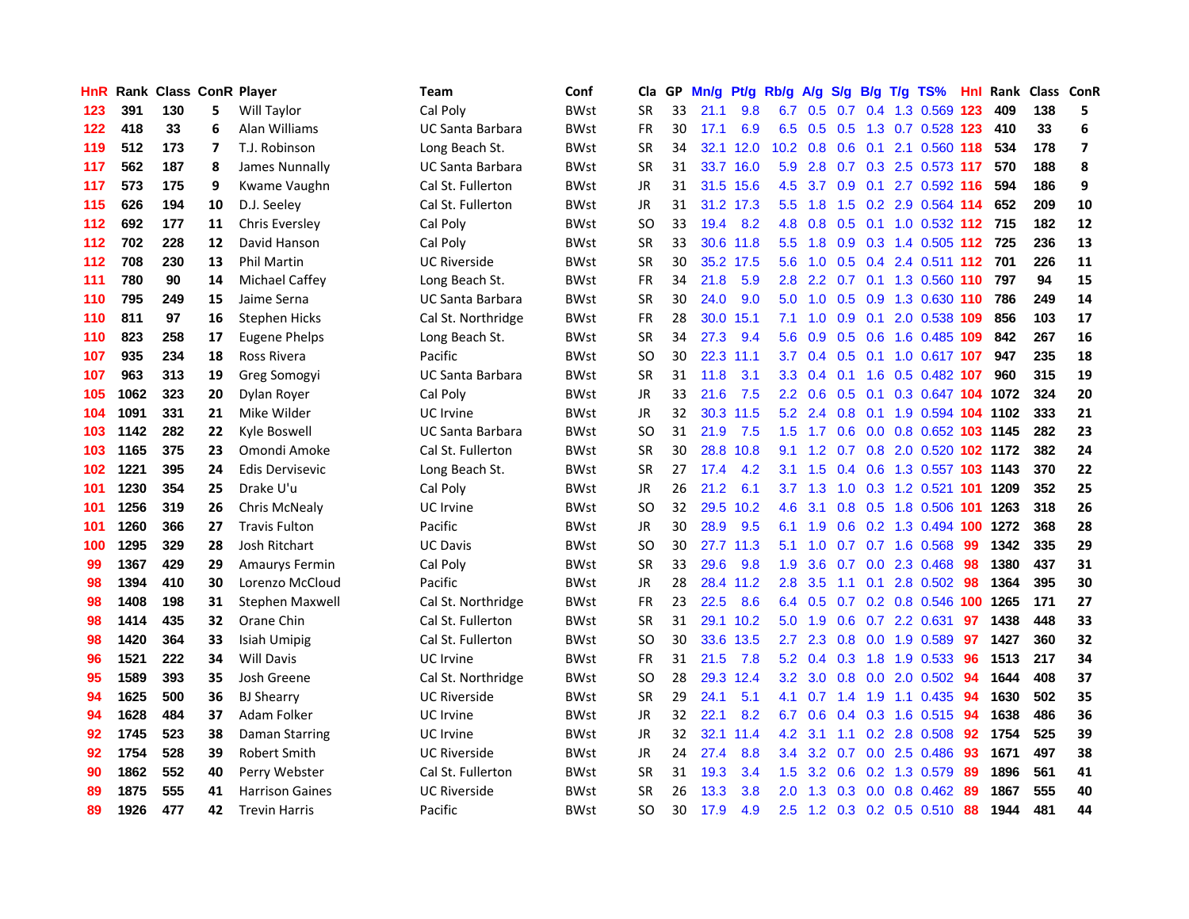| HnR | Rank | Class | ConR | Player | Team | Conf | Cla | GP | Mn/g | Pt/g | Rb/g | A/g | S/g | B/g | T/g | TS% | Hnl | Rank | Class | ConR |
|---|---|---|---|---|---|---|---|---|---|---|---|---|---|---|---|---|---|---|---|---|
| 123 | 391 | 130 | 5 | Will Taylor | Cal Poly | BWst | SR | 33 | 21.1 | 9.8 | 6.7 | 0.5 | 0.7 | 0.4 | 1.3 | 0.569 | 123 | 409 | 138 | 5 |
| 122 | 418 | 33 | 6 | Alan Williams | UC Santa Barbara | BWst | FR | 30 | 17.1 | 6.9 | 6.5 | 0.5 | 0.5 | 1.3 | 0.7 | 0.528 | 123 | 410 | 33 | 6 |
| 119 | 512 | 173 | 7 | T.J. Robinson | Long Beach St. | BWst | SR | 34 | 32.1 | 12.0 | 10.2 | 0.8 | 0.6 | 0.1 | 2.1 | 0.560 | 118 | 534 | 178 | 7 |
| 117 | 562 | 187 | 8 | James Nunnally | UC Santa Barbara | BWst | SR | 31 | 33.7 | 16.0 | 5.9 | 2.8 | 0.7 | 0.3 | 2.5 | 0.573 | 117 | 570 | 188 | 8 |
| 117 | 573 | 175 | 9 | Kwame Vaughn | Cal St. Fullerton | BWst | JR | 31 | 31.5 | 15.6 | 4.5 | 3.7 | 0.9 | 0.1 | 2.7 | 0.592 | 116 | 594 | 186 | 9 |
| 115 | 626 | 194 | 10 | D.J. Seeley | Cal St. Fullerton | BWst | JR | 31 | 31.2 | 17.3 | 5.5 | 1.8 | 1.5 | 0.2 | 2.9 | 0.564 | 114 | 652 | 209 | 10 |
| 112 | 692 | 177 | 11 | Chris Eversley | Cal Poly | BWst | SO | 33 | 19.4 | 8.2 | 4.8 | 0.8 | 0.5 | 0.1 | 1.0 | 0.532 | 112 | 715 | 182 | 12 |
| 112 | 702 | 228 | 12 | David Hanson | Cal Poly | BWst | SR | 33 | 30.6 | 11.8 | 5.5 | 1.8 | 0.9 | 0.3 | 1.4 | 0.505 | 112 | 725 | 236 | 13 |
| 112 | 708 | 230 | 13 | Phil Martin | UC Riverside | BWst | SR | 30 | 35.2 | 17.5 | 5.6 | 1.0 | 0.5 | 0.4 | 2.4 | 0.511 | 112 | 701 | 226 | 11 |
| 111 | 780 | 90 | 14 | Michael Caffey | Long Beach St. | BWst | FR | 34 | 21.8 | 5.9 | 2.8 | 2.2 | 0.7 | 0.1 | 1.3 | 0.560 | 110 | 797 | 94 | 15 |
| 110 | 795 | 249 | 15 | Jaime Serna | UC Santa Barbara | BWst | SR | 30 | 24.0 | 9.0 | 5.0 | 1.0 | 0.5 | 0.9 | 1.3 | 0.630 | 110 | 786 | 249 | 14 |
| 110 | 811 | 97 | 16 | Stephen Hicks | Cal St. Northridge | BWst | FR | 28 | 30.0 | 15.1 | 7.1 | 1.0 | 0.9 | 0.1 | 2.0 | 0.538 | 109 | 856 | 103 | 17 |
| 110 | 823 | 258 | 17 | Eugene Phelps | Long Beach St. | BWst | SR | 34 | 27.3 | 9.4 | 5.6 | 0.9 | 0.5 | 0.6 | 1.6 | 0.485 | 109 | 842 | 267 | 16 |
| 107 | 935 | 234 | 18 | Ross Rivera | Pacific | BWst | SO | 30 | 22.3 | 11.1 | 3.7 | 0.4 | 0.5 | 0.1 | 1.0 | 0.617 | 107 | 947 | 235 | 18 |
| 107 | 963 | 313 | 19 | Greg Somogyi | UC Santa Barbara | BWst | SR | 31 | 11.8 | 3.1 | 3.3 | 0.4 | 0.1 | 1.6 | 0.5 | 0.482 | 107 | 960 | 315 | 19 |
| 105 | 1062 | 323 | 20 | Dylan Royer | Cal Poly | BWst | JR | 33 | 21.6 | 7.5 | 2.2 | 0.6 | 0.5 | 0.1 | 0.3 | 0.647 | 104 | 1072 | 324 | 20 |
| 104 | 1091 | 331 | 21 | Mike Wilder | UC Irvine | BWst | JR | 32 | 30.3 | 11.5 | 5.2 | 2.4 | 0.8 | 0.1 | 1.9 | 0.594 | 104 | 1102 | 333 | 21 |
| 103 | 1142 | 282 | 22 | Kyle Boswell | UC Santa Barbara | BWst | SO | 31 | 21.9 | 7.5 | 1.5 | 1.7 | 0.6 | 0.0 | 0.8 | 0.652 | 103 | 1145 | 282 | 23 |
| 103 | 1165 | 375 | 23 | Omondi Amoke | Cal St. Fullerton | BWst | SR | 30 | 28.8 | 10.8 | 9.1 | 1.2 | 0.7 | 0.8 | 2.0 | 0.520 | 102 | 1172 | 382 | 24 |
| 102 | 1221 | 395 | 24 | Edis Dervisevic | Long Beach St. | BWst | SR | 27 | 17.4 | 4.2 | 3.1 | 1.5 | 0.4 | 0.6 | 1.3 | 0.557 | 103 | 1143 | 370 | 22 |
| 101 | 1230 | 354 | 25 | Drake U'u | Cal Poly | BWst | JR | 26 | 21.2 | 6.1 | 3.7 | 1.3 | 1.0 | 0.3 | 1.2 | 0.521 | 101 | 1209 | 352 | 25 |
| 101 | 1256 | 319 | 26 | Chris McNealy | UC Irvine | BWst | SO | 32 | 29.5 | 10.2 | 4.6 | 3.1 | 0.8 | 0.5 | 1.8 | 0.506 | 101 | 1263 | 318 | 26 |
| 101 | 1260 | 366 | 27 | Travis Fulton | Pacific | BWst | JR | 30 | 28.9 | 9.5 | 6.1 | 1.9 | 0.6 | 0.2 | 1.3 | 0.494 | 100 | 1272 | 368 | 28 |
| 100 | 1295 | 329 | 28 | Josh Ritchart | UC Davis | BWst | SO | 30 | 27.7 | 11.3 | 5.1 | 1.0 | 0.7 | 0.7 | 1.6 | 0.568 | 99 | 1342 | 335 | 29 |
| 99 | 1367 | 429 | 29 | Amaurys Fermin | Cal Poly | BWst | SR | 33 | 29.6 | 9.8 | 1.9 | 3.6 | 0.7 | 0.0 | 2.3 | 0.468 | 98 | 1380 | 437 | 31 |
| 98 | 1394 | 410 | 30 | Lorenzo McCloud | Pacific | BWst | JR | 28 | 28.4 | 11.2 | 2.8 | 3.5 | 1.1 | 0.1 | 2.8 | 0.502 | 98 | 1364 | 395 | 30 |
| 98 | 1408 | 198 | 31 | Stephen Maxwell | Cal St. Northridge | BWst | FR | 23 | 22.5 | 8.6 | 6.4 | 0.5 | 0.7 | 0.2 | 0.8 | 0.546 | 100 | 1265 | 171 | 27 |
| 98 | 1414 | 435 | 32 | Orane Chin | Cal St. Fullerton | BWst | SR | 31 | 29.1 | 10.2 | 5.0 | 1.9 | 0.6 | 0.7 | 2.2 | 0.631 | 97 | 1438 | 448 | 33 |
| 98 | 1420 | 364 | 33 | Isiah Umipig | Cal St. Fullerton | BWst | SO | 30 | 33.6 | 13.5 | 2.7 | 2.3 | 0.8 | 0.0 | 1.9 | 0.589 | 97 | 1427 | 360 | 32 |
| 96 | 1521 | 222 | 34 | Will Davis | UC Irvine | BWst | FR | 31 | 21.5 | 7.8 | 5.2 | 0.4 | 0.3 | 1.8 | 1.9 | 0.533 | 96 | 1513 | 217 | 34 |
| 95 | 1589 | 393 | 35 | Josh Greene | Cal St. Northridge | BWst | SO | 28 | 29.3 | 12.4 | 3.2 | 3.0 | 0.8 | 0.0 | 2.0 | 0.502 | 94 | 1644 | 408 | 37 |
| 94 | 1625 | 500 | 36 | BJ Shearry | UC Riverside | BWst | SR | 29 | 24.1 | 5.1 | 4.1 | 0.7 | 1.4 | 1.9 | 1.1 | 0.435 | 94 | 1630 | 502 | 35 |
| 94 | 1628 | 484 | 37 | Adam Folker | UC Irvine | BWst | JR | 32 | 22.1 | 8.2 | 6.7 | 0.6 | 0.4 | 0.3 | 1.6 | 0.515 | 94 | 1638 | 486 | 36 |
| 92 | 1745 | 523 | 38 | Daman Starring | UC Irvine | BWst | JR | 32 | 32.1 | 11.4 | 4.2 | 3.1 | 1.1 | 0.2 | 2.8 | 0.508 | 92 | 1754 | 525 | 39 |
| 92 | 1754 | 528 | 39 | Robert Smith | UC Riverside | BWst | JR | 24 | 27.4 | 8.8 | 3.4 | 3.2 | 0.7 | 0.0 | 2.5 | 0.486 | 93 | 1671 | 497 | 38 |
| 90 | 1862 | 552 | 40 | Perry Webster | Cal St. Fullerton | BWst | SR | 31 | 19.3 | 3.4 | 1.5 | 3.2 | 0.6 | 0.2 | 1.3 | 0.579 | 89 | 1896 | 561 | 41 |
| 89 | 1875 | 555 | 41 | Harrison Gaines | UC Riverside | BWst | SR | 26 | 13.3 | 3.8 | 2.0 | 1.3 | 0.3 | 0.0 | 0.8 | 0.462 | 89 | 1867 | 555 | 40 |
| 89 | 1926 | 477 | 42 | Trevin Harris | Pacific | BWst | SO | 30 | 17.9 | 4.9 | 2.5 | 1.2 | 0.3 | 0.2 | 0.5 | 0.510 | 88 | 1944 | 481 | 44 |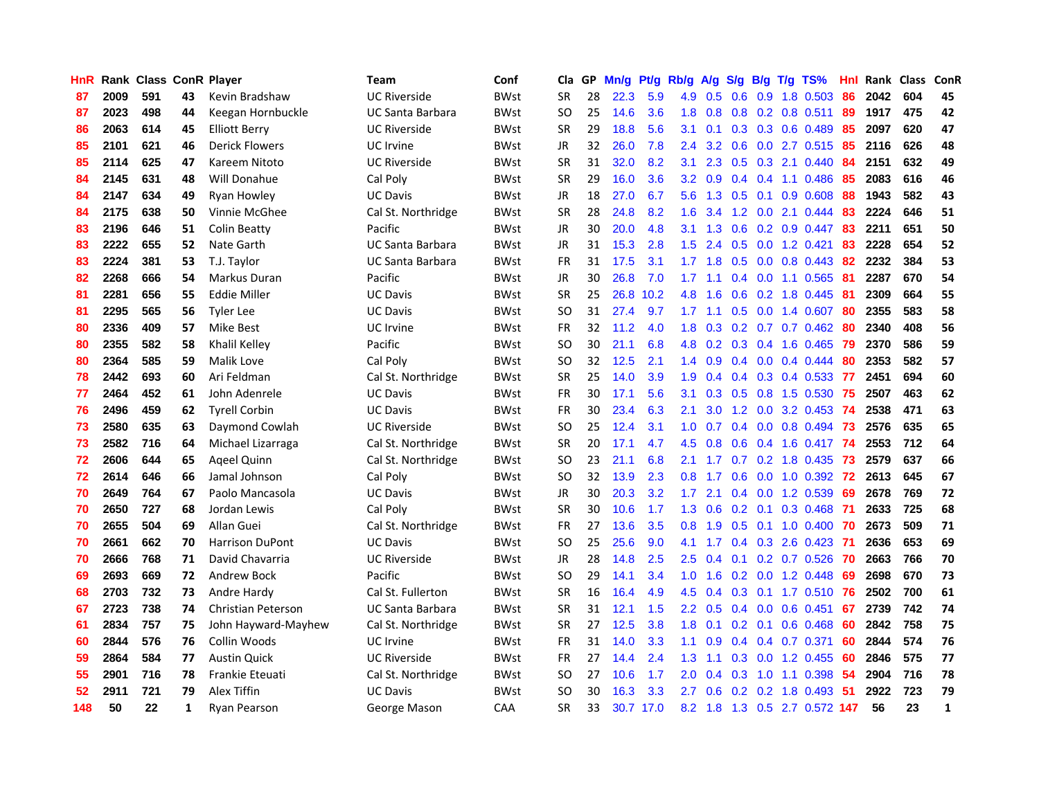| HnR | Rank | Class | ConR | Player | Team | Conf | Cla | GP | Mn/g | Pt/g | Rb/g | A/g | S/g | B/g | T/g | TS% | HnI | Rank | Class | ConR |
|---|---|---|---|---|---|---|---|---|---|---|---|---|---|---|---|---|---|---|---|---|
| 87 | 2009 | 591 | 43 | Kevin Bradshaw | UC Riverside | BWst | SR | 28 | 22.3 | 5.9 | 4.9 | 0.5 | 0.6 | 0.9 | 1.8 | 0.503 | 86 | 2042 | 604 | 45 |
| 87 | 2023 | 498 | 44 | Keegan Hornbuckle | UC Santa Barbara | BWst | SO | 25 | 14.6 | 3.6 | 1.8 | 0.8 | 0.8 | 0.2 | 0.8 | 0.511 | 89 | 1917 | 475 | 42 |
| 86 | 2063 | 614 | 45 | Elliott Berry | UC Riverside | BWst | SR | 29 | 18.8 | 5.6 | 3.1 | 0.1 | 0.3 | 0.3 | 0.6 | 0.489 | 85 | 2097 | 620 | 47 |
| 85 | 2101 | 621 | 46 | Derick Flowers | UC Irvine | BWst | JR | 32 | 26.0 | 7.8 | 2.4 | 3.2 | 0.6 | 0.0 | 2.7 | 0.515 | 85 | 2116 | 626 | 48 |
| 85 | 2114 | 625 | 47 | Kareem Nitoto | UC Riverside | BWst | SR | 31 | 32.0 | 8.2 | 3.1 | 2.3 | 0.5 | 0.3 | 2.1 | 0.440 | 84 | 2151 | 632 | 49 |
| 84 | 2145 | 631 | 48 | Will Donahue | Cal Poly | BWst | SR | 29 | 16.0 | 3.6 | 3.2 | 0.9 | 0.4 | 0.4 | 1.1 | 0.486 | 85 | 2083 | 616 | 46 |
| 84 | 2147 | 634 | 49 | Ryan Howley | UC Davis | BWst | JR | 18 | 27.0 | 6.7 | 5.6 | 1.3 | 0.5 | 0.1 | 0.9 | 0.608 | 88 | 1943 | 582 | 43 |
| 84 | 2175 | 638 | 50 | Vinnie McGhee | Cal St. Northridge | BWst | SR | 28 | 24.8 | 8.2 | 1.6 | 3.4 | 1.2 | 0.0 | 2.1 | 0.444 | 83 | 2224 | 646 | 51 |
| 83 | 2196 | 646 | 51 | Colin Beatty | Pacific | BWst | JR | 30 | 20.0 | 4.8 | 3.1 | 1.3 | 0.6 | 0.2 | 0.9 | 0.447 | 83 | 2211 | 651 | 50 |
| 83 | 2222 | 655 | 52 | Nate Garth | UC Santa Barbara | BWst | JR | 31 | 15.3 | 2.8 | 1.5 | 2.4 | 0.5 | 0.0 | 1.2 | 0.421 | 83 | 2228 | 654 | 52 |
| 83 | 2224 | 381 | 53 | T.J. Taylor | UC Santa Barbara | BWst | FR | 31 | 17.5 | 3.1 | 1.7 | 1.8 | 0.5 | 0.0 | 0.8 | 0.443 | 82 | 2232 | 384 | 53 |
| 82 | 2268 | 666 | 54 | Markus Duran | Pacific | BWst | JR | 30 | 26.8 | 7.0 | 1.7 | 1.1 | 0.4 | 0.0 | 1.1 | 0.565 | 81 | 2287 | 670 | 54 |
| 81 | 2281 | 656 | 55 | Eddie Miller | UC Davis | BWst | SR | 25 | 26.8 | 10.2 | 4.8 | 1.6 | 0.6 | 0.2 | 1.8 | 0.445 | 81 | 2309 | 664 | 55 |
| 81 | 2295 | 565 | 56 | Tyler Lee | UC Davis | BWst | SO | 31 | 27.4 | 9.7 | 1.7 | 1.1 | 0.5 | 0.0 | 1.4 | 0.607 | 80 | 2355 | 583 | 58 |
| 80 | 2336 | 409 | 57 | Mike Best | UC Irvine | BWst | FR | 32 | 11.2 | 4.0 | 1.8 | 0.3 | 0.2 | 0.7 | 0.7 | 0.462 | 80 | 2340 | 408 | 56 |
| 80 | 2355 | 582 | 58 | Khalil Kelley | Pacific | BWst | SO | 30 | 21.1 | 6.8 | 4.8 | 0.2 | 0.3 | 0.4 | 1.6 | 0.465 | 79 | 2370 | 586 | 59 |
| 80 | 2364 | 585 | 59 | Malik Love | Cal Poly | BWst | SO | 32 | 12.5 | 2.1 | 1.4 | 0.9 | 0.4 | 0.0 | 0.4 | 0.444 | 80 | 2353 | 582 | 57 |
| 78 | 2442 | 693 | 60 | Ari Feldman | Cal St. Northridge | BWst | SR | 25 | 14.0 | 3.9 | 1.9 | 0.4 | 0.4 | 0.3 | 0.4 | 0.533 | 77 | 2451 | 694 | 60 |
| 77 | 2464 | 452 | 61 | John Adenrele | UC Davis | BWst | FR | 30 | 17.1 | 5.6 | 3.1 | 0.3 | 0.5 | 0.8 | 1.5 | 0.530 | 75 | 2507 | 463 | 62 |
| 76 | 2496 | 459 | 62 | Tyrell Corbin | UC Davis | BWst | FR | 30 | 23.4 | 6.3 | 2.1 | 3.0 | 1.2 | 0.0 | 3.2 | 0.453 | 74 | 2538 | 471 | 63 |
| 73 | 2580 | 635 | 63 | Daymond Cowlah | UC Riverside | BWst | SO | 25 | 12.4 | 3.1 | 1.0 | 0.7 | 0.4 | 0.0 | 0.8 | 0.494 | 73 | 2576 | 635 | 65 |
| 73 | 2582 | 716 | 64 | Michael Lizarraga | Cal St. Northridge | BWst | SR | 20 | 17.1 | 4.7 | 4.5 | 0.8 | 0.6 | 0.4 | 1.6 | 0.417 | 74 | 2553 | 712 | 64 |
| 72 | 2606 | 644 | 65 | Aqeel Quinn | Cal St. Northridge | BWst | SO | 23 | 21.1 | 6.8 | 2.1 | 1.7 | 0.7 | 0.2 | 1.8 | 0.435 | 73 | 2579 | 637 | 66 |
| 72 | 2614 | 646 | 66 | Jamal Johnson | Cal Poly | BWst | SO | 32 | 13.9 | 2.3 | 0.8 | 1.7 | 0.6 | 0.0 | 1.0 | 0.392 | 72 | 2613 | 645 | 67 |
| 70 | 2649 | 764 | 67 | Paolo Mancasola | UC Davis | BWst | JR | 30 | 20.3 | 3.2 | 1.7 | 2.1 | 0.4 | 0.0 | 1.2 | 0.539 | 69 | 2678 | 769 | 72 |
| 70 | 2650 | 727 | 68 | Jordan Lewis | Cal Poly | BWst | SR | 30 | 10.6 | 1.7 | 1.3 | 0.6 | 0.2 | 0.1 | 0.3 | 0.468 | 71 | 2633 | 725 | 68 |
| 70 | 2655 | 504 | 69 | Allan Guei | Cal St. Northridge | BWst | FR | 27 | 13.6 | 3.5 | 0.8 | 1.9 | 0.5 | 0.1 | 1.0 | 0.400 | 70 | 2673 | 509 | 71 |
| 70 | 2661 | 662 | 70 | Harrison DuPont | UC Davis | BWst | SO | 25 | 25.6 | 9.0 | 4.1 | 1.7 | 0.4 | 0.3 | 2.6 | 0.423 | 71 | 2636 | 653 | 69 |
| 70 | 2666 | 768 | 71 | David Chavarria | UC Riverside | BWst | JR | 28 | 14.8 | 2.5 | 2.5 | 0.4 | 0.1 | 0.2 | 0.7 | 0.526 | 70 | 2663 | 766 | 70 |
| 69 | 2693 | 669 | 72 | Andrew Bock | Pacific | BWst | SO | 29 | 14.1 | 3.4 | 1.0 | 1.6 | 0.2 | 0.0 | 1.2 | 0.448 | 69 | 2698 | 670 | 73 |
| 68 | 2703 | 732 | 73 | Andre Hardy | Cal St. Fullerton | BWst | SR | 16 | 16.4 | 4.9 | 4.5 | 0.4 | 0.3 | 0.1 | 1.7 | 0.510 | 76 | 2502 | 700 | 61 |
| 67 | 2723 | 738 | 74 | Christian Peterson | UC Santa Barbara | BWst | SR | 31 | 12.1 | 1.5 | 2.2 | 0.5 | 0.4 | 0.0 | 0.6 | 0.451 | 67 | 2739 | 742 | 74 |
| 61 | 2834 | 757 | 75 | John Hayward-Mayhew | Cal St. Northridge | BWst | SR | 27 | 12.5 | 3.8 | 1.8 | 0.1 | 0.2 | 0.1 | 0.6 | 0.468 | 60 | 2842 | 758 | 75 |
| 60 | 2844 | 576 | 76 | Collin Woods | UC Irvine | BWst | FR | 31 | 14.0 | 3.3 | 1.1 | 0.9 | 0.4 | 0.4 | 0.7 | 0.371 | 60 | 2844 | 574 | 76 |
| 59 | 2864 | 584 | 77 | Austin Quick | UC Riverside | BWst | FR | 27 | 14.4 | 2.4 | 1.3 | 1.1 | 0.3 | 0.0 | 1.2 | 0.455 | 60 | 2846 | 575 | 77 |
| 55 | 2901 | 716 | 78 | Frankie Eteuati | Cal St. Northridge | BWst | SO | 27 | 10.6 | 1.7 | 2.0 | 0.4 | 0.3 | 1.0 | 1.1 | 0.398 | 54 | 2904 | 716 | 78 |
| 52 | 2911 | 721 | 79 | Alex Tiffin | UC Davis | BWst | SO | 30 | 16.3 | 3.3 | 2.7 | 0.6 | 0.2 | 0.2 | 1.8 | 0.493 | 51 | 2922 | 723 | 79 |
| 148 | 50 | 22 | 1 | Ryan Pearson | George Mason | CAA | SR | 33 | 30.7 | 17.0 | 8.2 | 1.8 | 1.3 | 0.5 | 2.7 | 0.572 | 147 | 56 | 23 | 1 |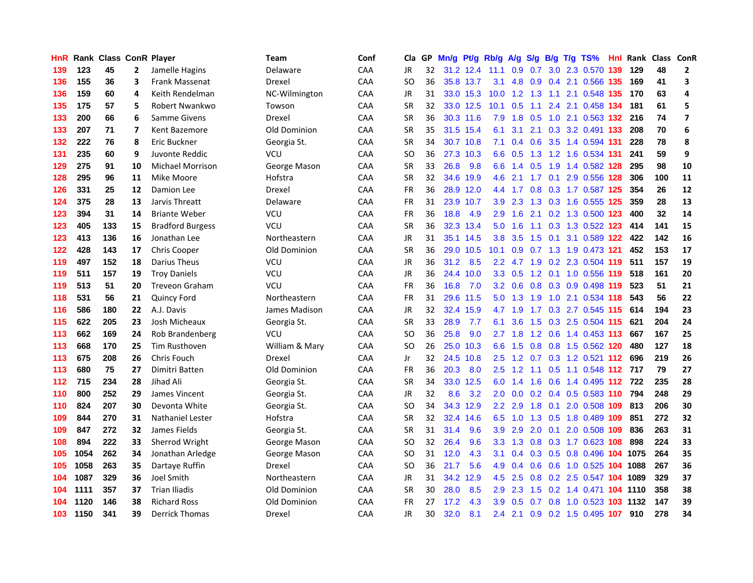| HnR | Rank | Class | ConR | Player | Team | Conf | Cla | GP | Mn/g | Pt/g | Rb/g | A/g | S/g | B/g | T/g | TS% | HnI | Rank | Class | ConR |
|---|---|---|---|---|---|---|---|---|---|---|---|---|---|---|---|---|---|---|---|---|
| 139 | 123 | 45 | 2 | Jamelle Hagins | Delaware | CAA | JR | 32 | 31.2 | 12.4 | 11.1 | 0.9 | 0.7 | 3.0 | 2.3 | 0.570 | 139 | 129 | 48 | 2 |
| 136 | 155 | 36 | 3 | Frank Massenat | Drexel | CAA | SO | 36 | 35.8 | 13.7 | 3.1 | 4.8 | 0.9 | 0.4 | 2.1 | 0.566 | 135 | 169 | 41 | 3 |
| 136 | 159 | 60 | 4 | Keith Rendelman | NC-Wilmington | CAA | JR | 31 | 33.0 | 15.3 | 10.0 | 1.2 | 1.3 | 1.1 | 2.1 | 0.548 | 135 | 170 | 63 | 4 |
| 135 | 175 | 57 | 5 | Robert Nwankwo | Towson | CAA | SR | 32 | 33.0 | 12.5 | 10.1 | 0.5 | 1.1 | 2.4 | 2.1 | 0.458 | 134 | 181 | 61 | 5 |
| 133 | 200 | 66 | 6 | Samme Givens | Drexel | CAA | SR | 36 | 30.3 | 11.6 | 7.9 | 1.8 | 0.5 | 1.0 | 2.1 | 0.563 | 132 | 216 | 74 | 7 |
| 133 | 207 | 71 | 7 | Kent Bazemore | Old Dominion | CAA | SR | 35 | 31.5 | 15.4 | 6.1 | 3.1 | 2.1 | 0.3 | 3.2 | 0.491 | 133 | 208 | 70 | 6 |
| 132 | 222 | 76 | 8 | Eric Buckner | Georgia St. | CAA | SR | 34 | 30.7 | 10.8 | 7.1 | 0.4 | 0.6 | 3.5 | 1.4 | 0.594 | 131 | 228 | 78 | 8 |
| 131 | 235 | 60 | 9 | Juvonte Reddic | VCU | CAA | SO | 36 | 27.3 | 10.3 | 6.6 | 0.5 | 1.3 | 1.2 | 1.6 | 0.534 | 131 | 241 | 59 | 9 |
| 129 | 275 | 91 | 10 | Michael Morrison | George Mason | CAA | SR | 33 | 26.8 | 9.8 | 6.6 | 1.4 | 0.5 | 1.9 | 1.4 | 0.582 | 128 | 295 | 98 | 10 |
| 128 | 295 | 96 | 11 | Mike Moore | Hofstra | CAA | SR | 32 | 34.6 | 19.9 | 4.6 | 2.1 | 1.7 | 0.1 | 2.9 | 0.556 | 128 | 306 | 100 | 11 |
| 126 | 331 | 25 | 12 | Damion Lee | Drexel | CAA | FR | 36 | 28.9 | 12.0 | 4.4 | 1.7 | 0.8 | 0.3 | 1.7 | 0.587 | 125 | 354 | 26 | 12 |
| 124 | 375 | 28 | 13 | Jarvis Threatt | Delaware | CAA | FR | 31 | 23.9 | 10.7 | 3.9 | 2.3 | 1.3 | 0.3 | 1.6 | 0.555 | 125 | 359 | 28 | 13 |
| 123 | 394 | 31 | 14 | Briante Weber | VCU | CAA | FR | 36 | 18.8 | 4.9 | 2.9 | 1.6 | 2.1 | 0.2 | 1.3 | 0.500 | 123 | 400 | 32 | 14 |
| 123 | 405 | 133 | 15 | Bradford Burgess | VCU | CAA | SR | 36 | 32.3 | 13.4 | 5.0 | 1.6 | 1.1 | 0.3 | 1.3 | 0.522 | 123 | 414 | 141 | 15 |
| 123 | 413 | 136 | 16 | Jonathan Lee | Northeastern | CAA | JR | 31 | 35.1 | 14.5 | 3.8 | 3.5 | 1.5 | 0.1 | 3.1 | 0.589 | 122 | 422 | 142 | 16 |
| 122 | 428 | 143 | 17 | Chris Cooper | Old Dominion | CAA | SR | 36 | 29.0 | 10.5 | 10.1 | 0.9 | 0.7 | 1.3 | 1.9 | 0.473 | 121 | 452 | 153 | 17 |
| 119 | 497 | 152 | 18 | Darius Theus | VCU | CAA | JR | 36 | 31.2 | 8.5 | 2.2 | 4.7 | 1.9 | 0.2 | 2.3 | 0.504 | 119 | 511 | 157 | 19 |
| 119 | 511 | 157 | 19 | Troy Daniels | VCU | CAA | JR | 36 | 24.4 | 10.0 | 3.3 | 0.5 | 1.2 | 0.1 | 1.0 | 0.556 | 119 | 518 | 161 | 20 |
| 119 | 513 | 51 | 20 | Treveon Graham | VCU | CAA | FR | 36 | 16.8 | 7.0 | 3.2 | 0.6 | 0.8 | 0.3 | 0.9 | 0.498 | 119 | 523 | 51 | 21 |
| 118 | 531 | 56 | 21 | Quincy Ford | Northeastern | CAA | FR | 31 | 29.6 | 11.5 | 5.0 | 1.3 | 1.9 | 1.0 | 2.1 | 0.534 | 118 | 543 | 56 | 22 |
| 116 | 586 | 180 | 22 | A.J. Davis | James Madison | CAA | JR | 32 | 32.4 | 15.9 | 4.7 | 1.9 | 1.7 | 0.3 | 2.7 | 0.545 | 115 | 614 | 194 | 23 |
| 115 | 622 | 205 | 23 | Josh Micheaux | Georgia St. | CAA | SR | 33 | 28.9 | 7.7 | 6.1 | 3.6 | 1.5 | 0.3 | 2.5 | 0.504 | 115 | 621 | 204 | 24 |
| 113 | 662 | 169 | 24 | Rob Brandenberg | VCU | CAA | SO | 36 | 25.8 | 9.0 | 2.7 | 1.8 | 1.2 | 0.6 | 1.4 | 0.453 | 113 | 667 | 167 | 25 |
| 113 | 668 | 170 | 25 | Tim Rusthoven | William & Mary | CAA | SO | 26 | 25.0 | 10.3 | 6.6 | 1.5 | 0.8 | 0.8 | 1.5 | 0.562 | 120 | 480 | 127 | 18 |
| 113 | 675 | 208 | 26 | Chris Fouch | Drexel | CAA | Jr | 32 | 24.5 | 10.8 | 2.5 | 1.2 | 0.7 | 0.3 | 1.2 | 0.521 | 112 | 696 | 219 | 26 |
| 113 | 680 | 75 | 27 | Dimitri Batten | Old Dominion | CAA | FR | 36 | 20.3 | 8.0 | 2.5 | 1.2 | 1.1 | 0.5 | 1.1 | 0.548 | 112 | 717 | 79 | 27 |
| 112 | 715 | 234 | 28 | Jihad Ali | Georgia St. | CAA | SR | 34 | 33.0 | 12.5 | 6.0 | 1.4 | 1.6 | 0.6 | 1.4 | 0.495 | 112 | 722 | 235 | 28 |
| 110 | 800 | 252 | 29 | James Vincent | Georgia St. | CAA | JR | 32 | 8.6 | 3.2 | 2.0 | 0.0 | 0.2 | 0.4 | 0.5 | 0.583 | 110 | 794 | 248 | 29 |
| 110 | 824 | 207 | 30 | Devonta White | Georgia St. | CAA | SO | 34 | 34.3 | 12.9 | 2.2 | 2.9 | 1.8 | 0.1 | 2.0 | 0.508 | 109 | 813 | 206 | 30 |
| 109 | 844 | 270 | 31 | Nathaniel Lester | Hofstra | CAA | SR | 32 | 32.4 | 14.6 | 6.5 | 1.0 | 1.3 | 0.5 | 1.8 | 0.489 | 109 | 851 | 272 | 32 |
| 109 | 847 | 272 | 32 | James Fields | Georgia St. | CAA | SR | 31 | 31.4 | 9.6 | 3.9 | 2.9 | 2.0 | 0.1 | 2.0 | 0.508 | 109 | 836 | 263 | 31 |
| 108 | 894 | 222 | 33 | Sherrod Wright | George Mason | CAA | SO | 32 | 26.4 | 9.6 | 3.3 | 1.3 | 0.8 | 0.3 | 1.7 | 0.623 | 108 | 898 | 224 | 33 |
| 105 | 1054 | 262 | 34 | Jonathan Arledge | George Mason | CAA | SO | 31 | 12.0 | 4.3 | 3.1 | 0.4 | 0.3 | 0.5 | 0.8 | 0.496 | 104 | 1075 | 264 | 35 |
| 105 | 1058 | 263 | 35 | Dartaye Ruffin | Drexel | CAA | SO | 36 | 21.7 | 5.6 | 4.9 | 0.4 | 0.6 | 0.6 | 1.0 | 0.525 | 104 | 1088 | 267 | 36 |
| 104 | 1087 | 329 | 36 | Joel Smith | Northeastern | CAA | JR | 31 | 34.2 | 12.9 | 4.5 | 2.5 | 0.8 | 0.2 | 2.5 | 0.547 | 104 | 1089 | 329 | 37 |
| 104 | 1111 | 357 | 37 | Trian Iliadis | Old Dominion | CAA | SR | 30 | 28.0 | 8.5 | 2.9 | 2.3 | 1.5 | 0.2 | 1.4 | 0.471 | 104 | 1110 | 358 | 38 |
| 104 | 1120 | 146 | 38 | Richard Ross | Old Dominion | CAA | FR | 27 | 17.2 | 4.3 | 3.9 | 0.5 | 0.7 | 0.8 | 1.0 | 0.523 | 103 | 1132 | 147 | 39 |
| 103 | 1150 | 341 | 39 | Derrick Thomas | Drexel | CAA | JR | 30 | 32.0 | 8.1 | 2.4 | 2.1 | 0.9 | 0.2 | 1.5 | 0.495 | 107 | 910 | 278 | 34 |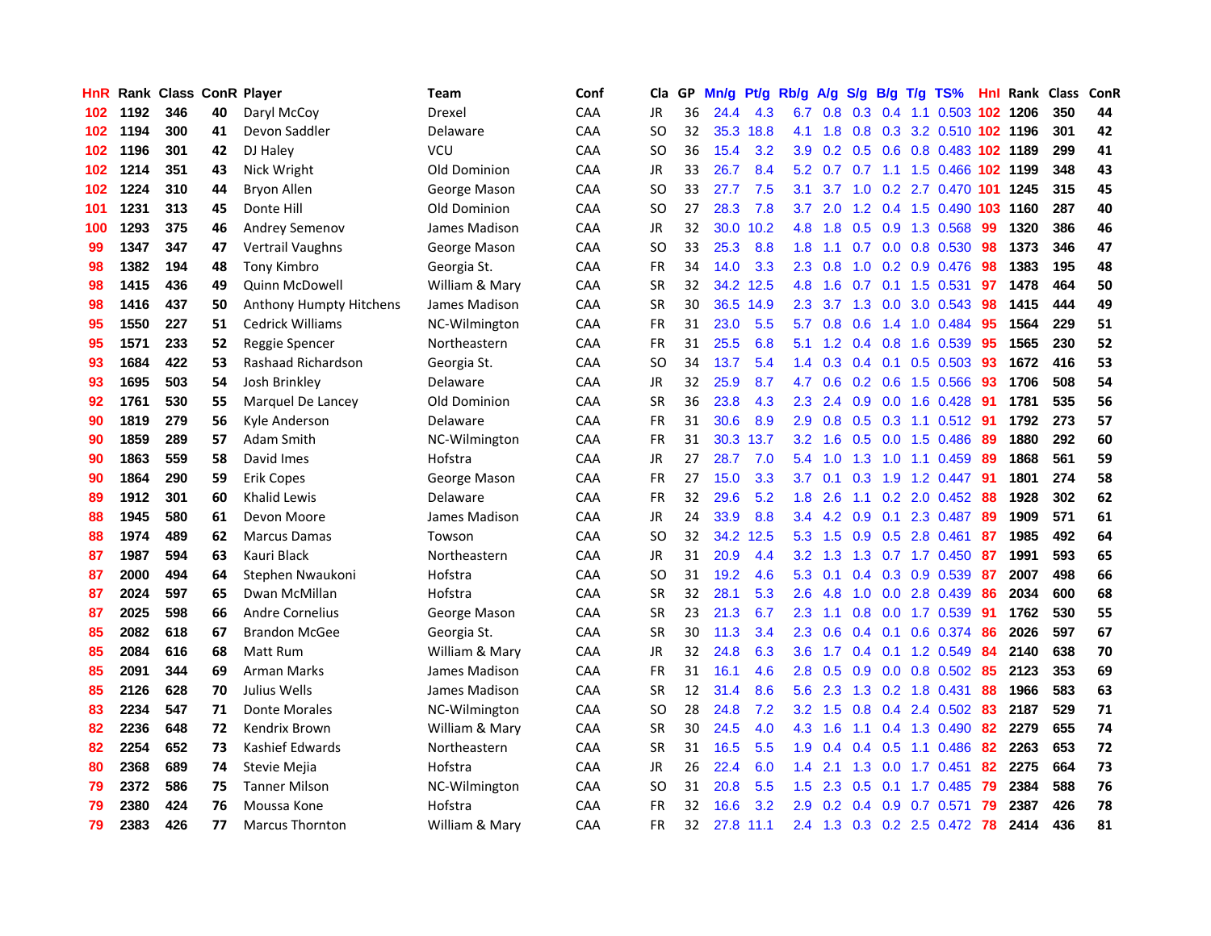| HnR | Rank | Class | ConR | Player | Team | Conf | Cla | GP | Mn/g | Pt/g | Rb/g | A/g | S/g | B/g | T/g | TS% | HnI | Rank | Class | ConR |
|---|---|---|---|---|---|---|---|---|---|---|---|---|---|---|---|---|---|---|---|---|
| 102 | 1192 | 346 | 40 | Daryl McCoy | Drexel | CAA | JR | 36 | 24.4 | 4.3 | 6.7 | 0.8 | 0.3 | 0.4 | 1.1 | 0.503 | 102 | 1206 | 350 | 44 |
| 102 | 1194 | 300 | 41 | Devon Saddler | Delaware | CAA | SO | 32 | 35.3 | 18.8 | 4.1 | 1.8 | 0.8 | 0.3 | 3.2 | 0.510 | 102 | 1196 | 301 | 42 |
| 102 | 1196 | 301 | 42 | DJ Haley | VCU | CAA | SO | 36 | 15.4 | 3.2 | 3.9 | 0.2 | 0.5 | 0.6 | 0.8 | 0.483 | 102 | 1189 | 299 | 41 |
| 102 | 1214 | 351 | 43 | Nick Wright | Old Dominion | CAA | JR | 33 | 26.7 | 8.4 | 5.2 | 0.7 | 0.7 | 1.1 | 1.5 | 0.466 | 102 | 1199 | 348 | 43 |
| 102 | 1224 | 310 | 44 | Bryon Allen | George Mason | CAA | SO | 33 | 27.7 | 7.5 | 3.1 | 3.7 | 1.0 | 0.2 | 2.7 | 0.470 | 101 | 1245 | 315 | 45 |
| 101 | 1231 | 313 | 45 | Donte Hill | Old Dominion | CAA | SO | 27 | 28.3 | 7.8 | 3.7 | 2.0 | 1.2 | 0.4 | 1.5 | 0.490 | 103 | 1160 | 287 | 40 |
| 100 | 1293 | 375 | 46 | Andrey Semenov | James Madison | CAA | JR | 32 | 30.0 | 10.2 | 4.8 | 1.8 | 0.5 | 0.9 | 1.3 | 0.568 | 99 | 1320 | 386 | 46 |
| 99 | 1347 | 347 | 47 | Vertrail Vaughns | George Mason | CAA | SO | 33 | 25.3 | 8.8 | 1.8 | 1.1 | 0.7 | 0.0 | 0.8 | 0.530 | 98 | 1373 | 346 | 47 |
| 98 | 1382 | 194 | 48 | Tony Kimbro | Georgia St. | CAA | FR | 34 | 14.0 | 3.3 | 2.3 | 0.8 | 1.0 | 0.2 | 0.9 | 0.476 | 98 | 1383 | 195 | 48 |
| 98 | 1415 | 436 | 49 | Quinn McDowell | William & Mary | CAA | SR | 32 | 34.2 | 12.5 | 4.8 | 1.6 | 0.7 | 0.1 | 1.5 | 0.531 | 97 | 1478 | 464 | 50 |
| 98 | 1416 | 437 | 50 | Anthony Humpty Hitchens | James Madison | CAA | SR | 30 | 36.5 | 14.9 | 2.3 | 3.7 | 1.3 | 0.0 | 3.0 | 0.543 | 98 | 1415 | 444 | 49 |
| 95 | 1550 | 227 | 51 | Cedrick Williams | NC-Wilmington | CAA | FR | 31 | 23.0 | 5.5 | 5.7 | 0.8 | 0.6 | 1.4 | 1.0 | 0.484 | 95 | 1564 | 229 | 51 |
| 95 | 1571 | 233 | 52 | Reggie Spencer | Northeastern | CAA | FR | 31 | 25.5 | 6.8 | 5.1 | 1.2 | 0.4 | 0.8 | 1.6 | 0.539 | 95 | 1565 | 230 | 52 |
| 93 | 1684 | 422 | 53 | Rashaad Richardson | Georgia St. | CAA | SO | 34 | 13.7 | 5.4 | 1.4 | 0.3 | 0.4 | 0.1 | 0.5 | 0.503 | 93 | 1672 | 416 | 53 |
| 93 | 1695 | 503 | 54 | Josh Brinkley | Delaware | CAA | JR | 32 | 25.9 | 8.7 | 4.7 | 0.6 | 0.2 | 0.6 | 1.5 | 0.566 | 93 | 1706 | 508 | 54 |
| 92 | 1761 | 530 | 55 | Marquel De Lancey | Old Dominion | CAA | SR | 36 | 23.8 | 4.3 | 2.3 | 2.4 | 0.9 | 0.0 | 1.6 | 0.428 | 91 | 1781 | 535 | 56 |
| 90 | 1819 | 279 | 56 | Kyle Anderson | Delaware | CAA | FR | 31 | 30.6 | 8.9 | 2.9 | 0.8 | 0.5 | 0.3 | 1.1 | 0.512 | 91 | 1792 | 273 | 57 |
| 90 | 1859 | 289 | 57 | Adam Smith | NC-Wilmington | CAA | FR | 31 | 30.3 | 13.7 | 3.2 | 1.6 | 0.5 | 0.0 | 1.5 | 0.486 | 89 | 1880 | 292 | 60 |
| 90 | 1863 | 559 | 58 | David Imes | Hofstra | CAA | JR | 27 | 28.7 | 7.0 | 5.4 | 1.0 | 1.3 | 1.0 | 1.1 | 0.459 | 89 | 1868 | 561 | 59 |
| 90 | 1864 | 290 | 59 | Erik Copes | George Mason | CAA | FR | 27 | 15.0 | 3.3 | 3.7 | 0.1 | 0.3 | 1.9 | 1.2 | 0.447 | 91 | 1801 | 274 | 58 |
| 89 | 1912 | 301 | 60 | Khalid Lewis | Delaware | CAA | FR | 32 | 29.6 | 5.2 | 1.8 | 2.6 | 1.1 | 0.2 | 2.0 | 0.452 | 88 | 1928 | 302 | 62 |
| 88 | 1945 | 580 | 61 | Devon Moore | James Madison | CAA | JR | 24 | 33.9 | 8.8 | 3.4 | 4.2 | 0.9 | 0.1 | 2.3 | 0.487 | 89 | 1909 | 571 | 61 |
| 88 | 1974 | 489 | 62 | Marcus Damas | Towson | CAA | SO | 32 | 34.2 | 12.5 | 5.3 | 1.5 | 0.9 | 0.5 | 2.8 | 0.461 | 87 | 1985 | 492 | 64 |
| 87 | 1987 | 594 | 63 | Kauri Black | Northeastern | CAA | JR | 31 | 20.9 | 4.4 | 3.2 | 1.3 | 1.3 | 0.7 | 1.7 | 0.450 | 87 | 1991 | 593 | 65 |
| 87 | 2000 | 494 | 64 | Stephen Nwaukoni | Hofstra | CAA | SO | 31 | 19.2 | 4.6 | 5.3 | 0.1 | 0.4 | 0.3 | 0.9 | 0.539 | 87 | 2007 | 498 | 66 |
| 87 | 2024 | 597 | 65 | Dwan McMillan | Hofstra | CAA | SR | 32 | 28.1 | 5.3 | 2.6 | 4.8 | 1.0 | 0.0 | 2.8 | 0.439 | 86 | 2034 | 600 | 68 |
| 87 | 2025 | 598 | 66 | Andre Cornelius | George Mason | CAA | SR | 23 | 21.3 | 6.7 | 2.3 | 1.1 | 0.8 | 0.0 | 1.7 | 0.539 | 91 | 1762 | 530 | 55 |
| 85 | 2082 | 618 | 67 | Brandon McGee | Georgia St. | CAA | SR | 30 | 11.3 | 3.4 | 2.3 | 0.6 | 0.4 | 0.1 | 0.6 | 0.374 | 86 | 2026 | 597 | 67 |
| 85 | 2084 | 616 | 68 | Matt Rum | William & Mary | CAA | JR | 32 | 24.8 | 6.3 | 3.6 | 1.7 | 0.4 | 0.1 | 1.2 | 0.549 | 84 | 2140 | 638 | 70 |
| 85 | 2091 | 344 | 69 | Arman Marks | James Madison | CAA | FR | 31 | 16.1 | 4.6 | 2.8 | 0.5 | 0.9 | 0.0 | 0.8 | 0.502 | 85 | 2123 | 353 | 69 |
| 85 | 2126 | 628 | 70 | Julius Wells | James Madison | CAA | SR | 12 | 31.4 | 8.6 | 5.6 | 2.3 | 1.3 | 0.2 | 1.8 | 0.431 | 88 | 1966 | 583 | 63 |
| 83 | 2234 | 547 | 71 | Donte Morales | NC-Wilmington | CAA | SO | 28 | 24.8 | 7.2 | 3.2 | 1.5 | 0.8 | 0.4 | 2.4 | 0.502 | 83 | 2187 | 529 | 71 |
| 82 | 2236 | 648 | 72 | Kendrix Brown | William & Mary | CAA | SR | 30 | 24.5 | 4.0 | 4.3 | 1.6 | 1.1 | 0.4 | 1.3 | 0.490 | 82 | 2279 | 655 | 74 |
| 82 | 2254 | 652 | 73 | Kashief Edwards | Northeastern | CAA | SR | 31 | 16.5 | 5.5 | 1.9 | 0.4 | 0.4 | 0.5 | 1.1 | 0.486 | 82 | 2263 | 653 | 72 |
| 80 | 2368 | 689 | 74 | Stevie Mejia | Hofstra | CAA | JR | 26 | 22.4 | 6.0 | 1.4 | 2.1 | 1.3 | 0.0 | 1.7 | 0.451 | 82 | 2275 | 664 | 73 |
| 79 | 2372 | 586 | 75 | Tanner Milson | NC-Wilmington | CAA | SO | 31 | 20.8 | 5.5 | 1.5 | 2.3 | 0.5 | 0.1 | 1.7 | 0.485 | 79 | 2384 | 588 | 76 |
| 79 | 2380 | 424 | 76 | Moussa Kone | Hofstra | CAA | FR | 32 | 16.6 | 3.2 | 2.9 | 0.2 | 0.4 | 0.9 | 0.7 | 0.571 | 79 | 2387 | 426 | 78 |
| 79 | 2383 | 426 | 77 | Marcus Thornton | William & Mary | CAA | FR | 32 | 27.8 | 11.1 | 2.4 | 1.3 | 0.3 | 0.2 | 2.5 | 0.472 | 78 | 2414 | 436 | 81 |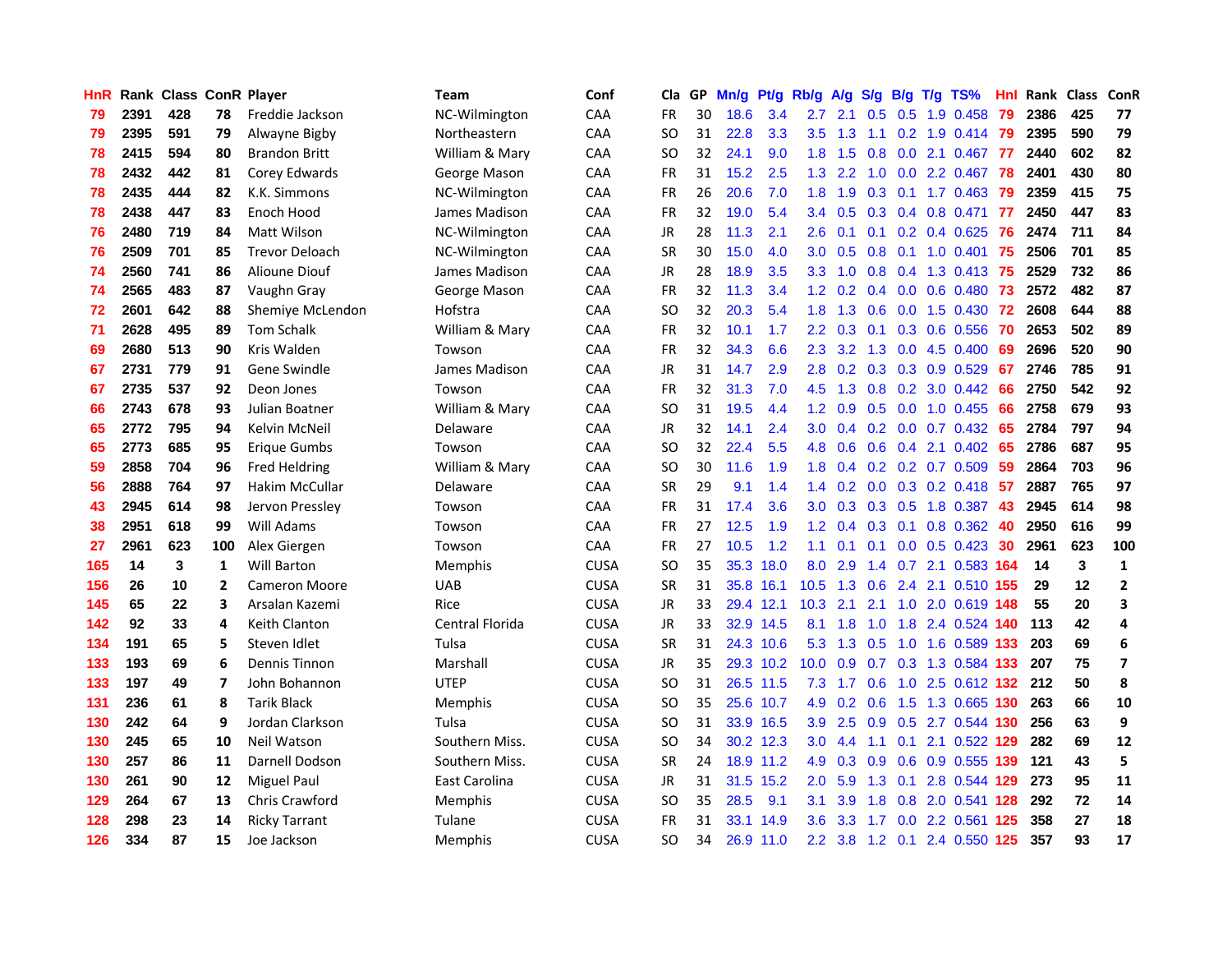| HnR | Rank | Class | ConR | Player | Team | Conf | Cla | GP | Mn/g | Pt/g | Rb/g | A/g | S/g | B/g | T/g | TS% | HnI | Rank | Class | ConR |
|---|---|---|---|---|---|---|---|---|---|---|---|---|---|---|---|---|---|---|---|---|
| 79 | 2391 | 428 | 78 | Freddie Jackson | NC-Wilmington | CAA | FR | 30 | 18.6 | 3.4 | 2.7 | 2.1 | 0.5 | 0.5 | 1.9 | 0.458 | 79 | 2386 | 425 | 77 |
| 79 | 2395 | 591 | 79 | Alwayne Bigby | Northeastern | CAA | SO | 31 | 22.8 | 3.3 | 3.5 | 1.3 | 1.1 | 0.2 | 1.9 | 0.414 | 79 | 2395 | 590 | 79 |
| 78 | 2415 | 594 | 80 | Brandon Britt | William & Mary | CAA | SO | 32 | 24.1 | 9.0 | 1.8 | 1.5 | 0.8 | 0.0 | 2.1 | 0.467 | 77 | 2440 | 602 | 82 |
| 78 | 2432 | 442 | 81 | Corey Edwards | George Mason | CAA | FR | 31 | 15.2 | 2.5 | 1.3 | 2.2 | 1.0 | 0.0 | 2.2 | 0.467 | 78 | 2401 | 430 | 80 |
| 78 | 2435 | 444 | 82 | K.K. Simmons | NC-Wilmington | CAA | FR | 26 | 20.6 | 7.0 | 1.8 | 1.9 | 0.3 | 0.1 | 1.7 | 0.463 | 79 | 2359 | 415 | 75 |
| 78 | 2438 | 447 | 83 | Enoch Hood | James Madison | CAA | FR | 32 | 19.0 | 5.4 | 3.4 | 0.5 | 0.3 | 0.4 | 0.8 | 0.471 | 77 | 2450 | 447 | 83 |
| 76 | 2480 | 719 | 84 | Matt Wilson | NC-Wilmington | CAA | JR | 28 | 11.3 | 2.1 | 2.6 | 0.1 | 0.1 | 0.2 | 0.4 | 0.625 | 76 | 2474 | 711 | 84 |
| 76 | 2509 | 701 | 85 | Trevor Deloach | NC-Wilmington | CAA | SR | 30 | 15.0 | 4.0 | 3.0 | 0.5 | 0.8 | 0.1 | 1.0 | 0.401 | 75 | 2506 | 701 | 85 |
| 74 | 2560 | 741 | 86 | Alioune Diouf | James Madison | CAA | JR | 28 | 18.9 | 3.5 | 3.3 | 1.0 | 0.8 | 0.4 | 1.3 | 0.413 | 75 | 2529 | 732 | 86 |
| 74 | 2565 | 483 | 87 | Vaughn Gray | George Mason | CAA | FR | 32 | 11.3 | 3.4 | 1.2 | 0.2 | 0.4 | 0.0 | 0.6 | 0.480 | 73 | 2572 | 482 | 87 |
| 72 | 2601 | 642 | 88 | Shemiye McLendon | Hofstra | CAA | SO | 32 | 20.3 | 5.4 | 1.8 | 1.3 | 0.6 | 0.0 | 1.5 | 0.430 | 72 | 2608 | 644 | 88 |
| 71 | 2628 | 495 | 89 | Tom Schalk | William & Mary | CAA | FR | 32 | 10.1 | 1.7 | 2.2 | 0.3 | 0.1 | 0.3 | 0.6 | 0.556 | 70 | 2653 | 502 | 89 |
| 69 | 2680 | 513 | 90 | Kris Walden | Towson | CAA | FR | 32 | 34.3 | 6.6 | 2.3 | 3.2 | 1.3 | 0.0 | 4.5 | 0.400 | 69 | 2696 | 520 | 90 |
| 67 | 2731 | 779 | 91 | Gene Swindle | James Madison | CAA | JR | 31 | 14.7 | 2.9 | 2.8 | 0.2 | 0.3 | 0.3 | 0.9 | 0.529 | 67 | 2746 | 785 | 91 |
| 67 | 2735 | 537 | 92 | Deon Jones | Towson | CAA | FR | 32 | 31.3 | 7.0 | 4.5 | 1.3 | 0.8 | 0.2 | 3.0 | 0.442 | 66 | 2750 | 542 | 92 |
| 66 | 2743 | 678 | 93 | Julian Boatner | William & Mary | CAA | SO | 31 | 19.5 | 4.4 | 1.2 | 0.9 | 0.5 | 0.0 | 1.0 | 0.455 | 66 | 2758 | 679 | 93 |
| 65 | 2772 | 795 | 94 | Kelvin McNeil | Delaware | CAA | JR | 32 | 14.1 | 2.4 | 3.0 | 0.4 | 0.2 | 0.0 | 0.7 | 0.432 | 65 | 2784 | 797 | 94 |
| 65 | 2773 | 685 | 95 | Erique Gumbs | Towson | CAA | SO | 32 | 22.4 | 5.5 | 4.8 | 0.6 | 0.6 | 0.4 | 2.1 | 0.402 | 65 | 2786 | 687 | 95 |
| 59 | 2858 | 704 | 96 | Fred Heldring | William & Mary | CAA | SO | 30 | 11.6 | 1.9 | 1.8 | 0.4 | 0.2 | 0.2 | 0.7 | 0.509 | 59 | 2864 | 703 | 96 |
| 56 | 2888 | 764 | 97 | Hakim McCullar | Delaware | CAA | SR | 29 | 9.1 | 1.4 | 1.4 | 0.2 | 0.0 | 0.3 | 0.2 | 0.418 | 57 | 2887 | 765 | 97 |
| 43 | 2945 | 614 | 98 | Jervon Pressley | Towson | CAA | FR | 31 | 17.4 | 3.6 | 3.0 | 0.3 | 0.3 | 0.5 | 1.8 | 0.387 | 43 | 2945 | 614 | 98 |
| 38 | 2951 | 618 | 99 | Will Adams | Towson | CAA | FR | 27 | 12.5 | 1.9 | 1.2 | 0.4 | 0.3 | 0.1 | 0.8 | 0.362 | 40 | 2950 | 616 | 99 |
| 27 | 2961 | 623 | 100 | Alex Giergen | Towson | CAA | FR | 27 | 10.5 | 1.2 | 1.1 | 0.1 | 0.1 | 0.0 | 0.5 | 0.423 | 30 | 2961 | 623 | 100 |
| 165 | 14 | 3 | 1 | Will Barton | Memphis | CUSA | SO | 35 | 35.3 | 18.0 | 8.0 | 2.9 | 1.4 | 0.7 | 2.1 | 0.583 | 164 | 14 | 3 | 1 |
| 156 | 26 | 10 | 2 | Cameron Moore | UAB | CUSA | SR | 31 | 35.8 | 16.1 | 10.5 | 1.3 | 0.6 | 2.4 | 2.1 | 0.510 | 155 | 29 | 12 | 2 |
| 145 | 65 | 22 | 3 | Arsalan Kazemi | Rice | CUSA | JR | 33 | 29.4 | 12.1 | 10.3 | 2.1 | 2.1 | 1.0 | 2.0 | 0.619 | 148 | 55 | 20 | 3 |
| 142 | 92 | 33 | 4 | Keith Clanton | Central Florida | CUSA | JR | 33 | 32.9 | 14.5 | 8.1 | 1.8 | 1.0 | 1.8 | 2.4 | 0.524 | 140 | 113 | 42 | 4 |
| 134 | 191 | 65 | 5 | Steven Idlet | Tulsa | CUSA | SR | 31 | 24.3 | 10.6 | 5.3 | 1.3 | 0.5 | 1.0 | 1.6 | 0.589 | 133 | 203 | 69 | 6 |
| 133 | 193 | 69 | 6 | Dennis Tinnon | Marshall | CUSA | JR | 35 | 29.3 | 10.2 | 10.0 | 0.9 | 0.7 | 0.3 | 1.3 | 0.584 | 133 | 207 | 75 | 7 |
| 133 | 197 | 49 | 7 | John Bohannon | UTEP | CUSA | SO | 31 | 26.5 | 11.5 | 7.3 | 1.7 | 0.6 | 1.0 | 2.5 | 0.612 | 132 | 212 | 50 | 8 |
| 131 | 236 | 61 | 8 | Tarik Black | Memphis | CUSA | SO | 35 | 25.6 | 10.7 | 4.9 | 0.2 | 0.6 | 1.5 | 1.3 | 0.665 | 130 | 263 | 66 | 10 |
| 130 | 242 | 64 | 9 | Jordan Clarkson | Tulsa | CUSA | SO | 31 | 33.9 | 16.5 | 3.9 | 2.5 | 0.9 | 0.5 | 2.7 | 0.544 | 130 | 256 | 63 | 9 |
| 130 | 245 | 65 | 10 | Neil Watson | Southern Miss. | CUSA | SO | 34 | 30.2 | 12.3 | 3.0 | 4.4 | 1.1 | 0.1 | 2.1 | 0.522 | 129 | 282 | 69 | 12 |
| 130 | 257 | 86 | 11 | Darnell Dodson | Southern Miss. | CUSA | SR | 24 | 18.9 | 11.2 | 4.9 | 0.3 | 0.9 | 0.6 | 0.9 | 0.555 | 139 | 121 | 43 | 5 |
| 130 | 261 | 90 | 12 | Miguel Paul | East Carolina | CUSA | JR | 31 | 31.5 | 15.2 | 2.0 | 5.9 | 1.3 | 0.1 | 2.8 | 0.544 | 129 | 273 | 95 | 11 |
| 129 | 264 | 67 | 13 | Chris Crawford | Memphis | CUSA | SO | 35 | 28.5 | 9.1 | 3.1 | 3.9 | 1.8 | 0.8 | 2.0 | 0.541 | 128 | 292 | 72 | 14 |
| 128 | 298 | 23 | 14 | Ricky Tarrant | Tulane | CUSA | FR | 31 | 33.1 | 14.9 | 3.6 | 3.3 | 1.7 | 0.0 | 2.2 | 0.561 | 125 | 358 | 27 | 18 |
| 126 | 334 | 87 | 15 | Joe Jackson | Memphis | CUSA | SO | 34 | 26.9 | 11.0 | 2.2 | 3.8 | 1.2 | 0.1 | 2.4 | 0.550 | 125 | 357 | 93 | 17 |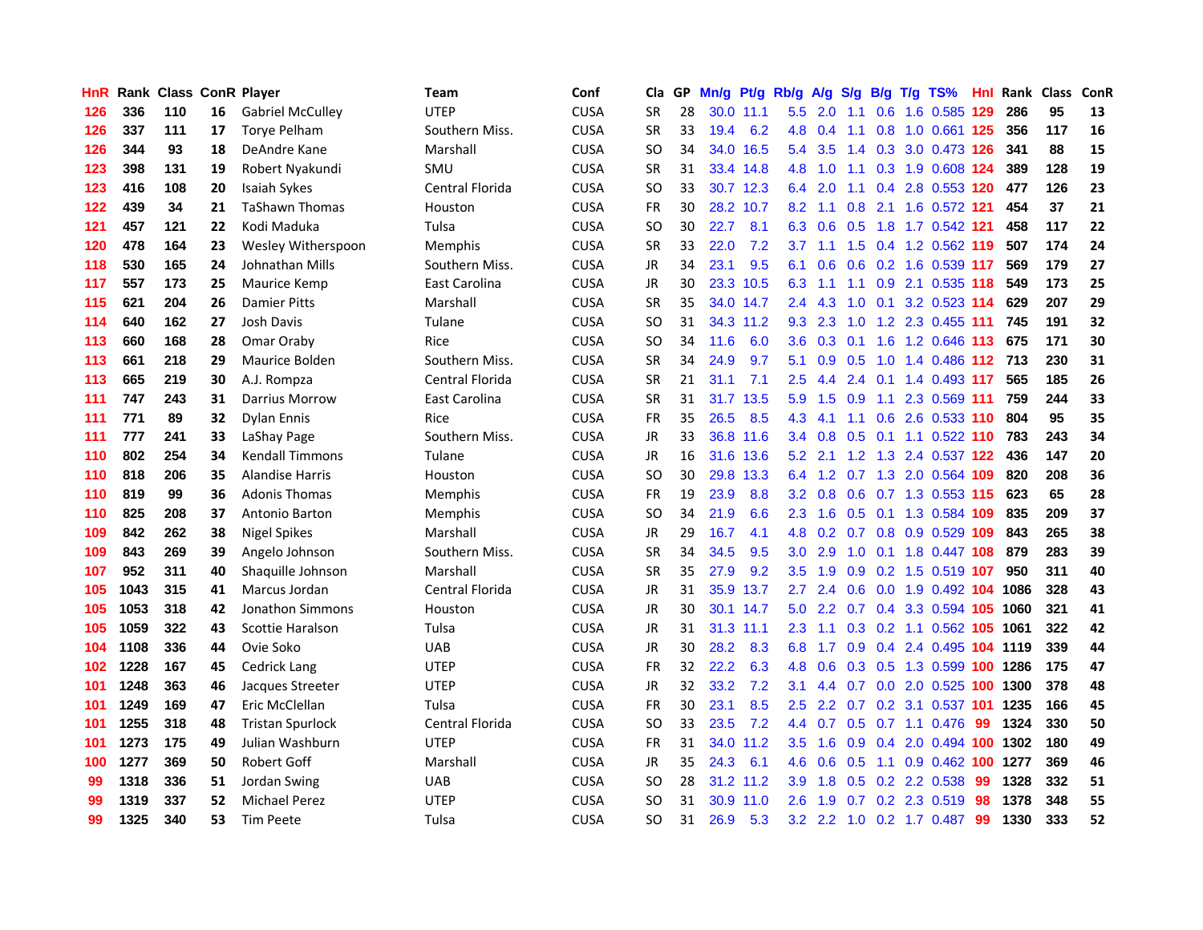| HnR | Rank | Class | ConR | Player | Team | Conf | Cla | GP | Mn/g | Pt/g | Rb/g | A/g | S/g | B/g | T/g | TS% | HnI | Rank | Class | ConR |
|---|---|---|---|---|---|---|---|---|---|---|---|---|---|---|---|---|---|---|---|---|
| 126 | 336 | 110 | 16 | Gabriel McCulley | UTEP | CUSA | SR | 28 | 30.0 | 11.1 | 5.5 | 2.0 | 1.1 | 0.6 | 1.6 | 0.585 | 129 | 286 | 95 | 13 |
| 126 | 337 | 111 | 17 | Torye Pelham | Southern Miss. | CUSA | SR | 33 | 19.4 | 6.2 | 4.8 | 0.4 | 1.1 | 0.8 | 1.0 | 0.661 | 125 | 356 | 117 | 16 |
| 126 | 344 | 93 | 18 | DeAndre Kane | Marshall | CUSA | SO | 34 | 34.0 | 16.5 | 5.4 | 3.5 | 1.4 | 0.3 | 3.0 | 0.473 | 126 | 341 | 88 | 15 |
| 123 | 398 | 131 | 19 | Robert Nyakundi | SMU | CUSA | SR | 31 | 33.4 | 14.8 | 4.8 | 1.0 | 1.1 | 0.3 | 1.9 | 0.608 | 124 | 389 | 128 | 19 |
| 123 | 416 | 108 | 20 | Isaiah Sykes | Central Florida | CUSA | SO | 33 | 30.7 | 12.3 | 6.4 | 2.0 | 1.1 | 0.4 | 2.8 | 0.553 | 120 | 477 | 126 | 23 |
| 122 | 439 | 34 | 21 | TaShawn Thomas | Houston | CUSA | FR | 30 | 28.2 | 10.7 | 8.2 | 1.1 | 0.8 | 2.1 | 1.6 | 0.572 | 121 | 454 | 37 | 21 |
| 121 | 457 | 121 | 22 | Kodi Maduka | Tulsa | CUSA | SO | 30 | 22.7 | 8.1 | 6.3 | 0.6 | 0.5 | 1.8 | 1.7 | 0.542 | 121 | 458 | 117 | 22 |
| 120 | 478 | 164 | 23 | Wesley Witherspoon | Memphis | CUSA | SR | 33 | 22.0 | 7.2 | 3.7 | 1.1 | 1.5 | 0.4 | 1.2 | 0.562 | 119 | 507 | 174 | 24 |
| 118 | 530 | 165 | 24 | Johnathan Mills | Southern Miss. | CUSA | JR | 34 | 23.1 | 9.5 | 6.1 | 0.6 | 0.6 | 0.2 | 1.6 | 0.539 | 117 | 569 | 179 | 27 |
| 117 | 557 | 173 | 25 | Maurice Kemp | East Carolina | CUSA | JR | 30 | 23.3 | 10.5 | 6.3 | 1.1 | 1.1 | 0.9 | 2.1 | 0.535 | 118 | 549 | 173 | 25 |
| 115 | 621 | 204 | 26 | Damier Pitts | Marshall | CUSA | SR | 35 | 34.0 | 14.7 | 2.4 | 4.3 | 1.0 | 0.1 | 3.2 | 0.523 | 114 | 629 | 207 | 29 |
| 114 | 640 | 162 | 27 | Josh Davis | Tulane | CUSA | SO | 31 | 34.3 | 11.2 | 9.3 | 2.3 | 1.0 | 1.2 | 2.3 | 0.455 | 111 | 745 | 191 | 32 |
| 113 | 660 | 168 | 28 | Omar Oraby | Rice | CUSA | SO | 34 | 11.6 | 6.0 | 3.6 | 0.3 | 0.1 | 1.6 | 1.2 | 0.646 | 113 | 675 | 171 | 30 |
| 113 | 661 | 218 | 29 | Maurice Bolden | Southern Miss. | CUSA | SR | 34 | 24.9 | 9.7 | 5.1 | 0.9 | 0.5 | 1.0 | 1.4 | 0.486 | 112 | 713 | 230 | 31 |
| 113 | 665 | 219 | 30 | A.J. Rompza | Central Florida | CUSA | SR | 21 | 31.1 | 7.1 | 2.5 | 4.4 | 2.4 | 0.1 | 1.4 | 0.493 | 117 | 565 | 185 | 26 |
| 111 | 747 | 243 | 31 | Darrius Morrow | East Carolina | CUSA | SR | 31 | 31.7 | 13.5 | 5.9 | 1.5 | 0.9 | 1.1 | 2.3 | 0.569 | 111 | 759 | 244 | 33 |
| 111 | 771 | 89 | 32 | Dylan Ennis | Rice | CUSA | FR | 35 | 26.5 | 8.5 | 4.3 | 4.1 | 1.1 | 0.6 | 2.6 | 0.533 | 110 | 804 | 95 | 35 |
| 111 | 777 | 241 | 33 | LaShay Page | Southern Miss. | CUSA | JR | 33 | 36.8 | 11.6 | 3.4 | 0.8 | 0.5 | 0.1 | 1.1 | 0.522 | 110 | 783 | 243 | 34 |
| 110 | 802 | 254 | 34 | Kendall Timmons | Tulane | CUSA | JR | 16 | 31.6 | 13.6 | 5.2 | 2.1 | 1.2 | 1.3 | 2.4 | 0.537 | 122 | 436 | 147 | 20 |
| 110 | 818 | 206 | 35 | Alandise Harris | Houston | CUSA | SO | 30 | 29.8 | 13.3 | 6.4 | 1.2 | 0.7 | 1.3 | 2.0 | 0.564 | 109 | 820 | 208 | 36 |
| 110 | 819 | 99 | 36 | Adonis Thomas | Memphis | CUSA | FR | 19 | 23.9 | 8.8 | 3.2 | 0.8 | 0.6 | 0.7 | 1.3 | 0.553 | 115 | 623 | 65 | 28 |
| 110 | 825 | 208 | 37 | Antonio Barton | Memphis | CUSA | SO | 34 | 21.9 | 6.6 | 2.3 | 1.6 | 0.5 | 0.1 | 1.3 | 0.584 | 109 | 835 | 209 | 37 |
| 109 | 842 | 262 | 38 | Nigel Spikes | Marshall | CUSA | JR | 29 | 16.7 | 4.1 | 4.8 | 0.2 | 0.7 | 0.8 | 0.9 | 0.529 | 109 | 843 | 265 | 38 |
| 109 | 843 | 269 | 39 | Angelo Johnson | Southern Miss. | CUSA | SR | 34 | 34.5 | 9.5 | 3.0 | 2.9 | 1.0 | 0.1 | 1.8 | 0.447 | 108 | 879 | 283 | 39 |
| 107 | 952 | 311 | 40 | Shaquille Johnson | Marshall | CUSA | SR | 35 | 27.9 | 9.2 | 3.5 | 1.9 | 0.9 | 0.2 | 1.5 | 0.519 | 107 | 950 | 311 | 40 |
| 105 | 1043 | 315 | 41 | Marcus Jordan | Central Florida | CUSA | JR | 31 | 35.9 | 13.7 | 2.7 | 2.4 | 0.6 | 0.0 | 1.9 | 0.492 | 104 | 1086 | 328 | 43 |
| 105 | 1053 | 318 | 42 | Jonathon Simmons | Houston | CUSA | JR | 30 | 30.1 | 14.7 | 5.0 | 2.2 | 0.7 | 0.4 | 3.3 | 0.594 | 105 | 1060 | 321 | 41 |
| 105 | 1059 | 322 | 43 | Scottie Haralson | Tulsa | CUSA | JR | 31 | 31.3 | 11.1 | 2.3 | 1.1 | 0.3 | 0.2 | 1.1 | 0.562 | 105 | 1061 | 322 | 42 |
| 104 | 1108 | 336 | 44 | Ovie Soko | UAB | CUSA | JR | 30 | 28.2 | 8.3 | 6.8 | 1.7 | 0.9 | 0.4 | 2.4 | 0.495 | 104 | 1119 | 339 | 44 |
| 102 | 1228 | 167 | 45 | Cedrick Lang | UTEP | CUSA | FR | 32 | 22.2 | 6.3 | 4.8 | 0.6 | 0.3 | 0.5 | 1.3 | 0.599 | 100 | 1286 | 175 | 47 |
| 101 | 1248 | 363 | 46 | Jacques Streeter | UTEP | CUSA | JR | 32 | 33.2 | 7.2 | 3.1 | 4.4 | 0.7 | 0.0 | 2.0 | 0.525 | 100 | 1300 | 378 | 48 |
| 101 | 1249 | 169 | 47 | Eric McClellan | Tulsa | CUSA | FR | 30 | 23.1 | 8.5 | 2.5 | 2.2 | 0.7 | 0.2 | 3.1 | 0.537 | 101 | 1235 | 166 | 45 |
| 101 | 1255 | 318 | 48 | Tristan Spurlock | Central Florida | CUSA | SO | 33 | 23.5 | 7.2 | 4.4 | 0.7 | 0.5 | 0.7 | 1.1 | 0.476 | 99 | 1324 | 330 | 50 |
| 101 | 1273 | 175 | 49 | Julian Washburn | UTEP | CUSA | FR | 31 | 34.0 | 11.2 | 3.5 | 1.6 | 0.9 | 0.4 | 2.0 | 0.494 | 100 | 1302 | 180 | 49 |
| 100 | 1277 | 369 | 50 | Robert Goff | Marshall | CUSA | JR | 35 | 24.3 | 6.1 | 4.6 | 0.6 | 0.5 | 1.1 | 0.9 | 0.462 | 100 | 1277 | 369 | 46 |
| 99 | 1318 | 336 | 51 | Jordan Swing | UAB | CUSA | SO | 28 | 31.2 | 11.2 | 3.9 | 1.8 | 0.5 | 0.2 | 2.2 | 0.538 | 99 | 1328 | 332 | 51 |
| 99 | 1319 | 337 | 52 | Michael Perez | UTEP | CUSA | SO | 31 | 30.9 | 11.0 | 2.6 | 1.9 | 0.7 | 0.2 | 2.3 | 0.519 | 98 | 1378 | 348 | 55 |
| 99 | 1325 | 340 | 53 | Tim Peete | Tulsa | CUSA | SO | 31 | 26.9 | 5.3 | 3.2 | 2.2 | 1.0 | 0.2 | 1.7 | 0.487 | 99 | 1330 | 333 | 52 |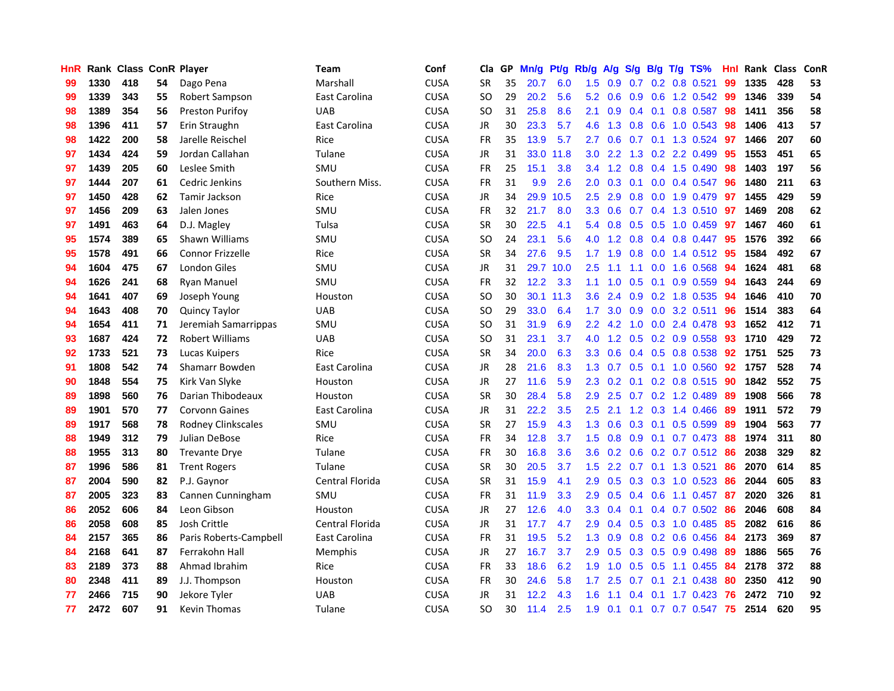| HnR | Rank | Class | ConR | Player | Team | Conf | Cla | GP | Mn/g | Pt/g | Rb/g | A/g | S/g | B/g | T/g | TS% | HnI | Rank | Class | ConR |
|---|---|---|---|---|---|---|---|---|---|---|---|---|---|---|---|---|---|---|---|---|
| 99 | 1330 | 418 | 54 | Dago Pena | Marshall | CUSA | SR | 35 | 20.7 | 6.0 | 1.5 | 0.9 | 0.7 | 0.2 | 0.8 | 0.521 | 99 | 1335 | 428 | 53 |
| 99 | 1339 | 343 | 55 | Robert Sampson | East Carolina | CUSA | SO | 29 | 20.2 | 5.6 | 5.2 | 0.6 | 0.9 | 0.6 | 1.2 | 0.542 | 99 | 1346 | 339 | 54 |
| 98 | 1389 | 354 | 56 | Preston Purifoy | UAB | CUSA | SO | 31 | 25.8 | 8.6 | 2.1 | 0.9 | 0.4 | 0.1 | 0.8 | 0.587 | 98 | 1411 | 356 | 58 |
| 98 | 1396 | 411 | 57 | Erin Straughn | East Carolina | CUSA | JR | 30 | 23.3 | 5.7 | 4.6 | 1.3 | 0.8 | 0.6 | 1.0 | 0.543 | 98 | 1406 | 413 | 57 |
| 98 | 1422 | 200 | 58 | Jarelle Reischel | Rice | CUSA | FR | 35 | 13.9 | 5.7 | 2.7 | 0.6 | 0.7 | 0.1 | 1.3 | 0.524 | 97 | 1466 | 207 | 60 |
| 97 | 1434 | 424 | 59 | Jordan Callahan | Tulane | CUSA | JR | 31 | 33.0 | 11.8 | 3.0 | 2.2 | 1.3 | 0.2 | 2.2 | 0.499 | 95 | 1553 | 451 | 65 |
| 97 | 1439 | 205 | 60 | Leslee Smith | SMU | CUSA | FR | 25 | 15.1 | 3.8 | 3.4 | 1.2 | 0.8 | 0.4 | 1.5 | 0.490 | 98 | 1403 | 197 | 56 |
| 97 | 1444 | 207 | 61 | Cedric Jenkins | Southern Miss. | CUSA | FR | 31 | 9.9 | 2.6 | 2.0 | 0.3 | 0.1 | 0.0 | 0.4 | 0.547 | 96 | 1480 | 211 | 63 |
| 97 | 1450 | 428 | 62 | Tamir Jackson | Rice | CUSA | JR | 34 | 29.9 | 10.5 | 2.5 | 2.9 | 0.8 | 0.0 | 1.9 | 0.479 | 97 | 1455 | 429 | 59 |
| 97 | 1456 | 209 | 63 | Jalen Jones | SMU | CUSA | FR | 32 | 21.7 | 8.0 | 3.3 | 0.6 | 0.7 | 0.4 | 1.3 | 0.510 | 97 | 1469 | 208 | 62 |
| 97 | 1491 | 463 | 64 | D.J. Magley | Tulsa | CUSA | SR | 30 | 22.5 | 4.1 | 5.4 | 0.8 | 0.5 | 0.5 | 1.0 | 0.459 | 97 | 1467 | 460 | 61 |
| 95 | 1574 | 389 | 65 | Shawn Williams | SMU | CUSA | SO | 24 | 23.1 | 5.6 | 4.0 | 1.2 | 0.8 | 0.4 | 0.8 | 0.447 | 95 | 1576 | 392 | 66 |
| 95 | 1578 | 491 | 66 | Connor Frizzelle | Rice | CUSA | SR | 34 | 27.6 | 9.5 | 1.7 | 1.9 | 0.8 | 0.0 | 1.4 | 0.512 | 95 | 1584 | 492 | 67 |
| 94 | 1604 | 475 | 67 | London Giles | SMU | CUSA | JR | 31 | 29.7 | 10.0 | 2.5 | 1.1 | 1.1 | 0.0 | 1.6 | 0.568 | 94 | 1624 | 481 | 68 |
| 94 | 1626 | 241 | 68 | Ryan Manuel | SMU | CUSA | FR | 32 | 12.2 | 3.3 | 1.1 | 1.0 | 0.5 | 0.1 | 0.9 | 0.559 | 94 | 1643 | 244 | 69 |
| 94 | 1641 | 407 | 69 | Joseph Young | Houston | CUSA | SO | 30 | 30.1 | 11.3 | 3.6 | 2.4 | 0.9 | 0.2 | 1.8 | 0.535 | 94 | 1646 | 410 | 70 |
| 94 | 1643 | 408 | 70 | Quincy Taylor | UAB | CUSA | SO | 29 | 33.0 | 6.4 | 1.7 | 3.0 | 0.9 | 0.0 | 3.2 | 0.511 | 96 | 1514 | 383 | 64 |
| 94 | 1654 | 411 | 71 | Jeremiah Samarrippas | SMU | CUSA | SO | 31 | 31.9 | 6.9 | 2.2 | 4.2 | 1.0 | 0.0 | 2.4 | 0.478 | 93 | 1652 | 412 | 71 |
| 93 | 1687 | 424 | 72 | Robert Williams | UAB | CUSA | SO | 31 | 23.1 | 3.7 | 4.0 | 1.2 | 0.5 | 0.2 | 0.9 | 0.558 | 93 | 1710 | 429 | 72 |
| 92 | 1733 | 521 | 73 | Lucas Kuipers | Rice | CUSA | SR | 34 | 20.0 | 6.3 | 3.3 | 0.6 | 0.4 | 0.5 | 0.8 | 0.538 | 92 | 1751 | 525 | 73 |
| 91 | 1808 | 542 | 74 | Shamarr Bowden | East Carolina | CUSA | JR | 28 | 21.6 | 8.3 | 1.3 | 0.7 | 0.5 | 0.1 | 1.0 | 0.560 | 92 | 1757 | 528 | 74 |
| 90 | 1848 | 554 | 75 | Kirk Van Slyke | Houston | CUSA | JR | 27 | 11.6 | 5.9 | 2.3 | 0.2 | 0.1 | 0.2 | 0.8 | 0.515 | 90 | 1842 | 552 | 75 |
| 89 | 1898 | 560 | 76 | Darian Thibodeaux | Houston | CUSA | SR | 30 | 28.4 | 5.8 | 2.9 | 2.5 | 0.7 | 0.2 | 1.2 | 0.489 | 89 | 1908 | 566 | 78 |
| 89 | 1901 | 570 | 77 | Corvonn Gaines | East Carolina | CUSA | JR | 31 | 22.2 | 3.5 | 2.5 | 2.1 | 1.2 | 0.3 | 1.4 | 0.466 | 89 | 1911 | 572 | 79 |
| 89 | 1917 | 568 | 78 | Rodney Clinkscales | SMU | CUSA | SR | 27 | 15.9 | 4.3 | 1.3 | 0.6 | 0.3 | 0.1 | 0.5 | 0.599 | 89 | 1904 | 563 | 77 |
| 88 | 1949 | 312 | 79 | Julian DeBose | Rice | CUSA | FR | 34 | 12.8 | 3.7 | 1.5 | 0.8 | 0.9 | 0.1 | 0.7 | 0.473 | 88 | 1974 | 311 | 80 |
| 88 | 1955 | 313 | 80 | Trevante Drye | Tulane | CUSA | FR | 30 | 16.8 | 3.6 | 3.6 | 0.2 | 0.6 | 0.2 | 0.7 | 0.512 | 86 | 2038 | 329 | 82 |
| 87 | 1996 | 586 | 81 | Trent Rogers | Tulane | CUSA | SR | 30 | 20.5 | 3.7 | 1.5 | 2.2 | 0.7 | 0.1 | 1.3 | 0.521 | 86 | 2070 | 614 | 85 |
| 87 | 2004 | 590 | 82 | P.J. Gaynor | Central Florida | CUSA | SR | 31 | 15.9 | 4.1 | 2.9 | 0.5 | 0.3 | 0.3 | 1.0 | 0.523 | 86 | 2044 | 605 | 83 |
| 87 | 2005 | 323 | 83 | Cannen Cunningham | SMU | CUSA | FR | 31 | 11.9 | 3.3 | 2.9 | 0.5 | 0.4 | 0.6 | 1.1 | 0.457 | 87 | 2020 | 326 | 81 |
| 86 | 2052 | 606 | 84 | Leon Gibson | Houston | CUSA | JR | 27 | 12.6 | 4.0 | 3.3 | 0.4 | 0.1 | 0.4 | 0.7 | 0.502 | 86 | 2046 | 608 | 84 |
| 86 | 2058 | 608 | 85 | Josh Crittle | Central Florida | CUSA | JR | 31 | 17.7 | 4.7 | 2.9 | 0.4 | 0.5 | 0.3 | 1.0 | 0.485 | 85 | 2082 | 616 | 86 |
| 84 | 2157 | 365 | 86 | Paris Roberts-Campbell | East Carolina | CUSA | FR | 31 | 19.5 | 5.2 | 1.3 | 0.9 | 0.8 | 0.2 | 0.6 | 0.456 | 84 | 2173 | 369 | 87 |
| 84 | 2168 | 641 | 87 | Ferrakohn Hall | Memphis | CUSA | JR | 27 | 16.7 | 3.7 | 2.9 | 0.5 | 0.3 | 0.5 | 0.9 | 0.498 | 89 | 1886 | 565 | 76 |
| 83 | 2189 | 373 | 88 | Ahmad Ibrahim | Rice | CUSA | FR | 33 | 18.6 | 6.2 | 1.9 | 1.0 | 0.5 | 0.5 | 1.1 | 0.455 | 84 | 2178 | 372 | 88 |
| 80 | 2348 | 411 | 89 | J.J. Thompson | Houston | CUSA | FR | 30 | 24.6 | 5.8 | 1.7 | 2.5 | 0.7 | 0.1 | 2.1 | 0.438 | 80 | 2350 | 412 | 90 |
| 77 | 2466 | 715 | 90 | Jekore Tyler | UAB | CUSA | JR | 31 | 12.2 | 4.3 | 1.6 | 1.1 | 0.4 | 0.1 | 1.7 | 0.423 | 76 | 2472 | 710 | 92 |
| 77 | 2472 | 607 | 91 | Kevin Thomas | Tulane | CUSA | SO | 30 | 11.4 | 2.5 | 1.9 | 0.1 | 0.1 | 0.7 | 0.7 | 0.547 | 75 | 2514 | 620 | 95 |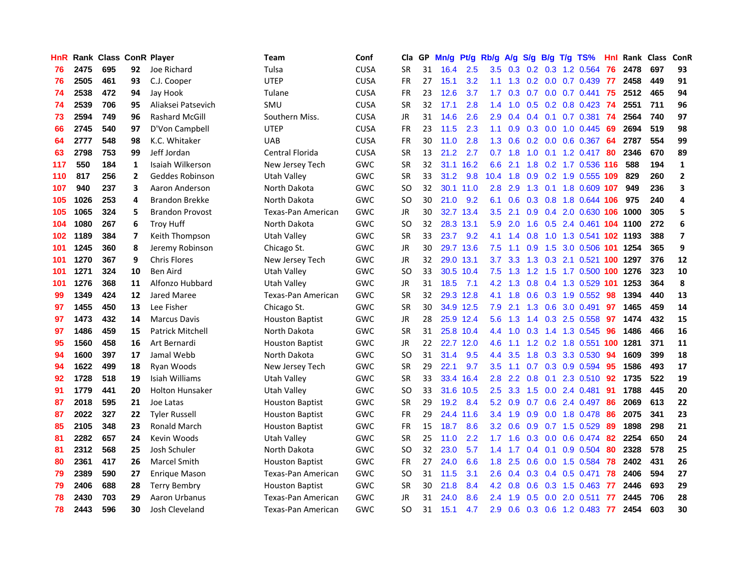| HnR | Rank | Class | ConR | Player | Team | Conf | Cla | GP | Mn/g | Pt/g | Rb/g | A/g | S/g | B/g | T/g | TS% | HnI | Rank | Class | ConR |
|---|---|---|---|---|---|---|---|---|---|---|---|---|---|---|---|---|---|---|---|---|
| 76 | 2475 | 695 | 92 | Joe Richard | Tulsa | CUSA | SR | 31 | 16.4 | 2.5 | 3.5 | 0.3 | 0.2 | 0.3 | 1.2 | 0.564 | 76 | 2478 | 697 | 93 |
| 76 | 2505 | 461 | 93 | C.J. Cooper | UTEP | CUSA | FR | 27 | 15.1 | 3.2 | 1.1 | 1.3 | 0.2 | 0.0 | 0.7 | 0.439 | 77 | 2458 | 449 | 91 |
| 74 | 2538 | 472 | 94 | Jay Hook | Tulane | CUSA | FR | 23 | 12.6 | 3.7 | 1.7 | 0.3 | 0.7 | 0.0 | 0.7 | 0.441 | 75 | 2512 | 465 | 94 |
| 74 | 2539 | 706 | 95 | Aliaksei Patsevich | SMU | CUSA | SR | 32 | 17.1 | 2.8 | 1.4 | 1.0 | 0.5 | 0.2 | 0.8 | 0.423 | 74 | 2551 | 711 | 96 |
| 73 | 2594 | 749 | 96 | Rashard McGill | Southern Miss. | CUSA | JR | 31 | 14.6 | 2.6 | 2.9 | 0.4 | 0.4 | 0.1 | 0.7 | 0.381 | 74 | 2564 | 740 | 97 |
| 66 | 2745 | 540 | 97 | D'Von Campbell | UTEP | CUSA | FR | 23 | 11.5 | 2.3 | 1.1 | 0.9 | 0.3 | 0.0 | 1.0 | 0.445 | 69 | 2694 | 519 | 98 |
| 64 | 2777 | 548 | 98 | K.C. Whitaker | UAB | CUSA | FR | 30 | 11.0 | 2.8 | 1.3 | 0.6 | 0.2 | 0.0 | 0.6 | 0.367 | 64 | 2787 | 554 | 99 |
| 63 | 2798 | 753 | 99 | Jeff Jordan | Central Florida | CUSA | SR | 13 | 21.2 | 2.7 | 0.7 | 1.8 | 1.0 | 0.1 | 1.2 | 0.417 | 80 | 2346 | 670 | 89 |
| 117 | 550 | 184 | 1 | Isaiah Wilkerson | New Jersey Tech | GWC | SR | 32 | 31.1 | 16.2 | 6.6 | 2.1 | 1.8 | 0.2 | 1.7 | 0.536 | 116 | 588 | 194 | 1 |
| 110 | 817 | 256 | 2 | Geddes Robinson | Utah Valley | GWC | SR | 33 | 31.2 | 9.8 | 10.4 | 1.8 | 0.9 | 0.2 | 1.9 | 0.555 | 109 | 829 | 260 | 2 |
| 107 | 940 | 237 | 3 | Aaron Anderson | North Dakota | GWC | SO | 32 | 30.1 | 11.0 | 2.8 | 2.9 | 1.3 | 0.1 | 1.8 | 0.609 | 107 | 949 | 236 | 3 |
| 105 | 1026 | 253 | 4 | Brandon Brekke | North Dakota | GWC | SO | 30 | 21.0 | 9.2 | 6.1 | 0.6 | 0.3 | 0.8 | 1.8 | 0.644 | 106 | 975 | 240 | 4 |
| 105 | 1065 | 324 | 5 | Brandon Provost | Texas-Pan American | GWC | JR | 30 | 32.7 | 13.4 | 3.5 | 2.1 | 0.9 | 0.4 | 2.0 | 0.630 | 106 | 1000 | 305 | 5 |
| 104 | 1080 | 267 | 6 | Troy Huff | North Dakota | GWC | SO | 32 | 28.3 | 13.1 | 5.9 | 2.0 | 1.6 | 0.5 | 2.4 | 0.461 | 104 | 1100 | 272 | 6 |
| 102 | 1189 | 384 | 7 | Keith Thompson | Utah Valley | GWC | SR | 33 | 23.7 | 9.2 | 4.1 | 1.4 | 0.8 | 1.0 | 1.3 | 0.541 | 102 | 1193 | 388 | 7 |
| 101 | 1245 | 360 | 8 | Jeremy Robinson | Chicago St. | GWC | JR | 30 | 29.7 | 13.6 | 7.5 | 1.1 | 0.9 | 1.5 | 3.0 | 0.506 | 101 | 1254 | 365 | 9 |
| 101 | 1270 | 367 | 9 | Chris Flores | New Jersey Tech | GWC | JR | 32 | 29.0 | 13.1 | 3.7 | 3.3 | 1.3 | 0.3 | 2.1 | 0.521 | 100 | 1297 | 376 | 12 |
| 101 | 1271 | 324 | 10 | Ben Aird | Utah Valley | GWC | SO | 33 | 30.5 | 10.4 | 7.5 | 1.3 | 1.2 | 1.5 | 1.7 | 0.500 | 100 | 1276 | 323 | 10 |
| 101 | 1276 | 368 | 11 | Alfonzo Hubbard | Utah Valley | GWC | JR | 31 | 18.5 | 7.1 | 4.2 | 1.3 | 0.8 | 0.4 | 1.3 | 0.529 | 101 | 1253 | 364 | 8 |
| 99 | 1349 | 424 | 12 | Jared Maree | Texas-Pan American | GWC | SR | 32 | 29.3 | 12.8 | 4.1 | 1.8 | 0.6 | 0.3 | 1.9 | 0.552 | 98 | 1394 | 440 | 13 |
| 97 | 1455 | 450 | 13 | Lee Fisher | Chicago St. | GWC | SR | 30 | 34.9 | 12.5 | 7.9 | 2.1 | 1.3 | 0.6 | 3.0 | 0.491 | 97 | 1465 | 459 | 14 |
| 97 | 1473 | 432 | 14 | Marcus Davis | Houston Baptist | GWC | JR | 28 | 25.9 | 12.4 | 5.6 | 1.3 | 1.4 | 0.3 | 2.5 | 0.558 | 97 | 1474 | 432 | 15 |
| 97 | 1486 | 459 | 15 | Patrick Mitchell | North Dakota | GWC | SR | 31 | 25.8 | 10.4 | 4.4 | 1.0 | 0.3 | 1.4 | 1.3 | 0.545 | 96 | 1486 | 466 | 16 |
| 95 | 1560 | 458 | 16 | Art Bernardi | Houston Baptist | GWC | JR | 22 | 22.7 | 12.0 | 4.6 | 1.1 | 1.2 | 0.2 | 1.8 | 0.551 | 100 | 1281 | 371 | 11 |
| 94 | 1600 | 397 | 17 | Jamal Webb | North Dakota | GWC | SO | 31 | 31.4 | 9.5 | 4.4 | 3.5 | 1.8 | 0.3 | 3.3 | 0.530 | 94 | 1609 | 399 | 18 |
| 94 | 1622 | 499 | 18 | Ryan Woods | New Jersey Tech | GWC | SR | 29 | 22.1 | 9.7 | 3.5 | 1.1 | 0.7 | 0.3 | 0.9 | 0.594 | 95 | 1586 | 493 | 17 |
| 92 | 1728 | 518 | 19 | Isiah Williams | Utah Valley | GWC | SR | 33 | 33.4 | 16.4 | 2.8 | 2.2 | 0.8 | 0.1 | 2.3 | 0.510 | 92 | 1735 | 522 | 19 |
| 91 | 1779 | 441 | 20 | Holton Hunsaker | Utah Valley | GWC | SO | 33 | 31.6 | 10.5 | 2.5 | 3.3 | 1.5 | 0.0 | 2.4 | 0.481 | 91 | 1788 | 445 | 20 |
| 87 | 2018 | 595 | 21 | Joe Latas | Houston Baptist | GWC | SR | 29 | 19.2 | 8.4 | 5.2 | 0.9 | 0.7 | 0.6 | 2.4 | 0.497 | 86 | 2069 | 613 | 22 |
| 87 | 2022 | 327 | 22 | Tyler Russell | Houston Baptist | GWC | FR | 29 | 24.4 | 11.6 | 3.4 | 1.9 | 0.9 | 0.0 | 1.8 | 0.478 | 86 | 2075 | 341 | 23 |
| 85 | 2105 | 348 | 23 | Ronald March | Houston Baptist | GWC | FR | 15 | 18.7 | 8.6 | 3.2 | 0.6 | 0.9 | 0.7 | 1.5 | 0.529 | 89 | 1898 | 298 | 21 |
| 81 | 2282 | 657 | 24 | Kevin Woods | Utah Valley | GWC | SR | 25 | 11.0 | 2.2 | 1.7 | 1.6 | 0.3 | 0.0 | 0.6 | 0.474 | 82 | 2254 | 650 | 24 |
| 81 | 2312 | 568 | 25 | Josh Schuler | North Dakota | GWC | SO | 32 | 23.0 | 5.7 | 1.4 | 1.7 | 0.4 | 0.1 | 0.9 | 0.504 | 80 | 2328 | 578 | 25 |
| 80 | 2361 | 417 | 26 | Marcel Smith | Houston Baptist | GWC | FR | 27 | 24.0 | 6.6 | 1.8 | 2.5 | 0.6 | 0.0 | 1.5 | 0.584 | 78 | 2402 | 431 | 26 |
| 79 | 2389 | 590 | 27 | Enrique Mason | Texas-Pan American | GWC | SO | 31 | 11.5 | 3.1 | 2.6 | 0.4 | 0.3 | 0.4 | 0.5 | 0.471 | 78 | 2406 | 594 | 27 |
| 79 | 2406 | 688 | 28 | Terry Bembry | Houston Baptist | GWC | SR | 30 | 21.8 | 8.4 | 4.2 | 0.8 | 0.6 | 0.3 | 1.5 | 0.463 | 77 | 2446 | 693 | 29 |
| 78 | 2430 | 703 | 29 | Aaron Urbanus | Texas-Pan American | GWC | JR | 31 | 24.0 | 8.6 | 2.4 | 1.9 | 0.5 | 0.0 | 2.0 | 0.511 | 77 | 2445 | 706 | 28 |
| 78 | 2443 | 596 | 30 | Josh Cleveland | Texas-Pan American | GWC | SO | 31 | 15.1 | 4.7 | 2.9 | 0.6 | 0.3 | 0.6 | 1.2 | 0.483 | 77 | 2454 | 603 | 30 |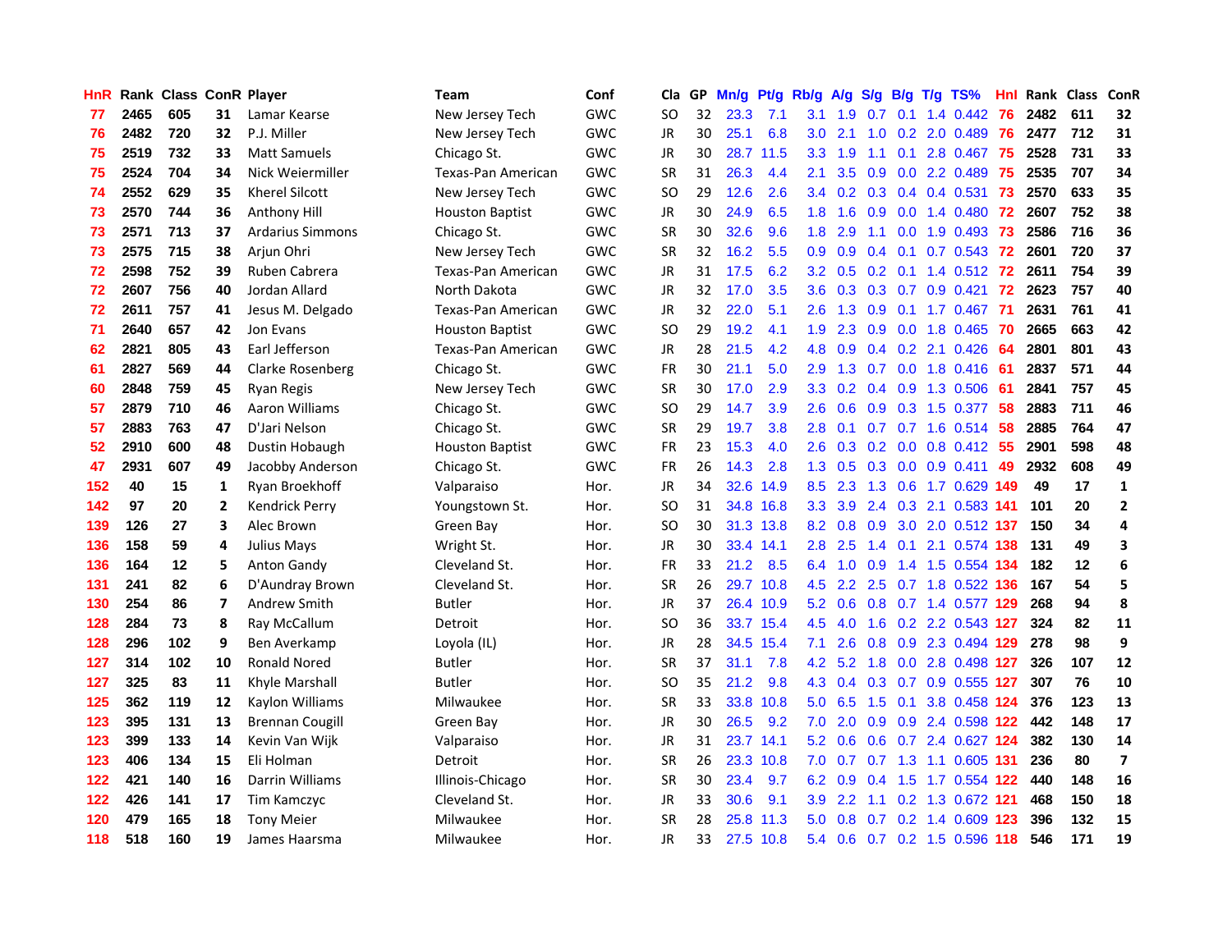| HnR | Rank | Class | ConR | Player | Team | Conf | Cla | GP | Mn/g | Pt/g | Rb/g | A/g | S/g | B/g | T/g | TS% | HnI | Rank | Class | ConR |
|---|---|---|---|---|---|---|---|---|---|---|---|---|---|---|---|---|---|---|---|---|
| 77 | 2465 | 605 | 31 | Lamar Kearse | New Jersey Tech | GWC | SO | 32 | 23.3 | 7.1 | 3.1 | 1.9 | 0.7 | 0.1 | 1.4 | 0.442 | 76 | 2482 | 611 | 32 |
| 76 | 2482 | 720 | 32 | P.J. Miller | New Jersey Tech | GWC | JR | 30 | 25.1 | 6.8 | 3.0 | 2.1 | 1.0 | 0.2 | 2.0 | 0.489 | 76 | 2477 | 712 | 31 |
| 75 | 2519 | 732 | 33 | Matt Samuels | Chicago St. | GWC | JR | 30 | 28.7 | 11.5 | 3.3 | 1.9 | 1.1 | 0.1 | 2.8 | 0.467 | 75 | 2528 | 731 | 33 |
| 75 | 2524 | 704 | 34 | Nick Weiermiller | Texas-Pan American | GWC | SR | 31 | 26.3 | 4.4 | 2.1 | 3.5 | 0.9 | 0.0 | 2.2 | 0.489 | 75 | 2535 | 707 | 34 |
| 74 | 2552 | 629 | 35 | Kherel Silcott | New Jersey Tech | GWC | SO | 29 | 12.6 | 2.6 | 3.4 | 0.2 | 0.3 | 0.4 | 0.4 | 0.531 | 73 | 2570 | 633 | 35 |
| 73 | 2570 | 744 | 36 | Anthony Hill | Houston Baptist | GWC | JR | 30 | 24.9 | 6.5 | 1.8 | 1.6 | 0.9 | 0.0 | 1.4 | 0.480 | 72 | 2607 | 752 | 38 |
| 73 | 2571 | 713 | 37 | Ardarius Simmons | Chicago St. | GWC | SR | 30 | 32.6 | 9.6 | 1.8 | 2.9 | 1.1 | 0.0 | 1.9 | 0.493 | 73 | 2586 | 716 | 36 |
| 73 | 2575 | 715 | 38 | Arjun Ohri | New Jersey Tech | GWC | SR | 32 | 16.2 | 5.5 | 0.9 | 0.9 | 0.4 | 0.1 | 0.7 | 0.543 | 72 | 2601 | 720 | 37 |
| 72 | 2598 | 752 | 39 | Ruben Cabrera | Texas-Pan American | GWC | JR | 31 | 17.5 | 6.2 | 3.2 | 0.5 | 0.2 | 0.1 | 1.4 | 0.512 | 72 | 2611 | 754 | 39 |
| 72 | 2607 | 756 | 40 | Jordan Allard | North Dakota | GWC | JR | 32 | 17.0 | 3.5 | 3.6 | 0.3 | 0.3 | 0.7 | 0.9 | 0.421 | 72 | 2623 | 757 | 40 |
| 72 | 2611 | 757 | 41 | Jesus M. Delgado | Texas-Pan American | GWC | JR | 32 | 22.0 | 5.1 | 2.6 | 1.3 | 0.9 | 0.1 | 1.7 | 0.467 | 71 | 2631 | 761 | 41 |
| 71 | 2640 | 657 | 42 | Jon Evans | Houston Baptist | GWC | SO | 29 | 19.2 | 4.1 | 1.9 | 2.3 | 0.9 | 0.0 | 1.8 | 0.465 | 70 | 2665 | 663 | 42 |
| 62 | 2821 | 805 | 43 | Earl Jefferson | Texas-Pan American | GWC | JR | 28 | 21.5 | 4.2 | 4.8 | 0.9 | 0.4 | 0.2 | 2.1 | 0.426 | 64 | 2801 | 801 | 43 |
| 61 | 2827 | 569 | 44 | Clarke Rosenberg | Chicago St. | GWC | FR | 30 | 21.1 | 5.0 | 2.9 | 1.3 | 0.7 | 0.0 | 1.8 | 0.416 | 61 | 2837 | 571 | 44 |
| 60 | 2848 | 759 | 45 | Ryan Regis | New Jersey Tech | GWC | SR | 30 | 17.0 | 2.9 | 3.3 | 0.2 | 0.4 | 0.9 | 1.3 | 0.506 | 61 | 2841 | 757 | 45 |
| 57 | 2879 | 710 | 46 | Aaron Williams | Chicago St. | GWC | SO | 29 | 14.7 | 3.9 | 2.6 | 0.6 | 0.9 | 0.3 | 1.5 | 0.377 | 58 | 2883 | 711 | 46 |
| 57 | 2883 | 763 | 47 | D'Jari Nelson | Chicago St. | GWC | SR | 29 | 19.7 | 3.8 | 2.8 | 0.1 | 0.7 | 0.7 | 1.6 | 0.514 | 58 | 2885 | 764 | 47 |
| 52 | 2910 | 600 | 48 | Dustin Hobaugh | Houston Baptist | GWC | FR | 23 | 15.3 | 4.0 | 2.6 | 0.3 | 0.2 | 0.0 | 0.8 | 0.412 | 55 | 2901 | 598 | 48 |
| 47 | 2931 | 607 | 49 | Jacobby Anderson | Chicago St. | GWC | FR | 26 | 14.3 | 2.8 | 1.3 | 0.5 | 0.3 | 0.0 | 0.9 | 0.411 | 49 | 2932 | 608 | 49 |
| 152 | 40 | 15 | 1 | Ryan Broekhoff | Valparaiso | Hor. | JR | 34 | 32.6 | 14.9 | 8.5 | 2.3 | 1.3 | 0.6 | 1.7 | 0.629 | 149 | 49 | 17 | 1 |
| 142 | 97 | 20 | 2 | Kendrick Perry | Youngstown St. | Hor. | SO | 31 | 34.8 | 16.8 | 3.3 | 3.9 | 2.4 | 0.3 | 2.1 | 0.583 | 141 | 101 | 20 | 2 |
| 139 | 126 | 27 | 3 | Alec Brown | Green Bay | Hor. | SO | 30 | 31.3 | 13.8 | 8.2 | 0.8 | 0.9 | 3.0 | 2.0 | 0.512 | 137 | 150 | 34 | 4 |
| 136 | 158 | 59 | 4 | Julius Mays | Wright St. | Hor. | JR | 30 | 33.4 | 14.1 | 2.8 | 2.5 | 1.4 | 0.1 | 2.1 | 0.574 | 138 | 131 | 49 | 3 |
| 136 | 164 | 12 | 5 | Anton Gandy | Cleveland St. | Hor. | FR | 33 | 21.2 | 8.5 | 6.4 | 1.0 | 0.9 | 1.4 | 1.5 | 0.554 | 134 | 182 | 12 | 6 |
| 131 | 241 | 82 | 6 | D'Aundray Brown | Cleveland St. | Hor. | SR | 26 | 29.7 | 10.8 | 4.5 | 2.2 | 2.5 | 0.7 | 1.8 | 0.522 | 136 | 167 | 54 | 5 |
| 130 | 254 | 86 | 7 | Andrew Smith | Butler | Hor. | JR | 37 | 26.4 | 10.9 | 5.2 | 0.6 | 0.8 | 0.7 | 1.4 | 0.577 | 129 | 268 | 94 | 8 |
| 128 | 284 | 73 | 8 | Ray McCallum | Detroit | Hor. | SO | 36 | 33.7 | 15.4 | 4.5 | 4.0 | 1.6 | 0.2 | 2.2 | 0.543 | 127 | 324 | 82 | 11 |
| 128 | 296 | 102 | 9 | Ben Averkamp | Loyola (IL) | Hor. | JR | 28 | 34.5 | 15.4 | 7.1 | 2.6 | 0.8 | 0.9 | 2.3 | 0.494 | 129 | 278 | 98 | 9 |
| 127 | 314 | 102 | 10 | Ronald Nored | Butler | Hor. | SR | 37 | 31.1 | 7.8 | 4.2 | 5.2 | 1.8 | 0.0 | 2.8 | 0.498 | 127 | 326 | 107 | 12 |
| 127 | 325 | 83 | 11 | Khyle Marshall | Butler | Hor. | SO | 35 | 21.2 | 9.8 | 4.3 | 0.4 | 0.3 | 0.7 | 0.9 | 0.555 | 127 | 307 | 76 | 10 |
| 125 | 362 | 119 | 12 | Kaylon Williams | Milwaukee | Hor. | SR | 33 | 33.8 | 10.8 | 5.0 | 6.5 | 1.5 | 0.1 | 3.8 | 0.458 | 124 | 376 | 123 | 13 |
| 123 | 395 | 131 | 13 | Brennan Cougill | Green Bay | Hor. | JR | 30 | 26.5 | 9.2 | 7.0 | 2.0 | 0.9 | 0.9 | 2.4 | 0.598 | 122 | 442 | 148 | 17 |
| 123 | 399 | 133 | 14 | Kevin Van Wijk | Valparaiso | Hor. | JR | 31 | 23.7 | 14.1 | 5.2 | 0.6 | 0.6 | 0.7 | 2.4 | 0.627 | 124 | 382 | 130 | 14 |
| 123 | 406 | 134 | 15 | Eli Holman | Detroit | Hor. | SR | 26 | 23.3 | 10.8 | 7.0 | 0.7 | 0.7 | 1.3 | 1.1 | 0.605 | 131 | 236 | 80 | 7 |
| 122 | 421 | 140 | 16 | Darrin Williams | Illinois-Chicago | Hor. | SR | 30 | 23.4 | 9.7 | 6.2 | 0.9 | 0.4 | 1.5 | 1.7 | 0.554 | 122 | 440 | 148 | 16 |
| 122 | 426 | 141 | 17 | Tim Kamczyc | Cleveland St. | Hor. | JR | 33 | 30.6 | 9.1 | 3.9 | 2.2 | 1.1 | 0.2 | 1.3 | 0.672 | 121 | 468 | 150 | 18 |
| 120 | 479 | 165 | 18 | Tony Meier | Milwaukee | Hor. | SR | 28 | 25.8 | 11.3 | 5.0 | 0.8 | 0.7 | 0.2 | 1.4 | 0.609 | 123 | 396 | 132 | 15 |
| 118 | 518 | 160 | 19 | James Haarsma | Milwaukee | Hor. | JR | 33 | 27.5 | 10.8 | 5.4 | 0.6 | 0.7 | 0.2 | 1.5 | 0.596 | 118 | 546 | 171 | 19 |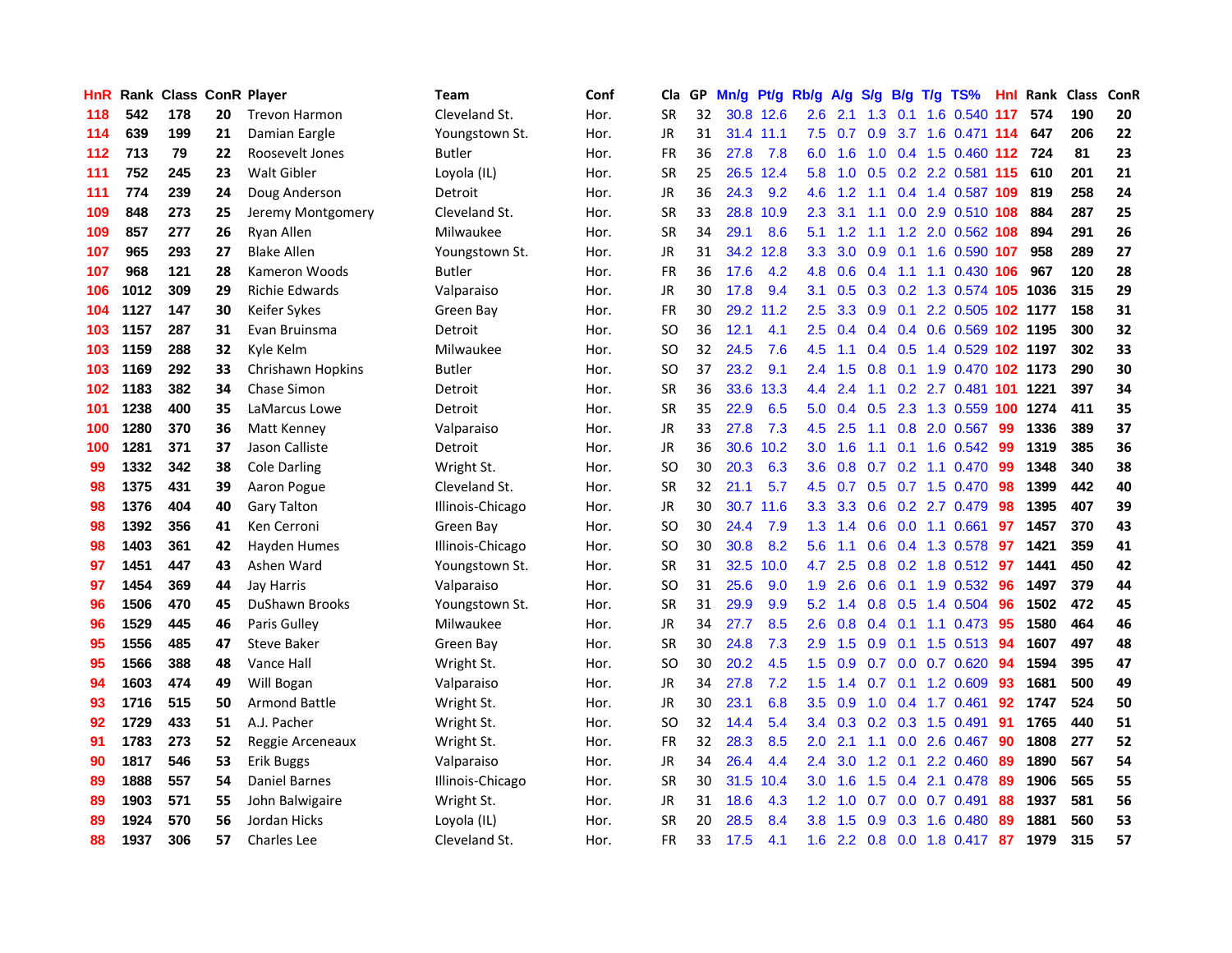| HnR | Rank | Class | ConR | Player | Team | Conf | Cla | GP | Mn/g | Pt/g | Rb/g | A/g | S/g | B/g | T/g | TS% | HnI | Rank | Class | ConR |
|---|---|---|---|---|---|---|---|---|---|---|---|---|---|---|---|---|---|---|---|---|
| 118 | 542 | 178 | 20 | Trevon Harmon | Cleveland St. | Hor. | SR | 32 | 30.8 | 12.6 | 2.6 | 2.1 | 1.3 | 0.1 | 1.6 | 0.540 | 117 | 574 | 190 | 20 |
| 114 | 639 | 199 | 21 | Damian Eargle | Youngstown St. | Hor. | JR | 31 | 31.4 | 11.1 | 7.5 | 0.7 | 0.9 | 3.7 | 1.6 | 0.471 | 114 | 647 | 206 | 22 |
| 112 | 713 | 79 | 22 | Roosevelt Jones | Butler | Hor. | FR | 36 | 27.8 | 7.8 | 6.0 | 1.6 | 1.0 | 0.4 | 1.5 | 0.460 | 112 | 724 | 81 | 23 |
| 111 | 752 | 245 | 23 | Walt Gibler | Loyola (IL) | Hor. | SR | 25 | 26.5 | 12.4 | 5.8 | 1.0 | 0.5 | 0.2 | 2.2 | 0.581 | 115 | 610 | 201 | 21 |
| 111 | 774 | 239 | 24 | Doug Anderson | Detroit | Hor. | JR | 36 | 24.3 | 9.2 | 4.6 | 1.2 | 1.1 | 0.4 | 1.4 | 0.587 | 109 | 819 | 258 | 24 |
| 109 | 848 | 273 | 25 | Jeremy Montgomery | Cleveland St. | Hor. | SR | 33 | 28.8 | 10.9 | 2.3 | 3.1 | 1.1 | 0.0 | 2.9 | 0.510 | 108 | 884 | 287 | 25 |
| 109 | 857 | 277 | 26 | Ryan Allen | Milwaukee | Hor. | SR | 34 | 29.1 | 8.6 | 5.1 | 1.2 | 1.1 | 1.2 | 2.0 | 0.562 | 108 | 894 | 291 | 26 |
| 107 | 965 | 293 | 27 | Blake Allen | Youngstown St. | Hor. | JR | 31 | 34.2 | 12.8 | 3.3 | 3.0 | 0.9 | 0.1 | 1.6 | 0.590 | 107 | 958 | 289 | 27 |
| 107 | 968 | 121 | 28 | Kameron Woods | Butler | Hor. | FR | 36 | 17.6 | 4.2 | 4.8 | 0.6 | 0.4 | 1.1 | 1.1 | 0.430 | 106 | 967 | 120 | 28 |
| 106 | 1012 | 309 | 29 | Richie Edwards | Valparaiso | Hor. | JR | 30 | 17.8 | 9.4 | 3.1 | 0.5 | 0.3 | 0.2 | 1.3 | 0.574 | 105 | 1036 | 315 | 29 |
| 104 | 1127 | 147 | 30 | Keifer Sykes | Green Bay | Hor. | FR | 30 | 29.2 | 11.2 | 2.5 | 3.3 | 0.9 | 0.1 | 2.2 | 0.505 | 102 | 1177 | 158 | 31 |
| 103 | 1157 | 287 | 31 | Evan Bruinsma | Detroit | Hor. | SO | 36 | 12.1 | 4.1 | 2.5 | 0.4 | 0.4 | 0.4 | 0.6 | 0.569 | 102 | 1195 | 300 | 32 |
| 103 | 1159 | 288 | 32 | Kyle Kelm | Milwaukee | Hor. | SO | 32 | 24.5 | 7.6 | 4.5 | 1.1 | 0.4 | 0.5 | 1.4 | 0.529 | 102 | 1197 | 302 | 33 |
| 103 | 1169 | 292 | 33 | Chrishawn Hopkins | Butler | Hor. | SO | 37 | 23.2 | 9.1 | 2.4 | 1.5 | 0.8 | 0.1 | 1.9 | 0.470 | 102 | 1173 | 290 | 30 |
| 102 | 1183 | 382 | 34 | Chase Simon | Detroit | Hor. | SR | 36 | 33.6 | 13.3 | 4.4 | 2.4 | 1.1 | 0.2 | 2.7 | 0.481 | 101 | 1221 | 397 | 34 |
| 101 | 1238 | 400 | 35 | LaMarcus Lowe | Detroit | Hor. | SR | 35 | 22.9 | 6.5 | 5.0 | 0.4 | 0.5 | 2.3 | 1.3 | 0.559 | 100 | 1274 | 411 | 35 |
| 100 | 1280 | 370 | 36 | Matt Kenney | Valparaiso | Hor. | JR | 33 | 27.8 | 7.3 | 4.5 | 2.5 | 1.1 | 0.8 | 2.0 | 0.567 | 99 | 1336 | 389 | 37 |
| 100 | 1281 | 371 | 37 | Jason Calliste | Detroit | Hor. | JR | 36 | 30.6 | 10.2 | 3.0 | 1.6 | 1.1 | 0.1 | 1.6 | 0.542 | 99 | 1319 | 385 | 36 |
| 99 | 1332 | 342 | 38 | Cole Darling | Wright St. | Hor. | SO | 30 | 20.3 | 6.3 | 3.6 | 0.8 | 0.7 | 0.2 | 1.1 | 0.470 | 99 | 1348 | 340 | 38 |
| 98 | 1375 | 431 | 39 | Aaron Pogue | Cleveland St. | Hor. | SR | 32 | 21.1 | 5.7 | 4.5 | 0.7 | 0.5 | 0.7 | 1.5 | 0.470 | 98 | 1399 | 442 | 40 |
| 98 | 1376 | 404 | 40 | Gary Talton | Illinois-Chicago | Hor. | JR | 30 | 30.7 | 11.6 | 3.3 | 3.3 | 0.6 | 0.2 | 2.7 | 0.479 | 98 | 1395 | 407 | 39 |
| 98 | 1392 | 356 | 41 | Ken Cerroni | Green Bay | Hor. | SO | 30 | 24.4 | 7.9 | 1.3 | 1.4 | 0.6 | 0.0 | 1.1 | 0.661 | 97 | 1457 | 370 | 43 |
| 98 | 1403 | 361 | 42 | Hayden Humes | Illinois-Chicago | Hor. | SO | 30 | 30.8 | 8.2 | 5.6 | 1.1 | 0.6 | 0.4 | 1.3 | 0.578 | 97 | 1421 | 359 | 41 |
| 97 | 1451 | 447 | 43 | Ashen Ward | Youngstown St. | Hor. | SR | 31 | 32.5 | 10.0 | 4.7 | 2.5 | 0.8 | 0.2 | 1.8 | 0.512 | 97 | 1441 | 450 | 42 |
| 97 | 1454 | 369 | 44 | Jay Harris | Valparaiso | Hor. | SO | 31 | 25.6 | 9.0 | 1.9 | 2.6 | 0.6 | 0.1 | 1.9 | 0.532 | 96 | 1497 | 379 | 44 |
| 96 | 1506 | 470 | 45 | DuShawn Brooks | Youngstown St. | Hor. | SR | 31 | 29.9 | 9.9 | 5.2 | 1.4 | 0.8 | 0.5 | 1.4 | 0.504 | 96 | 1502 | 472 | 45 |
| 96 | 1529 | 445 | 46 | Paris Gulley | Milwaukee | Hor. | JR | 34 | 27.7 | 8.5 | 2.6 | 0.8 | 0.4 | 0.1 | 1.1 | 0.473 | 95 | 1580 | 464 | 46 |
| 95 | 1556 | 485 | 47 | Steve Baker | Green Bay | Hor. | SR | 30 | 24.8 | 7.3 | 2.9 | 1.5 | 0.9 | 0.1 | 1.5 | 0.513 | 94 | 1607 | 497 | 48 |
| 95 | 1566 | 388 | 48 | Vance Hall | Wright St. | Hor. | SO | 30 | 20.2 | 4.5 | 1.5 | 0.9 | 0.7 | 0.0 | 0.7 | 0.620 | 94 | 1594 | 395 | 47 |
| 94 | 1603 | 474 | 49 | Will Bogan | Valparaiso | Hor. | JR | 34 | 27.8 | 7.2 | 1.5 | 1.4 | 0.7 | 0.1 | 1.2 | 0.609 | 93 | 1681 | 500 | 49 |
| 93 | 1716 | 515 | 50 | Armond Battle | Wright St. | Hor. | JR | 30 | 23.1 | 6.8 | 3.5 | 0.9 | 1.0 | 0.4 | 1.7 | 0.461 | 92 | 1747 | 524 | 50 |
| 92 | 1729 | 433 | 51 | A.J. Pacher | Wright St. | Hor. | SO | 32 | 14.4 | 5.4 | 3.4 | 0.3 | 0.2 | 0.3 | 1.5 | 0.491 | 91 | 1765 | 440 | 51 |
| 91 | 1783 | 273 | 52 | Reggie Arceneaux | Wright St. | Hor. | FR | 32 | 28.3 | 8.5 | 2.0 | 2.1 | 1.1 | 0.0 | 2.6 | 0.467 | 90 | 1808 | 277 | 52 |
| 90 | 1817 | 546 | 53 | Erik Buggs | Valparaiso | Hor. | JR | 34 | 26.4 | 4.4 | 2.4 | 3.0 | 1.2 | 0.1 | 2.2 | 0.460 | 89 | 1890 | 567 | 54 |
| 89 | 1888 | 557 | 54 | Daniel Barnes | Illinois-Chicago | Hor. | SR | 30 | 31.5 | 10.4 | 3.0 | 1.6 | 1.5 | 0.4 | 2.1 | 0.478 | 89 | 1906 | 565 | 55 |
| 89 | 1903 | 571 | 55 | John Balwigaire | Wright St. | Hor. | JR | 31 | 18.6 | 4.3 | 1.2 | 1.0 | 0.7 | 0.0 | 0.7 | 0.491 | 88 | 1937 | 581 | 56 |
| 89 | 1924 | 570 | 56 | Jordan Hicks | Loyola (IL) | Hor. | SR | 20 | 28.5 | 8.4 | 3.8 | 1.5 | 0.9 | 0.3 | 1.6 | 0.480 | 89 | 1881 | 560 | 53 |
| 88 | 1937 | 306 | 57 | Charles Lee | Cleveland St. | Hor. | FR | 33 | 17.5 | 4.1 | 1.6 | 2.2 | 0.8 | 0.0 | 1.8 | 0.417 | 87 | 1979 | 315 | 57 |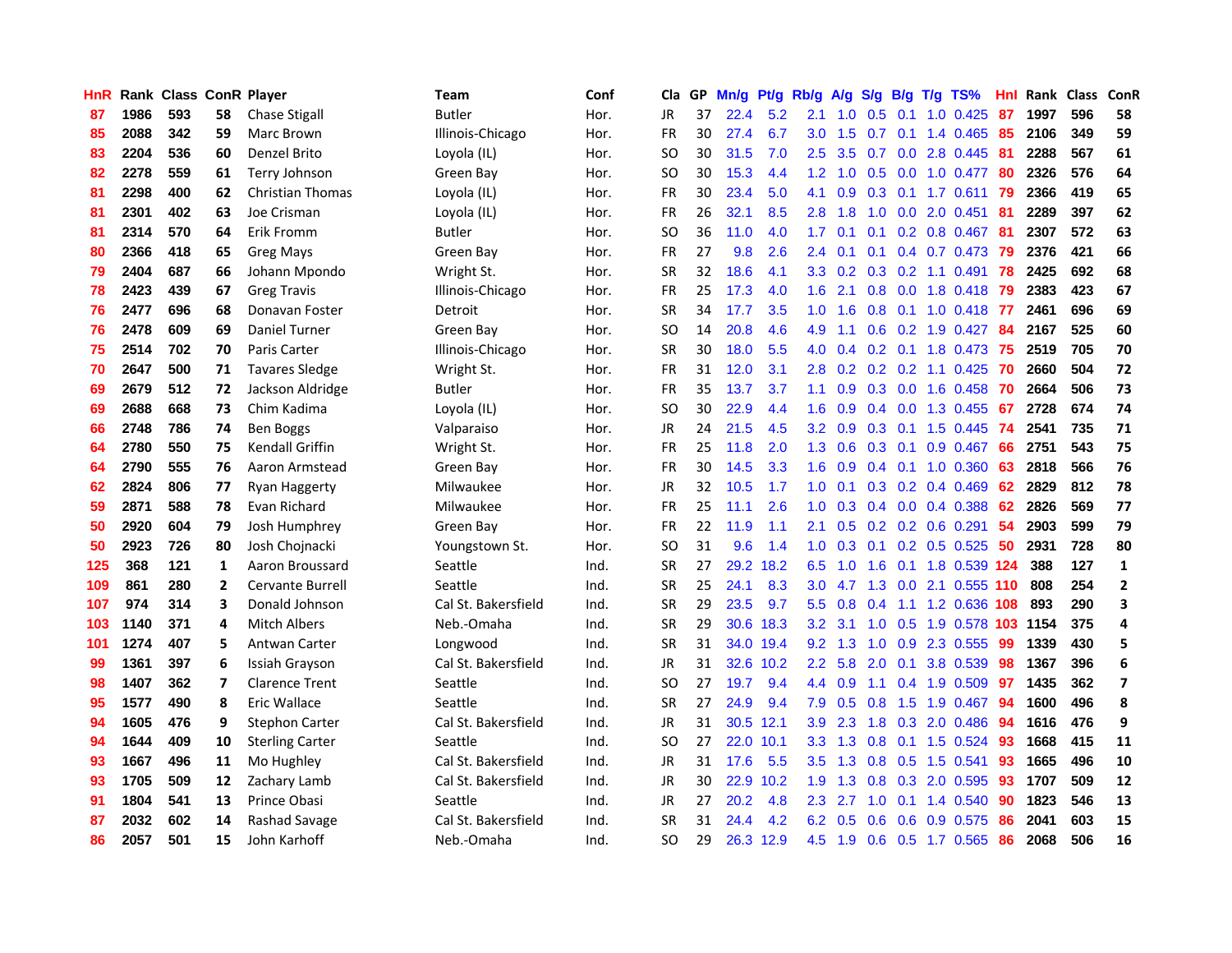| HnR | Rank | Class | ConR | Player | Team | Conf | Cla | GP | Mn/g | Pt/g | Rb/g | A/g | S/g | B/g | T/g | TS% | HnI | Rank | Class | ConR |
|---|---|---|---|---|---|---|---|---|---|---|---|---|---|---|---|---|---|---|---|---|
| 87 | 1986 | 593 | 58 | Chase Stigall | Butler | Hor. | JR | 37 | 22.4 | 5.2 | 2.1 | 1.0 | 0.5 | 0.1 | 1.0 | 0.425 | 87 | 1997 | 596 | 58 |
| 85 | 2088 | 342 | 59 | Marc Brown | Illinois-Chicago | Hor. | FR | 30 | 27.4 | 6.7 | 3.0 | 1.5 | 0.7 | 0.1 | 1.4 | 0.465 | 85 | 2106 | 349 | 59 |
| 83 | 2204 | 536 | 60 | Denzel Brito | Loyola (IL) | Hor. | SO | 30 | 31.5 | 7.0 | 2.5 | 3.5 | 0.7 | 0.0 | 2.8 | 0.445 | 81 | 2288 | 567 | 61 |
| 82 | 2278 | 559 | 61 | Terry Johnson | Green Bay | Hor. | SO | 30 | 15.3 | 4.4 | 1.2 | 1.0 | 0.5 | 0.0 | 1.0 | 0.477 | 80 | 2326 | 576 | 64 |
| 81 | 2298 | 400 | 62 | Christian Thomas | Loyola (IL) | Hor. | FR | 30 | 23.4 | 5.0 | 4.1 | 0.9 | 0.3 | 0.1 | 1.7 | 0.611 | 79 | 2366 | 419 | 65 |
| 81 | 2301 | 402 | 63 | Joe Crisman | Loyola (IL) | Hor. | FR | 26 | 32.1 | 8.5 | 2.8 | 1.8 | 1.0 | 0.0 | 2.0 | 0.451 | 81 | 2289 | 397 | 62 |
| 81 | 2314 | 570 | 64 | Erik Fromm | Butler | Hor. | SO | 36 | 11.0 | 4.0 | 1.7 | 0.1 | 0.1 | 0.2 | 0.8 | 0.467 | 81 | 2307 | 572 | 63 |
| 80 | 2366 | 418 | 65 | Greg Mays | Green Bay | Hor. | FR | 27 | 9.8 | 2.6 | 2.4 | 0.1 | 0.1 | 0.4 | 0.7 | 0.473 | 79 | 2376 | 421 | 66 |
| 79 | 2404 | 687 | 66 | Johann Mpondo | Wright St. | Hor. | SR | 32 | 18.6 | 4.1 | 3.3 | 0.2 | 0.3 | 0.2 | 1.1 | 0.491 | 78 | 2425 | 692 | 68 |
| 78 | 2423 | 439 | 67 | Greg Travis | Illinois-Chicago | Hor. | FR | 25 | 17.3 | 4.0 | 1.6 | 2.1 | 0.8 | 0.0 | 1.8 | 0.418 | 79 | 2383 | 423 | 67 |
| 76 | 2477 | 696 | 68 | Donavan Foster | Detroit | Hor. | SR | 34 | 17.7 | 3.5 | 1.0 | 1.6 | 0.8 | 0.1 | 1.0 | 0.418 | 77 | 2461 | 696 | 69 |
| 76 | 2478 | 609 | 69 | Daniel Turner | Green Bay | Hor. | SO | 14 | 20.8 | 4.6 | 4.9 | 1.1 | 0.6 | 0.2 | 1.9 | 0.427 | 84 | 2167 | 525 | 60 |
| 75 | 2514 | 702 | 70 | Paris Carter | Illinois-Chicago | Hor. | SR | 30 | 18.0 | 5.5 | 4.0 | 0.4 | 0.2 | 0.1 | 1.8 | 0.473 | 75 | 2519 | 705 | 70 |
| 70 | 2647 | 500 | 71 | Tavares Sledge | Wright St. | Hor. | FR | 31 | 12.0 | 3.1 | 2.8 | 0.2 | 0.2 | 0.2 | 1.1 | 0.425 | 70 | 2660 | 504 | 72 |
| 69 | 2679 | 512 | 72 | Jackson Aldridge | Butler | Hor. | FR | 35 | 13.7 | 3.7 | 1.1 | 0.9 | 0.3 | 0.0 | 1.6 | 0.458 | 70 | 2664 | 506 | 73 |
| 69 | 2688 | 668 | 73 | Chim Kadima | Loyola (IL) | Hor. | SO | 30 | 22.9 | 4.4 | 1.6 | 0.9 | 0.4 | 0.0 | 1.3 | 0.455 | 67 | 2728 | 674 | 74 |
| 66 | 2748 | 786 | 74 | Ben Boggs | Valparaiso | Hor. | JR | 24 | 21.5 | 4.5 | 3.2 | 0.9 | 0.3 | 0.1 | 1.5 | 0.445 | 74 | 2541 | 735 | 71 |
| 64 | 2780 | 550 | 75 | Kendall Griffin | Wright St. | Hor. | FR | 25 | 11.8 | 2.0 | 1.3 | 0.6 | 0.3 | 0.1 | 0.9 | 0.467 | 66 | 2751 | 543 | 75 |
| 64 | 2790 | 555 | 76 | Aaron Armstead | Green Bay | Hor. | FR | 30 | 14.5 | 3.3 | 1.6 | 0.9 | 0.4 | 0.1 | 1.0 | 0.360 | 63 | 2818 | 566 | 76 |
| 62 | 2824 | 806 | 77 | Ryan Haggerty | Milwaukee | Hor. | JR | 32 | 10.5 | 1.7 | 1.0 | 0.1 | 0.3 | 0.2 | 0.4 | 0.469 | 62 | 2829 | 812 | 78 |
| 59 | 2871 | 588 | 78 | Evan Richard | Milwaukee | Hor. | FR | 25 | 11.1 | 2.6 | 1.0 | 0.3 | 0.4 | 0.0 | 0.4 | 0.388 | 62 | 2826 | 569 | 77 |
| 50 | 2920 | 604 | 79 | Josh Humphrey | Green Bay | Hor. | FR | 22 | 11.9 | 1.1 | 2.1 | 0.5 | 0.2 | 0.2 | 0.6 | 0.291 | 54 | 2903 | 599 | 79 |
| 50 | 2923 | 726 | 80 | Josh Chojnacki | Youngstown St. | Hor. | SO | 31 | 9.6 | 1.4 | 1.0 | 0.3 | 0.1 | 0.2 | 0.5 | 0.525 | 50 | 2931 | 728 | 80 |
| 125 | 368 | 121 | 1 | Aaron Broussard | Seattle | Ind. | SR | 27 | 29.2 | 18.2 | 6.5 | 1.0 | 1.6 | 0.1 | 1.8 | 0.539 | 124 | 388 | 127 | 1 |
| 109 | 861 | 280 | 2 | Cervante Burrell | Seattle | Ind. | SR | 25 | 24.1 | 8.3 | 3.0 | 4.7 | 1.3 | 0.0 | 2.1 | 0.555 | 110 | 808 | 254 | 2 |
| 107 | 974 | 314 | 3 | Donald Johnson | Cal St. Bakersfield | Ind. | SR | 29 | 23.5 | 9.7 | 5.5 | 0.8 | 0.4 | 1.1 | 1.2 | 0.636 | 108 | 893 | 290 | 3 |
| 103 | 1140 | 371 | 4 | Mitch Albers | Neb.-Omaha | Ind. | SR | 29 | 30.6 | 18.3 | 3.2 | 3.1 | 1.0 | 0.5 | 1.9 | 0.578 | 103 | 1154 | 375 | 4 |
| 101 | 1274 | 407 | 5 | Antwan Carter | Longwood | Ind. | SR | 31 | 34.0 | 19.4 | 9.2 | 1.3 | 1.0 | 0.9 | 2.3 | 0.555 | 99 | 1339 | 430 | 5 |
| 99 | 1361 | 397 | 6 | Issiah Grayson | Cal St. Bakersfield | Ind. | JR | 31 | 32.6 | 10.2 | 2.2 | 5.8 | 2.0 | 0.1 | 3.8 | 0.539 | 98 | 1367 | 396 | 6 |
| 98 | 1407 | 362 | 7 | Clarence Trent | Seattle | Ind. | SO | 27 | 19.7 | 9.4 | 4.4 | 0.9 | 1.1 | 0.4 | 1.9 | 0.509 | 97 | 1435 | 362 | 7 |
| 95 | 1577 | 490 | 8 | Eric Wallace | Seattle | Ind. | SR | 27 | 24.9 | 9.4 | 7.9 | 0.5 | 0.8 | 1.5 | 1.9 | 0.467 | 94 | 1600 | 496 | 8 |
| 94 | 1605 | 476 | 9 | Stephon Carter | Cal St. Bakersfield | Ind. | JR | 31 | 30.5 | 12.1 | 3.9 | 2.3 | 1.8 | 0.3 | 2.0 | 0.486 | 94 | 1616 | 476 | 9 |
| 94 | 1644 | 409 | 10 | Sterling Carter | Seattle | Ind. | SO | 27 | 22.0 | 10.1 | 3.3 | 1.3 | 0.8 | 0.1 | 1.5 | 0.524 | 93 | 1668 | 415 | 11 |
| 93 | 1667 | 496 | 11 | Mo Hughley | Cal St. Bakersfield | Ind. | JR | 31 | 17.6 | 5.5 | 3.5 | 1.3 | 0.8 | 0.5 | 1.5 | 0.541 | 93 | 1665 | 496 | 10 |
| 93 | 1705 | 509 | 12 | Zachary Lamb | Cal St. Bakersfield | Ind. | JR | 30 | 22.9 | 10.2 | 1.9 | 1.3 | 0.8 | 0.3 | 2.0 | 0.595 | 93 | 1707 | 509 | 12 |
| 91 | 1804 | 541 | 13 | Prince Obasi | Seattle | Ind. | JR | 27 | 20.2 | 4.8 | 2.3 | 2.7 | 1.0 | 0.1 | 1.4 | 0.540 | 90 | 1823 | 546 | 13 |
| 87 | 2032 | 602 | 14 | Rashad Savage | Cal St. Bakersfield | Ind. | SR | 31 | 24.4 | 4.2 | 6.2 | 0.5 | 0.6 | 0.6 | 0.9 | 0.575 | 86 | 2041 | 603 | 15 |
| 86 | 2057 | 501 | 15 | John Karhoff | Neb.-Omaha | Ind. | SO | 29 | 26.3 | 12.9 | 4.5 | 1.9 | 0.6 | 0.5 | 1.7 | 0.565 | 86 | 2068 | 506 | 16 |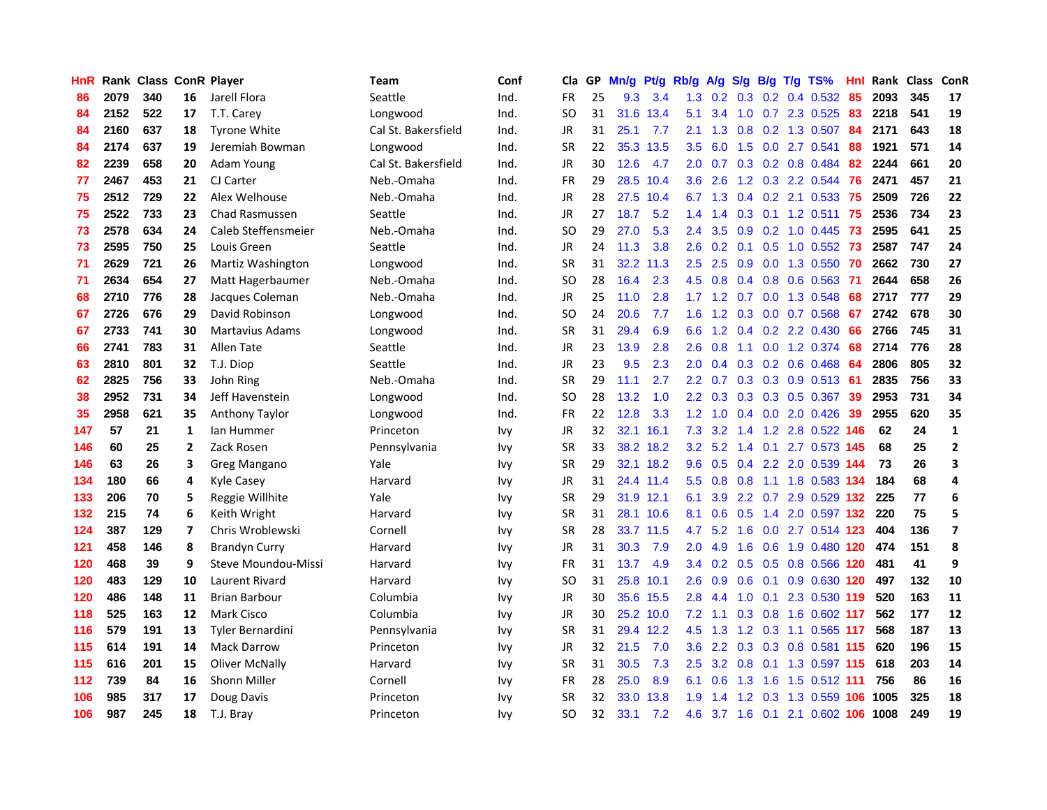| HnR | Rank | Class | ConR | Player | Team | Conf | Cla | GP | Mn/g | Pt/g | Rb/g | A/g | S/g | B/g | T/g | TS% | HnI | Rank | Class | ConR |
|---|---|---|---|---|---|---|---|---|---|---|---|---|---|---|---|---|---|---|---|---|
| 86 | 2079 | 340 | 16 | Jarell Flora | Seattle | Ind. | FR | 25 | 9.3 | 3.4 | 1.3 | 0.2 | 0.3 | 0.2 | 0.4 | 0.532 | 85 | 2093 | 345 | 17 |
| 84 | 2152 | 522 | 17 | T.T. Carey | Longwood | Ind. | SO | 31 | 31.6 | 13.4 | 5.1 | 3.4 | 1.0 | 0.7 | 2.3 | 0.525 | 83 | 2218 | 541 | 19 |
| 84 | 2160 | 637 | 18 | Tyrone White | Cal St. Bakersfield | Ind. | JR | 31 | 25.1 | 7.7 | 2.1 | 1.3 | 0.8 | 0.2 | 1.3 | 0.507 | 84 | 2171 | 643 | 18 |
| 84 | 2174 | 637 | 19 | Jeremiah Bowman | Longwood | Ind. | SR | 22 | 35.3 | 13.5 | 3.5 | 6.0 | 1.5 | 0.0 | 2.7 | 0.541 | 88 | 1921 | 571 | 14 |
| 82 | 2239 | 658 | 20 | Adam Young | Cal St. Bakersfield | Ind. | JR | 30 | 12.6 | 4.7 | 2.0 | 0.7 | 0.3 | 0.2 | 0.8 | 0.484 | 82 | 2244 | 661 | 20 |
| 77 | 2467 | 453 | 21 | CJ Carter | Neb.-Omaha | Ind. | FR | 29 | 28.5 | 10.4 | 3.6 | 2.6 | 1.2 | 0.3 | 2.2 | 0.544 | 76 | 2471 | 457 | 21 |
| 75 | 2512 | 729 | 22 | Alex Welhouse | Neb.-Omaha | Ind. | JR | 28 | 27.5 | 10.4 | 6.7 | 1.3 | 0.4 | 0.2 | 2.1 | 0.533 | 75 | 2509 | 726 | 22 |
| 75 | 2522 | 733 | 23 | Chad Rasmussen | Seattle | Ind. | JR | 27 | 18.7 | 5.2 | 1.4 | 1.4 | 0.3 | 0.1 | 1.2 | 0.511 | 75 | 2536 | 734 | 23 |
| 73 | 2578 | 634 | 24 | Caleb Steffensmeier | Neb.-Omaha | Ind. | SO | 29 | 27.0 | 5.3 | 2.4 | 3.5 | 0.9 | 0.2 | 1.0 | 0.445 | 73 | 2595 | 641 | 25 |
| 73 | 2595 | 750 | 25 | Louis Green | Seattle | Ind. | JR | 24 | 11.3 | 3.8 | 2.6 | 0.2 | 0.1 | 0.5 | 1.0 | 0.552 | 73 | 2587 | 747 | 24 |
| 71 | 2629 | 721 | 26 | Martiz Washington | Longwood | Ind. | SR | 31 | 32.2 | 11.3 | 2.5 | 2.5 | 0.9 | 0.0 | 1.3 | 0.550 | 70 | 2662 | 730 | 27 |
| 71 | 2634 | 654 | 27 | Matt Hagerbaumer | Neb.-Omaha | Ind. | SO | 28 | 16.4 | 2.3 | 4.5 | 0.8 | 0.4 | 0.8 | 0.6 | 0.563 | 71 | 2644 | 658 | 26 |
| 68 | 2710 | 776 | 28 | Jacques Coleman | Neb.-Omaha | Ind. | JR | 25 | 11.0 | 2.8 | 1.7 | 1.2 | 0.7 | 0.0 | 1.3 | 0.548 | 68 | 2717 | 777 | 29 |
| 67 | 2726 | 676 | 29 | David Robinson | Longwood | Ind. | SO | 24 | 20.6 | 7.7 | 1.6 | 1.2 | 0.3 | 0.0 | 0.7 | 0.568 | 67 | 2742 | 678 | 30 |
| 67 | 2733 | 741 | 30 | Martavius Adams | Longwood | Ind. | SR | 31 | 29.4 | 6.9 | 6.6 | 1.2 | 0.4 | 0.2 | 2.2 | 0.430 | 66 | 2766 | 745 | 31 |
| 66 | 2741 | 783 | 31 | Allen Tate | Seattle | Ind. | JR | 23 | 13.9 | 2.8 | 2.6 | 0.8 | 1.1 | 0.0 | 1.2 | 0.374 | 68 | 2714 | 776 | 28 |
| 63 | 2810 | 801 | 32 | T.J. Diop | Seattle | Ind. | JR | 23 | 9.5 | 2.3 | 2.0 | 0.4 | 0.3 | 0.2 | 0.6 | 0.468 | 64 | 2806 | 805 | 32 |
| 62 | 2825 | 756 | 33 | John Ring | Neb.-Omaha | Ind. | SR | 29 | 11.1 | 2.7 | 2.2 | 0.7 | 0.3 | 0.3 | 0.9 | 0.513 | 61 | 2835 | 756 | 33 |
| 38 | 2952 | 731 | 34 | Jeff Havenstein | Longwood | Ind. | SO | 28 | 13.2 | 1.0 | 2.2 | 0.3 | 0.3 | 0.3 | 0.5 | 0.367 | 39 | 2953 | 731 | 34 |
| 35 | 2958 | 621 | 35 | Anthony Taylor | Longwood | Ind. | FR | 22 | 12.8 | 3.3 | 1.2 | 1.0 | 0.4 | 0.0 | 2.0 | 0.426 | 39 | 2955 | 620 | 35 |
| 147 | 57 | 21 | 1 | Ian Hummer | Princeton | Ivy | JR | 32 | 32.1 | 16.1 | 7.3 | 3.2 | 1.4 | 1.2 | 2.8 | 0.522 | 146 | 62 | 24 | 1 |
| 146 | 60 | 25 | 2 | Zack Rosen | Pennsylvania | Ivy | SR | 33 | 38.2 | 18.2 | 3.2 | 5.2 | 1.4 | 0.1 | 2.7 | 0.573 | 145 | 68 | 25 | 2 |
| 146 | 63 | 26 | 3 | Greg Mangano | Yale | Ivy | SR | 29 | 32.1 | 18.2 | 9.6 | 0.5 | 0.4 | 2.2 | 2.0 | 0.539 | 144 | 73 | 26 | 3 |
| 134 | 180 | 66 | 4 | Kyle Casey | Harvard | Ivy | JR | 31 | 24.4 | 11.4 | 5.5 | 0.8 | 0.8 | 1.1 | 1.8 | 0.583 | 134 | 184 | 68 | 4 |
| 133 | 206 | 70 | 5 | Reggie Willhite | Yale | Ivy | SR | 29 | 31.9 | 12.1 | 6.1 | 3.9 | 2.2 | 0.7 | 2.9 | 0.529 | 132 | 225 | 77 | 6 |
| 132 | 215 | 74 | 6 | Keith Wright | Harvard | Ivy | SR | 31 | 28.1 | 10.6 | 8.1 | 0.6 | 0.5 | 1.4 | 2.0 | 0.597 | 132 | 220 | 75 | 5 |
| 124 | 387 | 129 | 7 | Chris Wroblewski | Cornell | Ivy | SR | 28 | 33.7 | 11.5 | 4.7 | 5.2 | 1.6 | 0.0 | 2.7 | 0.514 | 123 | 404 | 136 | 7 |
| 121 | 458 | 146 | 8 | Brandyn Curry | Harvard | Ivy | JR | 31 | 30.3 | 7.9 | 2.0 | 4.9 | 1.6 | 0.6 | 1.9 | 0.480 | 120 | 474 | 151 | 8 |
| 120 | 468 | 39 | 9 | Steve Moundou-Missi | Harvard | Ivy | FR | 31 | 13.7 | 4.9 | 3.4 | 0.2 | 0.5 | 0.5 | 0.8 | 0.566 | 120 | 481 | 41 | 9 |
| 120 | 483 | 129 | 10 | Laurent Rivard | Harvard | Ivy | SO | 31 | 25.8 | 10.1 | 2.6 | 0.9 | 0.6 | 0.1 | 0.9 | 0.630 | 120 | 497 | 132 | 10 |
| 120 | 486 | 148 | 11 | Brian Barbour | Columbia | Ivy | JR | 30 | 35.6 | 15.5 | 2.8 | 4.4 | 1.0 | 0.1 | 2.3 | 0.530 | 119 | 520 | 163 | 11 |
| 118 | 525 | 163 | 12 | Mark Cisco | Columbia | Ivy | JR | 30 | 25.2 | 10.0 | 7.2 | 1.1 | 0.3 | 0.8 | 1.6 | 0.602 | 117 | 562 | 177 | 12 |
| 116 | 579 | 191 | 13 | Tyler Bernardini | Pennsylvania | Ivy | SR | 31 | 29.4 | 12.2 | 4.5 | 1.3 | 1.2 | 0.3 | 1.1 | 0.565 | 117 | 568 | 187 | 13 |
| 115 | 614 | 191 | 14 | Mack Darrow | Princeton | Ivy | JR | 32 | 21.5 | 7.0 | 3.6 | 2.2 | 0.3 | 0.3 | 0.8 | 0.581 | 115 | 620 | 196 | 15 |
| 115 | 616 | 201 | 15 | Oliver McNally | Harvard | Ivy | SR | 31 | 30.5 | 7.3 | 2.5 | 3.2 | 0.8 | 0.1 | 1.3 | 0.597 | 115 | 618 | 203 | 14 |
| 112 | 739 | 84 | 16 | Shonn Miller | Cornell | Ivy | FR | 28 | 25.0 | 8.9 | 6.1 | 0.6 | 1.3 | 1.6 | 1.5 | 0.512 | 111 | 756 | 86 | 16 |
| 106 | 985 | 317 | 17 | Doug Davis | Princeton | Ivy | SR | 32 | 33.0 | 13.8 | 1.9 | 1.4 | 1.2 | 0.3 | 1.3 | 0.559 | 106 | 1005 | 325 | 18 |
| 106 | 987 | 245 | 18 | T.J. Bray | Princeton | Ivy | SO | 32 | 33.1 | 7.2 | 4.6 | 3.7 | 1.6 | 0.1 | 2.1 | 0.602 | 106 | 1008 | 249 | 19 |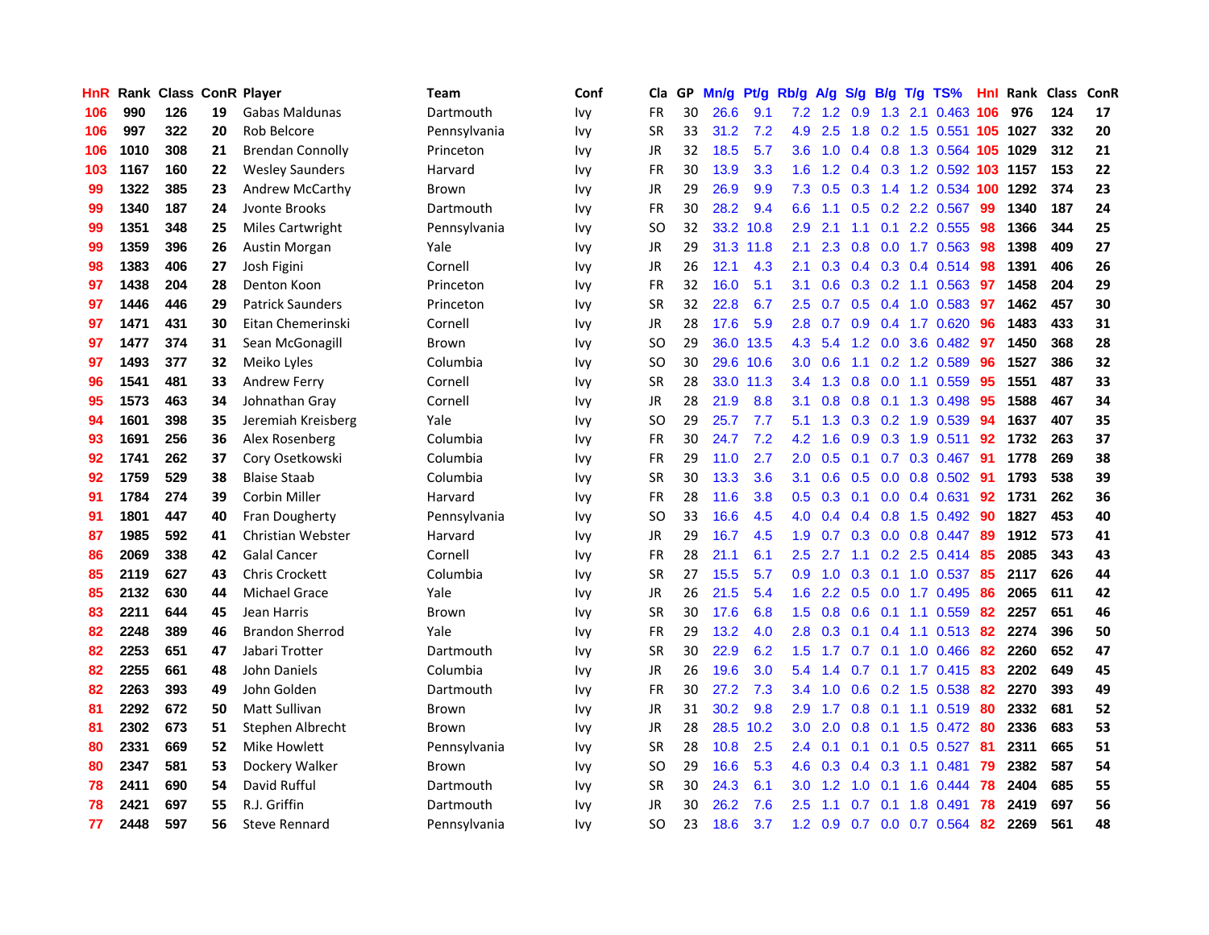| HnR | Rank | Class | ConR | Player | Team | Conf | Cla | GP | Mn/g | Pt/g | Rb/g | A/g | S/g | B/g | T/g | TS% | HnI | Rank | Class | ConR |
|---|---|---|---|---|---|---|---|---|---|---|---|---|---|---|---|---|---|---|---|---|
| 106 | 990 | 126 | 19 | Gabas Maldunas | Dartmouth | Ivy | FR | 30 | 26.6 | 9.1 | 7.2 | 1.2 | 0.9 | 1.3 | 2.1 | 0.463 | 106 | 976 | 124 | 17 |
| 106 | 997 | 322 | 20 | Rob Belcore | Pennsylvania | Ivy | SR | 33 | 31.2 | 7.2 | 4.9 | 2.5 | 1.8 | 0.2 | 1.5 | 0.551 | 105 | 1027 | 332 | 20 |
| 106 | 1010 | 308 | 21 | Brendan Connolly | Princeton | Ivy | JR | 32 | 18.5 | 5.7 | 3.6 | 1.0 | 0.4 | 0.8 | 1.3 | 0.564 | 105 | 1029 | 312 | 21 |
| 103 | 1167 | 160 | 22 | Wesley Saunders | Harvard | Ivy | FR | 30 | 13.9 | 3.3 | 1.6 | 1.2 | 0.4 | 0.3 | 1.2 | 0.592 | 103 | 1157 | 153 | 22 |
| 99 | 1322 | 385 | 23 | Andrew McCarthy | Brown | Ivy | JR | 29 | 26.9 | 9.9 | 7.3 | 0.5 | 0.3 | 1.4 | 1.2 | 0.534 | 100 | 1292 | 374 | 23 |
| 99 | 1340 | 187 | 24 | Jvonte Brooks | Dartmouth | Ivy | FR | 30 | 28.2 | 9.4 | 6.6 | 1.1 | 0.5 | 0.2 | 2.2 | 0.567 | 99 | 1340 | 187 | 24 |
| 99 | 1351 | 348 | 25 | Miles Cartwright | Pennsylvania | Ivy | SO | 32 | 33.2 | 10.8 | 2.9 | 2.1 | 1.1 | 0.1 | 2.2 | 0.555 | 98 | 1366 | 344 | 25 |
| 99 | 1359 | 396 | 26 | Austin Morgan | Yale | Ivy | JR | 29 | 31.3 | 11.8 | 2.1 | 2.3 | 0.8 | 0.0 | 1.7 | 0.563 | 98 | 1398 | 409 | 27 |
| 98 | 1383 | 406 | 27 | Josh Figini | Cornell | Ivy | JR | 26 | 12.1 | 4.3 | 2.1 | 0.3 | 0.4 | 0.3 | 0.4 | 0.514 | 98 | 1391 | 406 | 26 |
| 97 | 1438 | 204 | 28 | Denton Koon | Princeton | Ivy | FR | 32 | 16.0 | 5.1 | 3.1 | 0.6 | 0.3 | 0.2 | 1.1 | 0.563 | 97 | 1458 | 204 | 29 |
| 97 | 1446 | 446 | 29 | Patrick Saunders | Princeton | Ivy | SR | 32 | 22.8 | 6.7 | 2.5 | 0.7 | 0.5 | 0.4 | 1.0 | 0.583 | 97 | 1462 | 457 | 30 |
| 97 | 1471 | 431 | 30 | Eitan Chemerinski | Cornell | Ivy | JR | 28 | 17.6 | 5.9 | 2.8 | 0.7 | 0.9 | 0.4 | 1.7 | 0.620 | 96 | 1483 | 433 | 31 |
| 97 | 1477 | 374 | 31 | Sean McGonagill | Brown | Ivy | SO | 29 | 36.0 | 13.5 | 4.3 | 5.4 | 1.2 | 0.0 | 3.6 | 0.482 | 97 | 1450 | 368 | 28 |
| 97 | 1493 | 377 | 32 | Meiko Lyles | Columbia | Ivy | SO | 30 | 29.6 | 10.6 | 3.0 | 0.6 | 1.1 | 0.2 | 1.2 | 0.589 | 96 | 1527 | 386 | 32 |
| 96 | 1541 | 481 | 33 | Andrew Ferry | Cornell | Ivy | SR | 28 | 33.0 | 11.3 | 3.4 | 1.3 | 0.8 | 0.0 | 1.1 | 0.559 | 95 | 1551 | 487 | 33 |
| 95 | 1573 | 463 | 34 | Johnathan Gray | Cornell | Ivy | JR | 28 | 21.9 | 8.8 | 3.1 | 0.8 | 0.8 | 0.1 | 1.3 | 0.498 | 95 | 1588 | 467 | 34 |
| 94 | 1601 | 398 | 35 | Jeremiah Kreisberg | Yale | Ivy | SO | 29 | 25.7 | 7.7 | 5.1 | 1.3 | 0.3 | 0.2 | 1.9 | 0.539 | 94 | 1637 | 407 | 35 |
| 93 | 1691 | 256 | 36 | Alex Rosenberg | Columbia | Ivy | FR | 30 | 24.7 | 7.2 | 4.2 | 1.6 | 0.9 | 0.3 | 1.9 | 0.511 | 92 | 1732 | 263 | 37 |
| 92 | 1741 | 262 | 37 | Cory Osetkowski | Columbia | Ivy | FR | 29 | 11.0 | 2.7 | 2.0 | 0.5 | 0.1 | 0.7 | 0.3 | 0.467 | 91 | 1778 | 269 | 38 |
| 92 | 1759 | 529 | 38 | Blaise Staab | Columbia | Ivy | SR | 30 | 13.3 | 3.6 | 3.1 | 0.6 | 0.5 | 0.0 | 0.8 | 0.502 | 91 | 1793 | 538 | 39 |
| 91 | 1784 | 274 | 39 | Corbin Miller | Harvard | Ivy | FR | 28 | 11.6 | 3.8 | 0.5 | 0.3 | 0.1 | 0.0 | 0.4 | 0.631 | 92 | 1731 | 262 | 36 |
| 91 | 1801 | 447 | 40 | Fran Dougherty | Pennsylvania | Ivy | SO | 33 | 16.6 | 4.5 | 4.0 | 0.4 | 0.4 | 0.8 | 1.5 | 0.492 | 90 | 1827 | 453 | 40 |
| 87 | 1985 | 592 | 41 | Christian Webster | Harvard | Ivy | JR | 29 | 16.7 | 4.5 | 1.9 | 0.7 | 0.3 | 0.0 | 0.8 | 0.447 | 89 | 1912 | 573 | 41 |
| 86 | 2069 | 338 | 42 | Galal Cancer | Cornell | Ivy | FR | 28 | 21.1 | 6.1 | 2.5 | 2.7 | 1.1 | 0.2 | 2.5 | 0.414 | 85 | 2085 | 343 | 43 |
| 85 | 2119 | 627 | 43 | Chris Crockett | Columbia | Ivy | SR | 27 | 15.5 | 5.7 | 0.9 | 1.0 | 0.3 | 0.1 | 1.0 | 0.537 | 85 | 2117 | 626 | 44 |
| 85 | 2132 | 630 | 44 | Michael Grace | Yale | Ivy | JR | 26 | 21.5 | 5.4 | 1.6 | 2.2 | 0.5 | 0.0 | 1.7 | 0.495 | 86 | 2065 | 611 | 42 |
| 83 | 2211 | 644 | 45 | Jean Harris | Brown | Ivy | SR | 30 | 17.6 | 6.8 | 1.5 | 0.8 | 0.6 | 0.1 | 1.1 | 0.559 | 82 | 2257 | 651 | 46 |
| 82 | 2248 | 389 | 46 | Brandon Sherrod | Yale | Ivy | FR | 29 | 13.2 | 4.0 | 2.8 | 0.3 | 0.1 | 0.4 | 1.1 | 0.513 | 82 | 2274 | 396 | 50 |
| 82 | 2253 | 651 | 47 | Jabari Trotter | Dartmouth | Ivy | SR | 30 | 22.9 | 6.2 | 1.5 | 1.7 | 0.7 | 0.1 | 1.0 | 0.466 | 82 | 2260 | 652 | 47 |
| 82 | 2255 | 661 | 48 | John Daniels | Columbia | Ivy | JR | 26 | 19.6 | 3.0 | 5.4 | 1.4 | 0.7 | 0.1 | 1.7 | 0.415 | 83 | 2202 | 649 | 45 |
| 82 | 2263 | 393 | 49 | John Golden | Dartmouth | Ivy | FR | 30 | 27.2 | 7.3 | 3.4 | 1.0 | 0.6 | 0.2 | 1.5 | 0.538 | 82 | 2270 | 393 | 49 |
| 81 | 2292 | 672 | 50 | Matt Sullivan | Brown | Ivy | JR | 31 | 30.2 | 9.8 | 2.9 | 1.7 | 0.8 | 0.1 | 1.1 | 0.519 | 80 | 2332 | 681 | 52 |
| 81 | 2302 | 673 | 51 | Stephen Albrecht | Brown | Ivy | JR | 28 | 28.5 | 10.2 | 3.0 | 2.0 | 0.8 | 0.1 | 1.5 | 0.472 | 80 | 2336 | 683 | 53 |
| 80 | 2331 | 669 | 52 | Mike Howlett | Pennsylvania | Ivy | SR | 28 | 10.8 | 2.5 | 2.4 | 0.1 | 0.1 | 0.1 | 0.5 | 0.527 | 81 | 2311 | 665 | 51 |
| 80 | 2347 | 581 | 53 | Dockery Walker | Brown | Ivy | SO | 29 | 16.6 | 5.3 | 4.6 | 0.3 | 0.4 | 0.3 | 1.1 | 0.481 | 79 | 2382 | 587 | 54 |
| 78 | 2411 | 690 | 54 | David Rufful | Dartmouth | Ivy | SR | 30 | 24.3 | 6.1 | 3.0 | 1.2 | 1.0 | 0.1 | 1.6 | 0.444 | 78 | 2404 | 685 | 55 |
| 78 | 2421 | 697 | 55 | R.J. Griffin | Dartmouth | Ivy | JR | 30 | 26.2 | 7.6 | 2.5 | 1.1 | 0.7 | 0.1 | 1.8 | 0.491 | 78 | 2419 | 697 | 56 |
| 77 | 2448 | 597 | 56 | Steve Rennard | Pennsylvania | Ivy | SO | 23 | 18.6 | 3.7 | 1.2 | 0.9 | 0.7 | 0.0 | 0.7 | 0.564 | 82 | 2269 | 561 | 48 |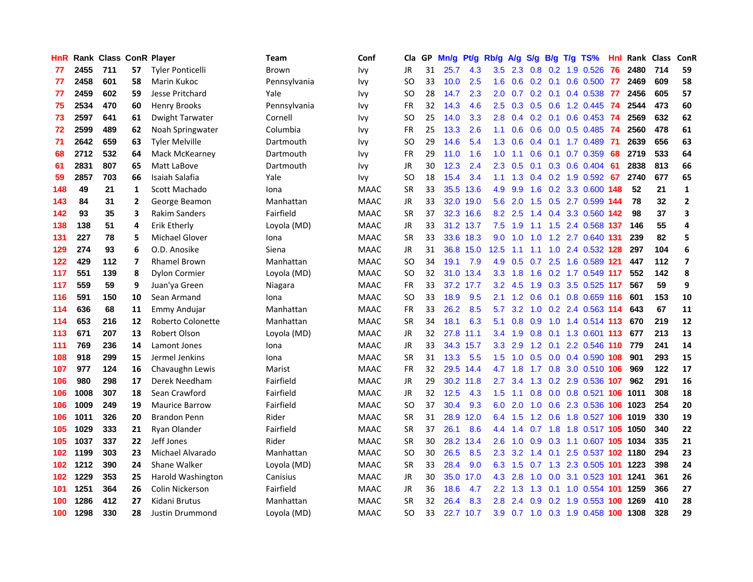| HnR | Rank | Class | ConR | Player | Team | Conf | Cla | GP | Mn/g | Pt/g | Rb/g | A/g | S/g | B/g | T/g | TS% | HnI | Rank | Class | ConR |
|---|---|---|---|---|---|---|---|---|---|---|---|---|---|---|---|---|---|---|---|---|
| 77 | 2455 | 711 | 57 | Tyler Ponticelli | Brown | Ivy | JR | 31 | 25.7 | 4.3 | 3.5 | 2.3 | 0.8 | 0.2 | 1.9 | 0.526 | 76 | 2480 | 714 | 59 |
| 77 | 2458 | 601 | 58 | Marin Kukoc | Pennsylvania | Ivy | SO | 33 | 10.0 | 2.5 | 1.6 | 0.6 | 0.2 | 0.1 | 0.6 | 0.500 | 77 | 2469 | 609 | 58 |
| 77 | 2459 | 602 | 59 | Jesse Pritchard | Yale | Ivy | SO | 28 | 14.7 | 2.3 | 2.0 | 0.7 | 0.2 | 0.1 | 0.4 | 0.538 | 77 | 2456 | 605 | 57 |
| 75 | 2534 | 470 | 60 | Henry Brooks | Pennsylvania | Ivy | FR | 32 | 14.3 | 4.6 | 2.5 | 0.3 | 0.5 | 0.6 | 1.2 | 0.445 | 74 | 2544 | 473 | 60 |
| 73 | 2597 | 641 | 61 | Dwight Tarwater | Cornell | Ivy | SO | 25 | 14.0 | 3.3 | 2.8 | 0.4 | 0.2 | 0.1 | 0.6 | 0.453 | 74 | 2569 | 632 | 62 |
| 72 | 2599 | 489 | 62 | Noah Springwater | Columbia | Ivy | FR | 25 | 13.3 | 2.6 | 1.1 | 0.6 | 0.6 | 0.0 | 0.5 | 0.485 | 74 | 2560 | 478 | 61 |
| 71 | 2642 | 659 | 63 | Tyler Melville | Dartmouth | Ivy | SO | 29 | 14.6 | 5.4 | 1.3 | 0.6 | 0.4 | 0.1 | 1.7 | 0.489 | 71 | 2639 | 656 | 63 |
| 68 | 2712 | 532 | 64 | Mack McKearney | Dartmouth | Ivy | FR | 29 | 11.0 | 1.6 | 1.0 | 1.1 | 0.6 | 0.1 | 0.7 | 0.359 | 68 | 2719 | 533 | 64 |
| 61 | 2831 | 807 | 65 | Matt LaBove | Dartmouth | Ivy | JR | 30 | 12.3 | 2.4 | 2.3 | 0.5 | 0.1 | 0.3 | 0.6 | 0.404 | 61 | 2838 | 813 | 66 |
| 59 | 2857 | 703 | 66 | Isaiah Salafia | Yale | Ivy | SO | 18 | 15.4 | 3.4 | 1.1 | 1.3 | 0.4 | 0.2 | 1.9 | 0.592 | 67 | 2740 | 677 | 65 |
| 148 | 49 | 21 | 1 | Scott Machado | Iona | MAAC | SR | 33 | 35.5 | 13.6 | 4.9 | 9.9 | 1.6 | 0.2 | 3.3 | 0.600 | 148 | 52 | 21 | 1 |
| 143 | 84 | 31 | 2 | George Beamon | Manhattan | MAAC | JR | 33 | 32.0 | 19.0 | 5.6 | 2.0 | 1.5 | 0.5 | 2.7 | 0.599 | 144 | 78 | 32 | 2 |
| 142 | 93 | 35 | 3 | Rakim Sanders | Fairfield | MAAC | SR | 37 | 32.3 | 16.6 | 8.2 | 2.5 | 1.4 | 0.4 | 3.3 | 0.560 | 142 | 98 | 37 | 3 |
| 138 | 138 | 51 | 4 | Erik Etherly | Loyola (MD) | MAAC | JR | 33 | 31.2 | 13.7 | 7.5 | 1.9 | 1.1 | 1.5 | 2.4 | 0.568 | 137 | 146 | 55 | 4 |
| 131 | 227 | 78 | 5 | Michael Glover | Iona | MAAC | SR | 33 | 33.6 | 18.3 | 9.0 | 1.0 | 1.0 | 1.2 | 2.7 | 0.640 | 131 | 239 | 82 | 5 |
| 129 | 274 | 93 | 6 | O.D. Anosike | Siena | MAAC | JR | 31 | 36.8 | 15.0 | 12.5 | 1.1 | 1.1 | 1.0 | 2.4 | 0.532 | 128 | 297 | 104 | 6 |
| 122 | 429 | 112 | 7 | Rhamel Brown | Manhattan | MAAC | SO | 34 | 19.1 | 7.9 | 4.9 | 0.5 | 0.7 | 2.5 | 1.6 | 0.589 | 121 | 447 | 112 | 7 |
| 117 | 551 | 139 | 8 | Dylon Cormier | Loyola (MD) | MAAC | SO | 32 | 31.0 | 13.4 | 3.3 | 1.8 | 1.6 | 0.2 | 1.7 | 0.549 | 117 | 552 | 142 | 8 |
| 117 | 559 | 59 | 9 | Juan'ya Green | Niagara | MAAC | FR | 33 | 37.2 | 17.7 | 3.2 | 4.5 | 1.9 | 0.3 | 3.5 | 0.525 | 117 | 567 | 59 | 9 |
| 116 | 591 | 150 | 10 | Sean Armand | Iona | MAAC | SO | 33 | 18.9 | 9.5 | 2.1 | 1.2 | 0.6 | 0.1 | 0.8 | 0.659 | 116 | 601 | 153 | 10 |
| 114 | 636 | 68 | 11 | Emmy Andujar | Manhattan | MAAC | FR | 33 | 26.2 | 8.5 | 5.7 | 3.2 | 1.0 | 0.2 | 2.4 | 0.563 | 114 | 643 | 67 | 11 |
| 114 | 653 | 216 | 12 | Roberto Colonette | Manhattan | MAAC | SR | 34 | 18.1 | 6.3 | 5.1 | 0.8 | 0.9 | 1.0 | 1.4 | 0.514 | 113 | 670 | 219 | 12 |
| 113 | 671 | 207 | 13 | Robert Olson | Loyola (MD) | MAAC | JR | 32 | 27.8 | 11.1 | 3.4 | 1.9 | 0.8 | 0.1 | 1.3 | 0.601 | 113 | 677 | 213 | 13 |
| 111 | 769 | 236 | 14 | Lamont Jones | Iona | MAAC | JR | 33 | 34.3 | 15.7 | 3.3 | 2.9 | 1.2 | 0.1 | 2.2 | 0.546 | 110 | 779 | 241 | 14 |
| 108 | 918 | 299 | 15 | Jermel Jenkins | Iona | MAAC | SR | 31 | 13.3 | 5.5 | 1.5 | 1.0 | 0.5 | 0.0 | 0.4 | 0.590 | 108 | 901 | 293 | 15 |
| 107 | 977 | 124 | 16 | Chavaughn Lewis | Marist | MAAC | FR | 32 | 29.5 | 14.4 | 4.7 | 1.8 | 1.7 | 0.8 | 3.0 | 0.510 | 106 | 969 | 122 | 17 |
| 106 | 980 | 298 | 17 | Derek Needham | Fairfield | MAAC | JR | 29 | 30.2 | 11.8 | 2.7 | 3.4 | 1.3 | 0.2 | 2.9 | 0.536 | 107 | 962 | 291 | 16 |
| 106 | 1008 | 307 | 18 | Sean Crawford | Fairfield | MAAC | JR | 32 | 12.5 | 4.3 | 1.5 | 1.1 | 0.8 | 0.0 | 0.8 | 0.521 | 106 | 1011 | 308 | 18 |
| 106 | 1009 | 249 | 19 | Maurice Barrow | Fairfield | MAAC | SO | 37 | 30.4 | 9.3 | 6.0 | 2.0 | 1.0 | 0.6 | 2.3 | 0.536 | 106 | 1023 | 254 | 20 |
| 106 | 1011 | 326 | 20 | Brandon Penn | Rider | MAAC | SR | 31 | 28.9 | 12.0 | 6.4 | 1.5 | 1.2 | 0.6 | 1.8 | 0.527 | 106 | 1019 | 330 | 19 |
| 105 | 1029 | 333 | 21 | Ryan Olander | Fairfield | MAAC | SR | 37 | 26.1 | 8.6 | 4.4 | 1.4 | 0.7 | 1.8 | 1.8 | 0.517 | 105 | 1050 | 340 | 22 |
| 105 | 1037 | 337 | 22 | Jeff Jones | Rider | MAAC | SR | 30 | 28.2 | 13.4 | 2.6 | 1.0 | 0.9 | 0.3 | 1.1 | 0.607 | 105 | 1034 | 335 | 21 |
| 102 | 1199 | 303 | 23 | Michael Alvarado | Manhattan | MAAC | SO | 30 | 26.5 | 8.5 | 2.3 | 3.2 | 1.4 | 0.1 | 2.5 | 0.537 | 102 | 1180 | 294 | 23 |
| 102 | 1212 | 390 | 24 | Shane Walker | Loyola (MD) | MAAC | SR | 33 | 28.4 | 9.0 | 6.3 | 1.5 | 0.7 | 1.3 | 2.3 | 0.505 | 101 | 1223 | 398 | 24 |
| 102 | 1229 | 353 | 25 | Harold Washington | Canisius | MAAC | JR | 30 | 35.0 | 17.0 | 4.3 | 2.8 | 1.0 | 0.0 | 3.1 | 0.523 | 101 | 1241 | 361 | 26 |
| 101 | 1251 | 364 | 26 | Colin Nickerson | Fairfield | MAAC | JR | 36 | 18.6 | 4.7 | 2.2 | 1.3 | 1.3 | 0.1 | 1.0 | 0.554 | 101 | 1259 | 366 | 27 |
| 100 | 1286 | 412 | 27 | Kidani Brutus | Manhattan | MAAC | SR | 32 | 26.4 | 8.3 | 2.8 | 2.4 | 0.9 | 0.2 | 1.9 | 0.553 | 100 | 1269 | 410 | 28 |
| 100 | 1298 | 330 | 28 | Justin Drummond | Loyola (MD) | MAAC | SO | 33 | 22.7 | 10.7 | 3.9 | 0.7 | 1.0 | 0.3 | 1.9 | 0.458 | 100 | 1308 | 328 | 29 |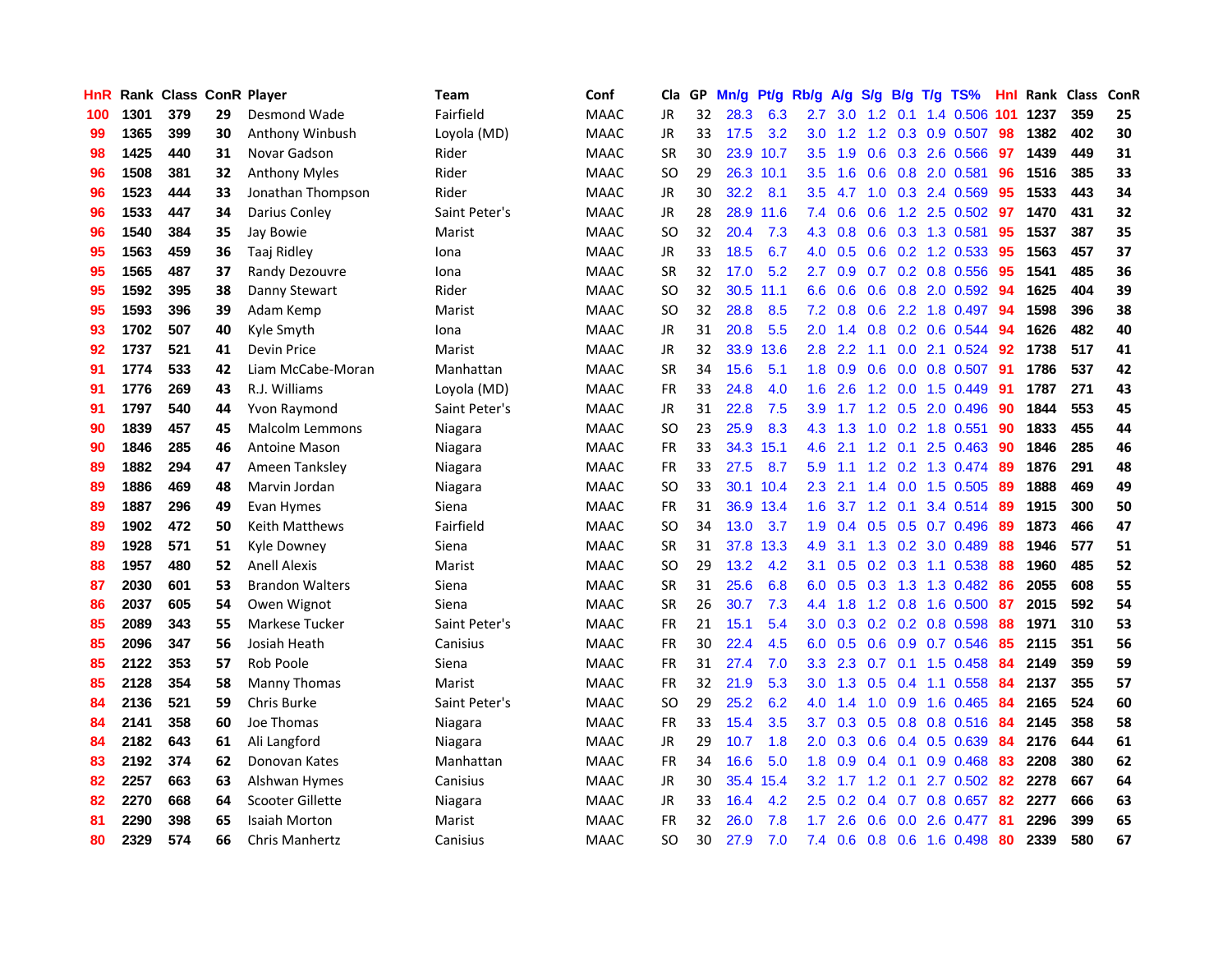| HnR | Rank | Class | ConR | Player | Team | Conf | Cla | GP | Mn/g | Pt/g | Rb/g | A/g | S/g | B/g | T/g | TS% | HnI | Rank | Class | ConR |
|---|---|---|---|---|---|---|---|---|---|---|---|---|---|---|---|---|---|---|---|---|
| 100 | 1301 | 379 | 29 | Desmond Wade | Fairfield | MAAC | JR | 32 | 28.3 | 6.3 | 2.7 | 3.0 | 1.2 | 0.1 | 1.4 | 0.506 | 101 | 1237 | 359 | 25 |
| 99 | 1365 | 399 | 30 | Anthony Winbush | Loyola (MD) | MAAC | JR | 33 | 17.5 | 3.2 | 3.0 | 1.2 | 1.2 | 0.3 | 0.9 | 0.507 | 98 | 1382 | 402 | 30 |
| 98 | 1425 | 440 | 31 | Novar Gadson | Rider | MAAC | SR | 30 | 23.9 | 10.7 | 3.5 | 1.9 | 0.6 | 0.3 | 2.6 | 0.566 | 97 | 1439 | 449 | 31 |
| 96 | 1508 | 381 | 32 | Anthony Myles | Rider | MAAC | SO | 29 | 26.3 | 10.1 | 3.5 | 1.6 | 0.6 | 0.8 | 2.0 | 0.581 | 96 | 1516 | 385 | 33 |
| 96 | 1523 | 444 | 33 | Jonathan Thompson | Rider | MAAC | JR | 30 | 32.2 | 8.1 | 3.5 | 4.7 | 1.0 | 0.3 | 2.4 | 0.569 | 95 | 1533 | 443 | 34 |
| 96 | 1533 | 447 | 34 | Darius Conley | Saint Peter's | MAAC | JR | 28 | 28.9 | 11.6 | 7.4 | 0.6 | 0.6 | 1.2 | 2.5 | 0.502 | 97 | 1470 | 431 | 32 |
| 96 | 1540 | 384 | 35 | Jay Bowie | Marist | MAAC | SO | 32 | 20.4 | 7.3 | 4.3 | 0.8 | 0.6 | 0.3 | 1.3 | 0.581 | 95 | 1537 | 387 | 35 |
| 95 | 1563 | 459 | 36 | Taaj Ridley | Iona | MAAC | JR | 33 | 18.5 | 6.7 | 4.0 | 0.5 | 0.6 | 0.2 | 1.2 | 0.533 | 95 | 1563 | 457 | 37 |
| 95 | 1565 | 487 | 37 | Randy Dezouvre | Iona | MAAC | SR | 32 | 17.0 | 5.2 | 2.7 | 0.9 | 0.7 | 0.2 | 0.8 | 0.556 | 95 | 1541 | 485 | 36 |
| 95 | 1592 | 395 | 38 | Danny Stewart | Rider | MAAC | SO | 32 | 30.5 | 11.1 | 6.6 | 0.6 | 0.6 | 0.8 | 2.0 | 0.592 | 94 | 1625 | 404 | 39 |
| 95 | 1593 | 396 | 39 | Adam Kemp | Marist | MAAC | SO | 32 | 28.8 | 8.5 | 7.2 | 0.8 | 0.6 | 2.2 | 1.8 | 0.497 | 94 | 1598 | 396 | 38 |
| 93 | 1702 | 507 | 40 | Kyle Smyth | Iona | MAAC | JR | 31 | 20.8 | 5.5 | 2.0 | 1.4 | 0.8 | 0.2 | 0.6 | 0.544 | 94 | 1626 | 482 | 40 |
| 92 | 1737 | 521 | 41 | Devin Price | Marist | MAAC | JR | 32 | 33.9 | 13.6 | 2.8 | 2.2 | 1.1 | 0.0 | 2.1 | 0.524 | 92 | 1738 | 517 | 41 |
| 91 | 1774 | 533 | 42 | Liam McCabe-Moran | Manhattan | MAAC | SR | 34 | 15.6 | 5.1 | 1.8 | 0.9 | 0.6 | 0.0 | 0.8 | 0.507 | 91 | 1786 | 537 | 42 |
| 91 | 1776 | 269 | 43 | R.J. Williams | Loyola (MD) | MAAC | FR | 33 | 24.8 | 4.0 | 1.6 | 2.6 | 1.2 | 0.0 | 1.5 | 0.449 | 91 | 1787 | 271 | 43 |
| 91 | 1797 | 540 | 44 | Yvon Raymond | Saint Peter's | MAAC | JR | 31 | 22.8 | 7.5 | 3.9 | 1.7 | 1.2 | 0.5 | 2.0 | 0.496 | 90 | 1844 | 553 | 45 |
| 90 | 1839 | 457 | 45 | Malcolm Lemmons | Niagara | MAAC | SO | 23 | 25.9 | 8.3 | 4.3 | 1.3 | 1.0 | 0.2 | 1.8 | 0.551 | 90 | 1833 | 455 | 44 |
| 90 | 1846 | 285 | 46 | Antoine Mason | Niagara | MAAC | FR | 33 | 34.3 | 15.1 | 4.6 | 2.1 | 1.2 | 0.1 | 2.5 | 0.463 | 90 | 1846 | 285 | 46 |
| 89 | 1882 | 294 | 47 | Ameen Tanksley | Niagara | MAAC | FR | 33 | 27.5 | 8.7 | 5.9 | 1.1 | 1.2 | 0.2 | 1.3 | 0.474 | 89 | 1876 | 291 | 48 |
| 89 | 1886 | 469 | 48 | Marvin Jordan | Niagara | MAAC | SO | 33 | 30.1 | 10.4 | 2.3 | 2.1 | 1.4 | 0.0 | 1.5 | 0.505 | 89 | 1888 | 469 | 49 |
| 89 | 1887 | 296 | 49 | Evan Hymes | Siena | MAAC | FR | 31 | 36.9 | 13.4 | 1.6 | 3.7 | 1.2 | 0.1 | 3.4 | 0.514 | 89 | 1915 | 300 | 50 |
| 89 | 1902 | 472 | 50 | Keith Matthews | Fairfield | MAAC | SO | 34 | 13.0 | 3.7 | 1.9 | 0.4 | 0.5 | 0.5 | 0.7 | 0.496 | 89 | 1873 | 466 | 47 |
| 89 | 1928 | 571 | 51 | Kyle Downey | Siena | MAAC | SR | 31 | 37.8 | 13.3 | 4.9 | 3.1 | 1.3 | 0.2 | 3.0 | 0.489 | 88 | 1946 | 577 | 51 |
| 88 | 1957 | 480 | 52 | Anell Alexis | Marist | MAAC | SO | 29 | 13.2 | 4.2 | 3.1 | 0.5 | 0.2 | 0.3 | 1.1 | 0.538 | 88 | 1960 | 485 | 52 |
| 87 | 2030 | 601 | 53 | Brandon Walters | Siena | MAAC | SR | 31 | 25.6 | 6.8 | 6.0 | 0.5 | 0.3 | 1.3 | 1.3 | 0.482 | 86 | 2055 | 608 | 55 |
| 86 | 2037 | 605 | 54 | Owen Wignot | Siena | MAAC | SR | 26 | 30.7 | 7.3 | 4.4 | 1.8 | 1.2 | 0.8 | 1.6 | 0.500 | 87 | 2015 | 592 | 54 |
| 85 | 2089 | 343 | 55 | Markese Tucker | Saint Peter's | MAAC | FR | 21 | 15.1 | 5.4 | 3.0 | 0.3 | 0.2 | 0.2 | 0.8 | 0.598 | 88 | 1971 | 310 | 53 |
| 85 | 2096 | 347 | 56 | Josiah Heath | Canisius | MAAC | FR | 30 | 22.4 | 4.5 | 6.0 | 0.5 | 0.6 | 0.9 | 0.7 | 0.546 | 85 | 2115 | 351 | 56 |
| 85 | 2122 | 353 | 57 | Rob Poole | Siena | MAAC | FR | 31 | 27.4 | 7.0 | 3.3 | 2.3 | 0.7 | 0.1 | 1.5 | 0.458 | 84 | 2149 | 359 | 59 |
| 85 | 2128 | 354 | 58 | Manny Thomas | Marist | MAAC | FR | 32 | 21.9 | 5.3 | 3.0 | 1.3 | 0.5 | 0.4 | 1.1 | 0.558 | 84 | 2137 | 355 | 57 |
| 84 | 2136 | 521 | 59 | Chris Burke | Saint Peter's | MAAC | SO | 29 | 25.2 | 6.2 | 4.0 | 1.4 | 1.0 | 0.9 | 1.6 | 0.465 | 84 | 2165 | 524 | 60 |
| 84 | 2141 | 358 | 60 | Joe Thomas | Niagara | MAAC | FR | 33 | 15.4 | 3.5 | 3.7 | 0.3 | 0.5 | 0.8 | 0.8 | 0.516 | 84 | 2145 | 358 | 58 |
| 84 | 2182 | 643 | 61 | Ali Langford | Niagara | MAAC | JR | 29 | 10.7 | 1.8 | 2.0 | 0.3 | 0.6 | 0.4 | 0.5 | 0.639 | 84 | 2176 | 644 | 61 |
| 83 | 2192 | 374 | 62 | Donovan Kates | Manhattan | MAAC | FR | 34 | 16.6 | 5.0 | 1.8 | 0.9 | 0.4 | 0.1 | 0.9 | 0.468 | 83 | 2208 | 380 | 62 |
| 82 | 2257 | 663 | 63 | Alshwan Hymes | Canisius | MAAC | JR | 30 | 35.4 | 15.4 | 3.2 | 1.7 | 1.2 | 0.1 | 2.7 | 0.502 | 82 | 2278 | 667 | 64 |
| 82 | 2270 | 668 | 64 | Scooter Gillette | Niagara | MAAC | JR | 33 | 16.4 | 4.2 | 2.5 | 0.2 | 0.4 | 0.7 | 0.8 | 0.657 | 82 | 2277 | 666 | 63 |
| 81 | 2290 | 398 | 65 | Isaiah Morton | Marist | MAAC | FR | 32 | 26.0 | 7.8 | 1.7 | 2.6 | 0.6 | 0.0 | 2.6 | 0.477 | 81 | 2296 | 399 | 65 |
| 80 | 2329 | 574 | 66 | Chris Manhertz | Canisius | MAAC | SO | 30 | 27.9 | 7.0 | 7.4 | 0.6 | 0.8 | 0.6 | 1.6 | 0.498 | 80 | 2339 | 580 | 67 |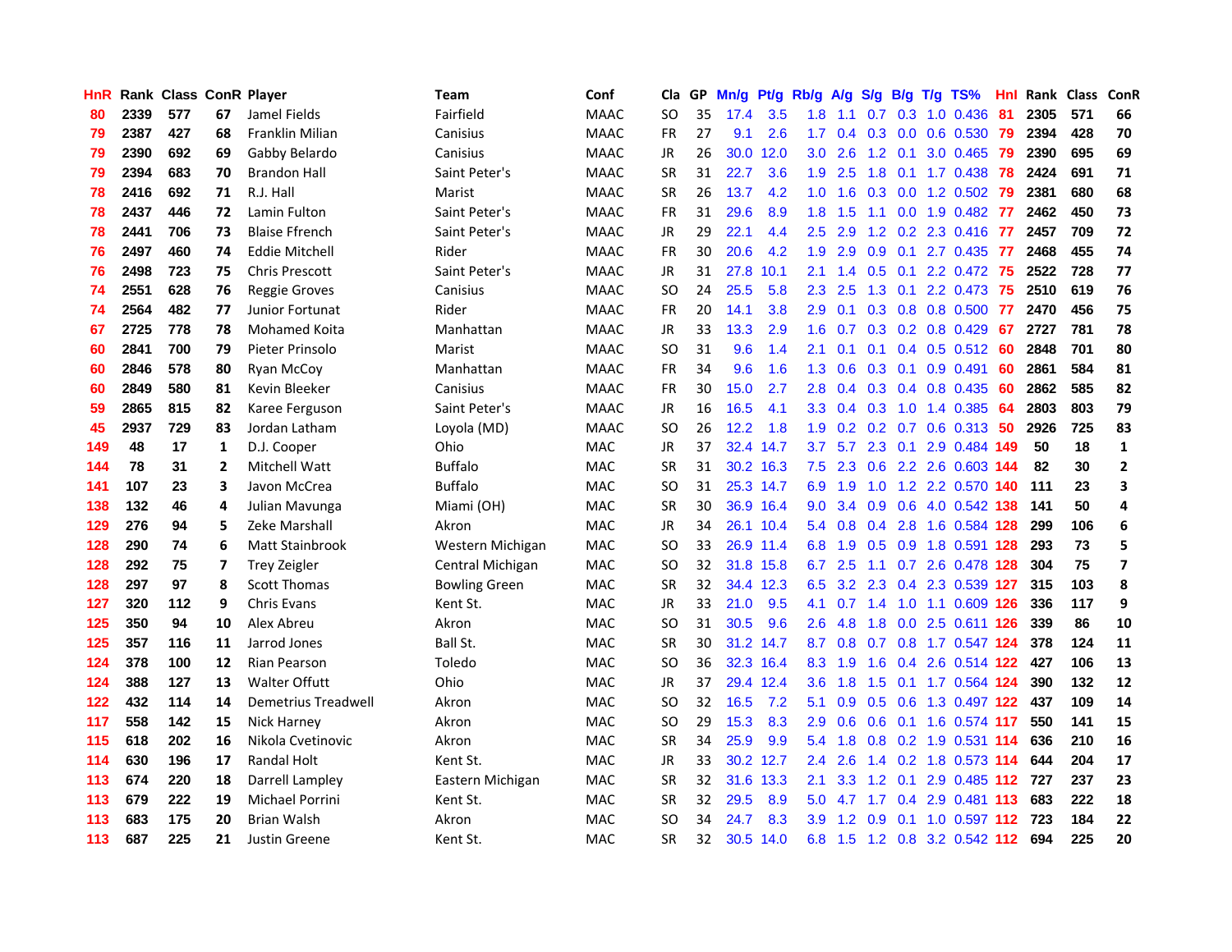| HnR | Rank | Class | ConR | Player | Team | Conf | Cla | GP | Mn/g | Pt/g | Rb/g | A/g | S/g | B/g | T/g | TS% | Hnl | Rank | Class | ConR |
|---|---|---|---|---|---|---|---|---|---|---|---|---|---|---|---|---|---|---|---|---|
| 80 | 2339 | 577 | 67 | Jamel Fields | Fairfield | MAAC | SO | 35 | 17.4 | 3.5 | 1.8 | 1.1 | 0.7 | 0.3 | 1.0 | 0.436 | 81 | 2305 | 571 | 66 |
| 79 | 2387 | 427 | 68 | Franklin Milian | Canisius | MAAC | FR | 27 | 9.1 | 2.6 | 1.7 | 0.4 | 0.3 | 0.0 | 0.6 | 0.530 | 79 | 2394 | 428 | 70 |
| 79 | 2390 | 692 | 69 | Gabby Belardo | Canisius | MAAC | JR | 26 | 30.0 | 12.0 | 3.0 | 2.6 | 1.2 | 0.1 | 3.0 | 0.465 | 79 | 2390 | 695 | 69 |
| 79 | 2394 | 683 | 70 | Brandon Hall | Saint Peter's | MAAC | SR | 31 | 22.7 | 3.6 | 1.9 | 2.5 | 1.8 | 0.1 | 1.7 | 0.438 | 78 | 2424 | 691 | 71 |
| 78 | 2416 | 692 | 71 | R.J. Hall | Marist | MAAC | SR | 26 | 13.7 | 4.2 | 1.0 | 1.6 | 0.3 | 0.0 | 1.2 | 0.502 | 79 | 2381 | 680 | 68 |
| 78 | 2437 | 446 | 72 | Lamin Fulton | Saint Peter's | MAAC | FR | 31 | 29.6 | 8.9 | 1.8 | 1.5 | 1.1 | 0.0 | 1.9 | 0.482 | 77 | 2462 | 450 | 73 |
| 78 | 2441 | 706 | 73 | Blaise Ffrench | Saint Peter's | MAAC | JR | 29 | 22.1 | 4.4 | 2.5 | 2.9 | 1.2 | 0.2 | 2.3 | 0.416 | 77 | 2457 | 709 | 72 |
| 76 | 2497 | 460 | 74 | Eddie Mitchell | Rider | MAAC | FR | 30 | 20.6 | 4.2 | 1.9 | 2.9 | 0.9 | 0.1 | 2.7 | 0.435 | 77 | 2468 | 455 | 74 |
| 76 | 2498 | 723 | 75 | Chris Prescott | Saint Peter's | MAAC | JR | 31 | 27.8 | 10.1 | 2.1 | 1.4 | 0.5 | 0.1 | 2.2 | 0.472 | 75 | 2522 | 728 | 77 |
| 74 | 2551 | 628 | 76 | Reggie Groves | Canisius | MAAC | SO | 24 | 25.5 | 5.8 | 2.3 | 2.5 | 1.3 | 0.1 | 2.2 | 0.473 | 75 | 2510 | 619 | 76 |
| 74 | 2564 | 482 | 77 | Junior Fortunat | Rider | MAAC | FR | 20 | 14.1 | 3.8 | 2.9 | 0.1 | 0.3 | 0.8 | 0.8 | 0.500 | 77 | 2470 | 456 | 75 |
| 67 | 2725 | 778 | 78 | Mohamed Koita | Manhattan | MAAC | JR | 33 | 13.3 | 2.9 | 1.6 | 0.7 | 0.3 | 0.2 | 0.8 | 0.429 | 67 | 2727 | 781 | 78 |
| 60 | 2841 | 700 | 79 | Pieter Prinsolo | Marist | MAAC | SO | 31 | 9.6 | 1.4 | 2.1 | 0.1 | 0.1 | 0.4 | 0.5 | 0.512 | 60 | 2848 | 701 | 80 |
| 60 | 2846 | 578 | 80 | Ryan McCoy | Manhattan | MAAC | FR | 34 | 9.6 | 1.6 | 1.3 | 0.6 | 0.3 | 0.1 | 0.9 | 0.491 | 60 | 2861 | 584 | 81 |
| 60 | 2849 | 580 | 81 | Kevin Bleeker | Canisius | MAAC | FR | 30 | 15.0 | 2.7 | 2.8 | 0.4 | 0.3 | 0.4 | 0.8 | 0.435 | 60 | 2862 | 585 | 82 |
| 59 | 2865 | 815 | 82 | Karee Ferguson | Saint Peter's | MAAC | JR | 16 | 16.5 | 4.1 | 3.3 | 0.4 | 0.3 | 1.0 | 1.4 | 0.385 | 64 | 2803 | 803 | 79 |
| 45 | 2937 | 729 | 83 | Jordan Latham | Loyola (MD) | MAAC | SO | 26 | 12.2 | 1.8 | 1.9 | 0.2 | 0.2 | 0.7 | 0.6 | 0.313 | 50 | 2926 | 725 | 83 |
| 149 | 48 | 17 | 1 | D.J. Cooper | Ohio | MAC | JR | 37 | 32.4 | 14.7 | 3.7 | 5.7 | 2.3 | 0.1 | 2.9 | 0.484 | 149 | 50 | 18 | 1 |
| 144 | 78 | 31 | 2 | Mitchell Watt | Buffalo | MAC | SR | 31 | 30.2 | 16.3 | 7.5 | 2.3 | 0.6 | 2.2 | 2.6 | 0.603 | 144 | 82 | 30 | 2 |
| 141 | 107 | 23 | 3 | Javon McCrea | Buffalo | MAC | SO | 31 | 25.3 | 14.7 | 6.9 | 1.9 | 1.0 | 1.2 | 2.2 | 0.570 | 140 | 111 | 23 | 3 |
| 138 | 132 | 46 | 4 | Julian Mavunga | Miami (OH) | MAC | SR | 30 | 36.9 | 16.4 | 9.0 | 3.4 | 0.9 | 0.6 | 4.0 | 0.542 | 138 | 141 | 50 | 4 |
| 129 | 276 | 94 | 5 | Zeke Marshall | Akron | MAC | JR | 34 | 26.1 | 10.4 | 5.4 | 0.8 | 0.4 | 2.8 | 1.6 | 0.584 | 128 | 299 | 106 | 6 |
| 128 | 290 | 74 | 6 | Matt Stainbrook | Western Michigan | MAC | SO | 33 | 26.9 | 11.4 | 6.8 | 1.9 | 0.5 | 0.9 | 1.8 | 0.591 | 128 | 293 | 73 | 5 |
| 128 | 292 | 75 | 7 | Trey Zeigler | Central Michigan | MAC | SO | 32 | 31.8 | 15.8 | 6.7 | 2.5 | 1.1 | 0.7 | 2.6 | 0.478 | 128 | 304 | 75 | 7 |
| 128 | 297 | 97 | 8 | Scott Thomas | Bowling Green | MAC | SR | 32 | 34.4 | 12.3 | 6.5 | 3.2 | 2.3 | 0.4 | 2.3 | 0.539 | 127 | 315 | 103 | 8 |
| 127 | 320 | 112 | 9 | Chris Evans | Kent St. | MAC | JR | 33 | 21.0 | 9.5 | 4.1 | 0.7 | 1.4 | 1.0 | 1.1 | 0.609 | 126 | 336 | 117 | 9 |
| 125 | 350 | 94 | 10 | Alex Abreu | Akron | MAC | SO | 31 | 30.5 | 9.6 | 2.6 | 4.8 | 1.8 | 0.0 | 2.5 | 0.611 | 126 | 339 | 86 | 10 |
| 125 | 357 | 116 | 11 | Jarrod Jones | Ball St. | MAC | SR | 30 | 31.2 | 14.7 | 8.7 | 0.8 | 0.7 | 0.8 | 1.7 | 0.547 | 124 | 378 | 124 | 11 |
| 124 | 378 | 100 | 12 | Rian Pearson | Toledo | MAC | SO | 36 | 32.3 | 16.4 | 8.3 | 1.9 | 1.6 | 0.4 | 2.6 | 0.514 | 122 | 427 | 106 | 13 |
| 124 | 388 | 127 | 13 | Walter Offutt | Ohio | MAC | JR | 37 | 29.4 | 12.4 | 3.6 | 1.8 | 1.5 | 0.1 | 1.7 | 0.564 | 124 | 390 | 132 | 12 |
| 122 | 432 | 114 | 14 | Demetrius Treadwell | Akron | MAC | SO | 32 | 16.5 | 7.2 | 5.1 | 0.9 | 0.5 | 0.6 | 1.3 | 0.497 | 122 | 437 | 109 | 14 |
| 117 | 558 | 142 | 15 | Nick Harney | Akron | MAC | SO | 29 | 15.3 | 8.3 | 2.9 | 0.6 | 0.6 | 0.1 | 1.6 | 0.574 | 117 | 550 | 141 | 15 |
| 115 | 618 | 202 | 16 | Nikola Cvetinovic | Akron | MAC | SR | 34 | 25.9 | 9.9 | 5.4 | 1.8 | 0.8 | 0.2 | 1.9 | 0.531 | 114 | 636 | 210 | 16 |
| 114 | 630 | 196 | 17 | Randal Holt | Kent St. | MAC | JR | 33 | 30.2 | 12.7 | 2.4 | 2.6 | 1.4 | 0.2 | 1.8 | 0.573 | 114 | 644 | 204 | 17 |
| 113 | 674 | 220 | 18 | Darrell Lampley | Eastern Michigan | MAC | SR | 32 | 31.6 | 13.3 | 2.1 | 3.3 | 1.2 | 0.1 | 2.9 | 0.485 | 112 | 727 | 237 | 23 |
| 113 | 679 | 222 | 19 | Michael Porrini | Kent St. | MAC | SR | 32 | 29.5 | 8.9 | 5.0 | 4.7 | 1.7 | 0.4 | 2.9 | 0.481 | 113 | 683 | 222 | 18 |
| 113 | 683 | 175 | 20 | Brian Walsh | Akron | MAC | SO | 34 | 24.7 | 8.3 | 3.9 | 1.2 | 0.9 | 0.1 | 1.0 | 0.597 | 112 | 723 | 184 | 22 |
| 113 | 687 | 225 | 21 | Justin Greene | Kent St. | MAC | SR | 32 | 30.5 | 14.0 | 6.8 | 1.5 | 1.2 | 0.8 | 3.2 | 0.542 | 112 | 694 | 225 | 20 |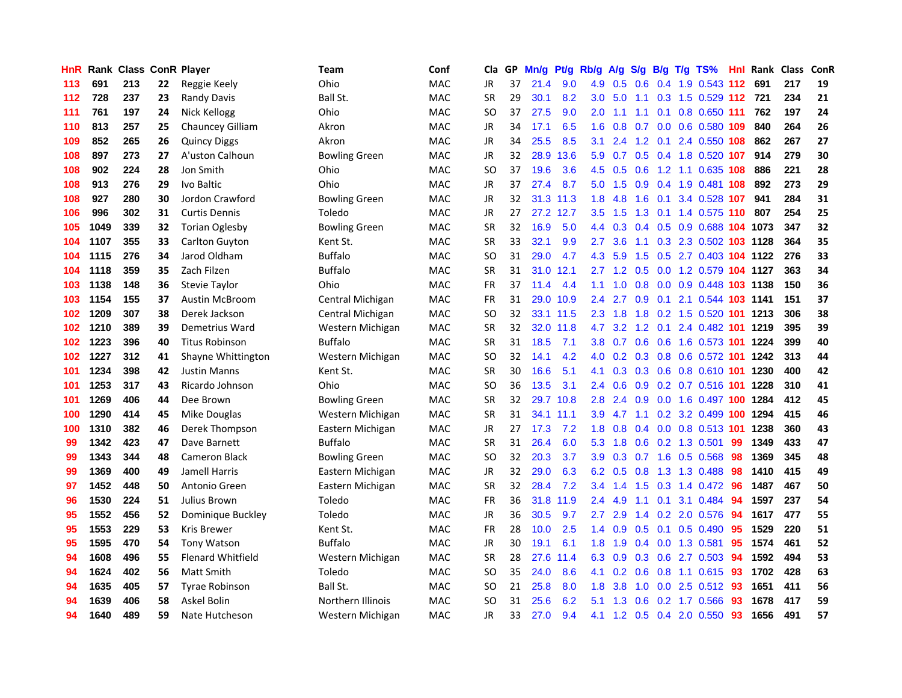| HnR | Rank | Class | ConR | Player | Team | Conf | Cla | GP | Mn/g | Pt/g | Rb/g | A/g | S/g | B/g | T/g | TS% | HnI | Rank | Class | ConR |
|---|---|---|---|---|---|---|---|---|---|---|---|---|---|---|---|---|---|---|---|---|
| 113 | 691 | 213 | 22 | Reggie Keely | Ohio | MAC | JR | 37 | 21.4 | 9.0 | 4.9 | 0.5 | 0.6 | 0.4 | 1.9 | 0.543 | 112 | 691 | 217 | 19 |
| 112 | 728 | 237 | 23 | Randy Davis | Ball St. | MAC | SR | 29 | 30.1 | 8.2 | 3.0 | 5.0 | 1.1 | 0.3 | 1.5 | 0.529 | 112 | 721 | 234 | 21 |
| 111 | 761 | 197 | 24 | Nick Kellogg | Ohio | MAC | SO | 37 | 27.5 | 9.0 | 2.0 | 1.1 | 1.1 | 0.1 | 0.8 | 0.650 | 111 | 762 | 197 | 24 |
| 110 | 813 | 257 | 25 | Chauncey Gilliam | Akron | MAC | JR | 34 | 17.1 | 6.5 | 1.6 | 0.8 | 0.7 | 0.0 | 0.6 | 0.580 | 109 | 840 | 264 | 26 |
| 109 | 852 | 265 | 26 | Quincy Diggs | Akron | MAC | JR | 34 | 25.5 | 8.5 | 3.1 | 2.4 | 1.2 | 0.1 | 2.4 | 0.550 | 108 | 862 | 267 | 27 |
| 108 | 897 | 273 | 27 | A'uston Calhoun | Bowling Green | MAC | JR | 32 | 28.9 | 13.6 | 5.9 | 0.7 | 0.5 | 0.4 | 1.8 | 0.520 | 107 | 914 | 279 | 30 |
| 108 | 902 | 224 | 28 | Jon Smith | Ohio | MAC | SO | 37 | 19.6 | 3.6 | 4.5 | 0.5 | 0.6 | 1.2 | 1.1 | 0.635 | 108 | 886 | 221 | 28 |
| 108 | 913 | 276 | 29 | Ivo Baltic | Ohio | MAC | JR | 37 | 27.4 | 8.7 | 5.0 | 1.5 | 0.9 | 0.4 | 1.9 | 0.481 | 108 | 892 | 273 | 29 |
| 108 | 927 | 280 | 30 | Jordon Crawford | Bowling Green | MAC | JR | 32 | 31.3 | 11.3 | 1.8 | 4.8 | 1.6 | 0.1 | 3.4 | 0.528 | 107 | 941 | 284 | 31 |
| 106 | 996 | 302 | 31 | Curtis Dennis | Toledo | MAC | JR | 27 | 27.2 | 12.7 | 3.5 | 1.5 | 1.3 | 0.1 | 1.4 | 0.575 | 110 | 807 | 254 | 25 |
| 105 | 1049 | 339 | 32 | Torian Oglesby | Bowling Green | MAC | SR | 32 | 16.9 | 5.0 | 4.4 | 0.3 | 0.4 | 0.5 | 0.9 | 0.688 | 104 | 1073 | 347 | 32 |
| 104 | 1107 | 355 | 33 | Carlton Guyton | Kent St. | MAC | SR | 33 | 32.1 | 9.9 | 2.7 | 3.6 | 1.1 | 0.3 | 2.3 | 0.502 | 103 | 1128 | 364 | 35 |
| 104 | 1115 | 276 | 34 | Jarod Oldham | Buffalo | MAC | SO | 31 | 29.0 | 4.7 | 4.3 | 5.9 | 1.5 | 0.5 | 2.7 | 0.403 | 104 | 1122 | 276 | 33 |
| 104 | 1118 | 359 | 35 | Zach Filzen | Buffalo | MAC | SR | 31 | 31.0 | 12.1 | 2.7 | 1.2 | 0.5 | 0.0 | 1.2 | 0.579 | 104 | 1127 | 363 | 34 |
| 103 | 1138 | 148 | 36 | Stevie Taylor | Ohio | MAC | FR | 37 | 11.4 | 4.4 | 1.1 | 1.0 | 0.8 | 0.0 | 0.9 | 0.448 | 103 | 1138 | 150 | 36 |
| 103 | 1154 | 155 | 37 | Austin McBroom | Central Michigan | MAC | FR | 31 | 29.0 | 10.9 | 2.4 | 2.7 | 0.9 | 0.1 | 2.1 | 0.544 | 103 | 1141 | 151 | 37 |
| 102 | 1209 | 307 | 38 | Derek Jackson | Central Michigan | MAC | SO | 32 | 33.1 | 11.5 | 2.3 | 1.8 | 1.8 | 0.2 | 1.5 | 0.520 | 101 | 1213 | 306 | 38 |
| 102 | 1210 | 389 | 39 | Demetrius Ward | Western Michigan | MAC | SR | 32 | 32.0 | 11.8 | 4.7 | 3.2 | 1.2 | 0.1 | 2.4 | 0.482 | 101 | 1219 | 395 | 39 |
| 102 | 1223 | 396 | 40 | Titus Robinson | Buffalo | MAC | SR | 31 | 18.5 | 7.1 | 3.8 | 0.7 | 0.6 | 0.6 | 1.6 | 0.573 | 101 | 1224 | 399 | 40 |
| 102 | 1227 | 312 | 41 | Shayne Whittington | Western Michigan | MAC | SO | 32 | 14.1 | 4.2 | 4.0 | 0.2 | 0.3 | 0.8 | 0.6 | 0.572 | 101 | 1242 | 313 | 44 |
| 101 | 1234 | 398 | 42 | Justin Manns | Kent St. | MAC | SR | 30 | 16.6 | 5.1 | 4.1 | 0.3 | 0.3 | 0.6 | 0.8 | 0.610 | 101 | 1230 | 400 | 42 |
| 101 | 1253 | 317 | 43 | Ricardo Johnson | Ohio | MAC | SO | 36 | 13.5 | 3.1 | 2.4 | 0.6 | 0.9 | 0.2 | 0.7 | 0.516 | 101 | 1228 | 310 | 41 |
| 101 | 1269 | 406 | 44 | Dee Brown | Bowling Green | MAC | SR | 32 | 29.7 | 10.8 | 2.8 | 2.4 | 0.9 | 0.0 | 1.6 | 0.497 | 100 | 1284 | 412 | 45 |
| 100 | 1290 | 414 | 45 | Mike Douglas | Western Michigan | MAC | SR | 31 | 34.1 | 11.1 | 3.9 | 4.7 | 1.1 | 0.2 | 3.2 | 0.499 | 100 | 1294 | 415 | 46 |
| 100 | 1310 | 382 | 46 | Derek Thompson | Eastern Michigan | MAC | JR | 27 | 17.3 | 7.2 | 1.8 | 0.8 | 0.4 | 0.0 | 0.8 | 0.513 | 101 | 1238 | 360 | 43 |
| 99 | 1342 | 423 | 47 | Dave Barnett | Buffalo | MAC | SR | 31 | 26.4 | 6.0 | 5.3 | 1.8 | 0.6 | 0.2 | 1.3 | 0.501 | 99 | 1349 | 433 | 47 |
| 99 | 1343 | 344 | 48 | Cameron Black | Bowling Green | MAC | SO | 32 | 20.3 | 3.7 | 3.9 | 0.3 | 0.7 | 1.6 | 0.5 | 0.568 | 98 | 1369 | 345 | 48 |
| 99 | 1369 | 400 | 49 | Jamell Harris | Eastern Michigan | MAC | JR | 32 | 29.0 | 6.3 | 6.2 | 0.5 | 0.8 | 1.3 | 1.3 | 0.488 | 98 | 1410 | 415 | 49 |
| 97 | 1452 | 448 | 50 | Antonio Green | Eastern Michigan | MAC | SR | 32 | 28.4 | 7.2 | 3.4 | 1.4 | 1.5 | 0.3 | 1.4 | 0.472 | 96 | 1487 | 467 | 50 |
| 96 | 1530 | 224 | 51 | Julius Brown | Toledo | MAC | FR | 36 | 31.8 | 11.9 | 2.4 | 4.9 | 1.1 | 0.1 | 3.1 | 0.484 | 94 | 1597 | 237 | 54 |
| 95 | 1552 | 456 | 52 | Dominique Buckley | Toledo | MAC | JR | 36 | 30.5 | 9.7 | 2.7 | 2.9 | 1.4 | 0.2 | 2.0 | 0.576 | 94 | 1617 | 477 | 55 |
| 95 | 1553 | 229 | 53 | Kris Brewer | Kent St. | MAC | FR | 28 | 10.0 | 2.5 | 1.4 | 0.9 | 0.5 | 0.1 | 0.5 | 0.490 | 95 | 1529 | 220 | 51 |
| 95 | 1595 | 470 | 54 | Tony Watson | Buffalo | MAC | JR | 30 | 19.1 | 6.1 | 1.8 | 1.9 | 0.4 | 0.0 | 1.3 | 0.581 | 95 | 1574 | 461 | 52 |
| 94 | 1608 | 496 | 55 | Flenard Whitfield | Western Michigan | MAC | SR | 28 | 27.6 | 11.4 | 6.3 | 0.9 | 0.3 | 0.6 | 2.7 | 0.503 | 94 | 1592 | 494 | 53 |
| 94 | 1624 | 402 | 56 | Matt Smith | Toledo | MAC | SO | 35 | 24.0 | 8.6 | 4.1 | 0.2 | 0.6 | 0.8 | 1.1 | 0.615 | 93 | 1702 | 428 | 63 |
| 94 | 1635 | 405 | 57 | Tyrae Robinson | Ball St. | MAC | SO | 21 | 25.8 | 8.0 | 1.8 | 3.8 | 1.0 | 0.0 | 2.5 | 0.512 | 93 | 1651 | 411 | 56 |
| 94 | 1639 | 406 | 58 | Askel Bolin | Northern Illinois | MAC | SO | 31 | 25.6 | 6.2 | 5.1 | 1.3 | 0.6 | 0.2 | 1.7 | 0.566 | 93 | 1678 | 417 | 59 |
| 94 | 1640 | 489 | 59 | Nate Hutcheson | Western Michigan | MAC | JR | 33 | 27.0 | 9.4 | 4.1 | 1.2 | 0.5 | 0.4 | 2.0 | 0.550 | 93 | 1656 | 491 | 57 |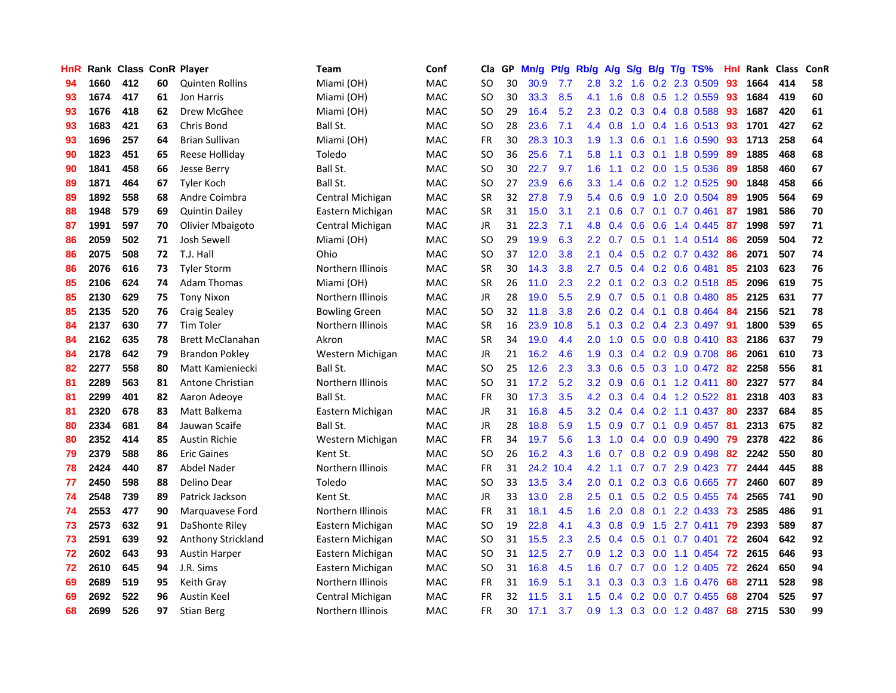| HnR | Rank | Class | ConR | Player | Team | Conf | Cla | GP | Mn/g | Pt/g | Rb/g | A/g | S/g | B/g | T/g | TS% | HnI | Rank | Class | ConR |
|---|---|---|---|---|---|---|---|---|---|---|---|---|---|---|---|---|---|---|---|---|
| 94 | 1660 | 412 | 60 | Quinten Rollins | Miami (OH) | MAC | SO | 30 | 30.9 | 7.7 | 2.8 | 3.2 | 1.6 | 0.2 | 2.3 | 0.509 | 93 | 1664 | 414 | 58 |
| 93 | 1674 | 417 | 61 | Jon Harris | Miami (OH) | MAC | SO | 30 | 33.3 | 8.5 | 4.1 | 1.6 | 0.8 | 0.5 | 1.2 | 0.559 | 93 | 1684 | 419 | 60 |
| 93 | 1676 | 418 | 62 | Drew McGhee | Miami (OH) | MAC | SO | 29 | 16.4 | 5.2 | 2.3 | 0.2 | 0.3 | 0.4 | 0.8 | 0.588 | 93 | 1687 | 420 | 61 |
| 93 | 1683 | 421 | 63 | Chris Bond | Ball St. | MAC | SO | 28 | 23.6 | 7.1 | 4.4 | 0.8 | 1.0 | 0.4 | 1.6 | 0.513 | 93 | 1701 | 427 | 62 |
| 93 | 1696 | 257 | 64 | Brian Sullivan | Miami (OH) | MAC | FR | 30 | 28.3 | 10.3 | 1.9 | 1.3 | 0.6 | 0.1 | 1.6 | 0.590 | 93 | 1713 | 258 | 64 |
| 90 | 1823 | 451 | 65 | Reese Holliday | Toledo | MAC | SO | 36 | 25.6 | 7.1 | 5.8 | 1.1 | 0.3 | 0.1 | 1.8 | 0.599 | 89 | 1885 | 468 | 68 |
| 90 | 1841 | 458 | 66 | Jesse Berry | Ball St. | MAC | SO | 30 | 22.7 | 9.7 | 1.6 | 1.1 | 0.2 | 0.0 | 1.5 | 0.536 | 89 | 1858 | 460 | 67 |
| 89 | 1871 | 464 | 67 | Tyler Koch | Ball St. | MAC | SO | 27 | 23.9 | 6.6 | 3.3 | 1.4 | 0.6 | 0.2 | 1.2 | 0.525 | 90 | 1848 | 458 | 66 |
| 89 | 1892 | 558 | 68 | Andre Coimbra | Central Michigan | MAC | SR | 32 | 27.8 | 7.9 | 5.4 | 0.6 | 0.9 | 1.0 | 2.0 | 0.504 | 89 | 1905 | 564 | 69 |
| 88 | 1948 | 579 | 69 | Quintin Dailey | Eastern Michigan | MAC | SR | 31 | 15.0 | 3.1 | 2.1 | 0.6 | 0.7 | 0.1 | 0.7 | 0.461 | 87 | 1981 | 586 | 70 |
| 87 | 1991 | 597 | 70 | Olivier Mbaigoto | Central Michigan | MAC | JR | 31 | 22.3 | 7.1 | 4.8 | 0.4 | 0.6 | 0.6 | 1.4 | 0.445 | 87 | 1998 | 597 | 71 |
| 86 | 2059 | 502 | 71 | Josh Sewell | Miami (OH) | MAC | SO | 29 | 19.9 | 6.3 | 2.2 | 0.7 | 0.5 | 0.1 | 1.4 | 0.514 | 86 | 2059 | 504 | 72 |
| 86 | 2075 | 508 | 72 | T.J. Hall | Ohio | MAC | SO | 37 | 12.0 | 3.8 | 2.1 | 0.4 | 0.5 | 0.2 | 0.7 | 0.432 | 86 | 2071 | 507 | 74 |
| 86 | 2076 | 616 | 73 | Tyler Storm | Northern Illinois | MAC | SR | 30 | 14.3 | 3.8 | 2.7 | 0.5 | 0.4 | 0.2 | 0.6 | 0.481 | 85 | 2103 | 623 | 76 |
| 85 | 2106 | 624 | 74 | Adam Thomas | Miami (OH) | MAC | SR | 26 | 11.0 | 2.3 | 2.2 | 0.1 | 0.2 | 0.3 | 0.2 | 0.518 | 85 | 2096 | 619 | 75 |
| 85 | 2130 | 629 | 75 | Tony Nixon | Northern Illinois | MAC | JR | 28 | 19.0 | 5.5 | 2.9 | 0.7 | 0.5 | 0.1 | 0.8 | 0.480 | 85 | 2125 | 631 | 77 |
| 85 | 2135 | 520 | 76 | Craig Sealey | Bowling Green | MAC | SO | 32 | 11.8 | 3.8 | 2.6 | 0.2 | 0.4 | 0.1 | 0.8 | 0.464 | 84 | 2156 | 521 | 78 |
| 84 | 2137 | 630 | 77 | Tim Toler | Northern Illinois | MAC | SR | 16 | 23.9 | 10.8 | 5.1 | 0.3 | 0.2 | 0.4 | 2.3 | 0.497 | 91 | 1800 | 539 | 65 |
| 84 | 2162 | 635 | 78 | Brett McClanahan | Akron | MAC | SR | 34 | 19.0 | 4.4 | 2.0 | 1.0 | 0.5 | 0.0 | 0.8 | 0.410 | 83 | 2186 | 637 | 79 |
| 84 | 2178 | 642 | 79 | Brandon Pokley | Western Michigan | MAC | JR | 21 | 16.2 | 4.6 | 1.9 | 0.3 | 0.4 | 0.2 | 0.9 | 0.708 | 86 | 2061 | 610 | 73 |
| 82 | 2277 | 558 | 80 | Matt Kamieniecki | Ball St. | MAC | SO | 25 | 12.6 | 2.3 | 3.3 | 0.6 | 0.5 | 0.3 | 1.0 | 0.472 | 82 | 2258 | 556 | 81 |
| 81 | 2289 | 563 | 81 | Antone Christian | Northern Illinois | MAC | SO | 31 | 17.2 | 5.2 | 3.2 | 0.9 | 0.6 | 0.1 | 1.2 | 0.411 | 80 | 2327 | 577 | 84 |
| 81 | 2299 | 401 | 82 | Aaron Adeoye | Ball St. | MAC | FR | 30 | 17.3 | 3.5 | 4.2 | 0.3 | 0.4 | 0.4 | 1.2 | 0.522 | 81 | 2318 | 403 | 83 |
| 81 | 2320 | 678 | 83 | Matt Balkema | Eastern Michigan | MAC | JR | 31 | 16.8 | 4.5 | 3.2 | 0.4 | 0.4 | 0.2 | 1.1 | 0.437 | 80 | 2337 | 684 | 85 |
| 80 | 2334 | 681 | 84 | Jauwan Scaife | Ball St. | MAC | JR | 28 | 18.8 | 5.9 | 1.5 | 0.9 | 0.7 | 0.1 | 0.9 | 0.457 | 81 | 2313 | 675 | 82 |
| 80 | 2352 | 414 | 85 | Austin Richie | Western Michigan | MAC | FR | 34 | 19.7 | 5.6 | 1.3 | 1.0 | 0.4 | 0.0 | 0.9 | 0.490 | 79 | 2378 | 422 | 86 |
| 79 | 2379 | 588 | 86 | Eric Gaines | Kent St. | MAC | SO | 26 | 16.2 | 4.3 | 1.6 | 0.7 | 0.8 | 0.2 | 0.9 | 0.498 | 82 | 2242 | 550 | 80 |
| 78 | 2424 | 440 | 87 | Abdel Nader | Northern Illinois | MAC | FR | 31 | 24.2 | 10.4 | 4.2 | 1.1 | 0.7 | 0.7 | 2.9 | 0.423 | 77 | 2444 | 445 | 88 |
| 77 | 2450 | 598 | 88 | Delino Dear | Toledo | MAC | SO | 33 | 13.5 | 3.4 | 2.0 | 0.1 | 0.2 | 0.3 | 0.6 | 0.665 | 77 | 2460 | 607 | 89 |
| 74 | 2548 | 739 | 89 | Patrick Jackson | Kent St. | MAC | JR | 33 | 13.0 | 2.8 | 2.5 | 0.1 | 0.5 | 0.2 | 0.5 | 0.455 | 74 | 2565 | 741 | 90 |
| 74 | 2553 | 477 | 90 | Marquavese Ford | Northern Illinois | MAC | FR | 31 | 18.1 | 4.5 | 1.6 | 2.0 | 0.8 | 0.1 | 2.2 | 0.433 | 73 | 2585 | 486 | 91 |
| 73 | 2573 | 632 | 91 | DaShonte Riley | Eastern Michigan | MAC | SO | 19 | 22.8 | 4.1 | 4.3 | 0.8 | 0.9 | 1.5 | 2.7 | 0.411 | 79 | 2393 | 589 | 87 |
| 73 | 2591 | 639 | 92 | Anthony Strickland | Eastern Michigan | MAC | SO | 31 | 15.5 | 2.3 | 2.5 | 0.4 | 0.5 | 0.1 | 0.7 | 0.401 | 72 | 2604 | 642 | 92 |
| 72 | 2602 | 643 | 93 | Austin Harper | Eastern Michigan | MAC | SO | 31 | 12.5 | 2.7 | 0.9 | 1.2 | 0.3 | 0.0 | 1.1 | 0.454 | 72 | 2615 | 646 | 93 |
| 72 | 2610 | 645 | 94 | J.R. Sims | Eastern Michigan | MAC | SO | 31 | 16.8 | 4.5 | 1.6 | 0.7 | 0.7 | 0.0 | 1.2 | 0.405 | 72 | 2624 | 650 | 94 |
| 69 | 2689 | 519 | 95 | Keith Gray | Northern Illinois | MAC | FR | 31 | 16.9 | 5.1 | 3.1 | 0.3 | 0.3 | 0.3 | 1.6 | 0.476 | 68 | 2711 | 528 | 98 |
| 69 | 2692 | 522 | 96 | Austin Keel | Central Michigan | MAC | FR | 32 | 11.5 | 3.1 | 1.5 | 0.4 | 0.2 | 0.0 | 0.7 | 0.455 | 68 | 2704 | 525 | 97 |
| 68 | 2699 | 526 | 97 | Stian Berg | Northern Illinois | MAC | FR | 30 | 17.1 | 3.7 | 0.9 | 1.3 | 0.3 | 0.0 | 1.2 | 0.487 | 68 | 2715 | 530 | 99 |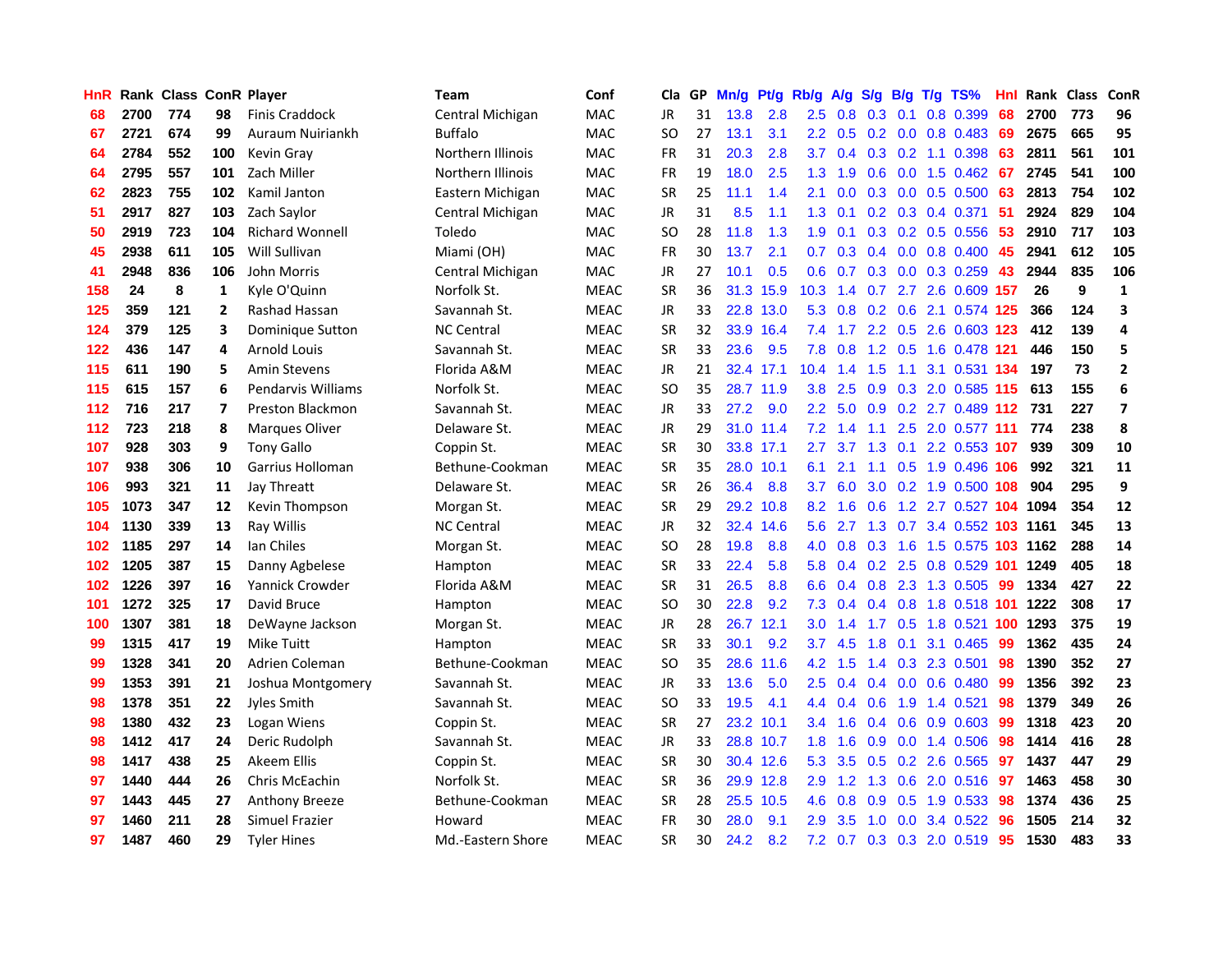| HnR | Rank | Class | ConR | Player | Team | Conf | Cla | GP | Mn/g | Pt/g | Rb/g | A/g | S/g | B/g | T/g | TS% | HnI | Rank | Class | ConR |
|---|---|---|---|---|---|---|---|---|---|---|---|---|---|---|---|---|---|---|---|---|
| 68 | 2700 | 774 | 98 | Finis Craddock | Central Michigan | MAC | JR | 31 | 13.8 | 2.8 | 2.5 | 0.8 | 0.3 | 0.1 | 0.8 | 0.399 | 68 | 2700 | 773 | 96 |
| 67 | 2721 | 674 | 99 | Auraum Nuiriankh | Buffalo | MAC | SO | 27 | 13.1 | 3.1 | 2.2 | 0.5 | 0.2 | 0.0 | 0.8 | 0.483 | 69 | 2675 | 665 | 95 |
| 64 | 2784 | 552 | 100 | Kevin Gray | Northern Illinois | MAC | FR | 31 | 20.3 | 2.8 | 3.7 | 0.4 | 0.3 | 0.2 | 1.1 | 0.398 | 63 | 2811 | 561 | 101 |
| 64 | 2795 | 557 | 101 | Zach Miller | Northern Illinois | MAC | FR | 19 | 18.0 | 2.5 | 1.3 | 1.9 | 0.6 | 0.0 | 1.5 | 0.462 | 67 | 2745 | 541 | 100 |
| 62 | 2823 | 755 | 102 | Kamil Janton | Eastern Michigan | MAC | SR | 25 | 11.1 | 1.4 | 2.1 | 0.0 | 0.3 | 0.0 | 0.5 | 0.500 | 63 | 2813 | 754 | 102 |
| 51 | 2917 | 827 | 103 | Zach Saylor | Central Michigan | MAC | JR | 31 | 8.5 | 1.1 | 1.3 | 0.1 | 0.2 | 0.3 | 0.4 | 0.371 | 51 | 2924 | 829 | 104 |
| 50 | 2919 | 723 | 104 | Richard Wonnell | Toledo | MAC | SO | 28 | 11.8 | 1.3 | 1.9 | 0.1 | 0.3 | 0.2 | 0.5 | 0.556 | 53 | 2910 | 717 | 103 |
| 45 | 2938 | 611 | 105 | Will Sullivan | Miami (OH) | MAC | FR | 30 | 13.7 | 2.1 | 0.7 | 0.3 | 0.4 | 0.0 | 0.8 | 0.400 | 45 | 2941 | 612 | 105 |
| 41 | 2948 | 836 | 106 | John Morris | Central Michigan | MAC | JR | 27 | 10.1 | 0.5 | 0.6 | 0.7 | 0.3 | 0.0 | 0.3 | 0.259 | 43 | 2944 | 835 | 106 |
| 158 | 24 | 8 | 1 | Kyle O'Quinn | Norfolk St. | MEAC | SR | 36 | 31.3 | 15.9 | 10.3 | 1.4 | 0.7 | 2.7 | 2.6 | 0.609 | 157 | 26 | 9 | 1 |
| 125 | 359 | 121 | 2 | Rashad Hassan | Savannah St. | MEAC | JR | 33 | 22.8 | 13.0 | 5.3 | 0.8 | 0.2 | 0.6 | 2.1 | 0.574 | 125 | 366 | 124 | 3 |
| 124 | 379 | 125 | 3 | Dominique Sutton | NC Central | MEAC | SR | 32 | 33.9 | 16.4 | 7.4 | 1.7 | 2.2 | 0.5 | 2.6 | 0.603 | 123 | 412 | 139 | 4 |
| 122 | 436 | 147 | 4 | Arnold Louis | Savannah St. | MEAC | SR | 33 | 23.6 | 9.5 | 7.8 | 0.8 | 1.2 | 0.5 | 1.6 | 0.478 | 121 | 446 | 150 | 5 |
| 115 | 611 | 190 | 5 | Amin Stevens | Florida A&M | MEAC | JR | 21 | 32.4 | 17.1 | 10.4 | 1.4 | 1.5 | 1.1 | 3.1 | 0.531 | 134 | 197 | 73 | 2 |
| 115 | 615 | 157 | 6 | Pendarvis Williams | Norfolk St. | MEAC | SO | 35 | 28.7 | 11.9 | 3.8 | 2.5 | 0.9 | 0.3 | 2.0 | 0.585 | 115 | 613 | 155 | 6 |
| 112 | 716 | 217 | 7 | Preston Blackmon | Savannah St. | MEAC | JR | 33 | 27.2 | 9.0 | 2.2 | 5.0 | 0.9 | 0.2 | 2.7 | 0.489 | 112 | 731 | 227 | 7 |
| 112 | 723 | 218 | 8 | Marques Oliver | Delaware St. | MEAC | JR | 29 | 31.0 | 11.4 | 7.2 | 1.4 | 1.1 | 2.5 | 2.0 | 0.577 | 111 | 774 | 238 | 8 |
| 107 | 928 | 303 | 9 | Tony Gallo | Coppin St. | MEAC | SR | 30 | 33.8 | 17.1 | 2.7 | 3.7 | 1.3 | 0.1 | 2.2 | 0.553 | 107 | 939 | 309 | 10 |
| 107 | 938 | 306 | 10 | Garrius Holloman | Bethune-Cookman | MEAC | SR | 35 | 28.0 | 10.1 | 6.1 | 2.1 | 1.1 | 0.5 | 1.9 | 0.496 | 106 | 992 | 321 | 11 |
| 106 | 993 | 321 | 11 | Jay Threatt | Delaware St. | MEAC | SR | 26 | 36.4 | 8.8 | 3.7 | 6.0 | 3.0 | 0.2 | 1.9 | 0.500 | 108 | 904 | 295 | 9 |
| 105 | 1073 | 347 | 12 | Kevin Thompson | Morgan St. | MEAC | SR | 29 | 29.2 | 10.8 | 8.2 | 1.6 | 0.6 | 1.2 | 2.7 | 0.527 | 104 | 1094 | 354 | 12 |
| 104 | 1130 | 339 | 13 | Ray Willis | NC Central | MEAC | JR | 32 | 32.4 | 14.6 | 5.6 | 2.7 | 1.3 | 0.7 | 3.4 | 0.552 | 103 | 1161 | 345 | 13 |
| 102 | 1185 | 297 | 14 | Ian Chiles | Morgan St. | MEAC | SO | 28 | 19.8 | 8.8 | 4.0 | 0.8 | 0.3 | 1.6 | 1.5 | 0.575 | 103 | 1162 | 288 | 14 |
| 102 | 1205 | 387 | 15 | Danny Agbelese | Hampton | MEAC | SR | 33 | 22.4 | 5.8 | 5.8 | 0.4 | 0.2 | 2.5 | 0.8 | 0.529 | 101 | 1249 | 405 | 18 |
| 102 | 1226 | 397 | 16 | Yannick Crowder | Florida A&M | MEAC | SR | 31 | 26.5 | 8.8 | 6.6 | 0.4 | 0.8 | 2.3 | 1.3 | 0.505 | 99 | 1334 | 427 | 22 |
| 101 | 1272 | 325 | 17 | David Bruce | Hampton | MEAC | SO | 30 | 22.8 | 9.2 | 7.3 | 0.4 | 0.4 | 0.8 | 1.8 | 0.518 | 101 | 1222 | 308 | 17 |
| 100 | 1307 | 381 | 18 | DeWayne Jackson | Morgan St. | MEAC | JR | 28 | 26.7 | 12.1 | 3.0 | 1.4 | 1.7 | 0.5 | 1.8 | 0.521 | 100 | 1293 | 375 | 19 |
| 99 | 1315 | 417 | 19 | Mike Tuitt | Hampton | MEAC | SR | 33 | 30.1 | 9.2 | 3.7 | 4.5 | 1.8 | 0.1 | 3.1 | 0.465 | 99 | 1362 | 435 | 24 |
| 99 | 1328 | 341 | 20 | Adrien Coleman | Bethune-Cookman | MEAC | SO | 35 | 28.6 | 11.6 | 4.2 | 1.5 | 1.4 | 0.3 | 2.3 | 0.501 | 98 | 1390 | 352 | 27 |
| 99 | 1353 | 391 | 21 | Joshua Montgomery | Savannah St. | MEAC | JR | 33 | 13.6 | 5.0 | 2.5 | 0.4 | 0.4 | 0.0 | 0.6 | 0.480 | 99 | 1356 | 392 | 23 |
| 98 | 1378 | 351 | 22 | Jyles Smith | Savannah St. | MEAC | SO | 33 | 19.5 | 4.1 | 4.4 | 0.4 | 0.6 | 1.9 | 1.4 | 0.521 | 98 | 1379 | 349 | 26 |
| 98 | 1380 | 432 | 23 | Logan Wiens | Coppin St. | MEAC | SR | 27 | 23.2 | 10.1 | 3.4 | 1.6 | 0.4 | 0.6 | 0.9 | 0.603 | 99 | 1318 | 423 | 20 |
| 98 | 1412 | 417 | 24 | Deric Rudolph | Savannah St. | MEAC | JR | 33 | 28.8 | 10.7 | 1.8 | 1.6 | 0.9 | 0.0 | 1.4 | 0.506 | 98 | 1414 | 416 | 28 |
| 98 | 1417 | 438 | 25 | Akeem Ellis | Coppin St. | MEAC | SR | 30 | 30.4 | 12.6 | 5.3 | 3.5 | 0.5 | 0.2 | 2.6 | 0.565 | 97 | 1437 | 447 | 29 |
| 97 | 1440 | 444 | 26 | Chris McEachin | Norfolk St. | MEAC | SR | 36 | 29.9 | 12.8 | 2.9 | 1.2 | 1.3 | 0.6 | 2.0 | 0.516 | 97 | 1463 | 458 | 30 |
| 97 | 1443 | 445 | 27 | Anthony Breeze | Bethune-Cookman | MEAC | SR | 28 | 25.5 | 10.5 | 4.6 | 0.8 | 0.9 | 0.5 | 1.9 | 0.533 | 98 | 1374 | 436 | 25 |
| 97 | 1460 | 211 | 28 | Simuel Frazier | Howard | MEAC | FR | 30 | 28.0 | 9.1 | 2.9 | 3.5 | 1.0 | 0.0 | 3.4 | 0.522 | 96 | 1505 | 214 | 32 |
| 97 | 1487 | 460 | 29 | Tyler Hines | Md.-Eastern Shore | MEAC | SR | 30 | 24.2 | 8.2 | 7.2 | 0.7 | 0.3 | 0.3 | 2.0 | 0.519 | 95 | 1530 | 483 | 33 |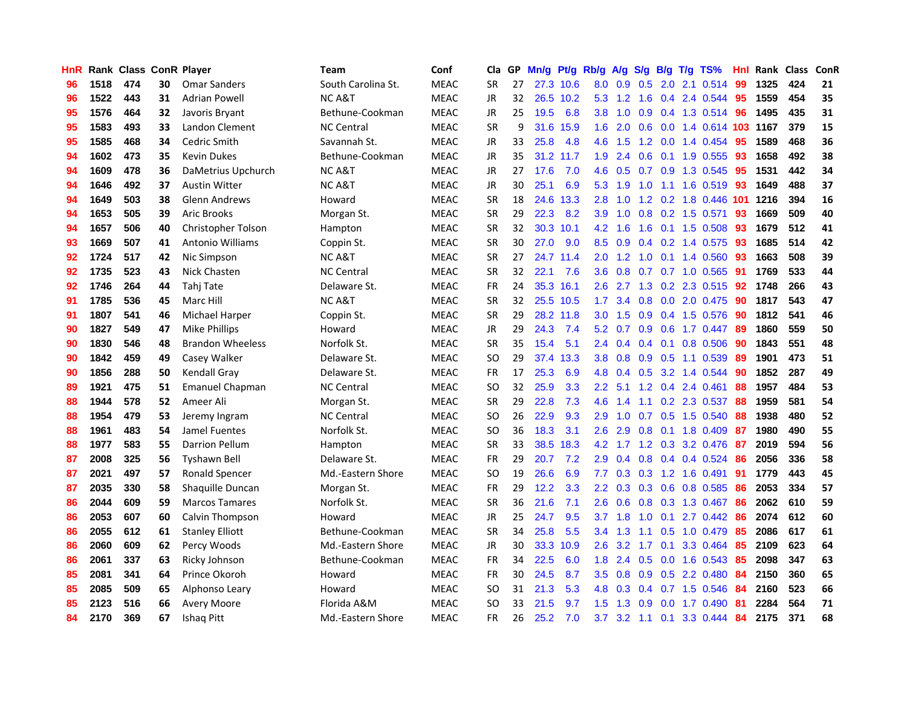| HnR | Rank | Class | ConR | Player | Team | Conf | Cla | GP | Mn/g | Pt/g | Rb/g | A/g | S/g | B/g | T/g | TS% | HnI | Rank | Class | ConR |
|---|---|---|---|---|---|---|---|---|---|---|---|---|---|---|---|---|---|---|---|---|
| 96 | 1518 | 474 | 30 | Omar Sanders | South Carolina St. | MEAC | SR | 27 | 27.3 | 10.6 | 8.0 | 0.9 | 0.5 | 2.0 | 2.1 | 0.514 | 99 | 1325 | 424 | 21 |
| 96 | 1522 | 443 | 31 | Adrian Powell | NC A&T | MEAC | JR | 32 | 26.5 | 10.2 | 5.3 | 1.2 | 1.6 | 0.4 | 2.4 | 0.544 | 95 | 1559 | 454 | 35 |
| 95 | 1576 | 464 | 32 | Javoris Bryant | Bethune-Cookman | MEAC | JR | 25 | 19.5 | 6.8 | 3.8 | 1.0 | 0.9 | 0.4 | 1.3 | 0.514 | 96 | 1495 | 435 | 31 |
| 95 | 1583 | 493 | 33 | Landon Clement | NC Central | MEAC | SR | 9 | 31.6 | 15.9 | 1.6 | 2.0 | 0.6 | 0.0 | 1.4 | 0.614 | 103 | 1167 | 379 | 15 |
| 95 | 1585 | 468 | 34 | Cedric Smith | Savannah St. | MEAC | JR | 33 | 25.8 | 4.8 | 4.6 | 1.5 | 1.2 | 0.0 | 1.4 | 0.454 | 95 | 1589 | 468 | 36 |
| 94 | 1602 | 473 | 35 | Kevin Dukes | Bethune-Cookman | MEAC | JR | 35 | 31.2 | 11.7 | 1.9 | 2.4 | 0.6 | 0.1 | 1.9 | 0.555 | 93 | 1658 | 492 | 38 |
| 94 | 1609 | 478 | 36 | DaMetrius Upchurch | NC A&T | MEAC | JR | 27 | 17.6 | 7.0 | 4.6 | 0.5 | 0.7 | 0.9 | 1.3 | 0.545 | 95 | 1531 | 442 | 34 |
| 94 | 1646 | 492 | 37 | Austin Witter | NC A&T | MEAC | JR | 30 | 25.1 | 6.9 | 5.3 | 1.9 | 1.0 | 1.1 | 1.6 | 0.519 | 93 | 1649 | 488 | 37 |
| 94 | 1649 | 503 | 38 | Glenn Andrews | Howard | MEAC | SR | 18 | 24.6 | 13.3 | 2.8 | 1.0 | 1.2 | 0.2 | 1.8 | 0.446 | 101 | 1216 | 394 | 16 |
| 94 | 1653 | 505 | 39 | Aric Brooks | Morgan St. | MEAC | SR | 29 | 22.3 | 8.2 | 3.9 | 1.0 | 0.8 | 0.2 | 1.5 | 0.571 | 93 | 1669 | 509 | 40 |
| 94 | 1657 | 506 | 40 | Christopher Tolson | Hampton | MEAC | SR | 32 | 30.3 | 10.1 | 4.2 | 1.6 | 1.6 | 0.1 | 1.5 | 0.508 | 93 | 1679 | 512 | 41 |
| 93 | 1669 | 507 | 41 | Antonio Williams | Coppin St. | MEAC | SR | 30 | 27.0 | 9.0 | 8.5 | 0.9 | 0.4 | 0.2 | 1.4 | 0.575 | 93 | 1685 | 514 | 42 |
| 92 | 1724 | 517 | 42 | Nic Simpson | NC A&T | MEAC | SR | 27 | 24.7 | 11.4 | 2.0 | 1.2 | 1.0 | 0.1 | 1.4 | 0.560 | 93 | 1663 | 508 | 39 |
| 92 | 1735 | 523 | 43 | Nick Chasten | NC Central | MEAC | SR | 32 | 22.1 | 7.6 | 3.6 | 0.8 | 0.7 | 0.7 | 1.0 | 0.565 | 91 | 1769 | 533 | 44 |
| 92 | 1746 | 264 | 44 | Tahj Tate | Delaware St. | MEAC | FR | 24 | 35.3 | 16.1 | 2.6 | 2.7 | 1.3 | 0.2 | 2.3 | 0.515 | 92 | 1748 | 266 | 43 |
| 91 | 1785 | 536 | 45 | Marc Hill | NC A&T | MEAC | SR | 32 | 25.5 | 10.5 | 1.7 | 3.4 | 0.8 | 0.0 | 2.0 | 0.475 | 90 | 1817 | 543 | 47 |
| 91 | 1807 | 541 | 46 | Michael Harper | Coppin St. | MEAC | SR | 29 | 28.2 | 11.8 | 3.0 | 1.5 | 0.9 | 0.4 | 1.5 | 0.576 | 90 | 1812 | 541 | 46 |
| 90 | 1827 | 549 | 47 | Mike Phillips | Howard | MEAC | JR | 29 | 24.3 | 7.4 | 5.2 | 0.7 | 0.9 | 0.6 | 1.7 | 0.447 | 89 | 1860 | 559 | 50 |
| 90 | 1830 | 546 | 48 | Brandon Wheeless | Norfolk St. | MEAC | SR | 35 | 15.4 | 5.1 | 2.4 | 0.4 | 0.4 | 0.1 | 0.8 | 0.506 | 90 | 1843 | 551 | 48 |
| 90 | 1842 | 459 | 49 | Casey Walker | Delaware St. | MEAC | SO | 29 | 37.4 | 13.3 | 3.8 | 0.8 | 0.9 | 0.5 | 1.1 | 0.539 | 89 | 1901 | 473 | 51 |
| 90 | 1856 | 288 | 50 | Kendall Gray | Delaware St. | MEAC | FR | 17 | 25.3 | 6.9 | 4.8 | 0.4 | 0.5 | 3.2 | 1.4 | 0.544 | 90 | 1852 | 287 | 49 |
| 89 | 1921 | 475 | 51 | Emanuel Chapman | NC Central | MEAC | SO | 32 | 25.9 | 3.3 | 2.2 | 5.1 | 1.2 | 0.4 | 2.4 | 0.461 | 88 | 1957 | 484 | 53 |
| 88 | 1944 | 578 | 52 | Ameer Ali | Morgan St. | MEAC | SR | 29 | 22.8 | 7.3 | 4.6 | 1.4 | 1.1 | 0.2 | 2.3 | 0.537 | 88 | 1959 | 581 | 54 |
| 88 | 1954 | 479 | 53 | Jeremy Ingram | NC Central | MEAC | SO | 26 | 22.9 | 9.3 | 2.9 | 1.0 | 0.7 | 0.5 | 1.5 | 0.540 | 88 | 1938 | 480 | 52 |
| 88 | 1961 | 483 | 54 | Jamel Fuentes | Norfolk St. | MEAC | SO | 36 | 18.3 | 3.1 | 2.6 | 2.9 | 0.8 | 0.1 | 1.8 | 0.409 | 87 | 1980 | 490 | 55 |
| 88 | 1977 | 583 | 55 | Darrion Pellum | Hampton | MEAC | SR | 33 | 38.5 | 18.3 | 4.2 | 1.7 | 1.2 | 0.3 | 3.2 | 0.476 | 87 | 2019 | 594 | 56 |
| 87 | 2008 | 325 | 56 | Tyshawn Bell | Delaware St. | MEAC | FR | 29 | 20.7 | 7.2 | 2.9 | 0.4 | 0.8 | 0.4 | 0.4 | 0.524 | 86 | 2056 | 336 | 58 |
| 87 | 2021 | 497 | 57 | Ronald Spencer | Md.-Eastern Shore | MEAC | SO | 19 | 26.6 | 6.9 | 7.7 | 0.3 | 0.3 | 1.2 | 1.6 | 0.491 | 91 | 1779 | 443 | 45 |
| 87 | 2035 | 330 | 58 | Shaquille Duncan | Morgan St. | MEAC | FR | 29 | 12.2 | 3.3 | 2.2 | 0.3 | 0.3 | 0.6 | 0.8 | 0.585 | 86 | 2053 | 334 | 57 |
| 86 | 2044 | 609 | 59 | Marcos Tamares | Norfolk St. | MEAC | SR | 36 | 21.6 | 7.1 | 2.6 | 0.6 | 0.8 | 0.3 | 1.3 | 0.467 | 86 | 2062 | 610 | 59 |
| 86 | 2053 | 607 | 60 | Calvin Thompson | Howard | MEAC | JR | 25 | 24.7 | 9.5 | 3.7 | 1.8 | 1.0 | 0.1 | 2.7 | 0.442 | 86 | 2074 | 612 | 60 |
| 86 | 2055 | 612 | 61 | Stanley Elliott | Bethune-Cookman | MEAC | SR | 34 | 25.8 | 5.5 | 3.4 | 1.3 | 1.1 | 0.5 | 1.0 | 0.479 | 85 | 2086 | 617 | 61 |
| 86 | 2060 | 609 | 62 | Percy Woods | Md.-Eastern Shore | MEAC | JR | 30 | 33.3 | 10.9 | 2.6 | 3.2 | 1.7 | 0.1 | 3.3 | 0.464 | 85 | 2109 | 623 | 64 |
| 86 | 2061 | 337 | 63 | Ricky Johnson | Bethune-Cookman | MEAC | FR | 34 | 22.5 | 6.0 | 1.8 | 2.4 | 0.5 | 0.0 | 1.6 | 0.543 | 85 | 2098 | 347 | 63 |
| 85 | 2081 | 341 | 64 | Prince Okoroh | Howard | MEAC | FR | 30 | 24.5 | 8.7 | 3.5 | 0.8 | 0.9 | 0.5 | 2.2 | 0.480 | 84 | 2150 | 360 | 65 |
| 85 | 2085 | 509 | 65 | Alphonso Leary | Howard | MEAC | SO | 31 | 21.3 | 5.3 | 4.8 | 0.3 | 0.4 | 0.7 | 1.5 | 0.546 | 84 | 2160 | 523 | 66 |
| 85 | 2123 | 516 | 66 | Avery Moore | Florida A&M | MEAC | SO | 33 | 21.5 | 9.7 | 1.5 | 1.3 | 0.9 | 0.0 | 1.7 | 0.490 | 81 | 2284 | 564 | 71 |
| 84 | 2170 | 369 | 67 | Ishaq Pitt | Md.-Eastern Shore | MEAC | FR | 26 | 25.2 | 7.0 | 3.7 | 3.2 | 1.1 | 0.1 | 3.3 | 0.444 | 84 | 2175 | 371 | 68 |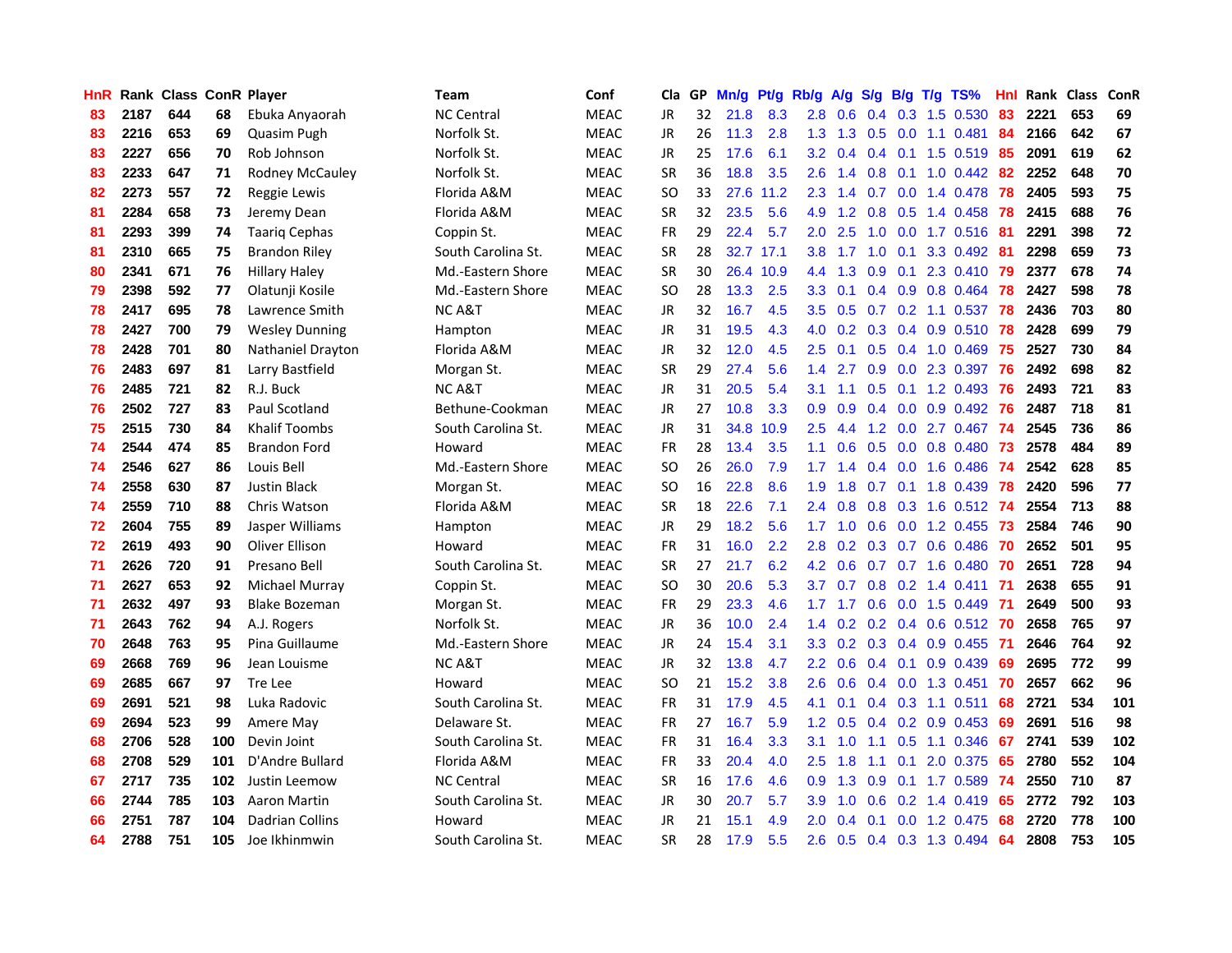| HnR | Rank | Class | ConR | Player | Team | Conf | Cla | GP | Mn/g | Pt/g | Rb/g | A/g | S/g | B/g | T/g | TS% | HnI | Rank | Class | ConR |
|---|---|---|---|---|---|---|---|---|---|---|---|---|---|---|---|---|---|---|---|---|
| 83 | 2187 | 644 | 68 | Ebuka Anyaorah | NC Central | MEAC | JR | 32 | 21.8 | 8.3 | 2.8 | 0.6 | 0.4 | 0.3 | 1.5 | 0.530 | 83 | 2221 | 653 | 69 |
| 83 | 2216 | 653 | 69 | Quasim Pugh | Norfolk St. | MEAC | JR | 26 | 11.3 | 2.8 | 1.3 | 1.3 | 0.5 | 0.0 | 1.1 | 0.481 | 84 | 2166 | 642 | 67 |
| 83 | 2227 | 656 | 70 | Rob Johnson | Norfolk St. | MEAC | JR | 25 | 17.6 | 6.1 | 3.2 | 0.4 | 0.4 | 0.1 | 1.5 | 0.519 | 85 | 2091 | 619 | 62 |
| 83 | 2233 | 647 | 71 | Rodney McCauley | Norfolk St. | MEAC | SR | 36 | 18.8 | 3.5 | 2.6 | 1.4 | 0.8 | 0.1 | 1.0 | 0.442 | 82 | 2252 | 648 | 70 |
| 82 | 2273 | 557 | 72 | Reggie Lewis | Florida A&M | MEAC | SO | 33 | 27.6 | 11.2 | 2.3 | 1.4 | 0.7 | 0.0 | 1.4 | 0.478 | 78 | 2405 | 593 | 75 |
| 81 | 2284 | 658 | 73 | Jeremy Dean | Florida A&M | MEAC | SR | 32 | 23.5 | 5.6 | 4.9 | 1.2 | 0.8 | 0.5 | 1.4 | 0.458 | 78 | 2415 | 688 | 76 |
| 81 | 2293 | 399 | 74 | Taariq Cephas | Coppin St. | MEAC | FR | 29 | 22.4 | 5.7 | 2.0 | 2.5 | 1.0 | 0.0 | 1.7 | 0.516 | 81 | 2291 | 398 | 72 |
| 81 | 2310 | 665 | 75 | Brandon Riley | South Carolina St. | MEAC | SR | 28 | 32.7 | 17.1 | 3.8 | 1.7 | 1.0 | 0.1 | 3.3 | 0.492 | 81 | 2298 | 659 | 73 |
| 80 | 2341 | 671 | 76 | Hillary Haley | Md.-Eastern Shore | MEAC | SR | 30 | 26.4 | 10.9 | 4.4 | 1.3 | 0.9 | 0.1 | 2.3 | 0.410 | 79 | 2377 | 678 | 74 |
| 79 | 2398 | 592 | 77 | Olatunji Kosile | Md.-Eastern Shore | MEAC | SO | 28 | 13.3 | 2.5 | 3.3 | 0.1 | 0.4 | 0.9 | 0.8 | 0.464 | 78 | 2427 | 598 | 78 |
| 78 | 2417 | 695 | 78 | Lawrence Smith | NC A&T | MEAC | JR | 32 | 16.7 | 4.5 | 3.5 | 0.5 | 0.7 | 0.2 | 1.1 | 0.537 | 78 | 2436 | 703 | 80 |
| 78 | 2427 | 700 | 79 | Wesley Dunning | Hampton | MEAC | JR | 31 | 19.5 | 4.3 | 4.0 | 0.2 | 0.3 | 0.4 | 0.9 | 0.510 | 78 | 2428 | 699 | 79 |
| 78 | 2428 | 701 | 80 | Nathaniel Drayton | Florida A&M | MEAC | JR | 32 | 12.0 | 4.5 | 2.5 | 0.1 | 0.5 | 0.4 | 1.0 | 0.469 | 75 | 2527 | 730 | 84 |
| 76 | 2483 | 697 | 81 | Larry Bastfield | Morgan St. | MEAC | SR | 29 | 27.4 | 5.6 | 1.4 | 2.7 | 0.9 | 0.0 | 2.3 | 0.397 | 76 | 2492 | 698 | 82 |
| 76 | 2485 | 721 | 82 | R.J. Buck | NC A&T | MEAC | JR | 31 | 20.5 | 5.4 | 3.1 | 1.1 | 0.5 | 0.1 | 1.2 | 0.493 | 76 | 2493 | 721 | 83 |
| 76 | 2502 | 727 | 83 | Paul Scotland | Bethune-Cookman | MEAC | JR | 27 | 10.8 | 3.3 | 0.9 | 0.9 | 0.4 | 0.0 | 0.9 | 0.492 | 76 | 2487 | 718 | 81 |
| 75 | 2515 | 730 | 84 | Khalif Toombs | South Carolina St. | MEAC | JR | 31 | 34.8 | 10.9 | 2.5 | 4.4 | 1.2 | 0.0 | 2.7 | 0.467 | 74 | 2545 | 736 | 86 |
| 74 | 2544 | 474 | 85 | Brandon Ford | Howard | MEAC | FR | 28 | 13.4 | 3.5 | 1.1 | 0.6 | 0.5 | 0.0 | 0.8 | 0.480 | 73 | 2578 | 484 | 89 |
| 74 | 2546 | 627 | 86 | Louis Bell | Md.-Eastern Shore | MEAC | SO | 26 | 26.0 | 7.9 | 1.7 | 1.4 | 0.4 | 0.0 | 1.6 | 0.486 | 74 | 2542 | 628 | 85 |
| 74 | 2558 | 630 | 87 | Justin Black | Morgan St. | MEAC | SO | 16 | 22.8 | 8.6 | 1.9 | 1.8 | 0.7 | 0.1 | 1.8 | 0.439 | 78 | 2420 | 596 | 77 |
| 74 | 2559 | 710 | 88 | Chris Watson | Florida A&M | MEAC | SR | 18 | 22.6 | 7.1 | 2.4 | 0.8 | 0.8 | 0.3 | 1.6 | 0.512 | 74 | 2554 | 713 | 88 |
| 72 | 2604 | 755 | 89 | Jasper Williams | Hampton | MEAC | JR | 29 | 18.2 | 5.6 | 1.7 | 1.0 | 0.6 | 0.0 | 1.2 | 0.455 | 73 | 2584 | 746 | 90 |
| 72 | 2619 | 493 | 90 | Oliver Ellison | Howard | MEAC | FR | 31 | 16.0 | 2.2 | 2.8 | 0.2 | 0.3 | 0.7 | 0.6 | 0.486 | 70 | 2652 | 501 | 95 |
| 71 | 2626 | 720 | 91 | Presano Bell | South Carolina St. | MEAC | SR | 27 | 21.7 | 6.2 | 4.2 | 0.6 | 0.7 | 0.7 | 1.6 | 0.480 | 70 | 2651 | 728 | 94 |
| 71 | 2627 | 653 | 92 | Michael Murray | Coppin St. | MEAC | SO | 30 | 20.6 | 5.3 | 3.7 | 0.7 | 0.8 | 0.2 | 1.4 | 0.411 | 71 | 2638 | 655 | 91 |
| 71 | 2632 | 497 | 93 | Blake Bozeman | Morgan St. | MEAC | FR | 29 | 23.3 | 4.6 | 1.7 | 1.7 | 0.6 | 0.0 | 1.5 | 0.449 | 71 | 2649 | 500 | 93 |
| 71 | 2643 | 762 | 94 | A.J. Rogers | Norfolk St. | MEAC | JR | 36 | 10.0 | 2.4 | 1.4 | 0.2 | 0.2 | 0.4 | 0.6 | 0.512 | 70 | 2658 | 765 | 97 |
| 70 | 2648 | 763 | 95 | Pina Guillaume | Md.-Eastern Shore | MEAC | JR | 24 | 15.4 | 3.1 | 3.3 | 0.2 | 0.3 | 0.4 | 0.9 | 0.455 | 71 | 2646 | 764 | 92 |
| 69 | 2668 | 769 | 96 | Jean Louisme | NC A&T | MEAC | JR | 32 | 13.8 | 4.7 | 2.2 | 0.6 | 0.4 | 0.1 | 0.9 | 0.439 | 69 | 2695 | 772 | 99 |
| 69 | 2685 | 667 | 97 | Tre Lee | Howard | MEAC | SO | 21 | 15.2 | 3.8 | 2.6 | 0.6 | 0.4 | 0.0 | 1.3 | 0.451 | 70 | 2657 | 662 | 96 |
| 69 | 2691 | 521 | 98 | Luka Radovic | South Carolina St. | MEAC | FR | 31 | 17.9 | 4.5 | 4.1 | 0.1 | 0.4 | 0.3 | 1.1 | 0.511 | 68 | 2721 | 534 | 101 |
| 69 | 2694 | 523 | 99 | Amere May | Delaware St. | MEAC | FR | 27 | 16.7 | 5.9 | 1.2 | 0.5 | 0.4 | 0.2 | 0.9 | 0.453 | 69 | 2691 | 516 | 98 |
| 68 | 2706 | 528 | 100 | Devin Joint | South Carolina St. | MEAC | FR | 31 | 16.4 | 3.3 | 3.1 | 1.0 | 1.1 | 0.5 | 1.1 | 0.346 | 67 | 2741 | 539 | 102 |
| 68 | 2708 | 529 | 101 | D'Andre Bullard | Florida A&M | MEAC | FR | 33 | 20.4 | 4.0 | 2.5 | 1.8 | 1.1 | 0.1 | 2.0 | 0.375 | 65 | 2780 | 552 | 104 |
| 67 | 2717 | 735 | 102 | Justin Leemow | NC Central | MEAC | SR | 16 | 17.6 | 4.6 | 0.9 | 1.3 | 0.9 | 0.1 | 1.7 | 0.589 | 74 | 2550 | 710 | 87 |
| 66 | 2744 | 785 | 103 | Aaron Martin | South Carolina St. | MEAC | JR | 30 | 20.7 | 5.7 | 3.9 | 1.0 | 0.6 | 0.2 | 1.4 | 0.419 | 65 | 2772 | 792 | 103 |
| 66 | 2751 | 787 | 104 | Dadrian Collins | Howard | MEAC | JR | 21 | 15.1 | 4.9 | 2.0 | 0.4 | 0.1 | 0.0 | 1.2 | 0.475 | 68 | 2720 | 778 | 100 |
| 64 | 2788 | 751 | 105 | Joe Ikhinmwin | South Carolina St. | MEAC | SR | 28 | 17.9 | 5.5 | 2.6 | 0.5 | 0.4 | 0.3 | 1.3 | 0.494 | 64 | 2808 | 753 | 105 |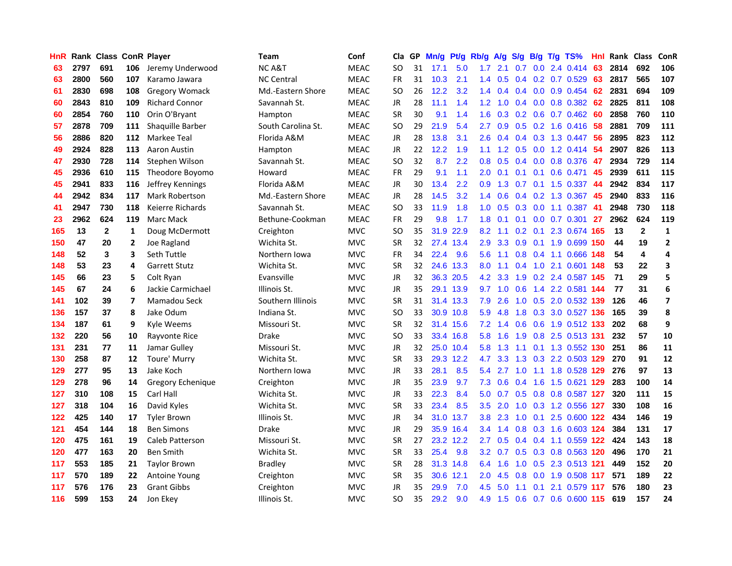| HnR | Rank | Class | ConR | Player | Team | Conf | Cla | GP | Mn/g | Pt/g | Rb/g | A/g | S/g | B/g | T/g | TS% | HnI | Rank | Class | ConR |
|---|---|---|---|---|---|---|---|---|---|---|---|---|---|---|---|---|---|---|---|---|
| 63 | 2797 | 691 | 106 | Jeremy Underwood | NC A&T | MEAC | SO | 31 | 17.1 | 5.0 | 1.7 | 2.1 | 0.7 | 0.0 | 2.4 | 0.414 | 63 | 2814 | 692 | 106 |
| 63 | 2800 | 560 | 107 | Karamo Jawara | NC Central | MEAC | FR | 31 | 10.3 | 2.1 | 1.4 | 0.5 | 0.4 | 0.2 | 0.7 | 0.529 | 63 | 2817 | 565 | 107 |
| 61 | 2830 | 698 | 108 | Gregory Womack | Md.-Eastern Shore | MEAC | SO | 26 | 12.2 | 3.2 | 1.4 | 0.4 | 0.4 | 0.0 | 0.9 | 0.454 | 62 | 2831 | 694 | 109 |
| 60 | 2843 | 810 | 109 | Richard Connor | Savannah St. | MEAC | JR | 28 | 11.1 | 1.4 | 1.2 | 1.0 | 0.4 | 0.0 | 0.8 | 0.382 | 62 | 2825 | 811 | 108 |
| 60 | 2854 | 760 | 110 | Orin O'Bryant | Hampton | MEAC | SR | 30 | 9.1 | 1.4 | 1.6 | 0.3 | 0.2 | 0.6 | 0.7 | 0.462 | 60 | 2858 | 760 | 110 |
| 57 | 2878 | 709 | 111 | Shaquille Barber | South Carolina St. | MEAC | SO | 29 | 21.9 | 5.4 | 2.7 | 0.9 | 0.5 | 0.2 | 1.6 | 0.416 | 58 | 2881 | 709 | 111 |
| 56 | 2886 | 820 | 112 | Markee Teal | Florida A&M | MEAC | JR | 28 | 13.8 | 3.1 | 2.6 | 0.4 | 0.4 | 0.3 | 1.3 | 0.447 | 56 | 2895 | 823 | 112 |
| 49 | 2924 | 828 | 113 | Aaron Austin | Hampton | MEAC | JR | 22 | 12.2 | 1.9 | 1.1 | 1.2 | 0.5 | 0.0 | 1.2 | 0.414 | 54 | 2907 | 826 | 113 |
| 47 | 2930 | 728 | 114 | Stephen Wilson | Savannah St. | MEAC | SO | 32 | 8.7 | 2.2 | 0.8 | 0.5 | 0.4 | 0.0 | 0.8 | 0.376 | 47 | 2934 | 729 | 114 |
| 45 | 2936 | 610 | 115 | Theodore Boyomo | Howard | MEAC | FR | 29 | 9.1 | 1.1 | 2.0 | 0.1 | 0.1 | 0.1 | 0.6 | 0.471 | 45 | 2939 | 611 | 115 |
| 45 | 2941 | 833 | 116 | Jeffrey Kennings | Florida A&M | MEAC | JR | 30 | 13.4 | 2.2 | 0.9 | 1.3 | 0.7 | 0.1 | 1.5 | 0.337 | 44 | 2942 | 834 | 117 |
| 44 | 2942 | 834 | 117 | Mark Robertson | Md.-Eastern Shore | MEAC | JR | 28 | 14.5 | 3.2 | 1.4 | 0.6 | 0.4 | 0.2 | 1.3 | 0.367 | 45 | 2940 | 833 | 116 |
| 41 | 2947 | 730 | 118 | Keierre Richards | Savannah St. | MEAC | SO | 33 | 11.9 | 1.8 | 1.0 | 0.5 | 0.3 | 0.0 | 1.1 | 0.387 | 41 | 2948 | 730 | 118 |
| 23 | 2962 | 624 | 119 | Marc Mack | Bethune-Cookman | MEAC | FR | 29 | 9.8 | 1.7 | 1.8 | 0.1 | 0.1 | 0.0 | 0.7 | 0.301 | 27 | 2962 | 624 | 119 |
| 165 | 13 | 2 | 1 | Doug McDermott | Creighton | MVC | SO | 35 | 31.9 | 22.9 | 8.2 | 1.1 | 0.2 | 0.1 | 2.3 | 0.674 | 165 | 13 | 2 | 1 |
| 150 | 47 | 20 | 2 | Joe Ragland | Wichita St. | MVC | SR | 32 | 27.4 | 13.4 | 2.9 | 3.3 | 0.9 | 0.1 | 1.9 | 0.699 | 150 | 44 | 19 | 2 |
| 148 | 52 | 3 | 3 | Seth Tuttle | Northern Iowa | MVC | FR | 34 | 22.4 | 9.6 | 5.6 | 1.1 | 0.8 | 0.4 | 1.1 | 0.666 | 148 | 54 | 4 | 4 |
| 148 | 53 | 23 | 4 | Garrett Stutz | Wichita St. | MVC | SR | 32 | 24.6 | 13.3 | 8.0 | 1.1 | 0.4 | 1.0 | 2.1 | 0.601 | 148 | 53 | 22 | 3 |
| 145 | 66 | 23 | 5 | Colt Ryan | Evansville | MVC | JR | 32 | 36.3 | 20.5 | 4.2 | 3.3 | 1.9 | 0.2 | 2.4 | 0.587 | 145 | 71 | 29 | 5 |
| 145 | 67 | 24 | 6 | Jackie Carmichael | Illinois St. | MVC | JR | 35 | 29.1 | 13.9 | 9.7 | 1.0 | 0.6 | 1.4 | 2.2 | 0.581 | 144 | 77 | 31 | 6 |
| 141 | 102 | 39 | 7 | Mamadou Seck | Southern Illinois | MVC | SR | 31 | 31.4 | 13.3 | 7.9 | 2.6 | 1.0 | 0.5 | 2.0 | 0.532 | 139 | 126 | 46 | 7 |
| 136 | 157 | 37 | 8 | Jake Odum | Indiana St. | MVC | SO | 33 | 30.9 | 10.8 | 5.9 | 4.8 | 1.8 | 0.3 | 3.0 | 0.527 | 136 | 165 | 39 | 8 |
| 134 | 187 | 61 | 9 | Kyle Weems | Missouri St. | MVC | SR | 32 | 31.4 | 15.6 | 7.2 | 1.4 | 0.6 | 0.6 | 1.9 | 0.512 | 133 | 202 | 68 | 9 |
| 132 | 220 | 56 | 10 | Rayvonte Rice | Drake | MVC | SO | 33 | 33.4 | 16.8 | 5.8 | 1.6 | 1.9 | 0.8 | 2.5 | 0.513 | 131 | 232 | 57 | 10 |
| 131 | 231 | 77 | 11 | Jamar Gulley | Missouri St. | MVC | JR | 32 | 25.0 | 10.4 | 5.8 | 1.3 | 1.1 | 0.1 | 1.3 | 0.552 | 130 | 251 | 86 | 11 |
| 130 | 258 | 87 | 12 | Toure' Murry | Wichita St. | MVC | SR | 33 | 29.3 | 12.2 | 4.7 | 3.3 | 1.3 | 0.3 | 2.2 | 0.503 | 129 | 270 | 91 | 12 |
| 129 | 277 | 95 | 13 | Jake Koch | Northern Iowa | MVC | JR | 33 | 28.1 | 8.5 | 5.4 | 2.7 | 1.0 | 1.1 | 1.8 | 0.528 | 129 | 276 | 97 | 13 |
| 129 | 278 | 96 | 14 | Gregory Echenique | Creighton | MVC | JR | 35 | 23.9 | 9.7 | 7.3 | 0.6 | 0.4 | 1.6 | 1.5 | 0.621 | 129 | 283 | 100 | 14 |
| 127 | 310 | 108 | 15 | Carl Hall | Wichita St. | MVC | JR | 33 | 22.3 | 8.4 | 5.0 | 0.7 | 0.5 | 0.8 | 0.8 | 0.587 | 127 | 320 | 111 | 15 |
| 127 | 318 | 104 | 16 | David Kyles | Wichita St. | MVC | SR | 33 | 23.4 | 8.5 | 3.5 | 2.0 | 1.0 | 0.3 | 1.2 | 0.556 | 127 | 330 | 108 | 16 |
| 122 | 425 | 140 | 17 | Tyler Brown | Illinois St. | MVC | JR | 34 | 31.0 | 13.7 | 3.8 | 2.3 | 1.0 | 0.1 | 2.5 | 0.600 | 122 | 434 | 146 | 19 |
| 121 | 454 | 144 | 18 | Ben Simons | Drake | MVC | JR | 29 | 35.9 | 16.4 | 3.4 | 1.4 | 0.8 | 0.3 | 1.6 | 0.603 | 124 | 384 | 131 | 17 |
| 120 | 475 | 161 | 19 | Caleb Patterson | Missouri St. | MVC | SR | 27 | 23.2 | 12.2 | 2.7 | 0.5 | 0.4 | 0.4 | 1.1 | 0.559 | 122 | 424 | 143 | 18 |
| 120 | 477 | 163 | 20 | Ben Smith | Wichita St. | MVC | SR | 33 | 25.4 | 9.8 | 3.2 | 0.7 | 0.5 | 0.3 | 0.8 | 0.563 | 120 | 496 | 170 | 21 |
| 117 | 553 | 185 | 21 | Taylor Brown | Bradley | MVC | SR | 28 | 31.3 | 14.8 | 6.4 | 1.6 | 1.0 | 0.5 | 2.3 | 0.513 | 121 | 449 | 152 | 20 |
| 117 | 570 | 189 | 22 | Antoine Young | Creighton | MVC | SR | 35 | 30.6 | 12.1 | 2.0 | 4.5 | 0.8 | 0.0 | 1.9 | 0.508 | 117 | 571 | 189 | 22 |
| 117 | 576 | 176 | 23 | Grant Gibbs | Creighton | MVC | JR | 35 | 29.9 | 7.0 | 4.5 | 5.0 | 1.1 | 0.1 | 2.1 | 0.579 | 117 | 576 | 180 | 23 |
| 116 | 599 | 153 | 24 | Jon Ekey | Illinois St. | MVC | SO | 35 | 29.2 | 9.0 | 4.9 | 1.5 | 0.6 | 0.7 | 0.6 | 0.600 | 115 | 619 | 157 | 24 |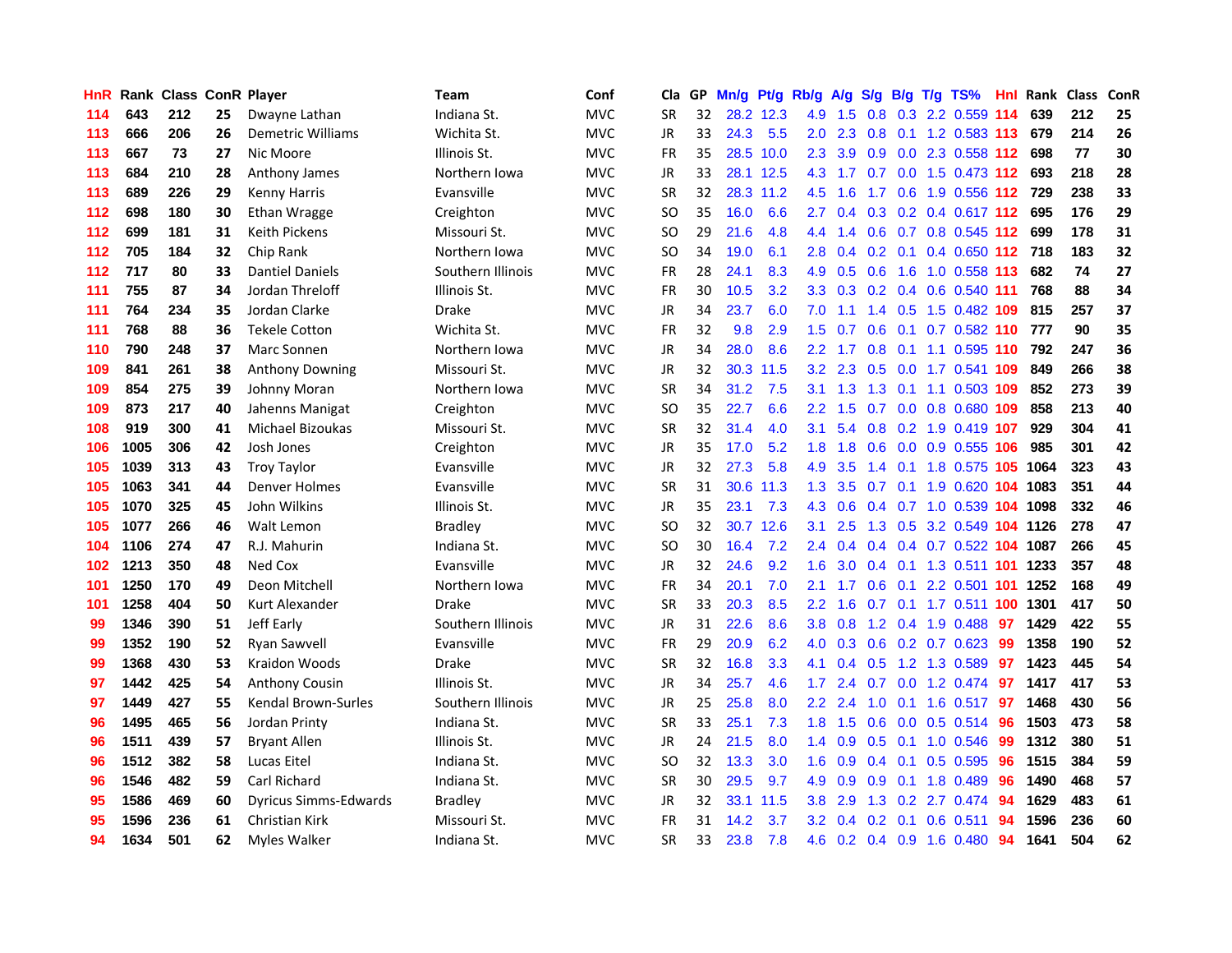| HnR | Rank | Class | ConR | Player | Team | Conf | Cla | GP | Mn/g | Pt/g | Rb/g | A/g | S/g | B/g | T/g | TS% | HnI | Rank | Class | ConR |
|---|---|---|---|---|---|---|---|---|---|---|---|---|---|---|---|---|---|---|---|---|
| 114 | 643 | 212 | 25 | Dwayne Lathan | Indiana St. | MVC | SR | 32 | 28.2 | 12.3 | 4.9 | 1.5 | 0.8 | 0.3 | 2.2 | 0.559 | 114 | 639 | 212 | 25 |
| 113 | 666 | 206 | 26 | Demetric Williams | Wichita St. | MVC | JR | 33 | 24.3 | 5.5 | 2.0 | 2.3 | 0.8 | 0.1 | 1.2 | 0.583 | 113 | 679 | 214 | 26 |
| 113 | 667 | 73 | 27 | Nic Moore | Illinois St. | MVC | FR | 35 | 28.5 | 10.0 | 2.3 | 3.9 | 0.9 | 0.0 | 2.3 | 0.558 | 112 | 698 | 77 | 30 |
| 113 | 684 | 210 | 28 | Anthony James | Northern Iowa | MVC | JR | 33 | 28.1 | 12.5 | 4.3 | 1.7 | 0.7 | 0.0 | 1.5 | 0.473 | 112 | 693 | 218 | 28 |
| 113 | 689 | 226 | 29 | Kenny Harris | Evansville | MVC | SR | 32 | 28.3 | 11.2 | 4.5 | 1.6 | 1.7 | 0.6 | 1.9 | 0.556 | 112 | 729 | 238 | 33 |
| 112 | 698 | 180 | 30 | Ethan Wragge | Creighton | MVC | SO | 35 | 16.0 | 6.6 | 2.7 | 0.4 | 0.3 | 0.2 | 0.4 | 0.617 | 112 | 695 | 176 | 29 |
| 112 | 699 | 181 | 31 | Keith Pickens | Missouri St. | MVC | SO | 29 | 21.6 | 4.8 | 4.4 | 1.4 | 0.6 | 0.7 | 0.8 | 0.545 | 112 | 699 | 178 | 31 |
| 112 | 705 | 184 | 32 | Chip Rank | Northern Iowa | MVC | SO | 34 | 19.0 | 6.1 | 2.8 | 0.4 | 0.2 | 0.1 | 0.4 | 0.650 | 112 | 718 | 183 | 32 |
| 112 | 717 | 80 | 33 | Dantiel Daniels | Southern Illinois | MVC | FR | 28 | 24.1 | 8.3 | 4.9 | 0.5 | 0.6 | 1.6 | 1.0 | 0.558 | 113 | 682 | 74 | 27 |
| 111 | 755 | 87 | 34 | Jordan Threloff | Illinois St. | MVC | FR | 30 | 10.5 | 3.2 | 3.3 | 0.3 | 0.2 | 0.4 | 0.6 | 0.540 | 111 | 768 | 88 | 34 |
| 111 | 764 | 234 | 35 | Jordan Clarke | Drake | MVC | JR | 34 | 23.7 | 6.0 | 7.0 | 1.1 | 1.4 | 0.5 | 1.5 | 0.482 | 109 | 815 | 257 | 37 |
| 111 | 768 | 88 | 36 | Tekele Cotton | Wichita St. | MVC | FR | 32 | 9.8 | 2.9 | 1.5 | 0.7 | 0.6 | 0.1 | 0.7 | 0.582 | 110 | 777 | 90 | 35 |
| 110 | 790 | 248 | 37 | Marc Sonnen | Northern Iowa | MVC | JR | 34 | 28.0 | 8.6 | 2.2 | 1.7 | 0.8 | 0.1 | 1.1 | 0.595 | 110 | 792 | 247 | 36 |
| 109 | 841 | 261 | 38 | Anthony Downing | Missouri St. | MVC | JR | 32 | 30.3 | 11.5 | 3.2 | 2.3 | 0.5 | 0.0 | 1.7 | 0.541 | 109 | 849 | 266 | 38 |
| 109 | 854 | 275 | 39 | Johnny Moran | Northern Iowa | MVC | SR | 34 | 31.2 | 7.5 | 3.1 | 1.3 | 1.3 | 0.1 | 1.1 | 0.503 | 109 | 852 | 273 | 39 |
| 109 | 873 | 217 | 40 | Jahenns Manigat | Creighton | MVC | SO | 35 | 22.7 | 6.6 | 2.2 | 1.5 | 0.7 | 0.0 | 0.8 | 0.680 | 109 | 858 | 213 | 40 |
| 108 | 919 | 300 | 41 | Michael Bizoukas | Missouri St. | MVC | SR | 32 | 31.4 | 4.0 | 3.1 | 5.4 | 0.8 | 0.2 | 1.9 | 0.419 | 107 | 929 | 304 | 41 |
| 106 | 1005 | 306 | 42 | Josh Jones | Creighton | MVC | JR | 35 | 17.0 | 5.2 | 1.8 | 1.8 | 0.6 | 0.0 | 0.9 | 0.555 | 106 | 985 | 301 | 42 |
| 105 | 1039 | 313 | 43 | Troy Taylor | Evansville | MVC | JR | 32 | 27.3 | 5.8 | 4.9 | 3.5 | 1.4 | 0.1 | 1.8 | 0.575 | 105 | 1064 | 323 | 43 |
| 105 | 1063 | 341 | 44 | Denver Holmes | Evansville | MVC | SR | 31 | 30.6 | 11.3 | 1.3 | 3.5 | 0.7 | 0.1 | 1.9 | 0.620 | 104 | 1083 | 351 | 44 |
| 105 | 1070 | 325 | 45 | John Wilkins | Illinois St. | MVC | JR | 35 | 23.1 | 7.3 | 4.3 | 0.6 | 0.4 | 0.7 | 1.0 | 0.539 | 104 | 1098 | 332 | 46 |
| 105 | 1077 | 266 | 46 | Walt Lemon | Bradley | MVC | SO | 32 | 30.7 | 12.6 | 3.1 | 2.5 | 1.3 | 0.5 | 3.2 | 0.549 | 104 | 1126 | 278 | 47 |
| 104 | 1106 | 274 | 47 | R.J. Mahurin | Indiana St. | MVC | SO | 30 | 16.4 | 7.2 | 2.4 | 0.4 | 0.4 | 0.4 | 0.7 | 0.522 | 104 | 1087 | 266 | 45 |
| 102 | 1213 | 350 | 48 | Ned Cox | Evansville | MVC | JR | 32 | 24.6 | 9.2 | 1.6 | 3.0 | 0.4 | 0.1 | 1.3 | 0.511 | 101 | 1233 | 357 | 48 |
| 101 | 1250 | 170 | 49 | Deon Mitchell | Northern Iowa | MVC | FR | 34 | 20.1 | 7.0 | 2.1 | 1.7 | 0.6 | 0.1 | 2.2 | 0.501 | 101 | 1252 | 168 | 49 |
| 101 | 1258 | 404 | 50 | Kurt Alexander | Drake | MVC | SR | 33 | 20.3 | 8.5 | 2.2 | 1.6 | 0.7 | 0.1 | 1.7 | 0.511 | 100 | 1301 | 417 | 50 |
| 99 | 1346 | 390 | 51 | Jeff Early | Southern Illinois | MVC | JR | 31 | 22.6 | 8.6 | 3.8 | 0.8 | 1.2 | 0.4 | 1.9 | 0.488 | 97 | 1429 | 422 | 55 |
| 99 | 1352 | 190 | 52 | Ryan Sawvell | Evansville | MVC | FR | 29 | 20.9 | 6.2 | 4.0 | 0.3 | 0.6 | 0.2 | 0.7 | 0.623 | 99 | 1358 | 190 | 52 |
| 99 | 1368 | 430 | 53 | Kraidon Woods | Drake | MVC | SR | 32 | 16.8 | 3.3 | 4.1 | 0.4 | 0.5 | 1.2 | 1.3 | 0.589 | 97 | 1423 | 445 | 54 |
| 97 | 1442 | 425 | 54 | Anthony Cousin | Illinois St. | MVC | JR | 34 | 25.7 | 4.6 | 1.7 | 2.4 | 0.7 | 0.0 | 1.2 | 0.474 | 97 | 1417 | 417 | 53 |
| 97 | 1449 | 427 | 55 | Kendal Brown-Surles | Southern Illinois | MVC | JR | 25 | 25.8 | 8.0 | 2.2 | 2.4 | 1.0 | 0.1 | 1.6 | 0.517 | 97 | 1468 | 430 | 56 |
| 96 | 1495 | 465 | 56 | Jordan Printy | Indiana St. | MVC | SR | 33 | 25.1 | 7.3 | 1.8 | 1.5 | 0.6 | 0.0 | 0.5 | 0.514 | 96 | 1503 | 473 | 58 |
| 96 | 1511 | 439 | 57 | Bryant Allen | Illinois St. | MVC | JR | 24 | 21.5 | 8.0 | 1.4 | 0.9 | 0.5 | 0.1 | 1.0 | 0.546 | 99 | 1312 | 380 | 51 |
| 96 | 1512 | 382 | 58 | Lucas Eitel | Indiana St. | MVC | SO | 32 | 13.3 | 3.0 | 1.6 | 0.9 | 0.4 | 0.1 | 0.5 | 0.595 | 96 | 1515 | 384 | 59 |
| 96 | 1546 | 482 | 59 | Carl Richard | Indiana St. | MVC | SR | 30 | 29.5 | 9.7 | 4.9 | 0.9 | 0.9 | 0.1 | 1.8 | 0.489 | 96 | 1490 | 468 | 57 |
| 95 | 1586 | 469 | 60 | Dyricus Simms-Edwards | Bradley | MVC | JR | 32 | 33.1 | 11.5 | 3.8 | 2.9 | 1.3 | 0.2 | 2.7 | 0.474 | 94 | 1629 | 483 | 61 |
| 95 | 1596 | 236 | 61 | Christian Kirk | Missouri St. | MVC | FR | 31 | 14.2 | 3.7 | 3.2 | 0.4 | 0.2 | 0.1 | 0.6 | 0.511 | 94 | 1596 | 236 | 60 |
| 94 | 1634 | 501 | 62 | Myles Walker | Indiana St. | MVC | SR | 33 | 23.8 | 7.8 | 4.6 | 0.2 | 0.4 | 0.9 | 1.6 | 0.480 | 94 | 1641 | 504 | 62 |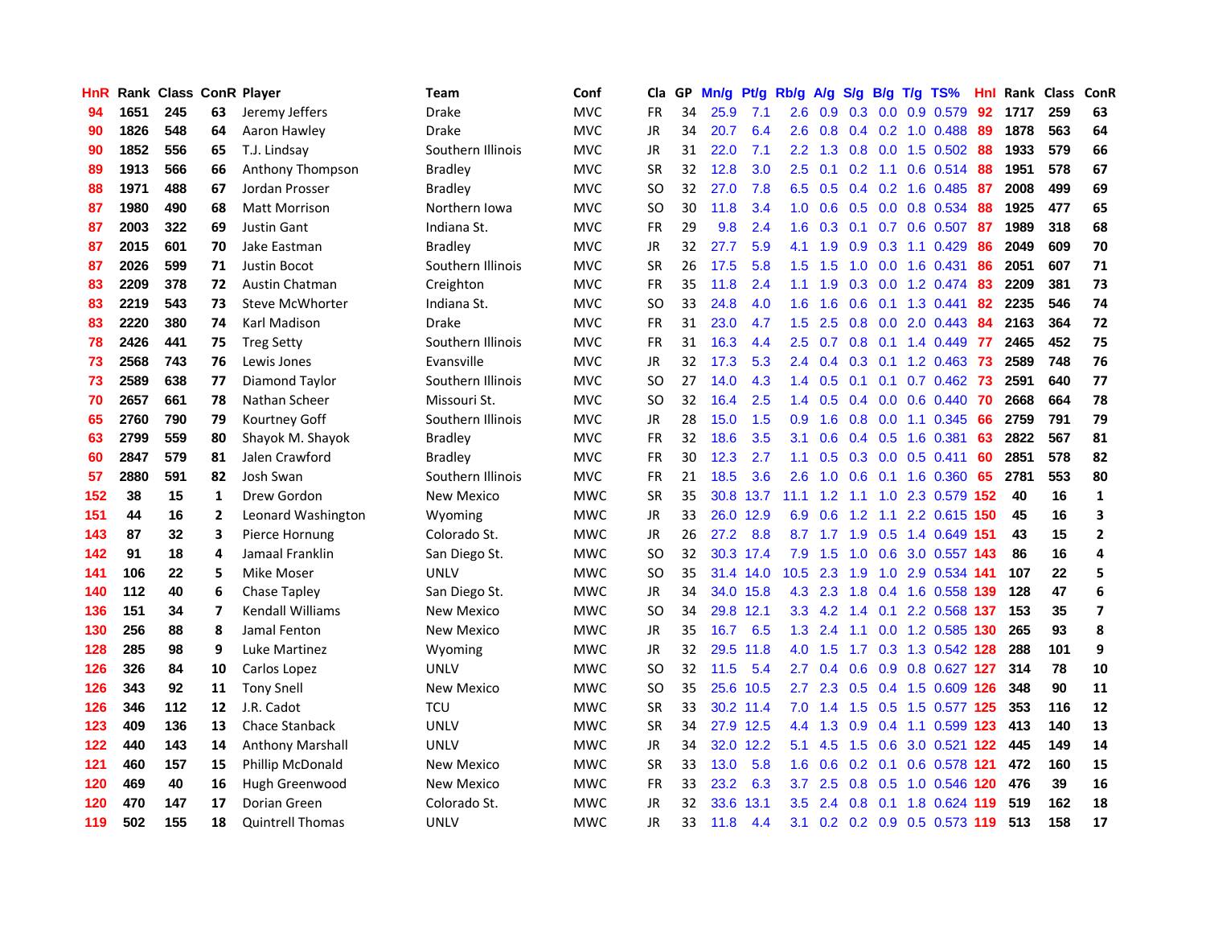| HnR | Rank | Class | ConR | Player | Team | Conf | Cla | GP | Mn/g | Pt/g | Rb/g | A/g | S/g | B/g | T/g | TS% | HnI | Rank | Class | ConR |
|---|---|---|---|---|---|---|---|---|---|---|---|---|---|---|---|---|---|---|---|---|
| 94 | 1651 | 245 | 63 | Jeremy Jeffers | Drake | MVC | FR | 34 | 25.9 | 7.1 | 2.6 | 0.9 | 0.3 | 0.0 | 0.9 | 0.579 | 92 | 1717 | 259 | 63 |
| 90 | 1826 | 548 | 64 | Aaron Hawley | Drake | MVC | JR | 34 | 20.7 | 6.4 | 2.6 | 0.8 | 0.4 | 0.2 | 1.0 | 0.488 | 89 | 1878 | 563 | 64 |
| 90 | 1852 | 556 | 65 | T.J. Lindsay | Southern Illinois | MVC | JR | 31 | 22.0 | 7.1 | 2.2 | 1.3 | 0.8 | 0.0 | 1.5 | 0.502 | 88 | 1933 | 579 | 66 |
| 89 | 1913 | 566 | 66 | Anthony Thompson | Bradley | MVC | SR | 32 | 12.8 | 3.0 | 2.5 | 0.1 | 0.2 | 1.1 | 0.6 | 0.514 | 88 | 1951 | 578 | 67 |
| 88 | 1971 | 488 | 67 | Jordan Prosser | Bradley | MVC | SO | 32 | 27.0 | 7.8 | 6.5 | 0.5 | 0.4 | 0.2 | 1.6 | 0.485 | 87 | 2008 | 499 | 69 |
| 87 | 1980 | 490 | 68 | Matt Morrison | Northern Iowa | MVC | SO | 30 | 11.8 | 3.4 | 1.0 | 0.6 | 0.5 | 0.0 | 0.8 | 0.534 | 88 | 1925 | 477 | 65 |
| 87 | 2003 | 322 | 69 | Justin Gant | Indiana St. | MVC | FR | 29 | 9.8 | 2.4 | 1.6 | 0.3 | 0.1 | 0.7 | 0.6 | 0.507 | 87 | 1989 | 318 | 68 |
| 87 | 2015 | 601 | 70 | Jake Eastman | Bradley | MVC | JR | 32 | 27.7 | 5.9 | 4.1 | 1.9 | 0.9 | 0.3 | 1.1 | 0.429 | 86 | 2049 | 609 | 70 |
| 87 | 2026 | 599 | 71 | Justin Bocot | Southern Illinois | MVC | SR | 26 | 17.5 | 5.8 | 1.5 | 1.5 | 1.0 | 0.0 | 1.6 | 0.431 | 86 | 2051 | 607 | 71 |
| 83 | 2209 | 378 | 72 | Austin Chatman | Creighton | MVC | FR | 35 | 11.8 | 2.4 | 1.1 | 1.9 | 0.3 | 0.0 | 1.2 | 0.474 | 83 | 2209 | 381 | 73 |
| 83 | 2219 | 543 | 73 | Steve McWhorter | Indiana St. | MVC | SO | 33 | 24.8 | 4.0 | 1.6 | 1.6 | 0.6 | 0.1 | 1.3 | 0.441 | 82 | 2235 | 546 | 74 |
| 83 | 2220 | 380 | 74 | Karl Madison | Drake | MVC | FR | 31 | 23.0 | 4.7 | 1.5 | 2.5 | 0.8 | 0.0 | 2.0 | 0.443 | 84 | 2163 | 364 | 72 |
| 78 | 2426 | 441 | 75 | Treg Setty | Southern Illinois | MVC | FR | 31 | 16.3 | 4.4 | 2.5 | 0.7 | 0.8 | 0.1 | 1.4 | 0.449 | 77 | 2465 | 452 | 75 |
| 73 | 2568 | 743 | 76 | Lewis Jones | Evansville | MVC | JR | 32 | 17.3 | 5.3 | 2.4 | 0.4 | 0.3 | 0.1 | 1.2 | 0.463 | 73 | 2589 | 748 | 76 |
| 73 | 2589 | 638 | 77 | Diamond Taylor | Southern Illinois | MVC | SO | 27 | 14.0 | 4.3 | 1.4 | 0.5 | 0.1 | 0.1 | 0.7 | 0.462 | 73 | 2591 | 640 | 77 |
| 70 | 2657 | 661 | 78 | Nathan Scheer | Missouri St. | MVC | SO | 32 | 16.4 | 2.5 | 1.4 | 0.5 | 0.4 | 0.0 | 0.6 | 0.440 | 70 | 2668 | 664 | 78 |
| 65 | 2760 | 790 | 79 | Kourtney Goff | Southern Illinois | MVC | JR | 28 | 15.0 | 1.5 | 0.9 | 1.6 | 0.8 | 0.0 | 1.1 | 0.345 | 66 | 2759 | 791 | 79 |
| 63 | 2799 | 559 | 80 | Shayok M. Shayok | Bradley | MVC | FR | 32 | 18.6 | 3.5 | 3.1 | 0.6 | 0.4 | 0.5 | 1.6 | 0.381 | 63 | 2822 | 567 | 81 |
| 60 | 2847 | 579 | 81 | Jalen Crawford | Bradley | MVC | FR | 30 | 12.3 | 2.7 | 1.1 | 0.5 | 0.3 | 0.0 | 0.5 | 0.411 | 60 | 2851 | 578 | 82 |
| 57 | 2880 | 591 | 82 | Josh Swan | Southern Illinois | MVC | FR | 21 | 18.5 | 3.6 | 2.6 | 1.0 | 0.6 | 0.1 | 1.6 | 0.360 | 65 | 2781 | 553 | 80 |
| 152 | 38 | 15 | 1 | Drew Gordon | New Mexico | MWC | SR | 35 | 30.8 | 13.7 | 11.1 | 1.2 | 1.1 | 1.0 | 2.3 | 0.579 | 152 | 40 | 16 | 1 |
| 151 | 44 | 16 | 2 | Leonard Washington | Wyoming | MWC | JR | 33 | 26.0 | 12.9 | 6.9 | 0.6 | 1.2 | 1.1 | 2.2 | 0.615 | 150 | 45 | 16 | 3 |
| 143 | 87 | 32 | 3 | Pierce Hornung | Colorado St. | MWC | JR | 26 | 27.2 | 8.8 | 8.7 | 1.7 | 1.9 | 0.5 | 1.4 | 0.649 | 151 | 43 | 15 | 2 |
| 142 | 91 | 18 | 4 | Jamaal Franklin | San Diego St. | MWC | SO | 32 | 30.3 | 17.4 | 7.9 | 1.5 | 1.0 | 0.6 | 3.0 | 0.557 | 143 | 86 | 16 | 4 |
| 141 | 106 | 22 | 5 | Mike Moser | UNLV | MWC | SO | 35 | 31.4 | 14.0 | 10.5 | 2.3 | 1.9 | 1.0 | 2.9 | 0.534 | 141 | 107 | 22 | 5 |
| 140 | 112 | 40 | 6 | Chase Tapley | San Diego St. | MWC | JR | 34 | 34.0 | 15.8 | 4.3 | 2.3 | 1.8 | 0.4 | 1.6 | 0.558 | 139 | 128 | 47 | 6 |
| 136 | 151 | 34 | 7 | Kendall Williams | New Mexico | MWC | SO | 34 | 29.8 | 12.1 | 3.3 | 4.2 | 1.4 | 0.1 | 2.2 | 0.568 | 137 | 153 | 35 | 7 |
| 130 | 256 | 88 | 8 | Jamal Fenton | New Mexico | MWC | JR | 35 | 16.7 | 6.5 | 1.3 | 2.4 | 1.1 | 0.0 | 1.2 | 0.585 | 130 | 265 | 93 | 8 |
| 128 | 285 | 98 | 9 | Luke Martinez | Wyoming | MWC | JR | 32 | 29.5 | 11.8 | 4.0 | 1.5 | 1.7 | 0.3 | 1.3 | 0.542 | 128 | 288 | 101 | 9 |
| 126 | 326 | 84 | 10 | Carlos Lopez | UNLV | MWC | SO | 32 | 11.5 | 5.4 | 2.7 | 0.4 | 0.6 | 0.9 | 0.8 | 0.627 | 127 | 314 | 78 | 10 |
| 126 | 343 | 92 | 11 | Tony Snell | New Mexico | MWC | SO | 35 | 25.6 | 10.5 | 2.7 | 2.3 | 0.5 | 0.4 | 1.5 | 0.609 | 126 | 348 | 90 | 11 |
| 126 | 346 | 112 | 12 | J.R. Cadot | TCU | MWC | SR | 33 | 30.2 | 11.4 | 7.0 | 1.4 | 1.5 | 0.5 | 1.5 | 0.577 | 125 | 353 | 116 | 12 |
| 123 | 409 | 136 | 13 | Chace Stanback | UNLV | MWC | SR | 34 | 27.9 | 12.5 | 4.4 | 1.3 | 0.9 | 0.4 | 1.1 | 0.599 | 123 | 413 | 140 | 13 |
| 122 | 440 | 143 | 14 | Anthony Marshall | UNLV | MWC | JR | 34 | 32.0 | 12.2 | 5.1 | 4.5 | 1.5 | 0.6 | 3.0 | 0.521 | 122 | 445 | 149 | 14 |
| 121 | 460 | 157 | 15 | Phillip McDonald | New Mexico | MWC | SR | 33 | 13.0 | 5.8 | 1.6 | 0.6 | 0.2 | 0.1 | 0.6 | 0.578 | 121 | 472 | 160 | 15 |
| 120 | 469 | 40 | 16 | Hugh Greenwood | New Mexico | MWC | FR | 33 | 23.2 | 6.3 | 3.7 | 2.5 | 0.8 | 0.5 | 1.0 | 0.546 | 120 | 476 | 39 | 16 |
| 120 | 470 | 147 | 17 | Dorian Green | Colorado St. | MWC | JR | 32 | 33.6 | 13.1 | 3.5 | 2.4 | 0.8 | 0.1 | 1.8 | 0.624 | 119 | 519 | 162 | 18 |
| 119 | 502 | 155 | 18 | Quintrell Thomas | UNLV | MWC | JR | 33 | 11.8 | 4.4 | 3.1 | 0.2 | 0.2 | 0.9 | 0.5 | 0.573 | 119 | 513 | 158 | 17 |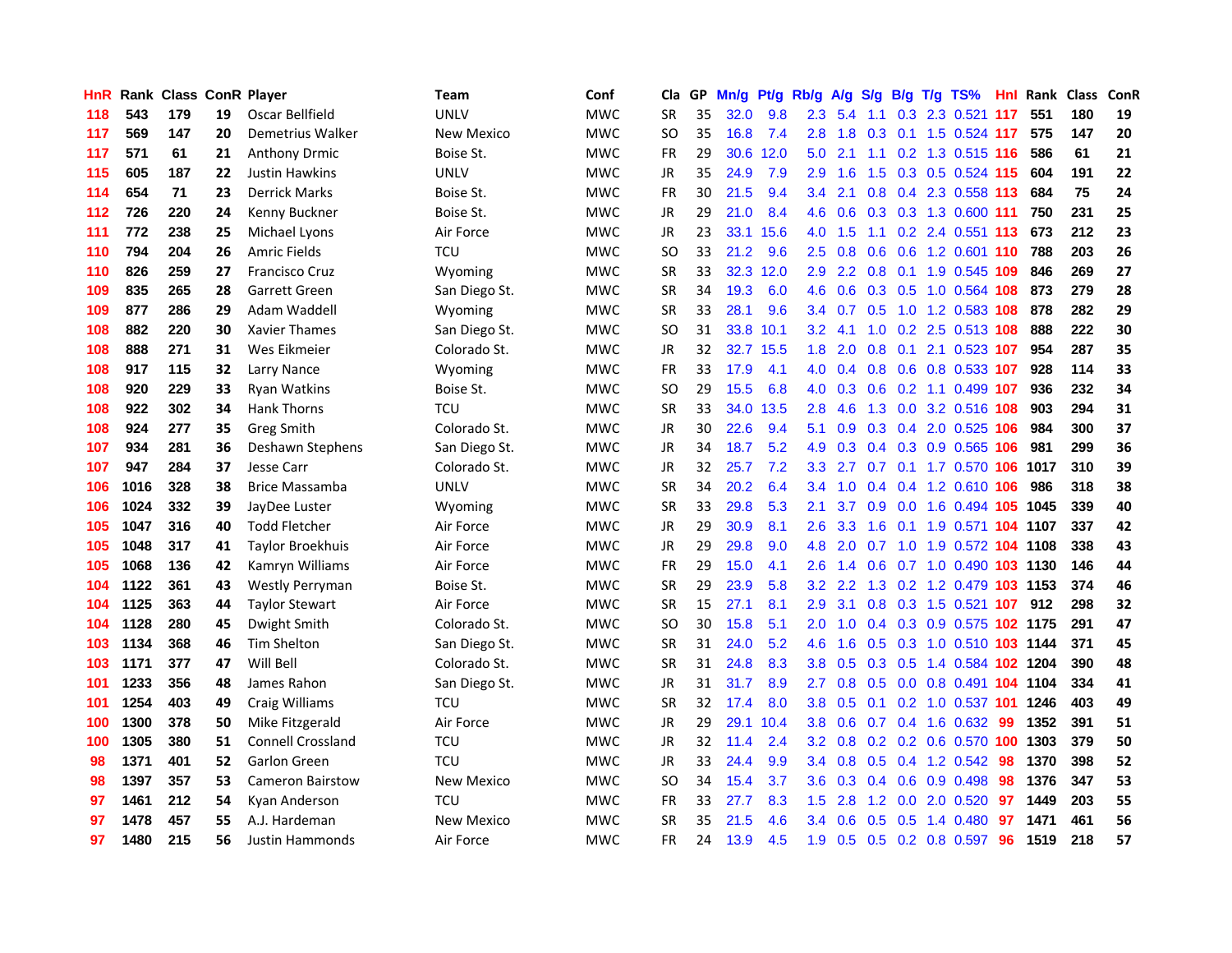| HnR | Rank | Class | ConR | Player | Team | Conf | Cla | GP | Mn/g | Pt/g | Rb/g | A/g | S/g | B/g | T/g | TS% | HnI | Rank | Class | ConR |
|---|---|---|---|---|---|---|---|---|---|---|---|---|---|---|---|---|---|---|---|---|
| 118 | 543 | 179 | 19 | Oscar Bellfield | UNLV | MWC | SR | 35 | 32.0 | 9.8 | 2.3 | 5.4 | 1.1 | 0.3 | 2.3 | 0.521 | 117 | 551 | 180 | 19 |
| 117 | 569 | 147 | 20 | Demetrius Walker | New Mexico | MWC | SO | 35 | 16.8 | 7.4 | 2.8 | 1.8 | 0.3 | 0.1 | 1.5 | 0.524 | 117 | 575 | 147 | 20 |
| 117 | 571 | 61 | 21 | Anthony Drmic | Boise St. | MWC | FR | 29 | 30.6 | 12.0 | 5.0 | 2.1 | 1.1 | 0.2 | 1.3 | 0.515 | 116 | 586 | 61 | 21 |
| 115 | 605 | 187 | 22 | Justin Hawkins | UNLV | MWC | JR | 35 | 24.9 | 7.9 | 2.9 | 1.6 | 1.5 | 0.3 | 0.5 | 0.524 | 115 | 604 | 191 | 22 |
| 114 | 654 | 71 | 23 | Derrick Marks | Boise St. | MWC | FR | 30 | 21.5 | 9.4 | 3.4 | 2.1 | 0.8 | 0.4 | 2.3 | 0.558 | 113 | 684 | 75 | 24 |
| 112 | 726 | 220 | 24 | Kenny Buckner | Boise St. | MWC | JR | 29 | 21.0 | 8.4 | 4.6 | 0.6 | 0.3 | 0.3 | 1.3 | 0.600 | 111 | 750 | 231 | 25 |
| 111 | 772 | 238 | 25 | Michael Lyons | Air Force | MWC | JR | 23 | 33.1 | 15.6 | 4.0 | 1.5 | 1.1 | 0.2 | 2.4 | 0.551 | 113 | 673 | 212 | 23 |
| 110 | 794 | 204 | 26 | Amric Fields | TCU | MWC | SO | 33 | 21.2 | 9.6 | 2.5 | 0.8 | 0.6 | 0.6 | 1.2 | 0.601 | 110 | 788 | 203 | 26 |
| 110 | 826 | 259 | 27 | Francisco Cruz | Wyoming | MWC | SR | 33 | 32.3 | 12.0 | 2.9 | 2.2 | 0.8 | 0.1 | 1.9 | 0.545 | 109 | 846 | 269 | 27 |
| 109 | 835 | 265 | 28 | Garrett Green | San Diego St. | MWC | SR | 34 | 19.3 | 6.0 | 4.6 | 0.6 | 0.3 | 0.5 | 1.0 | 0.564 | 108 | 873 | 279 | 28 |
| 109 | 877 | 286 | 29 | Adam Waddell | Wyoming | MWC | SR | 33 | 28.1 | 9.6 | 3.4 | 0.7 | 0.5 | 1.0 | 1.2 | 0.583 | 108 | 878 | 282 | 29 |
| 108 | 882 | 220 | 30 | Xavier Thames | San Diego St. | MWC | SO | 31 | 33.8 | 10.1 | 3.2 | 4.1 | 1.0 | 0.2 | 2.5 | 0.513 | 108 | 888 | 222 | 30 |
| 108 | 888 | 271 | 31 | Wes Eikmeier | Colorado St. | MWC | JR | 32 | 32.7 | 15.5 | 1.8 | 2.0 | 0.8 | 0.1 | 2.1 | 0.523 | 107 | 954 | 287 | 35 |
| 108 | 917 | 115 | 32 | Larry Nance | Wyoming | MWC | FR | 33 | 17.9 | 4.1 | 4.0 | 0.4 | 0.8 | 0.6 | 0.8 | 0.533 | 107 | 928 | 114 | 33 |
| 108 | 920 | 229 | 33 | Ryan Watkins | Boise St. | MWC | SO | 29 | 15.5 | 6.8 | 4.0 | 0.3 | 0.6 | 0.2 | 1.1 | 0.499 | 107 | 936 | 232 | 34 |
| 108 | 922 | 302 | 34 | Hank Thorns | TCU | MWC | SR | 33 | 34.0 | 13.5 | 2.8 | 4.6 | 1.3 | 0.0 | 3.2 | 0.516 | 108 | 903 | 294 | 31 |
| 108 | 924 | 277 | 35 | Greg Smith | Colorado St. | MWC | JR | 30 | 22.6 | 9.4 | 5.1 | 0.9 | 0.3 | 0.4 | 2.0 | 0.525 | 106 | 984 | 300 | 37 |
| 107 | 934 | 281 | 36 | Deshawn Stephens | San Diego St. | MWC | JR | 34 | 18.7 | 5.2 | 4.9 | 0.3 | 0.4 | 0.3 | 0.9 | 0.565 | 106 | 981 | 299 | 36 |
| 107 | 947 | 284 | 37 | Jesse Carr | Colorado St. | MWC | JR | 32 | 25.7 | 7.2 | 3.3 | 2.7 | 0.7 | 0.1 | 1.7 | 0.570 | 106 | 1017 | 310 | 39 |
| 106 | 1016 | 328 | 38 | Brice Massamba | UNLV | MWC | SR | 34 | 20.2 | 6.4 | 3.4 | 1.0 | 0.4 | 0.4 | 1.2 | 0.610 | 106 | 986 | 318 | 38 |
| 106 | 1024 | 332 | 39 | JayDee Luster | Wyoming | MWC | SR | 33 | 29.8 | 5.3 | 2.1 | 3.7 | 0.9 | 0.0 | 1.6 | 0.494 | 105 | 1045 | 339 | 40 |
| 105 | 1047 | 316 | 40 | Todd Fletcher | Air Force | MWC | JR | 29 | 30.9 | 8.1 | 2.6 | 3.3 | 1.6 | 0.1 | 1.9 | 0.571 | 104 | 1107 | 337 | 42 |
| 105 | 1048 | 317 | 41 | Taylor Broekhuis | Air Force | MWC | JR | 29 | 29.8 | 9.0 | 4.8 | 2.0 | 0.7 | 1.0 | 1.9 | 0.572 | 104 | 1108 | 338 | 43 |
| 105 | 1068 | 136 | 42 | Kamryn Williams | Air Force | MWC | FR | 29 | 15.0 | 4.1 | 2.6 | 1.4 | 0.6 | 0.7 | 1.0 | 0.490 | 103 | 1130 | 146 | 44 |
| 104 | 1122 | 361 | 43 | Westly Perryman | Boise St. | MWC | SR | 29 | 23.9 | 5.8 | 3.2 | 2.2 | 1.3 | 0.2 | 1.2 | 0.479 | 103 | 1153 | 374 | 46 |
| 104 | 1125 | 363 | 44 | Taylor Stewart | Air Force | MWC | SR | 15 | 27.1 | 8.1 | 2.9 | 3.1 | 0.8 | 0.3 | 1.5 | 0.521 | 107 | 912 | 298 | 32 |
| 104 | 1128 | 280 | 45 | Dwight Smith | Colorado St. | MWC | SO | 30 | 15.8 | 5.1 | 2.0 | 1.0 | 0.4 | 0.3 | 0.9 | 0.575 | 102 | 1175 | 291 | 47 |
| 103 | 1134 | 368 | 46 | Tim Shelton | San Diego St. | MWC | SR | 31 | 24.0 | 5.2 | 4.6 | 1.6 | 0.5 | 0.3 | 1.0 | 0.510 | 103 | 1144 | 371 | 45 |
| 103 | 1171 | 377 | 47 | Will Bell | Colorado St. | MWC | SR | 31 | 24.8 | 8.3 | 3.8 | 0.5 | 0.3 | 0.5 | 1.4 | 0.584 | 102 | 1204 | 390 | 48 |
| 101 | 1233 | 356 | 48 | James Rahon | San Diego St. | MWC | JR | 31 | 31.7 | 8.9 | 2.7 | 0.8 | 0.5 | 0.0 | 0.8 | 0.491 | 104 | 1104 | 334 | 41 |
| 101 | 1254 | 403 | 49 | Craig Williams | TCU | MWC | SR | 32 | 17.4 | 8.0 | 3.8 | 0.5 | 0.1 | 0.2 | 1.0 | 0.537 | 101 | 1246 | 403 | 49 |
| 100 | 1300 | 378 | 50 | Mike Fitzgerald | Air Force | MWC | JR | 29 | 29.1 | 10.4 | 3.8 | 0.6 | 0.7 | 0.4 | 1.6 | 0.632 | 99 | 1352 | 391 | 51 |
| 100 | 1305 | 380 | 51 | Connell Crossland | TCU | MWC | JR | 32 | 11.4 | 2.4 | 3.2 | 0.8 | 0.2 | 0.2 | 0.6 | 0.570 | 100 | 1303 | 379 | 50 |
| 98 | 1371 | 401 | 52 | Garlon Green | TCU | MWC | JR | 33 | 24.4 | 9.9 | 3.4 | 0.8 | 0.5 | 0.4 | 1.2 | 0.542 | 98 | 1370 | 398 | 52 |
| 98 | 1397 | 357 | 53 | Cameron Bairstow | New Mexico | MWC | SO | 34 | 15.4 | 3.7 | 3.6 | 0.3 | 0.4 | 0.6 | 0.9 | 0.498 | 98 | 1376 | 347 | 53 |
| 97 | 1461 | 212 | 54 | Kyan Anderson | TCU | MWC | FR | 33 | 27.7 | 8.3 | 1.5 | 2.8 | 1.2 | 0.0 | 2.0 | 0.520 | 97 | 1449 | 203 | 55 |
| 97 | 1478 | 457 | 55 | A.J. Hardeman | New Mexico | MWC | SR | 35 | 21.5 | 4.6 | 3.4 | 0.6 | 0.5 | 0.5 | 1.4 | 0.480 | 97 | 1471 | 461 | 56 |
| 97 | 1480 | 215 | 56 | Justin Hammonds | Air Force | MWC | FR | 24 | 13.9 | 4.5 | 1.9 | 0.5 | 0.5 | 0.2 | 0.8 | 0.597 | 96 | 1519 | 218 | 57 |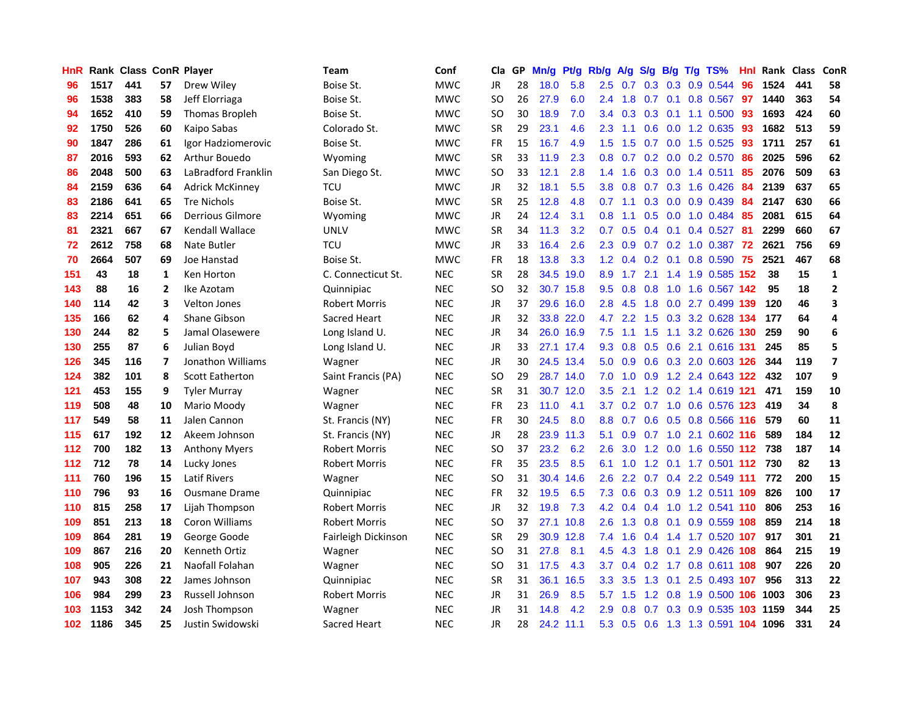| HnR | Rank | Class | ConR | Player | Team | Conf | Cla | GP | Mn/g | Pt/g | Rb/g | A/g | S/g | B/g | T/g | TS% | HnI | Rank | Class | ConR |
|---|---|---|---|---|---|---|---|---|---|---|---|---|---|---|---|---|---|---|---|---|
| 96 | 1517 | 441 | 57 | Drew Wiley | Boise St. | MWC | JR | 28 | 18.0 | 5.8 | 2.5 | 0.7 | 0.3 | 0.3 | 0.9 | 0.544 | 96 | 1524 | 441 | 58 |
| 96 | 1538 | 383 | 58 | Jeff Elorriaga | Boise St. | MWC | SO | 26 | 27.9 | 6.0 | 2.4 | 1.8 | 0.7 | 0.1 | 0.8 | 0.567 | 97 | 1440 | 363 | 54 |
| 94 | 1652 | 410 | 59 | Thomas Bropleh | Boise St. | MWC | SO | 30 | 18.9 | 7.0 | 3.4 | 0.3 | 0.3 | 0.1 | 1.1 | 0.500 | 93 | 1693 | 424 | 60 |
| 92 | 1750 | 526 | 60 | Kaipo Sabas | Colorado St. | MWC | SR | 29 | 23.1 | 4.6 | 2.3 | 1.1 | 0.6 | 0.0 | 1.2 | 0.635 | 93 | 1682 | 513 | 59 |
| 90 | 1847 | 286 | 61 | Igor Hadziomerovic | Boise St. | MWC | FR | 15 | 16.7 | 4.9 | 1.5 | 1.5 | 0.7 | 0.0 | 1.5 | 0.525 | 93 | 1711 | 257 | 61 |
| 87 | 2016 | 593 | 62 | Arthur Bouedo | Wyoming | MWC | SR | 33 | 11.9 | 2.3 | 0.8 | 0.7 | 0.2 | 0.0 | 0.2 | 0.570 | 86 | 2025 | 596 | 62 |
| 86 | 2048 | 500 | 63 | LaBradford Franklin | San Diego St. | MWC | SO | 33 | 12.1 | 2.8 | 1.4 | 1.6 | 0.3 | 0.0 | 1.4 | 0.511 | 85 | 2076 | 509 | 63 |
| 84 | 2159 | 636 | 64 | Adrick McKinney | TCU | MWC | JR | 32 | 18.1 | 5.5 | 3.8 | 0.8 | 0.7 | 0.3 | 1.6 | 0.426 | 84 | 2139 | 637 | 65 |
| 83 | 2186 | 641 | 65 | Tre Nichols | Boise St. | MWC | SR | 25 | 12.8 | 4.8 | 0.7 | 1.1 | 0.3 | 0.0 | 0.9 | 0.439 | 84 | 2147 | 630 | 66 |
| 83 | 2214 | 651 | 66 | Derrious Gilmore | Wyoming | MWC | JR | 24 | 12.4 | 3.1 | 0.8 | 1.1 | 0.5 | 0.0 | 1.0 | 0.484 | 85 | 2081 | 615 | 64 |
| 81 | 2321 | 667 | 67 | Kendall Wallace | UNLV | MWC | SR | 34 | 11.3 | 3.2 | 0.7 | 0.5 | 0.4 | 0.1 | 0.4 | 0.527 | 81 | 2299 | 660 | 67 |
| 72 | 2612 | 758 | 68 | Nate Butler | TCU | MWC | JR | 33 | 16.4 | 2.6 | 2.3 | 0.9 | 0.7 | 0.2 | 1.0 | 0.387 | 72 | 2621 | 756 | 69 |
| 70 | 2664 | 507 | 69 | Joe Hanstad | Boise St. | MWC | FR | 18 | 13.8 | 3.3 | 1.2 | 0.4 | 0.2 | 0.1 | 0.8 | 0.590 | 75 | 2521 | 467 | 68 |
| 151 | 43 | 18 | 1 | Ken Horton | C. Connecticut St. | NEC | SR | 28 | 34.5 | 19.0 | 8.9 | 1.7 | 2.1 | 1.4 | 1.9 | 0.585 | 152 | 38 | 15 | 1 |
| 143 | 88 | 16 | 2 | Ike Azotam | Quinnipiac | NEC | SO | 32 | 30.7 | 15.8 | 9.5 | 0.8 | 0.8 | 1.0 | 1.6 | 0.567 | 142 | 95 | 18 | 2 |
| 140 | 114 | 42 | 3 | Velton Jones | Robert Morris | NEC | JR | 37 | 29.6 | 16.0 | 2.8 | 4.5 | 1.8 | 0.0 | 2.7 | 0.499 | 139 | 120 | 46 | 3 |
| 135 | 166 | 62 | 4 | Shane Gibson | Sacred Heart | NEC | JR | 32 | 33.8 | 22.0 | 4.7 | 2.2 | 1.5 | 0.3 | 3.2 | 0.628 | 134 | 177 | 64 | 4 |
| 130 | 244 | 82 | 5 | Jamal Olasewere | Long Island U. | NEC | JR | 34 | 26.0 | 16.9 | 7.5 | 1.1 | 1.5 | 1.1 | 3.2 | 0.626 | 130 | 259 | 90 | 6 |
| 130 | 255 | 87 | 6 | Julian Boyd | Long Island U. | NEC | JR | 33 | 27.1 | 17.4 | 9.3 | 0.8 | 0.5 | 0.6 | 2.1 | 0.616 | 131 | 245 | 85 | 5 |
| 126 | 345 | 116 | 7 | Jonathon Williams | Wagner | NEC | JR | 30 | 24.5 | 13.4 | 5.0 | 0.9 | 0.6 | 0.3 | 2.0 | 0.603 | 126 | 344 | 119 | 7 |
| 124 | 382 | 101 | 8 | Scott Eatherton | Saint Francis (PA) | NEC | SO | 29 | 28.7 | 14.0 | 7.0 | 1.0 | 0.9 | 1.2 | 2.4 | 0.643 | 122 | 432 | 107 | 9 |
| 121 | 453 | 155 | 9 | Tyler Murray | Wagner | NEC | SR | 31 | 30.7 | 12.0 | 3.5 | 2.1 | 1.2 | 0.2 | 1.4 | 0.619 | 121 | 471 | 159 | 10 |
| 119 | 508 | 48 | 10 | Mario Moody | Wagner | NEC | FR | 23 | 11.0 | 4.1 | 3.7 | 0.2 | 0.7 | 1.0 | 0.6 | 0.576 | 123 | 419 | 34 | 8 |
| 117 | 549 | 58 | 11 | Jalen Cannon | St. Francis (NY) | NEC | FR | 30 | 24.5 | 8.0 | 8.8 | 0.7 | 0.6 | 0.5 | 0.8 | 0.566 | 116 | 579 | 60 | 11 |
| 115 | 617 | 192 | 12 | Akeem Johnson | St. Francis (NY) | NEC | JR | 28 | 23.9 | 11.3 | 5.1 | 0.9 | 0.7 | 1.0 | 2.1 | 0.602 | 116 | 589 | 184 | 12 |
| 112 | 700 | 182 | 13 | Anthony Myers | Robert Morris | NEC | SO | 37 | 23.2 | 6.2 | 2.6 | 3.0 | 1.2 | 0.0 | 1.6 | 0.550 | 112 | 738 | 187 | 14 |
| 112 | 712 | 78 | 14 | Lucky Jones | Robert Morris | NEC | FR | 35 | 23.5 | 8.5 | 6.1 | 1.0 | 1.2 | 0.1 | 1.7 | 0.501 | 112 | 730 | 82 | 13 |
| 111 | 760 | 196 | 15 | Latif Rivers | Wagner | NEC | SO | 31 | 30.4 | 14.6 | 2.6 | 2.2 | 0.7 | 0.4 | 2.2 | 0.549 | 111 | 772 | 200 | 15 |
| 110 | 796 | 93 | 16 | Ousmane Drame | Quinnipiac | NEC | FR | 32 | 19.5 | 6.5 | 7.3 | 0.6 | 0.3 | 0.9 | 1.2 | 0.511 | 109 | 826 | 100 | 17 |
| 110 | 815 | 258 | 17 | Lijah Thompson | Robert Morris | NEC | JR | 32 | 19.8 | 7.3 | 4.2 | 0.4 | 0.4 | 1.0 | 1.2 | 0.541 | 110 | 806 | 253 | 16 |
| 109 | 851 | 213 | 18 | Coron Williams | Robert Morris | NEC | SO | 37 | 27.1 | 10.8 | 2.6 | 1.3 | 0.8 | 0.1 | 0.9 | 0.559 | 108 | 859 | 214 | 18 |
| 109 | 864 | 281 | 19 | George Goode | Fairleigh Dickinson | NEC | SR | 29 | 30.9 | 12.8 | 7.4 | 1.6 | 0.4 | 1.4 | 1.7 | 0.520 | 107 | 917 | 301 | 21 |
| 109 | 867 | 216 | 20 | Kenneth Ortiz | Wagner | NEC | SO | 31 | 27.8 | 8.1 | 4.5 | 4.3 | 1.8 | 0.1 | 2.9 | 0.426 | 108 | 864 | 215 | 19 |
| 108 | 905 | 226 | 21 | Naofall Folahan | Wagner | NEC | SO | 31 | 17.5 | 4.3 | 3.7 | 0.4 | 0.2 | 1.7 | 0.8 | 0.611 | 108 | 907 | 226 | 20 |
| 107 | 943 | 308 | 22 | James Johnson | Quinnipiac | NEC | SR | 31 | 36.1 | 16.5 | 3.3 | 3.5 | 1.3 | 0.1 | 2.5 | 0.493 | 107 | 956 | 313 | 22 |
| 106 | 984 | 299 | 23 | Russell Johnson | Robert Morris | NEC | JR | 31 | 26.9 | 8.5 | 5.7 | 1.5 | 1.2 | 0.8 | 1.9 | 0.500 | 106 | 1003 | 306 | 23 |
| 103 | 1153 | 342 | 24 | Josh Thompson | Wagner | NEC | JR | 31 | 14.8 | 4.2 | 2.9 | 0.8 | 0.7 | 0.3 | 0.9 | 0.535 | 103 | 1159 | 344 | 25 |
| 102 | 1186 | 345 | 25 | Justin Swidowski | Sacred Heart | NEC | JR | 28 | 24.2 | 11.1 | 5.3 | 0.5 | 0.6 | 1.3 | 1.3 | 0.591 | 104 | 1096 | 331 | 24 |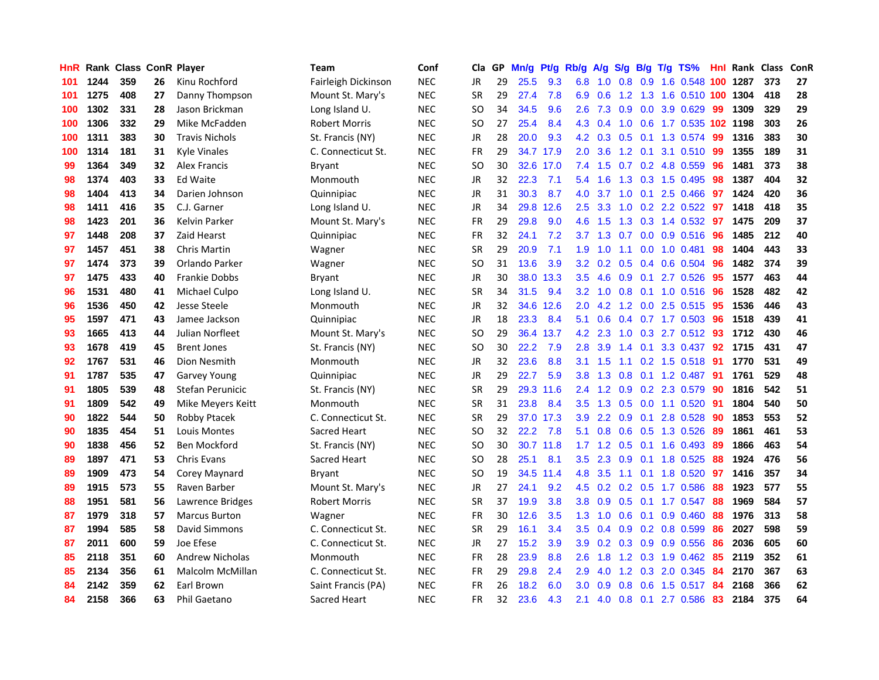| HnR | Rank | Class | ConR | Player | Team | Conf | Cla | GP | Mn/g | Pt/g | Rb/g | A/g | S/g | B/g | T/g | TS% | HnI | Rank | Class | ConR |
|---|---|---|---|---|---|---|---|---|---|---|---|---|---|---|---|---|---|---|---|---|
| 101 | 1244 | 359 | 26 | Kinu Rochford | Fairleigh Dickinson | NEC | JR | 29 | 25.5 | 9.3 | 6.8 | 1.0 | 0.8 | 0.9 | 1.6 | 0.548 | 100 | 1287 | 373 | 27 |
| 101 | 1275 | 408 | 27 | Danny Thompson | Mount St. Mary's | NEC | SR | 29 | 27.4 | 7.8 | 6.9 | 0.6 | 1.2 | 1.3 | 1.6 | 0.510 | 100 | 1304 | 418 | 28 |
| 100 | 1302 | 331 | 28 | Jason Brickman | Long Island U. | NEC | SO | 34 | 34.5 | 9.6 | 2.6 | 7.3 | 0.9 | 0.0 | 3.9 | 0.629 | 99 | 1309 | 329 | 29 |
| 100 | 1306 | 332 | 29 | Mike McFadden | Robert Morris | NEC | SO | 27 | 25.4 | 8.4 | 4.3 | 0.4 | 1.0 | 0.6 | 1.7 | 0.535 | 102 | 1198 | 303 | 26 |
| 100 | 1311 | 383 | 30 | Travis Nichols | St. Francis (NY) | NEC | JR | 28 | 20.0 | 9.3 | 4.2 | 0.3 | 0.5 | 0.1 | 1.3 | 0.574 | 99 | 1316 | 383 | 30 |
| 100 | 1314 | 181 | 31 | Kyle Vinales | C. Connecticut St. | NEC | FR | 29 | 34.7 | 17.9 | 2.0 | 3.6 | 1.2 | 0.1 | 3.1 | 0.510 | 99 | 1355 | 189 | 31 |
| 99 | 1364 | 349 | 32 | Alex Francis | Bryant | NEC | SO | 30 | 32.6 | 17.0 | 7.4 | 1.5 | 0.7 | 0.2 | 4.8 | 0.559 | 96 | 1481 | 373 | 38 |
| 98 | 1374 | 403 | 33 | Ed Waite | Monmouth | NEC | JR | 32 | 22.3 | 7.1 | 5.4 | 1.6 | 1.3 | 0.3 | 1.5 | 0.495 | 98 | 1387 | 404 | 32 |
| 98 | 1404 | 413 | 34 | Darien Johnson | Quinnipiac | NEC | JR | 31 | 30.3 | 8.7 | 4.0 | 3.7 | 1.0 | 0.1 | 2.5 | 0.466 | 97 | 1424 | 420 | 36 |
| 98 | 1411 | 416 | 35 | C.J. Garner | Long Island U. | NEC | JR | 34 | 29.8 | 12.6 | 2.5 | 3.3 | 1.0 | 0.2 | 2.2 | 0.522 | 97 | 1418 | 418 | 35 |
| 98 | 1423 | 201 | 36 | Kelvin Parker | Mount St. Mary's | NEC | FR | 29 | 29.8 | 9.0 | 4.6 | 1.5 | 1.3 | 0.3 | 1.4 | 0.532 | 97 | 1475 | 209 | 37 |
| 97 | 1448 | 208 | 37 | Zaid Hearst | Quinnipiac | NEC | FR | 32 | 24.1 | 7.2 | 3.7 | 1.3 | 0.7 | 0.0 | 0.9 | 0.516 | 96 | 1485 | 212 | 40 |
| 97 | 1457 | 451 | 38 | Chris Martin | Wagner | NEC | SR | 29 | 20.9 | 7.1 | 1.9 | 1.0 | 1.1 | 0.0 | 1.0 | 0.481 | 98 | 1404 | 443 | 33 |
| 97 | 1474 | 373 | 39 | Orlando Parker | Wagner | NEC | SO | 31 | 13.6 | 3.9 | 3.2 | 0.2 | 0.5 | 0.4 | 0.6 | 0.504 | 96 | 1482 | 374 | 39 |
| 97 | 1475 | 433 | 40 | Frankie Dobbs | Bryant | NEC | JR | 30 | 38.0 | 13.3 | 3.5 | 4.6 | 0.9 | 0.1 | 2.7 | 0.526 | 95 | 1577 | 463 | 44 |
| 96 | 1531 | 480 | 41 | Michael Culpo | Long Island U. | NEC | SR | 34 | 31.5 | 9.4 | 3.2 | 1.0 | 0.8 | 0.1 | 1.0 | 0.516 | 96 | 1528 | 482 | 42 |
| 96 | 1536 | 450 | 42 | Jesse Steele | Monmouth | NEC | JR | 32 | 34.6 | 12.6 | 2.0 | 4.2 | 1.2 | 0.0 | 2.5 | 0.515 | 95 | 1536 | 446 | 43 |
| 95 | 1597 | 471 | 43 | Jamee Jackson | Quinnipiac | NEC | JR | 18 | 23.3 | 8.4 | 5.1 | 0.6 | 0.4 | 0.7 | 1.7 | 0.503 | 96 | 1518 | 439 | 41 |
| 93 | 1665 | 413 | 44 | Julian Norfleet | Mount St. Mary's | NEC | SO | 29 | 36.4 | 13.7 | 4.2 | 2.3 | 1.0 | 0.3 | 2.7 | 0.512 | 93 | 1712 | 430 | 46 |
| 93 | 1678 | 419 | 45 | Brent Jones | St. Francis (NY) | NEC | SO | 30 | 22.2 | 7.9 | 2.8 | 3.9 | 1.4 | 0.1 | 3.3 | 0.437 | 92 | 1715 | 431 | 47 |
| 92 | 1767 | 531 | 46 | Dion Nesmith | Monmouth | NEC | JR | 32 | 23.6 | 8.8 | 3.1 | 1.5 | 1.1 | 0.2 | 1.5 | 0.518 | 91 | 1770 | 531 | 49 |
| 91 | 1787 | 535 | 47 | Garvey Young | Quinnipiac | NEC | JR | 29 | 22.7 | 5.9 | 3.8 | 1.3 | 0.8 | 0.1 | 1.2 | 0.487 | 91 | 1761 | 529 | 48 |
| 91 | 1805 | 539 | 48 | Stefan Perunicic | St. Francis (NY) | NEC | SR | 29 | 29.3 | 11.6 | 2.4 | 1.2 | 0.9 | 0.2 | 2.3 | 0.579 | 90 | 1816 | 542 | 51 |
| 91 | 1809 | 542 | 49 | Mike Meyers Keitt | Monmouth | NEC | SR | 31 | 23.8 | 8.4 | 3.5 | 1.3 | 0.5 | 0.0 | 1.1 | 0.520 | 91 | 1804 | 540 | 50 |
| 90 | 1822 | 544 | 50 | Robby Ptacek | C. Connecticut St. | NEC | SR | 29 | 37.0 | 17.3 | 3.9 | 2.2 | 0.9 | 0.1 | 2.8 | 0.528 | 90 | 1853 | 553 | 52 |
| 90 | 1835 | 454 | 51 | Louis Montes | Sacred Heart | NEC | SO | 32 | 22.2 | 7.8 | 5.1 | 0.8 | 0.6 | 0.5 | 1.3 | 0.526 | 89 | 1861 | 461 | 53 |
| 90 | 1838 | 456 | 52 | Ben Mockford | St. Francis (NY) | NEC | SO | 30 | 30.7 | 11.8 | 1.7 | 1.2 | 0.5 | 0.1 | 1.6 | 0.493 | 89 | 1866 | 463 | 54 |
| 89 | 1897 | 471 | 53 | Chris Evans | Sacred Heart | NEC | SO | 28 | 25.1 | 8.1 | 3.5 | 2.3 | 0.9 | 0.1 | 1.8 | 0.525 | 88 | 1924 | 476 | 56 |
| 89 | 1909 | 473 | 54 | Corey Maynard | Bryant | NEC | SO | 19 | 34.5 | 11.4 | 4.8 | 3.5 | 1.1 | 0.1 | 1.8 | 0.520 | 97 | 1416 | 357 | 34 |
| 89 | 1915 | 573 | 55 | Raven Barber | Mount St. Mary's | NEC | JR | 27 | 24.1 | 9.2 | 4.5 | 0.2 | 0.2 | 0.5 | 1.7 | 0.586 | 88 | 1923 | 577 | 55 |
| 88 | 1951 | 581 | 56 | Lawrence Bridges | Robert Morris | NEC | SR | 37 | 19.9 | 3.8 | 3.8 | 0.9 | 0.5 | 0.1 | 1.7 | 0.547 | 88 | 1969 | 584 | 57 |
| 87 | 1979 | 318 | 57 | Marcus Burton | Wagner | NEC | FR | 30 | 12.6 | 3.5 | 1.3 | 1.0 | 0.6 | 0.1 | 0.9 | 0.460 | 88 | 1976 | 313 | 58 |
| 87 | 1994 | 585 | 58 | David Simmons | C. Connecticut St. | NEC | SR | 29 | 16.1 | 3.4 | 3.5 | 0.4 | 0.9 | 0.2 | 0.8 | 0.599 | 86 | 2027 | 598 | 59 |
| 87 | 2011 | 600 | 59 | Joe Efese | C. Connecticut St. | NEC | JR | 27 | 15.2 | 3.9 | 3.9 | 0.2 | 0.3 | 0.9 | 0.9 | 0.556 | 86 | 2036 | 605 | 60 |
| 85 | 2118 | 351 | 60 | Andrew Nicholas | Monmouth | NEC | FR | 28 | 23.9 | 8.8 | 2.6 | 1.8 | 1.2 | 0.3 | 1.9 | 0.462 | 85 | 2119 | 352 | 61 |
| 85 | 2134 | 356 | 61 | Malcolm McMillan | C. Connecticut St. | NEC | FR | 29 | 29.8 | 2.4 | 2.9 | 4.0 | 1.2 | 0.3 | 2.0 | 0.345 | 84 | 2170 | 367 | 63 |
| 84 | 2142 | 359 | 62 | Earl Brown | Saint Francis (PA) | NEC | FR | 26 | 18.2 | 6.0 | 3.0 | 0.9 | 0.8 | 0.6 | 1.5 | 0.517 | 84 | 2168 | 366 | 62 |
| 84 | 2158 | 366 | 63 | Phil Gaetano | Sacred Heart | NEC | FR | 32 | 23.6 | 4.3 | 2.1 | 4.0 | 0.8 | 0.1 | 2.7 | 0.586 | 83 | 2184 | 375 | 64 |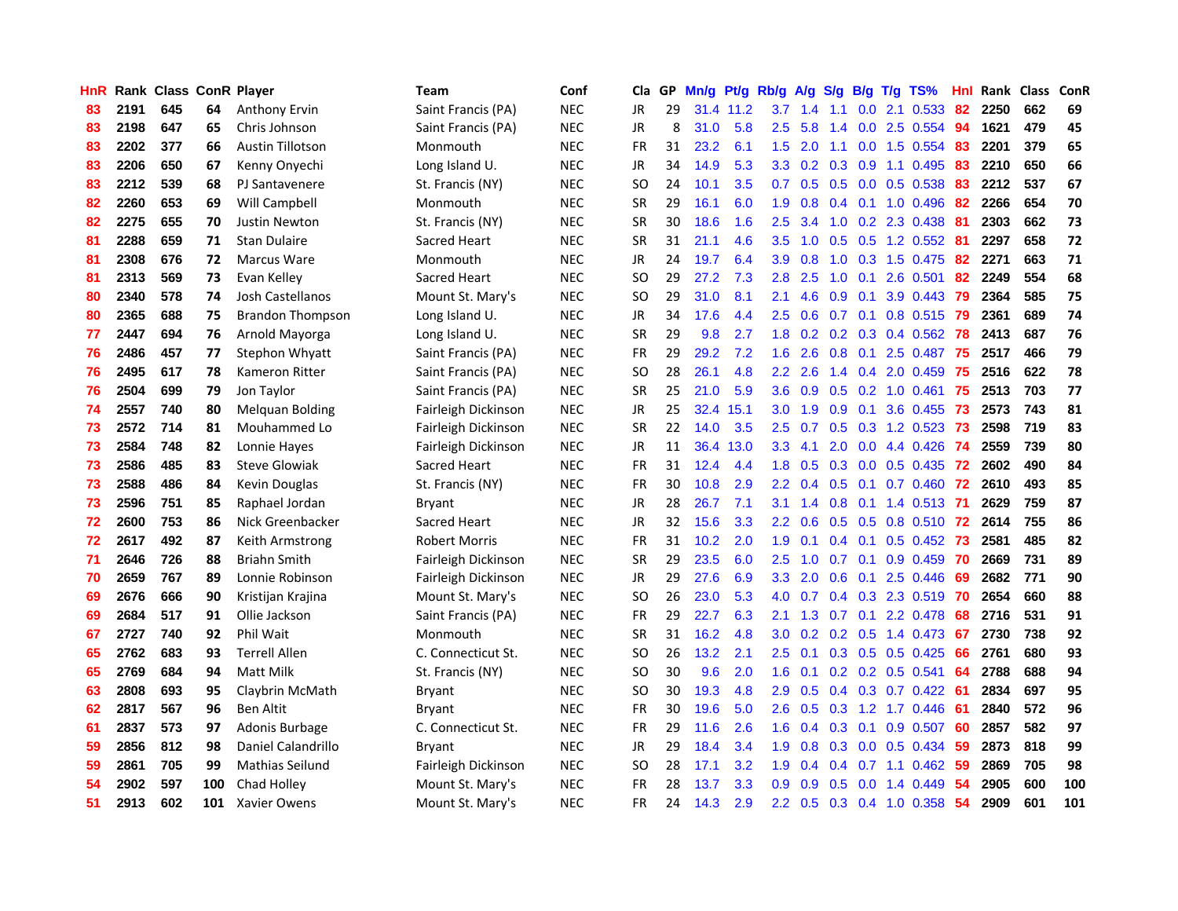| HnR | Rank | Class | ConR | Player | Team | Conf | Cla | GP | Mn/g | Pt/g | Rb/g | A/g | S/g | B/g | T/g | TS% | HnI | Rank | Class | ConR |
|---|---|---|---|---|---|---|---|---|---|---|---|---|---|---|---|---|---|---|---|---|
| 83 | 2191 | 645 | 64 | Anthony Ervin | Saint Francis (PA) | NEC | JR | 29 | 31.4 | 11.2 | 3.7 | 1.4 | 1.1 | 0.0 | 2.1 | 0.533 | 82 | 2250 | 662 | 69 |
| 83 | 2198 | 647 | 65 | Chris Johnson | Saint Francis (PA) | NEC | JR | 8 | 31.0 | 5.8 | 2.5 | 5.8 | 1.4 | 0.0 | 2.5 | 0.554 | 94 | 1621 | 479 | 45 |
| 83 | 2202 | 377 | 66 | Austin Tillotson | Monmouth | NEC | FR | 31 | 23.2 | 6.1 | 1.5 | 2.0 | 1.1 | 0.0 | 1.5 | 0.554 | 83 | 2201 | 379 | 65 |
| 83 | 2206 | 650 | 67 | Kenny Onyechi | Long Island U. | NEC | JR | 34 | 14.9 | 5.3 | 3.3 | 0.2 | 0.3 | 0.9 | 1.1 | 0.495 | 83 | 2210 | 650 | 66 |
| 83 | 2212 | 539 | 68 | PJ Santavenere | St. Francis (NY) | NEC | SO | 24 | 10.1 | 3.5 | 0.7 | 0.5 | 0.5 | 0.0 | 0.5 | 0.538 | 83 | 2212 | 537 | 67 |
| 82 | 2260 | 653 | 69 | Will Campbell | Monmouth | NEC | SR | 29 | 16.1 | 6.0 | 1.9 | 0.8 | 0.4 | 0.1 | 1.0 | 0.496 | 82 | 2266 | 654 | 70 |
| 82 | 2275 | 655 | 70 | Justin Newton | St. Francis (NY) | NEC | SR | 30 | 18.6 | 1.6 | 2.5 | 3.4 | 1.0 | 0.2 | 2.3 | 0.438 | 81 | 2303 | 662 | 73 |
| 81 | 2288 | 659 | 71 | Stan Dulaire | Sacred Heart | NEC | SR | 31 | 21.1 | 4.6 | 3.5 | 1.0 | 0.5 | 0.5 | 1.2 | 0.552 | 81 | 2297 | 658 | 72 |
| 81 | 2308 | 676 | 72 | Marcus Ware | Monmouth | NEC | JR | 24 | 19.7 | 6.4 | 3.9 | 0.8 | 1.0 | 0.3 | 1.5 | 0.475 | 82 | 2271 | 663 | 71 |
| 81 | 2313 | 569 | 73 | Evan Kelley | Sacred Heart | NEC | SO | 29 | 27.2 | 7.3 | 2.8 | 2.5 | 1.0 | 0.1 | 2.6 | 0.501 | 82 | 2249 | 554 | 68 |
| 80 | 2340 | 578 | 74 | Josh Castellanos | Mount St. Mary's | NEC | SO | 29 | 31.0 | 8.1 | 2.1 | 4.6 | 0.9 | 0.1 | 3.9 | 0.443 | 79 | 2364 | 585 | 75 |
| 80 | 2365 | 688 | 75 | Brandon Thompson | Long Island U. | NEC | JR | 34 | 17.6 | 4.4 | 2.5 | 0.6 | 0.7 | 0.1 | 0.8 | 0.515 | 79 | 2361 | 689 | 74 |
| 77 | 2447 | 694 | 76 | Arnold Mayorga | Long Island U. | NEC | SR | 29 | 9.8 | 2.7 | 1.8 | 0.2 | 0.2 | 0.3 | 0.4 | 0.562 | 78 | 2413 | 687 | 76 |
| 76 | 2486 | 457 | 77 | Stephon Whyatt | Saint Francis (PA) | NEC | FR | 29 | 29.2 | 7.2 | 1.6 | 2.6 | 0.8 | 0.1 | 2.5 | 0.487 | 75 | 2517 | 466 | 79 |
| 76 | 2495 | 617 | 78 | Kameron Ritter | Saint Francis (PA) | NEC | SO | 28 | 26.1 | 4.8 | 2.2 | 2.6 | 1.4 | 0.4 | 2.0 | 0.459 | 75 | 2516 | 622 | 78 |
| 76 | 2504 | 699 | 79 | Jon Taylor | Saint Francis (PA) | NEC | SR | 25 | 21.0 | 5.9 | 3.6 | 0.9 | 0.5 | 0.2 | 1.0 | 0.461 | 75 | 2513 | 703 | 77 |
| 74 | 2557 | 740 | 80 | Melquan Bolding | Fairleigh Dickinson | NEC | JR | 25 | 32.4 | 15.1 | 3.0 | 1.9 | 0.9 | 0.1 | 3.6 | 0.455 | 73 | 2573 | 743 | 81 |
| 73 | 2572 | 714 | 81 | Mouhammed Lo | Fairleigh Dickinson | NEC | SR | 22 | 14.0 | 3.5 | 2.5 | 0.7 | 0.5 | 0.3 | 1.2 | 0.523 | 73 | 2598 | 719 | 83 |
| 73 | 2584 | 748 | 82 | Lonnie Hayes | Fairleigh Dickinson | NEC | JR | 11 | 36.4 | 13.0 | 3.3 | 4.1 | 2.0 | 0.0 | 4.4 | 0.426 | 74 | 2559 | 739 | 80 |
| 73 | 2586 | 485 | 83 | Steve Glowiak | Sacred Heart | NEC | FR | 31 | 12.4 | 4.4 | 1.8 | 0.5 | 0.3 | 0.0 | 0.5 | 0.435 | 72 | 2602 | 490 | 84 |
| 73 | 2588 | 486 | 84 | Kevin Douglas | St. Francis (NY) | NEC | FR | 30 | 10.8 | 2.9 | 2.2 | 0.4 | 0.5 | 0.1 | 0.7 | 0.460 | 72 | 2610 | 493 | 85 |
| 73 | 2596 | 751 | 85 | Raphael Jordan | Bryant | NEC | JR | 28 | 26.7 | 7.1 | 3.1 | 1.4 | 0.8 | 0.1 | 1.4 | 0.513 | 71 | 2629 | 759 | 87 |
| 72 | 2600 | 753 | 86 | Nick Greenbacker | Sacred Heart | NEC | JR | 32 | 15.6 | 3.3 | 2.2 | 0.6 | 0.5 | 0.5 | 0.8 | 0.510 | 72 | 2614 | 755 | 86 |
| 72 | 2617 | 492 | 87 | Keith Armstrong | Robert Morris | NEC | FR | 31 | 10.2 | 2.0 | 1.9 | 0.1 | 0.4 | 0.1 | 0.5 | 0.452 | 73 | 2581 | 485 | 82 |
| 71 | 2646 | 726 | 88 | Briahn Smith | Fairleigh Dickinson | NEC | SR | 29 | 23.5 | 6.0 | 2.5 | 1.0 | 0.7 | 0.1 | 0.9 | 0.459 | 70 | 2669 | 731 | 89 |
| 70 | 2659 | 767 | 89 | Lonnie Robinson | Fairleigh Dickinson | NEC | JR | 29 | 27.6 | 6.9 | 3.3 | 2.0 | 0.6 | 0.1 | 2.5 | 0.446 | 69 | 2682 | 771 | 90 |
| 69 | 2676 | 666 | 90 | Kristijan Krajina | Mount St. Mary's | NEC | SO | 26 | 23.0 | 5.3 | 4.0 | 0.7 | 0.4 | 0.3 | 2.3 | 0.519 | 70 | 2654 | 660 | 88 |
| 69 | 2684 | 517 | 91 | Ollie Jackson | Saint Francis (PA) | NEC | FR | 29 | 22.7 | 6.3 | 2.1 | 1.3 | 0.7 | 0.1 | 2.2 | 0.478 | 68 | 2716 | 531 | 91 |
| 67 | 2727 | 740 | 92 | Phil Wait | Monmouth | NEC | SR | 31 | 16.2 | 4.8 | 3.0 | 0.2 | 0.2 | 0.5 | 1.4 | 0.473 | 67 | 2730 | 738 | 92 |
| 65 | 2762 | 683 | 93 | Terrell Allen | C. Connecticut St. | NEC | SO | 26 | 13.2 | 2.1 | 2.5 | 0.1 | 0.3 | 0.5 | 0.5 | 0.425 | 66 | 2761 | 680 | 93 |
| 65 | 2769 | 684 | 94 | Matt Milk | St. Francis (NY) | NEC | SO | 30 | 9.6 | 2.0 | 1.6 | 0.1 | 0.2 | 0.2 | 0.5 | 0.541 | 64 | 2788 | 688 | 94 |
| 63 | 2808 | 693 | 95 | Claybrin McMath | Bryant | NEC | SO | 30 | 19.3 | 4.8 | 2.9 | 0.5 | 0.4 | 0.3 | 0.7 | 0.422 | 61 | 2834 | 697 | 95 |
| 62 | 2817 | 567 | 96 | Ben Altit | Bryant | NEC | FR | 30 | 19.6 | 5.0 | 2.6 | 0.5 | 0.3 | 1.2 | 1.7 | 0.446 | 61 | 2840 | 572 | 96 |
| 61 | 2837 | 573 | 97 | Adonis Burbage | C. Connecticut St. | NEC | FR | 29 | 11.6 | 2.6 | 1.6 | 0.4 | 0.3 | 0.1 | 0.9 | 0.507 | 60 | 2857 | 582 | 97 |
| 59 | 2856 | 812 | 98 | Daniel Calandrillo | Bryant | NEC | JR | 29 | 18.4 | 3.4 | 1.9 | 0.8 | 0.3 | 0.0 | 0.5 | 0.434 | 59 | 2873 | 818 | 99 |
| 59 | 2861 | 705 | 99 | Mathias Seilund | Fairleigh Dickinson | NEC | SO | 28 | 17.1 | 3.2 | 1.9 | 0.4 | 0.4 | 0.7 | 1.1 | 0.462 | 59 | 2869 | 705 | 98 |
| 54 | 2902 | 597 | 100 | Chad Holley | Mount St. Mary's | NEC | FR | 28 | 13.7 | 3.3 | 0.9 | 0.9 | 0.5 | 0.0 | 1.4 | 0.449 | 54 | 2905 | 600 | 100 |
| 51 | 2913 | 602 | 101 | Xavier Owens | Mount St. Mary's | NEC | FR | 24 | 14.3 | 2.9 | 2.2 | 0.5 | 0.3 | 0.4 | 1.0 | 0.358 | 54 | 2909 | 601 | 101 |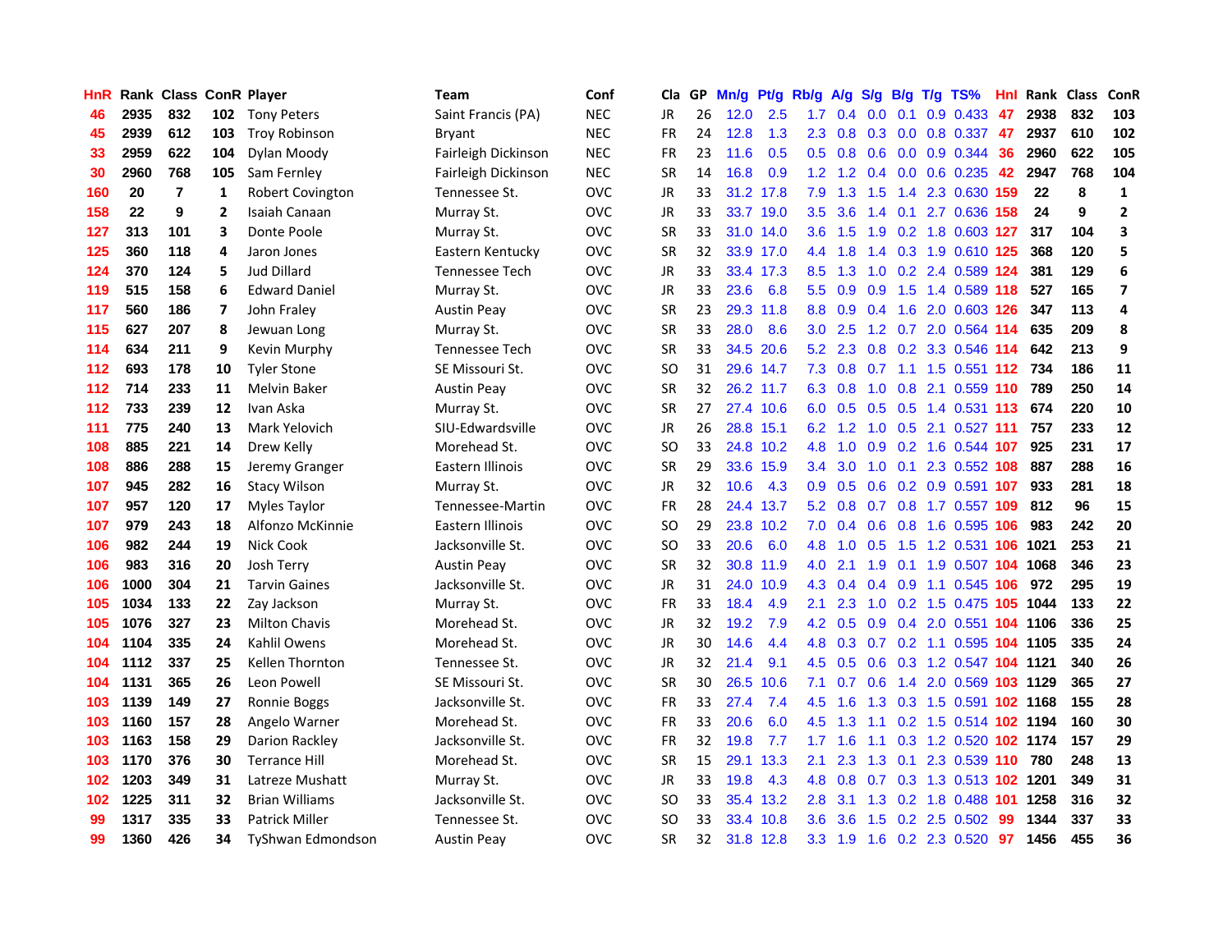| HnR | Rank | Class | ConR | Player | Team | Conf | Cla | GP | Mn/g | Pt/g | Rb/g | A/g | S/g | B/g | T/g | TS% | HnI | Rank | Class | ConR |
|---|---|---|---|---|---|---|---|---|---|---|---|---|---|---|---|---|---|---|---|---|
| 46 | 2935 | 832 | 102 | Tony Peters | Saint Francis (PA) | NEC | JR | 26 | 12.0 | 2.5 | 1.7 | 0.4 | 0.0 | 0.1 | 0.9 | 0.433 | 47 | 2938 | 832 | 103 |
| 45 | 2939 | 612 | 103 | Troy Robinson | Bryant | NEC | FR | 24 | 12.8 | 1.3 | 2.3 | 0.8 | 0.3 | 0.0 | 0.8 | 0.337 | 47 | 2937 | 610 | 102 |
| 33 | 2959 | 622 | 104 | Dylan Moody | Fairleigh Dickinson | NEC | FR | 23 | 11.6 | 0.5 | 0.5 | 0.8 | 0.6 | 0.0 | 0.9 | 0.344 | 36 | 2960 | 622 | 105 |
| 30 | 2960 | 768 | 105 | Sam Fernley | Fairleigh Dickinson | NEC | SR | 14 | 16.8 | 0.9 | 1.2 | 1.2 | 0.4 | 0.0 | 0.6 | 0.235 | 42 | 2947 | 768 | 104 |
| 160 | 20 | 7 | 1 | Robert Covington | Tennessee St. | OVC | JR | 33 | 31.2 | 17.8 | 7.9 | 1.3 | 1.5 | 1.4 | 2.3 | 0.630 | 159 | 22 | 8 | 1 |
| 158 | 22 | 9 | 2 | Isaiah Canaan | Murray St. | OVC | JR | 33 | 33.7 | 19.0 | 3.5 | 3.6 | 1.4 | 0.1 | 2.7 | 0.636 | 158 | 24 | 9 | 2 |
| 127 | 313 | 101 | 3 | Donte Poole | Murray St. | OVC | SR | 33 | 31.0 | 14.0 | 3.6 | 1.5 | 1.9 | 0.2 | 1.8 | 0.603 | 127 | 317 | 104 | 3 |
| 125 | 360 | 118 | 4 | Jaron Jones | Eastern Kentucky | OVC | SR | 32 | 33.9 | 17.0 | 4.4 | 1.8 | 1.4 | 0.3 | 1.9 | 0.610 | 125 | 368 | 120 | 5 |
| 124 | 370 | 124 | 5 | Jud Dillard | Tennessee Tech | OVC | JR | 33 | 33.4 | 17.3 | 8.5 | 1.3 | 1.0 | 0.2 | 2.4 | 0.589 | 124 | 381 | 129 | 6 |
| 119 | 515 | 158 | 6 | Edward Daniel | Murray St. | OVC | JR | 33 | 23.6 | 6.8 | 5.5 | 0.9 | 0.9 | 1.5 | 1.4 | 0.589 | 118 | 527 | 165 | 7 |
| 117 | 560 | 186 | 7 | John Fraley | Austin Peay | OVC | SR | 23 | 29.3 | 11.8 | 8.8 | 0.9 | 0.4 | 1.6 | 2.0 | 0.603 | 126 | 347 | 113 | 4 |
| 115 | 627 | 207 | 8 | Jewuan Long | Murray St. | OVC | SR | 33 | 28.0 | 8.6 | 3.0 | 2.5 | 1.2 | 0.7 | 2.0 | 0.564 | 114 | 635 | 209 | 8 |
| 114 | 634 | 211 | 9 | Kevin Murphy | Tennessee Tech | OVC | SR | 33 | 34.5 | 20.6 | 5.2 | 2.3 | 0.8 | 0.2 | 3.3 | 0.546 | 114 | 642 | 213 | 9 |
| 112 | 693 | 178 | 10 | Tyler Stone | SE Missouri St. | OVC | SO | 31 | 29.6 | 14.7 | 7.3 | 0.8 | 0.7 | 1.1 | 1.5 | 0.551 | 112 | 734 | 186 | 11 |
| 112 | 714 | 233 | 11 | Melvin Baker | Austin Peay | OVC | SR | 32 | 26.2 | 11.7 | 6.3 | 0.8 | 1.0 | 0.8 | 2.1 | 0.559 | 110 | 789 | 250 | 14 |
| 112 | 733 | 239 | 12 | Ivan Aska | Murray St. | OVC | SR | 27 | 27.4 | 10.6 | 6.0 | 0.5 | 0.5 | 0.5 | 1.4 | 0.531 | 113 | 674 | 220 | 10 |
| 111 | 775 | 240 | 13 | Mark Yelovich | SIU-Edwardsville | OVC | JR | 26 | 28.8 | 15.1 | 6.2 | 1.2 | 1.0 | 0.5 | 2.1 | 0.527 | 111 | 757 | 233 | 12 |
| 108 | 885 | 221 | 14 | Drew Kelly | Morehead St. | OVC | SO | 33 | 24.8 | 10.2 | 4.8 | 1.0 | 0.9 | 0.2 | 1.6 | 0.544 | 107 | 925 | 231 | 17 |
| 108 | 886 | 288 | 15 | Jeremy Granger | Eastern Illinois | OVC | SR | 29 | 33.6 | 15.9 | 3.4 | 3.0 | 1.0 | 0.1 | 2.3 | 0.552 | 108 | 887 | 288 | 16 |
| 107 | 945 | 282 | 16 | Stacy Wilson | Murray St. | OVC | JR | 32 | 10.6 | 4.3 | 0.9 | 0.5 | 0.6 | 0.2 | 0.9 | 0.591 | 107 | 933 | 281 | 18 |
| 107 | 957 | 120 | 17 | Myles Taylor | Tennessee-Martin | OVC | FR | 28 | 24.4 | 13.7 | 5.2 | 0.8 | 0.7 | 0.8 | 1.7 | 0.557 | 109 | 812 | 96 | 15 |
| 107 | 979 | 243 | 18 | Alfonzo McKinnie | Eastern Illinois | OVC | SO | 29 | 23.8 | 10.2 | 7.0 | 0.4 | 0.6 | 0.8 | 1.6 | 0.595 | 106 | 983 | 242 | 20 |
| 106 | 982 | 244 | 19 | Nick Cook | Jacksonville St. | OVC | SO | 33 | 20.6 | 6.0 | 4.8 | 1.0 | 0.5 | 1.5 | 1.2 | 0.531 | 106 | 1021 | 253 | 21 |
| 106 | 983 | 316 | 20 | Josh Terry | Austin Peay | OVC | SR | 32 | 30.8 | 11.9 | 4.0 | 2.1 | 1.9 | 0.1 | 1.9 | 0.507 | 104 | 1068 | 346 | 23 |
| 106 | 1000 | 304 | 21 | Tarvin Gaines | Jacksonville St. | OVC | JR | 31 | 24.0 | 10.9 | 4.3 | 0.4 | 0.4 | 0.9 | 1.1 | 0.545 | 106 | 972 | 295 | 19 |
| 105 | 1034 | 133 | 22 | Zay Jackson | Murray St. | OVC | FR | 33 | 18.4 | 4.9 | 2.1 | 2.3 | 1.0 | 0.2 | 1.5 | 0.475 | 105 | 1044 | 133 | 22 |
| 105 | 1076 | 327 | 23 | Milton Chavis | Morehead St. | OVC | JR | 32 | 19.2 | 7.9 | 4.2 | 0.5 | 0.9 | 0.4 | 2.0 | 0.551 | 104 | 1106 | 336 | 25 |
| 104 | 1104 | 335 | 24 | Kahlil Owens | Morehead St. | OVC | JR | 30 | 14.6 | 4.4 | 4.8 | 0.3 | 0.7 | 0.2 | 1.1 | 0.595 | 104 | 1105 | 335 | 24 |
| 104 | 1112 | 337 | 25 | Kellen Thornton | Tennessee St. | OVC | JR | 32 | 21.4 | 9.1 | 4.5 | 0.5 | 0.6 | 0.3 | 1.2 | 0.547 | 104 | 1121 | 340 | 26 |
| 104 | 1131 | 365 | 26 | Leon Powell | SE Missouri St. | OVC | SR | 30 | 26.5 | 10.6 | 7.1 | 0.7 | 0.6 | 1.4 | 2.0 | 0.569 | 103 | 1129 | 365 | 27 |
| 103 | 1139 | 149 | 27 | Ronnie Boggs | Jacksonville St. | OVC | FR | 33 | 27.4 | 7.4 | 4.5 | 1.6 | 1.3 | 0.3 | 1.5 | 0.591 | 102 | 1168 | 155 | 28 |
| 103 | 1160 | 157 | 28 | Angelo Warner | Morehead St. | OVC | FR | 33 | 20.6 | 6.0 | 4.5 | 1.3 | 1.1 | 0.2 | 1.5 | 0.514 | 102 | 1194 | 160 | 30 |
| 103 | 1163 | 158 | 29 | Darion Rackley | Jacksonville St. | OVC | FR | 32 | 19.8 | 7.7 | 1.7 | 1.6 | 1.1 | 0.3 | 1.2 | 0.520 | 102 | 1174 | 157 | 29 |
| 103 | 1170 | 376 | 30 | Terrance Hill | Morehead St. | OVC | SR | 15 | 29.1 | 13.3 | 2.1 | 2.3 | 1.3 | 0.1 | 2.3 | 0.539 | 110 | 780 | 248 | 13 |
| 102 | 1203 | 349 | 31 | Latreze Mushatt | Murray St. | OVC | JR | 33 | 19.8 | 4.3 | 4.8 | 0.8 | 0.7 | 0.3 | 1.3 | 0.513 | 102 | 1201 | 349 | 31 |
| 102 | 1225 | 311 | 32 | Brian Williams | Jacksonville St. | OVC | SO | 33 | 35.4 | 13.2 | 2.8 | 3.1 | 1.3 | 0.2 | 1.8 | 0.488 | 101 | 1258 | 316 | 32 |
| 99 | 1317 | 335 | 33 | Patrick Miller | Tennessee St. | OVC | SO | 33 | 33.4 | 10.8 | 3.6 | 3.6 | 1.5 | 0.2 | 2.5 | 0.502 | 99 | 1344 | 337 | 33 |
| 99 | 1360 | 426 | 34 | TyShwan Edmondson | Austin Peay | OVC | SR | 32 | 31.8 | 12.8 | 3.3 | 1.9 | 1.6 | 0.2 | 2.3 | 0.520 | 97 | 1456 | 455 | 36 |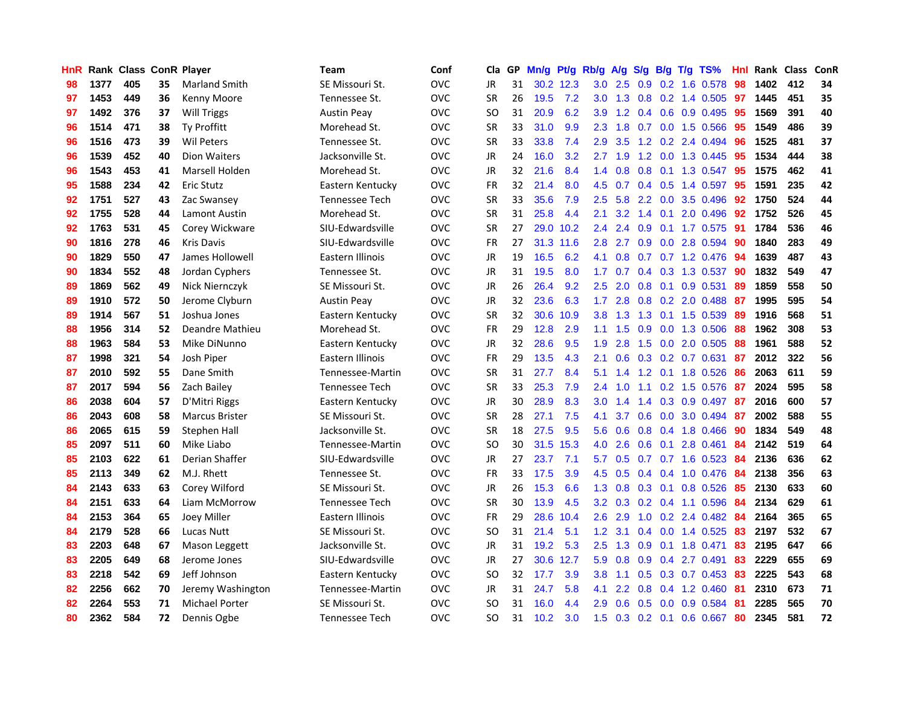| HnR | Rank | Class | ConR | Player | Team | Conf | Cla | GP | Mn/g | Pt/g | Rb/g | A/g | S/g | B/g | T/g | TS% | HnI | Rank | Class | ConR |
|---|---|---|---|---|---|---|---|---|---|---|---|---|---|---|---|---|---|---|---|---|
| 98 | 1377 | 405 | 35 | Marland Smith | SE Missouri St. | OVC | JR | 31 | 30.2 | 12.3 | 3.0 | 2.5 | 0.9 | 0.2 | 1.6 | 0.578 | 98 | 1402 | 412 | 34 |
| 97 | 1453 | 449 | 36 | Kenny Moore | Tennessee St. | OVC | SR | 26 | 19.5 | 7.2 | 3.0 | 1.3 | 0.8 | 0.2 | 1.4 | 0.505 | 97 | 1445 | 451 | 35 |
| 97 | 1492 | 376 | 37 | Will Triggs | Austin Peay | OVC | SO | 31 | 20.9 | 6.2 | 3.9 | 1.2 | 0.4 | 0.6 | 0.9 | 0.495 | 95 | 1569 | 391 | 40 |
| 96 | 1514 | 471 | 38 | Ty Proffitt | Morehead St. | OVC | SR | 33 | 31.0 | 9.9 | 2.3 | 1.8 | 0.7 | 0.0 | 1.5 | 0.566 | 95 | 1549 | 486 | 39 |
| 96 | 1516 | 473 | 39 | Wil Peters | Tennessee St. | OVC | SR | 33 | 33.8 | 7.4 | 2.9 | 3.5 | 1.2 | 0.2 | 2.4 | 0.494 | 96 | 1525 | 481 | 37 |
| 96 | 1539 | 452 | 40 | Dion Waiters | Jacksonville St. | OVC | JR | 24 | 16.0 | 3.2 | 2.7 | 1.9 | 1.2 | 0.0 | 1.3 | 0.445 | 95 | 1534 | 444 | 38 |
| 96 | 1543 | 453 | 41 | Marsell Holden | Morehead St. | OVC | JR | 32 | 21.6 | 8.4 | 1.4 | 0.8 | 0.8 | 0.1 | 1.3 | 0.547 | 95 | 1575 | 462 | 41 |
| 95 | 1588 | 234 | 42 | Eric Stutz | Eastern Kentucky | OVC | FR | 32 | 21.4 | 8.0 | 4.5 | 0.7 | 0.4 | 0.5 | 1.4 | 0.597 | 95 | 1591 | 235 | 42 |
| 92 | 1751 | 527 | 43 | Zac Swansey | Tennessee Tech | OVC | SR | 33 | 35.6 | 7.9 | 2.5 | 5.8 | 2.2 | 0.0 | 3.5 | 0.496 | 92 | 1750 | 524 | 44 |
| 92 | 1755 | 528 | 44 | Lamont Austin | Morehead St. | OVC | SR | 31 | 25.8 | 4.4 | 2.1 | 3.2 | 1.4 | 0.1 | 2.0 | 0.496 | 92 | 1752 | 526 | 45 |
| 92 | 1763 | 531 | 45 | Corey Wickware | SIU-Edwardsville | OVC | SR | 27 | 29.0 | 10.2 | 2.4 | 2.4 | 0.9 | 0.1 | 1.7 | 0.575 | 91 | 1784 | 536 | 46 |
| 90 | 1816 | 278 | 46 | Kris Davis | SIU-Edwardsville | OVC | FR | 27 | 31.3 | 11.6 | 2.8 | 2.7 | 0.9 | 0.0 | 2.8 | 0.594 | 90 | 1840 | 283 | 49 |
| 90 | 1829 | 550 | 47 | James Hollowell | Eastern Illinois | OVC | JR | 19 | 16.5 | 6.2 | 4.1 | 0.8 | 0.7 | 0.7 | 1.2 | 0.476 | 94 | 1639 | 487 | 43 |
| 90 | 1834 | 552 | 48 | Jordan Cyphers | Tennessee St. | OVC | JR | 31 | 19.5 | 8.0 | 1.7 | 0.7 | 0.4 | 0.3 | 1.3 | 0.537 | 90 | 1832 | 549 | 47 |
| 89 | 1869 | 562 | 49 | Nick Niernczyk | SE Missouri St. | OVC | JR | 26 | 26.4 | 9.2 | 2.5 | 2.0 | 0.8 | 0.1 | 0.9 | 0.531 | 89 | 1859 | 558 | 50 |
| 89 | 1910 | 572 | 50 | Jerome Clyburn | Austin Peay | OVC | JR | 32 | 23.6 | 6.3 | 1.7 | 2.8 | 0.8 | 0.2 | 2.0 | 0.488 | 87 | 1995 | 595 | 54 |
| 89 | 1914 | 567 | 51 | Joshua Jones | Eastern Kentucky | OVC | SR | 32 | 30.6 | 10.9 | 3.8 | 1.3 | 1.3 | 0.1 | 1.5 | 0.539 | 89 | 1916 | 568 | 51 |
| 88 | 1956 | 314 | 52 | Deandre Mathieu | Morehead St. | OVC | FR | 29 | 12.8 | 2.9 | 1.1 | 1.5 | 0.9 | 0.0 | 1.3 | 0.506 | 88 | 1962 | 308 | 53 |
| 88 | 1963 | 584 | 53 | Mike DiNunno | Eastern Kentucky | OVC | JR | 32 | 28.6 | 9.5 | 1.9 | 2.8 | 1.5 | 0.0 | 2.0 | 0.505 | 88 | 1961 | 588 | 52 |
| 87 | 1998 | 321 | 54 | Josh Piper | Eastern Illinois | OVC | FR | 29 | 13.5 | 4.3 | 2.1 | 0.6 | 0.3 | 0.2 | 0.7 | 0.631 | 87 | 2012 | 322 | 56 |
| 87 | 2010 | 592 | 55 | Dane Smith | Tennessee-Martin | OVC | SR | 31 | 27.7 | 8.4 | 5.1 | 1.4 | 1.2 | 0.1 | 1.8 | 0.526 | 86 | 2063 | 611 | 59 |
| 87 | 2017 | 594 | 56 | Zach Bailey | Tennessee Tech | OVC | SR | 33 | 25.3 | 7.9 | 2.4 | 1.0 | 1.1 | 0.2 | 1.5 | 0.576 | 87 | 2024 | 595 | 58 |
| 86 | 2038 | 604 | 57 | D'Mitri Riggs | Eastern Kentucky | OVC | JR | 30 | 28.9 | 8.3 | 3.0 | 1.4 | 1.4 | 0.3 | 0.9 | 0.497 | 87 | 2016 | 600 | 57 |
| 86 | 2043 | 608 | 58 | Marcus Brister | SE Missouri St. | OVC | SR | 28 | 27.1 | 7.5 | 4.1 | 3.7 | 0.6 | 0.0 | 3.0 | 0.494 | 87 | 2002 | 588 | 55 |
| 86 | 2065 | 615 | 59 | Stephen Hall | Jacksonville St. | OVC | SR | 18 | 27.5 | 9.5 | 5.6 | 0.6 | 0.8 | 0.4 | 1.8 | 0.466 | 90 | 1834 | 549 | 48 |
| 85 | 2097 | 511 | 60 | Mike Liabo | Tennessee-Martin | OVC | SO | 30 | 31.5 | 15.3 | 4.0 | 2.6 | 0.6 | 0.1 | 2.8 | 0.461 | 84 | 2142 | 519 | 64 |
| 85 | 2103 | 622 | 61 | Derian Shaffer | SIU-Edwardsville | OVC | JR | 27 | 23.7 | 7.1 | 5.7 | 0.5 | 0.7 | 0.7 | 1.6 | 0.523 | 84 | 2136 | 636 | 62 |
| 85 | 2113 | 349 | 62 | M.J. Rhett | Tennessee St. | OVC | FR | 33 | 17.5 | 3.9 | 4.5 | 0.5 | 0.4 | 0.4 | 1.0 | 0.476 | 84 | 2138 | 356 | 63 |
| 84 | 2143 | 633 | 63 | Corey Wilford | SE Missouri St. | OVC | JR | 26 | 15.3 | 6.6 | 1.3 | 0.8 | 0.3 | 0.1 | 0.8 | 0.526 | 85 | 2130 | 633 | 60 |
| 84 | 2151 | 633 | 64 | Liam McMorrow | Tennessee Tech | OVC | SR | 30 | 13.9 | 4.5 | 3.2 | 0.3 | 0.2 | 0.4 | 1.1 | 0.596 | 84 | 2134 | 629 | 61 |
| 84 | 2153 | 364 | 65 | Joey Miller | Eastern Illinois | OVC | FR | 29 | 28.6 | 10.4 | 2.6 | 2.9 | 1.0 | 0.2 | 2.4 | 0.482 | 84 | 2164 | 365 | 65 |
| 84 | 2179 | 528 | 66 | Lucas Nutt | SE Missouri St. | OVC | SO | 31 | 21.4 | 5.1 | 1.2 | 3.1 | 0.4 | 0.0 | 1.4 | 0.525 | 83 | 2197 | 532 | 67 |
| 83 | 2203 | 648 | 67 | Mason Leggett | Jacksonville St. | OVC | JR | 31 | 19.2 | 5.3 | 2.5 | 1.3 | 0.9 | 0.1 | 1.8 | 0.471 | 83 | 2195 | 647 | 66 |
| 83 | 2205 | 649 | 68 | Jerome Jones | SIU-Edwardsville | OVC | JR | 27 | 30.6 | 12.7 | 5.9 | 0.8 | 0.9 | 0.4 | 2.7 | 0.491 | 83 | 2229 | 655 | 69 |
| 83 | 2218 | 542 | 69 | Jeff Johnson | Eastern Kentucky | OVC | SO | 32 | 17.7 | 3.9 | 3.8 | 1.1 | 0.5 | 0.3 | 0.7 | 0.453 | 83 | 2225 | 543 | 68 |
| 82 | 2256 | 662 | 70 | Jeremy Washington | Tennessee-Martin | OVC | JR | 31 | 24.7 | 5.8 | 4.1 | 2.2 | 0.8 | 0.4 | 1.2 | 0.460 | 81 | 2310 | 673 | 71 |
| 82 | 2264 | 553 | 71 | Michael Porter | SE Missouri St. | OVC | SO | 31 | 16.0 | 4.4 | 2.9 | 0.6 | 0.5 | 0.0 | 0.9 | 0.584 | 81 | 2285 | 565 | 70 |
| 80 | 2362 | 584 | 72 | Dennis Ogbe | Tennessee Tech | OVC | SO | 31 | 10.2 | 3.0 | 1.5 | 0.3 | 0.2 | 0.1 | 0.6 | 0.667 | 80 | 2345 | 581 | 72 |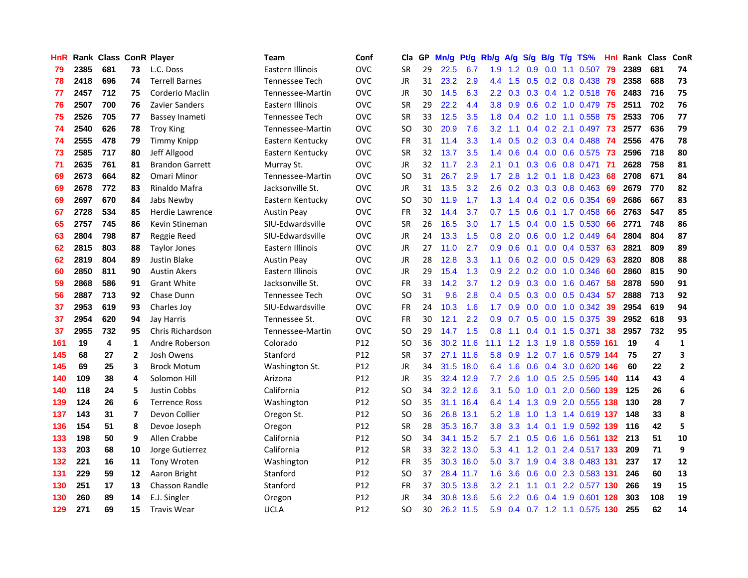| HnR | Rank | Class | ConR | Player | Team | Conf | Cla | GP | Mn/g | Pt/g | Rb/g | A/g | S/g | B/g | T/g | TS% | HnI | Rank | Class | ConR |
|---|---|---|---|---|---|---|---|---|---|---|---|---|---|---|---|---|---|---|---|---|
| 79 | 2385 | 681 | 73 | L.C. Doss | Eastern Illinois | OVC | SR | 29 | 22.5 | 6.7 | 1.9 | 1.2 | 0.9 | 0.0 | 1.1 | 0.507 | 79 | 2389 | 681 | 74 |
| 78 | 2418 | 696 | 74 | Terrell Barnes | Tennessee Tech | OVC | JR | 31 | 23.2 | 2.9 | 4.4 | 1.5 | 0.5 | 0.2 | 0.8 | 0.438 | 79 | 2358 | 688 | 73 |
| 77 | 2457 | 712 | 75 | Corderio Maclin | Tennessee-Martin | OVC | JR | 30 | 14.5 | 6.3 | 2.2 | 0.3 | 0.3 | 0.4 | 1.2 | 0.518 | 76 | 2483 | 716 | 75 |
| 76 | 2507 | 700 | 76 | Zavier Sanders | Eastern Illinois | OVC | SR | 29 | 22.2 | 4.4 | 3.8 | 0.9 | 0.6 | 0.2 | 1.0 | 0.479 | 75 | 2511 | 702 | 76 |
| 75 | 2526 | 705 | 77 | Bassey Inameti | Tennessee Tech | OVC | SR | 33 | 12.5 | 3.5 | 1.8 | 0.4 | 0.2 | 1.0 | 1.1 | 0.558 | 75 | 2533 | 706 | 77 |
| 74 | 2540 | 626 | 78 | Troy King | Tennessee-Martin | OVC | SO | 30 | 20.9 | 7.6 | 3.2 | 1.1 | 0.4 | 0.2 | 2.1 | 0.497 | 73 | 2577 | 636 | 79 |
| 74 | 2555 | 478 | 79 | Timmy Knipp | Eastern Kentucky | OVC | FR | 31 | 11.4 | 3.3 | 1.4 | 0.5 | 0.2 | 0.3 | 0.4 | 0.488 | 74 | 2556 | 476 | 78 |
| 73 | 2585 | 717 | 80 | Jeff Allgood | Eastern Kentucky | OVC | SR | 32 | 13.7 | 3.5 | 1.4 | 0.6 | 0.4 | 0.0 | 0.6 | 0.575 | 73 | 2596 | 718 | 80 |
| 71 | 2635 | 761 | 81 | Brandon Garrett | Murray St. | OVC | JR | 32 | 11.7 | 2.3 | 2.1 | 0.1 | 0.3 | 0.6 | 0.8 | 0.471 | 71 | 2628 | 758 | 81 |
| 69 | 2673 | 664 | 82 | Omari Minor | Tennessee-Martin | OVC | SO | 31 | 26.7 | 2.9 | 1.7 | 2.8 | 1.2 | 0.1 | 1.8 | 0.423 | 68 | 2708 | 671 | 84 |
| 69 | 2678 | 772 | 83 | Rinaldo Mafra | Jacksonville St. | OVC | JR | 31 | 13.5 | 3.2 | 2.6 | 0.2 | 0.3 | 0.3 | 0.8 | 0.463 | 69 | 2679 | 770 | 82 |
| 69 | 2697 | 670 | 84 | Jabs Newby | Eastern Kentucky | OVC | SO | 30 | 11.9 | 1.7 | 1.3 | 1.4 | 0.4 | 0.2 | 0.6 | 0.354 | 69 | 2686 | 667 | 83 |
| 67 | 2728 | 534 | 85 | Herdie Lawrence | Austin Peay | OVC | FR | 32 | 14.4 | 3.7 | 0.7 | 1.5 | 0.6 | 0.1 | 1.7 | 0.458 | 66 | 2763 | 547 | 85 |
| 65 | 2757 | 745 | 86 | Kevin Stineman | SIU-Edwardsville | OVC | SR | 26 | 16.5 | 3.0 | 1.7 | 1.5 | 0.4 | 0.0 | 1.5 | 0.530 | 66 | 2771 | 748 | 86 |
| 63 | 2804 | 798 | 87 | Reggie Reed | SIU-Edwardsville | OVC | JR | 24 | 13.3 | 1.5 | 0.8 | 2.0 | 0.6 | 0.0 | 1.2 | 0.449 | 64 | 2804 | 804 | 87 |
| 62 | 2815 | 803 | 88 | Taylor Jones | Eastern Illinois | OVC | JR | 27 | 11.0 | 2.7 | 0.9 | 0.6 | 0.1 | 0.0 | 0.4 | 0.537 | 63 | 2821 | 809 | 89 |
| 62 | 2819 | 804 | 89 | Justin Blake | Austin Peay | OVC | JR | 28 | 12.8 | 3.3 | 1.1 | 0.6 | 0.2 | 0.0 | 0.5 | 0.429 | 63 | 2820 | 808 | 88 |
| 60 | 2850 | 811 | 90 | Austin Akers | Eastern Illinois | OVC | JR | 29 | 15.4 | 1.3 | 0.9 | 2.2 | 0.2 | 0.0 | 1.0 | 0.346 | 60 | 2860 | 815 | 90 |
| 59 | 2868 | 586 | 91 | Grant White | Jacksonville St. | OVC | FR | 33 | 14.2 | 3.7 | 1.2 | 0.9 | 0.3 | 0.0 | 1.6 | 0.467 | 58 | 2878 | 590 | 91 |
| 56 | 2887 | 713 | 92 | Chase Dunn | Tennessee Tech | OVC | SO | 31 | 9.6 | 2.8 | 0.4 | 0.5 | 0.3 | 0.0 | 0.5 | 0.434 | 57 | 2888 | 713 | 92 |
| 37 | 2953 | 619 | 93 | Charles Joy | SIU-Edwardsville | OVC | FR | 24 | 10.3 | 1.6 | 1.7 | 0.9 | 0.0 | 0.0 | 1.0 | 0.342 | 39 | 2954 | 619 | 94 |
| 37 | 2954 | 620 | 94 | Jay Harris | Tennessee St. | OVC | FR | 30 | 12.1 | 2.2 | 0.9 | 0.7 | 0.5 | 0.0 | 1.5 | 0.375 | 39 | 2952 | 618 | 93 |
| 37 | 2955 | 732 | 95 | Chris Richardson | Tennessee-Martin | OVC | SO | 29 | 14.7 | 1.5 | 0.8 | 1.1 | 0.4 | 0.1 | 1.5 | 0.371 | 38 | 2957 | 732 | 95 |
| 161 | 19 | 4 | 1 | Andre Roberson | Colorado | P12 | SO | 36 | 30.2 | 11.6 | 11.1 | 1.2 | 1.3 | 1.9 | 1.8 | 0.559 | 161 | 19 | 4 | 1 |
| 145 | 68 | 27 | 2 | Josh Owens | Stanford | P12 | SR | 37 | 27.1 | 11.6 | 5.8 | 0.9 | 1.2 | 0.7 | 1.6 | 0.579 | 144 | 75 | 27 | 3 |
| 145 | 69 | 25 | 3 | Brock Motum | Washington St. | P12 | JR | 34 | 31.5 | 18.0 | 6.4 | 1.6 | 0.6 | 0.4 | 3.0 | 0.620 | 146 | 60 | 22 | 2 |
| 140 | 109 | 38 | 4 | Solomon Hill | Arizona | P12 | JR | 35 | 32.4 | 12.9 | 7.7 | 2.6 | 1.0 | 0.5 | 2.5 | 0.595 | 140 | 114 | 43 | 4 |
| 140 | 118 | 24 | 5 | Justin Cobbs | California | P12 | SO | 34 | 32.2 | 12.6 | 3.1 | 5.0 | 1.0 | 0.1 | 2.0 | 0.560 | 139 | 125 | 26 | 6 |
| 139 | 124 | 26 | 6 | Terrence Ross | Washington | P12 | SO | 35 | 31.1 | 16.4 | 6.4 | 1.4 | 1.3 | 0.9 | 2.0 | 0.555 | 138 | 130 | 28 | 7 |
| 137 | 143 | 31 | 7 | Devon Collier | Oregon St. | P12 | SO | 36 | 26.8 | 13.1 | 5.2 | 1.8 | 1.0 | 1.3 | 1.4 | 0.619 | 137 | 148 | 33 | 8 |
| 136 | 154 | 51 | 8 | Devoe Joseph | Oregon | P12 | SR | 28 | 35.3 | 16.7 | 3.8 | 3.3 | 1.4 | 0.1 | 1.9 | 0.592 | 139 | 116 | 42 | 5 |
| 133 | 198 | 50 | 9 | Allen Crabbe | California | P12 | SO | 34 | 34.1 | 15.2 | 5.7 | 2.1 | 0.5 | 0.6 | 1.6 | 0.561 | 132 | 213 | 51 | 10 |
| 133 | 203 | 68 | 10 | Jorge Gutierrez | California | P12 | SR | 33 | 32.2 | 13.0 | 5.3 | 4.1 | 1.2 | 0.1 | 2.4 | 0.517 | 133 | 209 | 71 | 9 |
| 132 | 221 | 16 | 11 | Tony Wroten | Washington | P12 | FR | 35 | 30.3 | 16.0 | 5.0 | 3.7 | 1.9 | 0.4 | 3.8 | 0.483 | 131 | 237 | 17 | 12 |
| 131 | 229 | 59 | 12 | Aaron Bright | Stanford | P12 | SO | 37 | 28.4 | 11.7 | 1.6 | 3.6 | 0.6 | 0.0 | 2.3 | 0.583 | 131 | 246 | 60 | 13 |
| 130 | 251 | 17 | 13 | Chasson Randle | Stanford | P12 | FR | 37 | 30.5 | 13.8 | 3.2 | 2.1 | 1.1 | 0.1 | 2.2 | 0.577 | 130 | 266 | 19 | 15 |
| 130 | 260 | 89 | 14 | E.J. Singler | Oregon | P12 | JR | 34 | 30.8 | 13.6 | 5.6 | 2.2 | 0.6 | 0.4 | 1.9 | 0.601 | 128 | 303 | 108 | 19 |
| 129 | 271 | 69 | 15 | Travis Wear | UCLA | P12 | SO | 30 | 26.2 | 11.5 | 5.9 | 0.4 | 0.7 | 1.2 | 1.1 | 0.575 | 130 | 255 | 62 | 14 |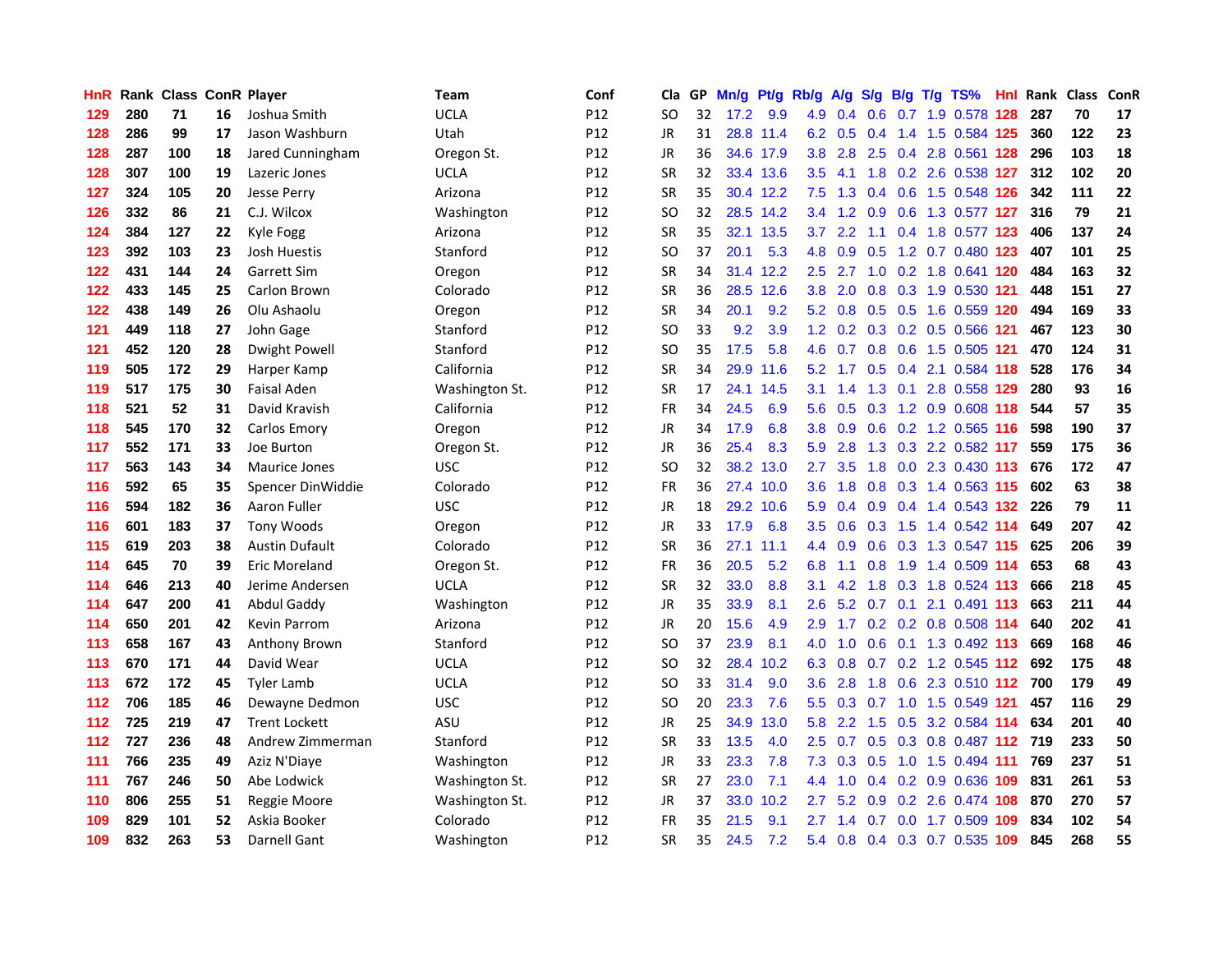| HnR | Rank | Class | ConR | Player | Team | Conf | Cla | GP | Mn/g | Pt/g | Rb/g | A/g | S/g | B/g | T/g | TS% | HnI | Rank | Class | ConR |
|---|---|---|---|---|---|---|---|---|---|---|---|---|---|---|---|---|---|---|---|---|
| 129 | 280 | 71 | 16 | Joshua Smith | UCLA | P12 | SO | 32 | 17.2 | 9.9 | 4.9 | 0.4 | 0.6 | 0.7 | 1.9 | 0.578 | 128 | 287 | 70 | 17 |
| 128 | 286 | 99 | 17 | Jason Washburn | Utah | P12 | JR | 31 | 28.8 | 11.4 | 6.2 | 0.5 | 0.4 | 1.4 | 1.5 | 0.584 | 125 | 360 | 122 | 23 |
| 128 | 287 | 100 | 18 | Jared Cunningham | Oregon St. | P12 | JR | 36 | 34.6 | 17.9 | 3.8 | 2.8 | 2.5 | 0.4 | 2.8 | 0.561 | 128 | 296 | 103 | 18 |
| 128 | 307 | 100 | 19 | Lazeric Jones | UCLA | P12 | SR | 32 | 33.4 | 13.6 | 3.5 | 4.1 | 1.8 | 0.2 | 2.6 | 0.538 | 127 | 312 | 102 | 20 |
| 127 | 324 | 105 | 20 | Jesse Perry | Arizona | P12 | SR | 35 | 30.4 | 12.2 | 7.5 | 1.3 | 0.4 | 0.6 | 1.5 | 0.548 | 126 | 342 | 111 | 22 |
| 126 | 332 | 86 | 21 | C.J. Wilcox | Washington | P12 | SO | 32 | 28.5 | 14.2 | 3.4 | 1.2 | 0.9 | 0.6 | 1.3 | 0.577 | 127 | 316 | 79 | 21 |
| 124 | 384 | 127 | 22 | Kyle Fogg | Arizona | P12 | SR | 35 | 32.1 | 13.5 | 3.7 | 2.2 | 1.1 | 0.4 | 1.8 | 0.577 | 123 | 406 | 137 | 24 |
| 123 | 392 | 103 | 23 | Josh Huestis | Stanford | P12 | SO | 37 | 20.1 | 5.3 | 4.8 | 0.9 | 0.5 | 1.2 | 0.7 | 0.480 | 123 | 407 | 101 | 25 |
| 122 | 431 | 144 | 24 | Garrett Sim | Oregon | P12 | SR | 34 | 31.4 | 12.2 | 2.5 | 2.7 | 1.0 | 0.2 | 1.8 | 0.641 | 120 | 484 | 163 | 32 |
| 122 | 433 | 145 | 25 | Carlon Brown | Colorado | P12 | SR | 36 | 28.5 | 12.6 | 3.8 | 2.0 | 0.8 | 0.3 | 1.9 | 0.530 | 121 | 448 | 151 | 27 |
| 122 | 438 | 149 | 26 | Olu Ashaolu | Oregon | P12 | SR | 34 | 20.1 | 9.2 | 5.2 | 0.8 | 0.5 | 0.5 | 1.6 | 0.559 | 120 | 494 | 169 | 33 |
| 121 | 449 | 118 | 27 | John Gage | Stanford | P12 | SO | 33 | 9.2 | 3.9 | 1.2 | 0.2 | 0.3 | 0.2 | 0.5 | 0.566 | 121 | 467 | 123 | 30 |
| 121 | 452 | 120 | 28 | Dwight Powell | Stanford | P12 | SO | 35 | 17.5 | 5.8 | 4.6 | 0.7 | 0.8 | 0.6 | 1.5 | 0.505 | 121 | 470 | 124 | 31 |
| 119 | 505 | 172 | 29 | Harper Kamp | California | P12 | SR | 34 | 29.9 | 11.6 | 5.2 | 1.7 | 0.5 | 0.4 | 2.1 | 0.584 | 118 | 528 | 176 | 34 |
| 119 | 517 | 175 | 30 | Faisal Aden | Washington St. | P12 | SR | 17 | 24.1 | 14.5 | 3.1 | 1.4 | 1.3 | 0.1 | 2.8 | 0.558 | 129 | 280 | 93 | 16 |
| 118 | 521 | 52 | 31 | David Kravish | California | P12 | FR | 34 | 24.5 | 6.9 | 5.6 | 0.5 | 0.3 | 1.2 | 0.9 | 0.608 | 118 | 544 | 57 | 35 |
| 118 | 545 | 170 | 32 | Carlos Emory | Oregon | P12 | JR | 34 | 17.9 | 6.8 | 3.8 | 0.9 | 0.6 | 0.2 | 1.2 | 0.565 | 116 | 598 | 190 | 37 |
| 117 | 552 | 171 | 33 | Joe Burton | Oregon St. | P12 | JR | 36 | 25.4 | 8.3 | 5.9 | 2.8 | 1.3 | 0.3 | 2.2 | 0.582 | 117 | 559 | 175 | 36 |
| 117 | 563 | 143 | 34 | Maurice Jones | USC | P12 | SO | 32 | 38.2 | 13.0 | 2.7 | 3.5 | 1.8 | 0.0 | 2.3 | 0.430 | 113 | 676 | 172 | 47 |
| 116 | 592 | 65 | 35 | Spencer DinWiddie | Colorado | P12 | FR | 36 | 27.4 | 10.0 | 3.6 | 1.8 | 0.8 | 0.3 | 1.4 | 0.563 | 115 | 602 | 63 | 38 |
| 116 | 594 | 182 | 36 | Aaron Fuller | USC | P12 | JR | 18 | 29.2 | 10.6 | 5.9 | 0.4 | 0.9 | 0.4 | 1.4 | 0.543 | 132 | 226 | 79 | 11 |
| 116 | 601 | 183 | 37 | Tony Woods | Oregon | P12 | JR | 33 | 17.9 | 6.8 | 3.5 | 0.6 | 0.3 | 1.5 | 1.4 | 0.542 | 114 | 649 | 207 | 42 |
| 115 | 619 | 203 | 38 | Austin Dufault | Colorado | P12 | SR | 36 | 27.1 | 11.1 | 4.4 | 0.9 | 0.6 | 0.3 | 1.3 | 0.547 | 115 | 625 | 206 | 39 |
| 114 | 645 | 70 | 39 | Eric Moreland | Oregon St. | P12 | FR | 36 | 20.5 | 5.2 | 6.8 | 1.1 | 0.8 | 1.9 | 1.4 | 0.509 | 114 | 653 | 68 | 43 |
| 114 | 646 | 213 | 40 | Jerime Andersen | UCLA | P12 | SR | 32 | 33.0 | 8.8 | 3.1 | 4.2 | 1.8 | 0.3 | 1.8 | 0.524 | 113 | 666 | 218 | 45 |
| 114 | 647 | 200 | 41 | Abdul Gaddy | Washington | P12 | JR | 35 | 33.9 | 8.1 | 2.6 | 5.2 | 0.7 | 0.1 | 2.1 | 0.491 | 113 | 663 | 211 | 44 |
| 114 | 650 | 201 | 42 | Kevin Parrom | Arizona | P12 | JR | 20 | 15.6 | 4.9 | 2.9 | 1.7 | 0.2 | 0.2 | 0.8 | 0.508 | 114 | 640 | 202 | 41 |
| 113 | 658 | 167 | 43 | Anthony Brown | Stanford | P12 | SO | 37 | 23.9 | 8.1 | 4.0 | 1.0 | 0.6 | 0.1 | 1.3 | 0.492 | 113 | 669 | 168 | 46 |
| 113 | 670 | 171 | 44 | David Wear | UCLA | P12 | SO | 32 | 28.4 | 10.2 | 6.3 | 0.8 | 0.7 | 0.2 | 1.2 | 0.545 | 112 | 692 | 175 | 48 |
| 113 | 672 | 172 | 45 | Tyler Lamb | UCLA | P12 | SO | 33 | 31.4 | 9.0 | 3.6 | 2.8 | 1.8 | 0.6 | 2.3 | 0.510 | 112 | 700 | 179 | 49 |
| 112 | 706 | 185 | 46 | Dewayne Dedmon | USC | P12 | SO | 20 | 23.3 | 7.6 | 5.5 | 0.3 | 0.7 | 1.0 | 1.5 | 0.549 | 121 | 457 | 116 | 29 |
| 112 | 725 | 219 | 47 | Trent Lockett | ASU | P12 | JR | 25 | 34.9 | 13.0 | 5.8 | 2.2 | 1.5 | 0.5 | 3.2 | 0.584 | 114 | 634 | 201 | 40 |
| 112 | 727 | 236 | 48 | Andrew Zimmerman | Stanford | P12 | SR | 33 | 13.5 | 4.0 | 2.5 | 0.7 | 0.5 | 0.3 | 0.8 | 0.487 | 112 | 719 | 233 | 50 |
| 111 | 766 | 235 | 49 | Aziz N'Diaye | Washington | P12 | JR | 33 | 23.3 | 7.8 | 7.3 | 0.3 | 0.5 | 1.0 | 1.5 | 0.494 | 111 | 769 | 237 | 51 |
| 111 | 767 | 246 | 50 | Abe Lodwick | Washington St. | P12 | SR | 27 | 23.0 | 7.1 | 4.4 | 1.0 | 0.4 | 0.2 | 0.9 | 0.636 | 109 | 831 | 261 | 53 |
| 110 | 806 | 255 | 51 | Reggie Moore | Washington St. | P12 | JR | 37 | 33.0 | 10.2 | 2.7 | 5.2 | 0.9 | 0.2 | 2.6 | 0.474 | 108 | 870 | 270 | 57 |
| 109 | 829 | 101 | 52 | Askia Booker | Colorado | P12 | FR | 35 | 21.5 | 9.1 | 2.7 | 1.4 | 0.7 | 0.0 | 1.7 | 0.509 | 109 | 834 | 102 | 54 |
| 109 | 832 | 263 | 53 | Darnell Gant | Washington | P12 | SR | 35 | 24.5 | 7.2 | 5.4 | 0.8 | 0.4 | 0.3 | 0.7 | 0.535 | 109 | 845 | 268 | 55 |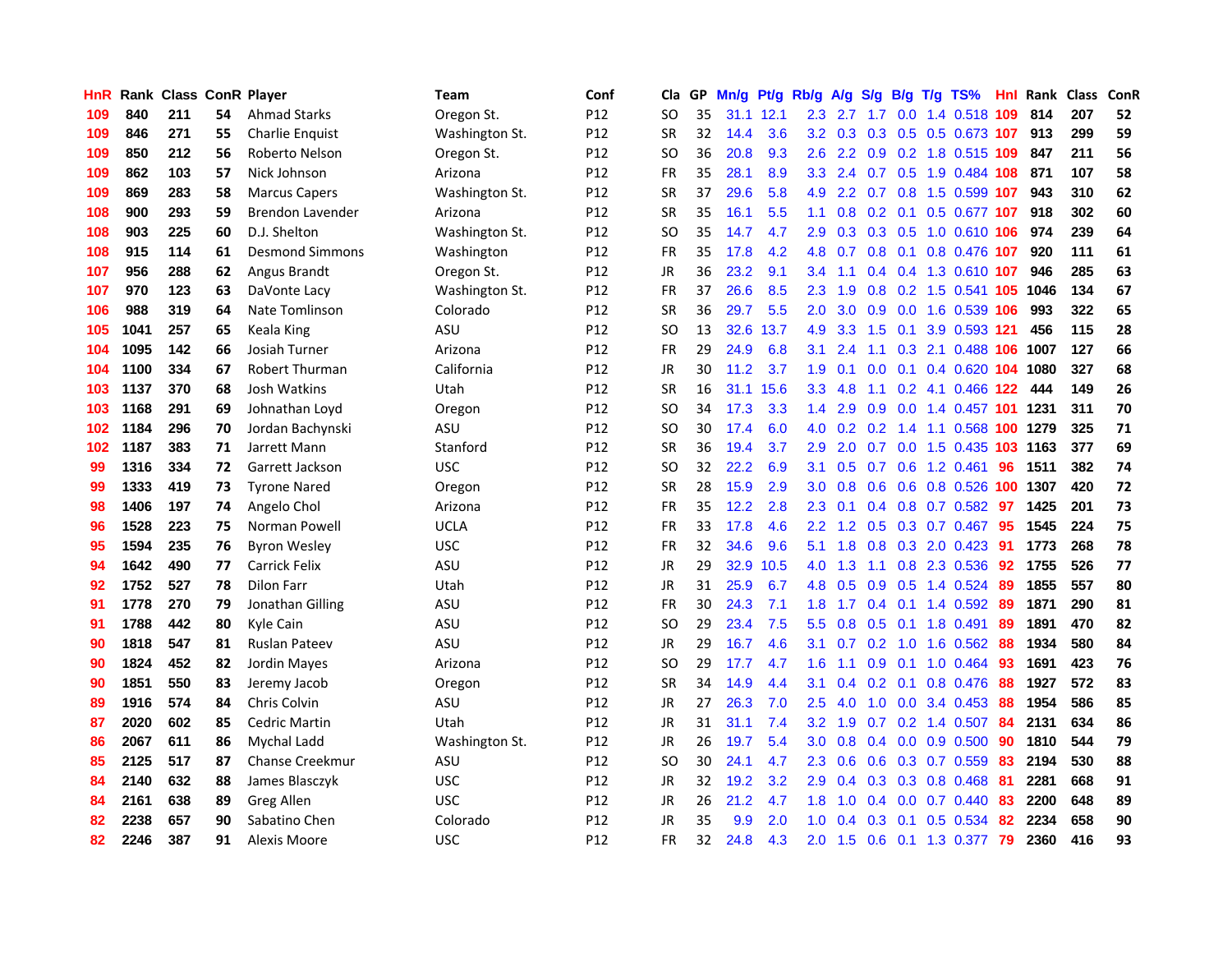| HnR | Rank | Class | ConR | Player | Team | Conf | Cla | GP | Mn/g | Pt/g | Rb/g | A/g | S/g | B/g | T/g | TS% | Hnl | Rank | Class | ConR |
|---|---|---|---|---|---|---|---|---|---|---|---|---|---|---|---|---|---|---|---|---|
| 109 | 840 | 211 | 54 | Ahmad Starks | Oregon St. | P12 | SO | 35 | 31.1 | 12.1 | 2.3 | 2.7 | 1.7 | 0.0 | 1.4 | 0.518 | 109 | 814 | 207 | 52 |
| 109 | 846 | 271 | 55 | Charlie Enquist | Washington St. | P12 | SR | 32 | 14.4 | 3.6 | 3.2 | 0.3 | 0.3 | 0.5 | 0.5 | 0.673 | 107 | 913 | 299 | 59 |
| 109 | 850 | 212 | 56 | Roberto Nelson | Oregon St. | P12 | SO | 36 | 20.8 | 9.3 | 2.6 | 2.2 | 0.9 | 0.2 | 1.8 | 0.515 | 109 | 847 | 211 | 56 |
| 109 | 862 | 103 | 57 | Nick Johnson | Arizona | P12 | FR | 35 | 28.1 | 8.9 | 3.3 | 2.4 | 0.7 | 0.5 | 1.9 | 0.484 | 108 | 871 | 107 | 58 |
| 109 | 869 | 283 | 58 | Marcus Capers | Washington St. | P12 | SR | 37 | 29.6 | 5.8 | 4.9 | 2.2 | 0.7 | 0.8 | 1.5 | 0.599 | 107 | 943 | 310 | 62 |
| 108 | 900 | 293 | 59 | Brendon Lavender | Arizona | P12 | SR | 35 | 16.1 | 5.5 | 1.1 | 0.8 | 0.2 | 0.1 | 0.5 | 0.677 | 107 | 918 | 302 | 60 |
| 108 | 903 | 225 | 60 | D.J. Shelton | Washington St. | P12 | SO | 35 | 14.7 | 4.7 | 2.9 | 0.3 | 0.3 | 0.5 | 1.0 | 0.610 | 106 | 974 | 239 | 64 |
| 108 | 915 | 114 | 61 | Desmond Simmons | Washington | P12 | FR | 35 | 17.8 | 4.2 | 4.8 | 0.7 | 0.8 | 0.1 | 0.8 | 0.476 | 107 | 920 | 111 | 61 |
| 107 | 956 | 288 | 62 | Angus Brandt | Oregon St. | P12 | JR | 36 | 23.2 | 9.1 | 3.4 | 1.1 | 0.4 | 0.4 | 1.3 | 0.610 | 107 | 946 | 285 | 63 |
| 107 | 970 | 123 | 63 | DaVonte Lacy | Washington St. | P12 | FR | 37 | 26.6 | 8.5 | 2.3 | 1.9 | 0.8 | 0.2 | 1.5 | 0.541 | 105 | 1046 | 134 | 67 |
| 106 | 988 | 319 | 64 | Nate Tomlinson | Colorado | P12 | SR | 36 | 29.7 | 5.5 | 2.0 | 3.0 | 0.9 | 0.0 | 1.6 | 0.539 | 106 | 993 | 322 | 65 |
| 105 | 1041 | 257 | 65 | Keala King | ASU | P12 | SO | 13 | 32.6 | 13.7 | 4.9 | 3.3 | 1.5 | 0.1 | 3.9 | 0.593 | 121 | 456 | 115 | 28 |
| 104 | 1095 | 142 | 66 | Josiah Turner | Arizona | P12 | FR | 29 | 24.9 | 6.8 | 3.1 | 2.4 | 1.1 | 0.3 | 2.1 | 0.488 | 106 | 1007 | 127 | 66 |
| 104 | 1100 | 334 | 67 | Robert Thurman | California | P12 | JR | 30 | 11.2 | 3.7 | 1.9 | 0.1 | 0.0 | 0.1 | 0.4 | 0.620 | 104 | 1080 | 327 | 68 |
| 103 | 1137 | 370 | 68 | Josh Watkins | Utah | P12 | SR | 16 | 31.1 | 15.6 | 3.3 | 4.8 | 1.1 | 0.2 | 4.1 | 0.466 | 122 | 444 | 149 | 26 |
| 103 | 1168 | 291 | 69 | Johnathan Loyd | Oregon | P12 | SO | 34 | 17.3 | 3.3 | 1.4 | 2.9 | 0.9 | 0.0 | 1.4 | 0.457 | 101 | 1231 | 311 | 70 |
| 102 | 1184 | 296 | 70 | Jordan Bachynski | ASU | P12 | SO | 30 | 17.4 | 6.0 | 4.0 | 0.2 | 0.2 | 1.4 | 1.1 | 0.568 | 100 | 1279 | 325 | 71 |
| 102 | 1187 | 383 | 71 | Jarrett Mann | Stanford | P12 | SR | 36 | 19.4 | 3.7 | 2.9 | 2.0 | 0.7 | 0.0 | 1.5 | 0.435 | 103 | 1163 | 377 | 69 |
| 99 | 1316 | 334 | 72 | Garrett Jackson | USC | P12 | SO | 32 | 22.2 | 6.9 | 3.1 | 0.5 | 0.7 | 0.6 | 1.2 | 0.461 | 96 | 1511 | 382 | 74 |
| 99 | 1333 | 419 | 73 | Tyrone Nared | Oregon | P12 | SR | 28 | 15.9 | 2.9 | 3.0 | 0.8 | 0.6 | 0.6 | 0.8 | 0.526 | 100 | 1307 | 420 | 72 |
| 98 | 1406 | 197 | 74 | Angelo Chol | Arizona | P12 | FR | 35 | 12.2 | 2.8 | 2.3 | 0.1 | 0.4 | 0.8 | 0.7 | 0.582 | 97 | 1425 | 201 | 73 |
| 96 | 1528 | 223 | 75 | Norman Powell | UCLA | P12 | FR | 33 | 17.8 | 4.6 | 2.2 | 1.2 | 0.5 | 0.3 | 0.7 | 0.467 | 95 | 1545 | 224 | 75 |
| 95 | 1594 | 235 | 76 | Byron Wesley | USC | P12 | FR | 32 | 34.6 | 9.6 | 5.1 | 1.8 | 0.8 | 0.3 | 2.0 | 0.423 | 91 | 1773 | 268 | 78 |
| 94 | 1642 | 490 | 77 | Carrick Felix | ASU | P12 | JR | 29 | 32.9 | 10.5 | 4.0 | 1.3 | 1.1 | 0.8 | 2.3 | 0.536 | 92 | 1755 | 526 | 77 |
| 92 | 1752 | 527 | 78 | Dilon Farr | Utah | P12 | JR | 31 | 25.9 | 6.7 | 4.8 | 0.5 | 0.9 | 0.5 | 1.4 | 0.524 | 89 | 1855 | 557 | 80 |
| 91 | 1778 | 270 | 79 | Jonathan Gilling | ASU | P12 | FR | 30 | 24.3 | 7.1 | 1.8 | 1.7 | 0.4 | 0.1 | 1.4 | 0.592 | 89 | 1871 | 290 | 81 |
| 91 | 1788 | 442 | 80 | Kyle Cain | ASU | P12 | SO | 29 | 23.4 | 7.5 | 5.5 | 0.8 | 0.5 | 0.1 | 1.8 | 0.491 | 89 | 1891 | 470 | 82 |
| 90 | 1818 | 547 | 81 | Ruslan Pateev | ASU | P12 | JR | 29 | 16.7 | 4.6 | 3.1 | 0.7 | 0.2 | 1.0 | 1.6 | 0.562 | 88 | 1934 | 580 | 84 |
| 90 | 1824 | 452 | 82 | Jordin Mayes | Arizona | P12 | SO | 29 | 17.7 | 4.7 | 1.6 | 1.1 | 0.9 | 0.1 | 1.0 | 0.464 | 93 | 1691 | 423 | 76 |
| 90 | 1851 | 550 | 83 | Jeremy Jacob | Oregon | P12 | SR | 34 | 14.9 | 4.4 | 3.1 | 0.4 | 0.2 | 0.1 | 0.8 | 0.476 | 88 | 1927 | 572 | 83 |
| 89 | 1916 | 574 | 84 | Chris Colvin | ASU | P12 | JR | 27 | 26.3 | 7.0 | 2.5 | 4.0 | 1.0 | 0.0 | 3.4 | 0.453 | 88 | 1954 | 586 | 85 |
| 87 | 2020 | 602 | 85 | Cedric Martin | Utah | P12 | JR | 31 | 31.1 | 7.4 | 3.2 | 1.9 | 0.7 | 0.2 | 1.4 | 0.507 | 84 | 2131 | 634 | 86 |
| 86 | 2067 | 611 | 86 | Mychal Ladd | Washington St. | P12 | JR | 26 | 19.7 | 5.4 | 3.0 | 0.8 | 0.4 | 0.0 | 0.9 | 0.500 | 90 | 1810 | 544 | 79 |
| 85 | 2125 | 517 | 87 | Chanse Creekmur | ASU | P12 | SO | 30 | 24.1 | 4.7 | 2.3 | 0.6 | 0.6 | 0.3 | 0.7 | 0.559 | 83 | 2194 | 530 | 88 |
| 84 | 2140 | 632 | 88 | James Blasczyk | USC | P12 | JR | 32 | 19.2 | 3.2 | 2.9 | 0.4 | 0.3 | 0.3 | 0.8 | 0.468 | 81 | 2281 | 668 | 91 |
| 84 | 2161 | 638 | 89 | Greg Allen | USC | P12 | JR | 26 | 21.2 | 4.7 | 1.8 | 1.0 | 0.4 | 0.0 | 0.7 | 0.440 | 83 | 2200 | 648 | 89 |
| 82 | 2238 | 657 | 90 | Sabatino Chen | Colorado | P12 | JR | 35 | 9.9 | 2.0 | 1.0 | 0.4 | 0.3 | 0.1 | 0.5 | 0.534 | 82 | 2234 | 658 | 90 |
| 82 | 2246 | 387 | 91 | Alexis Moore | USC | P12 | FR | 32 | 24.8 | 4.3 | 2.0 | 1.5 | 0.6 | 0.1 | 1.3 | 0.377 | 79 | 2360 | 416 | 93 |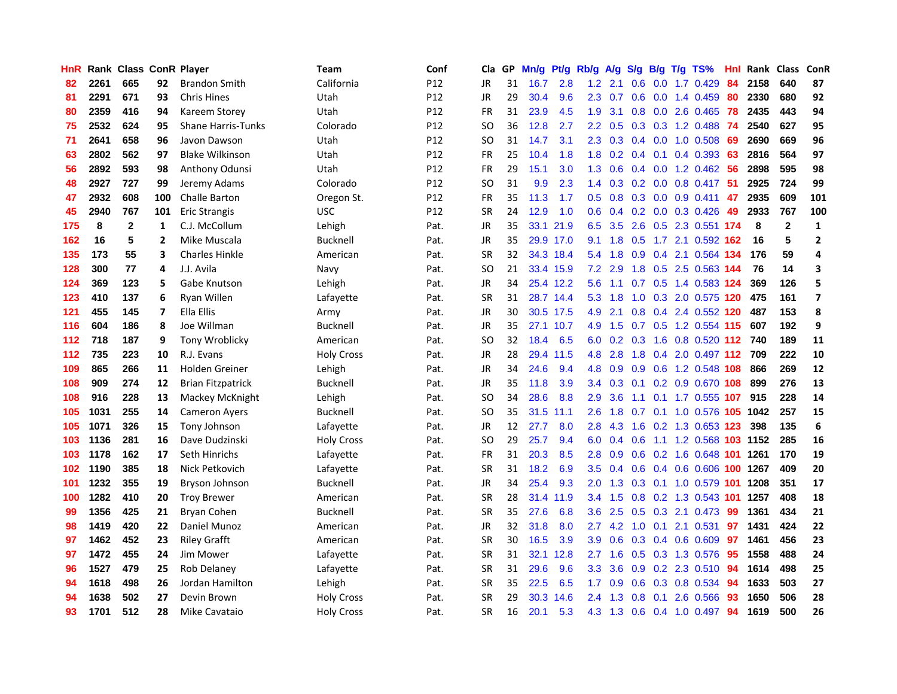| HnR | Rank | Class | ConR | Player | Team | Conf | Cla | GP | Mn/g | Pt/g | Rb/g | A/g | S/g | B/g | T/g | TS% | HnI | Rank | Class | ConR |
|---|---|---|---|---|---|---|---|---|---|---|---|---|---|---|---|---|---|---|---|---|
| 82 | 2261 | 665 | 92 | Brandon Smith | California | P12 | JR | 31 | 16.7 | 2.8 | 1.2 | 2.1 | 0.6 | 0.0 | 1.7 | 0.429 | 84 | 2158 | 640 | 87 |
| 81 | 2291 | 671 | 93 | Chris Hines | Utah | P12 | JR | 29 | 30.4 | 9.6 | 2.3 | 0.7 | 0.6 | 0.0 | 1.4 | 0.459 | 80 | 2330 | 680 | 92 |
| 80 | 2359 | 416 | 94 | Kareem Storey | Utah | P12 | FR | 31 | 23.9 | 4.5 | 1.9 | 3.1 | 0.8 | 0.0 | 2.6 | 0.465 | 78 | 2435 | 443 | 94 |
| 75 | 2532 | 624 | 95 | Shane Harris-Tunks | Colorado | P12 | SO | 36 | 12.8 | 2.7 | 2.2 | 0.5 | 0.3 | 0.3 | 1.2 | 0.488 | 74 | 2540 | 627 | 95 |
| 71 | 2641 | 658 | 96 | Javon Dawson | Utah | P12 | SO | 31 | 14.7 | 3.1 | 2.3 | 0.3 | 0.4 | 0.0 | 1.0 | 0.508 | 69 | 2690 | 669 | 96 |
| 63 | 2802 | 562 | 97 | Blake Wilkinson | Utah | P12 | FR | 25 | 10.4 | 1.8 | 1.8 | 0.2 | 0.4 | 0.1 | 0.4 | 0.393 | 63 | 2816 | 564 | 97 |
| 56 | 2892 | 593 | 98 | Anthony Odunsi | Utah | P12 | FR | 29 | 15.1 | 3.0 | 1.3 | 0.6 | 0.4 | 0.0 | 1.2 | 0.462 | 56 | 2898 | 595 | 98 |
| 48 | 2927 | 727 | 99 | Jeremy Adams | Colorado | P12 | SO | 31 | 9.9 | 2.3 | 1.4 | 0.3 | 0.2 | 0.0 | 0.8 | 0.417 | 51 | 2925 | 724 | 99 |
| 47 | 2932 | 608 | 100 | Challe Barton | Oregon St. | P12 | FR | 35 | 11.3 | 1.7 | 0.5 | 0.8 | 0.3 | 0.0 | 0.9 | 0.411 | 47 | 2935 | 609 | 101 |
| 45 | 2940 | 767 | 101 | Eric Strangis | USC | P12 | SR | 24 | 12.9 | 1.0 | 0.6 | 0.4 | 0.2 | 0.0 | 0.3 | 0.426 | 49 | 2933 | 767 | 100 |
| 175 | 8 | 2 | 1 | C.J. McCollum | Lehigh | Pat. | JR | 35 | 33.1 | 21.9 | 6.5 | 3.5 | 2.6 | 0.5 | 2.3 | 0.551 | 174 | 8 | 2 | 1 |
| 162 | 16 | 5 | 2 | Mike Muscala | Bucknell | Pat. | JR | 35 | 29.9 | 17.0 | 9.1 | 1.8 | 0.5 | 1.7 | 2.1 | 0.592 | 162 | 16 | 5 | 2 |
| 135 | 173 | 55 | 3 | Charles Hinkle | American | Pat. | SR | 32 | 34.3 | 18.4 | 5.4 | 1.8 | 0.9 | 0.4 | 2.1 | 0.564 | 134 | 176 | 59 | 4 |
| 128 | 300 | 77 | 4 | J.J. Avila | Navy | Pat. | SO | 21 | 33.4 | 15.9 | 7.2 | 2.9 | 1.8 | 0.5 | 2.5 | 0.563 | 144 | 76 | 14 | 3 |
| 124 | 369 | 123 | 5 | Gabe Knutson | Lehigh | Pat. | JR | 34 | 25.4 | 12.2 | 5.6 | 1.1 | 0.7 | 0.5 | 1.4 | 0.583 | 124 | 369 | 126 | 5 |
| 123 | 410 | 137 | 6 | Ryan Willen | Lafayette | Pat. | SR | 31 | 28.7 | 14.4 | 5.3 | 1.8 | 1.0 | 0.3 | 2.0 | 0.575 | 120 | 475 | 161 | 7 |
| 121 | 455 | 145 | 7 | Ella Ellis | Army | Pat. | JR | 30 | 30.5 | 17.5 | 4.9 | 2.1 | 0.8 | 0.4 | 2.4 | 0.552 | 120 | 487 | 153 | 8 |
| 116 | 604 | 186 | 8 | Joe Willman | Bucknell | Pat. | JR | 35 | 27.1 | 10.7 | 4.9 | 1.5 | 0.7 | 0.5 | 1.2 | 0.554 | 115 | 607 | 192 | 9 |
| 112 | 718 | 187 | 9 | Tony Wroblicky | American | Pat. | SO | 32 | 18.4 | 6.5 | 6.0 | 0.2 | 0.3 | 1.6 | 0.8 | 0.520 | 112 | 740 | 189 | 11 |
| 112 | 735 | 223 | 10 | R.J. Evans | Holy Cross | Pat. | JR | 28 | 29.4 | 11.5 | 4.8 | 2.8 | 1.8 | 0.4 | 2.0 | 0.497 | 112 | 709 | 222 | 10 |
| 109 | 865 | 266 | 11 | Holden Greiner | Lehigh | Pat. | JR | 34 | 24.6 | 9.4 | 4.8 | 0.9 | 0.9 | 0.6 | 1.2 | 0.548 | 108 | 866 | 269 | 12 |
| 108 | 909 | 274 | 12 | Brian Fitzpatrick | Bucknell | Pat. | JR | 35 | 11.8 | 3.9 | 3.4 | 0.3 | 0.1 | 0.2 | 0.9 | 0.670 | 108 | 899 | 276 | 13 |
| 108 | 916 | 228 | 13 | Mackey McKnight | Lehigh | Pat. | SO | 34 | 28.6 | 8.8 | 2.9 | 3.6 | 1.1 | 0.1 | 1.7 | 0.555 | 107 | 915 | 228 | 14 |
| 105 | 1031 | 255 | 14 | Cameron Ayers | Bucknell | Pat. | SO | 35 | 31.5 | 11.1 | 2.6 | 1.8 | 0.7 | 0.1 | 1.0 | 0.576 | 105 | 1042 | 257 | 15 |
| 105 | 1071 | 326 | 15 | Tony Johnson | Lafayette | Pat. | JR | 12 | 27.7 | 8.0 | 2.8 | 4.3 | 1.6 | 0.2 | 1.3 | 0.653 | 123 | 398 | 135 | 6 |
| 103 | 1136 | 281 | 16 | Dave Dudzinski | Holy Cross | Pat. | SO | 29 | 25.7 | 9.4 | 6.0 | 0.4 | 0.6 | 1.1 | 1.2 | 0.568 | 103 | 1152 | 285 | 16 |
| 103 | 1178 | 162 | 17 | Seth Hinrichs | Lafayette | Pat. | FR | 31 | 20.3 | 8.5 | 2.8 | 0.9 | 0.6 | 0.2 | 1.6 | 0.648 | 101 | 1261 | 170 | 19 |
| 102 | 1190 | 385 | 18 | Nick Petkovich | Lafayette | Pat. | SR | 31 | 18.2 | 6.9 | 3.5 | 0.4 | 0.6 | 0.4 | 0.6 | 0.606 | 100 | 1267 | 409 | 20 |
| 101 | 1232 | 355 | 19 | Bryson Johnson | Bucknell | Pat. | JR | 34 | 25.4 | 9.3 | 2.0 | 1.3 | 0.3 | 0.1 | 1.0 | 0.579 | 101 | 1208 | 351 | 17 |
| 100 | 1282 | 410 | 20 | Troy Brewer | American | Pat. | SR | 28 | 31.4 | 11.9 | 3.4 | 1.5 | 0.8 | 0.2 | 1.3 | 0.543 | 101 | 1257 | 408 | 18 |
| 99 | 1356 | 425 | 21 | Bryan Cohen | Bucknell | Pat. | SR | 35 | 27.6 | 6.8 | 3.6 | 2.5 | 0.5 | 0.3 | 2.1 | 0.473 | 99 | 1361 | 434 | 21 |
| 98 | 1419 | 420 | 22 | Daniel Munoz | American | Pat. | JR | 32 | 31.8 | 8.0 | 2.7 | 4.2 | 1.0 | 0.1 | 2.1 | 0.531 | 97 | 1431 | 424 | 22 |
| 97 | 1462 | 452 | 23 | Riley Grafft | American | Pat. | SR | 30 | 16.5 | 3.9 | 3.9 | 0.6 | 0.3 | 0.4 | 0.6 | 0.609 | 97 | 1461 | 456 | 23 |
| 97 | 1472 | 455 | 24 | Jim Mower | Lafayette | Pat. | SR | 31 | 32.1 | 12.8 | 2.7 | 1.6 | 0.5 | 0.3 | 1.3 | 0.576 | 95 | 1558 | 488 | 24 |
| 96 | 1527 | 479 | 25 | Rob Delaney | Lafayette | Pat. | SR | 31 | 29.6 | 9.6 | 3.3 | 3.6 | 0.9 | 0.2 | 2.3 | 0.510 | 94 | 1614 | 498 | 25 |
| 94 | 1618 | 498 | 26 | Jordan Hamilton | Lehigh | Pat. | SR | 35 | 22.5 | 6.5 | 1.7 | 0.9 | 0.6 | 0.3 | 0.8 | 0.534 | 94 | 1633 | 503 | 27 |
| 94 | 1638 | 502 | 27 | Devin Brown | Holy Cross | Pat. | SR | 29 | 30.3 | 14.6 | 2.4 | 1.3 | 0.8 | 0.1 | 2.6 | 0.566 | 93 | 1650 | 506 | 28 |
| 93 | 1701 | 512 | 28 | Mike Cavataio | Holy Cross | Pat. | SR | 16 | 20.1 | 5.3 | 4.3 | 1.3 | 0.6 | 0.4 | 1.0 | 0.497 | 94 | 1619 | 500 | 26 |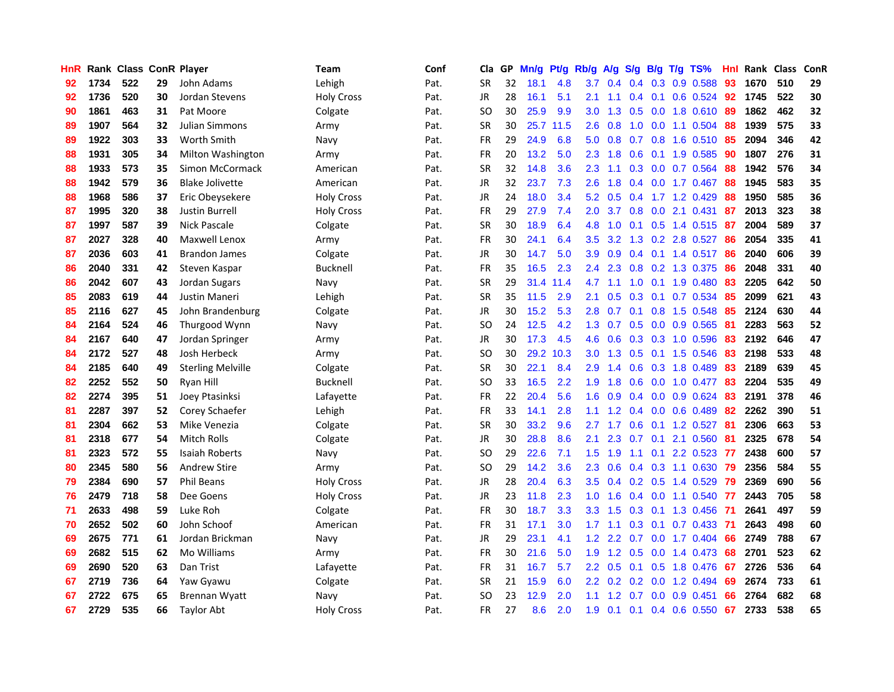| HnR | Rank | Class | ConR | Player | Team | Conf | Cla | GP | Mn/g | Pt/g | Rb/g | A/g | S/g | B/g | T/g | TS% | HnI | Rank | Class | ConR |
|---|---|---|---|---|---|---|---|---|---|---|---|---|---|---|---|---|---|---|---|---|
| 92 | 1734 | 522 | 29 | John Adams | Lehigh | Pat. | SR | 32 | 18.1 | 4.8 | 3.7 | 0.4 | 0.4 | 0.3 | 0.9 | 0.588 | 93 | 1670 | 510 | 29 |
| 92 | 1736 | 520 | 30 | Jordan Stevens | Holy Cross | Pat. | JR | 28 | 16.1 | 5.1 | 2.1 | 1.1 | 0.4 | 0.1 | 0.6 | 0.524 | 92 | 1745 | 522 | 30 |
| 90 | 1861 | 463 | 31 | Pat Moore | Colgate | Pat. | SO | 30 | 25.9 | 9.9 | 3.0 | 1.3 | 0.5 | 0.0 | 1.8 | 0.610 | 89 | 1862 | 462 | 32 |
| 89 | 1907 | 564 | 32 | Julian Simmons | Army | Pat. | SR | 30 | 25.7 | 11.5 | 2.6 | 0.8 | 1.0 | 0.0 | 1.1 | 0.504 | 88 | 1939 | 575 | 33 |
| 89 | 1922 | 303 | 33 | Worth Smith | Navy | Pat. | FR | 29 | 24.9 | 6.8 | 5.0 | 0.8 | 0.7 | 0.8 | 1.6 | 0.510 | 85 | 2094 | 346 | 42 |
| 88 | 1931 | 305 | 34 | Milton Washington | Army | Pat. | FR | 20 | 13.2 | 5.0 | 2.3 | 1.8 | 0.6 | 0.1 | 1.9 | 0.585 | 90 | 1807 | 276 | 31 |
| 88 | 1933 | 573 | 35 | Simon McCormack | American | Pat. | SR | 32 | 14.8 | 3.6 | 2.3 | 1.1 | 0.3 | 0.0 | 0.7 | 0.564 | 88 | 1942 | 576 | 34 |
| 88 | 1942 | 579 | 36 | Blake Jolivette | American | Pat. | JR | 32 | 23.7 | 7.3 | 2.6 | 1.8 | 0.4 | 0.0 | 1.7 | 0.467 | 88 | 1945 | 583 | 35 |
| 88 | 1968 | 586 | 37 | Eric Obeysekere | Holy Cross | Pat. | JR | 24 | 18.0 | 3.4 | 5.2 | 0.5 | 0.4 | 1.7 | 1.2 | 0.429 | 88 | 1950 | 585 | 36 |
| 87 | 1995 | 320 | 38 | Justin Burrell | Holy Cross | Pat. | FR | 29 | 27.9 | 7.4 | 2.0 | 3.7 | 0.8 | 0.0 | 2.1 | 0.431 | 87 | 2013 | 323 | 38 |
| 87 | 1997 | 587 | 39 | Nick Pascale | Colgate | Pat. | SR | 30 | 18.9 | 6.4 | 4.8 | 1.0 | 0.1 | 0.5 | 1.4 | 0.515 | 87 | 2004 | 589 | 37 |
| 87 | 2027 | 328 | 40 | Maxwell Lenox | Army | Pat. | FR | 30 | 24.1 | 6.4 | 3.5 | 3.2 | 1.3 | 0.2 | 2.8 | 0.527 | 86 | 2054 | 335 | 41 |
| 87 | 2036 | 603 | 41 | Brandon James | Colgate | Pat. | JR | 30 | 14.7 | 5.0 | 3.9 | 0.9 | 0.4 | 0.1 | 1.4 | 0.517 | 86 | 2040 | 606 | 39 |
| 86 | 2040 | 331 | 42 | Steven Kaspar | Bucknell | Pat. | FR | 35 | 16.5 | 2.3 | 2.4 | 2.3 | 0.8 | 0.2 | 1.3 | 0.375 | 86 | 2048 | 331 | 40 |
| 86 | 2042 | 607 | 43 | Jordan Sugars | Navy | Pat. | SR | 29 | 31.4 | 11.4 | 4.7 | 1.1 | 1.0 | 0.1 | 1.9 | 0.480 | 83 | 2205 | 642 | 50 |
| 85 | 2083 | 619 | 44 | Justin Maneri | Lehigh | Pat. | SR | 35 | 11.5 | 2.9 | 2.1 | 0.5 | 0.3 | 0.1 | 0.7 | 0.534 | 85 | 2099 | 621 | 43 |
| 85 | 2116 | 627 | 45 | John Brandenburg | Colgate | Pat. | JR | 30 | 15.2 | 5.3 | 2.8 | 0.7 | 0.1 | 0.8 | 1.5 | 0.548 | 85 | 2124 | 630 | 44 |
| 84 | 2164 | 524 | 46 | Thurgood Wynn | Navy | Pat. | SO | 24 | 12.5 | 4.2 | 1.3 | 0.7 | 0.5 | 0.0 | 0.9 | 0.565 | 81 | 2283 | 563 | 52 |
| 84 | 2167 | 640 | 47 | Jordan Springer | Army | Pat. | JR | 30 | 17.3 | 4.5 | 4.6 | 0.6 | 0.3 | 0.3 | 1.0 | 0.596 | 83 | 2192 | 646 | 47 |
| 84 | 2172 | 527 | 48 | Josh Herbeck | Army | Pat. | SO | 30 | 29.2 | 10.3 | 3.0 | 1.3 | 0.5 | 0.1 | 1.5 | 0.546 | 83 | 2198 | 533 | 48 |
| 84 | 2185 | 640 | 49 | Sterling Melville | Colgate | Pat. | SR | 30 | 22.1 | 8.4 | 2.9 | 1.4 | 0.6 | 0.3 | 1.8 | 0.489 | 83 | 2189 | 639 | 45 |
| 82 | 2252 | 552 | 50 | Ryan Hill | Bucknell | Pat. | SO | 33 | 16.5 | 2.2 | 1.9 | 1.8 | 0.6 | 0.0 | 1.0 | 0.477 | 83 | 2204 | 535 | 49 |
| 82 | 2274 | 395 | 51 | Joey Ptasinksi | Lafayette | Pat. | FR | 22 | 20.4 | 5.6 | 1.6 | 0.9 | 0.4 | 0.0 | 0.9 | 0.624 | 83 | 2191 | 378 | 46 |
| 81 | 2287 | 397 | 52 | Corey Schaefer | Lehigh | Pat. | FR | 33 | 14.1 | 2.8 | 1.1 | 1.2 | 0.4 | 0.0 | 0.6 | 0.489 | 82 | 2262 | 390 | 51 |
| 81 | 2304 | 662 | 53 | Mike Venezia | Colgate | Pat. | SR | 30 | 33.2 | 9.6 | 2.7 | 1.7 | 0.6 | 0.1 | 1.2 | 0.527 | 81 | 2306 | 663 | 53 |
| 81 | 2318 | 677 | 54 | Mitch Rolls | Colgate | Pat. | JR | 30 | 28.8 | 8.6 | 2.1 | 2.3 | 0.7 | 0.1 | 2.1 | 0.560 | 81 | 2325 | 678 | 54 |
| 81 | 2323 | 572 | 55 | Isaiah Roberts | Navy | Pat. | SO | 29 | 22.6 | 7.1 | 1.5 | 1.9 | 1.1 | 0.1 | 2.2 | 0.523 | 77 | 2438 | 600 | 57 |
| 80 | 2345 | 580 | 56 | Andrew Stire | Army | Pat. | SO | 29 | 14.2 | 3.6 | 2.3 | 0.6 | 0.4 | 0.3 | 1.1 | 0.630 | 79 | 2356 | 584 | 55 |
| 79 | 2384 | 690 | 57 | Phil Beans | Holy Cross | Pat. | JR | 28 | 20.4 | 6.3 | 3.5 | 0.4 | 0.2 | 0.5 | 1.4 | 0.529 | 79 | 2369 | 690 | 56 |
| 76 | 2479 | 718 | 58 | Dee Goens | Holy Cross | Pat. | JR | 23 | 11.8 | 2.3 | 1.0 | 1.6 | 0.4 | 0.0 | 1.1 | 0.540 | 77 | 2443 | 705 | 58 |
| 71 | 2633 | 498 | 59 | Luke Roh | Colgate | Pat. | FR | 30 | 18.7 | 3.3 | 3.3 | 1.5 | 0.3 | 0.1 | 1.3 | 0.456 | 71 | 2641 | 497 | 59 |
| 70 | 2652 | 502 | 60 | John Schoof | American | Pat. | FR | 31 | 17.1 | 3.0 | 1.7 | 1.1 | 0.3 | 0.1 | 0.7 | 0.433 | 71 | 2643 | 498 | 60 |
| 69 | 2675 | 771 | 61 | Jordan Brickman | Navy | Pat. | JR | 29 | 23.1 | 4.1 | 1.2 | 2.2 | 0.7 | 0.0 | 1.7 | 0.404 | 66 | 2749 | 788 | 67 |
| 69 | 2682 | 515 | 62 | Mo Williams | Army | Pat. | FR | 30 | 21.6 | 5.0 | 1.9 | 1.2 | 0.5 | 0.0 | 1.4 | 0.473 | 68 | 2701 | 523 | 62 |
| 69 | 2690 | 520 | 63 | Dan Trist | Lafayette | Pat. | FR | 31 | 16.7 | 5.7 | 2.2 | 0.5 | 0.1 | 0.5 | 1.8 | 0.476 | 67 | 2726 | 536 | 64 |
| 67 | 2719 | 736 | 64 | Yaw Gyawu | Colgate | Pat. | SR | 21 | 15.9 | 6.0 | 2.2 | 0.2 | 0.2 | 0.0 | 1.2 | 0.494 | 69 | 2674 | 733 | 61 |
| 67 | 2722 | 675 | 65 | Brennan Wyatt | Navy | Pat. | SO | 23 | 12.9 | 2.0 | 1.1 | 1.2 | 0.7 | 0.0 | 0.9 | 0.451 | 66 | 2764 | 682 | 68 |
| 67 | 2729 | 535 | 66 | Taylor Abt | Holy Cross | Pat. | FR | 27 | 8.6 | 2.0 | 1.9 | 0.1 | 0.1 | 0.4 | 0.6 | 0.550 | 67 | 2733 | 538 | 65 |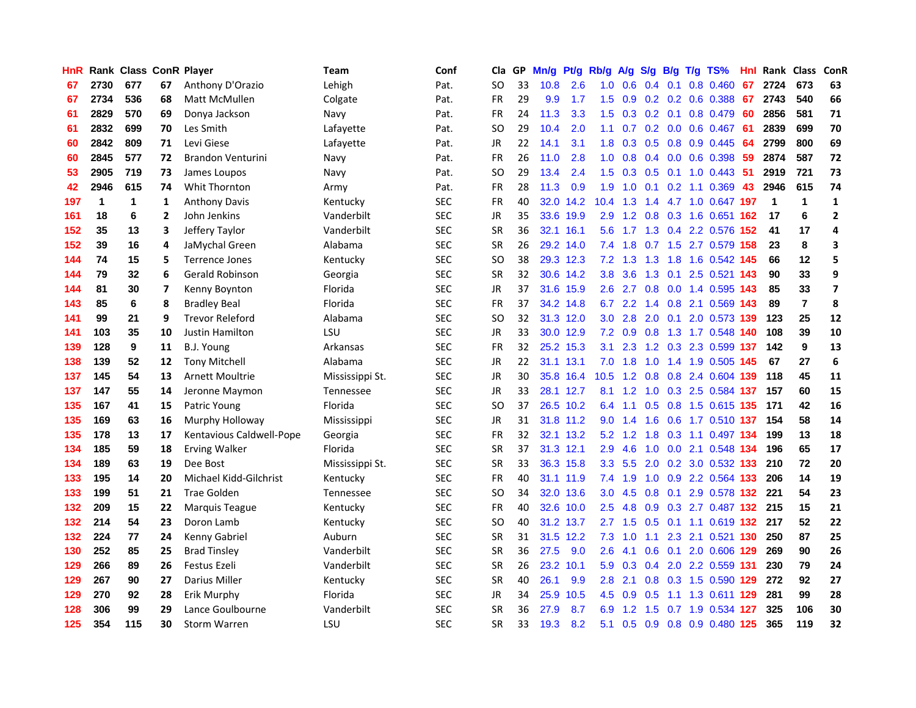| HnR | Rank | Class | ConR | Player | Team | Conf | Cla | GP | Mn/g | Pt/g | Rb/g | A/g | S/g | B/g | T/g | TS% | HnI | Rank | Class | ConR |
|---|---|---|---|---|---|---|---|---|---|---|---|---|---|---|---|---|---|---|---|---|
| 67 | 2730 | 677 | 67 | Anthony D'Orazio | Lehigh | Pat. | SO | 33 | 10.8 | 2.6 | 1.0 | 0.6 | 0.4 | 0.1 | 0.8 | 0.460 | 67 | 2724 | 673 | 63 |
| 67 | 2734 | 536 | 68 | Matt McMullen | Colgate | Pat. | FR | 29 | 9.9 | 1.7 | 1.5 | 0.9 | 0.2 | 0.2 | 0.6 | 0.388 | 67 | 2743 | 540 | 66 |
| 61 | 2829 | 570 | 69 | Donya Jackson | Navy | Pat. | FR | 24 | 11.3 | 3.3 | 1.5 | 0.3 | 0.2 | 0.1 | 0.8 | 0.479 | 60 | 2856 | 581 | 71 |
| 61 | 2832 | 699 | 70 | Les Smith | Lafayette | Pat. | SO | 29 | 10.4 | 2.0 | 1.1 | 0.7 | 0.2 | 0.0 | 0.6 | 0.467 | 61 | 2839 | 699 | 70 |
| 60 | 2842 | 809 | 71 | Levi Giese | Lafayette | Pat. | JR | 22 | 14.1 | 3.1 | 1.8 | 0.3 | 0.5 | 0.8 | 0.9 | 0.445 | 64 | 2799 | 800 | 69 |
| 60 | 2845 | 577 | 72 | Brandon Venturini | Navy | Pat. | FR | 26 | 11.0 | 2.8 | 1.0 | 0.8 | 0.4 | 0.0 | 0.6 | 0.398 | 59 | 2874 | 587 | 72 |
| 53 | 2905 | 719 | 73 | James Loupos | Navy | Pat. | SO | 29 | 13.4 | 2.4 | 1.5 | 0.3 | 0.5 | 0.1 | 1.0 | 0.443 | 51 | 2919 | 721 | 73 |
| 42 | 2946 | 615 | 74 | Whit Thornton | Army | Pat. | FR | 28 | 11.3 | 0.9 | 1.9 | 1.0 | 0.1 | 0.2 | 1.1 | 0.369 | 43 | 2946 | 615 | 74 |
| 197 | 1 | 1 | 1 | Anthony Davis | Kentucky | SEC | FR | 40 | 32.0 | 14.2 | 10.4 | 1.3 | 1.4 | 4.7 | 1.0 | 0.647 | 197 | 1 | 1 | 1 |
| 161 | 18 | 6 | 2 | John Jenkins | Vanderbilt | SEC | JR | 35 | 33.6 | 19.9 | 2.9 | 1.2 | 0.8 | 0.3 | 1.6 | 0.651 | 162 | 17 | 6 | 2 |
| 152 | 35 | 13 | 3 | Jeffery Taylor | Vanderbilt | SEC | SR | 36 | 32.1 | 16.1 | 5.6 | 1.7 | 1.3 | 0.4 | 2.2 | 0.576 | 152 | 41 | 17 | 4 |
| 152 | 39 | 16 | 4 | JaMychal Green | Alabama | SEC | SR | 26 | 29.2 | 14.0 | 7.4 | 1.8 | 0.7 | 1.5 | 2.7 | 0.579 | 158 | 23 | 8 | 3 |
| 144 | 74 | 15 | 5 | Terrence Jones | Kentucky | SEC | SO | 38 | 29.3 | 12.3 | 7.2 | 1.3 | 1.3 | 1.8 | 1.6 | 0.542 | 145 | 66 | 12 | 5 |
| 144 | 79 | 32 | 6 | Gerald Robinson | Georgia | SEC | SR | 32 | 30.6 | 14.2 | 3.8 | 3.6 | 1.3 | 0.1 | 2.5 | 0.521 | 143 | 90 | 33 | 9 |
| 144 | 81 | 30 | 7 | Kenny Boynton | Florida | SEC | JR | 37 | 31.6 | 15.9 | 2.6 | 2.7 | 0.8 | 0.0 | 1.4 | 0.595 | 143 | 85 | 33 | 7 |
| 143 | 85 | 6 | 8 | Bradley Beal | Florida | SEC | FR | 37 | 34.2 | 14.8 | 6.7 | 2.2 | 1.4 | 0.8 | 2.1 | 0.569 | 143 | 89 | 7 | 8 |
| 141 | 99 | 21 | 9 | Trevor Releford | Alabama | SEC | SO | 32 | 31.3 | 12.0 | 3.0 | 2.8 | 2.0 | 0.1 | 2.0 | 0.573 | 139 | 123 | 25 | 12 |
| 141 | 103 | 35 | 10 | Justin Hamilton | LSU | SEC | JR | 33 | 30.0 | 12.9 | 7.2 | 0.9 | 0.8 | 1.3 | 1.7 | 0.548 | 140 | 108 | 39 | 10 |
| 139 | 128 | 9 | 11 | B.J. Young | Arkansas | SEC | FR | 32 | 25.2 | 15.3 | 3.1 | 2.3 | 1.2 | 0.3 | 2.3 | 0.599 | 137 | 142 | 9 | 13 |
| 138 | 139 | 52 | 12 | Tony Mitchell | Alabama | SEC | JR | 22 | 31.1 | 13.1 | 7.0 | 1.8 | 1.0 | 1.4 | 1.9 | 0.505 | 145 | 67 | 27 | 6 |
| 137 | 145 | 54 | 13 | Arnett Moultrie | Mississippi St. | SEC | JR | 30 | 35.8 | 16.4 | 10.5 | 1.2 | 0.8 | 0.8 | 2.4 | 0.604 | 139 | 118 | 45 | 11 |
| 137 | 147 | 55 | 14 | Jeronne Maymon | Tennessee | SEC | JR | 33 | 28.1 | 12.7 | 8.1 | 1.2 | 1.0 | 0.3 | 2.5 | 0.584 | 137 | 157 | 60 | 15 |
| 135 | 167 | 41 | 15 | Patric Young | Florida | SEC | SO | 37 | 26.5 | 10.2 | 6.4 | 1.1 | 0.5 | 0.8 | 1.5 | 0.615 | 135 | 171 | 42 | 16 |
| 135 | 169 | 63 | 16 | Murphy Holloway | Mississippi | SEC | JR | 31 | 31.8 | 11.2 | 9.0 | 1.4 | 1.6 | 0.6 | 1.7 | 0.510 | 137 | 154 | 58 | 14 |
| 135 | 178 | 13 | 17 | Kentavious Caldwell-Pope | Georgia | SEC | FR | 32 | 32.1 | 13.2 | 5.2 | 1.2 | 1.8 | 0.3 | 1.1 | 0.497 | 134 | 199 | 13 | 18 |
| 134 | 185 | 59 | 18 | Erving Walker | Florida | SEC | SR | 37 | 31.3 | 12.1 | 2.9 | 4.6 | 1.0 | 0.0 | 2.1 | 0.548 | 134 | 196 | 65 | 17 |
| 134 | 189 | 63 | 19 | Dee Bost | Mississippi St. | SEC | SR | 33 | 36.3 | 15.8 | 3.3 | 5.5 | 2.0 | 0.2 | 3.0 | 0.532 | 133 | 210 | 72 | 20 |
| 133 | 195 | 14 | 20 | Michael Kidd-Gilchrist | Kentucky | SEC | FR | 40 | 31.1 | 11.9 | 7.4 | 1.9 | 1.0 | 0.9 | 2.2 | 0.564 | 133 | 206 | 14 | 19 |
| 133 | 199 | 51 | 21 | Trae Golden | Tennessee | SEC | SO | 34 | 32.0 | 13.6 | 3.0 | 4.5 | 0.8 | 0.1 | 2.9 | 0.578 | 132 | 221 | 54 | 23 |
| 132 | 209 | 15 | 22 | Marquis Teague | Kentucky | SEC | FR | 40 | 32.6 | 10.0 | 2.5 | 4.8 | 0.9 | 0.3 | 2.7 | 0.487 | 132 | 215 | 15 | 21 |
| 132 | 214 | 54 | 23 | Doron Lamb | Kentucky | SEC | SO | 40 | 31.2 | 13.7 | 2.7 | 1.5 | 0.5 | 0.1 | 1.1 | 0.619 | 132 | 217 | 52 | 22 |
| 132 | 224 | 77 | 24 | Kenny Gabriel | Auburn | SEC | SR | 31 | 31.5 | 12.2 | 7.3 | 1.0 | 1.1 | 2.3 | 2.1 | 0.521 | 130 | 250 | 87 | 25 |
| 130 | 252 | 85 | 25 | Brad Tinsley | Vanderbilt | SEC | SR | 36 | 27.5 | 9.0 | 2.6 | 4.1 | 0.6 | 0.1 | 2.0 | 0.606 | 129 | 269 | 90 | 26 |
| 129 | 266 | 89 | 26 | Festus Ezeli | Vanderbilt | SEC | SR | 26 | 23.2 | 10.1 | 5.9 | 0.3 | 0.4 | 2.0 | 2.2 | 0.559 | 131 | 230 | 79 | 24 |
| 129 | 267 | 90 | 27 | Darius Miller | Kentucky | SEC | SR | 40 | 26.1 | 9.9 | 2.8 | 2.1 | 0.8 | 0.3 | 1.5 | 0.590 | 129 | 272 | 92 | 27 |
| 129 | 270 | 92 | 28 | Erik Murphy | Florida | SEC | JR | 34 | 25.9 | 10.5 | 4.5 | 0.9 | 0.5 | 1.1 | 1.3 | 0.611 | 129 | 281 | 99 | 28 |
| 128 | 306 | 99 | 29 | Lance Goulbourne | Vanderbilt | SEC | SR | 36 | 27.9 | 8.7 | 6.9 | 1.2 | 1.5 | 0.7 | 1.9 | 0.534 | 127 | 325 | 106 | 30 |
| 125 | 354 | 115 | 30 | Storm Warren | LSU | SEC | SR | 33 | 19.3 | 8.2 | 5.1 | 0.5 | 0.9 | 0.8 | 0.9 | 0.480 | 125 | 365 | 119 | 32 |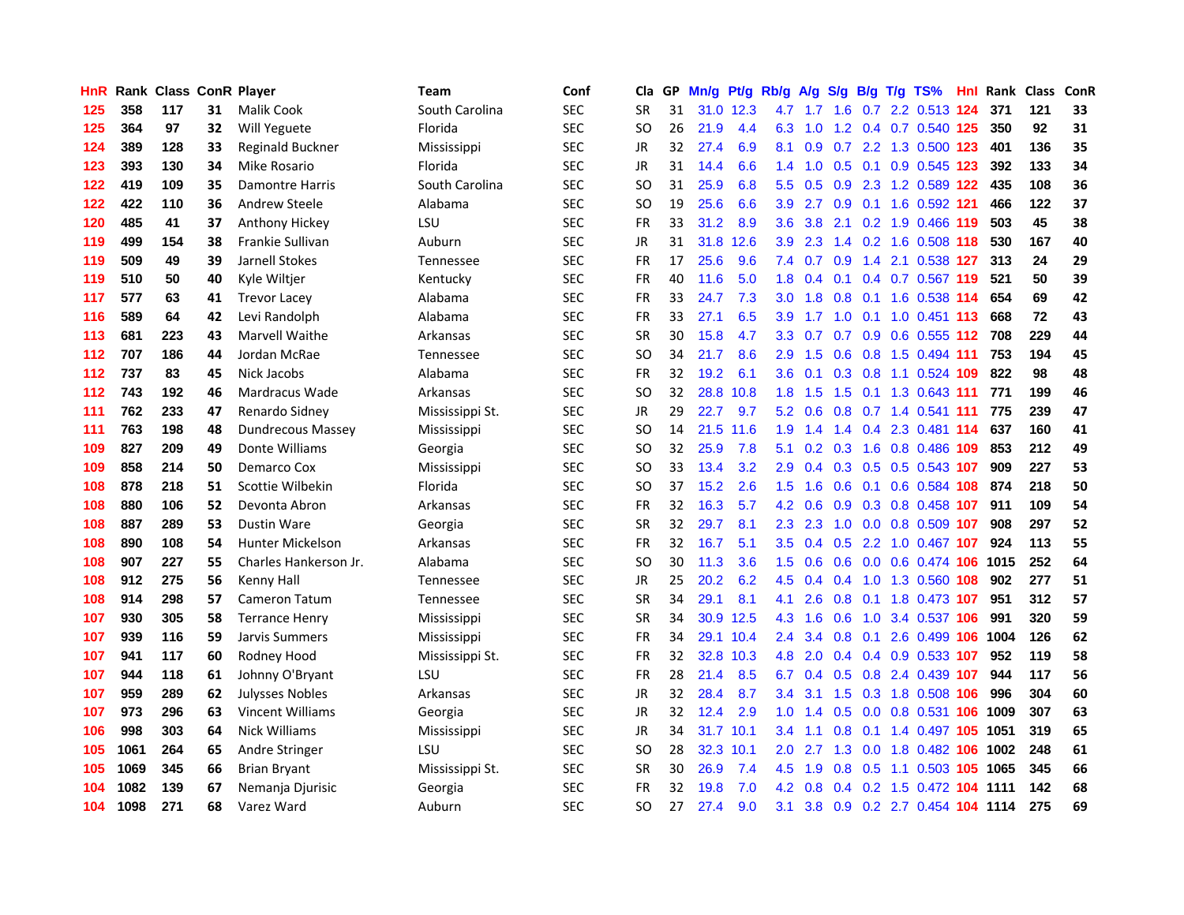| HnR | Rank | Class | ConR | Player | Team | Conf | Cla | GP | Mn/g | Pt/g | Rb/g | A/g | S/g | B/g | T/g | TS% | Hnl | Rank | Class | ConR |
|---|---|---|---|---|---|---|---|---|---|---|---|---|---|---|---|---|---|---|---|---|
| 125 | 358 | 117 | 31 | Malik Cook | South Carolina | SEC | SR | 31 | 31.0 | 12.3 | 4.7 | 1.7 | 1.6 | 0.7 | 2.2 | 0.513 | 124 | 371 | 121 | 33 |
| 125 | 364 | 97 | 32 | Will Yeguete | Florida | SEC | SO | 26 | 21.9 | 4.4 | 6.3 | 1.0 | 1.2 | 0.4 | 0.7 | 0.540 | 125 | 350 | 92 | 31 |
| 124 | 389 | 128 | 33 | Reginald Buckner | Mississippi | SEC | JR | 32 | 27.4 | 6.9 | 8.1 | 0.9 | 0.7 | 2.2 | 1.3 | 0.500 | 123 | 401 | 136 | 35 |
| 123 | 393 | 130 | 34 | Mike Rosario | Florida | SEC | JR | 31 | 14.4 | 6.6 | 1.4 | 1.0 | 0.5 | 0.1 | 0.9 | 0.545 | 123 | 392 | 133 | 34 |
| 122 | 419 | 109 | 35 | Damontre Harris | South Carolina | SEC | SO | 31 | 25.9 | 6.8 | 5.5 | 0.5 | 0.9 | 2.3 | 1.2 | 0.589 | 122 | 435 | 108 | 36 |
| 122 | 422 | 110 | 36 | Andrew Steele | Alabama | SEC | SO | 19 | 25.6 | 6.6 | 3.9 | 2.7 | 0.9 | 0.1 | 1.6 | 0.592 | 121 | 466 | 122 | 37 |
| 120 | 485 | 41 | 37 | Anthony Hickey | LSU | SEC | FR | 33 | 31.2 | 8.9 | 3.6 | 3.8 | 2.1 | 0.2 | 1.9 | 0.466 | 119 | 503 | 45 | 38 |
| 119 | 499 | 154 | 38 | Frankie Sullivan | Auburn | SEC | JR | 31 | 31.8 | 12.6 | 3.9 | 2.3 | 1.4 | 0.2 | 1.6 | 0.508 | 118 | 530 | 167 | 40 |
| 119 | 509 | 49 | 39 | Jarnell Stokes | Tennessee | SEC | FR | 17 | 25.6 | 9.6 | 7.4 | 0.7 | 0.9 | 1.4 | 2.1 | 0.538 | 127 | 313 | 24 | 29 |
| 119 | 510 | 50 | 40 | Kyle Wiltjer | Kentucky | SEC | FR | 40 | 11.6 | 5.0 | 1.8 | 0.4 | 0.1 | 0.4 | 0.7 | 0.567 | 119 | 521 | 50 | 39 |
| 117 | 577 | 63 | 41 | Trevor Lacey | Alabama | SEC | FR | 33 | 24.7 | 7.3 | 3.0 | 1.8 | 0.8 | 0.1 | 1.6 | 0.538 | 114 | 654 | 69 | 42 |
| 116 | 589 | 64 | 42 | Levi Randolph | Alabama | SEC | FR | 33 | 27.1 | 6.5 | 3.9 | 1.7 | 1.0 | 0.1 | 1.0 | 0.451 | 113 | 668 | 72 | 43 |
| 113 | 681 | 223 | 43 | Marvell Waithe | Arkansas | SEC | SR | 30 | 15.8 | 4.7 | 3.3 | 0.7 | 0.7 | 0.9 | 0.6 | 0.555 | 112 | 708 | 229 | 44 |
| 112 | 707 | 186 | 44 | Jordan McRae | Tennessee | SEC | SO | 34 | 21.7 | 8.6 | 2.9 | 1.5 | 0.6 | 0.8 | 1.5 | 0.494 | 111 | 753 | 194 | 45 |
| 112 | 737 | 83 | 45 | Nick Jacobs | Alabama | SEC | FR | 32 | 19.2 | 6.1 | 3.6 | 0.1 | 0.3 | 0.8 | 1.1 | 0.524 | 109 | 822 | 98 | 48 |
| 112 | 743 | 192 | 46 | Mardracus Wade | Arkansas | SEC | SO | 32 | 28.8 | 10.8 | 1.8 | 1.5 | 1.5 | 0.1 | 1.3 | 0.643 | 111 | 771 | 199 | 46 |
| 111 | 762 | 233 | 47 | Renardo Sidney | Mississippi St. | SEC | JR | 29 | 22.7 | 9.7 | 5.2 | 0.6 | 0.8 | 0.7 | 1.4 | 0.541 | 111 | 775 | 239 | 47 |
| 111 | 763 | 198 | 48 | Dundrecous Massey | Mississippi | SEC | SO | 14 | 21.5 | 11.6 | 1.9 | 1.4 | 1.4 | 0.4 | 2.3 | 0.481 | 114 | 637 | 160 | 41 |
| 109 | 827 | 209 | 49 | Donte Williams | Georgia | SEC | SO | 32 | 25.9 | 7.8 | 5.1 | 0.2 | 0.3 | 1.6 | 0.8 | 0.486 | 109 | 853 | 212 | 49 |
| 109 | 858 | 214 | 50 | Demarco Cox | Mississippi | SEC | SO | 33 | 13.4 | 3.2 | 2.9 | 0.4 | 0.3 | 0.5 | 0.5 | 0.543 | 107 | 909 | 227 | 53 |
| 108 | 878 | 218 | 51 | Scottie Wilbekin | Florida | SEC | SO | 37 | 15.2 | 2.6 | 1.5 | 1.6 | 0.6 | 0.1 | 0.6 | 0.584 | 108 | 874 | 218 | 50 |
| 108 | 880 | 106 | 52 | Devonta Abron | Arkansas | SEC | FR | 32 | 16.3 | 5.7 | 4.2 | 0.6 | 0.9 | 0.3 | 0.8 | 0.458 | 107 | 911 | 109 | 54 |
| 108 | 887 | 289 | 53 | Dustin Ware | Georgia | SEC | SR | 32 | 29.7 | 8.1 | 2.3 | 2.3 | 1.0 | 0.0 | 0.8 | 0.509 | 107 | 908 | 297 | 52 |
| 108 | 890 | 108 | 54 | Hunter Mickelson | Arkansas | SEC | FR | 32 | 16.7 | 5.1 | 3.5 | 0.4 | 0.5 | 2.2 | 1.0 | 0.467 | 107 | 924 | 113 | 55 |
| 108 | 907 | 227 | 55 | Charles Hankerson Jr. | Alabama | SEC | SO | 30 | 11.3 | 3.6 | 1.5 | 0.6 | 0.6 | 0.0 | 0.6 | 0.474 | 106 | 1015 | 252 | 64 |
| 108 | 912 | 275 | 56 | Kenny Hall | Tennessee | SEC | JR | 25 | 20.2 | 6.2 | 4.5 | 0.4 | 0.4 | 1.0 | 1.3 | 0.560 | 108 | 902 | 277 | 51 |
| 108 | 914 | 298 | 57 | Cameron Tatum | Tennessee | SEC | SR | 34 | 29.1 | 8.1 | 4.1 | 2.6 | 0.8 | 0.1 | 1.8 | 0.473 | 107 | 951 | 312 | 57 |
| 107 | 930 | 305 | 58 | Terrance Henry | Mississippi | SEC | SR | 34 | 30.9 | 12.5 | 4.3 | 1.6 | 0.6 | 1.0 | 3.4 | 0.537 | 106 | 991 | 320 | 59 |
| 107 | 939 | 116 | 59 | Jarvis Summers | Mississippi | SEC | FR | 34 | 29.1 | 10.4 | 2.4 | 3.4 | 0.8 | 0.1 | 2.6 | 0.499 | 106 | 1004 | 126 | 62 |
| 107 | 941 | 117 | 60 | Rodney Hood | Mississippi St. | SEC | FR | 32 | 32.8 | 10.3 | 4.8 | 2.0 | 0.4 | 0.4 | 0.9 | 0.533 | 107 | 952 | 119 | 58 |
| 107 | 944 | 118 | 61 | Johnny O'Bryant | LSU | SEC | FR | 28 | 21.4 | 8.5 | 6.7 | 0.4 | 0.5 | 0.8 | 2.4 | 0.439 | 107 | 944 | 117 | 56 |
| 107 | 959 | 289 | 62 | Julysses Nobles | Arkansas | SEC | JR | 32 | 28.4 | 8.7 | 3.4 | 3.1 | 1.5 | 0.3 | 1.8 | 0.508 | 106 | 996 | 304 | 60 |
| 107 | 973 | 296 | 63 | Vincent Williams | Georgia | SEC | JR | 32 | 12.4 | 2.9 | 1.0 | 1.4 | 0.5 | 0.0 | 0.8 | 0.531 | 106 | 1009 | 307 | 63 |
| 106 | 998 | 303 | 64 | Nick Williams | Mississippi | SEC | JR | 34 | 31.7 | 10.1 | 3.4 | 1.1 | 0.8 | 0.1 | 1.4 | 0.497 | 105 | 1051 | 319 | 65 |
| 105 | 1061 | 264 | 65 | Andre Stringer | LSU | SEC | SO | 28 | 32.3 | 10.1 | 2.0 | 2.7 | 1.3 | 0.0 | 1.8 | 0.482 | 106 | 1002 | 248 | 61 |
| 105 | 1069 | 345 | 66 | Brian Bryant | Mississippi St. | SEC | SR | 30 | 26.9 | 7.4 | 4.5 | 1.9 | 0.8 | 0.5 | 1.1 | 0.503 | 105 | 1065 | 345 | 66 |
| 104 | 1082 | 139 | 67 | Nemanja Djurisic | Georgia | SEC | FR | 32 | 19.8 | 7.0 | 4.2 | 0.8 | 0.4 | 0.2 | 1.5 | 0.472 | 104 | 1111 | 142 | 68 |
| 104 | 1098 | 271 | 68 | Varez Ward | Auburn | SEC | SO | 27 | 27.4 | 9.0 | 3.1 | 3.8 | 0.9 | 0.2 | 2.7 | 0.454 | 104 | 1114 | 275 | 69 |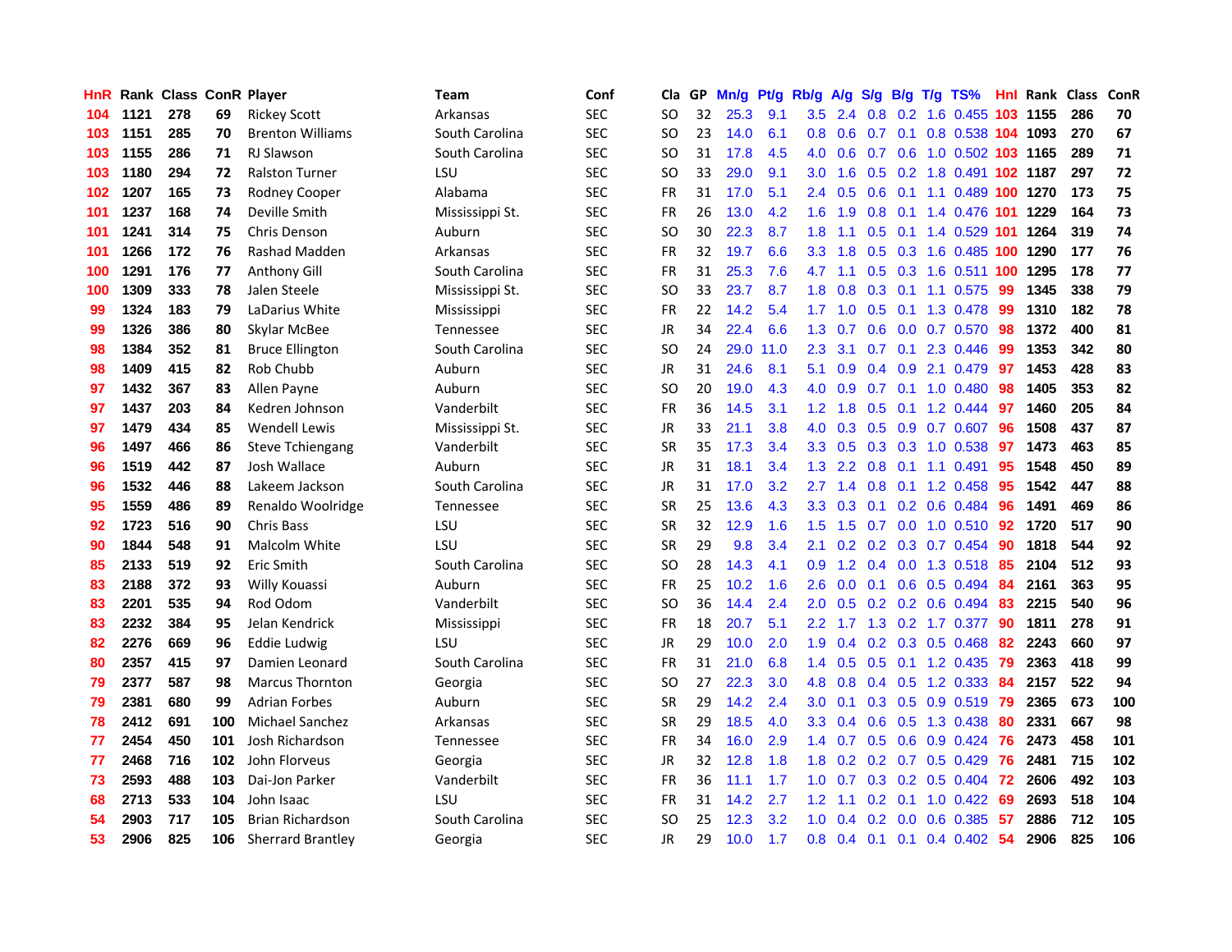| HnR | Rank | Class | ConR | Player | Team | Conf | Cla | GP | Mn/g | Pt/g | Rb/g | A/g | S/g | B/g | T/g | TS% | HnI | Rank | Class | ConR |
|---|---|---|---|---|---|---|---|---|---|---|---|---|---|---|---|---|---|---|---|---|
| 104 | 1121 | 278 | 69 | Rickey Scott | Arkansas | SEC | SO | 32 | 25.3 | 9.1 | 3.5 | 2.4 | 0.8 | 0.2 | 1.6 | 0.455 | 103 | 1155 | 286 | 70 |
| 103 | 1151 | 285 | 70 | Brenton Williams | South Carolina | SEC | SO | 23 | 14.0 | 6.1 | 0.8 | 0.6 | 0.7 | 0.1 | 0.8 | 0.538 | 104 | 1093 | 270 | 67 |
| 103 | 1155 | 286 | 71 | RJ Slawson | South Carolina | SEC | SO | 31 | 17.8 | 4.5 | 4.0 | 0.6 | 0.7 | 0.6 | 1.0 | 0.502 | 103 | 1165 | 289 | 71 |
| 103 | 1180 | 294 | 72 | Ralston Turner | LSU | SEC | SO | 33 | 29.0 | 9.1 | 3.0 | 1.6 | 0.5 | 0.2 | 1.8 | 0.491 | 102 | 1187 | 297 | 72 |
| 102 | 1207 | 165 | 73 | Rodney Cooper | Alabama | SEC | FR | 31 | 17.0 | 5.1 | 2.4 | 0.5 | 0.6 | 0.1 | 1.1 | 0.489 | 100 | 1270 | 173 | 75 |
| 101 | 1237 | 168 | 74 | Deville Smith | Mississippi St. | SEC | FR | 26 | 13.0 | 4.2 | 1.6 | 1.9 | 0.8 | 0.1 | 1.4 | 0.476 | 101 | 1229 | 164 | 73 |
| 101 | 1241 | 314 | 75 | Chris Denson | Auburn | SEC | SO | 30 | 22.3 | 8.7 | 1.8 | 1.1 | 0.5 | 0.1 | 1.4 | 0.529 | 101 | 1264 | 319 | 74 |
| 101 | 1266 | 172 | 76 | Rashad Madden | Arkansas | SEC | FR | 32 | 19.7 | 6.6 | 3.3 | 1.8 | 0.5 | 0.3 | 1.6 | 0.485 | 100 | 1290 | 177 | 76 |
| 100 | 1291 | 176 | 77 | Anthony Gill | South Carolina | SEC | FR | 31 | 25.3 | 7.6 | 4.7 | 1.1 | 0.5 | 0.3 | 1.6 | 0.511 | 100 | 1295 | 178 | 77 |
| 100 | 1309 | 333 | 78 | Jalen Steele | Mississippi St. | SEC | SO | 33 | 23.7 | 8.7 | 1.8 | 0.8 | 0.3 | 0.1 | 1.1 | 0.575 | 99 | 1345 | 338 | 79 |
| 99 | 1324 | 183 | 79 | LaDarius White | Mississippi | SEC | FR | 22 | 14.2 | 5.4 | 1.7 | 1.0 | 0.5 | 0.1 | 1.3 | 0.478 | 99 | 1310 | 182 | 78 |
| 99 | 1326 | 386 | 80 | Skylar McBee | Tennessee | SEC | JR | 34 | 22.4 | 6.6 | 1.3 | 0.7 | 0.6 | 0.0 | 0.7 | 0.570 | 98 | 1372 | 400 | 81 |
| 98 | 1384 | 352 | 81 | Bruce Ellington | South Carolina | SEC | SO | 24 | 29.0 | 11.0 | 2.3 | 3.1 | 0.7 | 0.1 | 2.3 | 0.446 | 99 | 1353 | 342 | 80 |
| 98 | 1409 | 415 | 82 | Rob Chubb | Auburn | SEC | JR | 31 | 24.6 | 8.1 | 5.1 | 0.9 | 0.4 | 0.9 | 2.1 | 0.479 | 97 | 1453 | 428 | 83 |
| 97 | 1432 | 367 | 83 | Allen Payne | Auburn | SEC | SO | 20 | 19.0 | 4.3 | 4.0 | 0.9 | 0.7 | 0.1 | 1.0 | 0.480 | 98 | 1405 | 353 | 82 |
| 97 | 1437 | 203 | 84 | Kedren Johnson | Vanderbilt | SEC | FR | 36 | 14.5 | 3.1 | 1.2 | 1.8 | 0.5 | 0.1 | 1.2 | 0.444 | 97 | 1460 | 205 | 84 |
| 97 | 1479 | 434 | 85 | Wendell Lewis | Mississippi St. | SEC | JR | 33 | 21.1 | 3.8 | 4.0 | 0.3 | 0.5 | 0.9 | 0.7 | 0.607 | 96 | 1508 | 437 | 87 |
| 96 | 1497 | 466 | 86 | Steve Tchiengang | Vanderbilt | SEC | SR | 35 | 17.3 | 3.4 | 3.3 | 0.5 | 0.3 | 0.3 | 1.0 | 0.538 | 97 | 1473 | 463 | 85 |
| 96 | 1519 | 442 | 87 | Josh Wallace | Auburn | SEC | JR | 31 | 18.1 | 3.4 | 1.3 | 2.2 | 0.8 | 0.1 | 1.1 | 0.491 | 95 | 1548 | 450 | 89 |
| 96 | 1532 | 446 | 88 | Lakeem Jackson | South Carolina | SEC | JR | 31 | 17.0 | 3.2 | 2.7 | 1.4 | 0.8 | 0.1 | 1.2 | 0.458 | 95 | 1542 | 447 | 88 |
| 95 | 1559 | 486 | 89 | Renaldo Woolridge | Tennessee | SEC | SR | 25 | 13.6 | 4.3 | 3.3 | 0.3 | 0.1 | 0.2 | 0.6 | 0.484 | 96 | 1491 | 469 | 86 |
| 92 | 1723 | 516 | 90 | Chris Bass | LSU | SEC | SR | 32 | 12.9 | 1.6 | 1.5 | 1.5 | 0.7 | 0.0 | 1.0 | 0.510 | 92 | 1720 | 517 | 90 |
| 90 | 1844 | 548 | 91 | Malcolm White | LSU | SEC | SR | 29 | 9.8 | 3.4 | 2.1 | 0.2 | 0.2 | 0.3 | 0.7 | 0.454 | 90 | 1818 | 544 | 92 |
| 85 | 2133 | 519 | 92 | Eric Smith | South Carolina | SEC | SO | 28 | 14.3 | 4.1 | 0.9 | 1.2 | 0.4 | 0.0 | 1.3 | 0.518 | 85 | 2104 | 512 | 93 |
| 83 | 2188 | 372 | 93 | Willy Kouassi | Auburn | SEC | FR | 25 | 10.2 | 1.6 | 2.6 | 0.0 | 0.1 | 0.6 | 0.5 | 0.494 | 84 | 2161 | 363 | 95 |
| 83 | 2201 | 535 | 94 | Rod Odom | Vanderbilt | SEC | SO | 36 | 14.4 | 2.4 | 2.0 | 0.5 | 0.2 | 0.2 | 0.6 | 0.494 | 83 | 2215 | 540 | 96 |
| 83 | 2232 | 384 | 95 | Jelan Kendrick | Mississippi | SEC | FR | 18 | 20.7 | 5.1 | 2.2 | 1.7 | 1.3 | 0.2 | 1.7 | 0.377 | 90 | 1811 | 278 | 91 |
| 82 | 2276 | 669 | 96 | Eddie Ludwig | LSU | SEC | JR | 29 | 10.0 | 2.0 | 1.9 | 0.4 | 0.2 | 0.3 | 0.5 | 0.468 | 82 | 2243 | 660 | 97 |
| 80 | 2357 | 415 | 97 | Damien Leonard | South Carolina | SEC | FR | 31 | 21.0 | 6.8 | 1.4 | 0.5 | 0.5 | 0.1 | 1.2 | 0.435 | 79 | 2363 | 418 | 99 |
| 79 | 2377 | 587 | 98 | Marcus Thornton | Georgia | SEC | SO | 27 | 22.3 | 3.0 | 4.8 | 0.8 | 0.4 | 0.5 | 1.2 | 0.333 | 84 | 2157 | 522 | 94 |
| 79 | 2381 | 680 | 99 | Adrian Forbes | Auburn | SEC | SR | 29 | 14.2 | 2.4 | 3.0 | 0.1 | 0.3 | 0.5 | 0.9 | 0.519 | 79 | 2365 | 673 | 100 |
| 78 | 2412 | 691 | 100 | Michael Sanchez | Arkansas | SEC | SR | 29 | 18.5 | 4.0 | 3.3 | 0.4 | 0.6 | 0.5 | 1.3 | 0.438 | 80 | 2331 | 667 | 98 |
| 77 | 2454 | 450 | 101 | Josh Richardson | Tennessee | SEC | FR | 34 | 16.0 | 2.9 | 1.4 | 0.7 | 0.5 | 0.6 | 0.9 | 0.424 | 76 | 2473 | 458 | 101 |
| 77 | 2468 | 716 | 102 | John Florveus | Georgia | SEC | JR | 32 | 12.8 | 1.8 | 1.8 | 0.2 | 0.2 | 0.7 | 0.5 | 0.429 | 76 | 2481 | 715 | 102 |
| 73 | 2593 | 488 | 103 | Dai-Jon Parker | Vanderbilt | SEC | FR | 36 | 11.1 | 1.7 | 1.0 | 0.7 | 0.3 | 0.2 | 0.5 | 0.404 | 72 | 2606 | 492 | 103 |
| 68 | 2713 | 533 | 104 | John Isaac | LSU | SEC | FR | 31 | 14.2 | 2.7 | 1.2 | 1.1 | 0.2 | 0.1 | 1.0 | 0.422 | 69 | 2693 | 518 | 104 |
| 54 | 2903 | 717 | 105 | Brian Richardson | South Carolina | SEC | SO | 25 | 12.3 | 3.2 | 1.0 | 0.4 | 0.2 | 0.0 | 0.6 | 0.385 | 57 | 2886 | 712 | 105 |
| 53 | 2906 | 825 | 106 | Sherrard Brantley | Georgia | SEC | JR | 29 | 10.0 | 1.7 | 0.8 | 0.4 | 0.1 | 0.1 | 0.4 | 0.402 | 54 | 2906 | 825 | 106 |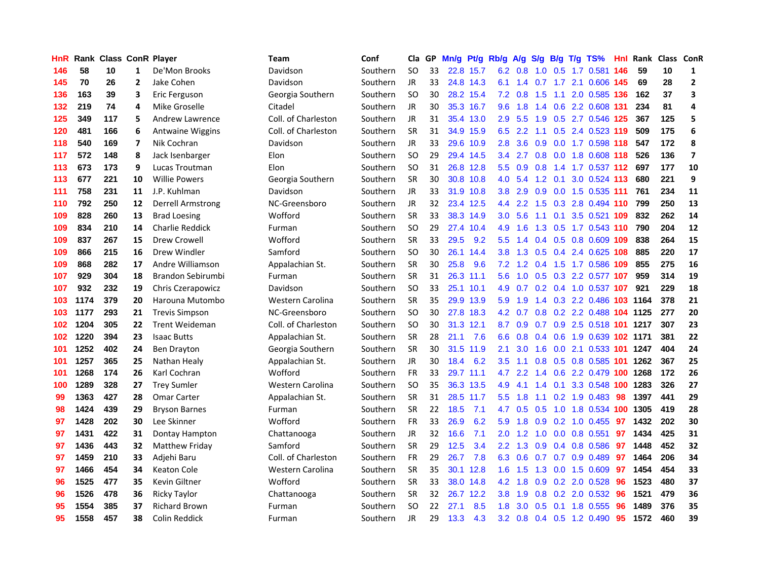| HnR | Rank | Class | ConR | Player | Team | Conf | Cla | GP | Mn/g | Pt/g | Rb/g | A/g | S/g | B/g | T/g | TS% | HnI | Rank | Class | ConR |
|---|---|---|---|---|---|---|---|---|---|---|---|---|---|---|---|---|---|---|---|---|
| 146 | 58 | 10 | 1 | De'Mon Brooks | Davidson | Southern | SO | 33 | 22.8 | 15.7 | 6.2 | 0.8 | 1.0 | 0.5 | 1.7 | 0.581 | 146 | 59 | 10 | 1 |
| 145 | 70 | 26 | 2 | Jake Cohen | Davidson | Southern | JR | 33 | 24.8 | 14.3 | 6.1 | 1.4 | 0.7 | 1.7 | 2.1 | 0.606 | 145 | 69 | 28 | 2 |
| 136 | 163 | 39 | 3 | Eric Ferguson | Georgia Southern | Southern | SO | 30 | 28.2 | 15.4 | 7.2 | 0.8 | 1.5 | 1.1 | 2.0 | 0.585 | 136 | 162 | 37 | 3 |
| 132 | 219 | 74 | 4 | Mike Groselle | Citadel | Southern | JR | 30 | 35.3 | 16.7 | 9.6 | 1.8 | 1.4 | 0.6 | 2.2 | 0.608 | 131 | 234 | 81 | 4 |
| 125 | 349 | 117 | 5 | Andrew Lawrence | Coll. of Charleston | Southern | JR | 31 | 35.4 | 13.0 | 2.9 | 5.5 | 1.9 | 0.5 | 2.7 | 0.546 | 125 | 367 | 125 | 5 |
| 120 | 481 | 166 | 6 | Antwaine Wiggins | Coll. of Charleston | Southern | SR | 31 | 34.9 | 15.9 | 6.5 | 2.2 | 1.1 | 0.5 | 2.4 | 0.523 | 119 | 509 | 175 | 6 |
| 118 | 540 | 169 | 7 | Nik Cochran | Davidson | Southern | JR | 33 | 29.6 | 10.9 | 2.8 | 3.6 | 0.9 | 0.0 | 1.7 | 0.598 | 118 | 547 | 172 | 8 |
| 117 | 572 | 148 | 8 | Jack Isenbarger | Elon | Southern | SO | 29 | 29.4 | 14.5 | 3.4 | 2.7 | 0.8 | 0.0 | 1.8 | 0.608 | 118 | 526 | 136 | 7 |
| 113 | 673 | 173 | 9 | Lucas Troutman | Elon | Southern | SO | 31 | 26.8 | 12.8 | 5.5 | 0.9 | 0.8 | 1.4 | 1.7 | 0.537 | 112 | 697 | 177 | 10 |
| 113 | 677 | 221 | 10 | Willie Powers | Georgia Southern | Southern | SR | 30 | 30.8 | 10.8 | 4.0 | 5.4 | 1.2 | 0.1 | 3.0 | 0.524 | 113 | 680 | 221 | 9 |
| 111 | 758 | 231 | 11 | J.P. Kuhlman | Davidson | Southern | JR | 33 | 31.9 | 10.8 | 3.8 | 2.9 | 0.9 | 0.0 | 1.5 | 0.535 | 111 | 761 | 234 | 11 |
| 110 | 792 | 250 | 12 | Derrell Armstrong | NC-Greensboro | Southern | JR | 32 | 23.4 | 12.5 | 4.4 | 2.2 | 1.5 | 0.3 | 2.8 | 0.494 | 110 | 799 | 250 | 13 |
| 109 | 828 | 260 | 13 | Brad Loesing | Wofford | Southern | SR | 33 | 38.3 | 14.9 | 3.0 | 5.6 | 1.1 | 0.1 | 3.5 | 0.521 | 109 | 832 | 262 | 14 |
| 109 | 834 | 210 | 14 | Charlie Reddick | Furman | Southern | SO | 29 | 27.4 | 10.4 | 4.9 | 1.6 | 1.3 | 0.5 | 1.7 | 0.543 | 110 | 790 | 204 | 12 |
| 109 | 837 | 267 | 15 | Drew Crowell | Wofford | Southern | SR | 33 | 29.5 | 9.2 | 5.5 | 1.4 | 0.4 | 0.5 | 0.8 | 0.609 | 109 | 838 | 264 | 15 |
| 109 | 866 | 215 | 16 | Drew Windler | Samford | Southern | SO | 30 | 26.1 | 14.4 | 3.8 | 1.3 | 0.5 | 0.4 | 2.4 | 0.625 | 108 | 885 | 220 | 17 |
| 109 | 868 | 282 | 17 | Andre Williamson | Appalachian St. | Southern | SR | 30 | 25.8 | 9.6 | 7.2 | 1.2 | 0.4 | 1.5 | 1.7 | 0.586 | 109 | 855 | 275 | 16 |
| 107 | 929 | 304 | 18 | Brandon Sebirumbi | Furman | Southern | SR | 31 | 26.3 | 11.1 | 5.6 | 1.0 | 0.5 | 0.3 | 2.2 | 0.577 | 107 | 959 | 314 | 19 |
| 107 | 932 | 232 | 19 | Chris Czerapowicz | Davidson | Southern | SO | 33 | 25.1 | 10.1 | 4.9 | 0.7 | 0.2 | 0.4 | 1.0 | 0.537 | 107 | 921 | 229 | 18 |
| 103 | 1174 | 379 | 20 | Harouna Mutombo | Western Carolina | Southern | SR | 35 | 29.9 | 13.9 | 5.9 | 1.9 | 1.4 | 0.3 | 2.2 | 0.486 | 103 | 1164 | 378 | 21 |
| 103 | 1177 | 293 | 21 | Trevis Simpson | NC-Greensboro | Southern | SO | 30 | 27.8 | 18.3 | 4.2 | 0.7 | 0.8 | 0.2 | 2.2 | 0.488 | 104 | 1125 | 277 | 20 |
| 102 | 1204 | 305 | 22 | Trent Weideman | Coll. of Charleston | Southern | SO | 30 | 31.3 | 12.1 | 8.7 | 0.9 | 0.7 | 0.9 | 2.5 | 0.518 | 101 | 1217 | 307 | 23 |
| 102 | 1220 | 394 | 23 | Isaac Butts | Appalachian St. | Southern | SR | 28 | 21.1 | 7.6 | 6.6 | 0.8 | 0.4 | 0.6 | 1.9 | 0.639 | 102 | 1171 | 381 | 22 |
| 101 | 1252 | 402 | 24 | Ben Drayton | Georgia Southern | Southern | SR | 30 | 31.5 | 11.9 | 2.1 | 3.0 | 1.6 | 0.0 | 2.1 | 0.533 | 101 | 1247 | 404 | 24 |
| 101 | 1257 | 365 | 25 | Nathan Healy | Appalachian St. | Southern | JR | 30 | 18.4 | 6.2 | 3.5 | 1.1 | 0.8 | 0.5 | 0.8 | 0.585 | 101 | 1262 | 367 | 25 |
| 101 | 1268 | 174 | 26 | Karl Cochran | Wofford | Southern | FR | 33 | 29.7 | 11.1 | 4.7 | 2.2 | 1.4 | 0.6 | 2.2 | 0.479 | 100 | 1268 | 172 | 26 |
| 100 | 1289 | 328 | 27 | Trey Sumler | Western Carolina | Southern | SO | 35 | 36.3 | 13.5 | 4.9 | 4.1 | 1.4 | 0.1 | 3.3 | 0.548 | 100 | 1283 | 326 | 27 |
| 99 | 1363 | 427 | 28 | Omar Carter | Appalachian St. | Southern | SR | 31 | 28.5 | 11.7 | 5.5 | 1.8 | 1.1 | 0.2 | 1.9 | 0.483 | 98 | 1397 | 441 | 29 |
| 98 | 1424 | 439 | 29 | Bryson Barnes | Furman | Southern | SR | 22 | 18.5 | 7.1 | 4.7 | 0.5 | 0.5 | 1.0 | 1.8 | 0.534 | 100 | 1305 | 419 | 28 |
| 97 | 1428 | 202 | 30 | Lee Skinner | Wofford | Southern | FR | 33 | 26.9 | 6.2 | 5.9 | 1.8 | 0.9 | 0.2 | 1.0 | 0.455 | 97 | 1432 | 202 | 30 |
| 97 | 1431 | 422 | 31 | Dontay Hampton | Chattanooga | Southern | JR | 32 | 16.6 | 7.1 | 2.0 | 1.2 | 1.0 | 0.0 | 0.8 | 0.551 | 97 | 1434 | 425 | 31 |
| 97 | 1436 | 443 | 32 | Matthew Friday | Samford | Southern | SR | 29 | 12.5 | 3.4 | 2.2 | 1.3 | 0.9 | 0.4 | 0.8 | 0.586 | 97 | 1448 | 452 | 32 |
| 97 | 1459 | 210 | 33 | Adjehi Baru | Coll. of Charleston | Southern | FR | 29 | 26.7 | 7.8 | 6.3 | 0.6 | 0.7 | 0.7 | 0.9 | 0.489 | 97 | 1464 | 206 | 34 |
| 97 | 1466 | 454 | 34 | Keaton Cole | Western Carolina | Southern | SR | 35 | 30.1 | 12.8 | 1.6 | 1.5 | 1.3 | 0.0 | 1.5 | 0.609 | 97 | 1454 | 454 | 33 |
| 96 | 1525 | 477 | 35 | Kevin Giltner | Wofford | Southern | SR | 33 | 38.0 | 14.8 | 4.2 | 1.8 | 0.9 | 0.2 | 2.0 | 0.528 | 96 | 1523 | 480 | 37 |
| 96 | 1526 | 478 | 36 | Ricky Taylor | Chattanooga | Southern | SR | 32 | 26.7 | 12.2 | 3.8 | 1.9 | 0.8 | 0.2 | 2.0 | 0.532 | 96 | 1521 | 479 | 36 |
| 95 | 1554 | 385 | 37 | Richard Brown | Furman | Southern | SO | 22 | 27.1 | 8.5 | 1.8 | 3.0 | 0.5 | 0.1 | 1.8 | 0.555 | 96 | 1489 | 376 | 35 |
| 95 | 1558 | 457 | 38 | Colin Reddick | Furman | Southern | JR | 29 | 13.3 | 4.3 | 3.2 | 0.8 | 0.4 | 0.5 | 1.2 | 0.490 | 95 | 1572 | 460 | 39 |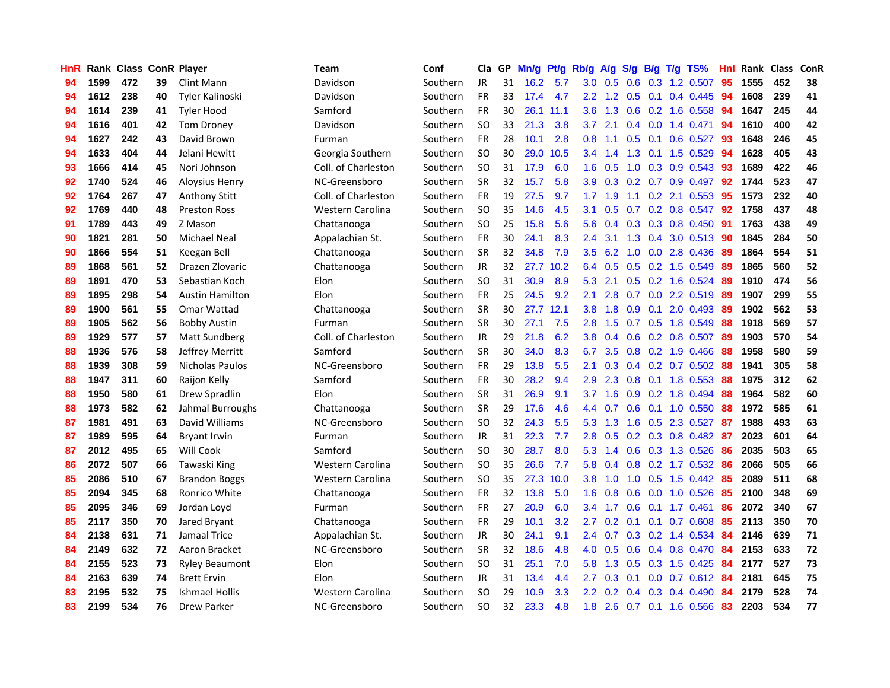| HnR | Rank | Class | ConR | Player | Team | Conf | Cla | GP | Mn/g | Pt/g | Rb/g | A/g | S/g | B/g | T/g | TS% | HnI | Rank | Class | ConR |
|---|---|---|---|---|---|---|---|---|---|---|---|---|---|---|---|---|---|---|---|---|
| 94 | 1599 | 472 | 39 | Clint Mann | Davidson | Southern | JR | 31 | 16.2 | 5.7 | 3.0 | 0.5 | 0.6 | 0.3 | 1.2 | 0.507 | 95 | 1555 | 452 | 38 |
| 94 | 1612 | 238 | 40 | Tyler Kalinoski | Davidson | Southern | FR | 33 | 17.4 | 4.7 | 2.2 | 1.2 | 0.5 | 0.1 | 0.4 | 0.445 | 94 | 1608 | 239 | 41 |
| 94 | 1614 | 239 | 41 | Tyler Hood | Samford | Southern | FR | 30 | 26.1 | 11.1 | 3.6 | 1.3 | 0.6 | 0.2 | 1.6 | 0.558 | 94 | 1647 | 245 | 44 |
| 94 | 1616 | 401 | 42 | Tom Droney | Davidson | Southern | SO | 33 | 21.3 | 3.8 | 3.7 | 2.1 | 0.4 | 0.0 | 1.4 | 0.471 | 94 | 1610 | 400 | 42 |
| 94 | 1627 | 242 | 43 | David Brown | Furman | Southern | FR | 28 | 10.1 | 2.8 | 0.8 | 1.1 | 0.5 | 0.1 | 0.6 | 0.527 | 93 | 1648 | 246 | 45 |
| 94 | 1633 | 404 | 44 | Jelani Hewitt | Georgia Southern | Southern | SO | 30 | 29.0 | 10.5 | 3.4 | 1.4 | 1.3 | 0.1 | 1.5 | 0.529 | 94 | 1628 | 405 | 43 |
| 93 | 1666 | 414 | 45 | Nori Johnson | Coll. of Charleston | Southern | SO | 31 | 17.9 | 6.0 | 1.6 | 0.5 | 1.0 | 0.3 | 0.9 | 0.543 | 93 | 1689 | 422 | 46 |
| 92 | 1740 | 524 | 46 | Aloysius Henry | NC-Greensboro | Southern | SR | 32 | 15.7 | 5.8 | 3.9 | 0.3 | 0.2 | 0.7 | 0.9 | 0.497 | 92 | 1744 | 523 | 47 |
| 92 | 1764 | 267 | 47 | Anthony Stitt | Coll. of Charleston | Southern | FR | 19 | 27.5 | 9.7 | 1.7 | 1.9 | 1.1 | 0.2 | 2.1 | 0.553 | 95 | 1573 | 232 | 40 |
| 92 | 1769 | 440 | 48 | Preston Ross | Western Carolina | Southern | SO | 35 | 14.6 | 4.5 | 3.1 | 0.5 | 0.7 | 0.2 | 0.8 | 0.547 | 92 | 1758 | 437 | 48 |
| 91 | 1789 | 443 | 49 | Z Mason | Chattanooga | Southern | SO | 25 | 15.8 | 5.6 | 5.6 | 0.4 | 0.3 | 0.3 | 0.8 | 0.450 | 91 | 1763 | 438 | 49 |
| 90 | 1821 | 281 | 50 | Michael Neal | Appalachian St. | Southern | FR | 30 | 24.1 | 8.3 | 2.4 | 3.1 | 1.3 | 0.4 | 3.0 | 0.513 | 90 | 1845 | 284 | 50 |
| 90 | 1866 | 554 | 51 | Keegan Bell | Chattanooga | Southern | SR | 32 | 34.8 | 7.9 | 3.5 | 6.2 | 1.0 | 0.0 | 2.8 | 0.436 | 89 | 1864 | 554 | 51 |
| 89 | 1868 | 561 | 52 | Drazen Zlovaric | Chattanooga | Southern | JR | 32 | 27.7 | 10.2 | 6.4 | 0.5 | 0.5 | 0.2 | 1.5 | 0.549 | 89 | 1865 | 560 | 52 |
| 89 | 1891 | 470 | 53 | Sebastian Koch | Elon | Southern | SO | 31 | 30.9 | 8.9 | 5.3 | 2.1 | 0.5 | 0.2 | 1.6 | 0.524 | 89 | 1910 | 474 | 56 |
| 89 | 1895 | 298 | 54 | Austin Hamilton | Elon | Southern | FR | 25 | 24.5 | 9.2 | 2.1 | 2.8 | 0.7 | 0.0 | 2.2 | 0.519 | 89 | 1907 | 299 | 55 |
| 89 | 1900 | 561 | 55 | Omar Wattad | Chattanooga | Southern | SR | 30 | 27.7 | 12.1 | 3.8 | 1.8 | 0.9 | 0.1 | 2.0 | 0.493 | 89 | 1902 | 562 | 53 |
| 89 | 1905 | 562 | 56 | Bobby Austin | Furman | Southern | SR | 30 | 27.1 | 7.5 | 2.8 | 1.5 | 0.7 | 0.5 | 1.8 | 0.549 | 88 | 1918 | 569 | 57 |
| 89 | 1929 | 577 | 57 | Matt Sundberg | Coll. of Charleston | Southern | JR | 29 | 21.8 | 6.2 | 3.8 | 0.4 | 0.6 | 0.2 | 0.8 | 0.507 | 89 | 1903 | 570 | 54 |
| 88 | 1936 | 576 | 58 | Jeffrey Merritt | Samford | Southern | SR | 30 | 34.0 | 8.3 | 6.7 | 3.5 | 0.8 | 0.2 | 1.9 | 0.466 | 88 | 1958 | 580 | 59 |
| 88 | 1939 | 308 | 59 | Nicholas Paulos | NC-Greensboro | Southern | FR | 29 | 13.8 | 5.5 | 2.1 | 0.3 | 0.4 | 0.2 | 0.7 | 0.502 | 88 | 1941 | 305 | 58 |
| 88 | 1947 | 311 | 60 | Raijon Kelly | Samford | Southern | FR | 30 | 28.2 | 9.4 | 2.9 | 2.3 | 0.8 | 0.1 | 1.8 | 0.553 | 88 | 1975 | 312 | 62 |
| 88 | 1950 | 580 | 61 | Drew Spradlin | Elon | Southern | SR | 31 | 26.9 | 9.1 | 3.7 | 1.6 | 0.9 | 0.2 | 1.8 | 0.494 | 88 | 1964 | 582 | 60 |
| 88 | 1973 | 582 | 62 | Jahmal Burroughs | Chattanooga | Southern | SR | 29 | 17.6 | 4.6 | 4.4 | 0.7 | 0.6 | 0.1 | 1.0 | 0.550 | 88 | 1972 | 585 | 61 |
| 87 | 1981 | 491 | 63 | David Williams | NC-Greensboro | Southern | SO | 32 | 24.3 | 5.5 | 5.3 | 1.3 | 1.6 | 0.5 | 2.3 | 0.527 | 87 | 1988 | 493 | 63 |
| 87 | 1989 | 595 | 64 | Bryant Irwin | Furman | Southern | JR | 31 | 22.3 | 7.7 | 2.8 | 0.5 | 0.2 | 0.3 | 0.8 | 0.482 | 87 | 2023 | 601 | 64 |
| 87 | 2012 | 495 | 65 | Will Cook | Samford | Southern | SO | 30 | 28.7 | 8.0 | 5.3 | 1.4 | 0.6 | 0.3 | 1.3 | 0.526 | 86 | 2035 | 503 | 65 |
| 86 | 2072 | 507 | 66 | Tawaski King | Western Carolina | Southern | SO | 35 | 26.6 | 7.7 | 5.8 | 0.4 | 0.8 | 0.2 | 1.7 | 0.532 | 86 | 2066 | 505 | 66 |
| 85 | 2086 | 510 | 67 | Brandon Boggs | Western Carolina | Southern | SO | 35 | 27.3 | 10.0 | 3.8 | 1.0 | 1.0 | 0.5 | 1.5 | 0.442 | 85 | 2089 | 511 | 68 |
| 85 | 2094 | 345 | 68 | Ronrico White | Chattanooga | Southern | FR | 32 | 13.8 | 5.0 | 1.6 | 0.8 | 0.6 | 0.0 | 1.0 | 0.526 | 85 | 2100 | 348 | 69 |
| 85 | 2095 | 346 | 69 | Jordan Loyd | Furman | Southern | FR | 27 | 20.9 | 6.0 | 3.4 | 1.7 | 0.6 | 0.1 | 1.7 | 0.461 | 86 | 2072 | 340 | 67 |
| 85 | 2117 | 350 | 70 | Jared Bryant | Chattanooga | Southern | FR | 29 | 10.1 | 3.2 | 2.7 | 0.2 | 0.1 | 0.1 | 0.7 | 0.608 | 85 | 2113 | 350 | 70 |
| 84 | 2138 | 631 | 71 | Jamaal Trice | Appalachian St. | Southern | JR | 30 | 24.1 | 9.1 | 2.4 | 0.7 | 0.3 | 0.2 | 1.4 | 0.534 | 84 | 2146 | 639 | 71 |
| 84 | 2149 | 632 | 72 | Aaron Bracket | NC-Greensboro | Southern | SR | 32 | 18.6 | 4.8 | 4.0 | 0.5 | 0.6 | 0.4 | 0.8 | 0.470 | 84 | 2153 | 633 | 72 |
| 84 | 2155 | 523 | 73 | Ryley Beaumont | Elon | Southern | SO | 31 | 25.1 | 7.0 | 5.8 | 1.3 | 0.5 | 0.3 | 1.5 | 0.425 | 84 | 2177 | 527 | 73 |
| 84 | 2163 | 639 | 74 | Brett Ervin | Elon | Southern | JR | 31 | 13.4 | 4.4 | 2.7 | 0.3 | 0.1 | 0.0 | 0.7 | 0.612 | 84 | 2181 | 645 | 75 |
| 83 | 2195 | 532 | 75 | Ishmael Hollis | Western Carolina | Southern | SO | 29 | 10.9 | 3.3 | 2.2 | 0.2 | 0.4 | 0.3 | 0.4 | 0.490 | 84 | 2179 | 528 | 74 |
| 83 | 2199 | 534 | 76 | Drew Parker | NC-Greensboro | Southern | SO | 32 | 23.3 | 4.8 | 1.8 | 2.6 | 0.7 | 0.1 | 1.6 | 0.566 | 83 | 2203 | 534 | 77 |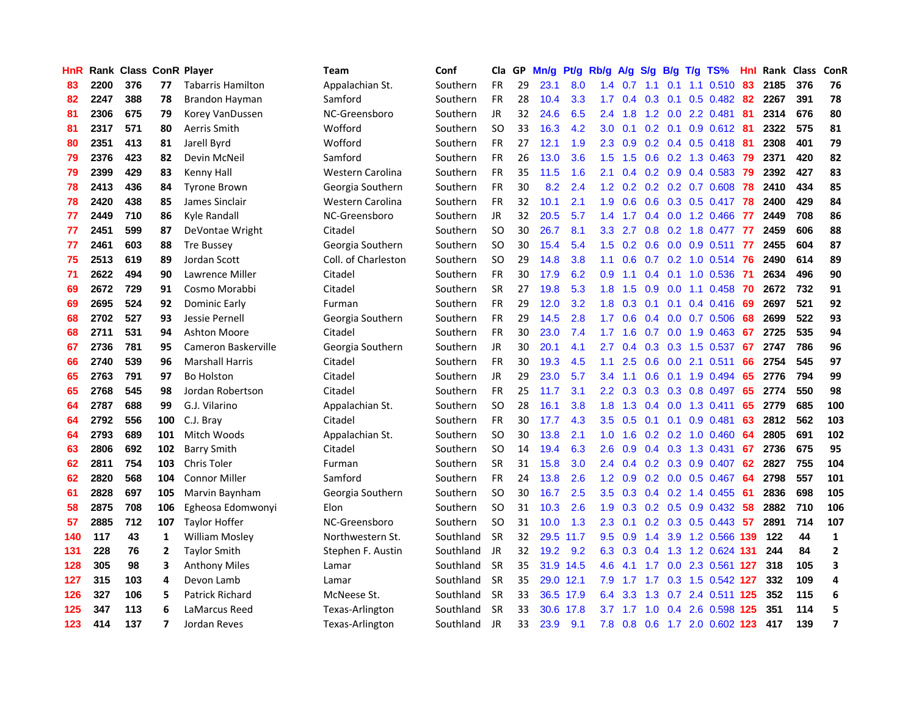| HnR | Rank | Class | ConR | Player | Team | Conf | Cla | GP | Mn/g | Pt/g | Rb/g | A/g | S/g | B/g | T/g | TS% | HnI | Rank | Class | ConR |
|---|---|---|---|---|---|---|---|---|---|---|---|---|---|---|---|---|---|---|---|---|
| 83 | 2200 | 376 | 77 | Tabarris Hamilton | Appalachian St. | Southern | FR | 29 | 23.1 | 8.0 | 1.4 | 0.7 | 1.1 | 0.1 | 1.1 | 0.510 | 83 | 2185 | 376 | 76 |
| 82 | 2247 | 388 | 78 | Brandon Hayman | Samford | Southern | FR | 28 | 10.4 | 3.3 | 1.7 | 0.4 | 0.3 | 0.1 | 0.5 | 0.482 | 82 | 2267 | 391 | 78 |
| 81 | 2306 | 675 | 79 | Korey VanDussen | NC-Greensboro | Southern | JR | 32 | 24.6 | 6.5 | 2.4 | 1.8 | 1.2 | 0.0 | 2.2 | 0.481 | 81 | 2314 | 676 | 80 |
| 81 | 2317 | 571 | 80 | Aerris Smith | Wofford | Southern | SO | 33 | 16.3 | 4.2 | 3.0 | 0.1 | 0.2 | 0.1 | 0.9 | 0.612 | 81 | 2322 | 575 | 81 |
| 80 | 2351 | 413 | 81 | Jarell Byrd | Wofford | Southern | FR | 27 | 12.1 | 1.9 | 2.3 | 0.9 | 0.2 | 0.4 | 0.5 | 0.418 | 81 | 2308 | 401 | 79 |
| 79 | 2376 | 423 | 82 | Devin McNeil | Samford | Southern | FR | 26 | 13.0 | 3.6 | 1.5 | 1.5 | 0.6 | 0.2 | 1.3 | 0.463 | 79 | 2371 | 420 | 82 |
| 79 | 2399 | 429 | 83 | Kenny Hall | Western Carolina | Southern | FR | 35 | 11.5 | 1.6 | 2.1 | 0.4 | 0.2 | 0.9 | 0.4 | 0.583 | 79 | 2392 | 427 | 83 |
| 78 | 2413 | 436 | 84 | Tyrone Brown | Georgia Southern | Southern | FR | 30 | 8.2 | 2.4 | 1.2 | 0.2 | 0.2 | 0.2 | 0.7 | 0.608 | 78 | 2410 | 434 | 85 |
| 78 | 2420 | 438 | 85 | James Sinclair | Western Carolina | Southern | FR | 32 | 10.1 | 2.1 | 1.9 | 0.6 | 0.6 | 0.3 | 0.5 | 0.417 | 78 | 2400 | 429 | 84 |
| 77 | 2449 | 710 | 86 | Kyle Randall | NC-Greensboro | Southern | JR | 32 | 20.5 | 5.7 | 1.4 | 1.7 | 0.4 | 0.0 | 1.2 | 0.466 | 77 | 2449 | 708 | 86 |
| 77 | 2451 | 599 | 87 | DeVontae Wright | Citadel | Southern | SO | 30 | 26.7 | 8.1 | 3.3 | 2.7 | 0.8 | 0.2 | 1.8 | 0.477 | 77 | 2459 | 606 | 88 |
| 77 | 2461 | 603 | 88 | Tre Bussey | Georgia Southern | Southern | SO | 30 | 15.4 | 5.4 | 1.5 | 0.2 | 0.6 | 0.0 | 0.9 | 0.511 | 77 | 2455 | 604 | 87 |
| 75 | 2513 | 619 | 89 | Jordan Scott | Coll. of Charleston | Southern | SO | 29 | 14.8 | 3.8 | 1.1 | 0.6 | 0.7 | 0.2 | 1.0 | 0.514 | 76 | 2490 | 614 | 89 |
| 71 | 2622 | 494 | 90 | Lawrence Miller | Citadel | Southern | FR | 30 | 17.9 | 6.2 | 0.9 | 1.1 | 0.4 | 0.1 | 1.0 | 0.536 | 71 | 2634 | 496 | 90 |
| 69 | 2672 | 729 | 91 | Cosmo Morabbi | Citadel | Southern | SR | 27 | 19.8 | 5.3 | 1.8 | 1.5 | 0.9 | 0.0 | 1.1 | 0.458 | 70 | 2672 | 732 | 91 |
| 69 | 2695 | 524 | 92 | Dominic Early | Furman | Southern | FR | 29 | 12.0 | 3.2 | 1.8 | 0.3 | 0.1 | 0.1 | 0.4 | 0.416 | 69 | 2697 | 521 | 92 |
| 68 | 2702 | 527 | 93 | Jessie Pernell | Georgia Southern | Southern | FR | 29 | 14.5 | 2.8 | 1.7 | 0.6 | 0.4 | 0.0 | 0.7 | 0.506 | 68 | 2699 | 522 | 93 |
| 68 | 2711 | 531 | 94 | Ashton Moore | Citadel | Southern | FR | 30 | 23.0 | 7.4 | 1.7 | 1.6 | 0.7 | 0.0 | 1.9 | 0.463 | 67 | 2725 | 535 | 94 |
| 67 | 2736 | 781 | 95 | Cameron Baskerville | Georgia Southern | Southern | JR | 30 | 20.1 | 4.1 | 2.7 | 0.4 | 0.3 | 0.3 | 1.5 | 0.537 | 67 | 2747 | 786 | 96 |
| 66 | 2740 | 539 | 96 | Marshall Harris | Citadel | Southern | FR | 30 | 19.3 | 4.5 | 1.1 | 2.5 | 0.6 | 0.0 | 2.1 | 0.511 | 66 | 2754 | 545 | 97 |
| 65 | 2763 | 791 | 97 | Bo Holston | Citadel | Southern | JR | 29 | 23.0 | 5.7 | 3.4 | 1.1 | 0.6 | 0.1 | 1.9 | 0.494 | 65 | 2776 | 794 | 99 |
| 65 | 2768 | 545 | 98 | Jordan Robertson | Citadel | Southern | FR | 25 | 11.7 | 3.1 | 2.2 | 0.3 | 0.3 | 0.3 | 0.8 | 0.497 | 65 | 2774 | 550 | 98 |
| 64 | 2787 | 688 | 99 | G.J. Vilarino | Appalachian St. | Southern | SO | 28 | 16.1 | 3.8 | 1.8 | 1.3 | 0.4 | 0.0 | 1.3 | 0.411 | 65 | 2779 | 685 | 100 |
| 64 | 2792 | 556 | 100 | C.J. Bray | Citadel | Southern | FR | 30 | 17.7 | 4.3 | 3.5 | 0.5 | 0.1 | 0.1 | 0.9 | 0.481 | 63 | 2812 | 562 | 103 |
| 64 | 2793 | 689 | 101 | Mitch Woods | Appalachian St. | Southern | SO | 30 | 13.8 | 2.1 | 1.0 | 1.6 | 0.2 | 0.2 | 1.0 | 0.460 | 64 | 2805 | 691 | 102 |
| 63 | 2806 | 692 | 102 | Barry Smith | Citadel | Southern | SO | 14 | 19.4 | 6.3 | 2.6 | 0.9 | 0.4 | 0.3 | 1.3 | 0.431 | 67 | 2736 | 675 | 95 |
| 62 | 2811 | 754 | 103 | Chris Toler | Furman | Southern | SR | 31 | 15.8 | 3.0 | 2.4 | 0.4 | 0.2 | 0.3 | 0.9 | 0.407 | 62 | 2827 | 755 | 104 |
| 62 | 2820 | 568 | 104 | Connor Miller | Samford | Southern | FR | 24 | 13.8 | 2.6 | 1.2 | 0.9 | 0.2 | 0.0 | 0.5 | 0.467 | 64 | 2798 | 557 | 101 |
| 61 | 2828 | 697 | 105 | Marvin Baynham | Georgia Southern | Southern | SO | 30 | 16.7 | 2.5 | 3.5 | 0.3 | 0.4 | 0.2 | 1.4 | 0.455 | 61 | 2836 | 698 | 105 |
| 58 | 2875 | 708 | 106 | Egheosa Edomwonyi | Elon | Southern | SO | 31 | 10.3 | 2.6 | 1.9 | 0.3 | 0.2 | 0.5 | 0.9 | 0.432 | 58 | 2882 | 710 | 106 |
| 57 | 2885 | 712 | 107 | Taylor Hoffer | NC-Greensboro | Southern | SO | 31 | 10.0 | 1.3 | 2.3 | 0.1 | 0.2 | 0.3 | 0.5 | 0.443 | 57 | 2891 | 714 | 107 |
| 140 | 117 | 43 | 1 | William Mosley | Northwestern St. | Southland | SR | 32 | 29.5 | 11.7 | 9.5 | 0.9 | 1.4 | 3.9 | 1.2 | 0.566 | 139 | 122 | 44 | 1 |
| 131 | 228 | 76 | 2 | Taylor Smith | Stephen F. Austin | Southland | JR | 32 | 19.2 | 9.2 | 6.3 | 0.3 | 0.4 | 1.3 | 1.2 | 0.624 | 131 | 244 | 84 | 2 |
| 128 | 305 | 98 | 3 | Anthony Miles | Lamar | Southland | SR | 35 | 31.9 | 14.5 | 4.6 | 4.1 | 1.7 | 0.0 | 2.3 | 0.561 | 127 | 318 | 105 | 3 |
| 127 | 315 | 103 | 4 | Devon Lamb | Lamar | Southland | SR | 35 | 29.0 | 12.1 | 7.9 | 1.7 | 1.7 | 0.3 | 1.5 | 0.542 | 127 | 332 | 109 | 4 |
| 126 | 327 | 106 | 5 | Patrick Richard | McNeese St. | Southland | SR | 33 | 36.5 | 17.9 | 6.4 | 3.3 | 1.3 | 0.7 | 2.4 | 0.511 | 125 | 352 | 115 | 6 |
| 125 | 347 | 113 | 6 | LaMarcus Reed | Texas-Arlington | Southland | SR | 33 | 30.6 | 17.8 | 3.7 | 1.7 | 1.0 | 0.4 | 2.6 | 0.598 | 125 | 351 | 114 | 5 |
| 123 | 414 | 137 | 7 | Jordan Reves | Texas-Arlington | Southland | JR | 33 | 23.9 | 9.1 | 7.8 | 0.8 | 0.6 | 1.7 | 2.0 | 0.602 | 123 | 417 | 139 | 7 |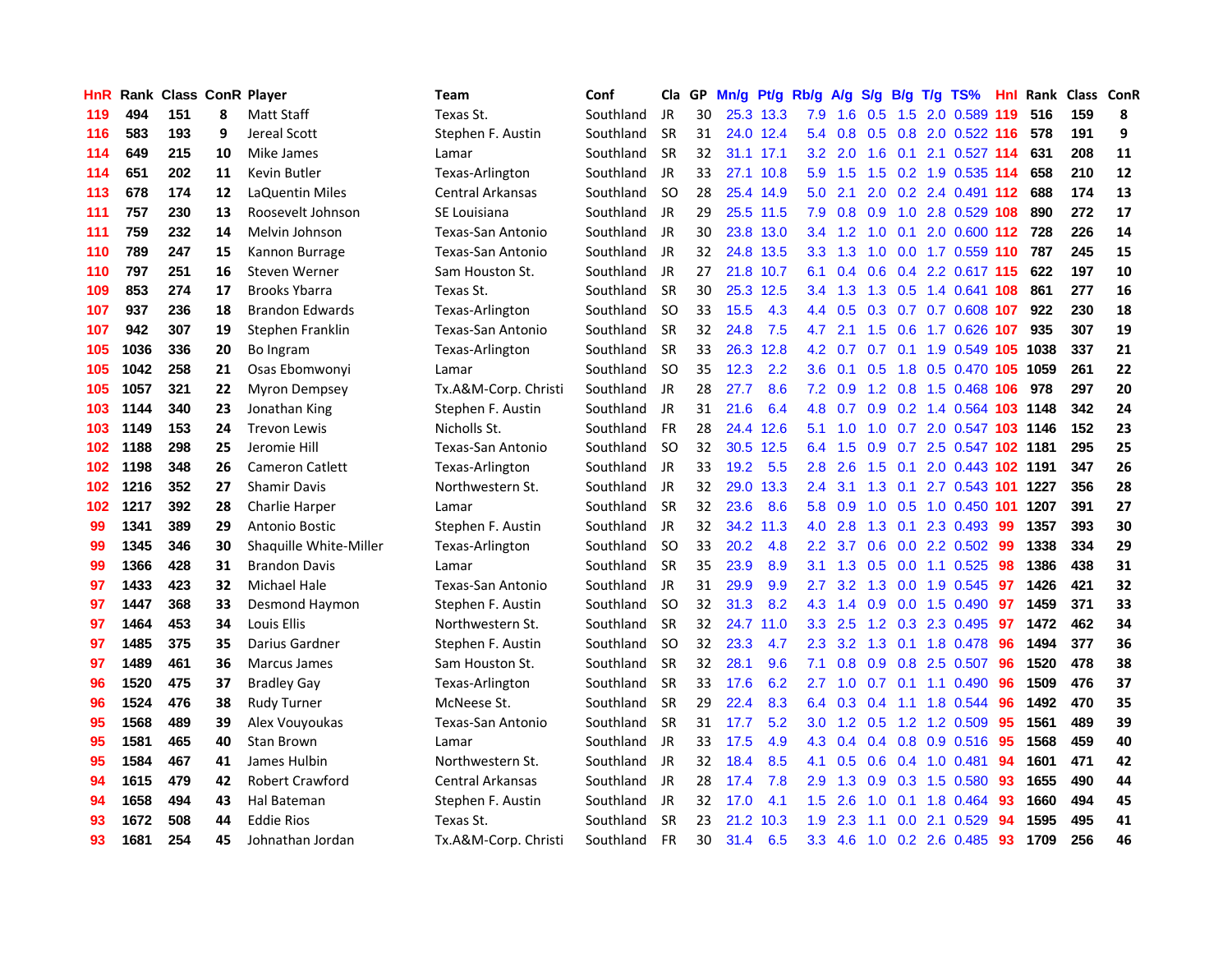| HnR | Rank | Class | ConR | Player | Team | Conf | Cla | GP | Mn/g | Pt/g | Rb/g | A/g | S/g | B/g | T/g | TS% | HnI | Rank | Class | ConR |
|---|---|---|---|---|---|---|---|---|---|---|---|---|---|---|---|---|---|---|---|---|
| 119 | 494 | 151 | 8 | Matt Staff | Texas St. | Southland | JR | 30 | 25.3 | 13.3 | 7.9 | 1.6 | 0.5 | 1.5 | 2.0 | 0.589 | 119 | 516 | 159 | 8 |
| 116 | 583 | 193 | 9 | Jereal Scott | Stephen F. Austin | Southland | SR | 31 | 24.0 | 12.4 | 5.4 | 0.8 | 0.5 | 0.8 | 2.0 | 0.522 | 116 | 578 | 191 | 9 |
| 114 | 649 | 215 | 10 | Mike James | Lamar | Southland | SR | 32 | 31.1 | 17.1 | 3.2 | 2.0 | 1.6 | 0.1 | 2.1 | 0.527 | 114 | 631 | 208 | 11 |
| 114 | 651 | 202 | 11 | Kevin Butler | Texas-Arlington | Southland | JR | 33 | 27.1 | 10.8 | 5.9 | 1.5 | 1.5 | 0.2 | 1.9 | 0.535 | 114 | 658 | 210 | 12 |
| 113 | 678 | 174 | 12 | LaQuentin Miles | Central Arkansas | Southland | SO | 28 | 25.4 | 14.9 | 5.0 | 2.1 | 2.0 | 0.2 | 2.4 | 0.491 | 112 | 688 | 174 | 13 |
| 111 | 757 | 230 | 13 | Roosevelt Johnson | SE Louisiana | Southland | JR | 29 | 25.5 | 11.5 | 7.9 | 0.8 | 0.9 | 1.0 | 2.8 | 0.529 | 108 | 890 | 272 | 17 |
| 111 | 759 | 232 | 14 | Melvin Johnson | Texas-San Antonio | Southland | JR | 30 | 23.8 | 13.0 | 3.4 | 1.2 | 1.0 | 0.1 | 2.0 | 0.600 | 112 | 728 | 226 | 14 |
| 110 | 789 | 247 | 15 | Kannon Burrage | Texas-San Antonio | Southland | JR | 32 | 24.8 | 13.5 | 3.3 | 1.3 | 1.0 | 0.0 | 1.7 | 0.559 | 110 | 787 | 245 | 15 |
| 110 | 797 | 251 | 16 | Steven Werner | Sam Houston St. | Southland | JR | 27 | 21.8 | 10.7 | 6.1 | 0.4 | 0.6 | 0.4 | 2.2 | 0.617 | 115 | 622 | 197 | 10 |
| 109 | 853 | 274 | 17 | Brooks Ybarra | Texas St. | Southland | SR | 30 | 25.3 | 12.5 | 3.4 | 1.3 | 1.3 | 0.5 | 1.4 | 0.641 | 108 | 861 | 277 | 16 |
| 107 | 937 | 236 | 18 | Brandon Edwards | Texas-Arlington | Southland | SO | 33 | 15.5 | 4.3 | 4.4 | 0.5 | 0.3 | 0.7 | 0.7 | 0.608 | 107 | 922 | 230 | 18 |
| 107 | 942 | 307 | 19 | Stephen Franklin | Texas-San Antonio | Southland | SR | 32 | 24.8 | 7.5 | 4.7 | 2.1 | 1.5 | 0.6 | 1.7 | 0.626 | 107 | 935 | 307 | 19 |
| 105 | 1036 | 336 | 20 | Bo Ingram | Texas-Arlington | Southland | SR | 33 | 26.3 | 12.8 | 4.2 | 0.7 | 0.7 | 0.1 | 1.9 | 0.549 | 105 | 1038 | 337 | 21 |
| 105 | 1042 | 258 | 21 | Osas Ebomwonyi | Lamar | Southland | SO | 35 | 12.3 | 2.2 | 3.6 | 0.1 | 0.5 | 1.8 | 0.5 | 0.470 | 105 | 1059 | 261 | 22 |
| 105 | 1057 | 321 | 22 | Myron Dempsey | Tx.A&M-Corp. Christi | Southland | JR | 28 | 27.7 | 8.6 | 7.2 | 0.9 | 1.2 | 0.8 | 1.5 | 0.468 | 106 | 978 | 297 | 20 |
| 103 | 1144 | 340 | 23 | Jonathan King | Stephen F. Austin | Southland | JR | 31 | 21.6 | 6.4 | 4.8 | 0.7 | 0.9 | 0.2 | 1.4 | 0.564 | 103 | 1148 | 342 | 24 |
| 103 | 1149 | 153 | 24 | Trevon Lewis | Nicholls St. | Southland | FR | 28 | 24.4 | 12.6 | 5.1 | 1.0 | 1.0 | 0.7 | 2.0 | 0.547 | 103 | 1146 | 152 | 23 |
| 102 | 1188 | 298 | 25 | Jeromie Hill | Texas-San Antonio | Southland | SO | 32 | 30.5 | 12.5 | 6.4 | 1.5 | 0.9 | 0.7 | 2.5 | 0.547 | 102 | 1181 | 295 | 25 |
| 102 | 1198 | 348 | 26 | Cameron Catlett | Texas-Arlington | Southland | JR | 33 | 19.2 | 5.5 | 2.8 | 2.6 | 1.5 | 0.1 | 2.0 | 0.443 | 102 | 1191 | 347 | 26 |
| 102 | 1216 | 352 | 27 | Shamir Davis | Northwestern St. | Southland | JR | 32 | 29.0 | 13.3 | 2.4 | 3.1 | 1.3 | 0.1 | 2.7 | 0.543 | 101 | 1227 | 356 | 28 |
| 102 | 1217 | 392 | 28 | Charlie Harper | Lamar | Southland | SR | 32 | 23.6 | 8.6 | 5.8 | 0.9 | 1.0 | 0.5 | 1.0 | 0.450 | 101 | 1207 | 391 | 27 |
| 99 | 1341 | 389 | 29 | Antonio Bostic | Stephen F. Austin | Southland | JR | 32 | 34.2 | 11.3 | 4.0 | 2.8 | 1.3 | 0.1 | 2.3 | 0.493 | 99 | 1357 | 393 | 30 |
| 99 | 1345 | 346 | 30 | Shaquille White-Miller | Texas-Arlington | Southland | SO | 33 | 20.2 | 4.8 | 2.2 | 3.7 | 0.6 | 0.0 | 2.2 | 0.502 | 99 | 1338 | 334 | 29 |
| 99 | 1366 | 428 | 31 | Brandon Davis | Lamar | Southland | SR | 35 | 23.9 | 8.9 | 3.1 | 1.3 | 0.5 | 0.0 | 1.1 | 0.525 | 98 | 1386 | 438 | 31 |
| 97 | 1433 | 423 | 32 | Michael Hale | Texas-San Antonio | Southland | JR | 31 | 29.9 | 9.9 | 2.7 | 3.2 | 1.3 | 0.0 | 1.9 | 0.545 | 97 | 1426 | 421 | 32 |
| 97 | 1447 | 368 | 33 | Desmond Haymon | Stephen F. Austin | Southland | SO | 32 | 31.3 | 8.2 | 4.3 | 1.4 | 0.9 | 0.0 | 1.5 | 0.490 | 97 | 1459 | 371 | 33 |
| 97 | 1464 | 453 | 34 | Louis Ellis | Northwestern St. | Southland | SR | 32 | 24.7 | 11.0 | 3.3 | 2.5 | 1.2 | 0.3 | 2.3 | 0.495 | 97 | 1472 | 462 | 34 |
| 97 | 1485 | 375 | 35 | Darius Gardner | Stephen F. Austin | Southland | SO | 32 | 23.3 | 4.7 | 2.3 | 3.2 | 1.3 | 0.1 | 1.8 | 0.478 | 96 | 1494 | 377 | 36 |
| 97 | 1489 | 461 | 36 | Marcus James | Sam Houston St. | Southland | SR | 32 | 28.1 | 9.6 | 7.1 | 0.8 | 0.9 | 0.8 | 2.5 | 0.507 | 96 | 1520 | 478 | 38 |
| 96 | 1520 | 475 | 37 | Bradley Gay | Texas-Arlington | Southland | SR | 33 | 17.6 | 6.2 | 2.7 | 1.0 | 0.7 | 0.1 | 1.1 | 0.490 | 96 | 1509 | 476 | 37 |
| 96 | 1524 | 476 | 38 | Rudy Turner | McNeese St. | Southland | SR | 29 | 22.4 | 8.3 | 6.4 | 0.3 | 0.4 | 1.1 | 1.8 | 0.544 | 96 | 1492 | 470 | 35 |
| 95 | 1568 | 489 | 39 | Alex Vouyoukas | Texas-San Antonio | Southland | SR | 31 | 17.7 | 5.2 | 3.0 | 1.2 | 0.5 | 1.2 | 1.2 | 0.509 | 95 | 1561 | 489 | 39 |
| 95 | 1581 | 465 | 40 | Stan Brown | Lamar | Southland | JR | 33 | 17.5 | 4.9 | 4.3 | 0.4 | 0.4 | 0.8 | 0.9 | 0.516 | 95 | 1568 | 459 | 40 |
| 95 | 1584 | 467 | 41 | James Hulbin | Northwestern St. | Southland | JR | 32 | 18.4 | 8.5 | 4.1 | 0.5 | 0.6 | 0.4 | 1.0 | 0.481 | 94 | 1601 | 471 | 42 |
| 94 | 1615 | 479 | 42 | Robert Crawford | Central Arkansas | Southland | JR | 28 | 17.4 | 7.8 | 2.9 | 1.3 | 0.9 | 0.3 | 1.5 | 0.580 | 93 | 1655 | 490 | 44 |
| 94 | 1658 | 494 | 43 | Hal Bateman | Stephen F. Austin | Southland | JR | 32 | 17.0 | 4.1 | 1.5 | 2.6 | 1.0 | 0.1 | 1.8 | 0.464 | 93 | 1660 | 494 | 45 |
| 93 | 1672 | 508 | 44 | Eddie Rios | Texas St. | Southland | SR | 23 | 21.2 | 10.3 | 1.9 | 2.3 | 1.1 | 0.0 | 2.1 | 0.529 | 94 | 1595 | 495 | 41 |
| 93 | 1681 | 254 | 45 | Johnathan Jordan | Tx.A&M-Corp. Christi | Southland | FR | 30 | 31.4 | 6.5 | 3.3 | 4.6 | 1.0 | 0.2 | 2.6 | 0.485 | 93 | 1709 | 256 | 46 |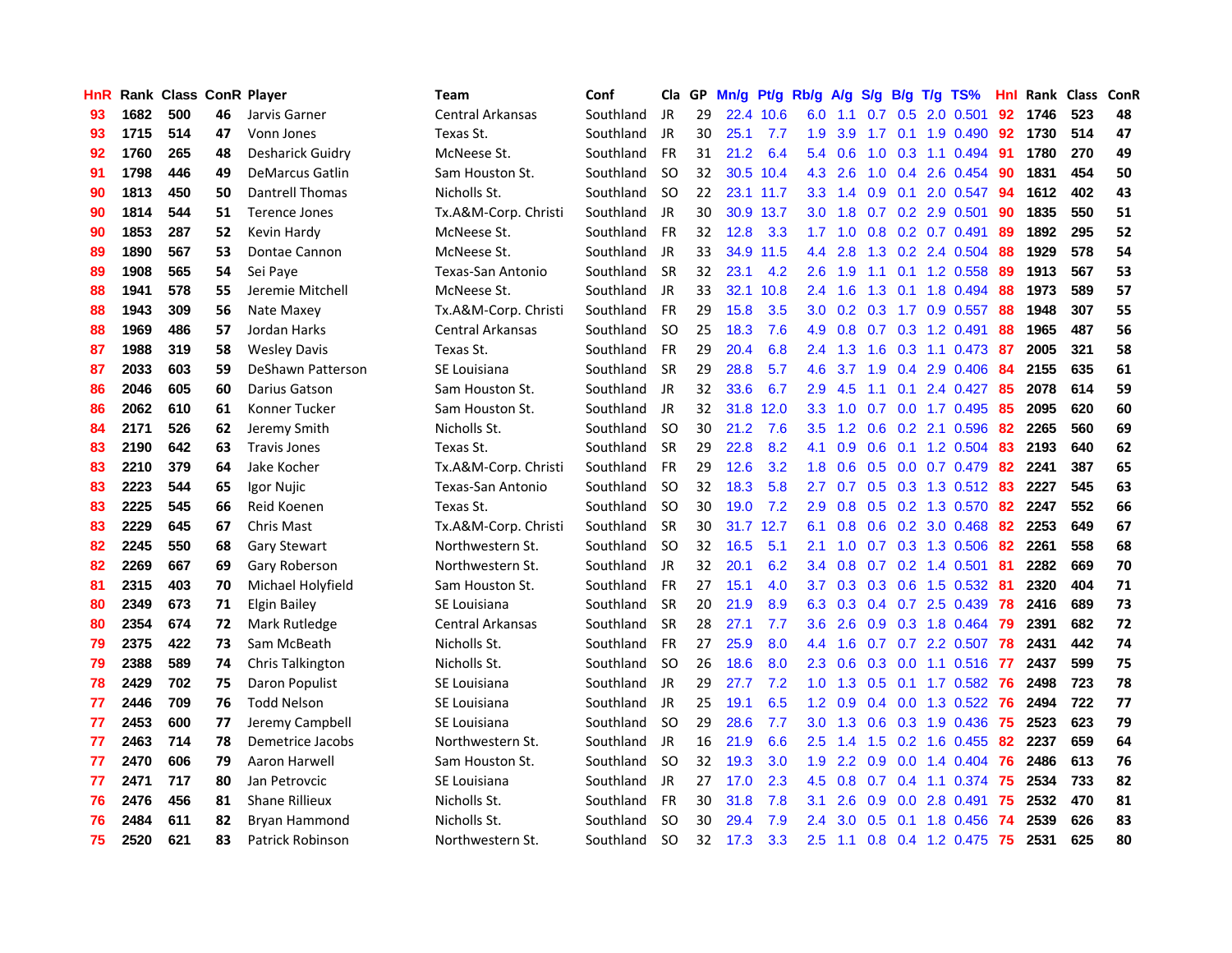| HnR | Rank | Class | ConR | Player | Team | Conf | Cla | GP | Mn/g | Pt/g | Rb/g | A/g | S/g | B/g | T/g | TS% | HnI | Rank | Class | ConR |
|---|---|---|---|---|---|---|---|---|---|---|---|---|---|---|---|---|---|---|---|---|
| 93 | 1682 | 500 | 46 | Jarvis Garner | Central Arkansas | Southland | JR | 29 | 22.4 | 10.6 | 6.0 | 1.1 | 0.7 | 0.5 | 2.0 | 0.501 | 92 | 1746 | 523 | 48 |
| 93 | 1715 | 514 | 47 | Vonn Jones | Texas St. | Southland | JR | 30 | 25.1 | 7.7 | 1.9 | 3.9 | 1.7 | 0.1 | 1.9 | 0.490 | 92 | 1730 | 514 | 47 |
| 92 | 1760 | 265 | 48 | Desharick Guidry | McNeese St. | Southland | FR | 31 | 21.2 | 6.4 | 5.4 | 0.6 | 1.0 | 0.3 | 1.1 | 0.494 | 91 | 1780 | 270 | 49 |
| 91 | 1798 | 446 | 49 | DeMarcus Gatlin | Sam Houston St. | Southland | SO | 32 | 30.5 | 10.4 | 4.3 | 2.6 | 1.0 | 0.4 | 2.6 | 0.454 | 90 | 1831 | 454 | 50 |
| 90 | 1813 | 450 | 50 | Dantrell Thomas | Nicholls St. | Southland | SO | 22 | 23.1 | 11.7 | 3.3 | 1.4 | 0.9 | 0.1 | 2.0 | 0.547 | 94 | 1612 | 402 | 43 |
| 90 | 1814 | 544 | 51 | Terence Jones | Tx.A&M-Corp. Christi | Southland | JR | 30 | 30.9 | 13.7 | 3.0 | 1.8 | 0.7 | 0.2 | 2.9 | 0.501 | 90 | 1835 | 550 | 51 |
| 90 | 1853 | 287 | 52 | Kevin Hardy | McNeese St. | Southland | FR | 32 | 12.8 | 3.3 | 1.7 | 1.0 | 0.8 | 0.2 | 0.7 | 0.491 | 89 | 1892 | 295 | 52 |
| 89 | 1890 | 567 | 53 | Dontae Cannon | McNeese St. | Southland | JR | 33 | 34.9 | 11.5 | 4.4 | 2.8 | 1.3 | 0.2 | 2.4 | 0.504 | 88 | 1929 | 578 | 54 |
| 89 | 1908 | 565 | 54 | Sei Paye | Texas-San Antonio | Southland | SR | 32 | 23.1 | 4.2 | 2.6 | 1.9 | 1.1 | 0.1 | 1.2 | 0.558 | 89 | 1913 | 567 | 53 |
| 88 | 1941 | 578 | 55 | Jeremie Mitchell | McNeese St. | Southland | JR | 33 | 32.1 | 10.8 | 2.4 | 1.6 | 1.3 | 0.1 | 1.8 | 0.494 | 88 | 1973 | 589 | 57 |
| 88 | 1943 | 309 | 56 | Nate Maxey | Tx.A&M-Corp. Christi | Southland | FR | 29 | 15.8 | 3.5 | 3.0 | 0.2 | 0.3 | 1.7 | 0.9 | 0.557 | 88 | 1948 | 307 | 55 |
| 88 | 1969 | 486 | 57 | Jordan Harks | Central Arkansas | Southland | SO | 25 | 18.3 | 7.6 | 4.9 | 0.8 | 0.7 | 0.3 | 1.2 | 0.491 | 88 | 1965 | 487 | 56 |
| 87 | 1988 | 319 | 58 | Wesley Davis | Texas St. | Southland | FR | 29 | 20.4 | 6.8 | 2.4 | 1.3 | 1.6 | 0.3 | 1.1 | 0.473 | 87 | 2005 | 321 | 58 |
| 87 | 2033 | 603 | 59 | DeShawn Patterson | SE Louisiana | Southland | SR | 29 | 28.8 | 5.7 | 4.6 | 3.7 | 1.9 | 0.4 | 2.9 | 0.406 | 84 | 2155 | 635 | 61 |
| 86 | 2046 | 605 | 60 | Darius Gatson | Sam Houston St. | Southland | JR | 32 | 33.6 | 6.7 | 2.9 | 4.5 | 1.1 | 0.1 | 2.4 | 0.427 | 85 | 2078 | 614 | 59 |
| 86 | 2062 | 610 | 61 | Konner Tucker | Sam Houston St. | Southland | JR | 32 | 31.8 | 12.0 | 3.3 | 1.0 | 0.7 | 0.0 | 1.7 | 0.495 | 85 | 2095 | 620 | 60 |
| 84 | 2171 | 526 | 62 | Jeremy Smith | Nicholls St. | Southland | SO | 30 | 21.2 | 7.6 | 3.5 | 1.2 | 0.6 | 0.2 | 2.1 | 0.596 | 82 | 2265 | 560 | 69 |
| 83 | 2190 | 642 | 63 | Travis Jones | Texas St. | Southland | SR | 29 | 22.8 | 8.2 | 4.1 | 0.9 | 0.6 | 0.1 | 1.2 | 0.504 | 83 | 2193 | 640 | 62 |
| 83 | 2210 | 379 | 64 | Jake Kocher | Tx.A&M-Corp. Christi | Southland | FR | 29 | 12.6 | 3.2 | 1.8 | 0.6 | 0.5 | 0.0 | 0.7 | 0.479 | 82 | 2241 | 387 | 65 |
| 83 | 2223 | 544 | 65 | Igor Nujic | Texas-San Antonio | Southland | SO | 32 | 18.3 | 5.8 | 2.7 | 0.7 | 0.5 | 0.3 | 1.3 | 0.512 | 83 | 2227 | 545 | 63 |
| 83 | 2225 | 545 | 66 | Reid Koenen | Texas St. | Southland | SO | 30 | 19.0 | 7.2 | 2.9 | 0.8 | 0.5 | 0.2 | 1.3 | 0.570 | 82 | 2247 | 552 | 66 |
| 83 | 2229 | 645 | 67 | Chris Mast | Tx.A&M-Corp. Christi | Southland | SR | 30 | 31.7 | 12.7 | 6.1 | 0.8 | 0.6 | 0.2 | 3.0 | 0.468 | 82 | 2253 | 649 | 67 |
| 82 | 2245 | 550 | 68 | Gary Stewart | Northwestern St. | Southland | SO | 32 | 16.5 | 5.1 | 2.1 | 1.0 | 0.7 | 0.3 | 1.3 | 0.506 | 82 | 2261 | 558 | 68 |
| 82 | 2269 | 667 | 69 | Gary Roberson | Northwestern St. | Southland | JR | 32 | 20.1 | 6.2 | 3.4 | 0.8 | 0.7 | 0.2 | 1.4 | 0.501 | 81 | 2282 | 669 | 70 |
| 81 | 2315 | 403 | 70 | Michael Holyfield | Sam Houston St. | Southland | FR | 27 | 15.1 | 4.0 | 3.7 | 0.3 | 0.3 | 0.6 | 1.5 | 0.532 | 81 | 2320 | 404 | 71 |
| 80 | 2349 | 673 | 71 | Elgin Bailey | SE Louisiana | Southland | SR | 20 | 21.9 | 8.9 | 6.3 | 0.3 | 0.4 | 0.7 | 2.5 | 0.439 | 78 | 2416 | 689 | 73 |
| 80 | 2354 | 674 | 72 | Mark Rutledge | Central Arkansas | Southland | SR | 28 | 27.1 | 7.7 | 3.6 | 2.6 | 0.9 | 0.3 | 1.8 | 0.464 | 79 | 2391 | 682 | 72 |
| 79 | 2375 | 422 | 73 | Sam McBeath | Nicholls St. | Southland | FR | 27 | 25.9 | 8.0 | 4.4 | 1.6 | 0.7 | 0.7 | 2.2 | 0.507 | 78 | 2431 | 442 | 74 |
| 79 | 2388 | 589 | 74 | Chris Talkington | Nicholls St. | Southland | SO | 26 | 18.6 | 8.0 | 2.3 | 0.6 | 0.3 | 0.0 | 1.1 | 0.516 | 77 | 2437 | 599 | 75 |
| 78 | 2429 | 702 | 75 | Daron Populist | SE Louisiana | Southland | JR | 29 | 27.7 | 7.2 | 1.0 | 1.3 | 0.5 | 0.1 | 1.7 | 0.582 | 76 | 2498 | 723 | 78 |
| 77 | 2446 | 709 | 76 | Todd Nelson | SE Louisiana | Southland | JR | 25 | 19.1 | 6.5 | 1.2 | 0.9 | 0.4 | 0.0 | 1.3 | 0.522 | 76 | 2494 | 722 | 77 |
| 77 | 2453 | 600 | 77 | Jeremy Campbell | SE Louisiana | Southland | SO | 29 | 28.6 | 7.7 | 3.0 | 1.3 | 0.6 | 0.3 | 1.9 | 0.436 | 75 | 2523 | 623 | 79 |
| 77 | 2463 | 714 | 78 | Demetrice Jacobs | Northwestern St. | Southland | JR | 16 | 21.9 | 6.6 | 2.5 | 1.4 | 1.5 | 0.2 | 1.6 | 0.455 | 82 | 2237 | 659 | 64 |
| 77 | 2470 | 606 | 79 | Aaron Harwell | Sam Houston St. | Southland | SO | 32 | 19.3 | 3.0 | 1.9 | 2.2 | 0.9 | 0.0 | 1.4 | 0.404 | 76 | 2486 | 613 | 76 |
| 77 | 2471 | 717 | 80 | Jan Petrovcic | SE Louisiana | Southland | JR | 27 | 17.0 | 2.3 | 4.5 | 0.8 | 0.7 | 0.4 | 1.1 | 0.374 | 75 | 2534 | 733 | 82 |
| 76 | 2476 | 456 | 81 | Shane Rillieux | Nicholls St. | Southland | FR | 30 | 31.8 | 7.8 | 3.1 | 2.6 | 0.9 | 0.0 | 2.8 | 0.491 | 75 | 2532 | 470 | 81 |
| 76 | 2484 | 611 | 82 | Bryan Hammond | Nicholls St. | Southland | SO | 30 | 29.4 | 7.9 | 2.4 | 3.0 | 0.5 | 0.1 | 1.8 | 0.456 | 74 | 2539 | 626 | 83 |
| 75 | 2520 | 621 | 83 | Patrick Robinson | Northwestern St. | Southland | SO | 32 | 17.3 | 3.3 | 2.5 | 1.1 | 0.8 | 0.4 | 1.2 | 0.475 | 75 | 2531 | 625 | 80 |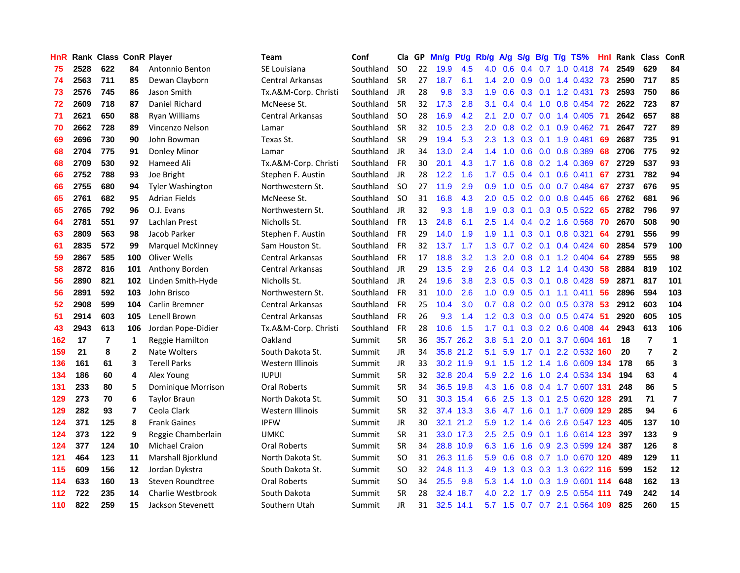| HnR | Rank | Class | ConR | Player | Team | Conf | Cla | GP | Mn/g | Pt/g | Rb/g | A/g | S/g | B/g | T/g | TS% | HnI | Rank | Class | ConR |
|---|---|---|---|---|---|---|---|---|---|---|---|---|---|---|---|---|---|---|---|---|
| 75 | 2528 | 622 | 84 | Antonnio Benton | SE Louisiana | Southland | SO | 22 | 19.9 | 4.5 | 4.0 | 0.6 | 0.4 | 0.7 | 1.0 | 0.418 | 74 | 2549 | 629 | 84 |
| 74 | 2563 | 711 | 85 | Dewan Clayborn | Central Arkansas | Southland | SR | 27 | 18.7 | 6.1 | 1.4 | 2.0 | 0.9 | 0.0 | 1.4 | 0.432 | 73 | 2590 | 717 | 85 |
| 73 | 2576 | 745 | 86 | Jason Smith | Tx.A&M-Corp. Christi | Southland | JR | 28 | 9.8 | 3.3 | 1.9 | 0.6 | 0.3 | 0.1 | 1.2 | 0.431 | 73 | 2593 | 750 | 86 |
| 72 | 2609 | 718 | 87 | Daniel Richard | McNeese St. | Southland | SR | 32 | 17.3 | 2.8 | 3.1 | 0.4 | 0.4 | 1.0 | 0.8 | 0.454 | 72 | 2622 | 723 | 87 |
| 71 | 2621 | 650 | 88 | Ryan Williams | Central Arkansas | Southland | SO | 28 | 16.9 | 4.2 | 2.1 | 2.0 | 0.7 | 0.0 | 1.4 | 0.405 | 71 | 2642 | 657 | 88 |
| 70 | 2662 | 728 | 89 | Vincenzo Nelson | Lamar | Southland | SR | 32 | 10.5 | 2.3 | 2.0 | 0.8 | 0.2 | 0.1 | 0.9 | 0.462 | 71 | 2647 | 727 | 89 |
| 69 | 2696 | 730 | 90 | John Bowman | Texas St. | Southland | SR | 29 | 19.4 | 5.3 | 2.3 | 1.3 | 0.3 | 0.1 | 1.9 | 0.481 | 69 | 2687 | 735 | 91 |
| 68 | 2704 | 775 | 91 | Donley Minor | Lamar | Southland | JR | 34 | 13.0 | 2.4 | 1.4 | 1.0 | 0.6 | 0.0 | 0.8 | 0.389 | 68 | 2706 | 775 | 92 |
| 68 | 2709 | 530 | 92 | Hameed Ali | Tx.A&M-Corp. Christi | Southland | FR | 30 | 20.1 | 4.3 | 1.7 | 1.6 | 0.8 | 0.2 | 1.4 | 0.369 | 67 | 2729 | 537 | 93 |
| 66 | 2752 | 788 | 93 | Joe Bright | Stephen F. Austin | Southland | JR | 28 | 12.2 | 1.6 | 1.7 | 0.5 | 0.4 | 0.1 | 0.6 | 0.411 | 67 | 2731 | 782 | 94 |
| 66 | 2755 | 680 | 94 | Tyler Washington | Northwestern St. | Southland | SO | 27 | 11.9 | 2.9 | 0.9 | 1.0 | 0.5 | 0.0 | 0.7 | 0.484 | 67 | 2737 | 676 | 95 |
| 65 | 2761 | 682 | 95 | Adrian Fields | McNeese St. | Southland | SO | 31 | 16.8 | 4.3 | 2.0 | 0.5 | 0.2 | 0.0 | 0.8 | 0.445 | 66 | 2762 | 681 | 96 |
| 65 | 2765 | 792 | 96 | O.J. Evans | Northwestern St. | Southland | JR | 32 | 9.3 | 1.8 | 1.9 | 0.3 | 0.1 | 0.3 | 0.5 | 0.522 | 65 | 2782 | 796 | 97 |
| 64 | 2781 | 551 | 97 | Lachlan Prest | Nicholls St. | Southland | FR | 13 | 24.8 | 6.1 | 2.5 | 1.4 | 0.4 | 0.2 | 1.6 | 0.568 | 70 | 2670 | 508 | 90 |
| 63 | 2809 | 563 | 98 | Jacob Parker | Stephen F. Austin | Southland | FR | 29 | 14.0 | 1.9 | 1.9 | 1.1 | 0.3 | 0.1 | 0.8 | 0.321 | 64 | 2791 | 556 | 99 |
| 61 | 2835 | 572 | 99 | Marquel McKinney | Sam Houston St. | Southland | FR | 32 | 13.7 | 1.7 | 1.3 | 0.7 | 0.2 | 0.1 | 0.4 | 0.424 | 60 | 2854 | 579 | 100 |
| 59 | 2867 | 585 | 100 | Oliver Wells | Central Arkansas | Southland | FR | 17 | 18.8 | 3.2 | 1.3 | 2.0 | 0.8 | 0.1 | 1.2 | 0.404 | 64 | 2789 | 555 | 98 |
| 58 | 2872 | 816 | 101 | Anthony Borden | Central Arkansas | Southland | JR | 29 | 13.5 | 2.9 | 2.6 | 0.4 | 0.3 | 1.2 | 1.4 | 0.430 | 58 | 2884 | 819 | 102 |
| 56 | 2890 | 821 | 102 | Linden Smith-Hyde | Nicholls St. | Southland | JR | 24 | 19.6 | 3.8 | 2.3 | 0.5 | 0.3 | 0.1 | 0.8 | 0.428 | 59 | 2871 | 817 | 101 |
| 56 | 2891 | 592 | 103 | John Brisco | Northwestern St. | Southland | FR | 31 | 10.0 | 2.6 | 1.0 | 0.9 | 0.5 | 0.1 | 1.1 | 0.411 | 56 | 2896 | 594 | 103 |
| 52 | 2908 | 599 | 104 | Carlin Bremner | Central Arkansas | Southland | FR | 25 | 10.4 | 3.0 | 0.7 | 0.8 | 0.2 | 0.0 | 0.5 | 0.378 | 53 | 2912 | 603 | 104 |
| 51 | 2914 | 603 | 105 | Lenell Brown | Central Arkansas | Southland | FR | 26 | 9.3 | 1.4 | 1.2 | 0.3 | 0.3 | 0.0 | 0.5 | 0.474 | 51 | 2920 | 605 | 105 |
| 43 | 2943 | 613 | 106 | Jordan Pope-Didier | Tx.A&M-Corp. Christi | Southland | FR | 28 | 10.6 | 1.5 | 1.7 | 0.1 | 0.3 | 0.2 | 0.6 | 0.408 | 44 | 2943 | 613 | 106 |
| 162 | 17 | 7 | 1 | Reggie Hamilton | Oakland | Summit | SR | 36 | 35.7 | 26.2 | 3.8 | 5.1 | 2.0 | 0.1 | 3.7 | 0.604 | 161 | 18 | 7 | 1 |
| 159 | 21 | 8 | 2 | Nate Wolters | South Dakota St. | Summit | JR | 34 | 35.8 | 21.2 | 5.1 | 5.9 | 1.7 | 0.1 | 2.2 | 0.532 | 160 | 20 | 7 | 2 |
| 136 | 161 | 61 | 3 | Terell Parks | Western Illinois | Summit | JR | 33 | 30.2 | 11.9 | 9.1 | 1.5 | 1.2 | 1.4 | 1.6 | 0.609 | 134 | 178 | 65 | 3 |
| 134 | 186 | 60 | 4 | Alex Young | IUPUI | Summit | SR | 32 | 32.8 | 20.4 | 5.9 | 2.2 | 1.6 | 1.0 | 2.4 | 0.534 | 134 | 194 | 63 | 4 |
| 131 | 233 | 80 | 5 | Dominique Morrison | Oral Roberts | Summit | SR | 34 | 36.5 | 19.8 | 4.3 | 1.6 | 0.8 | 0.4 | 1.7 | 0.607 | 131 | 248 | 86 | 5 |
| 129 | 273 | 70 | 6 | Taylor Braun | North Dakota St. | Summit | SO | 31 | 30.3 | 15.4 | 6.6 | 2.5 | 1.3 | 0.1 | 2.5 | 0.620 | 128 | 291 | 71 | 7 |
| 129 | 282 | 93 | 7 | Ceola Clark | Western Illinois | Summit | SR | 32 | 37.4 | 13.3 | 3.6 | 4.7 | 1.6 | 0.1 | 1.7 | 0.609 | 129 | 285 | 94 | 6 |
| 124 | 371 | 125 | 8 | Frank Gaines | IPFW | Summit | JR | 30 | 32.1 | 21.2 | 5.9 | 1.2 | 1.4 | 0.6 | 2.6 | 0.547 | 123 | 405 | 137 | 10 |
| 124 | 373 | 122 | 9 | Reggie Chamberlain | UMKC | Summit | SR | 31 | 33.0 | 17.3 | 2.5 | 2.5 | 0.9 | 0.1 | 1.6 | 0.614 | 123 | 397 | 133 | 9 |
| 124 | 377 | 124 | 10 | Michael Craion | Oral Roberts | Summit | SR | 34 | 28.8 | 10.9 | 6.3 | 1.6 | 1.6 | 0.9 | 2.3 | 0.599 | 124 | 387 | 126 | 8 |
| 121 | 464 | 123 | 11 | Marshall Bjorklund | North Dakota St. | Summit | SO | 31 | 26.3 | 11.6 | 5.9 | 0.6 | 0.8 | 0.7 | 1.0 | 0.670 | 120 | 489 | 129 | 11 |
| 115 | 609 | 156 | 12 | Jordan Dykstra | South Dakota St. | Summit | SO | 32 | 24.8 | 11.3 | 4.9 | 1.3 | 0.3 | 0.3 | 1.3 | 0.622 | 116 | 599 | 152 | 12 |
| 114 | 633 | 160 | 13 | Steven Roundtree | Oral Roberts | Summit | SO | 34 | 25.5 | 9.8 | 5.3 | 1.4 | 1.0 | 0.3 | 1.9 | 0.601 | 114 | 648 | 162 | 13 |
| 112 | 722 | 235 | 14 | Charlie Westbrook | South Dakota | Summit | SR | 28 | 32.4 | 18.7 | 4.0 | 2.2 | 1.7 | 0.9 | 2.5 | 0.554 | 111 | 749 | 242 | 14 |
| 110 | 822 | 259 | 15 | Jackson Stevenett | Southern Utah | Summit | JR | 31 | 32.5 | 14.1 | 5.7 | 1.5 | 0.7 | 0.7 | 2.1 | 0.564 | 109 | 825 | 260 | 15 |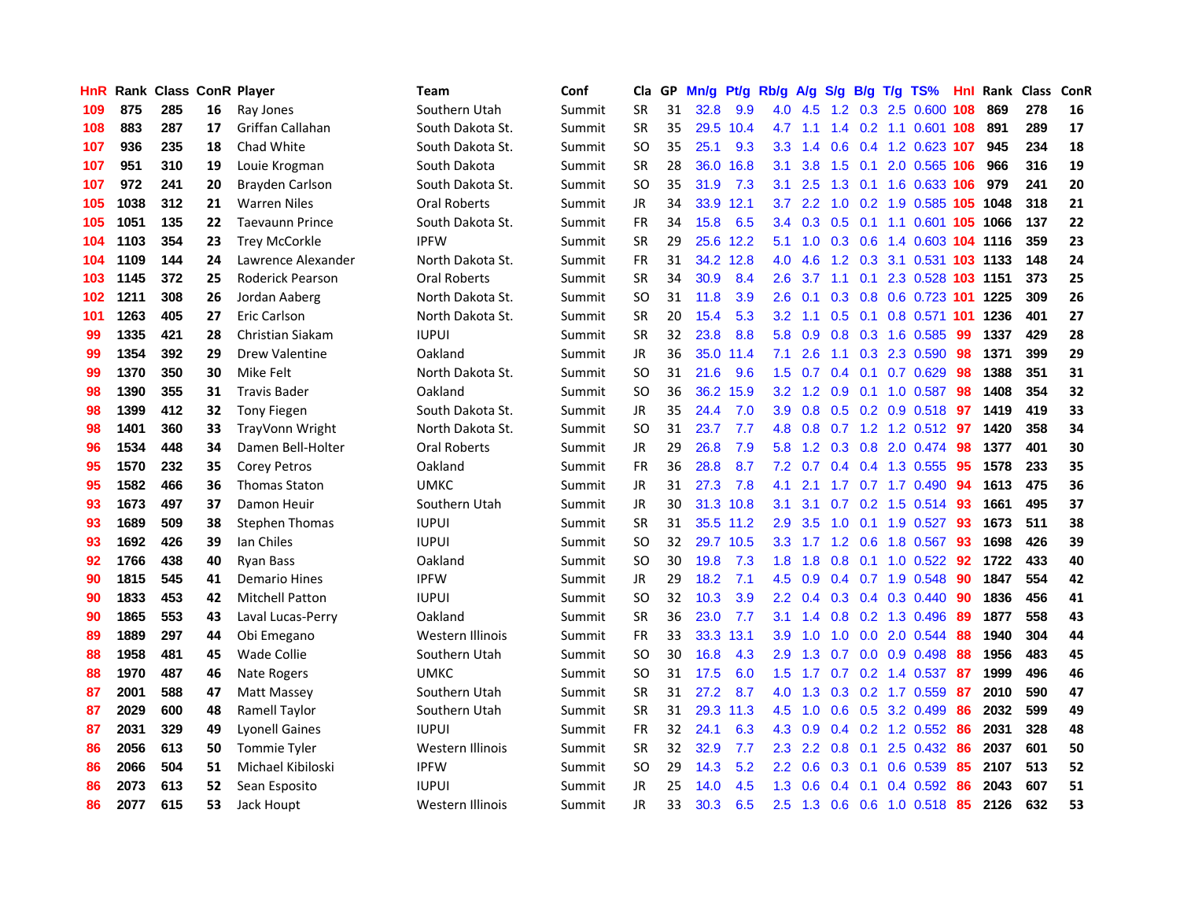| HnR | Rank | Class | ConR | Player | Team | Conf | Cla | GP | Mn/g | Pt/g | Rb/g | A/g | S/g | B/g | T/g | TS% | HnI | Rank | Class | ConR |
|---|---|---|---|---|---|---|---|---|---|---|---|---|---|---|---|---|---|---|---|---|
| 109 | 875 | 285 | 16 | Ray Jones | Southern Utah | Summit | SR | 31 | 32.8 | 9.9 | 4.0 | 4.5 | 1.2 | 0.3 | 2.5 | 0.600 | 108 | 869 | 278 | 16 |
| 108 | 883 | 287 | 17 | Griffan Callahan | South Dakota St. | Summit | SR | 35 | 29.5 | 10.4 | 4.7 | 1.1 | 1.4 | 0.2 | 1.1 | 0.601 | 108 | 891 | 289 | 17 |
| 107 | 936 | 235 | 18 | Chad White | South Dakota St. | Summit | SO | 35 | 25.1 | 9.3 | 3.3 | 1.4 | 0.6 | 0.4 | 1.2 | 0.623 | 107 | 945 | 234 | 18 |
| 107 | 951 | 310 | 19 | Louie Krogman | South Dakota | Summit | SR | 28 | 36.0 | 16.8 | 3.1 | 3.8 | 1.5 | 0.1 | 2.0 | 0.565 | 106 | 966 | 316 | 19 |
| 107 | 972 | 241 | 20 | Brayden Carlson | South Dakota St. | Summit | SO | 35 | 31.9 | 7.3 | 3.1 | 2.5 | 1.3 | 0.1 | 1.6 | 0.633 | 106 | 979 | 241 | 20 |
| 105 | 1038 | 312 | 21 | Warren Niles | Oral Roberts | Summit | JR | 34 | 33.9 | 12.1 | 3.7 | 2.2 | 1.0 | 0.2 | 1.9 | 0.585 | 105 | 1048 | 318 | 21 |
| 105 | 1051 | 135 | 22 | Taevaunn Prince | South Dakota St. | Summit | FR | 34 | 15.8 | 6.5 | 3.4 | 0.3 | 0.5 | 0.1 | 1.1 | 0.601 | 105 | 1066 | 137 | 22 |
| 104 | 1103 | 354 | 23 | Trey McCorkle | IPFW | Summit | SR | 29 | 25.6 | 12.2 | 5.1 | 1.0 | 0.3 | 0.6 | 1.4 | 0.603 | 104 | 1116 | 359 | 23 |
| 104 | 1109 | 144 | 24 | Lawrence Alexander | North Dakota St. | Summit | FR | 31 | 34.2 | 12.8 | 4.0 | 4.6 | 1.2 | 0.3 | 3.1 | 0.531 | 103 | 1133 | 148 | 24 |
| 103 | 1145 | 372 | 25 | Roderick Pearson | Oral Roberts | Summit | SR | 34 | 30.9 | 8.4 | 2.6 | 3.7 | 1.1 | 0.1 | 2.3 | 0.528 | 103 | 1151 | 373 | 25 |
| 102 | 1211 | 308 | 26 | Jordan Aaberg | North Dakota St. | Summit | SO | 31 | 11.8 | 3.9 | 2.6 | 0.1 | 0.3 | 0.8 | 0.6 | 0.723 | 101 | 1225 | 309 | 26 |
| 101 | 1263 | 405 | 27 | Eric Carlson | North Dakota St. | Summit | SR | 20 | 15.4 | 5.3 | 3.2 | 1.1 | 0.5 | 0.1 | 0.8 | 0.571 | 101 | 1236 | 401 | 27 |
| 99 | 1335 | 421 | 28 | Christian Siakam | IUPUI | Summit | SR | 32 | 23.8 | 8.8 | 5.8 | 0.9 | 0.8 | 0.3 | 1.6 | 0.585 | 99 | 1337 | 429 | 28 |
| 99 | 1354 | 392 | 29 | Drew Valentine | Oakland | Summit | JR | 36 | 35.0 | 11.4 | 7.1 | 2.6 | 1.1 | 0.3 | 2.3 | 0.590 | 98 | 1371 | 399 | 29 |
| 99 | 1370 | 350 | 30 | Mike Felt | North Dakota St. | Summit | SO | 31 | 21.6 | 9.6 | 1.5 | 0.7 | 0.4 | 0.1 | 0.7 | 0.629 | 98 | 1388 | 351 | 31 |
| 98 | 1390 | 355 | 31 | Travis Bader | Oakland | Summit | SO | 36 | 36.2 | 15.9 | 3.2 | 1.2 | 0.9 | 0.1 | 1.0 | 0.587 | 98 | 1408 | 354 | 32 |
| 98 | 1399 | 412 | 32 | Tony Fiegen | South Dakota St. | Summit | JR | 35 | 24.4 | 7.0 | 3.9 | 0.8 | 0.5 | 0.2 | 0.9 | 0.518 | 97 | 1419 | 419 | 33 |
| 98 | 1401 | 360 | 33 | TrayVonn Wright | North Dakota St. | Summit | SO | 31 | 23.7 | 7.7 | 4.8 | 0.8 | 0.7 | 1.2 | 1.2 | 0.512 | 97 | 1420 | 358 | 34 |
| 96 | 1534 | 448 | 34 | Damen Bell-Holter | Oral Roberts | Summit | JR | 29 | 26.8 | 7.9 | 5.8 | 1.2 | 0.3 | 0.8 | 2.0 | 0.474 | 98 | 1377 | 401 | 30 |
| 95 | 1570 | 232 | 35 | Corey Petros | Oakland | Summit | FR | 36 | 28.8 | 8.7 | 7.2 | 0.7 | 0.4 | 0.4 | 1.3 | 0.555 | 95 | 1578 | 233 | 35 |
| 95 | 1582 | 466 | 36 | Thomas Staton | UMKC | Summit | JR | 31 | 27.3 | 7.8 | 4.1 | 2.1 | 1.7 | 0.7 | 1.7 | 0.490 | 94 | 1613 | 475 | 36 |
| 93 | 1673 | 497 | 37 | Damon Heuir | Southern Utah | Summit | JR | 30 | 31.3 | 10.8 | 3.1 | 3.1 | 0.7 | 0.2 | 1.5 | 0.514 | 93 | 1661 | 495 | 37 |
| 93 | 1689 | 509 | 38 | Stephen Thomas | IUPUI | Summit | SR | 31 | 35.5 | 11.2 | 2.9 | 3.5 | 1.0 | 0.1 | 1.9 | 0.527 | 93 | 1673 | 511 | 38 |
| 93 | 1692 | 426 | 39 | Ian Chiles | IUPUI | Summit | SO | 32 | 29.7 | 10.5 | 3.3 | 1.7 | 1.2 | 0.6 | 1.8 | 0.567 | 93 | 1698 | 426 | 39 |
| 92 | 1766 | 438 | 40 | Ryan Bass | Oakland | Summit | SO | 30 | 19.8 | 7.3 | 1.8 | 1.8 | 0.8 | 0.1 | 1.0 | 0.522 | 92 | 1722 | 433 | 40 |
| 90 | 1815 | 545 | 41 | Demario Hines | IPFW | Summit | JR | 29 | 18.2 | 7.1 | 4.5 | 0.9 | 0.4 | 0.7 | 1.9 | 0.548 | 90 | 1847 | 554 | 42 |
| 90 | 1833 | 453 | 42 | Mitchell Patton | IUPUI | Summit | SO | 32 | 10.3 | 3.9 | 2.2 | 0.4 | 0.3 | 0.4 | 0.3 | 0.440 | 90 | 1836 | 456 | 41 |
| 90 | 1865 | 553 | 43 | Laval Lucas-Perry | Oakland | Summit | SR | 36 | 23.0 | 7.7 | 3.1 | 1.4 | 0.8 | 0.2 | 1.3 | 0.496 | 89 | 1877 | 558 | 43 |
| 89 | 1889 | 297 | 44 | Obi Emegano | Western Illinois | Summit | FR | 33 | 33.3 | 13.1 | 3.9 | 1.0 | 1.0 | 0.0 | 2.0 | 0.544 | 88 | 1940 | 304 | 44 |
| 88 | 1958 | 481 | 45 | Wade Collie | Southern Utah | Summit | SO | 30 | 16.8 | 4.3 | 2.9 | 1.3 | 0.7 | 0.0 | 0.9 | 0.498 | 88 | 1956 | 483 | 45 |
| 88 | 1970 | 487 | 46 | Nate Rogers | UMKC | Summit | SO | 31 | 17.5 | 6.0 | 1.5 | 1.7 | 0.7 | 0.2 | 1.4 | 0.537 | 87 | 1999 | 496 | 46 |
| 87 | 2001 | 588 | 47 | Matt Massey | Southern Utah | Summit | SR | 31 | 27.2 | 8.7 | 4.0 | 1.3 | 0.3 | 0.2 | 1.7 | 0.559 | 87 | 2010 | 590 | 47 |
| 87 | 2029 | 600 | 48 | Ramell Taylor | Southern Utah | Summit | SR | 31 | 29.3 | 11.3 | 4.5 | 1.0 | 0.6 | 0.5 | 3.2 | 0.499 | 86 | 2032 | 599 | 49 |
| 87 | 2031 | 329 | 49 | Lyonell Gaines | IUPUI | Summit | FR | 32 | 24.1 | 6.3 | 4.3 | 0.9 | 0.4 | 0.2 | 1.2 | 0.552 | 86 | 2031 | 328 | 48 |
| 86 | 2056 | 613 | 50 | Tommie Tyler | Western Illinois | Summit | SR | 32 | 32.9 | 7.7 | 2.3 | 2.2 | 0.8 | 0.1 | 2.5 | 0.432 | 86 | 2037 | 601 | 50 |
| 86 | 2066 | 504 | 51 | Michael Kibiloski | IPFW | Summit | SO | 29 | 14.3 | 5.2 | 2.2 | 0.6 | 0.3 | 0.1 | 0.6 | 0.539 | 85 | 2107 | 513 | 52 |
| 86 | 2073 | 613 | 52 | Sean Esposito | IUPUI | Summit | JR | 25 | 14.0 | 4.5 | 1.3 | 0.6 | 0.4 | 0.1 | 0.4 | 0.592 | 86 | 2043 | 607 | 51 |
| 86 | 2077 | 615 | 53 | Jack Houpt | Western Illinois | Summit | JR | 33 | 30.3 | 6.5 | 2.5 | 1.3 | 0.6 | 0.6 | 1.0 | 0.518 | 85 | 2126 | 632 | 53 |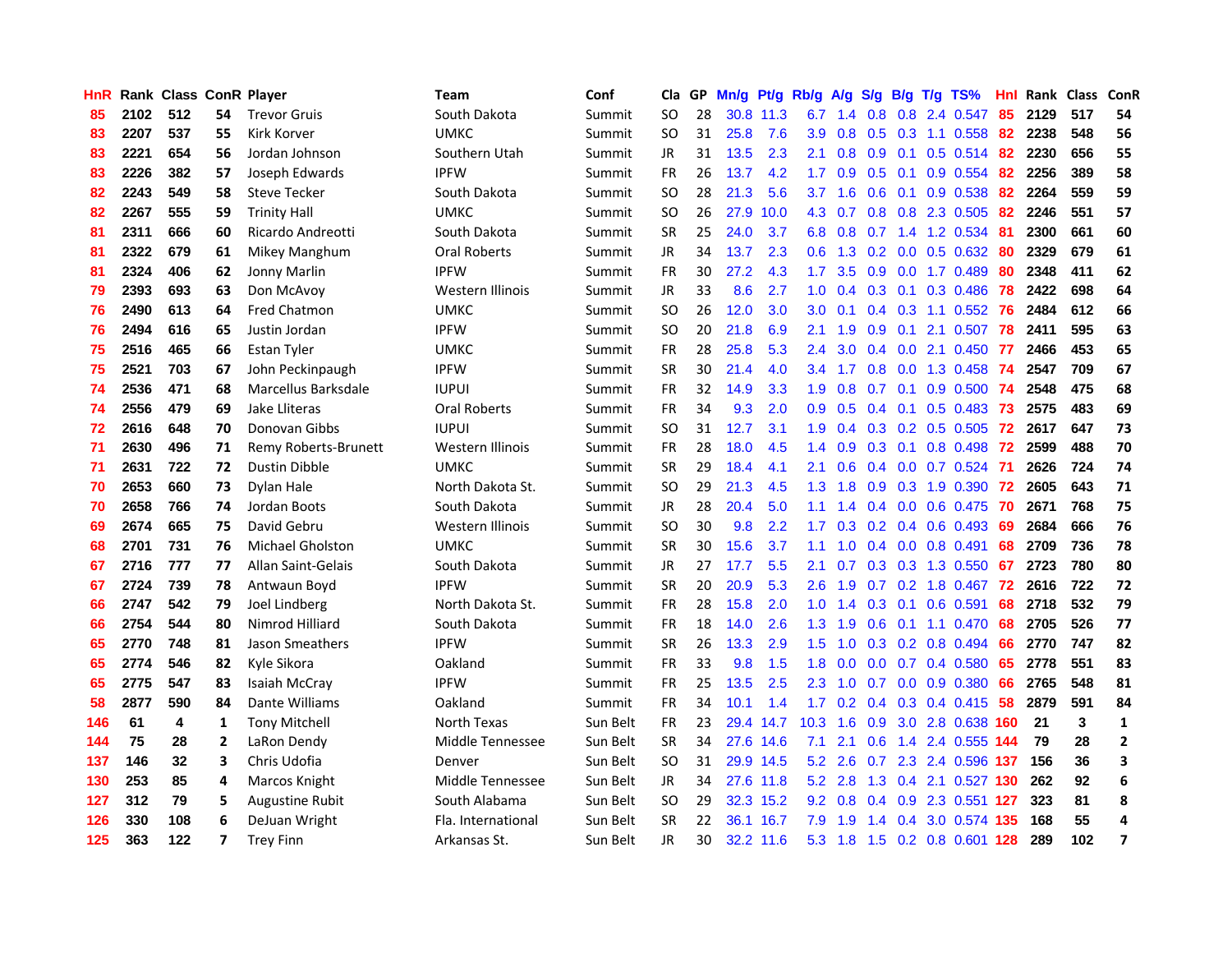| HnR | Rank | Class | ConR | Player | Team | Conf | Cla | GP | Mn/g | Pt/g | Rb/g | A/g | S/g | B/g | T/g | TS% | HnI | Rank | Class | ConR |
|---|---|---|---|---|---|---|---|---|---|---|---|---|---|---|---|---|---|---|---|---|
| 85 | 2102 | 512 | 54 | Trevor Gruis | South Dakota | Summit | SO | 28 | 30.8 | 11.3 | 6.7 | 1.4 | 0.8 | 0.8 | 2.4 | 0.547 | 85 | 2129 | 517 | 54 |
| 83 | 2207 | 537 | 55 | Kirk Korver | UMKC | Summit | SO | 31 | 25.8 | 7.6 | 3.9 | 0.8 | 0.5 | 0.3 | 1.1 | 0.558 | 82 | 2238 | 548 | 56 |
| 83 | 2221 | 654 | 56 | Jordan Johnson | Southern Utah | Summit | JR | 31 | 13.5 | 2.3 | 2.1 | 0.8 | 0.9 | 0.1 | 0.5 | 0.514 | 82 | 2230 | 656 | 55 |
| 83 | 2226 | 382 | 57 | Joseph Edwards | IPFW | Summit | FR | 26 | 13.7 | 4.2 | 1.7 | 0.9 | 0.5 | 0.1 | 0.9 | 0.554 | 82 | 2256 | 389 | 58 |
| 82 | 2243 | 549 | 58 | Steve Tecker | South Dakota | Summit | SO | 28 | 21.3 | 5.6 | 3.7 | 1.6 | 0.6 | 0.1 | 0.9 | 0.538 | 82 | 2264 | 559 | 59 |
| 82 | 2267 | 555 | 59 | Trinity Hall | UMKC | Summit | SO | 26 | 27.9 | 10.0 | 4.3 | 0.7 | 0.8 | 0.8 | 2.3 | 0.505 | 82 | 2246 | 551 | 57 |
| 81 | 2311 | 666 | 60 | Ricardo Andreotti | South Dakota | Summit | SR | 25 | 24.0 | 3.7 | 6.8 | 0.8 | 0.7 | 1.4 | 1.2 | 0.534 | 81 | 2300 | 661 | 60 |
| 81 | 2322 | 679 | 61 | Mikey Manghum | Oral Roberts | Summit | JR | 34 | 13.7 | 2.3 | 0.6 | 1.3 | 0.2 | 0.0 | 0.5 | 0.632 | 80 | 2329 | 679 | 61 |
| 81 | 2324 | 406 | 62 | Jonny Marlin | IPFW | Summit | FR | 30 | 27.2 | 4.3 | 1.7 | 3.5 | 0.9 | 0.0 | 1.7 | 0.489 | 80 | 2348 | 411 | 62 |
| 79 | 2393 | 693 | 63 | Don McAvoy | Western Illinois | Summit | JR | 33 | 8.6 | 2.7 | 1.0 | 0.4 | 0.3 | 0.1 | 0.3 | 0.486 | 78 | 2422 | 698 | 64 |
| 76 | 2490 | 613 | 64 | Fred Chatmon | UMKC | Summit | SO | 26 | 12.0 | 3.0 | 3.0 | 0.1 | 0.4 | 0.3 | 1.1 | 0.552 | 76 | 2484 | 612 | 66 |
| 76 | 2494 | 616 | 65 | Justin Jordan | IPFW | Summit | SO | 20 | 21.8 | 6.9 | 2.1 | 1.9 | 0.9 | 0.1 | 2.1 | 0.507 | 78 | 2411 | 595 | 63 |
| 75 | 2516 | 465 | 66 | Estan Tyler | UMKC | Summit | FR | 28 | 25.8 | 5.3 | 2.4 | 3.0 | 0.4 | 0.0 | 2.1 | 0.450 | 77 | 2466 | 453 | 65 |
| 75 | 2521 | 703 | 67 | John Peckinpaugh | IPFW | Summit | SR | 30 | 21.4 | 4.0 | 3.4 | 1.7 | 0.8 | 0.0 | 1.3 | 0.458 | 74 | 2547 | 709 | 67 |
| 74 | 2536 | 471 | 68 | Marcellus Barksdale | IUPUI | Summit | FR | 32 | 14.9 | 3.3 | 1.9 | 0.8 | 0.7 | 0.1 | 0.9 | 0.500 | 74 | 2548 | 475 | 68 |
| 74 | 2556 | 479 | 69 | Jake Lliteras | Oral Roberts | Summit | FR | 34 | 9.3 | 2.0 | 0.9 | 0.5 | 0.4 | 0.1 | 0.5 | 0.483 | 73 | 2575 | 483 | 69 |
| 72 | 2616 | 648 | 70 | Donovan Gibbs | IUPUI | Summit | SO | 31 | 12.7 | 3.1 | 1.9 | 0.4 | 0.3 | 0.2 | 0.5 | 0.505 | 72 | 2617 | 647 | 73 |
| 71 | 2630 | 496 | 71 | Remy Roberts-Brunett | Western Illinois | Summit | FR | 28 | 18.0 | 4.5 | 1.4 | 0.9 | 0.3 | 0.1 | 0.8 | 0.498 | 72 | 2599 | 488 | 70 |
| 71 | 2631 | 722 | 72 | Dustin Dibble | UMKC | Summit | SR | 29 | 18.4 | 4.1 | 2.1 | 0.6 | 0.4 | 0.0 | 0.7 | 0.524 | 71 | 2626 | 724 | 74 |
| 70 | 2653 | 660 | 73 | Dylan Hale | North Dakota St. | Summit | SO | 29 | 21.3 | 4.5 | 1.3 | 1.8 | 0.9 | 0.3 | 1.9 | 0.390 | 72 | 2605 | 643 | 71 |
| 70 | 2658 | 766 | 74 | Jordan Boots | South Dakota | Summit | JR | 28 | 20.4 | 5.0 | 1.1 | 1.4 | 0.4 | 0.0 | 0.6 | 0.475 | 70 | 2671 | 768 | 75 |
| 69 | 2674 | 665 | 75 | David Gebru | Western Illinois | Summit | SO | 30 | 9.8 | 2.2 | 1.7 | 0.3 | 0.2 | 0.4 | 0.6 | 0.493 | 69 | 2684 | 666 | 76 |
| 68 | 2701 | 731 | 76 | Michael Gholston | UMKC | Summit | SR | 30 | 15.6 | 3.7 | 1.1 | 1.0 | 0.4 | 0.0 | 0.8 | 0.491 | 68 | 2709 | 736 | 78 |
| 67 | 2716 | 777 | 77 | Allan Saint-Gelais | South Dakota | Summit | JR | 27 | 17.7 | 5.5 | 2.1 | 0.7 | 0.3 | 0.3 | 1.3 | 0.550 | 67 | 2723 | 780 | 80 |
| 67 | 2724 | 739 | 78 | Antwaun Boyd | IPFW | Summit | SR | 20 | 20.9 | 5.3 | 2.6 | 1.9 | 0.7 | 0.2 | 1.8 | 0.467 | 72 | 2616 | 722 | 72 |
| 66 | 2747 | 542 | 79 | Joel Lindberg | North Dakota St. | Summit | FR | 28 | 15.8 | 2.0 | 1.0 | 1.4 | 0.3 | 0.1 | 0.6 | 0.591 | 68 | 2718 | 532 | 79 |
| 66 | 2754 | 544 | 80 | Nimrod Hilliard | South Dakota | Summit | FR | 18 | 14.0 | 2.6 | 1.3 | 1.9 | 0.6 | 0.1 | 1.1 | 0.470 | 68 | 2705 | 526 | 77 |
| 65 | 2770 | 748 | 81 | Jason Smeathers | IPFW | Summit | SR | 26 | 13.3 | 2.9 | 1.5 | 1.0 | 0.3 | 0.2 | 0.8 | 0.494 | 66 | 2770 | 747 | 82 |
| 65 | 2774 | 546 | 82 | Kyle Sikora | Oakland | Summit | FR | 33 | 9.8 | 1.5 | 1.8 | 0.0 | 0.0 | 0.7 | 0.4 | 0.580 | 65 | 2778 | 551 | 83 |
| 65 | 2775 | 547 | 83 | Isaiah McCray | IPFW | Summit | FR | 25 | 13.5 | 2.5 | 2.3 | 1.0 | 0.7 | 0.0 | 0.9 | 0.380 | 66 | 2765 | 548 | 81 |
| 58 | 2877 | 590 | 84 | Dante Williams | Oakland | Summit | FR | 34 | 10.1 | 1.4 | 1.7 | 0.2 | 0.4 | 0.3 | 0.4 | 0.415 | 58 | 2879 | 591 | 84 |
| 146 | 61 | 4 | 1 | Tony Mitchell | North Texas | Sun Belt | FR | 23 | 29.4 | 14.7 | 10.3 | 1.6 | 0.9 | 3.0 | 2.8 | 0.638 | 160 | 21 | 3 | 1 |
| 144 | 75 | 28 | 2 | LaRon Dendy | Middle Tennessee | Sun Belt | SR | 34 | 27.6 | 14.6 | 7.1 | 2.1 | 0.6 | 1.4 | 2.4 | 0.555 | 144 | 79 | 28 | 2 |
| 137 | 146 | 32 | 3 | Chris Udofia | Denver | Sun Belt | SO | 31 | 29.9 | 14.5 | 5.2 | 2.6 | 0.7 | 2.3 | 2.4 | 0.596 | 137 | 156 | 36 | 3 |
| 130 | 253 | 85 | 4 | Marcos Knight | Middle Tennessee | Sun Belt | JR | 34 | 27.6 | 11.8 | 5.2 | 2.8 | 1.3 | 0.4 | 2.1 | 0.527 | 130 | 262 | 92 | 6 |
| 127 | 312 | 79 | 5 | Augustine Rubit | South Alabama | Sun Belt | SO | 29 | 32.3 | 15.2 | 9.2 | 0.8 | 0.4 | 0.9 | 2.3 | 0.551 | 127 | 323 | 81 | 8 |
| 126 | 330 | 108 | 6 | DeJuan Wright | Fla. International | Sun Belt | SR | 22 | 36.1 | 16.7 | 7.9 | 1.9 | 1.4 | 0.4 | 3.0 | 0.574 | 135 | 168 | 55 | 4 |
| 125 | 363 | 122 | 7 | Trey Finn | Arkansas St. | Sun Belt | JR | 30 | 32.2 | 11.6 | 5.3 | 1.8 | 1.5 | 0.2 | 0.8 | 0.601 | 128 | 289 | 102 | 7 |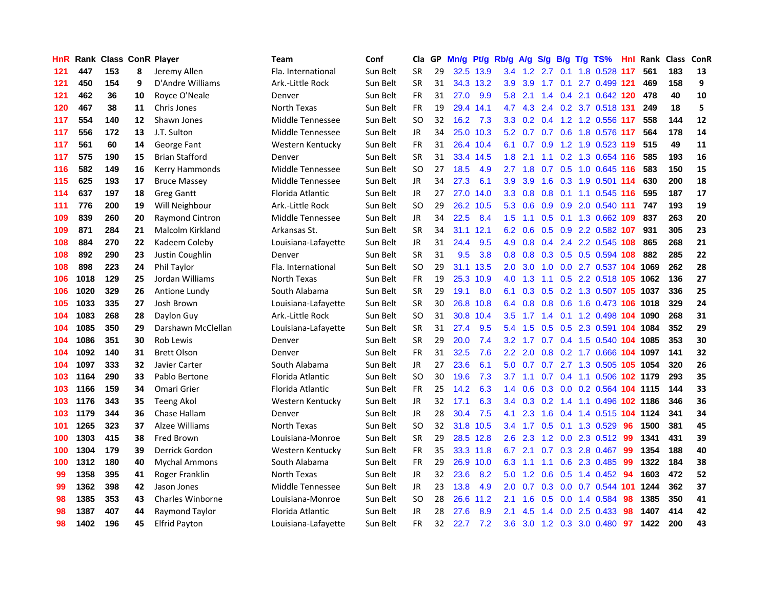| HnR | Rank | Class | ConR | Player | Team | Conf | Cla | GP | Mn/g | Pt/g | Rb/g | A/g | S/g | B/g | T/g | TS% | HnI | Rank | Class | ConR |
|---|---|---|---|---|---|---|---|---|---|---|---|---|---|---|---|---|---|---|---|---|
| 121 | 447 | 153 | 8 | Jeremy Allen | Fla. International | Sun Belt | SR | 29 | 32.5 | 13.9 | 3.4 | 1.2 | 2.7 | 0.1 | 1.8 | 0.528 | 117 | 561 | 183 | 13 |
| 121 | 450 | 154 | 9 | D'Andre Williams | Ark.-Little Rock | Sun Belt | SR | 31 | 34.3 | 13.2 | 3.9 | 3.9 | 1.7 | 0.1 | 2.7 | 0.499 | 121 | 469 | 158 | 9 |
| 121 | 462 | 36 | 10 | Royce O'Neale | Denver | Sun Belt | FR | 31 | 27.0 | 9.9 | 5.8 | 2.1 | 1.4 | 0.4 | 2.1 | 0.642 | 120 | 478 | 40 | 10 |
| 120 | 467 | 38 | 11 | Chris Jones | North Texas | Sun Belt | FR | 19 | 29.4 | 14.1 | 4.7 | 4.3 | 2.4 | 0.2 | 3.7 | 0.518 | 131 | 249 | 18 | 5 |
| 117 | 554 | 140 | 12 | Shawn Jones | Middle Tennessee | Sun Belt | SO | 32 | 16.2 | 7.3 | 3.3 | 0.2 | 0.4 | 1.2 | 1.2 | 0.556 | 117 | 558 | 144 | 12 |
| 117 | 556 | 172 | 13 | J.T. Sulton | Middle Tennessee | Sun Belt | JR | 34 | 25.0 | 10.3 | 5.2 | 0.7 | 0.7 | 0.6 | 1.8 | 0.576 | 117 | 564 | 178 | 14 |
| 117 | 561 | 60 | 14 | George Fant | Western Kentucky | Sun Belt | FR | 31 | 26.4 | 10.4 | 6.1 | 0.7 | 0.9 | 1.2 | 1.9 | 0.523 | 119 | 515 | 49 | 11 |
| 117 | 575 | 190 | 15 | Brian Stafford | Denver | Sun Belt | SR | 31 | 33.4 | 14.5 | 1.8 | 2.1 | 1.1 | 0.2 | 1.3 | 0.654 | 116 | 585 | 193 | 16 |
| 116 | 582 | 149 | 16 | Kerry Hammonds | Middle Tennessee | Sun Belt | SO | 27 | 18.5 | 4.9 | 2.7 | 1.8 | 0.7 | 0.5 | 1.0 | 0.645 | 116 | 583 | 150 | 15 |
| 115 | 625 | 193 | 17 | Bruce Massey | Middle Tennessee | Sun Belt | JR | 34 | 27.3 | 6.1 | 3.9 | 3.9 | 1.6 | 0.3 | 1.9 | 0.501 | 114 | 630 | 200 | 18 |
| 114 | 637 | 197 | 18 | Greg Gantt | Florida Atlantic | Sun Belt | JR | 27 | 27.0 | 14.0 | 3.3 | 0.8 | 0.8 | 0.1 | 1.1 | 0.545 | 116 | 595 | 187 | 17 |
| 111 | 776 | 200 | 19 | Will Neighbour | Ark.-Little Rock | Sun Belt | SO | 29 | 26.2 | 10.5 | 5.3 | 0.6 | 0.9 | 0.9 | 2.0 | 0.540 | 111 | 747 | 193 | 19 |
| 109 | 839 | 260 | 20 | Raymond Cintron | Middle Tennessee | Sun Belt | JR | 34 | 22.5 | 8.4 | 1.5 | 1.1 | 0.5 | 0.1 | 1.3 | 0.662 | 109 | 837 | 263 | 20 |
| 109 | 871 | 284 | 21 | Malcolm Kirkland | Arkansas St. | Sun Belt | SR | 34 | 31.1 | 12.1 | 6.2 | 0.6 | 0.5 | 0.9 | 2.2 | 0.582 | 107 | 931 | 305 | 23 |
| 108 | 884 | 270 | 22 | Kadeem Coleby | Louisiana-Lafayette | Sun Belt | JR | 31 | 24.4 | 9.5 | 4.9 | 0.8 | 0.4 | 2.4 | 2.2 | 0.545 | 108 | 865 | 268 | 21 |
| 108 | 892 | 290 | 23 | Justin Coughlin | Denver | Sun Belt | SR | 31 | 9.5 | 3.8 | 0.8 | 0.8 | 0.3 | 0.5 | 0.5 | 0.594 | 108 | 882 | 285 | 22 |
| 108 | 898 | 223 | 24 | Phil Taylor | Fla. International | Sun Belt | SO | 29 | 31.1 | 13.5 | 2.0 | 3.0 | 1.0 | 0.0 | 2.7 | 0.537 | 104 | 1069 | 262 | 28 |
| 106 | 1018 | 129 | 25 | Jordan Williams | North Texas | Sun Belt | FR | 19 | 25.3 | 10.9 | 4.0 | 1.3 | 1.1 | 0.5 | 2.2 | 0.518 | 105 | 1062 | 136 | 27 |
| 106 | 1020 | 329 | 26 | Antione Lundy | South Alabama | Sun Belt | SR | 29 | 19.1 | 8.0 | 6.1 | 0.3 | 0.5 | 0.2 | 1.3 | 0.507 | 105 | 1037 | 336 | 25 |
| 105 | 1033 | 335 | 27 | Josh Brown | Louisiana-Lafayette | Sun Belt | SR | 30 | 26.8 | 10.8 | 6.4 | 0.8 | 0.8 | 0.6 | 1.6 | 0.473 | 106 | 1018 | 329 | 24 |
| 104 | 1083 | 268 | 28 | Daylon Guy | Ark.-Little Rock | Sun Belt | SO | 31 | 30.8 | 10.4 | 3.5 | 1.7 | 1.4 | 0.1 | 1.2 | 0.498 | 104 | 1090 | 268 | 31 |
| 104 | 1085 | 350 | 29 | Darshawn McClellan | Louisiana-Lafayette | Sun Belt | SR | 31 | 27.4 | 9.5 | 5.4 | 1.5 | 0.5 | 0.5 | 2.3 | 0.591 | 104 | 1084 | 352 | 29 |
| 104 | 1086 | 351 | 30 | Rob Lewis | Denver | Sun Belt | SR | 29 | 20.0 | 7.4 | 3.2 | 1.7 | 0.7 | 0.4 | 1.5 | 0.540 | 104 | 1085 | 353 | 30 |
| 104 | 1092 | 140 | 31 | Brett Olson | Denver | Sun Belt | FR | 31 | 32.5 | 7.6 | 2.2 | 2.0 | 0.8 | 0.2 | 1.7 | 0.666 | 104 | 1097 | 141 | 32 |
| 104 | 1097 | 333 | 32 | Javier Carter | South Alabama | Sun Belt | JR | 27 | 23.6 | 6.1 | 5.0 | 0.7 | 0.7 | 2.7 | 1.3 | 0.505 | 105 | 1054 | 320 | 26 |
| 103 | 1164 | 290 | 33 | Pablo Bertone | Florida Atlantic | Sun Belt | SO | 30 | 19.6 | 7.3 | 3.7 | 1.1 | 0.7 | 0.4 | 1.1 | 0.506 | 102 | 1179 | 293 | 35 |
| 103 | 1166 | 159 | 34 | Omari Grier | Florida Atlantic | Sun Belt | FR | 25 | 14.2 | 6.3 | 1.4 | 0.6 | 0.3 | 0.0 | 0.2 | 0.564 | 104 | 1115 | 144 | 33 |
| 103 | 1176 | 343 | 35 | Teeng Akol | Western Kentucky | Sun Belt | JR | 32 | 17.1 | 6.3 | 3.4 | 0.3 | 0.2 | 1.4 | 1.1 | 0.496 | 102 | 1186 | 346 | 36 |
| 103 | 1179 | 344 | 36 | Chase Hallam | Denver | Sun Belt | JR | 28 | 30.4 | 7.5 | 4.1 | 2.3 | 1.6 | 0.4 | 1.4 | 0.515 | 104 | 1124 | 341 | 34 |
| 101 | 1265 | 323 | 37 | Alzee Williams | North Texas | Sun Belt | SO | 32 | 31.8 | 10.5 | 3.4 | 1.7 | 0.5 | 0.1 | 1.3 | 0.529 | 96 | 1500 | 381 | 45 |
| 100 | 1303 | 415 | 38 | Fred Brown | Louisiana-Monroe | Sun Belt | SR | 29 | 28.5 | 12.8 | 2.6 | 2.3 | 1.2 | 0.0 | 2.3 | 0.512 | 99 | 1341 | 431 | 39 |
| 100 | 1304 | 179 | 39 | Derrick Gordon | Western Kentucky | Sun Belt | FR | 35 | 33.3 | 11.8 | 6.7 | 2.1 | 0.7 | 0.3 | 2.8 | 0.467 | 99 | 1354 | 188 | 40 |
| 100 | 1312 | 180 | 40 | Mychal Ammons | South Alabama | Sun Belt | FR | 29 | 26.9 | 10.0 | 6.3 | 1.1 | 1.1 | 0.6 | 2.3 | 0.485 | 99 | 1322 | 184 | 38 |
| 99 | 1358 | 395 | 41 | Roger Franklin | North Texas | Sun Belt | JR | 32 | 23.6 | 8.2 | 5.0 | 1.2 | 0.6 | 0.5 | 1.4 | 0.452 | 94 | 1603 | 472 | 52 |
| 99 | 1362 | 398 | 42 | Jason Jones | Middle Tennessee | Sun Belt | JR | 23 | 13.8 | 4.9 | 2.0 | 0.7 | 0.3 | 0.0 | 0.7 | 0.544 | 101 | 1244 | 362 | 37 |
| 98 | 1385 | 353 | 43 | Charles Winborne | Louisiana-Monroe | Sun Belt | SO | 28 | 26.6 | 11.2 | 2.1 | 1.6 | 0.5 | 0.0 | 1.4 | 0.584 | 98 | 1385 | 350 | 41 |
| 98 | 1387 | 407 | 44 | Raymond Taylor | Florida Atlantic | Sun Belt | JR | 28 | 27.6 | 8.9 | 2.1 | 4.5 | 1.4 | 0.0 | 2.5 | 0.433 | 98 | 1407 | 414 | 42 |
| 98 | 1402 | 196 | 45 | Elfrid Payton | Louisiana-Lafayette | Sun Belt | FR | 32 | 22.7 | 7.2 | 3.6 | 3.0 | 1.2 | 0.3 | 3.0 | 0.480 | 97 | 1422 | 200 | 43 |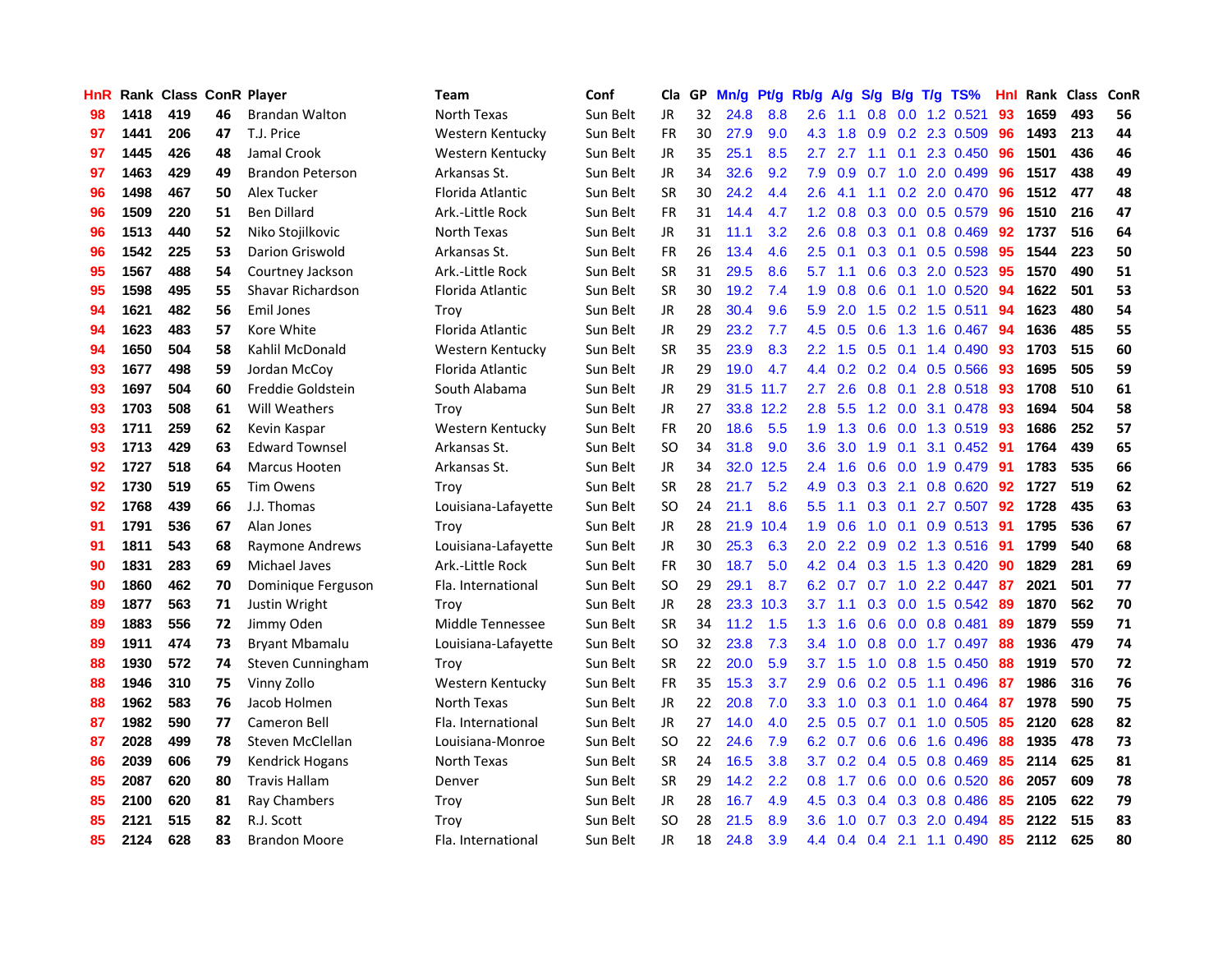| HnR | Rank | Class | ConR | Player | Team | Conf | Cla | GP | Mn/g | Pt/g | Rb/g | A/g | S/g | B/g | T/g | TS% | HnI | Rank | Class | ConR |
|---|---|---|---|---|---|---|---|---|---|---|---|---|---|---|---|---|---|---|---|---|
| 98 | 1418 | 419 | 46 | Brandan Walton | North Texas | Sun Belt | JR | 32 | 24.8 | 8.8 | 2.6 | 1.1 | 0.8 | 0.0 | 1.2 | 0.521 | 93 | 1659 | 493 | 56 |
| 97 | 1441 | 206 | 47 | T.J. Price | Western Kentucky | Sun Belt | FR | 30 | 27.9 | 9.0 | 4.3 | 1.8 | 0.9 | 0.2 | 2.3 | 0.509 | 96 | 1493 | 213 | 44 |
| 97 | 1445 | 426 | 48 | Jamal Crook | Western Kentucky | Sun Belt | JR | 35 | 25.1 | 8.5 | 2.7 | 2.7 | 1.1 | 0.1 | 2.3 | 0.450 | 96 | 1501 | 436 | 46 |
| 97 | 1463 | 429 | 49 | Brandon Peterson | Arkansas St. | Sun Belt | JR | 34 | 32.6 | 9.2 | 7.9 | 0.9 | 0.7 | 1.0 | 2.0 | 0.499 | 96 | 1517 | 438 | 49 |
| 96 | 1498 | 467 | 50 | Alex Tucker | Florida Atlantic | Sun Belt | SR | 30 | 24.2 | 4.4 | 2.6 | 4.1 | 1.1 | 0.2 | 2.0 | 0.470 | 96 | 1512 | 477 | 48 |
| 96 | 1509 | 220 | 51 | Ben Dillard | Ark.-Little Rock | Sun Belt | FR | 31 | 14.4 | 4.7 | 1.2 | 0.8 | 0.3 | 0.0 | 0.5 | 0.579 | 96 | 1510 | 216 | 47 |
| 96 | 1513 | 440 | 52 | Niko Stojilkovic | North Texas | Sun Belt | JR | 31 | 11.1 | 3.2 | 2.6 | 0.8 | 0.3 | 0.1 | 0.8 | 0.469 | 92 | 1737 | 516 | 64 |
| 96 | 1542 | 225 | 53 | Darion Griswold | Arkansas St. | Sun Belt | FR | 26 | 13.4 | 4.6 | 2.5 | 0.1 | 0.3 | 0.1 | 0.5 | 0.598 | 95 | 1544 | 223 | 50 |
| 95 | 1567 | 488 | 54 | Courtney Jackson | Ark.-Little Rock | Sun Belt | SR | 31 | 29.5 | 8.6 | 5.7 | 1.1 | 0.6 | 0.3 | 2.0 | 0.523 | 95 | 1570 | 490 | 51 |
| 95 | 1598 | 495 | 55 | Shavar Richardson | Florida Atlantic | Sun Belt | SR | 30 | 19.2 | 7.4 | 1.9 | 0.8 | 0.6 | 0.1 | 1.0 | 0.520 | 94 | 1622 | 501 | 53 |
| 94 | 1621 | 482 | 56 | Emil Jones | Troy | Sun Belt | JR | 28 | 30.4 | 9.6 | 5.9 | 2.0 | 1.5 | 0.2 | 1.5 | 0.511 | 94 | 1623 | 480 | 54 |
| 94 | 1623 | 483 | 57 | Kore White | Florida Atlantic | Sun Belt | JR | 29 | 23.2 | 7.7 | 4.5 | 0.5 | 0.6 | 1.3 | 1.6 | 0.467 | 94 | 1636 | 485 | 55 |
| 94 | 1650 | 504 | 58 | Kahlil McDonald | Western Kentucky | Sun Belt | SR | 35 | 23.9 | 8.3 | 2.2 | 1.5 | 0.5 | 0.1 | 1.4 | 0.490 | 93 | 1703 | 515 | 60 |
| 93 | 1677 | 498 | 59 | Jordan McCoy | Florida Atlantic | Sun Belt | JR | 29 | 19.0 | 4.7 | 4.4 | 0.2 | 0.2 | 0.4 | 0.5 | 0.566 | 93 | 1695 | 505 | 59 |
| 93 | 1697 | 504 | 60 | Freddie Goldstein | South Alabama | Sun Belt | JR | 29 | 31.5 | 11.7 | 2.7 | 2.6 | 0.8 | 0.1 | 2.8 | 0.518 | 93 | 1708 | 510 | 61 |
| 93 | 1703 | 508 | 61 | Will Weathers | Troy | Sun Belt | JR | 27 | 33.8 | 12.2 | 2.8 | 5.5 | 1.2 | 0.0 | 3.1 | 0.478 | 93 | 1694 | 504 | 58 |
| 93 | 1711 | 259 | 62 | Kevin Kaspar | Western Kentucky | Sun Belt | FR | 20 | 18.6 | 5.5 | 1.9 | 1.3 | 0.6 | 0.0 | 1.3 | 0.519 | 93 | 1686 | 252 | 57 |
| 93 | 1713 | 429 | 63 | Edward Townsel | Arkansas St. | Sun Belt | SO | 34 | 31.8 | 9.0 | 3.6 | 3.0 | 1.9 | 0.1 | 3.1 | 0.452 | 91 | 1764 | 439 | 65 |
| 92 | 1727 | 518 | 64 | Marcus Hooten | Arkansas St. | Sun Belt | JR | 34 | 32.0 | 12.5 | 2.4 | 1.6 | 0.6 | 0.0 | 1.9 | 0.479 | 91 | 1783 | 535 | 66 |
| 92 | 1730 | 519 | 65 | Tim Owens | Troy | Sun Belt | SR | 28 | 21.7 | 5.2 | 4.9 | 0.3 | 0.3 | 2.1 | 0.8 | 0.620 | 92 | 1727 | 519 | 62 |
| 92 | 1768 | 439 | 66 | J.J. Thomas | Louisiana-Lafayette | Sun Belt | SO | 24 | 21.1 | 8.6 | 5.5 | 1.1 | 0.3 | 0.1 | 2.7 | 0.507 | 92 | 1728 | 435 | 63 |
| 91 | 1791 | 536 | 67 | Alan Jones | Troy | Sun Belt | JR | 28 | 21.9 | 10.4 | 1.9 | 0.6 | 1.0 | 0.1 | 0.9 | 0.513 | 91 | 1795 | 536 | 67 |
| 91 | 1811 | 543 | 68 | Raymone Andrews | Louisiana-Lafayette | Sun Belt | JR | 30 | 25.3 | 6.3 | 2.0 | 2.2 | 0.9 | 0.2 | 1.3 | 0.516 | 91 | 1799 | 540 | 68 |
| 90 | 1831 | 283 | 69 | Michael Javes | Ark.-Little Rock | Sun Belt | FR | 30 | 18.7 | 5.0 | 4.2 | 0.4 | 0.3 | 1.5 | 1.3 | 0.420 | 90 | 1829 | 281 | 69 |
| 90 | 1860 | 462 | 70 | Dominique Ferguson | Fla. International | Sun Belt | SO | 29 | 29.1 | 8.7 | 6.2 | 0.7 | 0.7 | 1.0 | 2.2 | 0.447 | 87 | 2021 | 501 | 77 |
| 89 | 1877 | 563 | 71 | Justin Wright | Troy | Sun Belt | JR | 28 | 23.3 | 10.3 | 3.7 | 1.1 | 0.3 | 0.0 | 1.5 | 0.542 | 89 | 1870 | 562 | 70 |
| 89 | 1883 | 556 | 72 | Jimmy Oden | Middle Tennessee | Sun Belt | SR | 34 | 11.2 | 1.5 | 1.3 | 1.6 | 0.6 | 0.0 | 0.8 | 0.481 | 89 | 1879 | 559 | 71 |
| 89 | 1911 | 474 | 73 | Bryant Mbamalu | Louisiana-Lafayette | Sun Belt | SO | 32 | 23.8 | 7.3 | 3.4 | 1.0 | 0.8 | 0.0 | 1.7 | 0.497 | 88 | 1936 | 479 | 74 |
| 88 | 1930 | 572 | 74 | Steven Cunningham | Troy | Sun Belt | SR | 22 | 20.0 | 5.9 | 3.7 | 1.5 | 1.0 | 0.8 | 1.5 | 0.450 | 88 | 1919 | 570 | 72 |
| 88 | 1946 | 310 | 75 | Vinny Zollo | Western Kentucky | Sun Belt | FR | 35 | 15.3 | 3.7 | 2.9 | 0.6 | 0.2 | 0.5 | 1.1 | 0.496 | 87 | 1986 | 316 | 76 |
| 88 | 1962 | 583 | 76 | Jacob Holmen | North Texas | Sun Belt | JR | 22 | 20.8 | 7.0 | 3.3 | 1.0 | 0.3 | 0.1 | 1.0 | 0.464 | 87 | 1978 | 590 | 75 |
| 87 | 1982 | 590 | 77 | Cameron Bell | Fla. International | Sun Belt | JR | 27 | 14.0 | 4.0 | 2.5 | 0.5 | 0.7 | 0.1 | 1.0 | 0.505 | 85 | 2120 | 628 | 82 |
| 87 | 2028 | 499 | 78 | Steven McClellan | Louisiana-Monroe | Sun Belt | SO | 22 | 24.6 | 7.9 | 6.2 | 0.7 | 0.6 | 0.6 | 1.6 | 0.496 | 88 | 1935 | 478 | 73 |
| 86 | 2039 | 606 | 79 | Kendrick Hogans | North Texas | Sun Belt | SR | 24 | 16.5 | 3.8 | 3.7 | 0.2 | 0.4 | 0.5 | 0.8 | 0.469 | 85 | 2114 | 625 | 81 |
| 85 | 2087 | 620 | 80 | Travis Hallam | Denver | Sun Belt | SR | 29 | 14.2 | 2.2 | 0.8 | 1.7 | 0.6 | 0.0 | 0.6 | 0.520 | 86 | 2057 | 609 | 78 |
| 85 | 2100 | 620 | 81 | Ray Chambers | Troy | Sun Belt | JR | 28 | 16.7 | 4.9 | 4.5 | 0.3 | 0.4 | 0.3 | 0.8 | 0.486 | 85 | 2105 | 622 | 79 |
| 85 | 2121 | 515 | 82 | R.J. Scott | Troy | Sun Belt | SO | 28 | 21.5 | 8.9 | 3.6 | 1.0 | 0.7 | 0.3 | 2.0 | 0.494 | 85 | 2122 | 515 | 83 |
| 85 | 2124 | 628 | 83 | Brandon Moore | Fla. International | Sun Belt | JR | 18 | 24.8 | 3.9 | 4.4 | 0.4 | 0.4 | 2.1 | 1.1 | 0.490 | 85 | 2112 | 625 | 80 |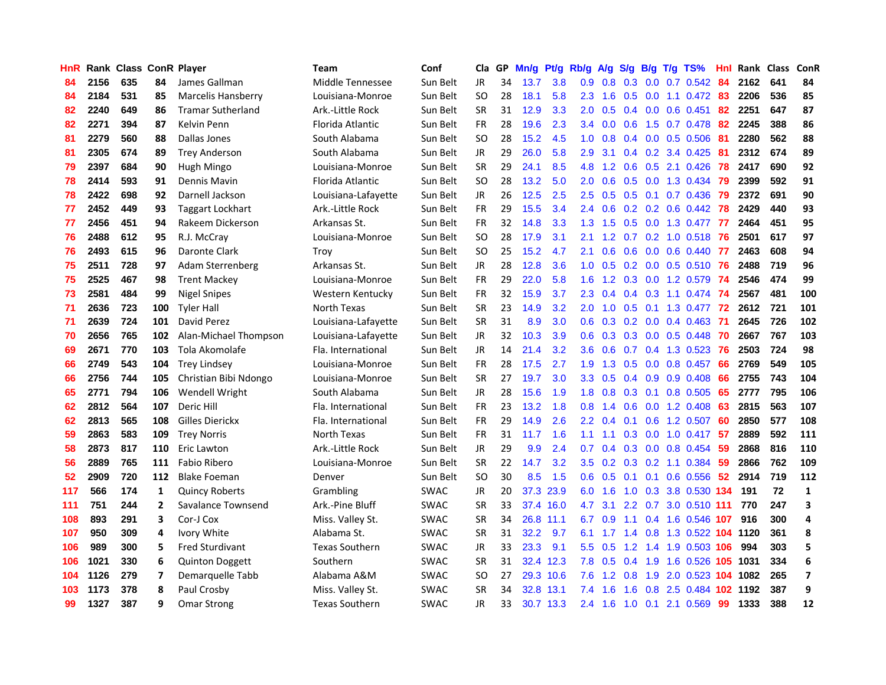| HnR | Rank | Class | ConR | Player | Team | Conf | Cla | GP | Mn/g | Pt/g | Rb/g | A/g | S/g | B/g | T/g | TS% | HnI | Rank | Class | ConR |
|---|---|---|---|---|---|---|---|---|---|---|---|---|---|---|---|---|---|---|---|---|
| 84 | 2156 | 635 | 84 | James Gallman | Middle Tennessee | Sun Belt | JR | 34 | 13.7 | 3.8 | 0.9 | 0.8 | 0.3 | 0.0 | 0.7 | 0.542 | 84 | 2162 | 641 | 84 |
| 84 | 2184 | 531 | 85 | Marcelis Hansberry | Louisiana-Monroe | Sun Belt | SO | 28 | 18.1 | 5.8 | 2.3 | 1.6 | 0.5 | 0.0 | 1.1 | 0.472 | 83 | 2206 | 536 | 85 |
| 82 | 2240 | 649 | 86 | Tramar Sutherland | Ark.-Little Rock | Sun Belt | SR | 31 | 12.9 | 3.3 | 2.0 | 0.5 | 0.4 | 0.0 | 0.6 | 0.451 | 82 | 2251 | 647 | 87 |
| 82 | 2271 | 394 | 87 | Kelvin Penn | Florida Atlantic | Sun Belt | FR | 28 | 19.6 | 2.3 | 3.4 | 0.0 | 0.6 | 1.5 | 0.7 | 0.478 | 82 | 2245 | 388 | 86 |
| 81 | 2279 | 560 | 88 | Dallas Jones | South Alabama | Sun Belt | SO | 28 | 15.2 | 4.5 | 1.0 | 0.8 | 0.4 | 0.0 | 0.5 | 0.506 | 81 | 2280 | 562 | 88 |
| 81 | 2305 | 674 | 89 | Trey Anderson | South Alabama | Sun Belt | JR | 29 | 26.0 | 5.8 | 2.9 | 3.1 | 0.4 | 0.2 | 3.4 | 0.425 | 81 | 2312 | 674 | 89 |
| 79 | 2397 | 684 | 90 | Hugh Mingo | Louisiana-Monroe | Sun Belt | SR | 29 | 24.1 | 8.5 | 4.8 | 1.2 | 0.6 | 0.5 | 2.1 | 0.426 | 78 | 2417 | 690 | 92 |
| 78 | 2414 | 593 | 91 | Dennis Mavin | Florida Atlantic | Sun Belt | SO | 28 | 13.2 | 5.0 | 2.0 | 0.6 | 0.5 | 0.0 | 1.3 | 0.434 | 79 | 2399 | 592 | 91 |
| 78 | 2422 | 698 | 92 | Darnell Jackson | Louisiana-Lafayette | Sun Belt | JR | 26 | 12.5 | 2.5 | 2.5 | 0.5 | 0.5 | 0.1 | 0.7 | 0.436 | 79 | 2372 | 691 | 90 |
| 77 | 2452 | 449 | 93 | Taggart Lockhart | Ark.-Little Rock | Sun Belt | FR | 29 | 15.5 | 3.4 | 2.4 | 0.6 | 0.2 | 0.2 | 0.6 | 0.442 | 78 | 2429 | 440 | 93 |
| 77 | 2456 | 451 | 94 | Rakeem Dickerson | Arkansas St. | Sun Belt | FR | 32 | 14.8 | 3.3 | 1.3 | 1.5 | 0.5 | 0.0 | 1.3 | 0.477 | 77 | 2464 | 451 | 95 |
| 76 | 2488 | 612 | 95 | R.J. McCray | Louisiana-Monroe | Sun Belt | SO | 28 | 17.9 | 3.1 | 2.1 | 1.2 | 0.7 | 0.2 | 1.0 | 0.518 | 76 | 2501 | 617 | 97 |
| 76 | 2493 | 615 | 96 | Daronte Clark | Troy | Sun Belt | SO | 25 | 15.2 | 4.7 | 2.1 | 0.6 | 0.6 | 0.0 | 0.6 | 0.440 | 77 | 2463 | 608 | 94 |
| 75 | 2511 | 728 | 97 | Adam Sterrenberg | Arkansas St. | Sun Belt | JR | 28 | 12.8 | 3.6 | 1.0 | 0.5 | 0.2 | 0.0 | 0.5 | 0.510 | 76 | 2488 | 719 | 96 |
| 75 | 2525 | 467 | 98 | Trent Mackey | Louisiana-Monroe | Sun Belt | FR | 29 | 22.0 | 5.8 | 1.6 | 1.2 | 0.3 | 0.0 | 1.2 | 0.579 | 74 | 2546 | 474 | 99 |
| 73 | 2581 | 484 | 99 | Nigel Snipes | Western Kentucky | Sun Belt | FR | 32 | 15.9 | 3.7 | 2.3 | 0.4 | 0.4 | 0.3 | 1.1 | 0.474 | 74 | 2567 | 481 | 100 |
| 71 | 2636 | 723 | 100 | Tyler Hall | North Texas | Sun Belt | SR | 23 | 14.9 | 3.2 | 2.0 | 1.0 | 0.5 | 0.1 | 1.3 | 0.477 | 72 | 2612 | 721 | 101 |
| 71 | 2639 | 724 | 101 | David Perez | Louisiana-Lafayette | Sun Belt | SR | 31 | 8.9 | 3.0 | 0.6 | 0.3 | 0.2 | 0.0 | 0.4 | 0.463 | 71 | 2645 | 726 | 102 |
| 70 | 2656 | 765 | 102 | Alan-Michael Thompson | Louisiana-Lafayette | Sun Belt | JR | 32 | 10.3 | 3.9 | 0.6 | 0.3 | 0.3 | 0.0 | 0.5 | 0.448 | 70 | 2667 | 767 | 103 |
| 69 | 2671 | 770 | 103 | Tola Akomolafe | Fla. International | Sun Belt | JR | 14 | 21.4 | 3.2 | 3.6 | 0.6 | 0.7 | 0.4 | 1.3 | 0.523 | 76 | 2503 | 724 | 98 |
| 66 | 2749 | 543 | 104 | Trey Lindsey | Louisiana-Monroe | Sun Belt | FR | 28 | 17.5 | 2.7 | 1.9 | 1.3 | 0.5 | 0.0 | 0.8 | 0.457 | 66 | 2769 | 549 | 105 |
| 66 | 2756 | 744 | 105 | Christian Bibi Ndongo | Louisiana-Monroe | Sun Belt | SR | 27 | 19.7 | 3.0 | 3.3 | 0.5 | 0.4 | 0.9 | 0.9 | 0.408 | 66 | 2755 | 743 | 104 |
| 65 | 2771 | 794 | 106 | Wendell Wright | South Alabama | Sun Belt | JR | 28 | 15.6 | 1.9 | 1.8 | 0.8 | 0.3 | 0.1 | 0.8 | 0.505 | 65 | 2777 | 795 | 106 |
| 62 | 2812 | 564 | 107 | Deric Hill | Fla. International | Sun Belt | FR | 23 | 13.2 | 1.8 | 0.8 | 1.4 | 0.6 | 0.0 | 1.2 | 0.408 | 63 | 2815 | 563 | 107 |
| 62 | 2813 | 565 | 108 | Gilles Dierickx | Fla. International | Sun Belt | FR | 29 | 14.9 | 2.6 | 2.2 | 0.4 | 0.1 | 0.6 | 1.2 | 0.507 | 60 | 2850 | 577 | 108 |
| 59 | 2863 | 583 | 109 | Trey Norris | North Texas | Sun Belt | FR | 31 | 11.7 | 1.6 | 1.1 | 1.1 | 0.3 | 0.0 | 1.0 | 0.417 | 57 | 2889 | 592 | 111 |
| 58 | 2873 | 817 | 110 | Eric Lawton | Ark.-Little Rock | Sun Belt | JR | 29 | 9.9 | 2.4 | 0.7 | 0.4 | 0.3 | 0.0 | 0.8 | 0.454 | 59 | 2868 | 816 | 110 |
| 56 | 2889 | 765 | 111 | Fabio Ribero | Louisiana-Monroe | Sun Belt | SR | 22 | 14.7 | 3.2 | 3.5 | 0.2 | 0.3 | 0.2 | 1.1 | 0.384 | 59 | 2866 | 762 | 109 |
| 52 | 2909 | 720 | 112 | Blake Foeman | Denver | Sun Belt | SO | 30 | 8.5 | 1.5 | 0.6 | 0.5 | 0.1 | 0.1 | 0.6 | 0.556 | 52 | 2914 | 719 | 112 |
| 117 | 566 | 174 | 1 | Quincy Roberts | Grambling | SWAC | JR | 20 | 37.3 | 23.9 | 6.0 | 1.6 | 1.0 | 0.3 | 3.8 | 0.530 | 134 | 191 | 72 | 1 |
| 111 | 751 | 244 | 2 | Savalance Townsend | Ark.-Pine Bluff | SWAC | SR | 33 | 37.4 | 16.0 | 4.7 | 3.1 | 2.2 | 0.7 | 3.0 | 0.510 | 111 | 770 | 247 | 3 |
| 108 | 893 | 291 | 3 | Cor-J Cox | Miss. Valley St. | SWAC | SR | 34 | 26.8 | 11.1 | 6.7 | 0.9 | 1.1 | 0.4 | 1.6 | 0.546 | 107 | 916 | 300 | 4 |
| 107 | 950 | 309 | 4 | Ivory White | Alabama St. | SWAC | SR | 31 | 32.2 | 9.7 | 6.1 | 1.7 | 1.4 | 0.8 | 1.3 | 0.522 | 104 | 1120 | 361 | 8 |
| 106 | 989 | 300 | 5 | Fred Sturdivant | Texas Southern | SWAC | JR | 33 | 23.3 | 9.1 | 5.5 | 0.5 | 1.2 | 1.4 | 1.9 | 0.503 | 106 | 994 | 303 | 5 |
| 106 | 1021 | 330 | 6 | Quinton Doggett | Southern | SWAC | SR | 31 | 32.4 | 12.3 | 7.8 | 0.5 | 0.4 | 1.9 | 1.6 | 0.526 | 105 | 1031 | 334 | 6 |
| 104 | 1126 | 279 | 7 | Demarquelle Tabb | Alabama A&M | SWAC | SO | 27 | 29.3 | 10.6 | 7.6 | 1.2 | 0.8 | 1.9 | 2.0 | 0.523 | 104 | 1082 | 265 | 7 |
| 103 | 1173 | 378 | 8 | Paul Crosby | Miss. Valley St. | SWAC | SR | 34 | 32.8 | 13.1 | 7.4 | 1.6 | 1.6 | 0.8 | 2.5 | 0.484 | 102 | 1192 | 387 | 9 |
| 99 | 1327 | 387 | 9 | Omar Strong | Texas Southern | SWAC | JR | 33 | 30.7 | 13.3 | 2.4 | 1.6 | 1.0 | 0.1 | 2.1 | 0.569 | 99 | 1333 | 388 | 12 |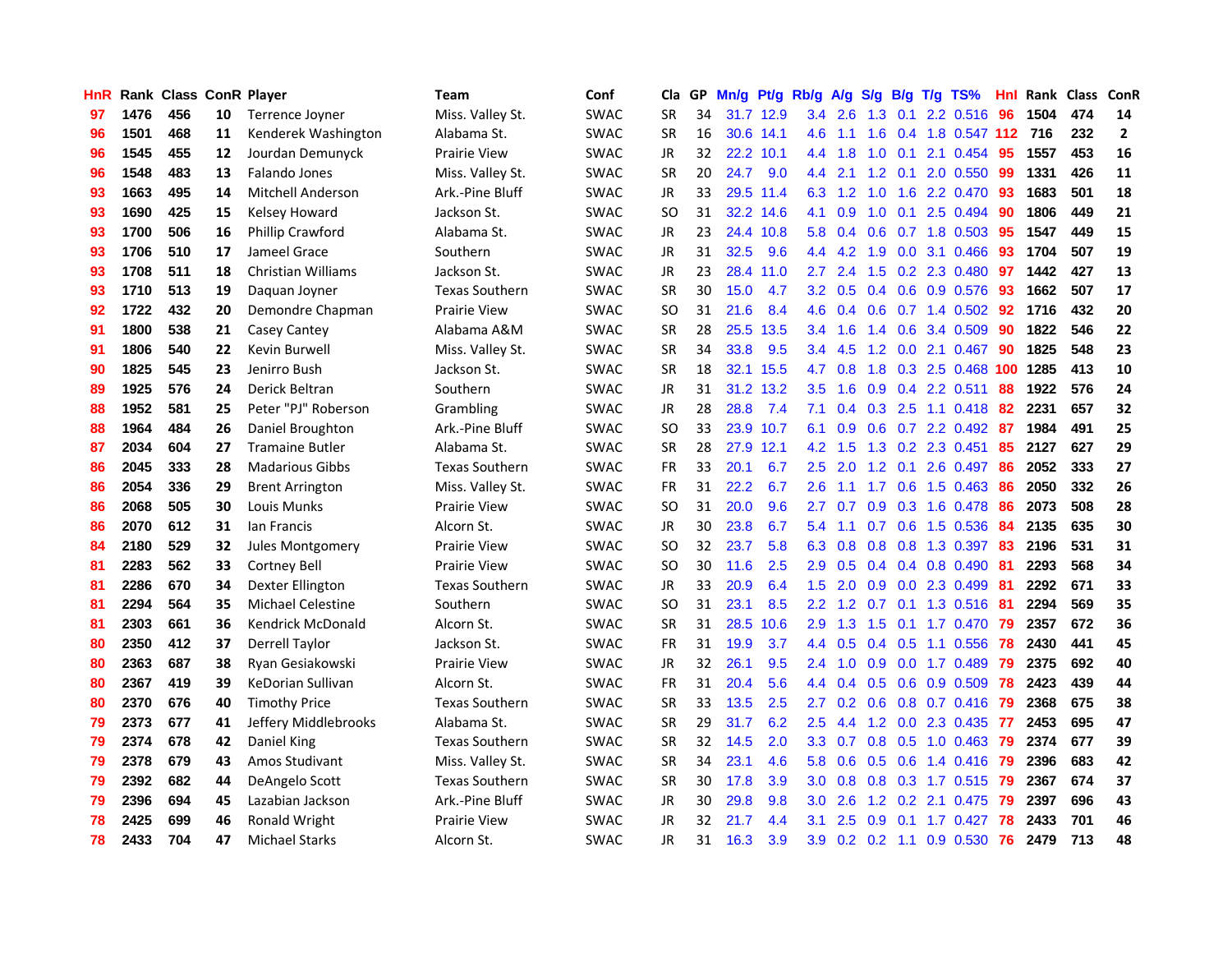| HnR | Rank | Class | ConR | Player | Team | Conf | Cla | GP | Mn/g | Pt/g | Rb/g | A/g | S/g | B/g | T/g | TS% | HnI | Rank | Class | ConR |
|---|---|---|---|---|---|---|---|---|---|---|---|---|---|---|---|---|---|---|---|---|
| 97 | 1476 | 456 | 10 | Terrence Joyner | Miss. Valley St. | SWAC | SR | 34 | 31.7 | 12.9 | 3.4 | 2.6 | 1.3 | 0.1 | 2.2 | 0.516 | 96 | 1504 | 474 | 14 |
| 96 | 1501 | 468 | 11 | Kenderek Washington | Alabama St. | SWAC | SR | 16 | 30.6 | 14.1 | 4.6 | 1.1 | 1.6 | 0.4 | 1.8 | 0.547 | 112 | 716 | 232 | 2 |
| 96 | 1545 | 455 | 12 | Jourdan Demunyck | Prairie View | SWAC | JR | 32 | 22.2 | 10.1 | 4.4 | 1.8 | 1.0 | 0.1 | 2.1 | 0.454 | 95 | 1557 | 453 | 16 |
| 96 | 1548 | 483 | 13 | Falando Jones | Miss. Valley St. | SWAC | SR | 20 | 24.7 | 9.0 | 4.4 | 2.1 | 1.2 | 0.1 | 2.0 | 0.550 | 99 | 1331 | 426 | 11 |
| 93 | 1663 | 495 | 14 | Mitchell Anderson | Ark.-Pine Bluff | SWAC | JR | 33 | 29.5 | 11.4 | 6.3 | 1.2 | 1.0 | 1.6 | 2.2 | 0.470 | 93 | 1683 | 501 | 18 |
| 93 | 1690 | 425 | 15 | Kelsey Howard | Jackson St. | SWAC | SO | 31 | 32.2 | 14.6 | 4.1 | 0.9 | 1.0 | 0.1 | 2.5 | 0.494 | 90 | 1806 | 449 | 21 |
| 93 | 1700 | 506 | 16 | Phillip Crawford | Alabama St. | SWAC | JR | 23 | 24.4 | 10.8 | 5.8 | 0.4 | 0.6 | 0.7 | 1.8 | 0.503 | 95 | 1547 | 449 | 15 |
| 93 | 1706 | 510 | 17 | Jameel Grace | Southern | SWAC | JR | 31 | 32.5 | 9.6 | 4.4 | 4.2 | 1.9 | 0.0 | 3.1 | 0.466 | 93 | 1704 | 507 | 19 |
| 93 | 1708 | 511 | 18 | Christian Williams | Jackson St. | SWAC | JR | 23 | 28.4 | 11.0 | 2.7 | 2.4 | 1.5 | 0.2 | 2.3 | 0.480 | 97 | 1442 | 427 | 13 |
| 93 | 1710 | 513 | 19 | Daquan Joyner | Texas Southern | SWAC | SR | 30 | 15.0 | 4.7 | 3.2 | 0.5 | 0.4 | 0.6 | 0.9 | 0.576 | 93 | 1662 | 507 | 17 |
| 92 | 1722 | 432 | 20 | Demondre Chapman | Prairie View | SWAC | SO | 31 | 21.6 | 8.4 | 4.6 | 0.4 | 0.6 | 0.7 | 1.4 | 0.502 | 92 | 1716 | 432 | 20 |
| 91 | 1800 | 538 | 21 | Casey Cantey | Alabama A&M | SWAC | SR | 28 | 25.5 | 13.5 | 3.4 | 1.6 | 1.4 | 0.6 | 3.4 | 0.509 | 90 | 1822 | 546 | 22 |
| 91 | 1806 | 540 | 22 | Kevin Burwell | Miss. Valley St. | SWAC | SR | 34 | 33.8 | 9.5 | 3.4 | 4.5 | 1.2 | 0.0 | 2.1 | 0.467 | 90 | 1825 | 548 | 23 |
| 90 | 1825 | 545 | 23 | Jenirro Bush | Jackson St. | SWAC | SR | 18 | 32.1 | 15.5 | 4.7 | 0.8 | 1.8 | 0.3 | 2.5 | 0.468 | 100 | 1285 | 413 | 10 |
| 89 | 1925 | 576 | 24 | Derick Beltran | Southern | SWAC | JR | 31 | 31.2 | 13.2 | 3.5 | 1.6 | 0.9 | 0.4 | 2.2 | 0.511 | 88 | 1922 | 576 | 24 |
| 88 | 1952 | 581 | 25 | Peter "PJ" Roberson | Grambling | SWAC | JR | 28 | 28.8 | 7.4 | 7.1 | 0.4 | 0.3 | 2.5 | 1.1 | 0.418 | 82 | 2231 | 657 | 32 |
| 88 | 1964 | 484 | 26 | Daniel Broughton | Ark.-Pine Bluff | SWAC | SO | 33 | 23.9 | 10.7 | 6.1 | 0.9 | 0.6 | 0.7 | 2.2 | 0.492 | 87 | 1984 | 491 | 25 |
| 87 | 2034 | 604 | 27 | Tramaine Butler | Alabama St. | SWAC | SR | 28 | 27.9 | 12.1 | 4.2 | 1.5 | 1.3 | 0.2 | 2.3 | 0.451 | 85 | 2127 | 627 | 29 |
| 86 | 2045 | 333 | 28 | Madarious Gibbs | Texas Southern | SWAC | FR | 33 | 20.1 | 6.7 | 2.5 | 2.0 | 1.2 | 0.1 | 2.6 | 0.497 | 86 | 2052 | 333 | 27 |
| 86 | 2054 | 336 | 29 | Brent Arrington | Miss. Valley St. | SWAC | FR | 31 | 22.2 | 6.7 | 2.6 | 1.1 | 1.7 | 0.6 | 1.5 | 0.463 | 86 | 2050 | 332 | 26 |
| 86 | 2068 | 505 | 30 | Louis Munks | Prairie View | SWAC | SO | 31 | 20.0 | 9.6 | 2.7 | 0.7 | 0.9 | 0.3 | 1.6 | 0.478 | 86 | 2073 | 508 | 28 |
| 86 | 2070 | 612 | 31 | Ian Francis | Alcorn St. | SWAC | JR | 30 | 23.8 | 6.7 | 5.4 | 1.1 | 0.7 | 0.6 | 1.5 | 0.536 | 84 | 2135 | 635 | 30 |
| 84 | 2180 | 529 | 32 | Jules Montgomery | Prairie View | SWAC | SO | 32 | 23.7 | 5.8 | 6.3 | 0.8 | 0.8 | 0.8 | 1.3 | 0.397 | 83 | 2196 | 531 | 31 |
| 81 | 2283 | 562 | 33 | Cortney Bell | Prairie View | SWAC | SO | 30 | 11.6 | 2.5 | 2.9 | 0.5 | 0.4 | 0.4 | 0.8 | 0.490 | 81 | 2293 | 568 | 34 |
| 81 | 2286 | 670 | 34 | Dexter Ellington | Texas Southern | SWAC | JR | 33 | 20.9 | 6.4 | 1.5 | 2.0 | 0.9 | 0.0 | 2.3 | 0.499 | 81 | 2292 | 671 | 33 |
| 81 | 2294 | 564 | 35 | Michael Celestine | Southern | SWAC | SO | 31 | 23.1 | 8.5 | 2.2 | 1.2 | 0.7 | 0.1 | 1.3 | 0.516 | 81 | 2294 | 569 | 35 |
| 81 | 2303 | 661 | 36 | Kendrick McDonald | Alcorn St. | SWAC | SR | 31 | 28.5 | 10.6 | 2.9 | 1.3 | 1.5 | 0.1 | 1.7 | 0.470 | 79 | 2357 | 672 | 36 |
| 80 | 2350 | 412 | 37 | Derrell Taylor | Jackson St. | SWAC | FR | 31 | 19.9 | 3.7 | 4.4 | 0.5 | 0.4 | 0.5 | 1.1 | 0.556 | 78 | 2430 | 441 | 45 |
| 80 | 2363 | 687 | 38 | Ryan Gesiakowski | Prairie View | SWAC | JR | 32 | 26.1 | 9.5 | 2.4 | 1.0 | 0.9 | 0.0 | 1.7 | 0.489 | 79 | 2375 | 692 | 40 |
| 80 | 2367 | 419 | 39 | KeDorian Sullivan | Alcorn St. | SWAC | FR | 31 | 20.4 | 5.6 | 4.4 | 0.4 | 0.5 | 0.6 | 0.9 | 0.509 | 78 | 2423 | 439 | 44 |
| 80 | 2370 | 676 | 40 | Timothy Price | Texas Southern | SWAC | SR | 33 | 13.5 | 2.5 | 2.7 | 0.2 | 0.6 | 0.8 | 0.7 | 0.416 | 79 | 2368 | 675 | 38 |
| 79 | 2373 | 677 | 41 | Jeffery Middlebrooks | Alabama St. | SWAC | SR | 29 | 31.7 | 6.2 | 2.5 | 4.4 | 1.2 | 0.0 | 2.3 | 0.435 | 77 | 2453 | 695 | 47 |
| 79 | 2374 | 678 | 42 | Daniel King | Texas Southern | SWAC | SR | 32 | 14.5 | 2.0 | 3.3 | 0.7 | 0.8 | 0.5 | 1.0 | 0.463 | 79 | 2374 | 677 | 39 |
| 79 | 2378 | 679 | 43 | Amos Studivant | Miss. Valley St. | SWAC | SR | 34 | 23.1 | 4.6 | 5.8 | 0.6 | 0.5 | 0.6 | 1.4 | 0.416 | 79 | 2396 | 683 | 42 |
| 79 | 2392 | 682 | 44 | DeAngelo Scott | Texas Southern | SWAC | SR | 30 | 17.8 | 3.9 | 3.0 | 0.8 | 0.8 | 0.3 | 1.7 | 0.515 | 79 | 2367 | 674 | 37 |
| 79 | 2396 | 694 | 45 | Lazabian Jackson | Ark.-Pine Bluff | SWAC | JR | 30 | 29.8 | 9.8 | 3.0 | 2.6 | 1.2 | 0.2 | 2.1 | 0.475 | 79 | 2397 | 696 | 43 |
| 78 | 2425 | 699 | 46 | Ronald Wright | Prairie View | SWAC | JR | 32 | 21.7 | 4.4 | 3.1 | 2.5 | 0.9 | 0.1 | 1.7 | 0.427 | 78 | 2433 | 701 | 46 |
| 78 | 2433 | 704 | 47 | Michael Starks | Alcorn St. | SWAC | JR | 31 | 16.3 | 3.9 | 3.9 | 0.2 | 0.2 | 1.1 | 0.9 | 0.530 | 76 | 2479 | 713 | 48 |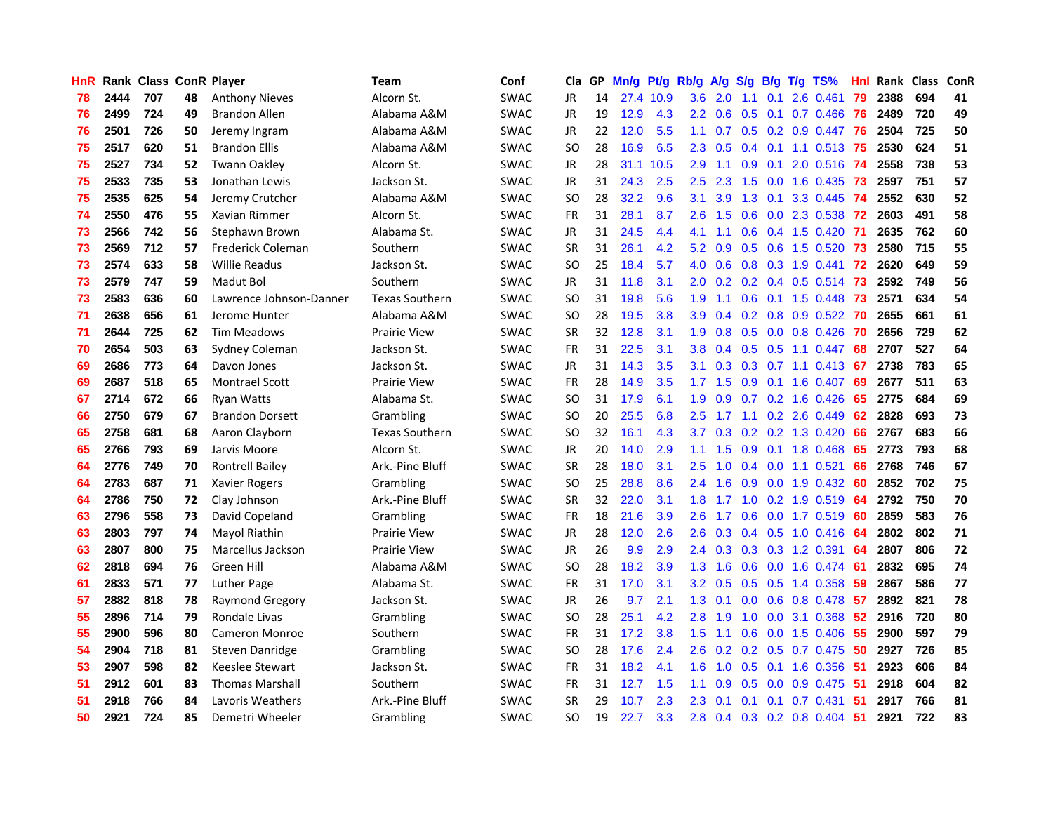| HnR | Rank | Class | ConR | Player | Team | Conf | Cla | GP | Mn/g | Pt/g | Rb/g | A/g | S/g | B/g | T/g | TS% | HnI | Rank | Class | ConR |
|---|---|---|---|---|---|---|---|---|---|---|---|---|---|---|---|---|---|---|---|---|
| 78 | 2444 | 707 | 48 | Anthony Nieves | Alcorn St. | SWAC | JR | 14 | 27.4 | 10.9 | 3.6 | 2.0 | 1.1 | 0.1 | 2.6 | 0.461 | 79 | 2388 | 694 | 41 |
| 76 | 2499 | 724 | 49 | Brandon Allen | Alabama A&M | SWAC | JR | 19 | 12.9 | 4.3 | 2.2 | 0.6 | 0.5 | 0.1 | 0.7 | 0.466 | 76 | 2489 | 720 | 49 |
| 76 | 2501 | 726 | 50 | Jeremy Ingram | Alabama A&M | SWAC | JR | 22 | 12.0 | 5.5 | 1.1 | 0.7 | 0.5 | 0.2 | 0.9 | 0.447 | 76 | 2504 | 725 | 50 |
| 75 | 2517 | 620 | 51 | Brandon Ellis | Alabama A&M | SWAC | SO | 28 | 16.9 | 6.5 | 2.3 | 0.5 | 0.4 | 0.1 | 1.1 | 0.513 | 75 | 2530 | 624 | 51 |
| 75 | 2527 | 734 | 52 | Twann Oakley | Alcorn St. | SWAC | JR | 28 | 31.1 | 10.5 | 2.9 | 1.1 | 0.9 | 0.1 | 2.0 | 0.516 | 74 | 2558 | 738 | 53 |
| 75 | 2533 | 735 | 53 | Jonathan Lewis | Jackson St. | SWAC | JR | 31 | 24.3 | 2.5 | 2.5 | 2.3 | 1.5 | 0.0 | 1.6 | 0.435 | 73 | 2597 | 751 | 57 |
| 75 | 2535 | 625 | 54 | Jeremy Crutcher | Alabama A&M | SWAC | SO | 28 | 32.2 | 9.6 | 3.1 | 3.9 | 1.3 | 0.1 | 3.3 | 0.445 | 74 | 2552 | 630 | 52 |
| 74 | 2550 | 476 | 55 | Xavian Rimmer | Alcorn St. | SWAC | FR | 31 | 28.1 | 8.7 | 2.6 | 1.5 | 0.6 | 0.0 | 2.3 | 0.538 | 72 | 2603 | 491 | 58 |
| 73 | 2566 | 742 | 56 | Stephawn Brown | Alabama St. | SWAC | JR | 31 | 24.5 | 4.4 | 4.1 | 1.1 | 0.6 | 0.4 | 1.5 | 0.420 | 71 | 2635 | 762 | 60 |
| 73 | 2569 | 712 | 57 | Frederick Coleman | Southern | SWAC | SR | 31 | 26.1 | 4.2 | 5.2 | 0.9 | 0.5 | 0.6 | 1.5 | 0.520 | 73 | 2580 | 715 | 55 |
| 73 | 2574 | 633 | 58 | Willie Readus | Jackson St. | SWAC | SO | 25 | 18.4 | 5.7 | 4.0 | 0.6 | 0.8 | 0.3 | 1.9 | 0.441 | 72 | 2620 | 649 | 59 |
| 73 | 2579 | 747 | 59 | Madut Bol | Southern | SWAC | JR | 31 | 11.8 | 3.1 | 2.0 | 0.2 | 0.2 | 0.4 | 0.5 | 0.514 | 73 | 2592 | 749 | 56 |
| 73 | 2583 | 636 | 60 | Lawrence Johnson-Danner | Texas Southern | SWAC | SO | 31 | 19.8 | 5.6 | 1.9 | 1.1 | 0.6 | 0.1 | 1.5 | 0.448 | 73 | 2571 | 634 | 54 |
| 71 | 2638 | 656 | 61 | Jerome Hunter | Alabama A&M | SWAC | SO | 28 | 19.5 | 3.8 | 3.9 | 0.4 | 0.2 | 0.8 | 0.9 | 0.522 | 70 | 2655 | 661 | 61 |
| 71 | 2644 | 725 | 62 | Tim Meadows | Prairie View | SWAC | SR | 32 | 12.8 | 3.1 | 1.9 | 0.8 | 0.5 | 0.0 | 0.8 | 0.426 | 70 | 2656 | 729 | 62 |
| 70 | 2654 | 503 | 63 | Sydney Coleman | Jackson St. | SWAC | FR | 31 | 22.5 | 3.1 | 3.8 | 0.4 | 0.5 | 0.5 | 1.1 | 0.447 | 68 | 2707 | 527 | 64 |
| 69 | 2686 | 773 | 64 | Davon Jones | Jackson St. | SWAC | JR | 31 | 14.3 | 3.5 | 3.1 | 0.3 | 0.3 | 0.7 | 1.1 | 0.413 | 67 | 2738 | 783 | 65 |
| 69 | 2687 | 518 | 65 | Montrael Scott | Prairie View | SWAC | FR | 28 | 14.9 | 3.5 | 1.7 | 1.5 | 0.9 | 0.1 | 1.6 | 0.407 | 69 | 2677 | 511 | 63 |
| 67 | 2714 | 672 | 66 | Ryan Watts | Alabama St. | SWAC | SO | 31 | 17.9 | 6.1 | 1.9 | 0.9 | 0.7 | 0.2 | 1.6 | 0.426 | 65 | 2775 | 684 | 69 |
| 66 | 2750 | 679 | 67 | Brandon Dorsett | Grambling | SWAC | SO | 20 | 25.5 | 6.8 | 2.5 | 1.7 | 1.1 | 0.2 | 2.6 | 0.449 | 62 | 2828 | 693 | 73 |
| 65 | 2758 | 681 | 68 | Aaron Clayborn | Texas Southern | SWAC | SO | 32 | 16.1 | 4.3 | 3.7 | 0.3 | 0.2 | 0.2 | 1.3 | 0.420 | 66 | 2767 | 683 | 66 |
| 65 | 2766 | 793 | 69 | Jarvis Moore | Alcorn St. | SWAC | JR | 20 | 14.0 | 2.9 | 1.1 | 1.5 | 0.9 | 0.1 | 1.8 | 0.468 | 65 | 2773 | 793 | 68 |
| 64 | 2776 | 749 | 70 | Rontrell Bailey | Ark.-Pine Bluff | SWAC | SR | 28 | 18.0 | 3.1 | 2.5 | 1.0 | 0.4 | 0.0 | 1.1 | 0.521 | 66 | 2768 | 746 | 67 |
| 64 | 2783 | 687 | 71 | Xavier Rogers | Grambling | SWAC | SO | 25 | 28.8 | 8.6 | 2.4 | 1.6 | 0.9 | 0.0 | 1.9 | 0.432 | 60 | 2852 | 702 | 75 |
| 64 | 2786 | 750 | 72 | Clay Johnson | Ark.-Pine Bluff | SWAC | SR | 32 | 22.0 | 3.1 | 1.8 | 1.7 | 1.0 | 0.2 | 1.9 | 0.519 | 64 | 2792 | 750 | 70 |
| 63 | 2796 | 558 | 73 | David Copeland | Grambling | SWAC | FR | 18 | 21.6 | 3.9 | 2.6 | 1.7 | 0.6 | 0.0 | 1.7 | 0.519 | 60 | 2859 | 583 | 76 |
| 63 | 2803 | 797 | 74 | Mayol Riathin | Prairie View | SWAC | JR | 28 | 12.0 | 2.6 | 2.6 | 0.3 | 0.4 | 0.5 | 1.0 | 0.416 | 64 | 2802 | 802 | 71 |
| 63 | 2807 | 800 | 75 | Marcellus Jackson | Prairie View | SWAC | JR | 26 | 9.9 | 2.9 | 2.4 | 0.3 | 0.3 | 0.3 | 1.2 | 0.391 | 64 | 2807 | 806 | 72 |
| 62 | 2818 | 694 | 76 | Green Hill | Alabama A&M | SWAC | SO | 28 | 18.2 | 3.9 | 1.3 | 1.6 | 0.6 | 0.0 | 1.6 | 0.474 | 61 | 2832 | 695 | 74 |
| 61 | 2833 | 571 | 77 | Luther Page | Alabama St. | SWAC | FR | 31 | 17.0 | 3.1 | 3.2 | 0.5 | 0.5 | 0.5 | 1.4 | 0.358 | 59 | 2867 | 586 | 77 |
| 57 | 2882 | 818 | 78 | Raymond Gregory | Jackson St. | SWAC | JR | 26 | 9.7 | 2.1 | 1.3 | 0.1 | 0.0 | 0.6 | 0.8 | 0.478 | 57 | 2892 | 821 | 78 |
| 55 | 2896 | 714 | 79 | Rondale Livas | Grambling | SWAC | SO | 28 | 25.1 | 4.2 | 2.8 | 1.9 | 1.0 | 0.0 | 3.1 | 0.368 | 52 | 2916 | 720 | 80 |
| 55 | 2900 | 596 | 80 | Cameron Monroe | Southern | SWAC | FR | 31 | 17.2 | 3.8 | 1.5 | 1.1 | 0.6 | 0.0 | 1.5 | 0.406 | 55 | 2900 | 597 | 79 |
| 54 | 2904 | 718 | 81 | Steven Danridge | Grambling | SWAC | SO | 28 | 17.6 | 2.4 | 2.6 | 0.2 | 0.2 | 0.5 | 0.7 | 0.475 | 50 | 2927 | 726 | 85 |
| 53 | 2907 | 598 | 82 | Keeslee Stewart | Jackson St. | SWAC | FR | 31 | 18.2 | 4.1 | 1.6 | 1.0 | 0.5 | 0.1 | 1.6 | 0.356 | 51 | 2923 | 606 | 84 |
| 51 | 2912 | 601 | 83 | Thomas Marshall | Southern | SWAC | FR | 31 | 12.7 | 1.5 | 1.1 | 0.9 | 0.5 | 0.0 | 0.9 | 0.475 | 51 | 2918 | 604 | 82 |
| 51 | 2918 | 766 | 84 | Lavoris Weathers | Ark.-Pine Bluff | SWAC | SR | 29 | 10.7 | 2.3 | 2.3 | 0.1 | 0.1 | 0.1 | 0.7 | 0.431 | 51 | 2917 | 766 | 81 |
| 50 | 2921 | 724 | 85 | Demetri Wheeler | Grambling | SWAC | SO | 19 | 22.7 | 3.3 | 2.8 | 0.4 | 0.3 | 0.2 | 0.8 | 0.404 | 51 | 2921 | 722 | 83 |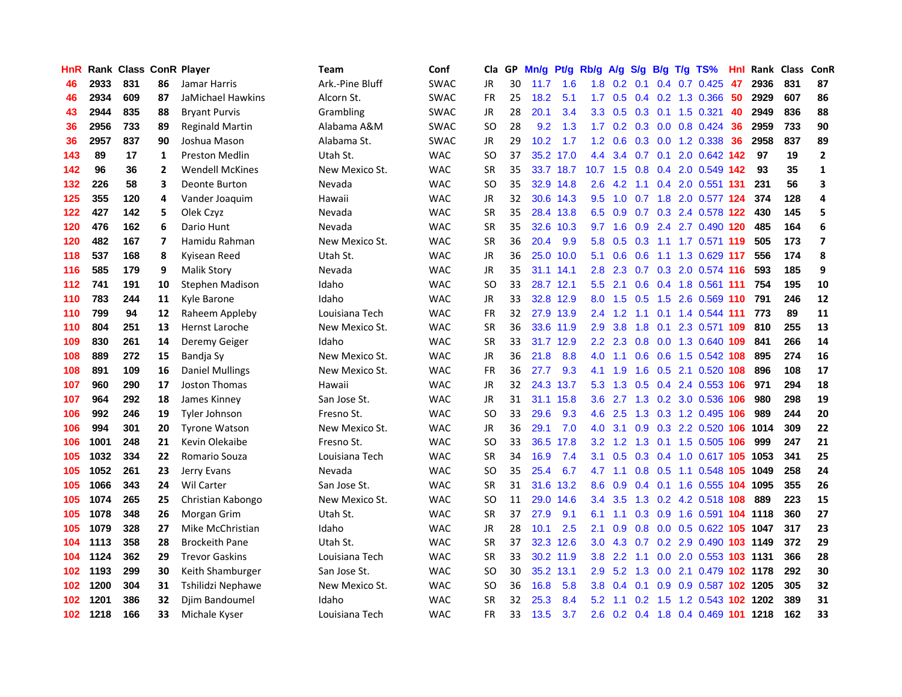| HnR | Rank | Class | ConR | Player | Team | Conf | Cla | GP | Mn/g | Pt/g | Rb/g | A/g | S/g | B/g | T/g | TS% | Hnl | Rank | Class | ConR |
|---|---|---|---|---|---|---|---|---|---|---|---|---|---|---|---|---|---|---|---|---|
| 46 | 2933 | 831 | 86 | Jamar Harris | Ark.-Pine Bluff | SWAC | JR | 30 | 11.7 | 1.6 | 1.8 | 0.2 | 0.1 | 0.4 | 0.7 | 0.425 | 47 | 2936 | 831 | 87 |
| 46 | 2934 | 609 | 87 | JaMichael Hawkins | Alcorn St. | SWAC | FR | 25 | 18.2 | 5.1 | 1.7 | 0.5 | 0.4 | 0.2 | 1.3 | 0.366 | 50 | 2929 | 607 | 86 |
| 43 | 2944 | 835 | 88 | Bryant Purvis | Grambling | SWAC | JR | 28 | 20.1 | 3.4 | 3.3 | 0.5 | 0.3 | 0.1 | 1.5 | 0.321 | 40 | 2949 | 836 | 88 |
| 36 | 2956 | 733 | 89 | Reginald Martin | Alabama A&M | SWAC | SO | 28 | 9.2 | 1.3 | 1.7 | 0.2 | 0.3 | 0.0 | 0.8 | 0.424 | 36 | 2959 | 733 | 90 |
| 36 | 2957 | 837 | 90 | Joshua Mason | Alabama St. | SWAC | JR | 29 | 10.2 | 1.7 | 1.2 | 0.6 | 0.3 | 0.0 | 1.2 | 0.338 | 36 | 2958 | 837 | 89 |
| 143 | 89 | 17 | 1 | Preston Medlin | Utah St. | WAC | SO | 37 | 35.2 | 17.0 | 4.4 | 3.4 | 0.7 | 0.1 | 2.0 | 0.642 | 142 | 97 | 19 | 2 |
| 142 | 96 | 36 | 2 | Wendell McKines | New Mexico St. | WAC | SR | 35 | 33.7 | 18.7 | 10.7 | 1.5 | 0.8 | 0.4 | 2.0 | 0.549 | 142 | 93 | 35 | 1 |
| 132 | 226 | 58 | 3 | Deonte Burton | Nevada | WAC | SO | 35 | 32.9 | 14.8 | 2.6 | 4.2 | 1.1 | 0.4 | 2.0 | 0.551 | 131 | 231 | 56 | 3 |
| 125 | 355 | 120 | 4 | Vander Joaquim | Hawaii | WAC | JR | 32 | 30.6 | 14.3 | 9.5 | 1.0 | 0.7 | 1.8 | 2.0 | 0.577 | 124 | 374 | 128 | 4 |
| 122 | 427 | 142 | 5 | Olek Czyz | Nevada | WAC | SR | 35 | 28.4 | 13.8 | 6.5 | 0.9 | 0.7 | 0.3 | 2.4 | 0.578 | 122 | 430 | 145 | 5 |
| 120 | 476 | 162 | 6 | Dario Hunt | Nevada | WAC | SR | 35 | 32.6 | 10.3 | 9.7 | 1.6 | 0.9 | 2.4 | 2.7 | 0.490 | 120 | 485 | 164 | 6 |
| 120 | 482 | 167 | 7 | Hamidu Rahman | New Mexico St. | WAC | SR | 36 | 20.4 | 9.9 | 5.8 | 0.5 | 0.3 | 1.1 | 1.7 | 0.571 | 119 | 505 | 173 | 7 |
| 118 | 537 | 168 | 8 | Kyisean Reed | Utah St. | WAC | JR | 36 | 25.0 | 10.0 | 5.1 | 0.6 | 0.6 | 1.1 | 1.3 | 0.629 | 117 | 556 | 174 | 8 |
| 116 | 585 | 179 | 9 | Malik Story | Nevada | WAC | JR | 35 | 31.1 | 14.1 | 2.8 | 2.3 | 0.7 | 0.3 | 2.0 | 0.574 | 116 | 593 | 185 | 9 |
| 112 | 741 | 191 | 10 | Stephen Madison | Idaho | WAC | SO | 33 | 28.7 | 12.1 | 5.5 | 2.1 | 0.6 | 0.4 | 1.8 | 0.561 | 111 | 754 | 195 | 10 |
| 110 | 783 | 244 | 11 | Kyle Barone | Idaho | WAC | JR | 33 | 32.8 | 12.9 | 8.0 | 1.5 | 0.5 | 1.5 | 2.6 | 0.569 | 110 | 791 | 246 | 12 |
| 110 | 799 | 94 | 12 | Raheem Appleby | Louisiana Tech | WAC | FR | 32 | 27.9 | 13.9 | 2.4 | 1.2 | 1.1 | 0.1 | 1.4 | 0.544 | 111 | 773 | 89 | 11 |
| 110 | 804 | 251 | 13 | Hernst Laroche | New Mexico St. | WAC | SR | 36 | 33.6 | 11.9 | 2.9 | 3.8 | 1.8 | 0.1 | 2.3 | 0.571 | 109 | 810 | 255 | 13 |
| 109 | 830 | 261 | 14 | Deremy Geiger | Idaho | WAC | SR | 33 | 31.7 | 12.9 | 2.2 | 2.3 | 0.8 | 0.0 | 1.3 | 0.640 | 109 | 841 | 266 | 14 |
| 108 | 889 | 272 | 15 | Bandja Sy | New Mexico St. | WAC | JR | 36 | 21.8 | 8.8 | 4.0 | 1.1 | 0.6 | 0.6 | 1.5 | 0.542 | 108 | 895 | 274 | 16 |
| 108 | 891 | 109 | 16 | Daniel Mullings | New Mexico St. | WAC | FR | 36 | 27.7 | 9.3 | 4.1 | 1.9 | 1.6 | 0.5 | 2.1 | 0.520 | 108 | 896 | 108 | 17 |
| 107 | 960 | 290 | 17 | Joston Thomas | Hawaii | WAC | JR | 32 | 24.3 | 13.7 | 5.3 | 1.3 | 0.5 | 0.4 | 2.4 | 0.553 | 106 | 971 | 294 | 18 |
| 107 | 964 | 292 | 18 | James Kinney | San Jose St. | WAC | JR | 31 | 31.1 | 15.8 | 3.6 | 2.7 | 1.3 | 0.2 | 3.0 | 0.536 | 106 | 980 | 298 | 19 |
| 106 | 992 | 246 | 19 | Tyler Johnson | Fresno St. | WAC | SO | 33 | 29.6 | 9.3 | 4.6 | 2.5 | 1.3 | 0.3 | 1.2 | 0.495 | 106 | 989 | 244 | 20 |
| 106 | 994 | 301 | 20 | Tyrone Watson | New Mexico St. | WAC | JR | 36 | 29.1 | 7.0 | 4.0 | 3.1 | 0.9 | 0.3 | 2.2 | 0.520 | 106 | 1014 | 309 | 22 |
| 106 | 1001 | 248 | 21 | Kevin Olekaibe | Fresno St. | WAC | SO | 33 | 36.5 | 17.8 | 3.2 | 1.2 | 1.3 | 0.1 | 1.5 | 0.505 | 106 | 999 | 247 | 21 |
| 105 | 1032 | 334 | 22 | Romario Souza | Louisiana Tech | WAC | SR | 34 | 16.9 | 7.4 | 3.1 | 0.5 | 0.3 | 0.4 | 1.0 | 0.617 | 105 | 1053 | 341 | 25 |
| 105 | 1052 | 261 | 23 | Jerry Evans | Nevada | WAC | SO | 35 | 25.4 | 6.7 | 4.7 | 1.1 | 0.8 | 0.5 | 1.1 | 0.548 | 105 | 1049 | 258 | 24 |
| 105 | 1066 | 343 | 24 | Wil Carter | San Jose St. | WAC | SR | 31 | 31.6 | 13.2 | 8.6 | 0.9 | 0.4 | 0.1 | 1.6 | 0.555 | 104 | 1095 | 355 | 26 |
| 105 | 1074 | 265 | 25 | Christian Kabongo | New Mexico St. | WAC | SO | 11 | 29.0 | 14.6 | 3.4 | 3.5 | 1.3 | 0.2 | 4.2 | 0.518 | 108 | 889 | 223 | 15 |
| 105 | 1078 | 348 | 26 | Morgan Grim | Utah St. | WAC | SR | 37 | 27.9 | 9.1 | 6.1 | 1.1 | 0.3 | 0.9 | 1.6 | 0.591 | 104 | 1118 | 360 | 27 |
| 105 | 1079 | 328 | 27 | Mike McChristian | Idaho | WAC | JR | 28 | 10.1 | 2.5 | 2.1 | 0.9 | 0.8 | 0.0 | 0.5 | 0.622 | 105 | 1047 | 317 | 23 |
| 104 | 1113 | 358 | 28 | Brockeith Pane | Utah St. | WAC | SR | 37 | 32.3 | 12.6 | 3.0 | 4.3 | 0.7 | 0.2 | 2.9 | 0.490 | 103 | 1149 | 372 | 29 |
| 104 | 1124 | 362 | 29 | Trevor Gaskins | Louisiana Tech | WAC | SR | 33 | 30.2 | 11.9 | 3.8 | 2.2 | 1.1 | 0.0 | 2.0 | 0.553 | 103 | 1131 | 366 | 28 |
| 102 | 1193 | 299 | 30 | Keith Shamburger | San Jose St. | WAC | SO | 30 | 35.2 | 13.1 | 2.9 | 5.2 | 1.3 | 0.0 | 2.1 | 0.479 | 102 | 1178 | 292 | 30 |
| 102 | 1200 | 304 | 31 | Tshilidzi Nephawe | New Mexico St. | WAC | SO | 36 | 16.8 | 5.8 | 3.8 | 0.4 | 0.1 | 0.9 | 0.9 | 0.587 | 102 | 1205 | 305 | 32 |
| 102 | 1201 | 386 | 32 | Djim Bandoumel | Idaho | WAC | SR | 32 | 25.3 | 8.4 | 5.2 | 1.1 | 0.2 | 1.5 | 1.2 | 0.543 | 102 | 1202 | 389 | 31 |
| 102 | 1218 | 166 | 33 | Michale Kyser | Louisiana Tech | WAC | FR | 33 | 13.5 | 3.7 | 2.6 | 0.2 | 0.4 | 1.8 | 0.4 | 0.469 | 101 | 1218 | 162 | 33 |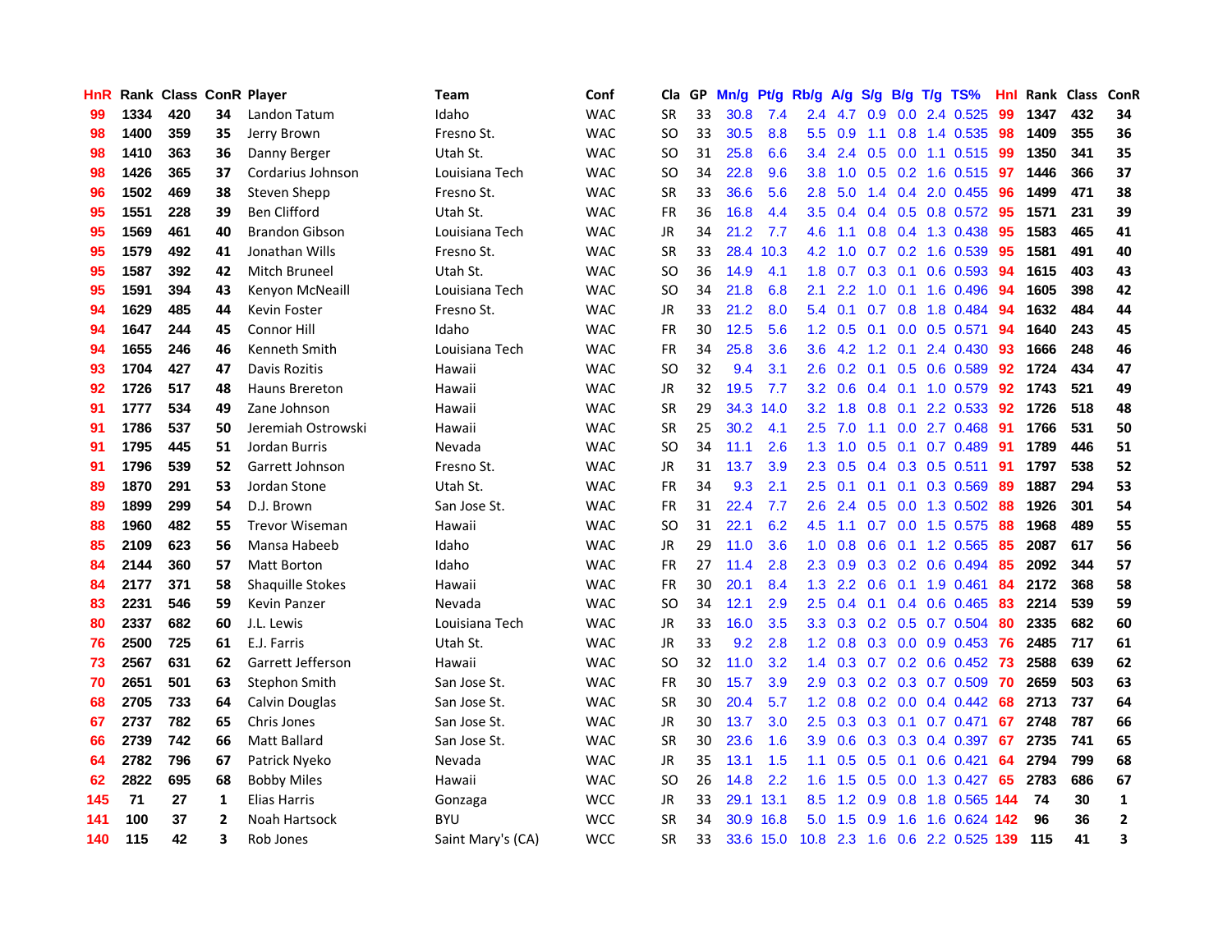| HnR | Rank | Class | ConR | Player | Team | Conf | Cla | GP | Mn/g | Pt/g | Rb/g | A/g | S/g | B/g | T/g | TS% | HnI | Rank | Class | ConR |
|---|---|---|---|---|---|---|---|---|---|---|---|---|---|---|---|---|---|---|---|---|
| 99 | 1334 | 420 | 34 | Landon Tatum | Idaho | WAC | SR | 33 | 30.8 | 7.4 | 2.4 | 4.7 | 0.9 | 0.0 | 2.4 | 0.525 | 99 | 1347 | 432 | 34 |
| 98 | 1400 | 359 | 35 | Jerry Brown | Fresno St. | WAC | SO | 33 | 30.5 | 8.8 | 5.5 | 0.9 | 1.1 | 0.8 | 1.4 | 0.535 | 98 | 1409 | 355 | 36 |
| 98 | 1410 | 363 | 36 | Danny Berger | Utah St. | WAC | SO | 31 | 25.8 | 6.6 | 3.4 | 2.4 | 0.5 | 0.0 | 1.1 | 0.515 | 99 | 1350 | 341 | 35 |
| 98 | 1426 | 365 | 37 | Cordarius Johnson | Louisiana Tech | WAC | SO | 34 | 22.8 | 9.6 | 3.8 | 1.0 | 0.5 | 0.2 | 1.6 | 0.515 | 97 | 1446 | 366 | 37 |
| 96 | 1502 | 469 | 38 | Steven Shepp | Fresno St. | WAC | SR | 33 | 36.6 | 5.6 | 2.8 | 5.0 | 1.4 | 0.4 | 2.0 | 0.455 | 96 | 1499 | 471 | 38 |
| 95 | 1551 | 228 | 39 | Ben Clifford | Utah St. | WAC | FR | 36 | 16.8 | 4.4 | 3.5 | 0.4 | 0.4 | 0.5 | 0.8 | 0.572 | 95 | 1571 | 231 | 39 |
| 95 | 1569 | 461 | 40 | Brandon Gibson | Louisiana Tech | WAC | JR | 34 | 21.2 | 7.7 | 4.6 | 1.1 | 0.8 | 0.4 | 1.3 | 0.438 | 95 | 1583 | 465 | 41 |
| 95 | 1579 | 492 | 41 | Jonathan Wills | Fresno St. | WAC | SR | 33 | 28.4 | 10.3 | 4.2 | 1.0 | 0.7 | 0.2 | 1.6 | 0.539 | 95 | 1581 | 491 | 40 |
| 95 | 1587 | 392 | 42 | Mitch Bruneel | Utah St. | WAC | SO | 36 | 14.9 | 4.1 | 1.8 | 0.7 | 0.3 | 0.1 | 0.6 | 0.593 | 94 | 1615 | 403 | 43 |
| 95 | 1591 | 394 | 43 | Kenyon McNeaill | Louisiana Tech | WAC | SO | 34 | 21.8 | 6.8 | 2.1 | 2.2 | 1.0 | 0.1 | 1.6 | 0.496 | 94 | 1605 | 398 | 42 |
| 94 | 1629 | 485 | 44 | Kevin Foster | Fresno St. | WAC | JR | 33 | 21.2 | 8.0 | 5.4 | 0.1 | 0.7 | 0.8 | 1.8 | 0.484 | 94 | 1632 | 484 | 44 |
| 94 | 1647 | 244 | 45 | Connor Hill | Idaho | WAC | FR | 30 | 12.5 | 5.6 | 1.2 | 0.5 | 0.1 | 0.0 | 0.5 | 0.571 | 94 | 1640 | 243 | 45 |
| 94 | 1655 | 246 | 46 | Kenneth Smith | Louisiana Tech | WAC | FR | 34 | 25.8 | 3.6 | 3.6 | 4.2 | 1.2 | 0.1 | 2.4 | 0.430 | 93 | 1666 | 248 | 46 |
| 93 | 1704 | 427 | 47 | Davis Rozitis | Hawaii | WAC | SO | 32 | 9.4 | 3.1 | 2.6 | 0.2 | 0.1 | 0.5 | 0.6 | 0.589 | 92 | 1724 | 434 | 47 |
| 92 | 1726 | 517 | 48 | Hauns Brereton | Hawaii | WAC | JR | 32 | 19.5 | 7.7 | 3.2 | 0.6 | 0.4 | 0.1 | 1.0 | 0.579 | 92 | 1743 | 521 | 49 |
| 91 | 1777 | 534 | 49 | Zane Johnson | Hawaii | WAC | SR | 29 | 34.3 | 14.0 | 3.2 | 1.8 | 0.8 | 0.1 | 2.2 | 0.533 | 92 | 1726 | 518 | 48 |
| 91 | 1786 | 537 | 50 | Jeremiah Ostrowski | Hawaii | WAC | SR | 25 | 30.2 | 4.1 | 2.5 | 7.0 | 1.1 | 0.0 | 2.7 | 0.468 | 91 | 1766 | 531 | 50 |
| 91 | 1795 | 445 | 51 | Jordan Burris | Nevada | WAC | SO | 34 | 11.1 | 2.6 | 1.3 | 1.0 | 0.5 | 0.1 | 0.7 | 0.489 | 91 | 1789 | 446 | 51 |
| 91 | 1796 | 539 | 52 | Garrett Johnson | Fresno St. | WAC | JR | 31 | 13.7 | 3.9 | 2.3 | 0.5 | 0.4 | 0.3 | 0.5 | 0.511 | 91 | 1797 | 538 | 52 |
| 89 | 1870 | 291 | 53 | Jordan Stone | Utah St. | WAC | FR | 34 | 9.3 | 2.1 | 2.5 | 0.1 | 0.1 | 0.1 | 0.3 | 0.569 | 89 | 1887 | 294 | 53 |
| 89 | 1899 | 299 | 54 | D.J. Brown | San Jose St. | WAC | FR | 31 | 22.4 | 7.7 | 2.6 | 2.4 | 0.5 | 0.0 | 1.3 | 0.502 | 88 | 1926 | 301 | 54 |
| 88 | 1960 | 482 | 55 | Trevor Wiseman | Hawaii | WAC | SO | 31 | 22.1 | 6.2 | 4.5 | 1.1 | 0.7 | 0.0 | 1.5 | 0.575 | 88 | 1968 | 489 | 55 |
| 85 | 2109 | 623 | 56 | Mansa Habeeb | Idaho | WAC | JR | 29 | 11.0 | 3.6 | 1.0 | 0.8 | 0.6 | 0.1 | 1.2 | 0.565 | 85 | 2087 | 617 | 56 |
| 84 | 2144 | 360 | 57 | Matt Borton | Idaho | WAC | FR | 27 | 11.4 | 2.8 | 2.3 | 0.9 | 0.3 | 0.2 | 0.6 | 0.494 | 85 | 2092 | 344 | 57 |
| 84 | 2177 | 371 | 58 | Shaquille Stokes | Hawaii | WAC | FR | 30 | 20.1 | 8.4 | 1.3 | 2.2 | 0.6 | 0.1 | 1.9 | 0.461 | 84 | 2172 | 368 | 58 |
| 83 | 2231 | 546 | 59 | Kevin Panzer | Nevada | WAC | SO | 34 | 12.1 | 2.9 | 2.5 | 0.4 | 0.1 | 0.4 | 0.6 | 0.465 | 83 | 2214 | 539 | 59 |
| 80 | 2337 | 682 | 60 | J.L. Lewis | Louisiana Tech | WAC | JR | 33 | 16.0 | 3.5 | 3.3 | 0.3 | 0.2 | 0.5 | 0.7 | 0.504 | 80 | 2335 | 682 | 60 |
| 76 | 2500 | 725 | 61 | E.J. Farris | Utah St. | WAC | JR | 33 | 9.2 | 2.8 | 1.2 | 0.8 | 0.3 | 0.0 | 0.9 | 0.453 | 76 | 2485 | 717 | 61 |
| 73 | 2567 | 631 | 62 | Garrett Jefferson | Hawaii | WAC | SO | 32 | 11.0 | 3.2 | 1.4 | 0.3 | 0.7 | 0.2 | 0.6 | 0.452 | 73 | 2588 | 639 | 62 |
| 70 | 2651 | 501 | 63 | Stephon Smith | San Jose St. | WAC | FR | 30 | 15.7 | 3.9 | 2.9 | 0.3 | 0.2 | 0.3 | 0.7 | 0.509 | 70 | 2659 | 503 | 63 |
| 68 | 2705 | 733 | 64 | Calvin Douglas | San Jose St. | WAC | SR | 30 | 20.4 | 5.7 | 1.2 | 0.8 | 0.2 | 0.0 | 0.4 | 0.442 | 68 | 2713 | 737 | 64 |
| 67 | 2737 | 782 | 65 | Chris Jones | San Jose St. | WAC | JR | 30 | 13.7 | 3.0 | 2.5 | 0.3 | 0.3 | 0.1 | 0.7 | 0.471 | 67 | 2748 | 787 | 66 |
| 66 | 2739 | 742 | 66 | Matt Ballard | San Jose St. | WAC | SR | 30 | 23.6 | 1.6 | 3.9 | 0.6 | 0.3 | 0.3 | 0.4 | 0.397 | 67 | 2735 | 741 | 65 |
| 64 | 2782 | 796 | 67 | Patrick Nyeko | Nevada | WAC | JR | 35 | 13.1 | 1.5 | 1.1 | 0.5 | 0.5 | 0.1 | 0.6 | 0.421 | 64 | 2794 | 799 | 68 |
| 62 | 2822 | 695 | 68 | Bobby Miles | Hawaii | WAC | SO | 26 | 14.8 | 2.2 | 1.6 | 1.5 | 0.5 | 0.0 | 1.3 | 0.427 | 65 | 2783 | 686 | 67 |
| 145 | 71 | 27 | 1 | Elias Harris | Gonzaga | WCC | JR | 33 | 29.1 | 13.1 | 8.5 | 1.2 | 0.9 | 0.8 | 1.8 | 0.565 | 144 | 74 | 30 | 1 |
| 141 | 100 | 37 | 2 | Noah Hartsock | BYU | WCC | SR | 34 | 30.9 | 16.8 | 5.0 | 1.5 | 0.9 | 1.6 | 1.6 | 0.624 | 142 | 96 | 36 | 2 |
| 140 | 115 | 42 | 3 | Rob Jones | Saint Mary's (CA) | WCC | SR | 33 | 33.6 | 15.0 | 10.8 | 2.3 | 1.6 | 0.6 | 2.2 | 0.525 | 139 | 115 | 41 | 3 |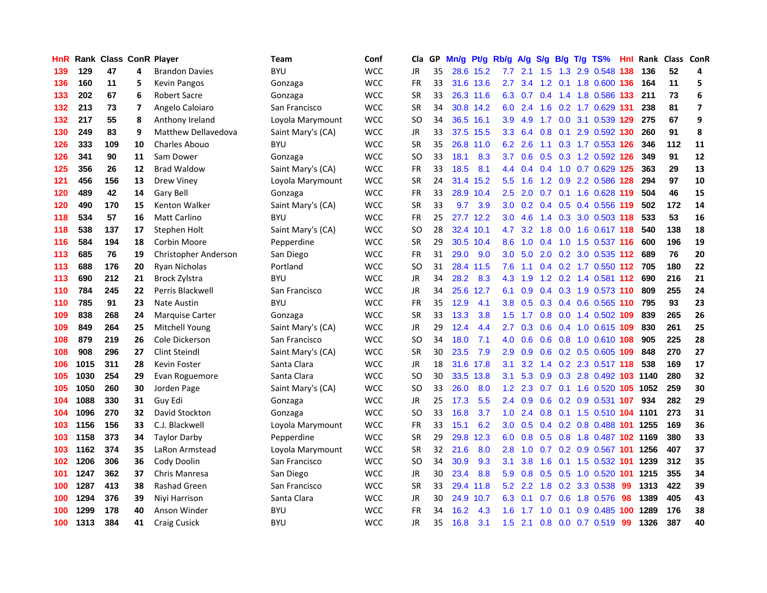| HnR | Rank | Class | ConR | Player | Team | Conf | Cla | GP | Mn/g | Pt/g | Rb/g | A/g | S/g | B/g | T/g | TS% | HnI | Rank | Class | ConR |
|---|---|---|---|---|---|---|---|---|---|---|---|---|---|---|---|---|---|---|---|---|
| 139 | 129 | 47 | 4 | Brandon Davies | BYU | WCC | JR | 35 | 28.6 | 15.2 | 7.7 | 2.1 | 1.5 | 1.3 | 2.9 | 0.548 | 138 | 136 | 52 | 4 |
| 136 | 160 | 11 | 5 | Kevin Pangos | Gonzaga | WCC | FR | 33 | 31.6 | 13.6 | 2.7 | 3.4 | 1.2 | 0.1 | 1.8 | 0.600 | 136 | 164 | 11 | 5 |
| 133 | 202 | 67 | 6 | Robert Sacre | Gonzaga | WCC | SR | 33 | 26.3 | 11.6 | 6.3 | 0.7 | 0.4 | 1.4 | 1.8 | 0.586 | 133 | 211 | 73 | 6 |
| 132 | 213 | 73 | 7 | Angelo Caloiaro | San Francisco | WCC | SR | 34 | 30.8 | 14.2 | 6.0 | 2.4 | 1.6 | 0.2 | 1.7 | 0.629 | 131 | 238 | 81 | 7 |
| 132 | 217 | 55 | 8 | Anthony Ireland | Loyola Marymount | WCC | SO | 34 | 36.5 | 16.1 | 3.9 | 4.9 | 1.7 | 0.0 | 3.1 | 0.539 | 129 | 275 | 67 | 9 |
| 130 | 249 | 83 | 9 | Matthew Dellavedova | Saint Mary's (CA) | WCC | JR | 33 | 37.5 | 15.5 | 3.3 | 6.4 | 0.8 | 0.1 | 2.9 | 0.592 | 130 | 260 | 91 | 8 |
| 126 | 333 | 109 | 10 | Charles Abouo | BYU | WCC | SR | 35 | 26.8 | 11.0 | 6.2 | 2.6 | 1.1 | 0.3 | 1.7 | 0.553 | 126 | 346 | 112 | 11 |
| 126 | 341 | 90 | 11 | Sam Dower | Gonzaga | WCC | SO | 33 | 18.1 | 8.3 | 3.7 | 0.6 | 0.5 | 0.3 | 1.2 | 0.592 | 126 | 349 | 91 | 12 |
| 125 | 356 | 26 | 12 | Brad Waldow | Saint Mary's (CA) | WCC | FR | 33 | 18.5 | 8.1 | 4.4 | 0.4 | 0.4 | 1.0 | 0.7 | 0.629 | 125 | 363 | 29 | 13 |
| 121 | 456 | 156 | 13 | Drew Viney | Loyola Marymount | WCC | SR | 24 | 31.4 | 15.2 | 5.5 | 1.6 | 1.2 | 0.9 | 2.2 | 0.586 | 128 | 294 | 97 | 10 |
| 120 | 489 | 42 | 14 | Gary Bell | Gonzaga | WCC | FR | 33 | 28.9 | 10.4 | 2.5 | 2.0 | 0.7 | 0.1 | 1.6 | 0.628 | 119 | 504 | 46 | 15 |
| 120 | 490 | 170 | 15 | Kenton Walker | Saint Mary's (CA) | WCC | SR | 33 | 9.7 | 3.9 | 3.0 | 0.2 | 0.4 | 0.5 | 0.4 | 0.556 | 119 | 502 | 172 | 14 |
| 118 | 534 | 57 | 16 | Matt Carlino | BYU | WCC | FR | 25 | 27.7 | 12.2 | 3.0 | 4.6 | 1.4 | 0.3 | 3.0 | 0.503 | 118 | 533 | 53 | 16 |
| 118 | 538 | 137 | 17 | Stephen Holt | Saint Mary's (CA) | WCC | SO | 28 | 32.4 | 10.1 | 4.7 | 3.2 | 1.8 | 0.0 | 1.6 | 0.617 | 118 | 540 | 138 | 18 |
| 116 | 584 | 194 | 18 | Corbin Moore | Pepperdine | WCC | SR | 29 | 30.5 | 10.4 | 8.6 | 1.0 | 0.4 | 1.0 | 1.5 | 0.537 | 116 | 600 | 196 | 19 |
| 113 | 685 | 76 | 19 | Christopher Anderson | San Diego | WCC | FR | 31 | 29.0 | 9.0 | 3.0 | 5.0 | 2.0 | 0.2 | 3.0 | 0.535 | 112 | 689 | 76 | 20 |
| 113 | 688 | 176 | 20 | Ryan Nicholas | Portland | WCC | SO | 31 | 28.4 | 11.5 | 7.6 | 1.1 | 0.4 | 0.2 | 1.7 | 0.550 | 112 | 705 | 180 | 22 |
| 113 | 690 | 212 | 21 | Brock Zylstra | BYU | WCC | JR | 34 | 28.2 | 8.3 | 4.3 | 1.9 | 1.2 | 0.2 | 1.4 | 0.581 | 112 | 690 | 216 | 21 |
| 110 | 784 | 245 | 22 | Perris Blackwell | San Francisco | WCC | JR | 34 | 25.6 | 12.7 | 6.1 | 0.9 | 0.4 | 0.3 | 1.9 | 0.573 | 110 | 809 | 255 | 24 |
| 110 | 785 | 91 | 23 | Nate Austin | BYU | WCC | FR | 35 | 12.9 | 4.1 | 3.8 | 0.5 | 0.3 | 0.4 | 0.6 | 0.565 | 110 | 795 | 93 | 23 |
| 109 | 838 | 268 | 24 | Marquise Carter | Gonzaga | WCC | SR | 33 | 13.3 | 3.8 | 1.5 | 1.7 | 0.8 | 0.0 | 1.4 | 0.502 | 109 | 839 | 265 | 26 |
| 109 | 849 | 264 | 25 | Mitchell Young | Saint Mary's (CA) | WCC | JR | 29 | 12.4 | 4.4 | 2.7 | 0.3 | 0.6 | 0.4 | 1.0 | 0.615 | 109 | 830 | 261 | 25 |
| 108 | 879 | 219 | 26 | Cole Dickerson | San Francisco | WCC | SO | 34 | 18.0 | 7.1 | 4.0 | 0.6 | 0.6 | 0.8 | 1.0 | 0.610 | 108 | 905 | 225 | 28 |
| 108 | 908 | 296 | 27 | Clint Steindl | Saint Mary's (CA) | WCC | SR | 30 | 23.5 | 7.9 | 2.9 | 0.9 | 0.6 | 0.2 | 0.5 | 0.605 | 109 | 848 | 270 | 27 |
| 106 | 1015 | 311 | 28 | Kevin Foster | Santa Clara | WCC | JR | 18 | 31.6 | 17.8 | 3.1 | 3.2 | 1.4 | 0.2 | 2.3 | 0.517 | 118 | 538 | 169 | 17 |
| 105 | 1030 | 254 | 29 | Evan Roguemore | Santa Clara | WCC | SO | 30 | 33.5 | 13.8 | 3.1 | 5.3 | 0.9 | 0.3 | 2.8 | 0.492 | 103 | 1140 | 280 | 32 |
| 105 | 1050 | 260 | 30 | Jorden Page | Saint Mary's (CA) | WCC | SO | 33 | 26.0 | 8.0 | 1.2 | 2.3 | 0.7 | 0.1 | 1.6 | 0.520 | 105 | 1052 | 259 | 30 |
| 104 | 1088 | 330 | 31 | Guy Edi | Gonzaga | WCC | JR | 25 | 17.3 | 5.5 | 2.4 | 0.9 | 0.6 | 0.2 | 0.9 | 0.531 | 107 | 934 | 282 | 29 |
| 104 | 1096 | 270 | 32 | David Stockton | Gonzaga | WCC | SO | 33 | 16.8 | 3.7 | 1.0 | 2.4 | 0.8 | 0.1 | 1.5 | 0.510 | 104 | 1101 | 273 | 31 |
| 103 | 1156 | 156 | 33 | C.J. Blackwell | Loyola Marymount | WCC | FR | 33 | 15.1 | 6.2 | 3.0 | 0.5 | 0.4 | 0.2 | 0.8 | 0.488 | 101 | 1255 | 169 | 36 |
| 103 | 1158 | 373 | 34 | Taylor Darby | Pepperdine | WCC | SR | 29 | 29.8 | 12.3 | 6.0 | 0.8 | 0.5 | 0.8 | 1.8 | 0.487 | 102 | 1169 | 380 | 33 |
| 103 | 1162 | 374 | 35 | LaRon Armstead | Loyola Marymount | WCC | SR | 32 | 21.6 | 8.0 | 2.8 | 1.0 | 0.7 | 0.2 | 0.9 | 0.567 | 101 | 1256 | 407 | 37 |
| 102 | 1206 | 306 | 36 | Cody Doolin | San Francisco | WCC | SO | 34 | 30.9 | 9.3 | 3.1 | 3.8 | 1.6 | 0.1 | 1.5 | 0.532 | 101 | 1239 | 312 | 35 |
| 101 | 1247 | 362 | 37 | Chris Manresa | San Diego | WCC | JR | 30 | 23.4 | 8.8 | 5.9 | 0.8 | 0.5 | 0.5 | 1.0 | 0.520 | 101 | 1215 | 355 | 34 |
| 100 | 1287 | 413 | 38 | Rashad Green | San Francisco | WCC | SR | 33 | 29.4 | 11.8 | 5.2 | 2.2 | 1.8 | 0.2 | 3.3 | 0.538 | 99 | 1313 | 422 | 39 |
| 100 | 1294 | 376 | 39 | Niyi Harrison | Santa Clara | WCC | JR | 30 | 24.9 | 10.7 | 6.3 | 0.1 | 0.7 | 0.6 | 1.8 | 0.576 | 98 | 1389 | 405 | 43 |
| 100 | 1299 | 178 | 40 | Anson Winder | BYU | WCC | FR | 34 | 16.2 | 4.3 | 1.6 | 1.7 | 1.0 | 0.1 | 0.9 | 0.485 | 100 | 1289 | 176 | 38 |
| 100 | 1313 | 384 | 41 | Craig Cusick | BYU | WCC | JR | 35 | 16.8 | 3.1 | 1.5 | 2.1 | 0.8 | 0.0 | 0.7 | 0.519 | 99 | 1326 | 387 | 40 |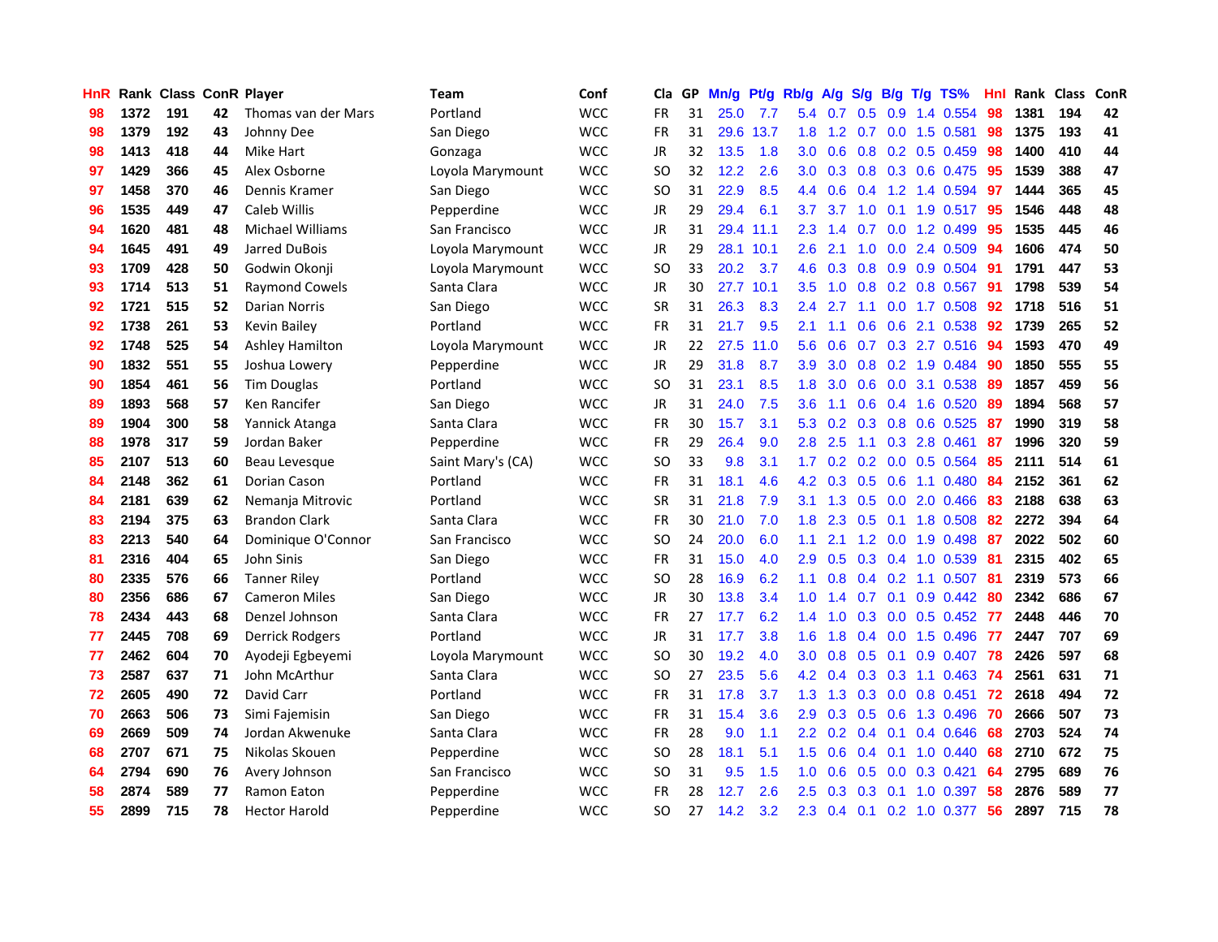| HnR | Rank | Class | ConR | Player | Team | Conf | Cla | GP | Mn/g | Pt/g | Rb/g | A/g | S/g | B/g | T/g | TS% | HnI | Rank | Class | ConR |
|---|---|---|---|---|---|---|---|---|---|---|---|---|---|---|---|---|---|---|---|---|
| 98 | 1372 | 191 | 42 | Thomas van der Mars | Portland | WCC | FR | 31 | 25.0 | 7.7 | 5.4 | 0.7 | 0.5 | 0.9 | 1.4 | 0.554 | 98 | 1381 | 194 | 42 |
| 98 | 1379 | 192 | 43 | Johnny Dee | San Diego | WCC | FR | 31 | 29.6 | 13.7 | 1.8 | 1.2 | 0.7 | 0.0 | 1.5 | 0.581 | 98 | 1375 | 193 | 41 |
| 98 | 1413 | 418 | 44 | Mike Hart | Gonzaga | WCC | JR | 32 | 13.5 | 1.8 | 3.0 | 0.6 | 0.8 | 0.2 | 0.5 | 0.459 | 98 | 1400 | 410 | 44 |
| 97 | 1429 | 366 | 45 | Alex Osborne | Loyola Marymount | WCC | SO | 32 | 12.2 | 2.6 | 3.0 | 0.3 | 0.8 | 0.3 | 0.6 | 0.475 | 95 | 1539 | 388 | 47 |
| 97 | 1458 | 370 | 46 | Dennis Kramer | San Diego | WCC | SO | 31 | 22.9 | 8.5 | 4.4 | 0.6 | 0.4 | 1.2 | 1.4 | 0.594 | 97 | 1444 | 365 | 45 |
| 96 | 1535 | 449 | 47 | Caleb Willis | Pepperdine | WCC | JR | 29 | 29.4 | 6.1 | 3.7 | 3.7 | 1.0 | 0.1 | 1.9 | 0.517 | 95 | 1546 | 448 | 48 |
| 94 | 1620 | 481 | 48 | Michael Williams | San Francisco | WCC | JR | 31 | 29.4 | 11.1 | 2.3 | 1.4 | 0.7 | 0.0 | 1.2 | 0.499 | 95 | 1535 | 445 | 46 |
| 94 | 1645 | 491 | 49 | Jarred DuBois | Loyola Marymount | WCC | JR | 29 | 28.1 | 10.1 | 2.6 | 2.1 | 1.0 | 0.0 | 2.4 | 0.509 | 94 | 1606 | 474 | 50 |
| 93 | 1709 | 428 | 50 | Godwin Okonji | Loyola Marymount | WCC | SO | 33 | 20.2 | 3.7 | 4.6 | 0.3 | 0.8 | 0.9 | 0.9 | 0.504 | 91 | 1791 | 447 | 53 |
| 93 | 1714 | 513 | 51 | Raymond Cowels | Santa Clara | WCC | JR | 30 | 27.7 | 10.1 | 3.5 | 1.0 | 0.8 | 0.2 | 0.8 | 0.567 | 91 | 1798 | 539 | 54 |
| 92 | 1721 | 515 | 52 | Darian Norris | San Diego | WCC | SR | 31 | 26.3 | 8.3 | 2.4 | 2.7 | 1.1 | 0.0 | 1.7 | 0.508 | 92 | 1718 | 516 | 51 |
| 92 | 1738 | 261 | 53 | Kevin Bailey | Portland | WCC | FR | 31 | 21.7 | 9.5 | 2.1 | 1.1 | 0.6 | 0.6 | 2.1 | 0.538 | 92 | 1739 | 265 | 52 |
| 92 | 1748 | 525 | 54 | Ashley Hamilton | Loyola Marymount | WCC | JR | 22 | 27.5 | 11.0 | 5.6 | 0.6 | 0.7 | 0.3 | 2.7 | 0.516 | 94 | 1593 | 470 | 49 |
| 90 | 1832 | 551 | 55 | Joshua Lowery | Pepperdine | WCC | JR | 29 | 31.8 | 8.7 | 3.9 | 3.0 | 0.8 | 0.2 | 1.9 | 0.484 | 90 | 1850 | 555 | 55 |
| 90 | 1854 | 461 | 56 | Tim Douglas | Portland | WCC | SO | 31 | 23.1 | 8.5 | 1.8 | 3.0 | 0.6 | 0.0 | 3.1 | 0.538 | 89 | 1857 | 459 | 56 |
| 89 | 1893 | 568 | 57 | Ken Rancifer | San Diego | WCC | JR | 31 | 24.0 | 7.5 | 3.6 | 1.1 | 0.6 | 0.4 | 1.6 | 0.520 | 89 | 1894 | 568 | 57 |
| 89 | 1904 | 300 | 58 | Yannick Atanga | Santa Clara | WCC | FR | 30 | 15.7 | 3.1 | 5.3 | 0.2 | 0.3 | 0.8 | 0.6 | 0.525 | 87 | 1990 | 319 | 58 |
| 88 | 1978 | 317 | 59 | Jordan Baker | Pepperdine | WCC | FR | 29 | 26.4 | 9.0 | 2.8 | 2.5 | 1.1 | 0.3 | 2.8 | 0.461 | 87 | 1996 | 320 | 59 |
| 85 | 2107 | 513 | 60 | Beau Levesque | Saint Mary's (CA) | WCC | SO | 33 | 9.8 | 3.1 | 1.7 | 0.2 | 0.2 | 0.0 | 0.5 | 0.564 | 85 | 2111 | 514 | 61 |
| 84 | 2148 | 362 | 61 | Dorian Cason | Portland | WCC | FR | 31 | 18.1 | 4.6 | 4.2 | 0.3 | 0.5 | 0.6 | 1.1 | 0.480 | 84 | 2152 | 361 | 62 |
| 84 | 2181 | 639 | 62 | Nemanja Mitrovic | Portland | WCC | SR | 31 | 21.8 | 7.9 | 3.1 | 1.3 | 0.5 | 0.0 | 2.0 | 0.466 | 83 | 2188 | 638 | 63 |
| 83 | 2194 | 375 | 63 | Brandon Clark | Santa Clara | WCC | FR | 30 | 21.0 | 7.0 | 1.8 | 2.3 | 0.5 | 0.1 | 1.8 | 0.508 | 82 | 2272 | 394 | 64 |
| 83 | 2213 | 540 | 64 | Dominique O'Connor | San Francisco | WCC | SO | 24 | 20.0 | 6.0 | 1.1 | 2.1 | 1.2 | 0.0 | 1.9 | 0.498 | 87 | 2022 | 502 | 60 |
| 81 | 2316 | 404 | 65 | John Sinis | San Diego | WCC | FR | 31 | 15.0 | 4.0 | 2.9 | 0.5 | 0.3 | 0.4 | 1.0 | 0.539 | 81 | 2315 | 402 | 65 |
| 80 | 2335 | 576 | 66 | Tanner Riley | Portland | WCC | SO | 28 | 16.9 | 6.2 | 1.1 | 0.8 | 0.4 | 0.2 | 1.1 | 0.507 | 81 | 2319 | 573 | 66 |
| 80 | 2356 | 686 | 67 | Cameron Miles | San Diego | WCC | JR | 30 | 13.8 | 3.4 | 1.0 | 1.4 | 0.7 | 0.1 | 0.9 | 0.442 | 80 | 2342 | 686 | 67 |
| 78 | 2434 | 443 | 68 | Denzel Johnson | Santa Clara | WCC | FR | 27 | 17.7 | 6.2 | 1.4 | 1.0 | 0.3 | 0.0 | 0.5 | 0.452 | 77 | 2448 | 446 | 70 |
| 77 | 2445 | 708 | 69 | Derrick Rodgers | Portland | WCC | JR | 31 | 17.7 | 3.8 | 1.6 | 1.8 | 0.4 | 0.0 | 1.5 | 0.496 | 77 | 2447 | 707 | 69 |
| 77 | 2462 | 604 | 70 | Ayodeji Egbeyemi | Loyola Marymount | WCC | SO | 30 | 19.2 | 4.0 | 3.0 | 0.8 | 0.5 | 0.1 | 0.9 | 0.407 | 78 | 2426 | 597 | 68 |
| 73 | 2587 | 637 | 71 | John McArthur | Santa Clara | WCC | SO | 27 | 23.5 | 5.6 | 4.2 | 0.4 | 0.3 | 0.3 | 1.1 | 0.463 | 74 | 2561 | 631 | 71 |
| 72 | 2605 | 490 | 72 | David Carr | Portland | WCC | FR | 31 | 17.8 | 3.7 | 1.3 | 1.3 | 0.3 | 0.0 | 0.8 | 0.451 | 72 | 2618 | 494 | 72 |
| 70 | 2663 | 506 | 73 | Simi Fajemisin | San Diego | WCC | FR | 31 | 15.4 | 3.6 | 2.9 | 0.3 | 0.5 | 0.6 | 1.3 | 0.496 | 70 | 2666 | 507 | 73 |
| 69 | 2669 | 509 | 74 | Jordan Akwenuke | Santa Clara | WCC | FR | 28 | 9.0 | 1.1 | 2.2 | 0.2 | 0.4 | 0.1 | 0.4 | 0.646 | 68 | 2703 | 524 | 74 |
| 68 | 2707 | 671 | 75 | Nikolas Skouen | Pepperdine | WCC | SO | 28 | 18.1 | 5.1 | 1.5 | 0.6 | 0.4 | 0.1 | 1.0 | 0.440 | 68 | 2710 | 672 | 75 |
| 64 | 2794 | 690 | 76 | Avery Johnson | San Francisco | WCC | SO | 31 | 9.5 | 1.5 | 1.0 | 0.6 | 0.5 | 0.0 | 0.3 | 0.421 | 64 | 2795 | 689 | 76 |
| 58 | 2874 | 589 | 77 | Ramon Eaton | Pepperdine | WCC | FR | 28 | 12.7 | 2.6 | 2.5 | 0.3 | 0.3 | 0.1 | 1.0 | 0.397 | 58 | 2876 | 589 | 77 |
| 55 | 2899 | 715 | 78 | Hector Harold | Pepperdine | WCC | SO | 27 | 14.2 | 3.2 | 2.3 | 0.4 | 0.1 | 0.2 | 1.0 | 0.377 | 56 | 2897 | 715 | 78 |